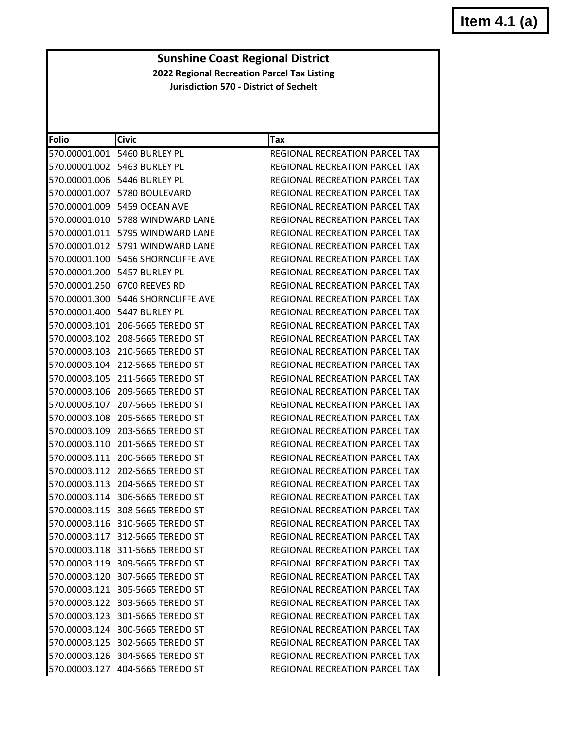**Item 4.1 (a)**

# Sunshine Coast Regional District

## 2022 Regional Recreation Parcel Tax Listing

### Jurisdiction 570 - District of Sechelt

| Folio | Civic | Tax |
|---|---|---|
| 570.00001.001 | 5460 BURLEY PL | REGIONAL RECREATION PARCEL TAX |
| 570.00001.002 | 5463 BURLEY PL | REGIONAL RECREATION PARCEL TAX |
| 570.00001.006 | 5446 BURLEY PL | REGIONAL RECREATION PARCEL TAX |
| 570.00001.007 | 5780 BOULEVARD | REGIONAL RECREATION PARCEL TAX |
| 570.00001.009 | 5459 OCEAN AVE | REGIONAL RECREATION PARCEL TAX |
| 570.00001.010 | 5788 WINDWARD LANE | REGIONAL RECREATION PARCEL TAX |
| 570.00001.011 | 5795 WINDWARD LANE | REGIONAL RECREATION PARCEL TAX |
| 570.00001.012 | 5791 WINDWARD LANE | REGIONAL RECREATION PARCEL TAX |
| 570.00001.100 | 5456 SHORNCLIFFE AVE | REGIONAL RECREATION PARCEL TAX |
| 570.00001.200 | 5457 BURLEY PL | REGIONAL RECREATION PARCEL TAX |
| 570.00001.250 | 6700 REEVES RD | REGIONAL RECREATION PARCEL TAX |
| 570.00001.300 | 5446 SHORNCLIFFE AVE | REGIONAL RECREATION PARCEL TAX |
| 570.00001.400 | 5447 BURLEY PL | REGIONAL RECREATION PARCEL TAX |
| 570.00003.101 | 206-5665 TEREDO ST | REGIONAL RECREATION PARCEL TAX |
| 570.00003.102 | 208-5665 TEREDO ST | REGIONAL RECREATION PARCEL TAX |
| 570.00003.103 | 210-5665 TEREDO ST | REGIONAL RECREATION PARCEL TAX |
| 570.00003.104 | 212-5665 TEREDO ST | REGIONAL RECREATION PARCEL TAX |
| 570.00003.105 | 211-5665 TEREDO ST | REGIONAL RECREATION PARCEL TAX |
| 570.00003.106 | 209-5665 TEREDO ST | REGIONAL RECREATION PARCEL TAX |
| 570.00003.107 | 207-5665 TEREDO ST | REGIONAL RECREATION PARCEL TAX |
| 570.00003.108 | 205-5665 TEREDO ST | REGIONAL RECREATION PARCEL TAX |
| 570.00003.109 | 203-5665 TEREDO ST | REGIONAL RECREATION PARCEL TAX |
| 570.00003.110 | 201-5665 TEREDO ST | REGIONAL RECREATION PARCEL TAX |
| 570.00003.111 | 200-5665 TEREDO ST | REGIONAL RECREATION PARCEL TAX |
| 570.00003.112 | 202-5665 TEREDO ST | REGIONAL RECREATION PARCEL TAX |
| 570.00003.113 | 204-5665 TEREDO ST | REGIONAL RECREATION PARCEL TAX |
| 570.00003.114 | 306-5665 TEREDO ST | REGIONAL RECREATION PARCEL TAX |
| 570.00003.115 | 308-5665 TEREDO ST | REGIONAL RECREATION PARCEL TAX |
| 570.00003.116 | 310-5665 TEREDO ST | REGIONAL RECREATION PARCEL TAX |
| 570.00003.117 | 312-5665 TEREDO ST | REGIONAL RECREATION PARCEL TAX |
| 570.00003.118 | 311-5665 TEREDO ST | REGIONAL RECREATION PARCEL TAX |
| 570.00003.119 | 309-5665 TEREDO ST | REGIONAL RECREATION PARCEL TAX |
| 570.00003.120 | 307-5665 TEREDO ST | REGIONAL RECREATION PARCEL TAX |
| 570.00003.121 | 305-5665 TEREDO ST | REGIONAL RECREATION PARCEL TAX |
| 570.00003.122 | 303-5665 TEREDO ST | REGIONAL RECREATION PARCEL TAX |
| 570.00003.123 | 301-5665 TEREDO ST | REGIONAL RECREATION PARCEL TAX |
| 570.00003.124 | 300-5665 TEREDO ST | REGIONAL RECREATION PARCEL TAX |
| 570.00003.125 | 302-5665 TEREDO ST | REGIONAL RECREATION PARCEL TAX |
| 570.00003.126 | 304-5665 TEREDO ST | REGIONAL RECREATION PARCEL TAX |
| 570.00003.127 | 404-5665 TEREDO ST | REGIONAL RECREATION PARCEL TAX |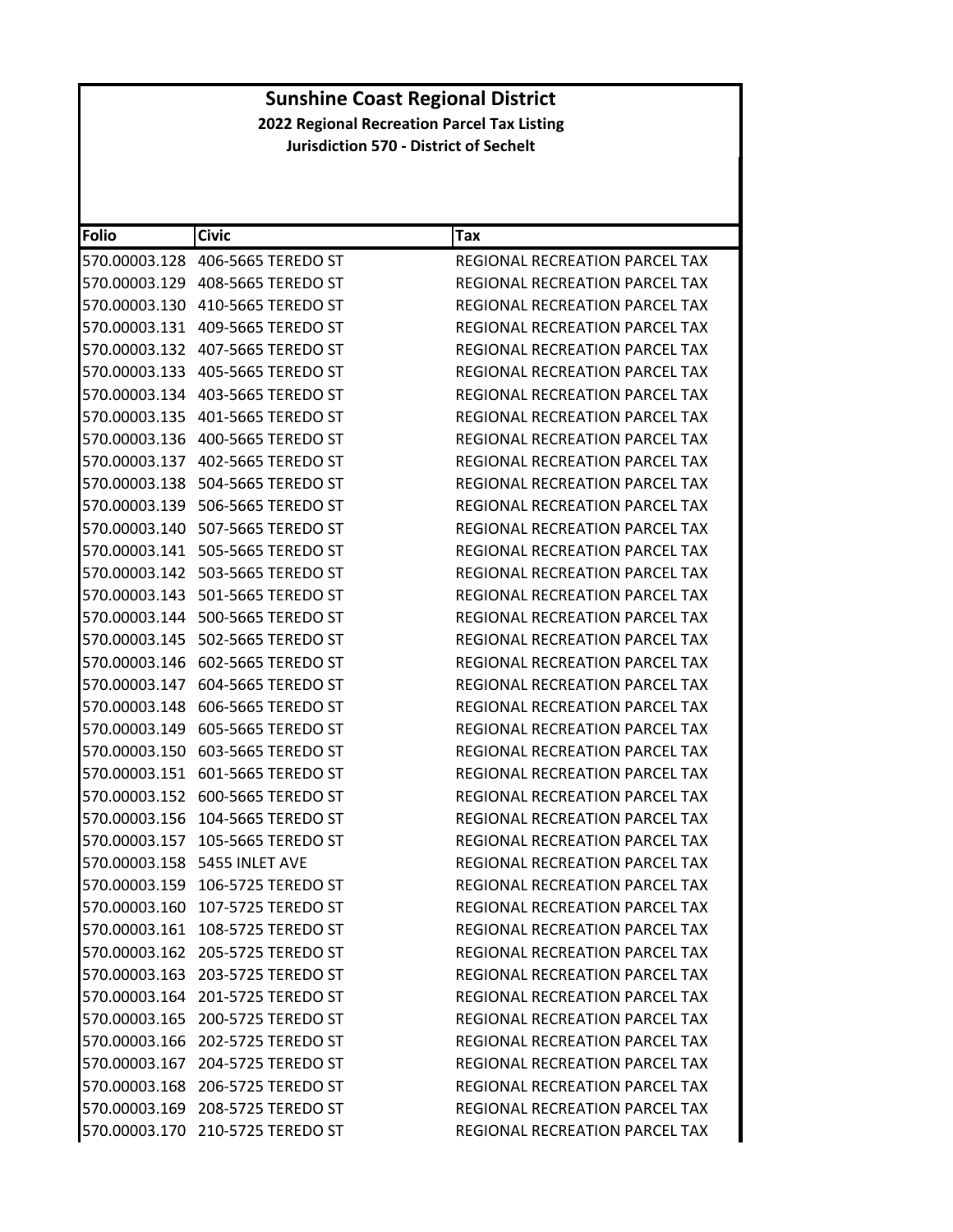# Sunshine Coast Regional District

**2022 Regional Recreation Parcel Tax Listing**

**Jurisdiction 570 - District of Sechelt**

| Folio | Civic | Tax |
|---|---|---|
| 570.00003.128 | 406-5665 TEREDO ST | REGIONAL RECREATION PARCEL TAX |
| 570.00003.129 | 408-5665 TEREDO ST | REGIONAL RECREATION PARCEL TAX |
| 570.00003.130 | 410-5665 TEREDO ST | REGIONAL RECREATION PARCEL TAX |
| 570.00003.131 | 409-5665 TEREDO ST | REGIONAL RECREATION PARCEL TAX |
| 570.00003.132 | 407-5665 TEREDO ST | REGIONAL RECREATION PARCEL TAX |
| 570.00003.133 | 405-5665 TEREDO ST | REGIONAL RECREATION PARCEL TAX |
| 570.00003.134 | 403-5665 TEREDO ST | REGIONAL RECREATION PARCEL TAX |
| 570.00003.135 | 401-5665 TEREDO ST | REGIONAL RECREATION PARCEL TAX |
| 570.00003.136 | 400-5665 TEREDO ST | REGIONAL RECREATION PARCEL TAX |
| 570.00003.137 | 402-5665 TEREDO ST | REGIONAL RECREATION PARCEL TAX |
| 570.00003.138 | 504-5665 TEREDO ST | REGIONAL RECREATION PARCEL TAX |
| 570.00003.139 | 506-5665 TEREDO ST | REGIONAL RECREATION PARCEL TAX |
| 570.00003.140 | 507-5665 TEREDO ST | REGIONAL RECREATION PARCEL TAX |
| 570.00003.141 | 505-5665 TEREDO ST | REGIONAL RECREATION PARCEL TAX |
| 570.00003.142 | 503-5665 TEREDO ST | REGIONAL RECREATION PARCEL TAX |
| 570.00003.143 | 501-5665 TEREDO ST | REGIONAL RECREATION PARCEL TAX |
| 570.00003.144 | 500-5665 TEREDO ST | REGIONAL RECREATION PARCEL TAX |
| 570.00003.145 | 502-5665 TEREDO ST | REGIONAL RECREATION PARCEL TAX |
| 570.00003.146 | 602-5665 TEREDO ST | REGIONAL RECREATION PARCEL TAX |
| 570.00003.147 | 604-5665 TEREDO ST | REGIONAL RECREATION PARCEL TAX |
| 570.00003.148 | 606-5665 TEREDO ST | REGIONAL RECREATION PARCEL TAX |
| 570.00003.149 | 605-5665 TEREDO ST | REGIONAL RECREATION PARCEL TAX |
| 570.00003.150 | 603-5665 TEREDO ST | REGIONAL RECREATION PARCEL TAX |
| 570.00003.151 | 601-5665 TEREDO ST | REGIONAL RECREATION PARCEL TAX |
| 570.00003.152 | 600-5665 TEREDO ST | REGIONAL RECREATION PARCEL TAX |
| 570.00003.156 | 104-5665 TEREDO ST | REGIONAL RECREATION PARCEL TAX |
| 570.00003.157 | 105-5665 TEREDO ST | REGIONAL RECREATION PARCEL TAX |
| 570.00003.158 | 5455 INLET AVE | REGIONAL RECREATION PARCEL TAX |
| 570.00003.159 | 106-5725 TEREDO ST | REGIONAL RECREATION PARCEL TAX |
| 570.00003.160 | 107-5725 TEREDO ST | REGIONAL RECREATION PARCEL TAX |
| 570.00003.161 | 108-5725 TEREDO ST | REGIONAL RECREATION PARCEL TAX |
| 570.00003.162 | 205-5725 TEREDO ST | REGIONAL RECREATION PARCEL TAX |
| 570.00003.163 | 203-5725 TEREDO ST | REGIONAL RECREATION PARCEL TAX |
| 570.00003.164 | 201-5725 TEREDO ST | REGIONAL RECREATION PARCEL TAX |
| 570.00003.165 | 200-5725 TEREDO ST | REGIONAL RECREATION PARCEL TAX |
| 570.00003.166 | 202-5725 TEREDO ST | REGIONAL RECREATION PARCEL TAX |
| 570.00003.167 | 204-5725 TEREDO ST | REGIONAL RECREATION PARCEL TAX |
| 570.00003.168 | 206-5725 TEREDO ST | REGIONAL RECREATION PARCEL TAX |
| 570.00003.169 | 208-5725 TEREDO ST | REGIONAL RECREATION PARCEL TAX |
| 570.00003.170 | 210-5725 TEREDO ST | REGIONAL RECREATION PARCEL TAX |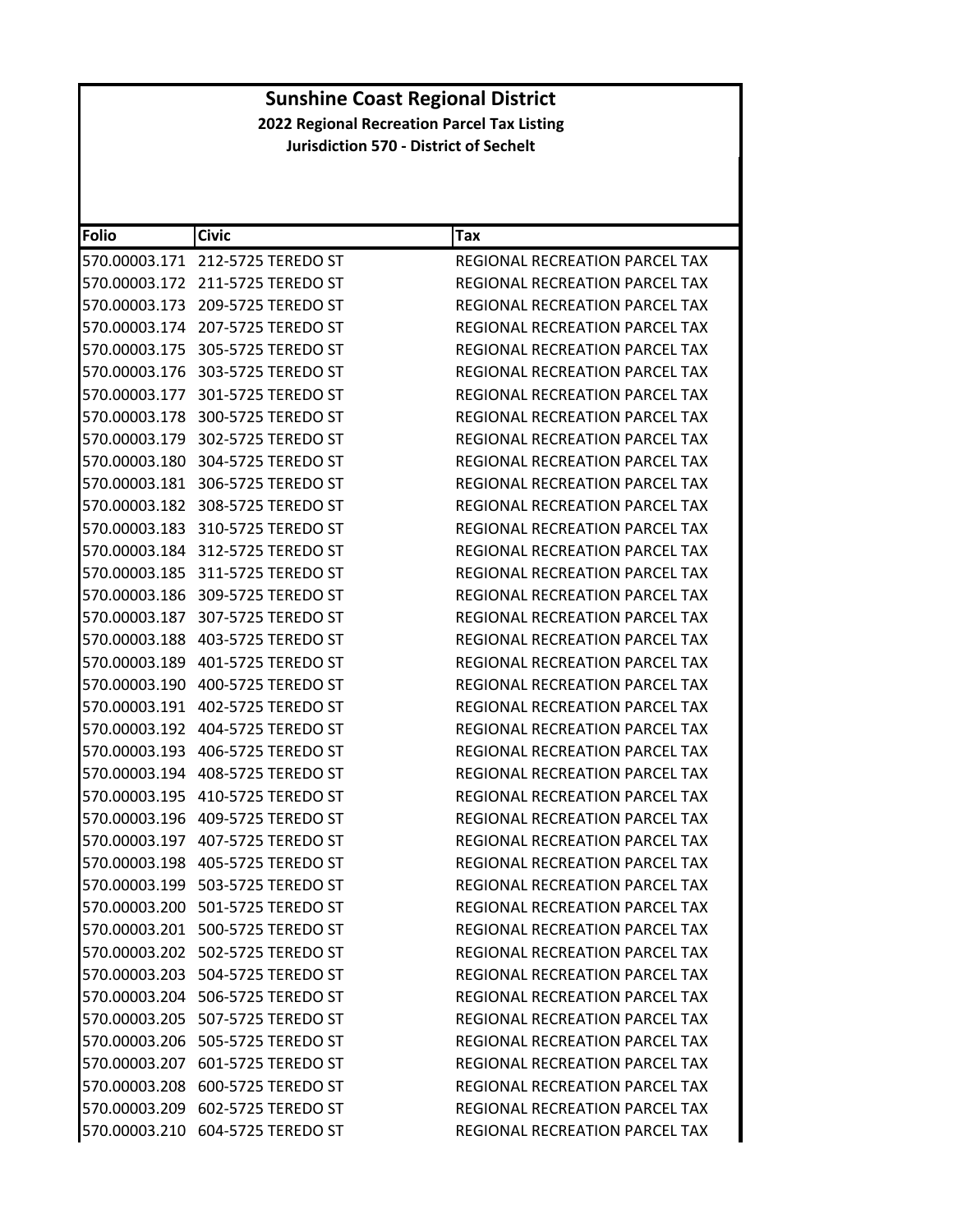# Sunshine Coast Regional District

**2022 Regional Recreation Parcel Tax Listing**

**Jurisdiction 570 - District of Sechelt**

| Folio | Civic | Tax |
|---|---|---|
| 570.00003.171 | 212-5725 TEREDO ST | REGIONAL RECREATION PARCEL TAX |
| 570.00003.172 | 211-5725 TEREDO ST | REGIONAL RECREATION PARCEL TAX |
| 570.00003.173 | 209-5725 TEREDO ST | REGIONAL RECREATION PARCEL TAX |
| 570.00003.174 | 207-5725 TEREDO ST | REGIONAL RECREATION PARCEL TAX |
| 570.00003.175 | 305-5725 TEREDO ST | REGIONAL RECREATION PARCEL TAX |
| 570.00003.176 | 303-5725 TEREDO ST | REGIONAL RECREATION PARCEL TAX |
| 570.00003.177 | 301-5725 TEREDO ST | REGIONAL RECREATION PARCEL TAX |
| 570.00003.178 | 300-5725 TEREDO ST | REGIONAL RECREATION PARCEL TAX |
| 570.00003.179 | 302-5725 TEREDO ST | REGIONAL RECREATION PARCEL TAX |
| 570.00003.180 | 304-5725 TEREDO ST | REGIONAL RECREATION PARCEL TAX |
| 570.00003.181 | 306-5725 TEREDO ST | REGIONAL RECREATION PARCEL TAX |
| 570.00003.182 | 308-5725 TEREDO ST | REGIONAL RECREATION PARCEL TAX |
| 570.00003.183 | 310-5725 TEREDO ST | REGIONAL RECREATION PARCEL TAX |
| 570.00003.184 | 312-5725 TEREDO ST | REGIONAL RECREATION PARCEL TAX |
| 570.00003.185 | 311-5725 TEREDO ST | REGIONAL RECREATION PARCEL TAX |
| 570.00003.186 | 309-5725 TEREDO ST | REGIONAL RECREATION PARCEL TAX |
| 570.00003.187 | 307-5725 TEREDO ST | REGIONAL RECREATION PARCEL TAX |
| 570.00003.188 | 403-5725 TEREDO ST | REGIONAL RECREATION PARCEL TAX |
| 570.00003.189 | 401-5725 TEREDO ST | REGIONAL RECREATION PARCEL TAX |
| 570.00003.190 | 400-5725 TEREDO ST | REGIONAL RECREATION PARCEL TAX |
| 570.00003.191 | 402-5725 TEREDO ST | REGIONAL RECREATION PARCEL TAX |
| 570.00003.192 | 404-5725 TEREDO ST | REGIONAL RECREATION PARCEL TAX |
| 570.00003.193 | 406-5725 TEREDO ST | REGIONAL RECREATION PARCEL TAX |
| 570.00003.194 | 408-5725 TEREDO ST | REGIONAL RECREATION PARCEL TAX |
| 570.00003.195 | 410-5725 TEREDO ST | REGIONAL RECREATION PARCEL TAX |
| 570.00003.196 | 409-5725 TEREDO ST | REGIONAL RECREATION PARCEL TAX |
| 570.00003.197 | 407-5725 TEREDO ST | REGIONAL RECREATION PARCEL TAX |
| 570.00003.198 | 405-5725 TEREDO ST | REGIONAL RECREATION PARCEL TAX |
| 570.00003.199 | 503-5725 TEREDO ST | REGIONAL RECREATION PARCEL TAX |
| 570.00003.200 | 501-5725 TEREDO ST | REGIONAL RECREATION PARCEL TAX |
| 570.00003.201 | 500-5725 TEREDO ST | REGIONAL RECREATION PARCEL TAX |
| 570.00003.202 | 502-5725 TEREDO ST | REGIONAL RECREATION PARCEL TAX |
| 570.00003.203 | 504-5725 TEREDO ST | REGIONAL RECREATION PARCEL TAX |
| 570.00003.204 | 506-5725 TEREDO ST | REGIONAL RECREATION PARCEL TAX |
| 570.00003.205 | 507-5725 TEREDO ST | REGIONAL RECREATION PARCEL TAX |
| 570.00003.206 | 505-5725 TEREDO ST | REGIONAL RECREATION PARCEL TAX |
| 570.00003.207 | 601-5725 TEREDO ST | REGIONAL RECREATION PARCEL TAX |
| 570.00003.208 | 600-5725 TEREDO ST | REGIONAL RECREATION PARCEL TAX |
| 570.00003.209 | 602-5725 TEREDO ST | REGIONAL RECREATION PARCEL TAX |
| 570.00003.210 | 604-5725 TEREDO ST | REGIONAL RECREATION PARCEL TAX |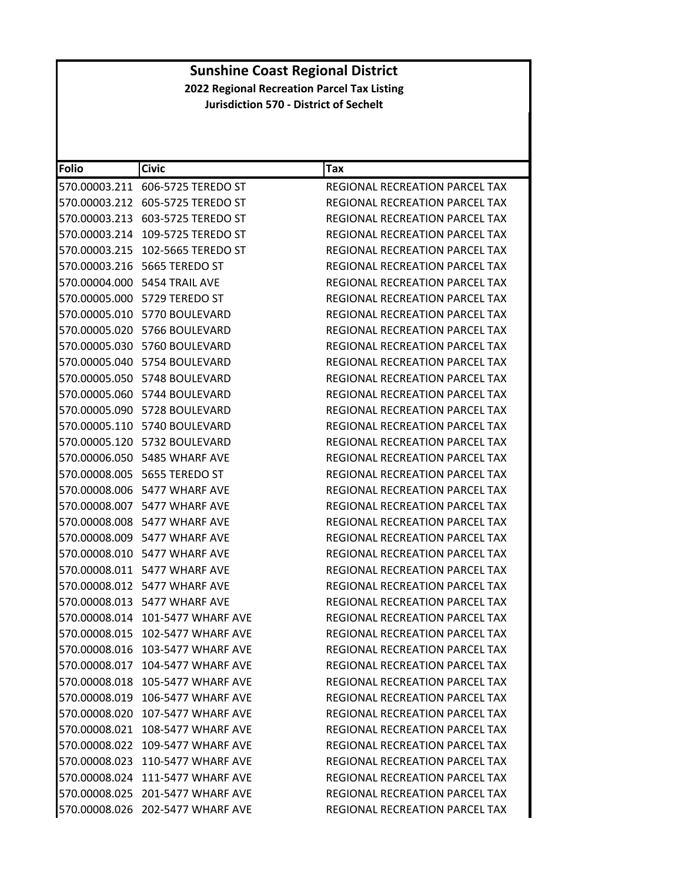# Sunshine Coast Regional District

**2022 Regional Recreation Parcel Tax Listing**

**Jurisdiction 570 - District of Sechelt**

| Folio | Civic | Tax |
|---|---|---|
| 570.00003.211 | 606-5725 TEREDO ST | REGIONAL RECREATION PARCEL TAX |
| 570.00003.212 | 605-5725 TEREDO ST | REGIONAL RECREATION PARCEL TAX |
| 570.00003.213 | 603-5725 TEREDO ST | REGIONAL RECREATION PARCEL TAX |
| 570.00003.214 | 109-5725 TEREDO ST | REGIONAL RECREATION PARCEL TAX |
| 570.00003.215 | 102-5665 TEREDO ST | REGIONAL RECREATION PARCEL TAX |
| 570.00003.216 | 5665 TEREDO ST | REGIONAL RECREATION PARCEL TAX |
| 570.00004.000 | 5454 TRAIL AVE | REGIONAL RECREATION PARCEL TAX |
| 570.00005.000 | 5729 TEREDO ST | REGIONAL RECREATION PARCEL TAX |
| 570.00005.010 | 5770 BOULEVARD | REGIONAL RECREATION PARCEL TAX |
| 570.00005.020 | 5766 BOULEVARD | REGIONAL RECREATION PARCEL TAX |
| 570.00005.030 | 5760 BOULEVARD | REGIONAL RECREATION PARCEL TAX |
| 570.00005.040 | 5754 BOULEVARD | REGIONAL RECREATION PARCEL TAX |
| 570.00005.050 | 5748 BOULEVARD | REGIONAL RECREATION PARCEL TAX |
| 570.00005.060 | 5744 BOULEVARD | REGIONAL RECREATION PARCEL TAX |
| 570.00005.090 | 5728 BOULEVARD | REGIONAL RECREATION PARCEL TAX |
| 570.00005.110 | 5740 BOULEVARD | REGIONAL RECREATION PARCEL TAX |
| 570.00005.120 | 5732 BOULEVARD | REGIONAL RECREATION PARCEL TAX |
| 570.00006.050 | 5485 WHARF AVE | REGIONAL RECREATION PARCEL TAX |
| 570.00008.005 | 5655 TEREDO ST | REGIONAL RECREATION PARCEL TAX |
| 570.00008.006 | 5477 WHARF AVE | REGIONAL RECREATION PARCEL TAX |
| 570.00008.007 | 5477 WHARF AVE | REGIONAL RECREATION PARCEL TAX |
| 570.00008.008 | 5477 WHARF AVE | REGIONAL RECREATION PARCEL TAX |
| 570.00008.009 | 5477 WHARF AVE | REGIONAL RECREATION PARCEL TAX |
| 570.00008.010 | 5477 WHARF AVE | REGIONAL RECREATION PARCEL TAX |
| 570.00008.011 | 5477 WHARF AVE | REGIONAL RECREATION PARCEL TAX |
| 570.00008.012 | 5477 WHARF AVE | REGIONAL RECREATION PARCEL TAX |
| 570.00008.013 | 5477 WHARF AVE | REGIONAL RECREATION PARCEL TAX |
| 570.00008.014 | 101-5477 WHARF AVE | REGIONAL RECREATION PARCEL TAX |
| 570.00008.015 | 102-5477 WHARF AVE | REGIONAL RECREATION PARCEL TAX |
| 570.00008.016 | 103-5477 WHARF AVE | REGIONAL RECREATION PARCEL TAX |
| 570.00008.017 | 104-5477 WHARF AVE | REGIONAL RECREATION PARCEL TAX |
| 570.00008.018 | 105-5477 WHARF AVE | REGIONAL RECREATION PARCEL TAX |
| 570.00008.019 | 106-5477 WHARF AVE | REGIONAL RECREATION PARCEL TAX |
| 570.00008.020 | 107-5477 WHARF AVE | REGIONAL RECREATION PARCEL TAX |
| 570.00008.021 | 108-5477 WHARF AVE | REGIONAL RECREATION PARCEL TAX |
| 570.00008.022 | 109-5477 WHARF AVE | REGIONAL RECREATION PARCEL TAX |
| 570.00008.023 | 110-5477 WHARF AVE | REGIONAL RECREATION PARCEL TAX |
| 570.00008.024 | 111-5477 WHARF AVE | REGIONAL RECREATION PARCEL TAX |
| 570.00008.025 | 201-5477 WHARF AVE | REGIONAL RECREATION PARCEL TAX |
| 570.00008.026 | 202-5477 WHARF AVE | REGIONAL RECREATION PARCEL TAX |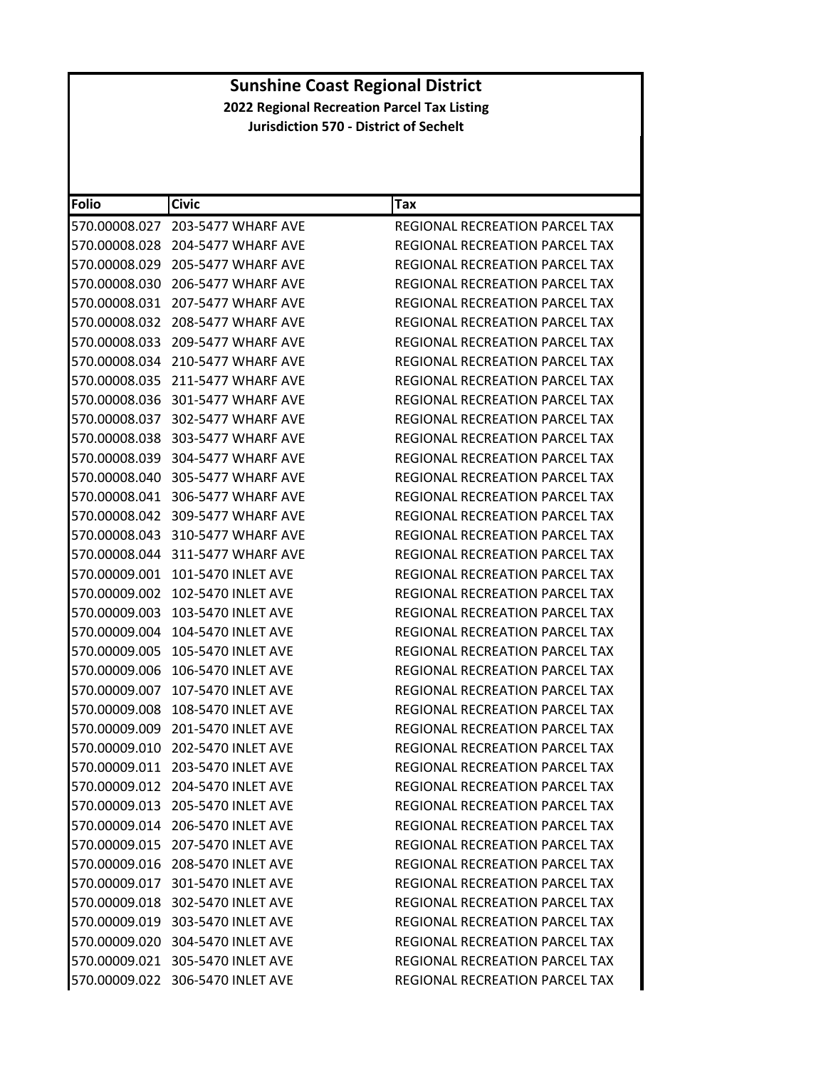# Sunshine Coast Regional District

**2022 Regional Recreation Parcel Tax Listing**

**Jurisdiction 570 - District of Sechelt**

| Folio | Civic | Tax |
|---|---|---|
| 570.00008.027 | 203-5477 WHARF AVE | REGIONAL RECREATION PARCEL TAX |
| 570.00008.028 | 204-5477 WHARF AVE | REGIONAL RECREATION PARCEL TAX |
| 570.00008.029 | 205-5477 WHARF AVE | REGIONAL RECREATION PARCEL TAX |
| 570.00008.030 | 206-5477 WHARF AVE | REGIONAL RECREATION PARCEL TAX |
| 570.00008.031 | 207-5477 WHARF AVE | REGIONAL RECREATION PARCEL TAX |
| 570.00008.032 | 208-5477 WHARF AVE | REGIONAL RECREATION PARCEL TAX |
| 570.00008.033 | 209-5477 WHARF AVE | REGIONAL RECREATION PARCEL TAX |
| 570.00008.034 | 210-5477 WHARF AVE | REGIONAL RECREATION PARCEL TAX |
| 570.00008.035 | 211-5477 WHARF AVE | REGIONAL RECREATION PARCEL TAX |
| 570.00008.036 | 301-5477 WHARF AVE | REGIONAL RECREATION PARCEL TAX |
| 570.00008.037 | 302-5477 WHARF AVE | REGIONAL RECREATION PARCEL TAX |
| 570.00008.038 | 303-5477 WHARF AVE | REGIONAL RECREATION PARCEL TAX |
| 570.00008.039 | 304-5477 WHARF AVE | REGIONAL RECREATION PARCEL TAX |
| 570.00008.040 | 305-5477 WHARF AVE | REGIONAL RECREATION PARCEL TAX |
| 570.00008.041 | 306-5477 WHARF AVE | REGIONAL RECREATION PARCEL TAX |
| 570.00008.042 | 309-5477 WHARF AVE | REGIONAL RECREATION PARCEL TAX |
| 570.00008.043 | 310-5477 WHARF AVE | REGIONAL RECREATION PARCEL TAX |
| 570.00008.044 | 311-5477 WHARF AVE | REGIONAL RECREATION PARCEL TAX |
| 570.00009.001 | 101-5470 INLET AVE | REGIONAL RECREATION PARCEL TAX |
| 570.00009.002 | 102-5470 INLET AVE | REGIONAL RECREATION PARCEL TAX |
| 570.00009.003 | 103-5470 INLET AVE | REGIONAL RECREATION PARCEL TAX |
| 570.00009.004 | 104-5470 INLET AVE | REGIONAL RECREATION PARCEL TAX |
| 570.00009.005 | 105-5470 INLET AVE | REGIONAL RECREATION PARCEL TAX |
| 570.00009.006 | 106-5470 INLET AVE | REGIONAL RECREATION PARCEL TAX |
| 570.00009.007 | 107-5470 INLET AVE | REGIONAL RECREATION PARCEL TAX |
| 570.00009.008 | 108-5470 INLET AVE | REGIONAL RECREATION PARCEL TAX |
| 570.00009.009 | 201-5470 INLET AVE | REGIONAL RECREATION PARCEL TAX |
| 570.00009.010 | 202-5470 INLET AVE | REGIONAL RECREATION PARCEL TAX |
| 570.00009.011 | 203-5470 INLET AVE | REGIONAL RECREATION PARCEL TAX |
| 570.00009.012 | 204-5470 INLET AVE | REGIONAL RECREATION PARCEL TAX |
| 570.00009.013 | 205-5470 INLET AVE | REGIONAL RECREATION PARCEL TAX |
| 570.00009.014 | 206-5470 INLET AVE | REGIONAL RECREATION PARCEL TAX |
| 570.00009.015 | 207-5470 INLET AVE | REGIONAL RECREATION PARCEL TAX |
| 570.00009.016 | 208-5470 INLET AVE | REGIONAL RECREATION PARCEL TAX |
| 570.00009.017 | 301-5470 INLET AVE | REGIONAL RECREATION PARCEL TAX |
| 570.00009.018 | 302-5470 INLET AVE | REGIONAL RECREATION PARCEL TAX |
| 570.00009.019 | 303-5470 INLET AVE | REGIONAL RECREATION PARCEL TAX |
| 570.00009.020 | 304-5470 INLET AVE | REGIONAL RECREATION PARCEL TAX |
| 570.00009.021 | 305-5470 INLET AVE | REGIONAL RECREATION PARCEL TAX |
| 570.00009.022 | 306-5470 INLET AVE | REGIONAL RECREATION PARCEL TAX |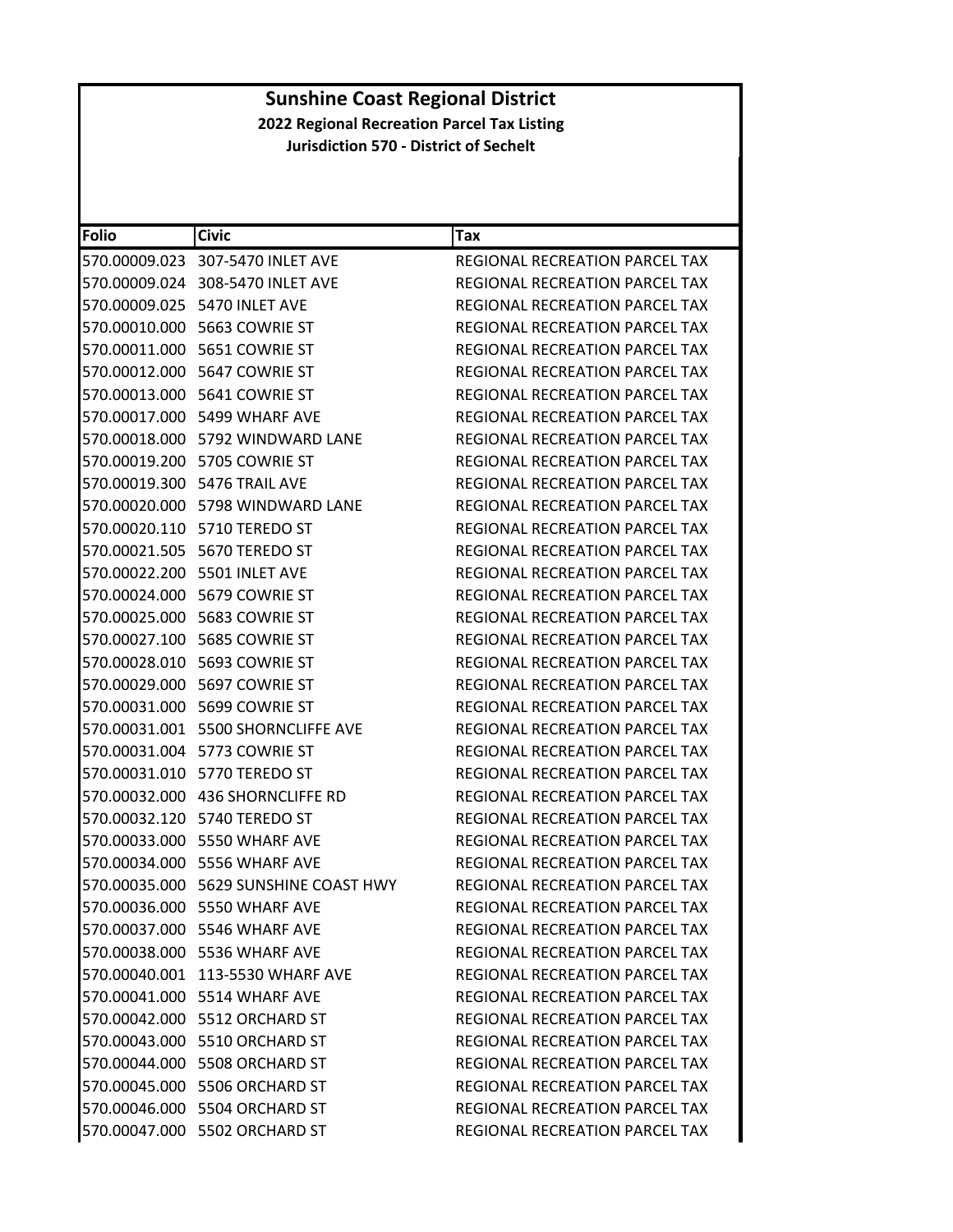# Sunshine Coast Regional District

## 2022 Regional Recreation Parcel Tax Listing

### Jurisdiction 570 - District of Sechelt

| Folio | Civic | Tax |
|---|---|---|
| 570.00009.023 | 307-5470 INLET AVE | REGIONAL RECREATION PARCEL TAX |
| 570.00009.024 | 308-5470 INLET AVE | REGIONAL RECREATION PARCEL TAX |
| 570.00009.025 | 5470 INLET AVE | REGIONAL RECREATION PARCEL TAX |
| 570.00010.000 | 5663 COWRIE ST | REGIONAL RECREATION PARCEL TAX |
| 570.00011.000 | 5651 COWRIE ST | REGIONAL RECREATION PARCEL TAX |
| 570.00012.000 | 5647 COWRIE ST | REGIONAL RECREATION PARCEL TAX |
| 570.00013.000 | 5641 COWRIE ST | REGIONAL RECREATION PARCEL TAX |
| 570.00017.000 | 5499 WHARF AVE | REGIONAL RECREATION PARCEL TAX |
| 570.00018.000 | 5792 WINDWARD LANE | REGIONAL RECREATION PARCEL TAX |
| 570.00019.200 | 5705 COWRIE ST | REGIONAL RECREATION PARCEL TAX |
| 570.00019.300 | 5476 TRAIL AVE | REGIONAL RECREATION PARCEL TAX |
| 570.00020.000 | 5798 WINDWARD LANE | REGIONAL RECREATION PARCEL TAX |
| 570.00020.110 | 5710 TEREDO ST | REGIONAL RECREATION PARCEL TAX |
| 570.00021.505 | 5670 TEREDO ST | REGIONAL RECREATION PARCEL TAX |
| 570.00022.200 | 5501 INLET AVE | REGIONAL RECREATION PARCEL TAX |
| 570.00024.000 | 5679 COWRIE ST | REGIONAL RECREATION PARCEL TAX |
| 570.00025.000 | 5683 COWRIE ST | REGIONAL RECREATION PARCEL TAX |
| 570.00027.100 | 5685 COWRIE ST | REGIONAL RECREATION PARCEL TAX |
| 570.00028.010 | 5693 COWRIE ST | REGIONAL RECREATION PARCEL TAX |
| 570.00029.000 | 5697 COWRIE ST | REGIONAL RECREATION PARCEL TAX |
| 570.00031.000 | 5699 COWRIE ST | REGIONAL RECREATION PARCEL TAX |
| 570.00031.001 | 5500 SHORNCLIFFE AVE | REGIONAL RECREATION PARCEL TAX |
| 570.00031.004 | 5773 COWRIE ST | REGIONAL RECREATION PARCEL TAX |
| 570.00031.010 | 5770 TEREDO ST | REGIONAL RECREATION PARCEL TAX |
| 570.00032.000 | 436 SHORNCLIFFE RD | REGIONAL RECREATION PARCEL TAX |
| 570.00032.120 | 5740 TEREDO ST | REGIONAL RECREATION PARCEL TAX |
| 570.00033.000 | 5550 WHARF AVE | REGIONAL RECREATION PARCEL TAX |
| 570.00034.000 | 5556 WHARF AVE | REGIONAL RECREATION PARCEL TAX |
| 570.00035.000 | 5629 SUNSHINE COAST HWY | REGIONAL RECREATION PARCEL TAX |
| 570.00036.000 | 5550 WHARF AVE | REGIONAL RECREATION PARCEL TAX |
| 570.00037.000 | 5546 WHARF AVE | REGIONAL RECREATION PARCEL TAX |
| 570.00038.000 | 5536 WHARF AVE | REGIONAL RECREATION PARCEL TAX |
| 570.00040.001 | 113-5530 WHARF AVE | REGIONAL RECREATION PARCEL TAX |
| 570.00041.000 | 5514 WHARF AVE | REGIONAL RECREATION PARCEL TAX |
| 570.00042.000 | 5512 ORCHARD ST | REGIONAL RECREATION PARCEL TAX |
| 570.00043.000 | 5510 ORCHARD ST | REGIONAL RECREATION PARCEL TAX |
| 570.00044.000 | 5508 ORCHARD ST | REGIONAL RECREATION PARCEL TAX |
| 570.00045.000 | 5506 ORCHARD ST | REGIONAL RECREATION PARCEL TAX |
| 570.00046.000 | 5504 ORCHARD ST | REGIONAL RECREATION PARCEL TAX |
| 570.00047.000 | 5502 ORCHARD ST | REGIONAL RECREATION PARCEL TAX |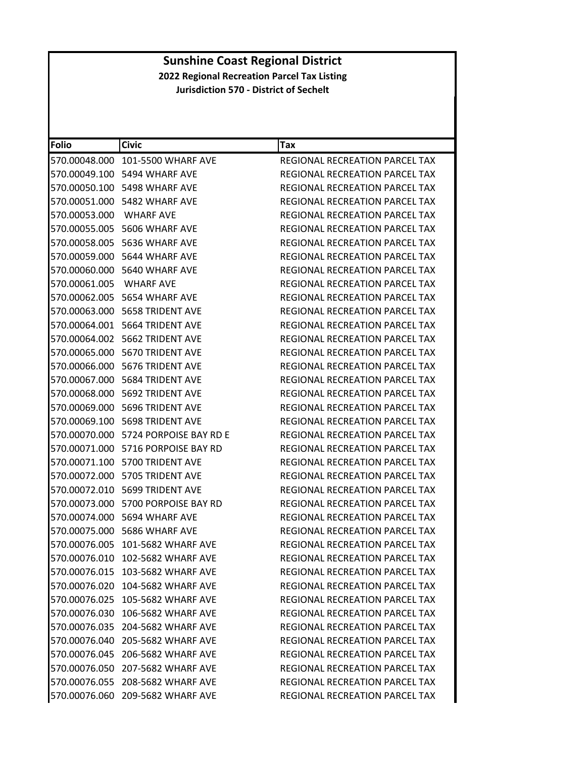# Sunshine Coast Regional District

**2022 Regional Recreation Parcel Tax Listing**

**Jurisdiction 570 - District of Sechelt**

| Folio | Civic | Tax |
|---|---|---|
| 570.00048.000 | 101-5500 WHARF AVE | REGIONAL RECREATION PARCEL TAX |
| 570.00049.100 | 5494 WHARF AVE | REGIONAL RECREATION PARCEL TAX |
| 570.00050.100 | 5498 WHARF AVE | REGIONAL RECREATION PARCEL TAX |
| 570.00051.000 | 5482 WHARF AVE | REGIONAL RECREATION PARCEL TAX |
| 570.00053.000 | WHARF AVE | REGIONAL RECREATION PARCEL TAX |
| 570.00055.005 | 5606 WHARF AVE | REGIONAL RECREATION PARCEL TAX |
| 570.00058.005 | 5636 WHARF AVE | REGIONAL RECREATION PARCEL TAX |
| 570.00059.000 | 5644 WHARF AVE | REGIONAL RECREATION PARCEL TAX |
| 570.00060.000 | 5640 WHARF AVE | REGIONAL RECREATION PARCEL TAX |
| 570.00061.005 | WHARF AVE | REGIONAL RECREATION PARCEL TAX |
| 570.00062.005 | 5654 WHARF AVE | REGIONAL RECREATION PARCEL TAX |
| 570.00063.000 | 5658 TRIDENT AVE | REGIONAL RECREATION PARCEL TAX |
| 570.00064.001 | 5664 TRIDENT AVE | REGIONAL RECREATION PARCEL TAX |
| 570.00064.002 | 5662 TRIDENT AVE | REGIONAL RECREATION PARCEL TAX |
| 570.00065.000 | 5670 TRIDENT AVE | REGIONAL RECREATION PARCEL TAX |
| 570.00066.000 | 5676 TRIDENT AVE | REGIONAL RECREATION PARCEL TAX |
| 570.00067.000 | 5684 TRIDENT AVE | REGIONAL RECREATION PARCEL TAX |
| 570.00068.000 | 5692 TRIDENT AVE | REGIONAL RECREATION PARCEL TAX |
| 570.00069.000 | 5696 TRIDENT AVE | REGIONAL RECREATION PARCEL TAX |
| 570.00069.100 | 5698 TRIDENT AVE | REGIONAL RECREATION PARCEL TAX |
| 570.00070.000 | 5724 PORPOISE BAY RD E | REGIONAL RECREATION PARCEL TAX |
| 570.00071.000 | 5716 PORPOISE BAY RD | REGIONAL RECREATION PARCEL TAX |
| 570.00071.100 | 5700 TRIDENT AVE | REGIONAL RECREATION PARCEL TAX |
| 570.00072.000 | 5705 TRIDENT AVE | REGIONAL RECREATION PARCEL TAX |
| 570.00072.010 | 5699 TRIDENT AVE | REGIONAL RECREATION PARCEL TAX |
| 570.00073.000 | 5700 PORPOISE BAY RD | REGIONAL RECREATION PARCEL TAX |
| 570.00074.000 | 5694 WHARF AVE | REGIONAL RECREATION PARCEL TAX |
| 570.00075.000 | 5686 WHARF AVE | REGIONAL RECREATION PARCEL TAX |
| 570.00076.005 | 101-5682 WHARF AVE | REGIONAL RECREATION PARCEL TAX |
| 570.00076.010 | 102-5682 WHARF AVE | REGIONAL RECREATION PARCEL TAX |
| 570.00076.015 | 103-5682 WHARF AVE | REGIONAL RECREATION PARCEL TAX |
| 570.00076.020 | 104-5682 WHARF AVE | REGIONAL RECREATION PARCEL TAX |
| 570.00076.025 | 105-5682 WHARF AVE | REGIONAL RECREATION PARCEL TAX |
| 570.00076.030 | 106-5682 WHARF AVE | REGIONAL RECREATION PARCEL TAX |
| 570.00076.035 | 204-5682 WHARF AVE | REGIONAL RECREATION PARCEL TAX |
| 570.00076.040 | 205-5682 WHARF AVE | REGIONAL RECREATION PARCEL TAX |
| 570.00076.045 | 206-5682 WHARF AVE | REGIONAL RECREATION PARCEL TAX |
| 570.00076.050 | 207-5682 WHARF AVE | REGIONAL RECREATION PARCEL TAX |
| 570.00076.055 | 208-5682 WHARF AVE | REGIONAL RECREATION PARCEL TAX |
| 570.00076.060 | 209-5682 WHARF AVE | REGIONAL RECREATION PARCEL TAX |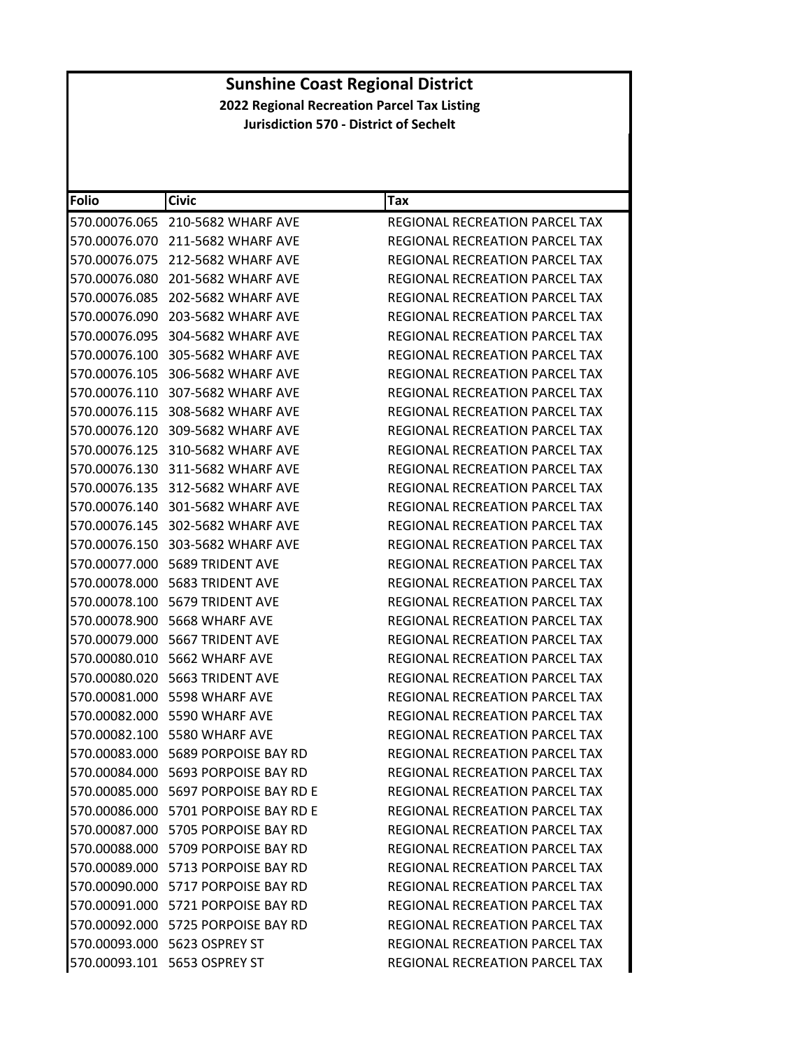# Sunshine Coast Regional District

## 2022 Regional Recreation Parcel Tax Listing

### Jurisdiction 570 - District of Sechelt

| Folio | Civic | Tax |
|---|---|---|
| 570.00076.065 | 210-5682 WHARF AVE | REGIONAL RECREATION PARCEL TAX |
| 570.00076.070 | 211-5682 WHARF AVE | REGIONAL RECREATION PARCEL TAX |
| 570.00076.075 | 212-5682 WHARF AVE | REGIONAL RECREATION PARCEL TAX |
| 570.00076.080 | 201-5682 WHARF AVE | REGIONAL RECREATION PARCEL TAX |
| 570.00076.085 | 202-5682 WHARF AVE | REGIONAL RECREATION PARCEL TAX |
| 570.00076.090 | 203-5682 WHARF AVE | REGIONAL RECREATION PARCEL TAX |
| 570.00076.095 | 304-5682 WHARF AVE | REGIONAL RECREATION PARCEL TAX |
| 570.00076.100 | 305-5682 WHARF AVE | REGIONAL RECREATION PARCEL TAX |
| 570.00076.105 | 306-5682 WHARF AVE | REGIONAL RECREATION PARCEL TAX |
| 570.00076.110 | 307-5682 WHARF AVE | REGIONAL RECREATION PARCEL TAX |
| 570.00076.115 | 308-5682 WHARF AVE | REGIONAL RECREATION PARCEL TAX |
| 570.00076.120 | 309-5682 WHARF AVE | REGIONAL RECREATION PARCEL TAX |
| 570.00076.125 | 310-5682 WHARF AVE | REGIONAL RECREATION PARCEL TAX |
| 570.00076.130 | 311-5682 WHARF AVE | REGIONAL RECREATION PARCEL TAX |
| 570.00076.135 | 312-5682 WHARF AVE | REGIONAL RECREATION PARCEL TAX |
| 570.00076.140 | 301-5682 WHARF AVE | REGIONAL RECREATION PARCEL TAX |
| 570.00076.145 | 302-5682 WHARF AVE | REGIONAL RECREATION PARCEL TAX |
| 570.00076.150 | 303-5682 WHARF AVE | REGIONAL RECREATION PARCEL TAX |
| 570.00077.000 | 5689 TRIDENT AVE | REGIONAL RECREATION PARCEL TAX |
| 570.00078.000 | 5683 TRIDENT AVE | REGIONAL RECREATION PARCEL TAX |
| 570.00078.100 | 5679 TRIDENT AVE | REGIONAL RECREATION PARCEL TAX |
| 570.00078.900 | 5668 WHARF AVE | REGIONAL RECREATION PARCEL TAX |
| 570.00079.000 | 5667 TRIDENT AVE | REGIONAL RECREATION PARCEL TAX |
| 570.00080.010 | 5662 WHARF AVE | REGIONAL RECREATION PARCEL TAX |
| 570.00080.020 | 5663 TRIDENT AVE | REGIONAL RECREATION PARCEL TAX |
| 570.00081.000 | 5598 WHARF AVE | REGIONAL RECREATION PARCEL TAX |
| 570.00082.000 | 5590 WHARF AVE | REGIONAL RECREATION PARCEL TAX |
| 570.00082.100 | 5580 WHARF AVE | REGIONAL RECREATION PARCEL TAX |
| 570.00083.000 | 5689 PORPOISE BAY RD | REGIONAL RECREATION PARCEL TAX |
| 570.00084.000 | 5693 PORPOISE BAY RD | REGIONAL RECREATION PARCEL TAX |
| 570.00085.000 | 5697 PORPOISE BAY RD E | REGIONAL RECREATION PARCEL TAX |
| 570.00086.000 | 5701 PORPOISE BAY RD E | REGIONAL RECREATION PARCEL TAX |
| 570.00087.000 | 5705 PORPOISE BAY RD | REGIONAL RECREATION PARCEL TAX |
| 570.00088.000 | 5709 PORPOISE BAY RD | REGIONAL RECREATION PARCEL TAX |
| 570.00089.000 | 5713 PORPOISE BAY RD | REGIONAL RECREATION PARCEL TAX |
| 570.00090.000 | 5717 PORPOISE BAY RD | REGIONAL RECREATION PARCEL TAX |
| 570.00091.000 | 5721 PORPOISE BAY RD | REGIONAL RECREATION PARCEL TAX |
| 570.00092.000 | 5725 PORPOISE BAY RD | REGIONAL RECREATION PARCEL TAX |
| 570.00093.000 | 5623 OSPREY ST | REGIONAL RECREATION PARCEL TAX |
| 570.00093.101 | 5653 OSPREY ST | REGIONAL RECREATION PARCEL TAX |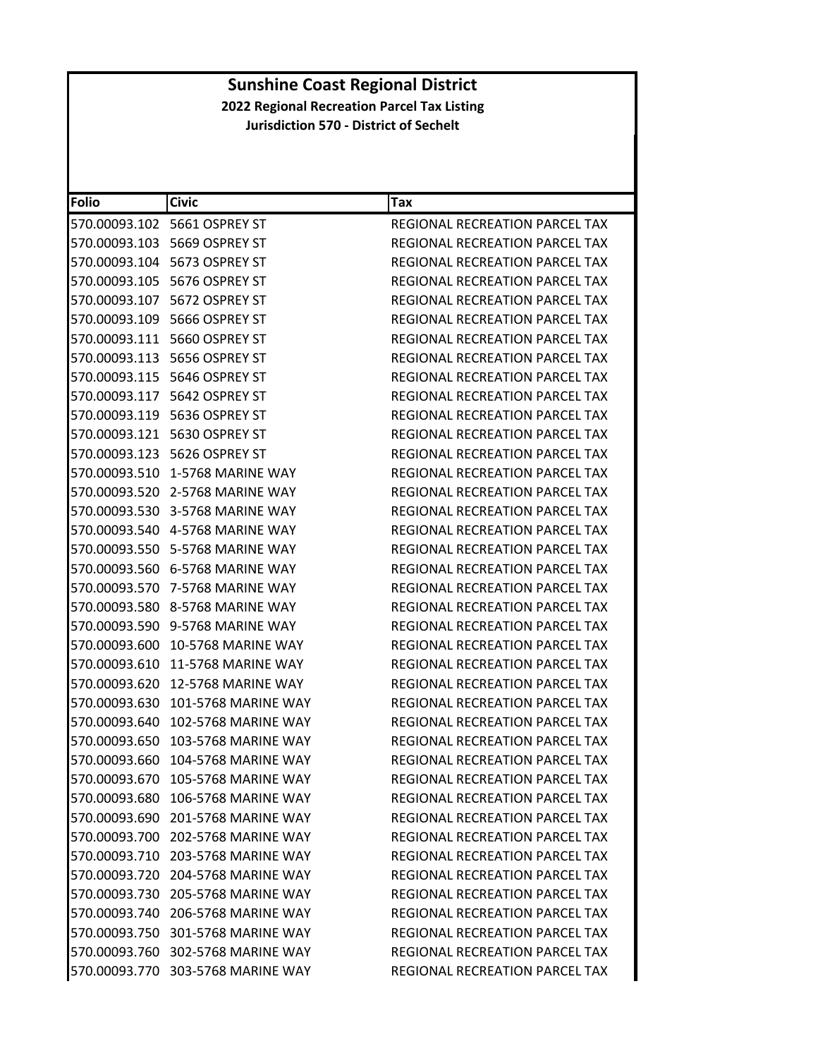# Sunshine Coast Regional District

## 2022 Regional Recreation Parcel Tax Listing

### Jurisdiction 570 - District of Sechelt

| Folio | Civic | Tax |
|---|---|---|
| 570.00093.102 | 5661 OSPREY ST | REGIONAL RECREATION PARCEL TAX |
| 570.00093.103 | 5669 OSPREY ST | REGIONAL RECREATION PARCEL TAX |
| 570.00093.104 | 5673 OSPREY ST | REGIONAL RECREATION PARCEL TAX |
| 570.00093.105 | 5676 OSPREY ST | REGIONAL RECREATION PARCEL TAX |
| 570.00093.107 | 5672 OSPREY ST | REGIONAL RECREATION PARCEL TAX |
| 570.00093.109 | 5666 OSPREY ST | REGIONAL RECREATION PARCEL TAX |
| 570.00093.111 | 5660 OSPREY ST | REGIONAL RECREATION PARCEL TAX |
| 570.00093.113 | 5656 OSPREY ST | REGIONAL RECREATION PARCEL TAX |
| 570.00093.115 | 5646 OSPREY ST | REGIONAL RECREATION PARCEL TAX |
| 570.00093.117 | 5642 OSPREY ST | REGIONAL RECREATION PARCEL TAX |
| 570.00093.119 | 5636 OSPREY ST | REGIONAL RECREATION PARCEL TAX |
| 570.00093.121 | 5630 OSPREY ST | REGIONAL RECREATION PARCEL TAX |
| 570.00093.123 | 5626 OSPREY ST | REGIONAL RECREATION PARCEL TAX |
| 570.00093.510 | 1-5768 MARINE WAY | REGIONAL RECREATION PARCEL TAX |
| 570.00093.520 | 2-5768 MARINE WAY | REGIONAL RECREATION PARCEL TAX |
| 570.00093.530 | 3-5768 MARINE WAY | REGIONAL RECREATION PARCEL TAX |
| 570.00093.540 | 4-5768 MARINE WAY | REGIONAL RECREATION PARCEL TAX |
| 570.00093.550 | 5-5768 MARINE WAY | REGIONAL RECREATION PARCEL TAX |
| 570.00093.560 | 6-5768 MARINE WAY | REGIONAL RECREATION PARCEL TAX |
| 570.00093.570 | 7-5768 MARINE WAY | REGIONAL RECREATION PARCEL TAX |
| 570.00093.580 | 8-5768 MARINE WAY | REGIONAL RECREATION PARCEL TAX |
| 570.00093.590 | 9-5768 MARINE WAY | REGIONAL RECREATION PARCEL TAX |
| 570.00093.600 | 10-5768 MARINE WAY | REGIONAL RECREATION PARCEL TAX |
| 570.00093.610 | 11-5768 MARINE WAY | REGIONAL RECREATION PARCEL TAX |
| 570.00093.620 | 12-5768 MARINE WAY | REGIONAL RECREATION PARCEL TAX |
| 570.00093.630 | 101-5768 MARINE WAY | REGIONAL RECREATION PARCEL TAX |
| 570.00093.640 | 102-5768 MARINE WAY | REGIONAL RECREATION PARCEL TAX |
| 570.00093.650 | 103-5768 MARINE WAY | REGIONAL RECREATION PARCEL TAX |
| 570.00093.660 | 104-5768 MARINE WAY | REGIONAL RECREATION PARCEL TAX |
| 570.00093.670 | 105-5768 MARINE WAY | REGIONAL RECREATION PARCEL TAX |
| 570.00093.680 | 106-5768 MARINE WAY | REGIONAL RECREATION PARCEL TAX |
| 570.00093.690 | 201-5768 MARINE WAY | REGIONAL RECREATION PARCEL TAX |
| 570.00093.700 | 202-5768 MARINE WAY | REGIONAL RECREATION PARCEL TAX |
| 570.00093.710 | 203-5768 MARINE WAY | REGIONAL RECREATION PARCEL TAX |
| 570.00093.720 | 204-5768 MARINE WAY | REGIONAL RECREATION PARCEL TAX |
| 570.00093.730 | 205-5768 MARINE WAY | REGIONAL RECREATION PARCEL TAX |
| 570.00093.740 | 206-5768 MARINE WAY | REGIONAL RECREATION PARCEL TAX |
| 570.00093.750 | 301-5768 MARINE WAY | REGIONAL RECREATION PARCEL TAX |
| 570.00093.760 | 302-5768 MARINE WAY | REGIONAL RECREATION PARCEL TAX |
| 570.00093.770 | 303-5768 MARINE WAY | REGIONAL RECREATION PARCEL TAX |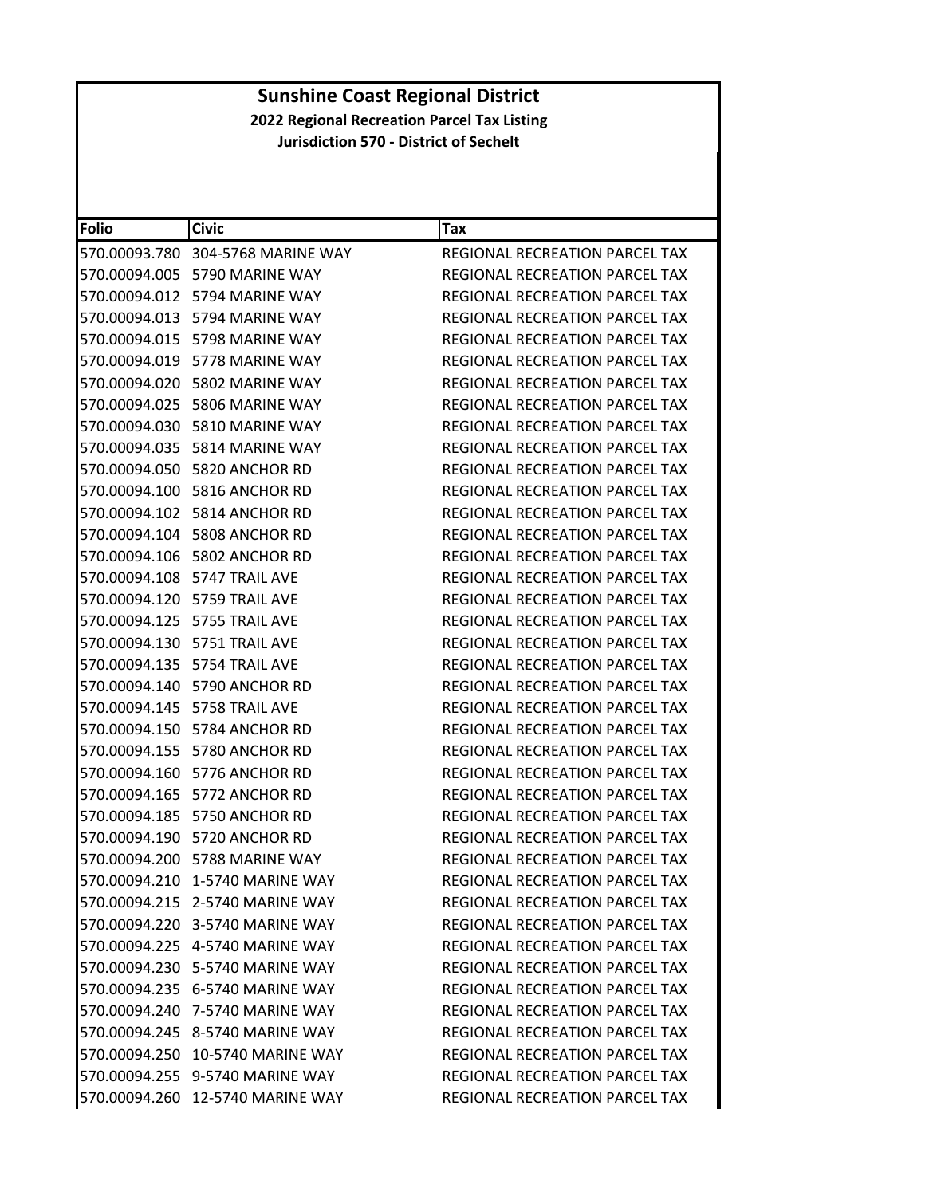**Sunshine Coast Regional District**

**2022 Regional Recreation Parcel Tax Listing**

**Jurisdiction 570 - District of Sechelt**

| Folio | Civic | Tax |
|---|---|---|
| 570.00093.780 | 304-5768 MARINE WAY | REGIONAL RECREATION PARCEL TAX |
| 570.00094.005 | 5790 MARINE WAY | REGIONAL RECREATION PARCEL TAX |
| 570.00094.012 | 5794 MARINE WAY | REGIONAL RECREATION PARCEL TAX |
| 570.00094.013 | 5794 MARINE WAY | REGIONAL RECREATION PARCEL TAX |
| 570.00094.015 | 5798 MARINE WAY | REGIONAL RECREATION PARCEL TAX |
| 570.00094.019 | 5778 MARINE WAY | REGIONAL RECREATION PARCEL TAX |
| 570.00094.020 | 5802 MARINE WAY | REGIONAL RECREATION PARCEL TAX |
| 570.00094.025 | 5806 MARINE WAY | REGIONAL RECREATION PARCEL TAX |
| 570.00094.030 | 5810 MARINE WAY | REGIONAL RECREATION PARCEL TAX |
| 570.00094.035 | 5814 MARINE WAY | REGIONAL RECREATION PARCEL TAX |
| 570.00094.050 | 5820 ANCHOR RD | REGIONAL RECREATION PARCEL TAX |
| 570.00094.100 | 5816 ANCHOR RD | REGIONAL RECREATION PARCEL TAX |
| 570.00094.102 | 5814 ANCHOR RD | REGIONAL RECREATION PARCEL TAX |
| 570.00094.104 | 5808 ANCHOR RD | REGIONAL RECREATION PARCEL TAX |
| 570.00094.106 | 5802 ANCHOR RD | REGIONAL RECREATION PARCEL TAX |
| 570.00094.108 | 5747 TRAIL AVE | REGIONAL RECREATION PARCEL TAX |
| 570.00094.120 | 5759 TRAIL AVE | REGIONAL RECREATION PARCEL TAX |
| 570.00094.125 | 5755 TRAIL AVE | REGIONAL RECREATION PARCEL TAX |
| 570.00094.130 | 5751 TRAIL AVE | REGIONAL RECREATION PARCEL TAX |
| 570.00094.135 | 5754 TRAIL AVE | REGIONAL RECREATION PARCEL TAX |
| 570.00094.140 | 5790 ANCHOR RD | REGIONAL RECREATION PARCEL TAX |
| 570.00094.145 | 5758 TRAIL AVE | REGIONAL RECREATION PARCEL TAX |
| 570.00094.150 | 5784 ANCHOR RD | REGIONAL RECREATION PARCEL TAX |
| 570.00094.155 | 5780 ANCHOR RD | REGIONAL RECREATION PARCEL TAX |
| 570.00094.160 | 5776 ANCHOR RD | REGIONAL RECREATION PARCEL TAX |
| 570.00094.165 | 5772 ANCHOR RD | REGIONAL RECREATION PARCEL TAX |
| 570.00094.185 | 5750 ANCHOR RD | REGIONAL RECREATION PARCEL TAX |
| 570.00094.190 | 5720 ANCHOR RD | REGIONAL RECREATION PARCEL TAX |
| 570.00094.200 | 5788 MARINE WAY | REGIONAL RECREATION PARCEL TAX |
| 570.00094.210 | 1-5740 MARINE WAY | REGIONAL RECREATION PARCEL TAX |
| 570.00094.215 | 2-5740 MARINE WAY | REGIONAL RECREATION PARCEL TAX |
| 570.00094.220 | 3-5740 MARINE WAY | REGIONAL RECREATION PARCEL TAX |
| 570.00094.225 | 4-5740 MARINE WAY | REGIONAL RECREATION PARCEL TAX |
| 570.00094.230 | 5-5740 MARINE WAY | REGIONAL RECREATION PARCEL TAX |
| 570.00094.235 | 6-5740 MARINE WAY | REGIONAL RECREATION PARCEL TAX |
| 570.00094.240 | 7-5740 MARINE WAY | REGIONAL RECREATION PARCEL TAX |
| 570.00094.245 | 8-5740 MARINE WAY | REGIONAL RECREATION PARCEL TAX |
| 570.00094.250 | 10-5740 MARINE WAY | REGIONAL RECREATION PARCEL TAX |
| 570.00094.255 | 9-5740 MARINE WAY | REGIONAL RECREATION PARCEL TAX |
| 570.00094.260 | 12-5740 MARINE WAY | REGIONAL RECREATION PARCEL TAX |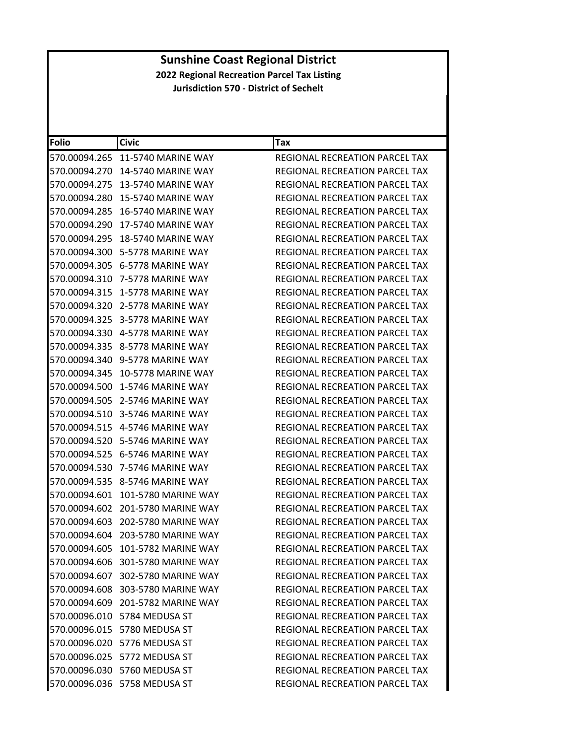# Sunshine Coast Regional District

## 2022 Regional Recreation Parcel Tax Listing

### Jurisdiction 570 - District of Sechelt

| Folio | Civic | Tax |
|---|---|---|
| 570.00094.265 | 11-5740 MARINE WAY | REGIONAL RECREATION PARCEL TAX |
| 570.00094.270 | 14-5740 MARINE WAY | REGIONAL RECREATION PARCEL TAX |
| 570.00094.275 | 13-5740 MARINE WAY | REGIONAL RECREATION PARCEL TAX |
| 570.00094.280 | 15-5740 MARINE WAY | REGIONAL RECREATION PARCEL TAX |
| 570.00094.285 | 16-5740 MARINE WAY | REGIONAL RECREATION PARCEL TAX |
| 570.00094.290 | 17-5740 MARINE WAY | REGIONAL RECREATION PARCEL TAX |
| 570.00094.295 | 18-5740 MARINE WAY | REGIONAL RECREATION PARCEL TAX |
| 570.00094.300 | 5-5778 MARINE WAY | REGIONAL RECREATION PARCEL TAX |
| 570.00094.305 | 6-5778 MARINE WAY | REGIONAL RECREATION PARCEL TAX |
| 570.00094.310 | 7-5778 MARINE WAY | REGIONAL RECREATION PARCEL TAX |
| 570.00094.315 | 1-5778 MARINE WAY | REGIONAL RECREATION PARCEL TAX |
| 570.00094.320 | 2-5778 MARINE WAY | REGIONAL RECREATION PARCEL TAX |
| 570.00094.325 | 3-5778 MARINE WAY | REGIONAL RECREATION PARCEL TAX |
| 570.00094.330 | 4-5778 MARINE WAY | REGIONAL RECREATION PARCEL TAX |
| 570.00094.335 | 8-5778 MARINE WAY | REGIONAL RECREATION PARCEL TAX |
| 570.00094.340 | 9-5778 MARINE WAY | REGIONAL RECREATION PARCEL TAX |
| 570.00094.345 | 10-5778 MARINE WAY | REGIONAL RECREATION PARCEL TAX |
| 570.00094.500 | 1-5746 MARINE WAY | REGIONAL RECREATION PARCEL TAX |
| 570.00094.505 | 2-5746 MARINE WAY | REGIONAL RECREATION PARCEL TAX |
| 570.00094.510 | 3-5746 MARINE WAY | REGIONAL RECREATION PARCEL TAX |
| 570.00094.515 | 4-5746 MARINE WAY | REGIONAL RECREATION PARCEL TAX |
| 570.00094.520 | 5-5746 MARINE WAY | REGIONAL RECREATION PARCEL TAX |
| 570.00094.525 | 6-5746 MARINE WAY | REGIONAL RECREATION PARCEL TAX |
| 570.00094.530 | 7-5746 MARINE WAY | REGIONAL RECREATION PARCEL TAX |
| 570.00094.535 | 8-5746 MARINE WAY | REGIONAL RECREATION PARCEL TAX |
| 570.00094.601 | 101-5780 MARINE WAY | REGIONAL RECREATION PARCEL TAX |
| 570.00094.602 | 201-5780 MARINE WAY | REGIONAL RECREATION PARCEL TAX |
| 570.00094.603 | 202-5780 MARINE WAY | REGIONAL RECREATION PARCEL TAX |
| 570.00094.604 | 203-5780 MARINE WAY | REGIONAL RECREATION PARCEL TAX |
| 570.00094.605 | 101-5782 MARINE WAY | REGIONAL RECREATION PARCEL TAX |
| 570.00094.606 | 301-5780 MARINE WAY | REGIONAL RECREATION PARCEL TAX |
| 570.00094.607 | 302-5780 MARINE WAY | REGIONAL RECREATION PARCEL TAX |
| 570.00094.608 | 303-5780 MARINE WAY | REGIONAL RECREATION PARCEL TAX |
| 570.00094.609 | 201-5782 MARINE WAY | REGIONAL RECREATION PARCEL TAX |
| 570.00096.010 | 5784 MEDUSA ST | REGIONAL RECREATION PARCEL TAX |
| 570.00096.015 | 5780 MEDUSA ST | REGIONAL RECREATION PARCEL TAX |
| 570.00096.020 | 5776 MEDUSA ST | REGIONAL RECREATION PARCEL TAX |
| 570.00096.025 | 5772 MEDUSA ST | REGIONAL RECREATION PARCEL TAX |
| 570.00096.030 | 5760 MEDUSA ST | REGIONAL RECREATION PARCEL TAX |
| 570.00096.036 | 5758 MEDUSA ST | REGIONAL RECREATION PARCEL TAX |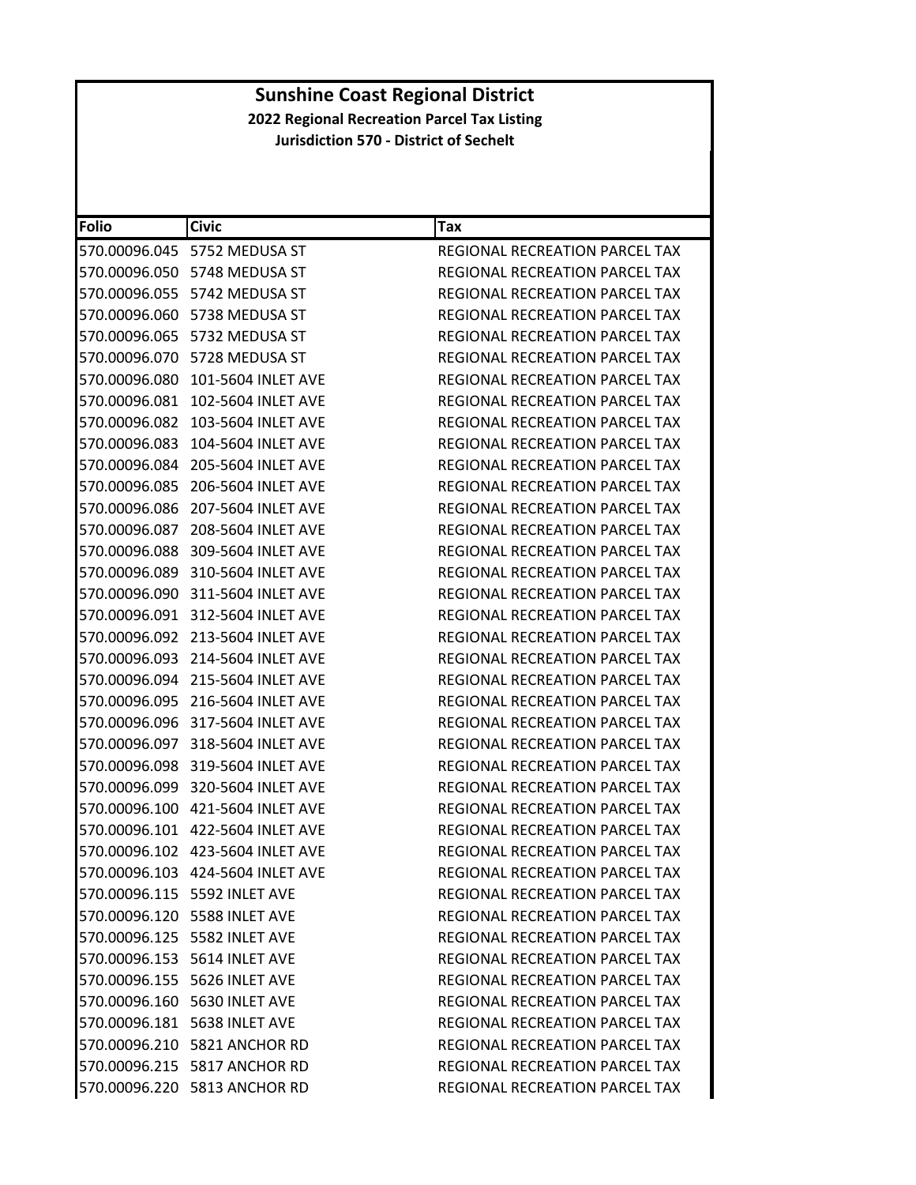# Sunshine Coast Regional District

**2022 Regional Recreation Parcel Tax Listing**

**Jurisdiction 570 - District of Sechelt**

| Folio | Civic | Tax |
|---|---|---|
| 570.00096.045 | 5752 MEDUSA ST | REGIONAL RECREATION PARCEL TAX |
| 570.00096.050 | 5748 MEDUSA ST | REGIONAL RECREATION PARCEL TAX |
| 570.00096.055 | 5742 MEDUSA ST | REGIONAL RECREATION PARCEL TAX |
| 570.00096.060 | 5738 MEDUSA ST | REGIONAL RECREATION PARCEL TAX |
| 570.00096.065 | 5732 MEDUSA ST | REGIONAL RECREATION PARCEL TAX |
| 570.00096.070 | 5728 MEDUSA ST | REGIONAL RECREATION PARCEL TAX |
| 570.00096.080 | 101-5604 INLET AVE | REGIONAL RECREATION PARCEL TAX |
| 570.00096.081 | 102-5604 INLET AVE | REGIONAL RECREATION PARCEL TAX |
| 570.00096.082 | 103-5604 INLET AVE | REGIONAL RECREATION PARCEL TAX |
| 570.00096.083 | 104-5604 INLET AVE | REGIONAL RECREATION PARCEL TAX |
| 570.00096.084 | 205-5604 INLET AVE | REGIONAL RECREATION PARCEL TAX |
| 570.00096.085 | 206-5604 INLET AVE | REGIONAL RECREATION PARCEL TAX |
| 570.00096.086 | 207-5604 INLET AVE | REGIONAL RECREATION PARCEL TAX |
| 570.00096.087 | 208-5604 INLET AVE | REGIONAL RECREATION PARCEL TAX |
| 570.00096.088 | 309-5604 INLET AVE | REGIONAL RECREATION PARCEL TAX |
| 570.00096.089 | 310-5604 INLET AVE | REGIONAL RECREATION PARCEL TAX |
| 570.00096.090 | 311-5604 INLET AVE | REGIONAL RECREATION PARCEL TAX |
| 570.00096.091 | 312-5604 INLET AVE | REGIONAL RECREATION PARCEL TAX |
| 570.00096.092 | 213-5604 INLET AVE | REGIONAL RECREATION PARCEL TAX |
| 570.00096.093 | 214-5604 INLET AVE | REGIONAL RECREATION PARCEL TAX |
| 570.00096.094 | 215-5604 INLET AVE | REGIONAL RECREATION PARCEL TAX |
| 570.00096.095 | 216-5604 INLET AVE | REGIONAL RECREATION PARCEL TAX |
| 570.00096.096 | 317-5604 INLET AVE | REGIONAL RECREATION PARCEL TAX |
| 570.00096.097 | 318-5604 INLET AVE | REGIONAL RECREATION PARCEL TAX |
| 570.00096.098 | 319-5604 INLET AVE | REGIONAL RECREATION PARCEL TAX |
| 570.00096.099 | 320-5604 INLET AVE | REGIONAL RECREATION PARCEL TAX |
| 570.00096.100 | 421-5604 INLET AVE | REGIONAL RECREATION PARCEL TAX |
| 570.00096.101 | 422-5604 INLET AVE | REGIONAL RECREATION PARCEL TAX |
| 570.00096.102 | 423-5604 INLET AVE | REGIONAL RECREATION PARCEL TAX |
| 570.00096.103 | 424-5604 INLET AVE | REGIONAL RECREATION PARCEL TAX |
| 570.00096.115 | 5592 INLET AVE | REGIONAL RECREATION PARCEL TAX |
| 570.00096.120 | 5588 INLET AVE | REGIONAL RECREATION PARCEL TAX |
| 570.00096.125 | 5582 INLET AVE | REGIONAL RECREATION PARCEL TAX |
| 570.00096.153 | 5614 INLET AVE | REGIONAL RECREATION PARCEL TAX |
| 570.00096.155 | 5626 INLET AVE | REGIONAL RECREATION PARCEL TAX |
| 570.00096.160 | 5630 INLET AVE | REGIONAL RECREATION PARCEL TAX |
| 570.00096.181 | 5638 INLET AVE | REGIONAL RECREATION PARCEL TAX |
| 570.00096.210 | 5821 ANCHOR RD | REGIONAL RECREATION PARCEL TAX |
| 570.00096.215 | 5817 ANCHOR RD | REGIONAL RECREATION PARCEL TAX |
| 570.00096.220 | 5813 ANCHOR RD | REGIONAL RECREATION PARCEL TAX |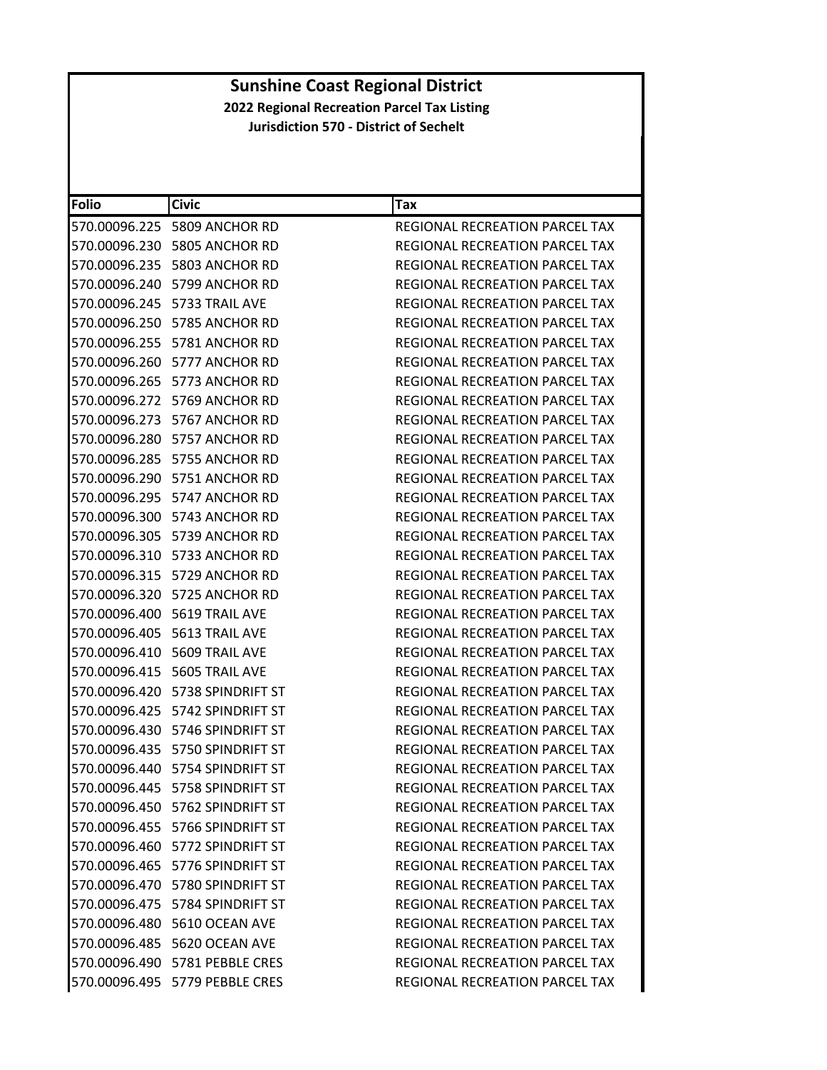# Sunshine Coast Regional District

**2022 Regional Recreation Parcel Tax Listing**

**Jurisdiction 570 - District of Sechelt**

| Folio | Civic | Tax |
|---|---|---|
| 570.00096.225 | 5809 ANCHOR RD | REGIONAL RECREATION PARCEL TAX |
| 570.00096.230 | 5805 ANCHOR RD | REGIONAL RECREATION PARCEL TAX |
| 570.00096.235 | 5803 ANCHOR RD | REGIONAL RECREATION PARCEL TAX |
| 570.00096.240 | 5799 ANCHOR RD | REGIONAL RECREATION PARCEL TAX |
| 570.00096.245 | 5733 TRAIL AVE | REGIONAL RECREATION PARCEL TAX |
| 570.00096.250 | 5785 ANCHOR RD | REGIONAL RECREATION PARCEL TAX |
| 570.00096.255 | 5781 ANCHOR RD | REGIONAL RECREATION PARCEL TAX |
| 570.00096.260 | 5777 ANCHOR RD | REGIONAL RECREATION PARCEL TAX |
| 570.00096.265 | 5773 ANCHOR RD | REGIONAL RECREATION PARCEL TAX |
| 570.00096.272 | 5769 ANCHOR RD | REGIONAL RECREATION PARCEL TAX |
| 570.00096.273 | 5767 ANCHOR RD | REGIONAL RECREATION PARCEL TAX |
| 570.00096.280 | 5757 ANCHOR RD | REGIONAL RECREATION PARCEL TAX |
| 570.00096.285 | 5755 ANCHOR RD | REGIONAL RECREATION PARCEL TAX |
| 570.00096.290 | 5751 ANCHOR RD | REGIONAL RECREATION PARCEL TAX |
| 570.00096.295 | 5747 ANCHOR RD | REGIONAL RECREATION PARCEL TAX |
| 570.00096.300 | 5743 ANCHOR RD | REGIONAL RECREATION PARCEL TAX |
| 570.00096.305 | 5739 ANCHOR RD | REGIONAL RECREATION PARCEL TAX |
| 570.00096.310 | 5733 ANCHOR RD | REGIONAL RECREATION PARCEL TAX |
| 570.00096.315 | 5729 ANCHOR RD | REGIONAL RECREATION PARCEL TAX |
| 570.00096.320 | 5725 ANCHOR RD | REGIONAL RECREATION PARCEL TAX |
| 570.00096.400 | 5619 TRAIL AVE | REGIONAL RECREATION PARCEL TAX |
| 570.00096.405 | 5613 TRAIL AVE | REGIONAL RECREATION PARCEL TAX |
| 570.00096.410 | 5609 TRAIL AVE | REGIONAL RECREATION PARCEL TAX |
| 570.00096.415 | 5605 TRAIL AVE | REGIONAL RECREATION PARCEL TAX |
| 570.00096.420 | 5738 SPINDRIFT ST | REGIONAL RECREATION PARCEL TAX |
| 570.00096.425 | 5742 SPINDRIFT ST | REGIONAL RECREATION PARCEL TAX |
| 570.00096.430 | 5746 SPINDRIFT ST | REGIONAL RECREATION PARCEL TAX |
| 570.00096.435 | 5750 SPINDRIFT ST | REGIONAL RECREATION PARCEL TAX |
| 570.00096.440 | 5754 SPINDRIFT ST | REGIONAL RECREATION PARCEL TAX |
| 570.00096.445 | 5758 SPINDRIFT ST | REGIONAL RECREATION PARCEL TAX |
| 570.00096.450 | 5762 SPINDRIFT ST | REGIONAL RECREATION PARCEL TAX |
| 570.00096.455 | 5766 SPINDRIFT ST | REGIONAL RECREATION PARCEL TAX |
| 570.00096.460 | 5772 SPINDRIFT ST | REGIONAL RECREATION PARCEL TAX |
| 570.00096.465 | 5776 SPINDRIFT ST | REGIONAL RECREATION PARCEL TAX |
| 570.00096.470 | 5780 SPINDRIFT ST | REGIONAL RECREATION PARCEL TAX |
| 570.00096.475 | 5784 SPINDRIFT ST | REGIONAL RECREATION PARCEL TAX |
| 570.00096.480 | 5610 OCEAN AVE | REGIONAL RECREATION PARCEL TAX |
| 570.00096.485 | 5620 OCEAN AVE | REGIONAL RECREATION PARCEL TAX |
| 570.00096.490 | 5781 PEBBLE CRES | REGIONAL RECREATION PARCEL TAX |
| 570.00096.495 | 5779 PEBBLE CRES | REGIONAL RECREATION PARCEL TAX |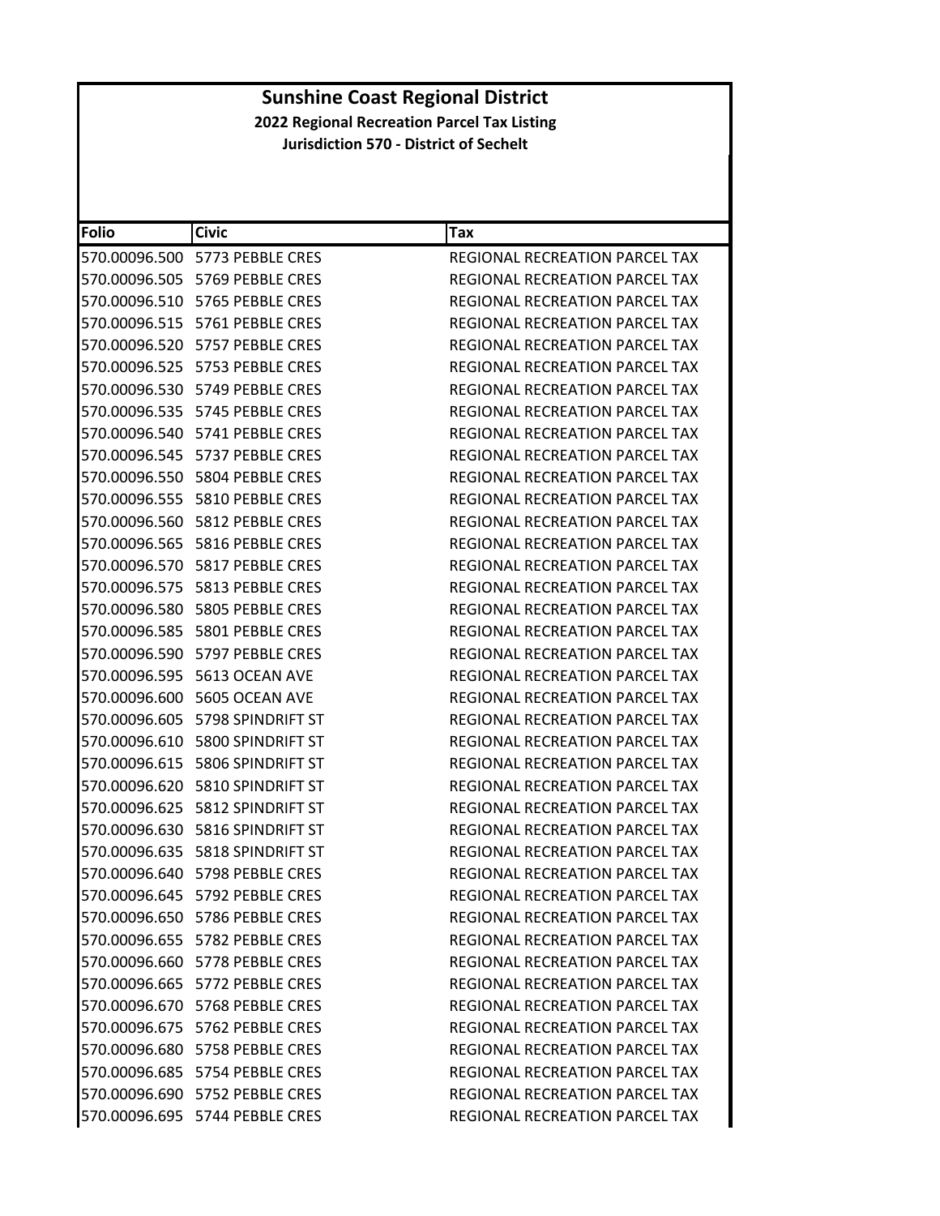# Sunshine Coast Regional District

## 2022 Regional Recreation Parcel Tax Listing

### Jurisdiction 570 - District of Sechelt

| Folio | Civic | Tax |
|---|---|---|
| 570.00096.500 | 5773 PEBBLE CRES | REGIONAL RECREATION PARCEL TAX |
| 570.00096.505 | 5769 PEBBLE CRES | REGIONAL RECREATION PARCEL TAX |
| 570.00096.510 | 5765 PEBBLE CRES | REGIONAL RECREATION PARCEL TAX |
| 570.00096.515 | 5761 PEBBLE CRES | REGIONAL RECREATION PARCEL TAX |
| 570.00096.520 | 5757 PEBBLE CRES | REGIONAL RECREATION PARCEL TAX |
| 570.00096.525 | 5753 PEBBLE CRES | REGIONAL RECREATION PARCEL TAX |
| 570.00096.530 | 5749 PEBBLE CRES | REGIONAL RECREATION PARCEL TAX |
| 570.00096.535 | 5745 PEBBLE CRES | REGIONAL RECREATION PARCEL TAX |
| 570.00096.540 | 5741 PEBBLE CRES | REGIONAL RECREATION PARCEL TAX |
| 570.00096.545 | 5737 PEBBLE CRES | REGIONAL RECREATION PARCEL TAX |
| 570.00096.550 | 5804 PEBBLE CRES | REGIONAL RECREATION PARCEL TAX |
| 570.00096.555 | 5810 PEBBLE CRES | REGIONAL RECREATION PARCEL TAX |
| 570.00096.560 | 5812 PEBBLE CRES | REGIONAL RECREATION PARCEL TAX |
| 570.00096.565 | 5816 PEBBLE CRES | REGIONAL RECREATION PARCEL TAX |
| 570.00096.570 | 5817 PEBBLE CRES | REGIONAL RECREATION PARCEL TAX |
| 570.00096.575 | 5813 PEBBLE CRES | REGIONAL RECREATION PARCEL TAX |
| 570.00096.580 | 5805 PEBBLE CRES | REGIONAL RECREATION PARCEL TAX |
| 570.00096.585 | 5801 PEBBLE CRES | REGIONAL RECREATION PARCEL TAX |
| 570.00096.590 | 5797 PEBBLE CRES | REGIONAL RECREATION PARCEL TAX |
| 570.00096.595 | 5613 OCEAN AVE | REGIONAL RECREATION PARCEL TAX |
| 570.00096.600 | 5605 OCEAN AVE | REGIONAL RECREATION PARCEL TAX |
| 570.00096.605 | 5798 SPINDRIFT ST | REGIONAL RECREATION PARCEL TAX |
| 570.00096.610 | 5800 SPINDRIFT ST | REGIONAL RECREATION PARCEL TAX |
| 570.00096.615 | 5806 SPINDRIFT ST | REGIONAL RECREATION PARCEL TAX |
| 570.00096.620 | 5810 SPINDRIFT ST | REGIONAL RECREATION PARCEL TAX |
| 570.00096.625 | 5812 SPINDRIFT ST | REGIONAL RECREATION PARCEL TAX |
| 570.00096.630 | 5816 SPINDRIFT ST | REGIONAL RECREATION PARCEL TAX |
| 570.00096.635 | 5818 SPINDRIFT ST | REGIONAL RECREATION PARCEL TAX |
| 570.00096.640 | 5798 PEBBLE CRES | REGIONAL RECREATION PARCEL TAX |
| 570.00096.645 | 5792 PEBBLE CRES | REGIONAL RECREATION PARCEL TAX |
| 570.00096.650 | 5786 PEBBLE CRES | REGIONAL RECREATION PARCEL TAX |
| 570.00096.655 | 5782 PEBBLE CRES | REGIONAL RECREATION PARCEL TAX |
| 570.00096.660 | 5778 PEBBLE CRES | REGIONAL RECREATION PARCEL TAX |
| 570.00096.665 | 5772 PEBBLE CRES | REGIONAL RECREATION PARCEL TAX |
| 570.00096.670 | 5768 PEBBLE CRES | REGIONAL RECREATION PARCEL TAX |
| 570.00096.675 | 5762 PEBBLE CRES | REGIONAL RECREATION PARCEL TAX |
| 570.00096.680 | 5758 PEBBLE CRES | REGIONAL RECREATION PARCEL TAX |
| 570.00096.685 | 5754 PEBBLE CRES | REGIONAL RECREATION PARCEL TAX |
| 570.00096.690 | 5752 PEBBLE CRES | REGIONAL RECREATION PARCEL TAX |
| 570.00096.695 | 5744 PEBBLE CRES | REGIONAL RECREATION PARCEL TAX |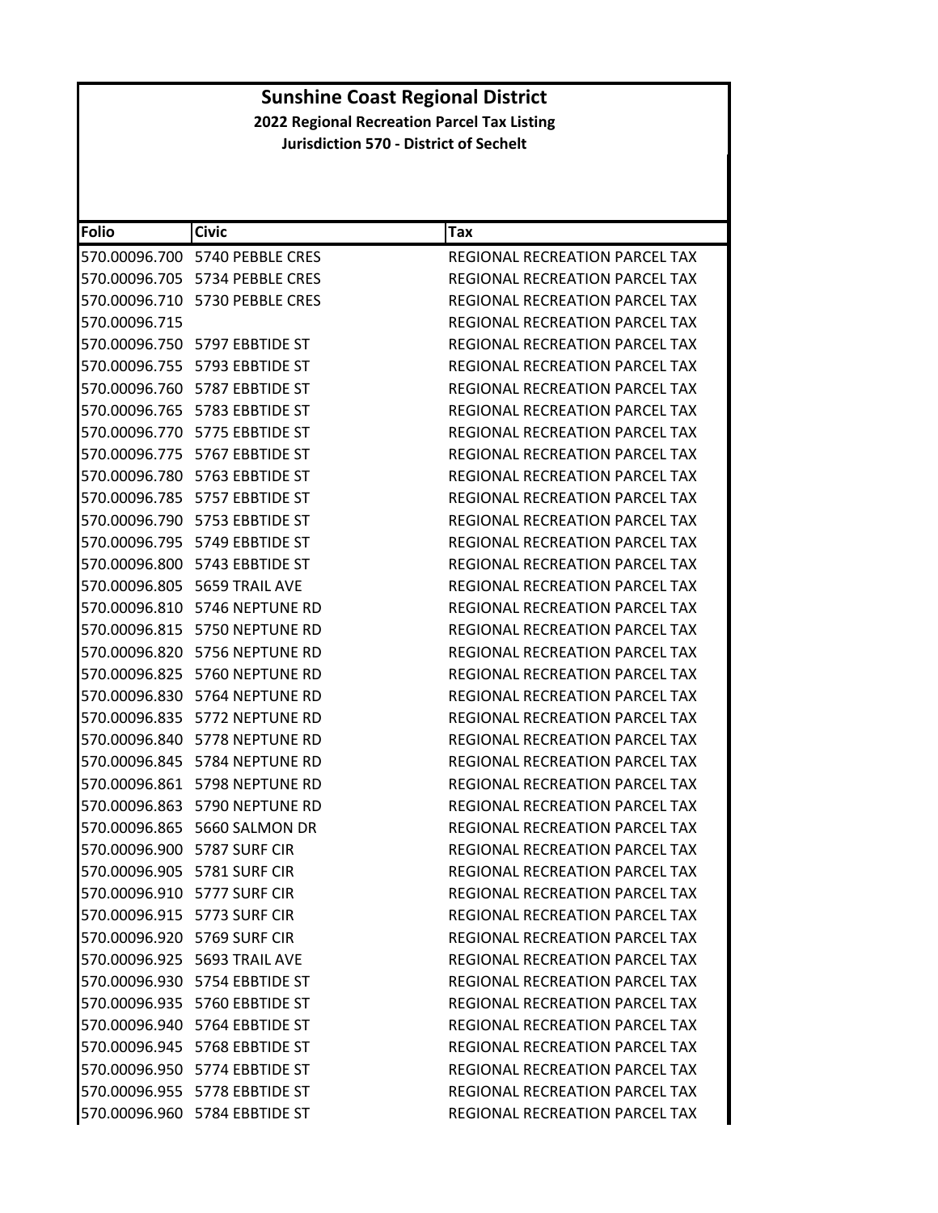# Sunshine Coast Regional District

## 2022 Regional Recreation Parcel Tax Listing

### Jurisdiction 570 - District of Sechelt

| Folio | Civic | Tax |
|---|---|---|
| 570.00096.700 | 5740 PEBBLE CRES | REGIONAL RECREATION PARCEL TAX |
| 570.00096.705 | 5734 PEBBLE CRES | REGIONAL RECREATION PARCEL TAX |
| 570.00096.710 | 5730 PEBBLE CRES | REGIONAL RECREATION PARCEL TAX |
| 570.00096.715 | | REGIONAL RECREATION PARCEL TAX |
| 570.00096.750 | 5797 EBBTIDE ST | REGIONAL RECREATION PARCEL TAX |
| 570.00096.755 | 5793 EBBTIDE ST | REGIONAL RECREATION PARCEL TAX |
| 570.00096.760 | 5787 EBBTIDE ST | REGIONAL RECREATION PARCEL TAX |
| 570.00096.765 | 5783 EBBTIDE ST | REGIONAL RECREATION PARCEL TAX |
| 570.00096.770 | 5775 EBBTIDE ST | REGIONAL RECREATION PARCEL TAX |
| 570.00096.775 | 5767 EBBTIDE ST | REGIONAL RECREATION PARCEL TAX |
| 570.00096.780 | 5763 EBBTIDE ST | REGIONAL RECREATION PARCEL TAX |
| 570.00096.785 | 5757 EBBTIDE ST | REGIONAL RECREATION PARCEL TAX |
| 570.00096.790 | 5753 EBBTIDE ST | REGIONAL RECREATION PARCEL TAX |
| 570.00096.795 | 5749 EBBTIDE ST | REGIONAL RECREATION PARCEL TAX |
| 570.00096.800 | 5743 EBBTIDE ST | REGIONAL RECREATION PARCEL TAX |
| 570.00096.805 | 5659 TRAIL AVE | REGIONAL RECREATION PARCEL TAX |
| 570.00096.810 | 5746 NEPTUNE RD | REGIONAL RECREATION PARCEL TAX |
| 570.00096.815 | 5750 NEPTUNE RD | REGIONAL RECREATION PARCEL TAX |
| 570.00096.820 | 5756 NEPTUNE RD | REGIONAL RECREATION PARCEL TAX |
| 570.00096.825 | 5760 NEPTUNE RD | REGIONAL RECREATION PARCEL TAX |
| 570.00096.830 | 5764 NEPTUNE RD | REGIONAL RECREATION PARCEL TAX |
| 570.00096.835 | 5772 NEPTUNE RD | REGIONAL RECREATION PARCEL TAX |
| 570.00096.840 | 5778 NEPTUNE RD | REGIONAL RECREATION PARCEL TAX |
| 570.00096.845 | 5784 NEPTUNE RD | REGIONAL RECREATION PARCEL TAX |
| 570.00096.861 | 5798 NEPTUNE RD | REGIONAL RECREATION PARCEL TAX |
| 570.00096.863 | 5790 NEPTUNE RD | REGIONAL RECREATION PARCEL TAX |
| 570.00096.865 | 5660 SALMON DR | REGIONAL RECREATION PARCEL TAX |
| 570.00096.900 | 5787 SURF CIR | REGIONAL RECREATION PARCEL TAX |
| 570.00096.905 | 5781 SURF CIR | REGIONAL RECREATION PARCEL TAX |
| 570.00096.910 | 5777 SURF CIR | REGIONAL RECREATION PARCEL TAX |
| 570.00096.915 | 5773 SURF CIR | REGIONAL RECREATION PARCEL TAX |
| 570.00096.920 | 5769 SURF CIR | REGIONAL RECREATION PARCEL TAX |
| 570.00096.925 | 5693 TRAIL AVE | REGIONAL RECREATION PARCEL TAX |
| 570.00096.930 | 5754 EBBTIDE ST | REGIONAL RECREATION PARCEL TAX |
| 570.00096.935 | 5760 EBBTIDE ST | REGIONAL RECREATION PARCEL TAX |
| 570.00096.940 | 5764 EBBTIDE ST | REGIONAL RECREATION PARCEL TAX |
| 570.00096.945 | 5768 EBBTIDE ST | REGIONAL RECREATION PARCEL TAX |
| 570.00096.950 | 5774 EBBTIDE ST | REGIONAL RECREATION PARCEL TAX |
| 570.00096.955 | 5778 EBBTIDE ST | REGIONAL RECREATION PARCEL TAX |
| 570.00096.960 | 5784 EBBTIDE ST | REGIONAL RECREATION PARCEL TAX |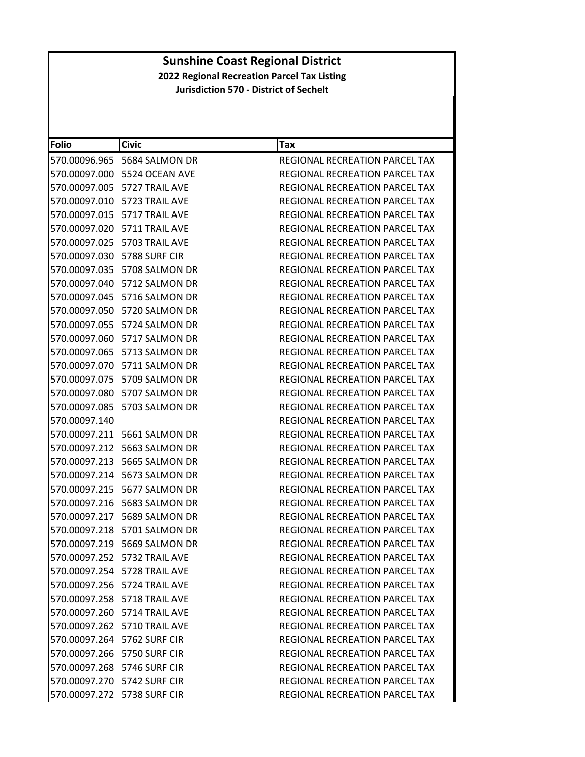# Sunshine Coast Regional District

**2022 Regional Recreation Parcel Tax Listing**

**Jurisdiction 570 - District of Sechelt**

| Folio | Civic | Tax |
|---|---|---|
| 570.00096.965 | 5684 SALMON DR | REGIONAL RECREATION PARCEL TAX |
| 570.00097.000 | 5524 OCEAN AVE | REGIONAL RECREATION PARCEL TAX |
| 570.00097.005 | 5727 TRAIL AVE | REGIONAL RECREATION PARCEL TAX |
| 570.00097.010 | 5723 TRAIL AVE | REGIONAL RECREATION PARCEL TAX |
| 570.00097.015 | 5717 TRAIL AVE | REGIONAL RECREATION PARCEL TAX |
| 570.00097.020 | 5711 TRAIL AVE | REGIONAL RECREATION PARCEL TAX |
| 570.00097.025 | 5703 TRAIL AVE | REGIONAL RECREATION PARCEL TAX |
| 570.00097.030 | 5788 SURF CIR | REGIONAL RECREATION PARCEL TAX |
| 570.00097.035 | 5708 SALMON DR | REGIONAL RECREATION PARCEL TAX |
| 570.00097.040 | 5712 SALMON DR | REGIONAL RECREATION PARCEL TAX |
| 570.00097.045 | 5716 SALMON DR | REGIONAL RECREATION PARCEL TAX |
| 570.00097.050 | 5720 SALMON DR | REGIONAL RECREATION PARCEL TAX |
| 570.00097.055 | 5724 SALMON DR | REGIONAL RECREATION PARCEL TAX |
| 570.00097.060 | 5717 SALMON DR | REGIONAL RECREATION PARCEL TAX |
| 570.00097.065 | 5713 SALMON DR | REGIONAL RECREATION PARCEL TAX |
| 570.00097.070 | 5711 SALMON DR | REGIONAL RECREATION PARCEL TAX |
| 570.00097.075 | 5709 SALMON DR | REGIONAL RECREATION PARCEL TAX |
| 570.00097.080 | 5707 SALMON DR | REGIONAL RECREATION PARCEL TAX |
| 570.00097.085 | 5703 SALMON DR | REGIONAL RECREATION PARCEL TAX |
| 570.00097.140 | | REGIONAL RECREATION PARCEL TAX |
| 570.00097.211 | 5661 SALMON DR | REGIONAL RECREATION PARCEL TAX |
| 570.00097.212 | 5663 SALMON DR | REGIONAL RECREATION PARCEL TAX |
| 570.00097.213 | 5665 SALMON DR | REGIONAL RECREATION PARCEL TAX |
| 570.00097.214 | 5673 SALMON DR | REGIONAL RECREATION PARCEL TAX |
| 570.00097.215 | 5677 SALMON DR | REGIONAL RECREATION PARCEL TAX |
| 570.00097.216 | 5683 SALMON DR | REGIONAL RECREATION PARCEL TAX |
| 570.00097.217 | 5689 SALMON DR | REGIONAL RECREATION PARCEL TAX |
| 570.00097.218 | 5701 SALMON DR | REGIONAL RECREATION PARCEL TAX |
| 570.00097.219 | 5669 SALMON DR | REGIONAL RECREATION PARCEL TAX |
| 570.00097.252 | 5732 TRAIL AVE | REGIONAL RECREATION PARCEL TAX |
| 570.00097.254 | 5728 TRAIL AVE | REGIONAL RECREATION PARCEL TAX |
| 570.00097.256 | 5724 TRAIL AVE | REGIONAL RECREATION PARCEL TAX |
| 570.00097.258 | 5718 TRAIL AVE | REGIONAL RECREATION PARCEL TAX |
| 570.00097.260 | 5714 TRAIL AVE | REGIONAL RECREATION PARCEL TAX |
| 570.00097.262 | 5710 TRAIL AVE | REGIONAL RECREATION PARCEL TAX |
| 570.00097.264 | 5762 SURF CIR | REGIONAL RECREATION PARCEL TAX |
| 570.00097.266 | 5750 SURF CIR | REGIONAL RECREATION PARCEL TAX |
| 570.00097.268 | 5746 SURF CIR | REGIONAL RECREATION PARCEL TAX |
| 570.00097.270 | 5742 SURF CIR | REGIONAL RECREATION PARCEL TAX |
| 570.00097.272 | 5738 SURF CIR | REGIONAL RECREATION PARCEL TAX |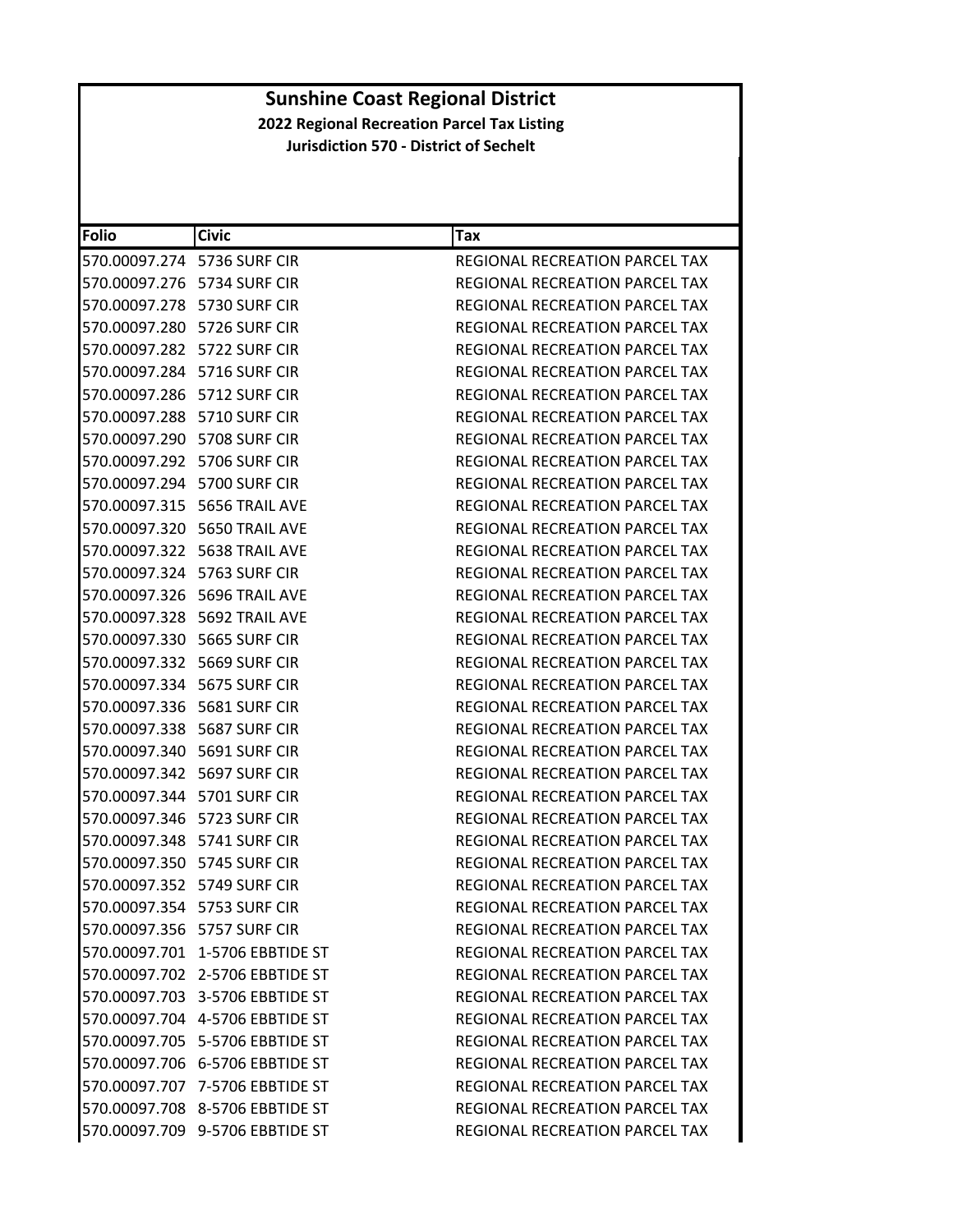# Sunshine Coast Regional District

## 2022 Regional Recreation Parcel Tax Listing

### Jurisdiction 570 - District of Sechelt

| Folio | Civic | Tax |
|---|---|---|
| 570.00097.274 | 5736 SURF CIR | REGIONAL RECREATION PARCEL TAX |
| 570.00097.276 | 5734 SURF CIR | REGIONAL RECREATION PARCEL TAX |
| 570.00097.278 | 5730 SURF CIR | REGIONAL RECREATION PARCEL TAX |
| 570.00097.280 | 5726 SURF CIR | REGIONAL RECREATION PARCEL TAX |
| 570.00097.282 | 5722 SURF CIR | REGIONAL RECREATION PARCEL TAX |
| 570.00097.284 | 5716 SURF CIR | REGIONAL RECREATION PARCEL TAX |
| 570.00097.286 | 5712 SURF CIR | REGIONAL RECREATION PARCEL TAX |
| 570.00097.288 | 5710 SURF CIR | REGIONAL RECREATION PARCEL TAX |
| 570.00097.290 | 5708 SURF CIR | REGIONAL RECREATION PARCEL TAX |
| 570.00097.292 | 5706 SURF CIR | REGIONAL RECREATION PARCEL TAX |
| 570.00097.294 | 5700 SURF CIR | REGIONAL RECREATION PARCEL TAX |
| 570.00097.315 | 5656 TRAIL AVE | REGIONAL RECREATION PARCEL TAX |
| 570.00097.320 | 5650 TRAIL AVE | REGIONAL RECREATION PARCEL TAX |
| 570.00097.322 | 5638 TRAIL AVE | REGIONAL RECREATION PARCEL TAX |
| 570.00097.324 | 5763 SURF CIR | REGIONAL RECREATION PARCEL TAX |
| 570.00097.326 | 5696 TRAIL AVE | REGIONAL RECREATION PARCEL TAX |
| 570.00097.328 | 5692 TRAIL AVE | REGIONAL RECREATION PARCEL TAX |
| 570.00097.330 | 5665 SURF CIR | REGIONAL RECREATION PARCEL TAX |
| 570.00097.332 | 5669 SURF CIR | REGIONAL RECREATION PARCEL TAX |
| 570.00097.334 | 5675 SURF CIR | REGIONAL RECREATION PARCEL TAX |
| 570.00097.336 | 5681 SURF CIR | REGIONAL RECREATION PARCEL TAX |
| 570.00097.338 | 5687 SURF CIR | REGIONAL RECREATION PARCEL TAX |
| 570.00097.340 | 5691 SURF CIR | REGIONAL RECREATION PARCEL TAX |
| 570.00097.342 | 5697 SURF CIR | REGIONAL RECREATION PARCEL TAX |
| 570.00097.344 | 5701 SURF CIR | REGIONAL RECREATION PARCEL TAX |
| 570.00097.346 | 5723 SURF CIR | REGIONAL RECREATION PARCEL TAX |
| 570.00097.348 | 5741 SURF CIR | REGIONAL RECREATION PARCEL TAX |
| 570.00097.350 | 5745 SURF CIR | REGIONAL RECREATION PARCEL TAX |
| 570.00097.352 | 5749 SURF CIR | REGIONAL RECREATION PARCEL TAX |
| 570.00097.354 | 5753 SURF CIR | REGIONAL RECREATION PARCEL TAX |
| 570.00097.356 | 5757 SURF CIR | REGIONAL RECREATION PARCEL TAX |
| 570.00097.701 | 1-5706 EBBTIDE ST | REGIONAL RECREATION PARCEL TAX |
| 570.00097.702 | 2-5706 EBBTIDE ST | REGIONAL RECREATION PARCEL TAX |
| 570.00097.703 | 3-5706 EBBTIDE ST | REGIONAL RECREATION PARCEL TAX |
| 570.00097.704 | 4-5706 EBBTIDE ST | REGIONAL RECREATION PARCEL TAX |
| 570.00097.705 | 5-5706 EBBTIDE ST | REGIONAL RECREATION PARCEL TAX |
| 570.00097.706 | 6-5706 EBBTIDE ST | REGIONAL RECREATION PARCEL TAX |
| 570.00097.707 | 7-5706 EBBTIDE ST | REGIONAL RECREATION PARCEL TAX |
| 570.00097.708 | 8-5706 EBBTIDE ST | REGIONAL RECREATION PARCEL TAX |
| 570.00097.709 | 9-5706 EBBTIDE ST | REGIONAL RECREATION PARCEL TAX |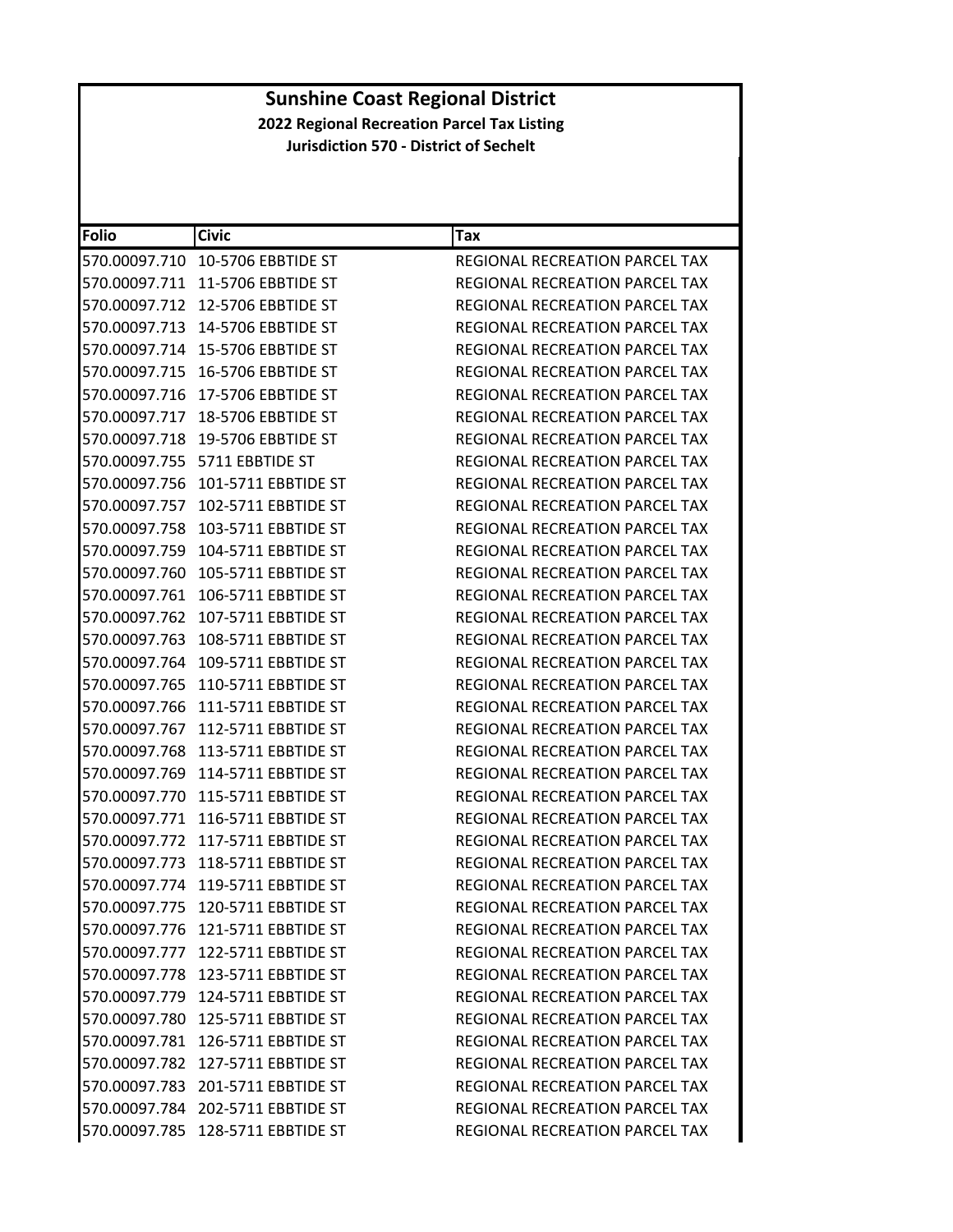# Sunshine Coast Regional District

## 2022 Regional Recreation Parcel Tax Listing

### Jurisdiction 570 - District of Sechelt

| Folio | Civic | Tax |
|---|---|---|
| 570.00097.710 | 10-5706 EBBTIDE ST | REGIONAL RECREATION PARCEL TAX |
| 570.00097.711 | 11-5706 EBBTIDE ST | REGIONAL RECREATION PARCEL TAX |
| 570.00097.712 | 12-5706 EBBTIDE ST | REGIONAL RECREATION PARCEL TAX |
| 570.00097.713 | 14-5706 EBBTIDE ST | REGIONAL RECREATION PARCEL TAX |
| 570.00097.714 | 15-5706 EBBTIDE ST | REGIONAL RECREATION PARCEL TAX |
| 570.00097.715 | 16-5706 EBBTIDE ST | REGIONAL RECREATION PARCEL TAX |
| 570.00097.716 | 17-5706 EBBTIDE ST | REGIONAL RECREATION PARCEL TAX |
| 570.00097.717 | 18-5706 EBBTIDE ST | REGIONAL RECREATION PARCEL TAX |
| 570.00097.718 | 19-5706 EBBTIDE ST | REGIONAL RECREATION PARCEL TAX |
| 570.00097.755 | 5711 EBBTIDE ST | REGIONAL RECREATION PARCEL TAX |
| 570.00097.756 | 101-5711 EBBTIDE ST | REGIONAL RECREATION PARCEL TAX |
| 570.00097.757 | 102-5711 EBBTIDE ST | REGIONAL RECREATION PARCEL TAX |
| 570.00097.758 | 103-5711 EBBTIDE ST | REGIONAL RECREATION PARCEL TAX |
| 570.00097.759 | 104-5711 EBBTIDE ST | REGIONAL RECREATION PARCEL TAX |
| 570.00097.760 | 105-5711 EBBTIDE ST | REGIONAL RECREATION PARCEL TAX |
| 570.00097.761 | 106-5711 EBBTIDE ST | REGIONAL RECREATION PARCEL TAX |
| 570.00097.762 | 107-5711 EBBTIDE ST | REGIONAL RECREATION PARCEL TAX |
| 570.00097.763 | 108-5711 EBBTIDE ST | REGIONAL RECREATION PARCEL TAX |
| 570.00097.764 | 109-5711 EBBTIDE ST | REGIONAL RECREATION PARCEL TAX |
| 570.00097.765 | 110-5711 EBBTIDE ST | REGIONAL RECREATION PARCEL TAX |
| 570.00097.766 | 111-5711 EBBTIDE ST | REGIONAL RECREATION PARCEL TAX |
| 570.00097.767 | 112-5711 EBBTIDE ST | REGIONAL RECREATION PARCEL TAX |
| 570.00097.768 | 113-5711 EBBTIDE ST | REGIONAL RECREATION PARCEL TAX |
| 570.00097.769 | 114-5711 EBBTIDE ST | REGIONAL RECREATION PARCEL TAX |
| 570.00097.770 | 115-5711 EBBTIDE ST | REGIONAL RECREATION PARCEL TAX |
| 570.00097.771 | 116-5711 EBBTIDE ST | REGIONAL RECREATION PARCEL TAX |
| 570.00097.772 | 117-5711 EBBTIDE ST | REGIONAL RECREATION PARCEL TAX |
| 570.00097.773 | 118-5711 EBBTIDE ST | REGIONAL RECREATION PARCEL TAX |
| 570.00097.774 | 119-5711 EBBTIDE ST | REGIONAL RECREATION PARCEL TAX |
| 570.00097.775 | 120-5711 EBBTIDE ST | REGIONAL RECREATION PARCEL TAX |
| 570.00097.776 | 121-5711 EBBTIDE ST | REGIONAL RECREATION PARCEL TAX |
| 570.00097.777 | 122-5711 EBBTIDE ST | REGIONAL RECREATION PARCEL TAX |
| 570.00097.778 | 123-5711 EBBTIDE ST | REGIONAL RECREATION PARCEL TAX |
| 570.00097.779 | 124-5711 EBBTIDE ST | REGIONAL RECREATION PARCEL TAX |
| 570.00097.780 | 125-5711 EBBTIDE ST | REGIONAL RECREATION PARCEL TAX |
| 570.00097.781 | 126-5711 EBBTIDE ST | REGIONAL RECREATION PARCEL TAX |
| 570.00097.782 | 127-5711 EBBTIDE ST | REGIONAL RECREATION PARCEL TAX |
| 570.00097.783 | 201-5711 EBBTIDE ST | REGIONAL RECREATION PARCEL TAX |
| 570.00097.784 | 202-5711 EBBTIDE ST | REGIONAL RECREATION PARCEL TAX |
| 570.00097.785 | 128-5711 EBBTIDE ST | REGIONAL RECREATION PARCEL TAX |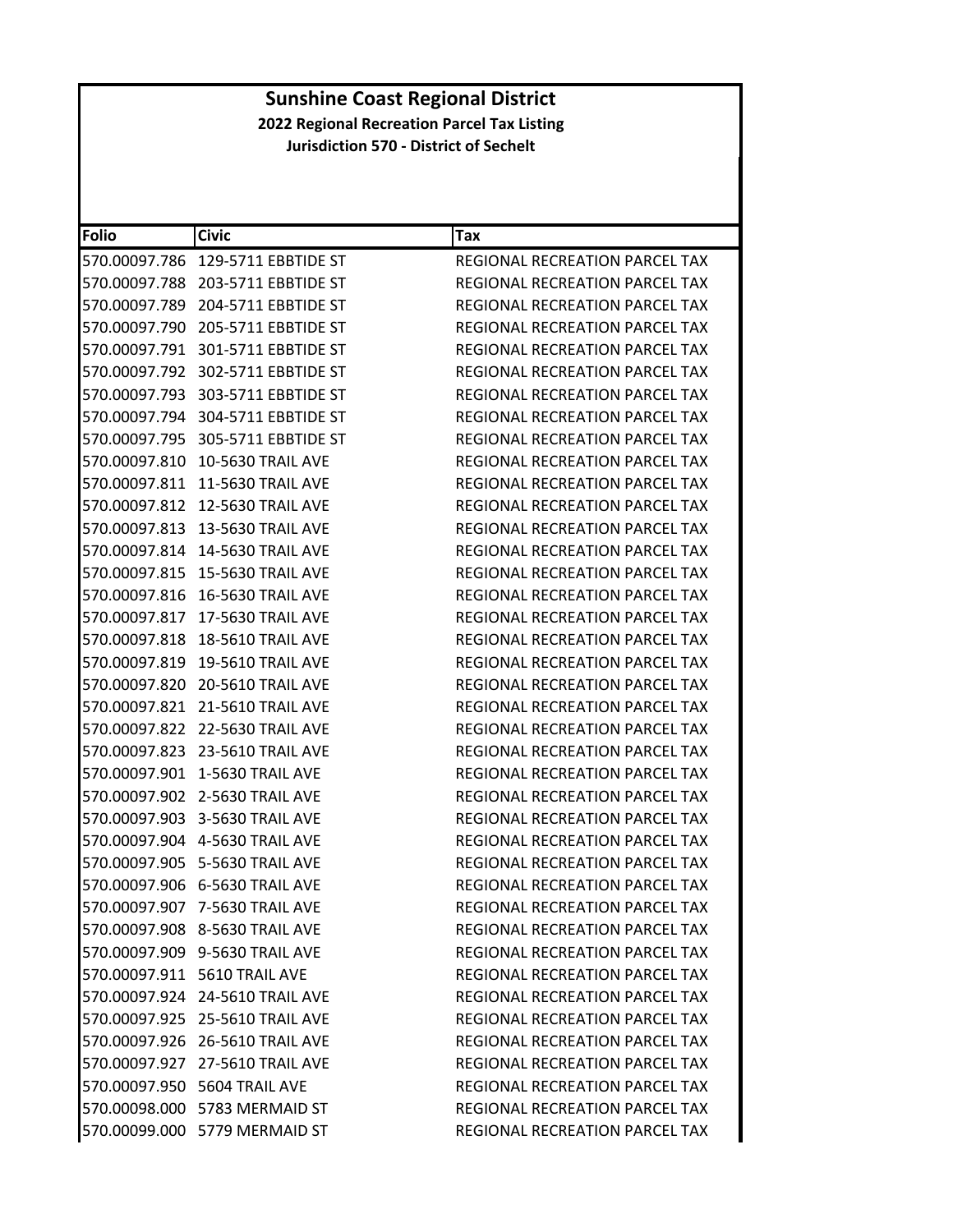# Sunshine Coast Regional District

## 2022 Regional Recreation Parcel Tax Listing

### Jurisdiction 570 - District of Sechelt

| Folio | Civic | Tax |
|---|---|---|
| 570.00097.786 | 129-5711 EBBTIDE ST | REGIONAL RECREATION PARCEL TAX |
| 570.00097.788 | 203-5711 EBBTIDE ST | REGIONAL RECREATION PARCEL TAX |
| 570.00097.789 | 204-5711 EBBTIDE ST | REGIONAL RECREATION PARCEL TAX |
| 570.00097.790 | 205-5711 EBBTIDE ST | REGIONAL RECREATION PARCEL TAX |
| 570.00097.791 | 301-5711 EBBTIDE ST | REGIONAL RECREATION PARCEL TAX |
| 570.00097.792 | 302-5711 EBBTIDE ST | REGIONAL RECREATION PARCEL TAX |
| 570.00097.793 | 303-5711 EBBTIDE ST | REGIONAL RECREATION PARCEL TAX |
| 570.00097.794 | 304-5711 EBBTIDE ST | REGIONAL RECREATION PARCEL TAX |
| 570.00097.795 | 305-5711 EBBTIDE ST | REGIONAL RECREATION PARCEL TAX |
| 570.00097.810 | 10-5630 TRAIL AVE | REGIONAL RECREATION PARCEL TAX |
| 570.00097.811 | 11-5630 TRAIL AVE | REGIONAL RECREATION PARCEL TAX |
| 570.00097.812 | 12-5630 TRAIL AVE | REGIONAL RECREATION PARCEL TAX |
| 570.00097.813 | 13-5630 TRAIL AVE | REGIONAL RECREATION PARCEL TAX |
| 570.00097.814 | 14-5630 TRAIL AVE | REGIONAL RECREATION PARCEL TAX |
| 570.00097.815 | 15-5630 TRAIL AVE | REGIONAL RECREATION PARCEL TAX |
| 570.00097.816 | 16-5630 TRAIL AVE | REGIONAL RECREATION PARCEL TAX |
| 570.00097.817 | 17-5630 TRAIL AVE | REGIONAL RECREATION PARCEL TAX |
| 570.00097.818 | 18-5610 TRAIL AVE | REGIONAL RECREATION PARCEL TAX |
| 570.00097.819 | 19-5610 TRAIL AVE | REGIONAL RECREATION PARCEL TAX |
| 570.00097.820 | 20-5610 TRAIL AVE | REGIONAL RECREATION PARCEL TAX |
| 570.00097.821 | 21-5610 TRAIL AVE | REGIONAL RECREATION PARCEL TAX |
| 570.00097.822 | 22-5630 TRAIL AVE | REGIONAL RECREATION PARCEL TAX |
| 570.00097.823 | 23-5610 TRAIL AVE | REGIONAL RECREATION PARCEL TAX |
| 570.00097.901 | 1-5630 TRAIL AVE | REGIONAL RECREATION PARCEL TAX |
| 570.00097.902 | 2-5630 TRAIL AVE | REGIONAL RECREATION PARCEL TAX |
| 570.00097.903 | 3-5630 TRAIL AVE | REGIONAL RECREATION PARCEL TAX |
| 570.00097.904 | 4-5630 TRAIL AVE | REGIONAL RECREATION PARCEL TAX |
| 570.00097.905 | 5-5630 TRAIL AVE | REGIONAL RECREATION PARCEL TAX |
| 570.00097.906 | 6-5630 TRAIL AVE | REGIONAL RECREATION PARCEL TAX |
| 570.00097.907 | 7-5630 TRAIL AVE | REGIONAL RECREATION PARCEL TAX |
| 570.00097.908 | 8-5630 TRAIL AVE | REGIONAL RECREATION PARCEL TAX |
| 570.00097.909 | 9-5630 TRAIL AVE | REGIONAL RECREATION PARCEL TAX |
| 570.00097.911 | 5610 TRAIL AVE | REGIONAL RECREATION PARCEL TAX |
| 570.00097.924 | 24-5610 TRAIL AVE | REGIONAL RECREATION PARCEL TAX |
| 570.00097.925 | 25-5610 TRAIL AVE | REGIONAL RECREATION PARCEL TAX |
| 570.00097.926 | 26-5610 TRAIL AVE | REGIONAL RECREATION PARCEL TAX |
| 570.00097.927 | 27-5610 TRAIL AVE | REGIONAL RECREATION PARCEL TAX |
| 570.00097.950 | 5604 TRAIL AVE | REGIONAL RECREATION PARCEL TAX |
| 570.00098.000 | 5783 MERMAID ST | REGIONAL RECREATION PARCEL TAX |
| 570.00099.000 | 5779 MERMAID ST | REGIONAL RECREATION PARCEL TAX |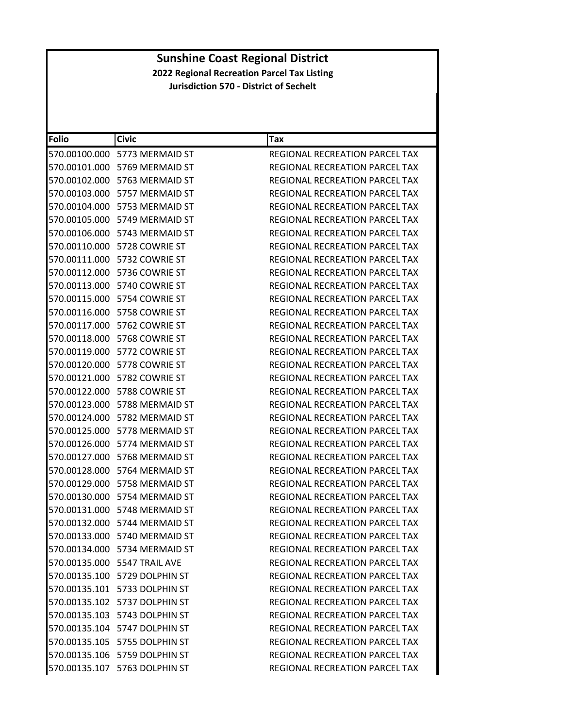# Sunshine Coast Regional District

**2022 Regional Recreation Parcel Tax Listing**

**Jurisdiction 570 - District of Sechelt**

| Folio | Civic | Tax |
|---|---|---|
| 570.00100.000 | 5773 MERMAID ST | REGIONAL RECREATION PARCEL TAX |
| 570.00101.000 | 5769 MERMAID ST | REGIONAL RECREATION PARCEL TAX |
| 570.00102.000 | 5763 MERMAID ST | REGIONAL RECREATION PARCEL TAX |
| 570.00103.000 | 5757 MERMAID ST | REGIONAL RECREATION PARCEL TAX |
| 570.00104.000 | 5753 MERMAID ST | REGIONAL RECREATION PARCEL TAX |
| 570.00105.000 | 5749 MERMAID ST | REGIONAL RECREATION PARCEL TAX |
| 570.00106.000 | 5743 MERMAID ST | REGIONAL RECREATION PARCEL TAX |
| 570.00110.000 | 5728 COWRIE ST | REGIONAL RECREATION PARCEL TAX |
| 570.00111.000 | 5732 COWRIE ST | REGIONAL RECREATION PARCEL TAX |
| 570.00112.000 | 5736 COWRIE ST | REGIONAL RECREATION PARCEL TAX |
| 570.00113.000 | 5740 COWRIE ST | REGIONAL RECREATION PARCEL TAX |
| 570.00115.000 | 5754 COWRIE ST | REGIONAL RECREATION PARCEL TAX |
| 570.00116.000 | 5758 COWRIE ST | REGIONAL RECREATION PARCEL TAX |
| 570.00117.000 | 5762 COWRIE ST | REGIONAL RECREATION PARCEL TAX |
| 570.00118.000 | 5768 COWRIE ST | REGIONAL RECREATION PARCEL TAX |
| 570.00119.000 | 5772 COWRIE ST | REGIONAL RECREATION PARCEL TAX |
| 570.00120.000 | 5778 COWRIE ST | REGIONAL RECREATION PARCEL TAX |
| 570.00121.000 | 5782 COWRIE ST | REGIONAL RECREATION PARCEL TAX |
| 570.00122.000 | 5788 COWRIE ST | REGIONAL RECREATION PARCEL TAX |
| 570.00123.000 | 5788 MERMAID ST | REGIONAL RECREATION PARCEL TAX |
| 570.00124.000 | 5782 MERMAID ST | REGIONAL RECREATION PARCEL TAX |
| 570.00125.000 | 5778 MERMAID ST | REGIONAL RECREATION PARCEL TAX |
| 570.00126.000 | 5774 MERMAID ST | REGIONAL RECREATION PARCEL TAX |
| 570.00127.000 | 5768 MERMAID ST | REGIONAL RECREATION PARCEL TAX |
| 570.00128.000 | 5764 MERMAID ST | REGIONAL RECREATION PARCEL TAX |
| 570.00129.000 | 5758 MERMAID ST | REGIONAL RECREATION PARCEL TAX |
| 570.00130.000 | 5754 MERMAID ST | REGIONAL RECREATION PARCEL TAX |
| 570.00131.000 | 5748 MERMAID ST | REGIONAL RECREATION PARCEL TAX |
| 570.00132.000 | 5744 MERMAID ST | REGIONAL RECREATION PARCEL TAX |
| 570.00133.000 | 5740 MERMAID ST | REGIONAL RECREATION PARCEL TAX |
| 570.00134.000 | 5734 MERMAID ST | REGIONAL RECREATION PARCEL TAX |
| 570.00135.000 | 5547 TRAIL AVE | REGIONAL RECREATION PARCEL TAX |
| 570.00135.100 | 5729 DOLPHIN ST | REGIONAL RECREATION PARCEL TAX |
| 570.00135.101 | 5733 DOLPHIN ST | REGIONAL RECREATION PARCEL TAX |
| 570.00135.102 | 5737 DOLPHIN ST | REGIONAL RECREATION PARCEL TAX |
| 570.00135.103 | 5743 DOLPHIN ST | REGIONAL RECREATION PARCEL TAX |
| 570.00135.104 | 5747 DOLPHIN ST | REGIONAL RECREATION PARCEL TAX |
| 570.00135.105 | 5755 DOLPHIN ST | REGIONAL RECREATION PARCEL TAX |
| 570.00135.106 | 5759 DOLPHIN ST | REGIONAL RECREATION PARCEL TAX |
| 570.00135.107 | 5763 DOLPHIN ST | REGIONAL RECREATION PARCEL TAX |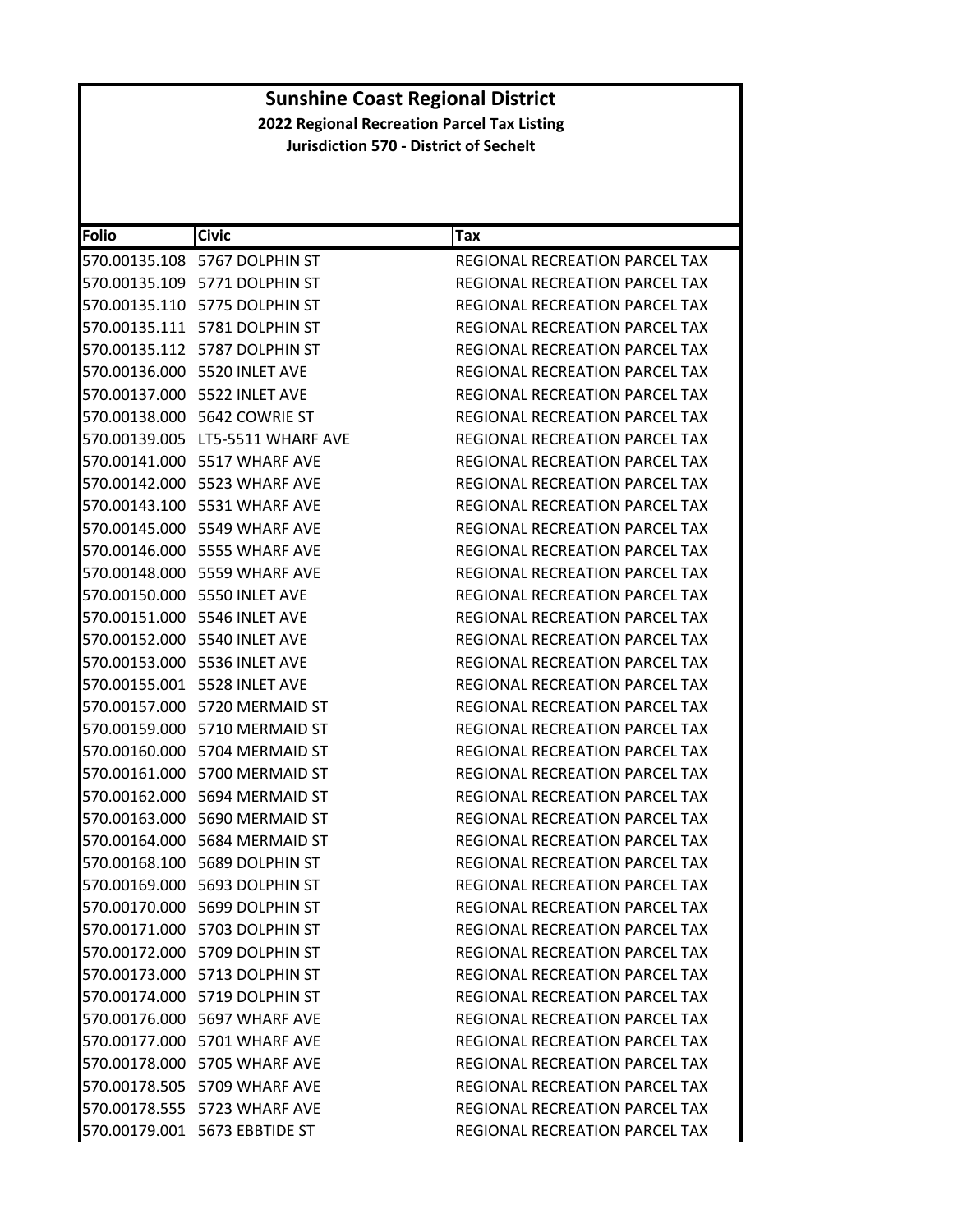# Sunshine Coast Regional District

## 2022 Regional Recreation Parcel Tax Listing

### Jurisdiction 570 - District of Sechelt

| Folio | Civic | Tax |
|---|---|---|
| 570.00135.108 | 5767 DOLPHIN ST | REGIONAL RECREATION PARCEL TAX |
| 570.00135.109 | 5771 DOLPHIN ST | REGIONAL RECREATION PARCEL TAX |
| 570.00135.110 | 5775 DOLPHIN ST | REGIONAL RECREATION PARCEL TAX |
| 570.00135.111 | 5781 DOLPHIN ST | REGIONAL RECREATION PARCEL TAX |
| 570.00135.112 | 5787 DOLPHIN ST | REGIONAL RECREATION PARCEL TAX |
| 570.00136.000 | 5520 INLET AVE | REGIONAL RECREATION PARCEL TAX |
| 570.00137.000 | 5522 INLET AVE | REGIONAL RECREATION PARCEL TAX |
| 570.00138.000 | 5642 COWRIE ST | REGIONAL RECREATION PARCEL TAX |
| 570.00139.005 | LT5-5511 WHARF AVE | REGIONAL RECREATION PARCEL TAX |
| 570.00141.000 | 5517 WHARF AVE | REGIONAL RECREATION PARCEL TAX |
| 570.00142.000 | 5523 WHARF AVE | REGIONAL RECREATION PARCEL TAX |
| 570.00143.100 | 5531 WHARF AVE | REGIONAL RECREATION PARCEL TAX |
| 570.00145.000 | 5549 WHARF AVE | REGIONAL RECREATION PARCEL TAX |
| 570.00146.000 | 5555 WHARF AVE | REGIONAL RECREATION PARCEL TAX |
| 570.00148.000 | 5559 WHARF AVE | REGIONAL RECREATION PARCEL TAX |
| 570.00150.000 | 5550 INLET AVE | REGIONAL RECREATION PARCEL TAX |
| 570.00151.000 | 5546 INLET AVE | REGIONAL RECREATION PARCEL TAX |
| 570.00152.000 | 5540 INLET AVE | REGIONAL RECREATION PARCEL TAX |
| 570.00153.000 | 5536 INLET AVE | REGIONAL RECREATION PARCEL TAX |
| 570.00155.001 | 5528 INLET AVE | REGIONAL RECREATION PARCEL TAX |
| 570.00157.000 | 5720 MERMAID ST | REGIONAL RECREATION PARCEL TAX |
| 570.00159.000 | 5710 MERMAID ST | REGIONAL RECREATION PARCEL TAX |
| 570.00160.000 | 5704 MERMAID ST | REGIONAL RECREATION PARCEL TAX |
| 570.00161.000 | 5700 MERMAID ST | REGIONAL RECREATION PARCEL TAX |
| 570.00162.000 | 5694 MERMAID ST | REGIONAL RECREATION PARCEL TAX |
| 570.00163.000 | 5690 MERMAID ST | REGIONAL RECREATION PARCEL TAX |
| 570.00164.000 | 5684 MERMAID ST | REGIONAL RECREATION PARCEL TAX |
| 570.00168.100 | 5689 DOLPHIN ST | REGIONAL RECREATION PARCEL TAX |
| 570.00169.000 | 5693 DOLPHIN ST | REGIONAL RECREATION PARCEL TAX |
| 570.00170.000 | 5699 DOLPHIN ST | REGIONAL RECREATION PARCEL TAX |
| 570.00171.000 | 5703 DOLPHIN ST | REGIONAL RECREATION PARCEL TAX |
| 570.00172.000 | 5709 DOLPHIN ST | REGIONAL RECREATION PARCEL TAX |
| 570.00173.000 | 5713 DOLPHIN ST | REGIONAL RECREATION PARCEL TAX |
| 570.00174.000 | 5719 DOLPHIN ST | REGIONAL RECREATION PARCEL TAX |
| 570.00176.000 | 5697 WHARF AVE | REGIONAL RECREATION PARCEL TAX |
| 570.00177.000 | 5701 WHARF AVE | REGIONAL RECREATION PARCEL TAX |
| 570.00178.000 | 5705 WHARF AVE | REGIONAL RECREATION PARCEL TAX |
| 570.00178.505 | 5709 WHARF AVE | REGIONAL RECREATION PARCEL TAX |
| 570.00178.555 | 5723 WHARF AVE | REGIONAL RECREATION PARCEL TAX |
| 570.00179.001 | 5673 EBBTIDE ST | REGIONAL RECREATION PARCEL TAX |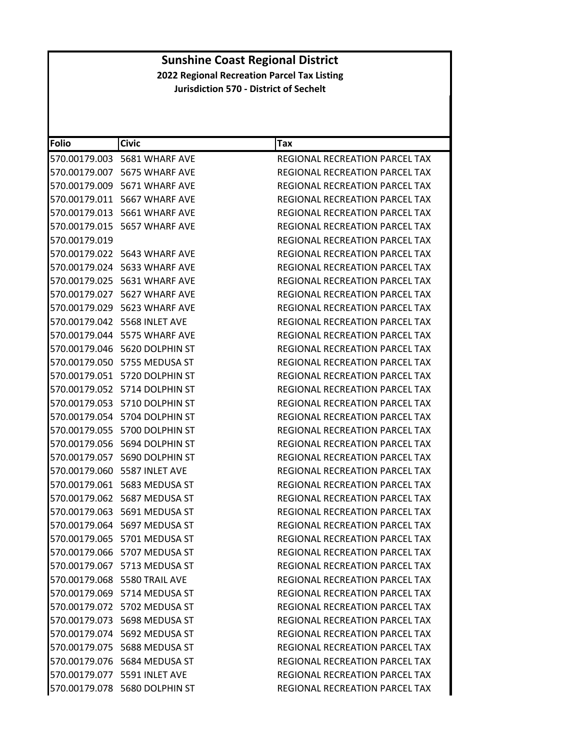# Sunshine Coast Regional District

## 2022 Regional Recreation Parcel Tax Listing

### Jurisdiction 570 - District of Sechelt

| Folio | Civic | Tax |
|---|---|---|
| 570.00179.003 | 5681 WHARF AVE | REGIONAL RECREATION PARCEL TAX |
| 570.00179.007 | 5675 WHARF AVE | REGIONAL RECREATION PARCEL TAX |
| 570.00179.009 | 5671 WHARF AVE | REGIONAL RECREATION PARCEL TAX |
| 570.00179.011 | 5667 WHARF AVE | REGIONAL RECREATION PARCEL TAX |
| 570.00179.013 | 5661 WHARF AVE | REGIONAL RECREATION PARCEL TAX |
| 570.00179.015 | 5657 WHARF AVE | REGIONAL RECREATION PARCEL TAX |
| 570.00179.019 | | REGIONAL RECREATION PARCEL TAX |
| 570.00179.022 | 5643 WHARF AVE | REGIONAL RECREATION PARCEL TAX |
| 570.00179.024 | 5633 WHARF AVE | REGIONAL RECREATION PARCEL TAX |
| 570.00179.025 | 5631 WHARF AVE | REGIONAL RECREATION PARCEL TAX |
| 570.00179.027 | 5627 WHARF AVE | REGIONAL RECREATION PARCEL TAX |
| 570.00179.029 | 5623 WHARF AVE | REGIONAL RECREATION PARCEL TAX |
| 570.00179.042 | 5568 INLET AVE | REGIONAL RECREATION PARCEL TAX |
| 570.00179.044 | 5575 WHARF AVE | REGIONAL RECREATION PARCEL TAX |
| 570.00179.046 | 5620 DOLPHIN ST | REGIONAL RECREATION PARCEL TAX |
| 570.00179.050 | 5755 MEDUSA ST | REGIONAL RECREATION PARCEL TAX |
| 570.00179.051 | 5720 DOLPHIN ST | REGIONAL RECREATION PARCEL TAX |
| 570.00179.052 | 5714 DOLPHIN ST | REGIONAL RECREATION PARCEL TAX |
| 570.00179.053 | 5710 DOLPHIN ST | REGIONAL RECREATION PARCEL TAX |
| 570.00179.054 | 5704 DOLPHIN ST | REGIONAL RECREATION PARCEL TAX |
| 570.00179.055 | 5700 DOLPHIN ST | REGIONAL RECREATION PARCEL TAX |
| 570.00179.056 | 5694 DOLPHIN ST | REGIONAL RECREATION PARCEL TAX |
| 570.00179.057 | 5690 DOLPHIN ST | REGIONAL RECREATION PARCEL TAX |
| 570.00179.060 | 5587 INLET AVE | REGIONAL RECREATION PARCEL TAX |
| 570.00179.061 | 5683 MEDUSA ST | REGIONAL RECREATION PARCEL TAX |
| 570.00179.062 | 5687 MEDUSA ST | REGIONAL RECREATION PARCEL TAX |
| 570.00179.063 | 5691 MEDUSA ST | REGIONAL RECREATION PARCEL TAX |
| 570.00179.064 | 5697 MEDUSA ST | REGIONAL RECREATION PARCEL TAX |
| 570.00179.065 | 5701 MEDUSA ST | REGIONAL RECREATION PARCEL TAX |
| 570.00179.066 | 5707 MEDUSA ST | REGIONAL RECREATION PARCEL TAX |
| 570.00179.067 | 5713 MEDUSA ST | REGIONAL RECREATION PARCEL TAX |
| 570.00179.068 | 5580 TRAIL AVE | REGIONAL RECREATION PARCEL TAX |
| 570.00179.069 | 5714 MEDUSA ST | REGIONAL RECREATION PARCEL TAX |
| 570.00179.072 | 5702 MEDUSA ST | REGIONAL RECREATION PARCEL TAX |
| 570.00179.073 | 5698 MEDUSA ST | REGIONAL RECREATION PARCEL TAX |
| 570.00179.074 | 5692 MEDUSA ST | REGIONAL RECREATION PARCEL TAX |
| 570.00179.075 | 5688 MEDUSA ST | REGIONAL RECREATION PARCEL TAX |
| 570.00179.076 | 5684 MEDUSA ST | REGIONAL RECREATION PARCEL TAX |
| 570.00179.077 | 5591 INLET AVE | REGIONAL RECREATION PARCEL TAX |
| 570.00179.078 | 5680 DOLPHIN ST | REGIONAL RECREATION PARCEL TAX |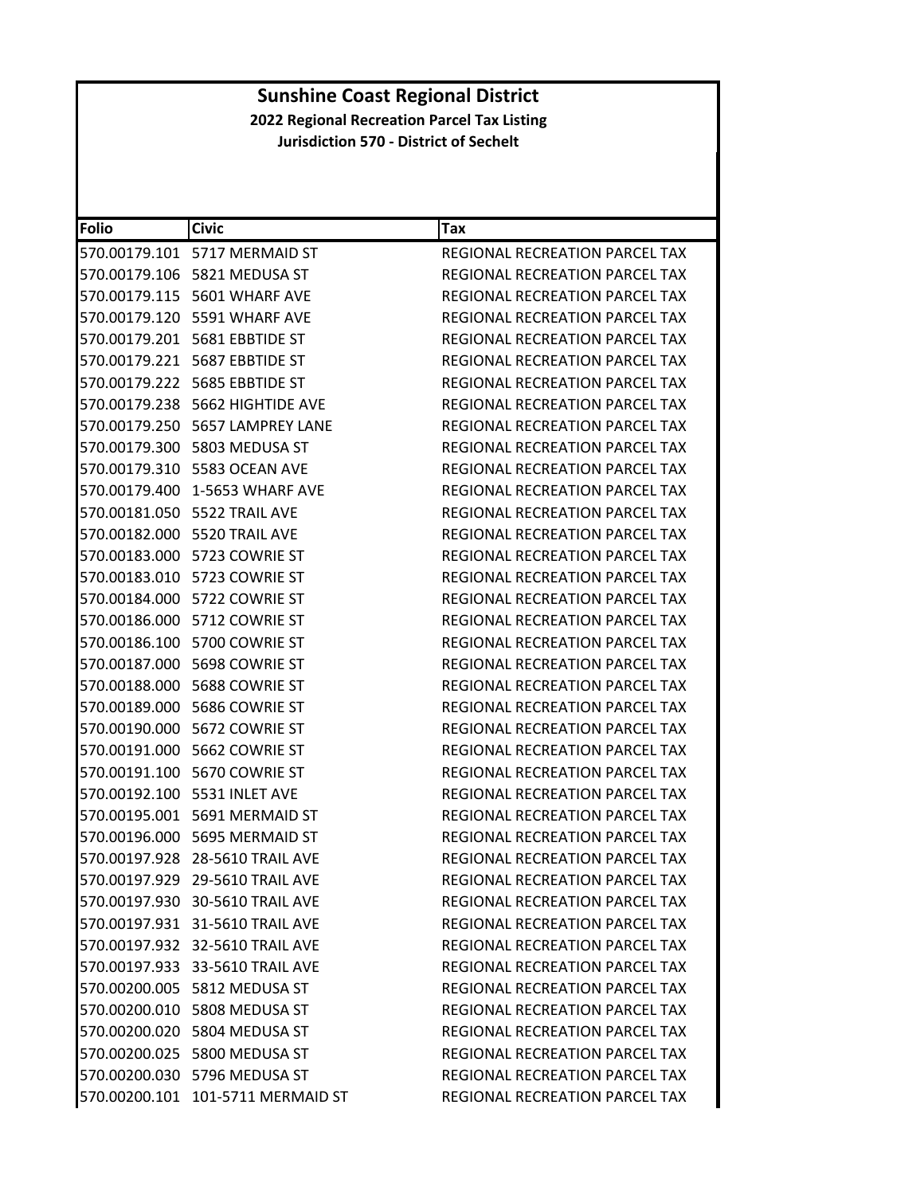# Sunshine Coast Regional District

**2022 Regional Recreation Parcel Tax Listing**

**Jurisdiction 570 - District of Sechelt**

| Folio | Civic | Tax |
|---|---|---|
| 570.00179.101 | 5717 MERMAID ST | REGIONAL RECREATION PARCEL TAX |
| 570.00179.106 | 5821 MEDUSA ST | REGIONAL RECREATION PARCEL TAX |
| 570.00179.115 | 5601 WHARF AVE | REGIONAL RECREATION PARCEL TAX |
| 570.00179.120 | 5591 WHARF AVE | REGIONAL RECREATION PARCEL TAX |
| 570.00179.201 | 5681 EBBTIDE ST | REGIONAL RECREATION PARCEL TAX |
| 570.00179.221 | 5687 EBBTIDE ST | REGIONAL RECREATION PARCEL TAX |
| 570.00179.222 | 5685 EBBTIDE ST | REGIONAL RECREATION PARCEL TAX |
| 570.00179.238 | 5662 HIGHTIDE AVE | REGIONAL RECREATION PARCEL TAX |
| 570.00179.250 | 5657 LAMPREY LANE | REGIONAL RECREATION PARCEL TAX |
| 570.00179.300 | 5803 MEDUSA ST | REGIONAL RECREATION PARCEL TAX |
| 570.00179.310 | 5583 OCEAN AVE | REGIONAL RECREATION PARCEL TAX |
| 570.00179.400 | 1-5653 WHARF AVE | REGIONAL RECREATION PARCEL TAX |
| 570.00181.050 | 5522 TRAIL AVE | REGIONAL RECREATION PARCEL TAX |
| 570.00182.000 | 5520 TRAIL AVE | REGIONAL RECREATION PARCEL TAX |
| 570.00183.000 | 5723 COWRIE ST | REGIONAL RECREATION PARCEL TAX |
| 570.00183.010 | 5723 COWRIE ST | REGIONAL RECREATION PARCEL TAX |
| 570.00184.000 | 5722 COWRIE ST | REGIONAL RECREATION PARCEL TAX |
| 570.00186.000 | 5712 COWRIE ST | REGIONAL RECREATION PARCEL TAX |
| 570.00186.100 | 5700 COWRIE ST | REGIONAL RECREATION PARCEL TAX |
| 570.00187.000 | 5698 COWRIE ST | REGIONAL RECREATION PARCEL TAX |
| 570.00188.000 | 5688 COWRIE ST | REGIONAL RECREATION PARCEL TAX |
| 570.00189.000 | 5686 COWRIE ST | REGIONAL RECREATION PARCEL TAX |
| 570.00190.000 | 5672 COWRIE ST | REGIONAL RECREATION PARCEL TAX |
| 570.00191.000 | 5662 COWRIE ST | REGIONAL RECREATION PARCEL TAX |
| 570.00191.100 | 5670 COWRIE ST | REGIONAL RECREATION PARCEL TAX |
| 570.00192.100 | 5531 INLET AVE | REGIONAL RECREATION PARCEL TAX |
| 570.00195.001 | 5691 MERMAID ST | REGIONAL RECREATION PARCEL TAX |
| 570.00196.000 | 5695 MERMAID ST | REGIONAL RECREATION PARCEL TAX |
| 570.00197.928 | 28-5610 TRAIL AVE | REGIONAL RECREATION PARCEL TAX |
| 570.00197.929 | 29-5610 TRAIL AVE | REGIONAL RECREATION PARCEL TAX |
| 570.00197.930 | 30-5610 TRAIL AVE | REGIONAL RECREATION PARCEL TAX |
| 570.00197.931 | 31-5610 TRAIL AVE | REGIONAL RECREATION PARCEL TAX |
| 570.00197.932 | 32-5610 TRAIL AVE | REGIONAL RECREATION PARCEL TAX |
| 570.00197.933 | 33-5610 TRAIL AVE | REGIONAL RECREATION PARCEL TAX |
| 570.00200.005 | 5812 MEDUSA ST | REGIONAL RECREATION PARCEL TAX |
| 570.00200.010 | 5808 MEDUSA ST | REGIONAL RECREATION PARCEL TAX |
| 570.00200.020 | 5804 MEDUSA ST | REGIONAL RECREATION PARCEL TAX |
| 570.00200.025 | 5800 MEDUSA ST | REGIONAL RECREATION PARCEL TAX |
| 570.00200.030 | 5796 MEDUSA ST | REGIONAL RECREATION PARCEL TAX |
| 570.00200.101 | 101-5711 MERMAID ST | REGIONAL RECREATION PARCEL TAX |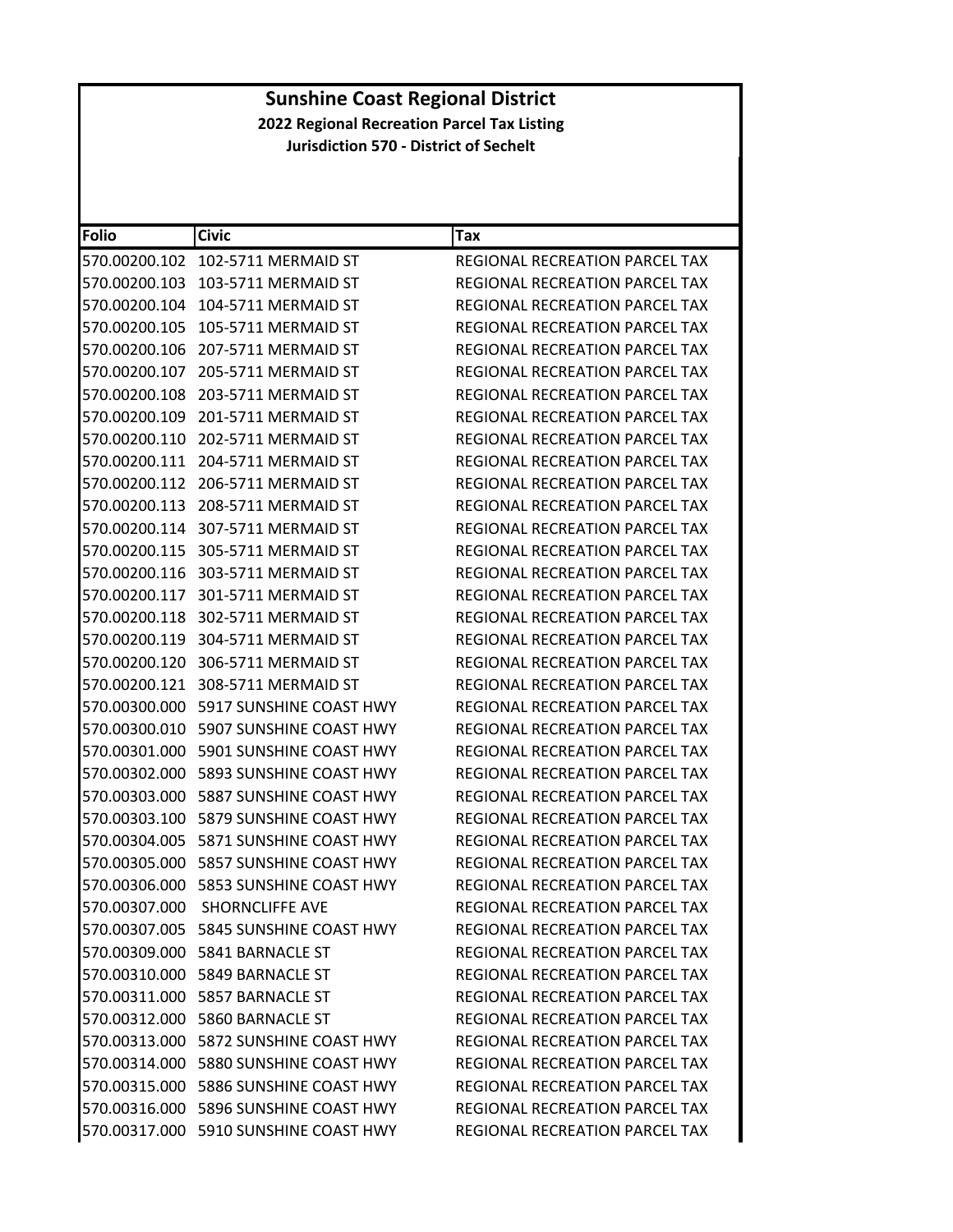# Sunshine Coast Regional District

## 2022 Regional Recreation Parcel Tax Listing

### Jurisdiction 570 - District of Sechelt

| Folio | Civic | Tax |
|---|---|---|
| 570.00200.102 | 102-5711 MERMAID ST | REGIONAL RECREATION PARCEL TAX |
| 570.00200.103 | 103-5711 MERMAID ST | REGIONAL RECREATION PARCEL TAX |
| 570.00200.104 | 104-5711 MERMAID ST | REGIONAL RECREATION PARCEL TAX |
| 570.00200.105 | 105-5711 MERMAID ST | REGIONAL RECREATION PARCEL TAX |
| 570.00200.106 | 207-5711 MERMAID ST | REGIONAL RECREATION PARCEL TAX |
| 570.00200.107 | 205-5711 MERMAID ST | REGIONAL RECREATION PARCEL TAX |
| 570.00200.108 | 203-5711 MERMAID ST | REGIONAL RECREATION PARCEL TAX |
| 570.00200.109 | 201-5711 MERMAID ST | REGIONAL RECREATION PARCEL TAX |
| 570.00200.110 | 202-5711 MERMAID ST | REGIONAL RECREATION PARCEL TAX |
| 570.00200.111 | 204-5711 MERMAID ST | REGIONAL RECREATION PARCEL TAX |
| 570.00200.112 | 206-5711 MERMAID ST | REGIONAL RECREATION PARCEL TAX |
| 570.00200.113 | 208-5711 MERMAID ST | REGIONAL RECREATION PARCEL TAX |
| 570.00200.114 | 307-5711 MERMAID ST | REGIONAL RECREATION PARCEL TAX |
| 570.00200.115 | 305-5711 MERMAID ST | REGIONAL RECREATION PARCEL TAX |
| 570.00200.116 | 303-5711 MERMAID ST | REGIONAL RECREATION PARCEL TAX |
| 570.00200.117 | 301-5711 MERMAID ST | REGIONAL RECREATION PARCEL TAX |
| 570.00200.118 | 302-5711 MERMAID ST | REGIONAL RECREATION PARCEL TAX |
| 570.00200.119 | 304-5711 MERMAID ST | REGIONAL RECREATION PARCEL TAX |
| 570.00200.120 | 306-5711 MERMAID ST | REGIONAL RECREATION PARCEL TAX |
| 570.00200.121 | 308-5711 MERMAID ST | REGIONAL RECREATION PARCEL TAX |
| 570.00300.000 | 5917 SUNSHINE COAST HWY | REGIONAL RECREATION PARCEL TAX |
| 570.00300.010 | 5907 SUNSHINE COAST HWY | REGIONAL RECREATION PARCEL TAX |
| 570.00301.000 | 5901 SUNSHINE COAST HWY | REGIONAL RECREATION PARCEL TAX |
| 570.00302.000 | 5893 SUNSHINE COAST HWY | REGIONAL RECREATION PARCEL TAX |
| 570.00303.000 | 5887 SUNSHINE COAST HWY | REGIONAL RECREATION PARCEL TAX |
| 570.00303.100 | 5879 SUNSHINE COAST HWY | REGIONAL RECREATION PARCEL TAX |
| 570.00304.005 | 5871 SUNSHINE COAST HWY | REGIONAL RECREATION PARCEL TAX |
| 570.00305.000 | 5857 SUNSHINE COAST HWY | REGIONAL RECREATION PARCEL TAX |
| 570.00306.000 | 5853 SUNSHINE COAST HWY | REGIONAL RECREATION PARCEL TAX |
| 570.00307.000 | SHORNCLIFFE AVE | REGIONAL RECREATION PARCEL TAX |
| 570.00307.005 | 5845 SUNSHINE COAST HWY | REGIONAL RECREATION PARCEL TAX |
| 570.00309.000 | 5841 BARNACLE ST | REGIONAL RECREATION PARCEL TAX |
| 570.00310.000 | 5849 BARNACLE ST | REGIONAL RECREATION PARCEL TAX |
| 570.00311.000 | 5857 BARNACLE ST | REGIONAL RECREATION PARCEL TAX |
| 570.00312.000 | 5860 BARNACLE ST | REGIONAL RECREATION PARCEL TAX |
| 570.00313.000 | 5872 SUNSHINE COAST HWY | REGIONAL RECREATION PARCEL TAX |
| 570.00314.000 | 5880 SUNSHINE COAST HWY | REGIONAL RECREATION PARCEL TAX |
| 570.00315.000 | 5886 SUNSHINE COAST HWY | REGIONAL RECREATION PARCEL TAX |
| 570.00316.000 | 5896 SUNSHINE COAST HWY | REGIONAL RECREATION PARCEL TAX |
| 570.00317.000 | 5910 SUNSHINE COAST HWY | REGIONAL RECREATION PARCEL TAX |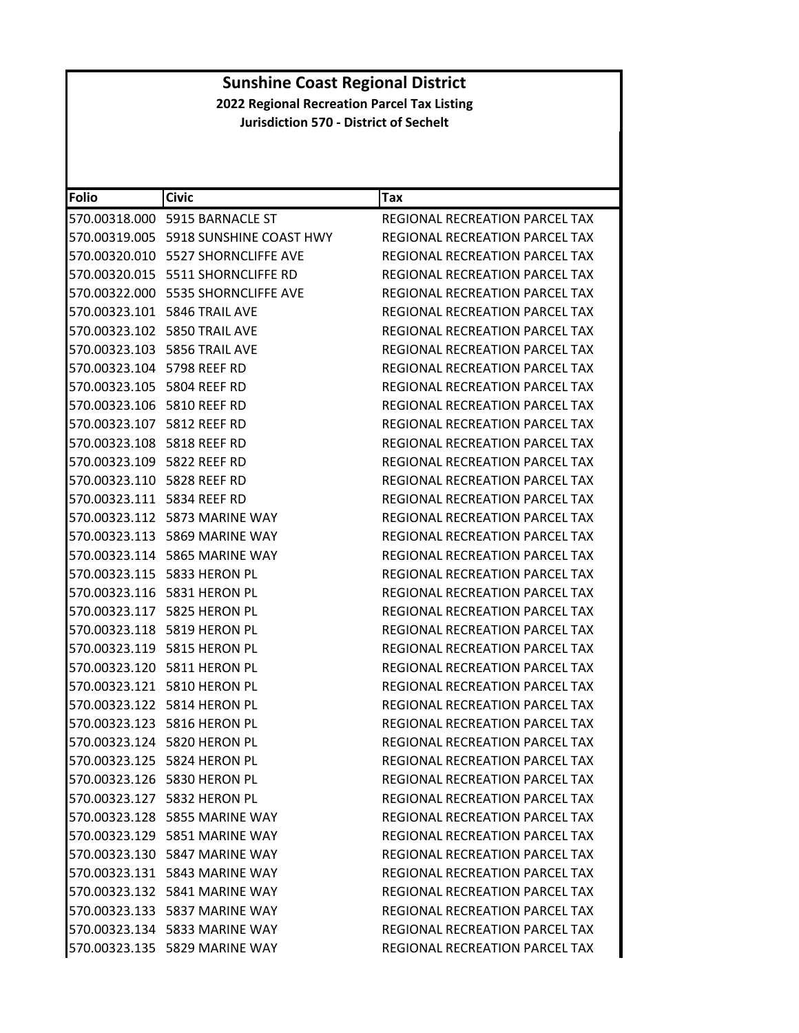# Sunshine Coast Regional District

## 2022 Regional Recreation Parcel Tax Listing

### Jurisdiction 570 - District of Sechelt

| Folio | Civic | Tax |
|---|---|---|
| 570.00318.000 | 5915 BARNACLE ST | REGIONAL RECREATION PARCEL TAX |
| 570.00319.005 | 5918 SUNSHINE COAST HWY | REGIONAL RECREATION PARCEL TAX |
| 570.00320.010 | 5527 SHORNCLIFFE AVE | REGIONAL RECREATION PARCEL TAX |
| 570.00320.015 | 5511 SHORNCLIFFE RD | REGIONAL RECREATION PARCEL TAX |
| 570.00322.000 | 5535 SHORNCLIFFE AVE | REGIONAL RECREATION PARCEL TAX |
| 570.00323.101 | 5846 TRAIL AVE | REGIONAL RECREATION PARCEL TAX |
| 570.00323.102 | 5850 TRAIL AVE | REGIONAL RECREATION PARCEL TAX |
| 570.00323.103 | 5856 TRAIL AVE | REGIONAL RECREATION PARCEL TAX |
| 570.00323.104 | 5798 REEF RD | REGIONAL RECREATION PARCEL TAX |
| 570.00323.105 | 5804 REEF RD | REGIONAL RECREATION PARCEL TAX |
| 570.00323.106 | 5810 REEF RD | REGIONAL RECREATION PARCEL TAX |
| 570.00323.107 | 5812 REEF RD | REGIONAL RECREATION PARCEL TAX |
| 570.00323.108 | 5818 REEF RD | REGIONAL RECREATION PARCEL TAX |
| 570.00323.109 | 5822 REEF RD | REGIONAL RECREATION PARCEL TAX |
| 570.00323.110 | 5828 REEF RD | REGIONAL RECREATION PARCEL TAX |
| 570.00323.111 | 5834 REEF RD | REGIONAL RECREATION PARCEL TAX |
| 570.00323.112 | 5873 MARINE WAY | REGIONAL RECREATION PARCEL TAX |
| 570.00323.113 | 5869 MARINE WAY | REGIONAL RECREATION PARCEL TAX |
| 570.00323.114 | 5865 MARINE WAY | REGIONAL RECREATION PARCEL TAX |
| 570.00323.115 | 5833 HERON PL | REGIONAL RECREATION PARCEL TAX |
| 570.00323.116 | 5831 HERON PL | REGIONAL RECREATION PARCEL TAX |
| 570.00323.117 | 5825 HERON PL | REGIONAL RECREATION PARCEL TAX |
| 570.00323.118 | 5819 HERON PL | REGIONAL RECREATION PARCEL TAX |
| 570.00323.119 | 5815 HERON PL | REGIONAL RECREATION PARCEL TAX |
| 570.00323.120 | 5811 HERON PL | REGIONAL RECREATION PARCEL TAX |
| 570.00323.121 | 5810 HERON PL | REGIONAL RECREATION PARCEL TAX |
| 570.00323.122 | 5814 HERON PL | REGIONAL RECREATION PARCEL TAX |
| 570.00323.123 | 5816 HERON PL | REGIONAL RECREATION PARCEL TAX |
| 570.00323.124 | 5820 HERON PL | REGIONAL RECREATION PARCEL TAX |
| 570.00323.125 | 5824 HERON PL | REGIONAL RECREATION PARCEL TAX |
| 570.00323.126 | 5830 HERON PL | REGIONAL RECREATION PARCEL TAX |
| 570.00323.127 | 5832 HERON PL | REGIONAL RECREATION PARCEL TAX |
| 570.00323.128 | 5855 MARINE WAY | REGIONAL RECREATION PARCEL TAX |
| 570.00323.129 | 5851 MARINE WAY | REGIONAL RECREATION PARCEL TAX |
| 570.00323.130 | 5847 MARINE WAY | REGIONAL RECREATION PARCEL TAX |
| 570.00323.131 | 5843 MARINE WAY | REGIONAL RECREATION PARCEL TAX |
| 570.00323.132 | 5841 MARINE WAY | REGIONAL RECREATION PARCEL TAX |
| 570.00323.133 | 5837 MARINE WAY | REGIONAL RECREATION PARCEL TAX |
| 570.00323.134 | 5833 MARINE WAY | REGIONAL RECREATION PARCEL TAX |
| 570.00323.135 | 5829 MARINE WAY | REGIONAL RECREATION PARCEL TAX |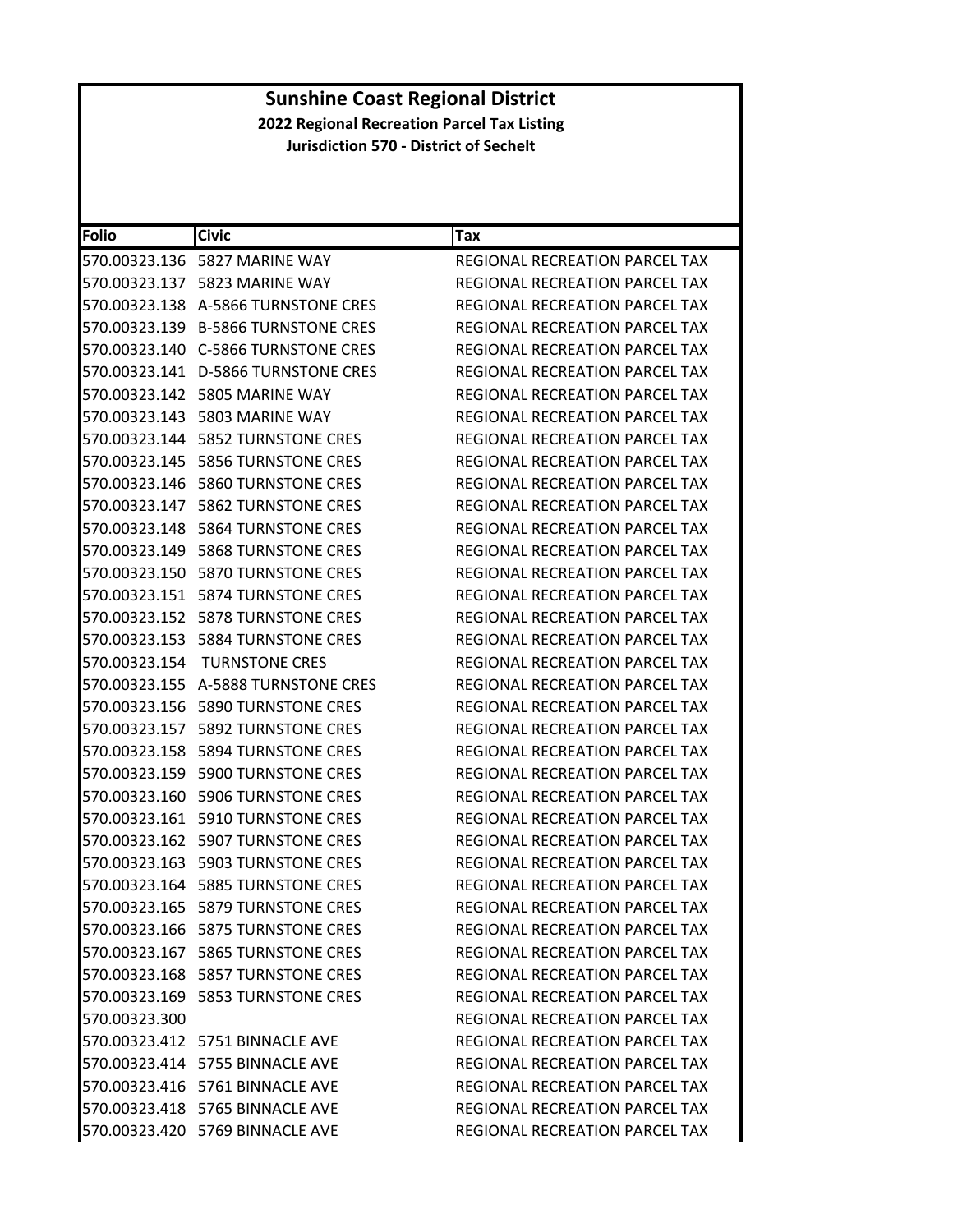# Sunshine Coast Regional District

## 2022 Regional Recreation Parcel Tax Listing

### Jurisdiction 570 - District of Sechelt

| Folio | Civic | Tax |
|---|---|---|
| 570.00323.136 | 5827 MARINE WAY | REGIONAL RECREATION PARCEL TAX |
| 570.00323.137 | 5823 MARINE WAY | REGIONAL RECREATION PARCEL TAX |
| 570.00323.138 | A-5866 TURNSTONE CRES | REGIONAL RECREATION PARCEL TAX |
| 570.00323.139 | B-5866 TURNSTONE CRES | REGIONAL RECREATION PARCEL TAX |
| 570.00323.140 | C-5866 TURNSTONE CRES | REGIONAL RECREATION PARCEL TAX |
| 570.00323.141 | D-5866 TURNSTONE CRES | REGIONAL RECREATION PARCEL TAX |
| 570.00323.142 | 5805 MARINE WAY | REGIONAL RECREATION PARCEL TAX |
| 570.00323.143 | 5803 MARINE WAY | REGIONAL RECREATION PARCEL TAX |
| 570.00323.144 | 5852 TURNSTONE CRES | REGIONAL RECREATION PARCEL TAX |
| 570.00323.145 | 5856 TURNSTONE CRES | REGIONAL RECREATION PARCEL TAX |
| 570.00323.146 | 5860 TURNSTONE CRES | REGIONAL RECREATION PARCEL TAX |
| 570.00323.147 | 5862 TURNSTONE CRES | REGIONAL RECREATION PARCEL TAX |
| 570.00323.148 | 5864 TURNSTONE CRES | REGIONAL RECREATION PARCEL TAX |
| 570.00323.149 | 5868 TURNSTONE CRES | REGIONAL RECREATION PARCEL TAX |
| 570.00323.150 | 5870 TURNSTONE CRES | REGIONAL RECREATION PARCEL TAX |
| 570.00323.151 | 5874 TURNSTONE CRES | REGIONAL RECREATION PARCEL TAX |
| 570.00323.152 | 5878 TURNSTONE CRES | REGIONAL RECREATION PARCEL TAX |
| 570.00323.153 | 5884 TURNSTONE CRES | REGIONAL RECREATION PARCEL TAX |
| 570.00323.154 | TURNSTONE CRES | REGIONAL RECREATION PARCEL TAX |
| 570.00323.155 | A-5888 TURNSTONE CRES | REGIONAL RECREATION PARCEL TAX |
| 570.00323.156 | 5890 TURNSTONE CRES | REGIONAL RECREATION PARCEL TAX |
| 570.00323.157 | 5892 TURNSTONE CRES | REGIONAL RECREATION PARCEL TAX |
| 570.00323.158 | 5894 TURNSTONE CRES | REGIONAL RECREATION PARCEL TAX |
| 570.00323.159 | 5900 TURNSTONE CRES | REGIONAL RECREATION PARCEL TAX |
| 570.00323.160 | 5906 TURNSTONE CRES | REGIONAL RECREATION PARCEL TAX |
| 570.00323.161 | 5910 TURNSTONE CRES | REGIONAL RECREATION PARCEL TAX |
| 570.00323.162 | 5907 TURNSTONE CRES | REGIONAL RECREATION PARCEL TAX |
| 570.00323.163 | 5903 TURNSTONE CRES | REGIONAL RECREATION PARCEL TAX |
| 570.00323.164 | 5885 TURNSTONE CRES | REGIONAL RECREATION PARCEL TAX |
| 570.00323.165 | 5879 TURNSTONE CRES | REGIONAL RECREATION PARCEL TAX |
| 570.00323.166 | 5875 TURNSTONE CRES | REGIONAL RECREATION PARCEL TAX |
| 570.00323.167 | 5865 TURNSTONE CRES | REGIONAL RECREATION PARCEL TAX |
| 570.00323.168 | 5857 TURNSTONE CRES | REGIONAL RECREATION PARCEL TAX |
| 570.00323.169 | 5853 TURNSTONE CRES | REGIONAL RECREATION PARCEL TAX |
| 570.00323.300 | | REGIONAL RECREATION PARCEL TAX |
| 570.00323.412 | 5751 BINNACLE AVE | REGIONAL RECREATION PARCEL TAX |
| 570.00323.414 | 5755 BINNACLE AVE | REGIONAL RECREATION PARCEL TAX |
| 570.00323.416 | 5761 BINNACLE AVE | REGIONAL RECREATION PARCEL TAX |
| 570.00323.418 | 5765 BINNACLE AVE | REGIONAL RECREATION PARCEL TAX |
| 570.00323.420 | 5769 BINNACLE AVE | REGIONAL RECREATION PARCEL TAX |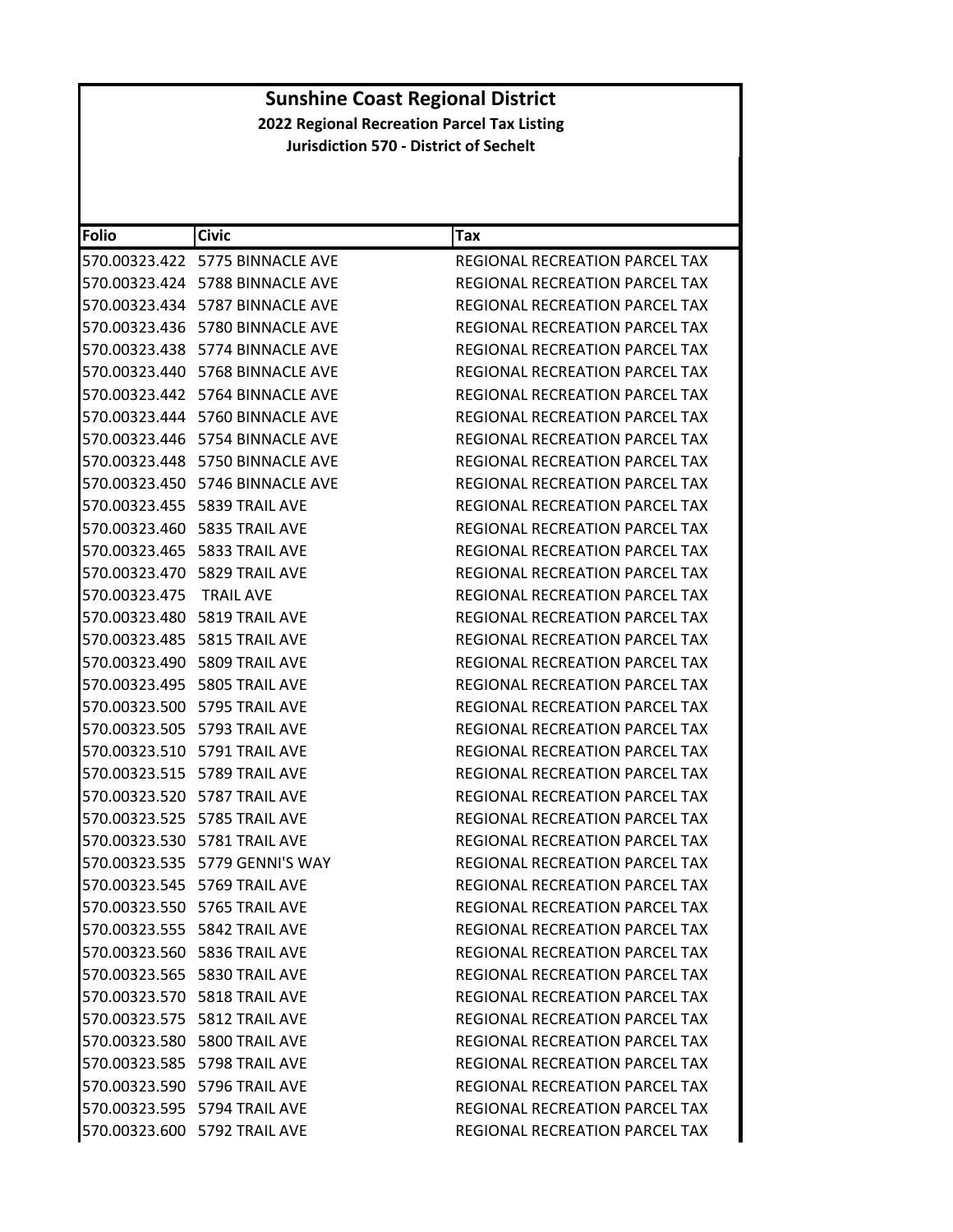# Sunshine Coast Regional District

## 2022 Regional Recreation Parcel Tax Listing

### Jurisdiction 570 - District of Sechelt

| Folio | Civic | Tax |
|---|---|---|
| 570.00323.422 | 5775 BINNACLE AVE | REGIONAL RECREATION PARCEL TAX |
| 570.00323.424 | 5788 BINNACLE AVE | REGIONAL RECREATION PARCEL TAX |
| 570.00323.434 | 5787 BINNACLE AVE | REGIONAL RECREATION PARCEL TAX |
| 570.00323.436 | 5780 BINNACLE AVE | REGIONAL RECREATION PARCEL TAX |
| 570.00323.438 | 5774 BINNACLE AVE | REGIONAL RECREATION PARCEL TAX |
| 570.00323.440 | 5768 BINNACLE AVE | REGIONAL RECREATION PARCEL TAX |
| 570.00323.442 | 5764 BINNACLE AVE | REGIONAL RECREATION PARCEL TAX |
| 570.00323.444 | 5760 BINNACLE AVE | REGIONAL RECREATION PARCEL TAX |
| 570.00323.446 | 5754 BINNACLE AVE | REGIONAL RECREATION PARCEL TAX |
| 570.00323.448 | 5750 BINNACLE AVE | REGIONAL RECREATION PARCEL TAX |
| 570.00323.450 | 5746 BINNACLE AVE | REGIONAL RECREATION PARCEL TAX |
| 570.00323.455 | 5839 TRAIL AVE | REGIONAL RECREATION PARCEL TAX |
| 570.00323.460 | 5835 TRAIL AVE | REGIONAL RECREATION PARCEL TAX |
| 570.00323.465 | 5833 TRAIL AVE | REGIONAL RECREATION PARCEL TAX |
| 570.00323.470 | 5829 TRAIL AVE | REGIONAL RECREATION PARCEL TAX |
| 570.00323.475 | TRAIL AVE | REGIONAL RECREATION PARCEL TAX |
| 570.00323.480 | 5819 TRAIL AVE | REGIONAL RECREATION PARCEL TAX |
| 570.00323.485 | 5815 TRAIL AVE | REGIONAL RECREATION PARCEL TAX |
| 570.00323.490 | 5809 TRAIL AVE | REGIONAL RECREATION PARCEL TAX |
| 570.00323.495 | 5805 TRAIL AVE | REGIONAL RECREATION PARCEL TAX |
| 570.00323.500 | 5795 TRAIL AVE | REGIONAL RECREATION PARCEL TAX |
| 570.00323.505 | 5793 TRAIL AVE | REGIONAL RECREATION PARCEL TAX |
| 570.00323.510 | 5791 TRAIL AVE | REGIONAL RECREATION PARCEL TAX |
| 570.00323.515 | 5789 TRAIL AVE | REGIONAL RECREATION PARCEL TAX |
| 570.00323.520 | 5787 TRAIL AVE | REGIONAL RECREATION PARCEL TAX |
| 570.00323.525 | 5785 TRAIL AVE | REGIONAL RECREATION PARCEL TAX |
| 570.00323.530 | 5781 TRAIL AVE | REGIONAL RECREATION PARCEL TAX |
| 570.00323.535 | 5779 GENNI'S WAY | REGIONAL RECREATION PARCEL TAX |
| 570.00323.545 | 5769 TRAIL AVE | REGIONAL RECREATION PARCEL TAX |
| 570.00323.550 | 5765 TRAIL AVE | REGIONAL RECREATION PARCEL TAX |
| 570.00323.555 | 5842 TRAIL AVE | REGIONAL RECREATION PARCEL TAX |
| 570.00323.560 | 5836 TRAIL AVE | REGIONAL RECREATION PARCEL TAX |
| 570.00323.565 | 5830 TRAIL AVE | REGIONAL RECREATION PARCEL TAX |
| 570.00323.570 | 5818 TRAIL AVE | REGIONAL RECREATION PARCEL TAX |
| 570.00323.575 | 5812 TRAIL AVE | REGIONAL RECREATION PARCEL TAX |
| 570.00323.580 | 5800 TRAIL AVE | REGIONAL RECREATION PARCEL TAX |
| 570.00323.585 | 5798 TRAIL AVE | REGIONAL RECREATION PARCEL TAX |
| 570.00323.590 | 5796 TRAIL AVE | REGIONAL RECREATION PARCEL TAX |
| 570.00323.595 | 5794 TRAIL AVE | REGIONAL RECREATION PARCEL TAX |
| 570.00323.600 | 5792 TRAIL AVE | REGIONAL RECREATION PARCEL TAX |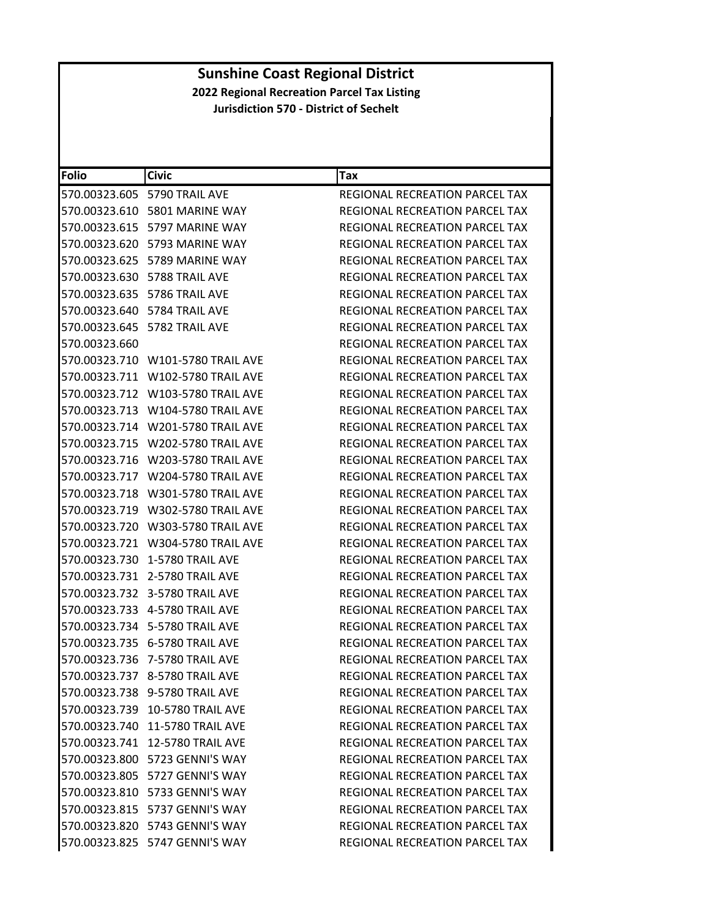# Sunshine Coast Regional District

## 2022 Regional Recreation Parcel Tax Listing

### Jurisdiction 570 - District of Sechelt

| Folio | Civic | Tax |
|---|---|---|
| 570.00323.605 | 5790 TRAIL AVE | REGIONAL RECREATION PARCEL TAX |
| 570.00323.610 | 5801 MARINE WAY | REGIONAL RECREATION PARCEL TAX |
| 570.00323.615 | 5797 MARINE WAY | REGIONAL RECREATION PARCEL TAX |
| 570.00323.620 | 5793 MARINE WAY | REGIONAL RECREATION PARCEL TAX |
| 570.00323.625 | 5789 MARINE WAY | REGIONAL RECREATION PARCEL TAX |
| 570.00323.630 | 5788 TRAIL AVE | REGIONAL RECREATION PARCEL TAX |
| 570.00323.635 | 5786 TRAIL AVE | REGIONAL RECREATION PARCEL TAX |
| 570.00323.640 | 5784 TRAIL AVE | REGIONAL RECREATION PARCEL TAX |
| 570.00323.645 | 5782 TRAIL AVE | REGIONAL RECREATION PARCEL TAX |
| 570.00323.660 | | REGIONAL RECREATION PARCEL TAX |
| 570.00323.710 | W101-5780 TRAIL AVE | REGIONAL RECREATION PARCEL TAX |
| 570.00323.711 | W102-5780 TRAIL AVE | REGIONAL RECREATION PARCEL TAX |
| 570.00323.712 | W103-5780 TRAIL AVE | REGIONAL RECREATION PARCEL TAX |
| 570.00323.713 | W104-5780 TRAIL AVE | REGIONAL RECREATION PARCEL TAX |
| 570.00323.714 | W201-5780 TRAIL AVE | REGIONAL RECREATION PARCEL TAX |
| 570.00323.715 | W202-5780 TRAIL AVE | REGIONAL RECREATION PARCEL TAX |
| 570.00323.716 | W203-5780 TRAIL AVE | REGIONAL RECREATION PARCEL TAX |
| 570.00323.717 | W204-5780 TRAIL AVE | REGIONAL RECREATION PARCEL TAX |
| 570.00323.718 | W301-5780 TRAIL AVE | REGIONAL RECREATION PARCEL TAX |
| 570.00323.719 | W302-5780 TRAIL AVE | REGIONAL RECREATION PARCEL TAX |
| 570.00323.720 | W303-5780 TRAIL AVE | REGIONAL RECREATION PARCEL TAX |
| 570.00323.721 | W304-5780 TRAIL AVE | REGIONAL RECREATION PARCEL TAX |
| 570.00323.730 | 1-5780 TRAIL AVE | REGIONAL RECREATION PARCEL TAX |
| 570.00323.731 | 2-5780 TRAIL AVE | REGIONAL RECREATION PARCEL TAX |
| 570.00323.732 | 3-5780 TRAIL AVE | REGIONAL RECREATION PARCEL TAX |
| 570.00323.733 | 4-5780 TRAIL AVE | REGIONAL RECREATION PARCEL TAX |
| 570.00323.734 | 5-5780 TRAIL AVE | REGIONAL RECREATION PARCEL TAX |
| 570.00323.735 | 6-5780 TRAIL AVE | REGIONAL RECREATION PARCEL TAX |
| 570.00323.736 | 7-5780 TRAIL AVE | REGIONAL RECREATION PARCEL TAX |
| 570.00323.737 | 8-5780 TRAIL AVE | REGIONAL RECREATION PARCEL TAX |
| 570.00323.738 | 9-5780 TRAIL AVE | REGIONAL RECREATION PARCEL TAX |
| 570.00323.739 | 10-5780 TRAIL AVE | REGIONAL RECREATION PARCEL TAX |
| 570.00323.740 | 11-5780 TRAIL AVE | REGIONAL RECREATION PARCEL TAX |
| 570.00323.741 | 12-5780 TRAIL AVE | REGIONAL RECREATION PARCEL TAX |
| 570.00323.800 | 5723 GENNI'S WAY | REGIONAL RECREATION PARCEL TAX |
| 570.00323.805 | 5727 GENNI'S WAY | REGIONAL RECREATION PARCEL TAX |
| 570.00323.810 | 5733 GENNI'S WAY | REGIONAL RECREATION PARCEL TAX |
| 570.00323.815 | 5737 GENNI'S WAY | REGIONAL RECREATION PARCEL TAX |
| 570.00323.820 | 5743 GENNI'S WAY | REGIONAL RECREATION PARCEL TAX |
| 570.00323.825 | 5747 GENNI'S WAY | REGIONAL RECREATION PARCEL TAX |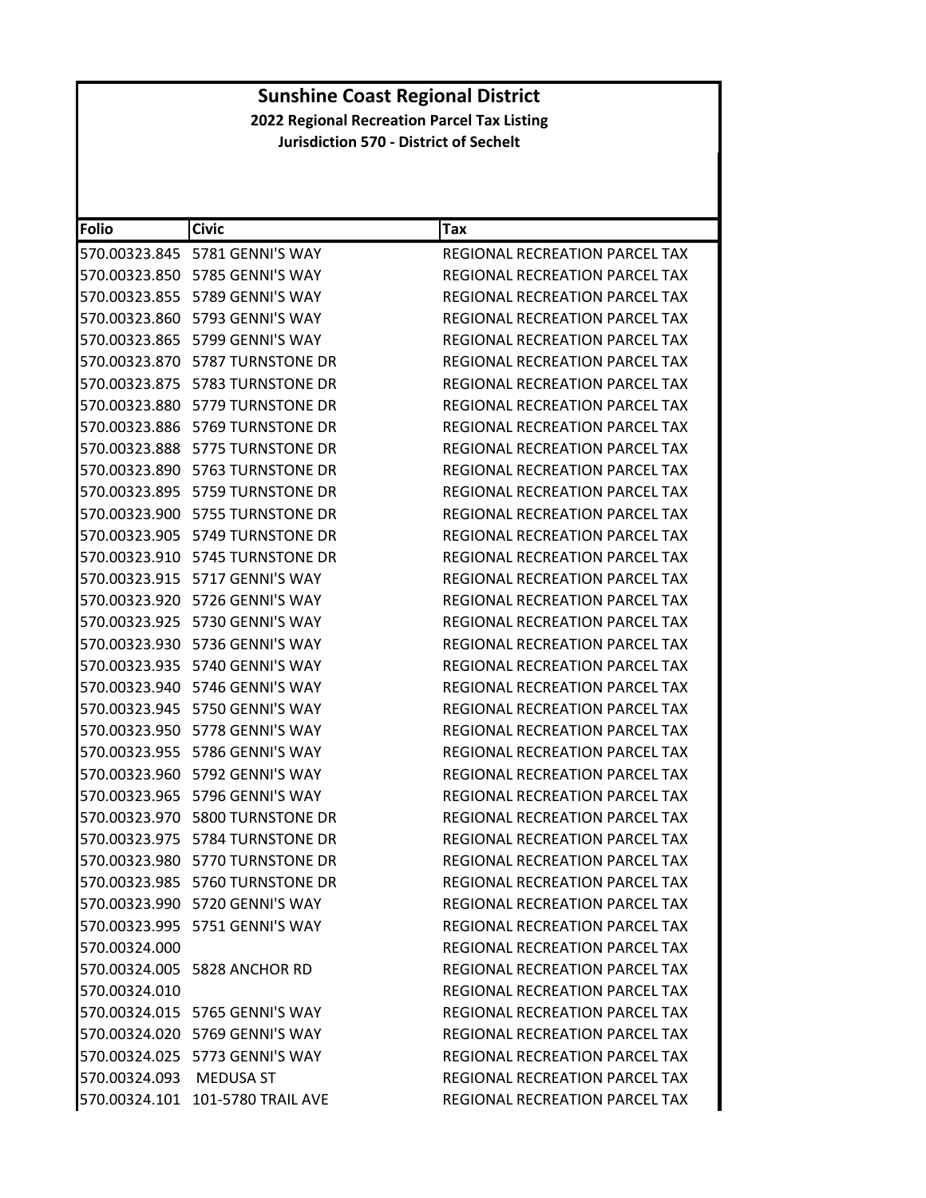# Sunshine Coast Regional District

**2022 Regional Recreation Parcel Tax Listing**

**Jurisdiction 570 - District of Sechelt**

| Folio | Civic | Tax |
|---|---|---|
| 570.00323.845 | 5781 GENNI'S WAY | REGIONAL RECREATION PARCEL TAX |
| 570.00323.850 | 5785 GENNI'S WAY | REGIONAL RECREATION PARCEL TAX |
| 570.00323.855 | 5789 GENNI'S WAY | REGIONAL RECREATION PARCEL TAX |
| 570.00323.860 | 5793 GENNI'S WAY | REGIONAL RECREATION PARCEL TAX |
| 570.00323.865 | 5799 GENNI'S WAY | REGIONAL RECREATION PARCEL TAX |
| 570.00323.870 | 5787 TURNSTONE DR | REGIONAL RECREATION PARCEL TAX |
| 570.00323.875 | 5783 TURNSTONE DR | REGIONAL RECREATION PARCEL TAX |
| 570.00323.880 | 5779 TURNSTONE DR | REGIONAL RECREATION PARCEL TAX |
| 570.00323.886 | 5769 TURNSTONE DR | REGIONAL RECREATION PARCEL TAX |
| 570.00323.888 | 5775 TURNSTONE DR | REGIONAL RECREATION PARCEL TAX |
| 570.00323.890 | 5763 TURNSTONE DR | REGIONAL RECREATION PARCEL TAX |
| 570.00323.895 | 5759 TURNSTONE DR | REGIONAL RECREATION PARCEL TAX |
| 570.00323.900 | 5755 TURNSTONE DR | REGIONAL RECREATION PARCEL TAX |
| 570.00323.905 | 5749 TURNSTONE DR | REGIONAL RECREATION PARCEL TAX |
| 570.00323.910 | 5745 TURNSTONE DR | REGIONAL RECREATION PARCEL TAX |
| 570.00323.915 | 5717 GENNI'S WAY | REGIONAL RECREATION PARCEL TAX |
| 570.00323.920 | 5726 GENNI'S WAY | REGIONAL RECREATION PARCEL TAX |
| 570.00323.925 | 5730 GENNI'S WAY | REGIONAL RECREATION PARCEL TAX |
| 570.00323.930 | 5736 GENNI'S WAY | REGIONAL RECREATION PARCEL TAX |
| 570.00323.935 | 5740 GENNI'S WAY | REGIONAL RECREATION PARCEL TAX |
| 570.00323.940 | 5746 GENNI'S WAY | REGIONAL RECREATION PARCEL TAX |
| 570.00323.945 | 5750 GENNI'S WAY | REGIONAL RECREATION PARCEL TAX |
| 570.00323.950 | 5778 GENNI'S WAY | REGIONAL RECREATION PARCEL TAX |
| 570.00323.955 | 5786 GENNI'S WAY | REGIONAL RECREATION PARCEL TAX |
| 570.00323.960 | 5792 GENNI'S WAY | REGIONAL RECREATION PARCEL TAX |
| 570.00323.965 | 5796 GENNI'S WAY | REGIONAL RECREATION PARCEL TAX |
| 570.00323.970 | 5800 TURNSTONE DR | REGIONAL RECREATION PARCEL TAX |
| 570.00323.975 | 5784 TURNSTONE DR | REGIONAL RECREATION PARCEL TAX |
| 570.00323.980 | 5770 TURNSTONE DR | REGIONAL RECREATION PARCEL TAX |
| 570.00323.985 | 5760 TURNSTONE DR | REGIONAL RECREATION PARCEL TAX |
| 570.00323.990 | 5720 GENNI'S WAY | REGIONAL RECREATION PARCEL TAX |
| 570.00323.995 | 5751 GENNI'S WAY | REGIONAL RECREATION PARCEL TAX |
| 570.00324.000 | | REGIONAL RECREATION PARCEL TAX |
| 570.00324.005 | 5828 ANCHOR RD | REGIONAL RECREATION PARCEL TAX |
| 570.00324.010 | | REGIONAL RECREATION PARCEL TAX |
| 570.00324.015 | 5765 GENNI'S WAY | REGIONAL RECREATION PARCEL TAX |
| 570.00324.020 | 5769 GENNI'S WAY | REGIONAL RECREATION PARCEL TAX |
| 570.00324.025 | 5773 GENNI'S WAY | REGIONAL RECREATION PARCEL TAX |
| 570.00324.093 | MEDUSA ST | REGIONAL RECREATION PARCEL TAX |
| 570.00324.101 | 101-5780 TRAIL AVE | REGIONAL RECREATION PARCEL TAX |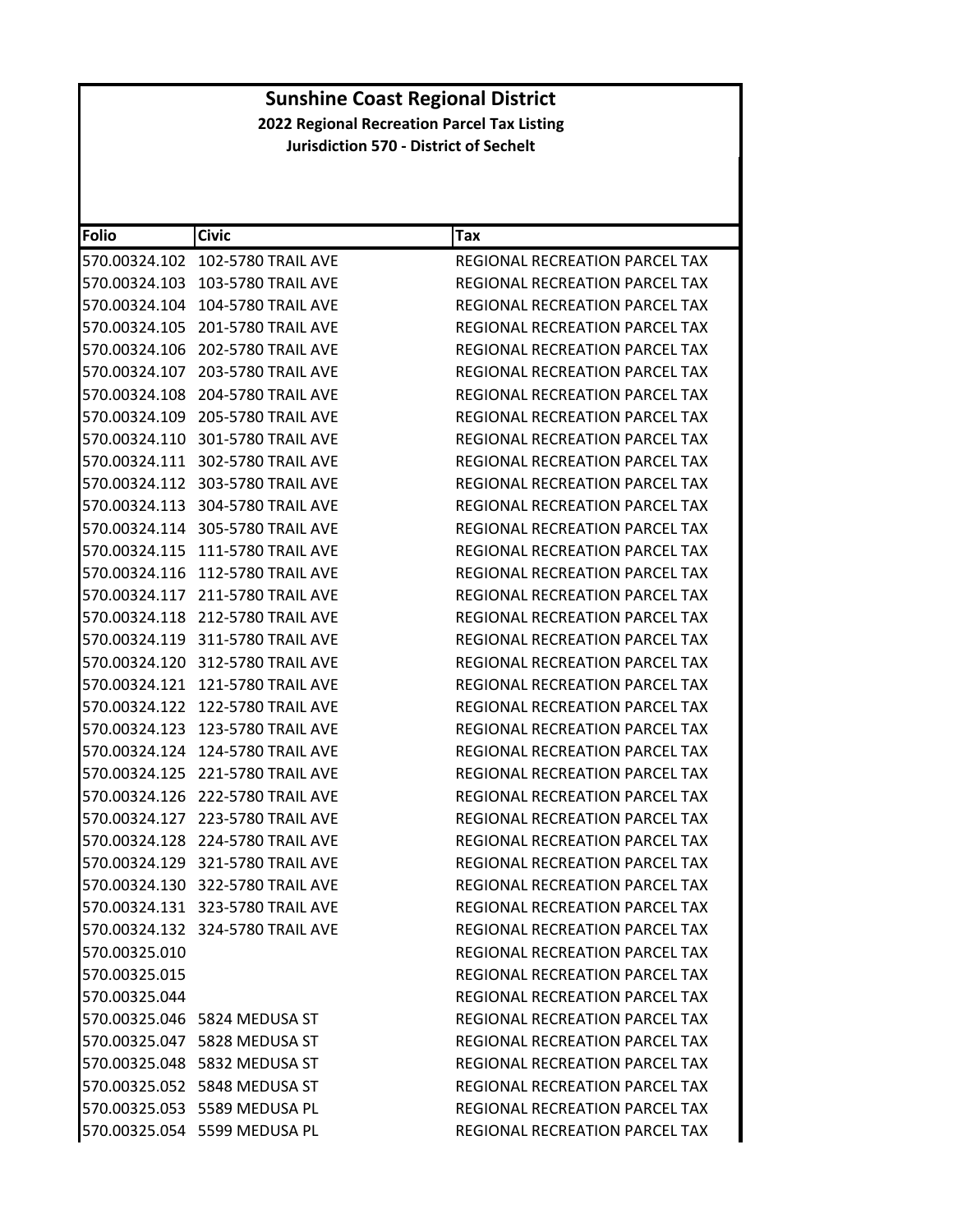# Sunshine Coast Regional District

## 2022 Regional Recreation Parcel Tax Listing

### Jurisdiction 570 - District of Sechelt

| Folio | Civic | Tax |
|---|---|---|
| 570.00324.102 | 102-5780 TRAIL AVE | REGIONAL RECREATION PARCEL TAX |
| 570.00324.103 | 103-5780 TRAIL AVE | REGIONAL RECREATION PARCEL TAX |
| 570.00324.104 | 104-5780 TRAIL AVE | REGIONAL RECREATION PARCEL TAX |
| 570.00324.105 | 201-5780 TRAIL AVE | REGIONAL RECREATION PARCEL TAX |
| 570.00324.106 | 202-5780 TRAIL AVE | REGIONAL RECREATION PARCEL TAX |
| 570.00324.107 | 203-5780 TRAIL AVE | REGIONAL RECREATION PARCEL TAX |
| 570.00324.108 | 204-5780 TRAIL AVE | REGIONAL RECREATION PARCEL TAX |
| 570.00324.109 | 205-5780 TRAIL AVE | REGIONAL RECREATION PARCEL TAX |
| 570.00324.110 | 301-5780 TRAIL AVE | REGIONAL RECREATION PARCEL TAX |
| 570.00324.111 | 302-5780 TRAIL AVE | REGIONAL RECREATION PARCEL TAX |
| 570.00324.112 | 303-5780 TRAIL AVE | REGIONAL RECREATION PARCEL TAX |
| 570.00324.113 | 304-5780 TRAIL AVE | REGIONAL RECREATION PARCEL TAX |
| 570.00324.114 | 305-5780 TRAIL AVE | REGIONAL RECREATION PARCEL TAX |
| 570.00324.115 | 111-5780 TRAIL AVE | REGIONAL RECREATION PARCEL TAX |
| 570.00324.116 | 112-5780 TRAIL AVE | REGIONAL RECREATION PARCEL TAX |
| 570.00324.117 | 211-5780 TRAIL AVE | REGIONAL RECREATION PARCEL TAX |
| 570.00324.118 | 212-5780 TRAIL AVE | REGIONAL RECREATION PARCEL TAX |
| 570.00324.119 | 311-5780 TRAIL AVE | REGIONAL RECREATION PARCEL TAX |
| 570.00324.120 | 312-5780 TRAIL AVE | REGIONAL RECREATION PARCEL TAX |
| 570.00324.121 | 121-5780 TRAIL AVE | REGIONAL RECREATION PARCEL TAX |
| 570.00324.122 | 122-5780 TRAIL AVE | REGIONAL RECREATION PARCEL TAX |
| 570.00324.123 | 123-5780 TRAIL AVE | REGIONAL RECREATION PARCEL TAX |
| 570.00324.124 | 124-5780 TRAIL AVE | REGIONAL RECREATION PARCEL TAX |
| 570.00324.125 | 221-5780 TRAIL AVE | REGIONAL RECREATION PARCEL TAX |
| 570.00324.126 | 222-5780 TRAIL AVE | REGIONAL RECREATION PARCEL TAX |
| 570.00324.127 | 223-5780 TRAIL AVE | REGIONAL RECREATION PARCEL TAX |
| 570.00324.128 | 224-5780 TRAIL AVE | REGIONAL RECREATION PARCEL TAX |
| 570.00324.129 | 321-5780 TRAIL AVE | REGIONAL RECREATION PARCEL TAX |
| 570.00324.130 | 322-5780 TRAIL AVE | REGIONAL RECREATION PARCEL TAX |
| 570.00324.131 | 323-5780 TRAIL AVE | REGIONAL RECREATION PARCEL TAX |
| 570.00324.132 | 324-5780 TRAIL AVE | REGIONAL RECREATION PARCEL TAX |
| 570.00325.010 | | REGIONAL RECREATION PARCEL TAX |
| 570.00325.015 | | REGIONAL RECREATION PARCEL TAX |
| 570.00325.044 | | REGIONAL RECREATION PARCEL TAX |
| 570.00325.046 | 5824 MEDUSA ST | REGIONAL RECREATION PARCEL TAX |
| 570.00325.047 | 5828 MEDUSA ST | REGIONAL RECREATION PARCEL TAX |
| 570.00325.048 | 5832 MEDUSA ST | REGIONAL RECREATION PARCEL TAX |
| 570.00325.052 | 5848 MEDUSA ST | REGIONAL RECREATION PARCEL TAX |
| 570.00325.053 | 5589 MEDUSA PL | REGIONAL RECREATION PARCEL TAX |
| 570.00325.054 | 5599 MEDUSA PL | REGIONAL RECREATION PARCEL TAX |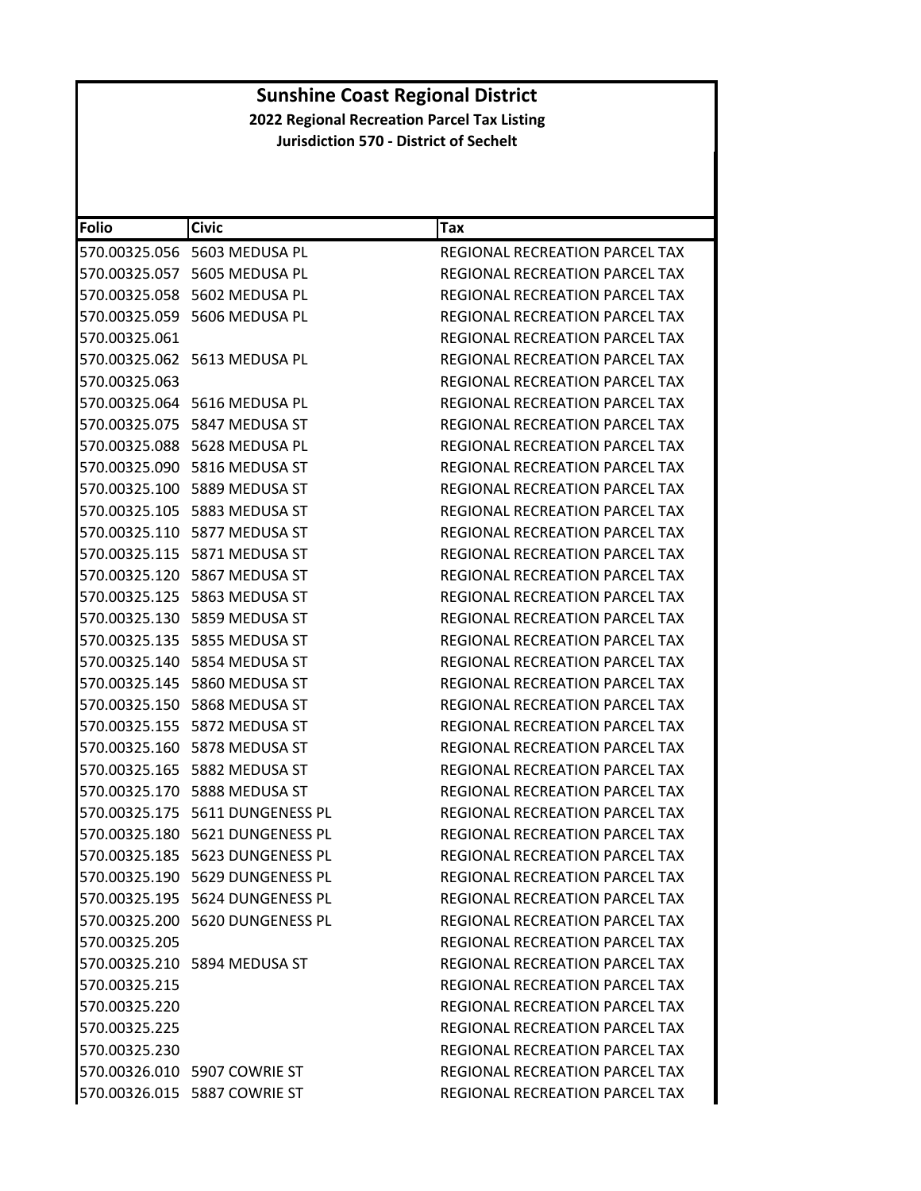# Sunshine Coast Regional District

**2022 Regional Recreation Parcel Tax Listing**

**Jurisdiction 570 - District of Sechelt**

| Folio | Civic | Tax |
|---|---|---|
| 570.00325.056 | 5603 MEDUSA PL | REGIONAL RECREATION PARCEL TAX |
| 570.00325.057 | 5605 MEDUSA PL | REGIONAL RECREATION PARCEL TAX |
| 570.00325.058 | 5602 MEDUSA PL | REGIONAL RECREATION PARCEL TAX |
| 570.00325.059 | 5606 MEDUSA PL | REGIONAL RECREATION PARCEL TAX |
| 570.00325.061 | | REGIONAL RECREATION PARCEL TAX |
| 570.00325.062 | 5613 MEDUSA PL | REGIONAL RECREATION PARCEL TAX |
| 570.00325.063 | | REGIONAL RECREATION PARCEL TAX |
| 570.00325.064 | 5616 MEDUSA PL | REGIONAL RECREATION PARCEL TAX |
| 570.00325.075 | 5847 MEDUSA ST | REGIONAL RECREATION PARCEL TAX |
| 570.00325.088 | 5628 MEDUSA PL | REGIONAL RECREATION PARCEL TAX |
| 570.00325.090 | 5816 MEDUSA ST | REGIONAL RECREATION PARCEL TAX |
| 570.00325.100 | 5889 MEDUSA ST | REGIONAL RECREATION PARCEL TAX |
| 570.00325.105 | 5883 MEDUSA ST | REGIONAL RECREATION PARCEL TAX |
| 570.00325.110 | 5877 MEDUSA ST | REGIONAL RECREATION PARCEL TAX |
| 570.00325.115 | 5871 MEDUSA ST | REGIONAL RECREATION PARCEL TAX |
| 570.00325.120 | 5867 MEDUSA ST | REGIONAL RECREATION PARCEL TAX |
| 570.00325.125 | 5863 MEDUSA ST | REGIONAL RECREATION PARCEL TAX |
| 570.00325.130 | 5859 MEDUSA ST | REGIONAL RECREATION PARCEL TAX |
| 570.00325.135 | 5855 MEDUSA ST | REGIONAL RECREATION PARCEL TAX |
| 570.00325.140 | 5854 MEDUSA ST | REGIONAL RECREATION PARCEL TAX |
| 570.00325.145 | 5860 MEDUSA ST | REGIONAL RECREATION PARCEL TAX |
| 570.00325.150 | 5868 MEDUSA ST | REGIONAL RECREATION PARCEL TAX |
| 570.00325.155 | 5872 MEDUSA ST | REGIONAL RECREATION PARCEL TAX |
| 570.00325.160 | 5878 MEDUSA ST | REGIONAL RECREATION PARCEL TAX |
| 570.00325.165 | 5882 MEDUSA ST | REGIONAL RECREATION PARCEL TAX |
| 570.00325.170 | 5888 MEDUSA ST | REGIONAL RECREATION PARCEL TAX |
| 570.00325.175 | 5611 DUNGENESS PL | REGIONAL RECREATION PARCEL TAX |
| 570.00325.180 | 5621 DUNGENESS PL | REGIONAL RECREATION PARCEL TAX |
| 570.00325.185 | 5623 DUNGENESS PL | REGIONAL RECREATION PARCEL TAX |
| 570.00325.190 | 5629 DUNGENESS PL | REGIONAL RECREATION PARCEL TAX |
| 570.00325.195 | 5624 DUNGENESS PL | REGIONAL RECREATION PARCEL TAX |
| 570.00325.200 | 5620 DUNGENESS PL | REGIONAL RECREATION PARCEL TAX |
| 570.00325.205 | | REGIONAL RECREATION PARCEL TAX |
| 570.00325.210 | 5894 MEDUSA ST | REGIONAL RECREATION PARCEL TAX |
| 570.00325.215 | | REGIONAL RECREATION PARCEL TAX |
| 570.00325.220 | | REGIONAL RECREATION PARCEL TAX |
| 570.00325.225 | | REGIONAL RECREATION PARCEL TAX |
| 570.00325.230 | | REGIONAL RECREATION PARCEL TAX |
| 570.00326.010 | 5907 COWRIE ST | REGIONAL RECREATION PARCEL TAX |
| 570.00326.015 | 5887 COWRIE ST | REGIONAL RECREATION PARCEL TAX |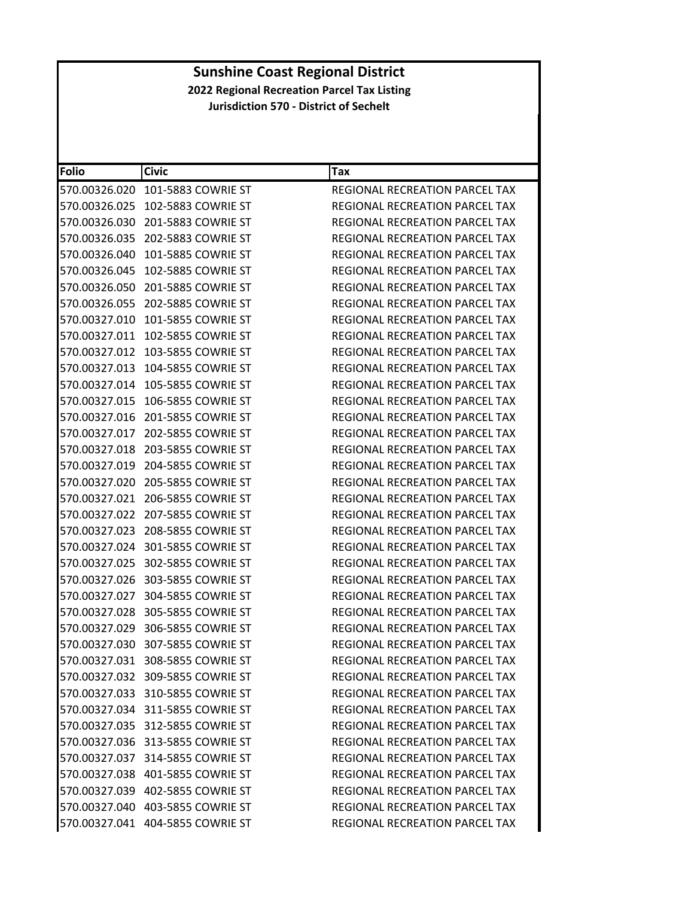**Sunshine Coast Regional District**

**2022 Regional Recreation Parcel Tax Listing**

**Jurisdiction 570 - District of Sechelt**

| Folio | Civic | Tax |
|---|---|---|
| 570.00326.020 | 101-5883 COWRIE ST | REGIONAL RECREATION PARCEL TAX |
| 570.00326.025 | 102-5883 COWRIE ST | REGIONAL RECREATION PARCEL TAX |
| 570.00326.030 | 201-5883 COWRIE ST | REGIONAL RECREATION PARCEL TAX |
| 570.00326.035 | 202-5883 COWRIE ST | REGIONAL RECREATION PARCEL TAX |
| 570.00326.040 | 101-5885 COWRIE ST | REGIONAL RECREATION PARCEL TAX |
| 570.00326.045 | 102-5885 COWRIE ST | REGIONAL RECREATION PARCEL TAX |
| 570.00326.050 | 201-5885 COWRIE ST | REGIONAL RECREATION PARCEL TAX |
| 570.00326.055 | 202-5885 COWRIE ST | REGIONAL RECREATION PARCEL TAX |
| 570.00327.010 | 101-5855 COWRIE ST | REGIONAL RECREATION PARCEL TAX |
| 570.00327.011 | 102-5855 COWRIE ST | REGIONAL RECREATION PARCEL TAX |
| 570.00327.012 | 103-5855 COWRIE ST | REGIONAL RECREATION PARCEL TAX |
| 570.00327.013 | 104-5855 COWRIE ST | REGIONAL RECREATION PARCEL TAX |
| 570.00327.014 | 105-5855 COWRIE ST | REGIONAL RECREATION PARCEL TAX |
| 570.00327.015 | 106-5855 COWRIE ST | REGIONAL RECREATION PARCEL TAX |
| 570.00327.016 | 201-5855 COWRIE ST | REGIONAL RECREATION PARCEL TAX |
| 570.00327.017 | 202-5855 COWRIE ST | REGIONAL RECREATION PARCEL TAX |
| 570.00327.018 | 203-5855 COWRIE ST | REGIONAL RECREATION PARCEL TAX |
| 570.00327.019 | 204-5855 COWRIE ST | REGIONAL RECREATION PARCEL TAX |
| 570.00327.020 | 205-5855 COWRIE ST | REGIONAL RECREATION PARCEL TAX |
| 570.00327.021 | 206-5855 COWRIE ST | REGIONAL RECREATION PARCEL TAX |
| 570.00327.022 | 207-5855 COWRIE ST | REGIONAL RECREATION PARCEL TAX |
| 570.00327.023 | 208-5855 COWRIE ST | REGIONAL RECREATION PARCEL TAX |
| 570.00327.024 | 301-5855 COWRIE ST | REGIONAL RECREATION PARCEL TAX |
| 570.00327.025 | 302-5855 COWRIE ST | REGIONAL RECREATION PARCEL TAX |
| 570.00327.026 | 303-5855 COWRIE ST | REGIONAL RECREATION PARCEL TAX |
| 570.00327.027 | 304-5855 COWRIE ST | REGIONAL RECREATION PARCEL TAX |
| 570.00327.028 | 305-5855 COWRIE ST | REGIONAL RECREATION PARCEL TAX |
| 570.00327.029 | 306-5855 COWRIE ST | REGIONAL RECREATION PARCEL TAX |
| 570.00327.030 | 307-5855 COWRIE ST | REGIONAL RECREATION PARCEL TAX |
| 570.00327.031 | 308-5855 COWRIE ST | REGIONAL RECREATION PARCEL TAX |
| 570.00327.032 | 309-5855 COWRIE ST | REGIONAL RECREATION PARCEL TAX |
| 570.00327.033 | 310-5855 COWRIE ST | REGIONAL RECREATION PARCEL TAX |
| 570.00327.034 | 311-5855 COWRIE ST | REGIONAL RECREATION PARCEL TAX |
| 570.00327.035 | 312-5855 COWRIE ST | REGIONAL RECREATION PARCEL TAX |
| 570.00327.036 | 313-5855 COWRIE ST | REGIONAL RECREATION PARCEL TAX |
| 570.00327.037 | 314-5855 COWRIE ST | REGIONAL RECREATION PARCEL TAX |
| 570.00327.038 | 401-5855 COWRIE ST | REGIONAL RECREATION PARCEL TAX |
| 570.00327.039 | 402-5855 COWRIE ST | REGIONAL RECREATION PARCEL TAX |
| 570.00327.040 | 403-5855 COWRIE ST | REGIONAL RECREATION PARCEL TAX |
| 570.00327.041 | 404-5855 COWRIE ST | REGIONAL RECREATION PARCEL TAX |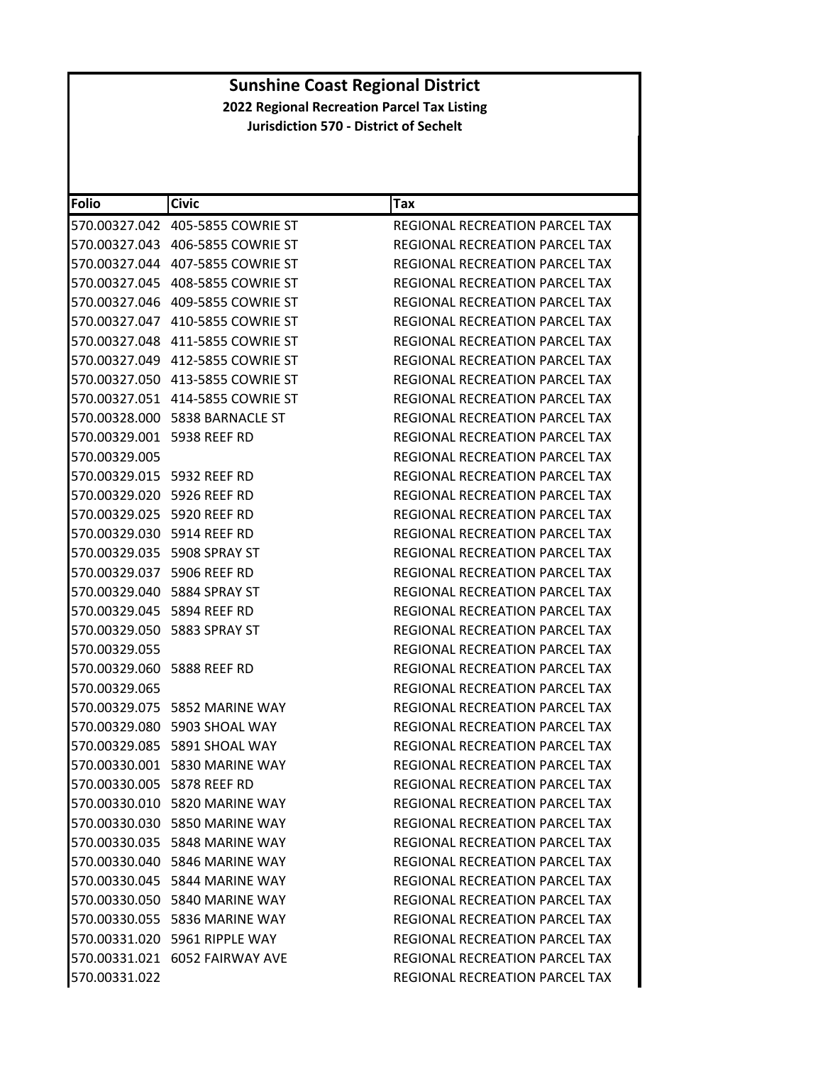# Sunshine Coast Regional District

**2022 Regional Recreation Parcel Tax Listing**

**Jurisdiction 570 - District of Sechelt**

| Folio | Civic | Tax |
|---|---|---|
| 570.00327.042 | 405-5855 COWRIE ST | REGIONAL RECREATION PARCEL TAX |
| 570.00327.043 | 406-5855 COWRIE ST | REGIONAL RECREATION PARCEL TAX |
| 570.00327.044 | 407-5855 COWRIE ST | REGIONAL RECREATION PARCEL TAX |
| 570.00327.045 | 408-5855 COWRIE ST | REGIONAL RECREATION PARCEL TAX |
| 570.00327.046 | 409-5855 COWRIE ST | REGIONAL RECREATION PARCEL TAX |
| 570.00327.047 | 410-5855 COWRIE ST | REGIONAL RECREATION PARCEL TAX |
| 570.00327.048 | 411-5855 COWRIE ST | REGIONAL RECREATION PARCEL TAX |
| 570.00327.049 | 412-5855 COWRIE ST | REGIONAL RECREATION PARCEL TAX |
| 570.00327.050 | 413-5855 COWRIE ST | REGIONAL RECREATION PARCEL TAX |
| 570.00327.051 | 414-5855 COWRIE ST | REGIONAL RECREATION PARCEL TAX |
| 570.00328.000 | 5838 BARNACLE ST | REGIONAL RECREATION PARCEL TAX |
| 570.00329.001 | 5938 REEF RD | REGIONAL RECREATION PARCEL TAX |
| 570.00329.005 | | REGIONAL RECREATION PARCEL TAX |
| 570.00329.015 | 5932 REEF RD | REGIONAL RECREATION PARCEL TAX |
| 570.00329.020 | 5926 REEF RD | REGIONAL RECREATION PARCEL TAX |
| 570.00329.025 | 5920 REEF RD | REGIONAL RECREATION PARCEL TAX |
| 570.00329.030 | 5914 REEF RD | REGIONAL RECREATION PARCEL TAX |
| 570.00329.035 | 5908 SPRAY ST | REGIONAL RECREATION PARCEL TAX |
| 570.00329.037 | 5906 REEF RD | REGIONAL RECREATION PARCEL TAX |
| 570.00329.040 | 5884 SPRAY ST | REGIONAL RECREATION PARCEL TAX |
| 570.00329.045 | 5894 REEF RD | REGIONAL RECREATION PARCEL TAX |
| 570.00329.050 | 5883 SPRAY ST | REGIONAL RECREATION PARCEL TAX |
| 570.00329.055 | | REGIONAL RECREATION PARCEL TAX |
| 570.00329.060 | 5888 REEF RD | REGIONAL RECREATION PARCEL TAX |
| 570.00329.065 | | REGIONAL RECREATION PARCEL TAX |
| 570.00329.075 | 5852 MARINE WAY | REGIONAL RECREATION PARCEL TAX |
| 570.00329.080 | 5903 SHOAL WAY | REGIONAL RECREATION PARCEL TAX |
| 570.00329.085 | 5891 SHOAL WAY | REGIONAL RECREATION PARCEL TAX |
| 570.00330.001 | 5830 MARINE WAY | REGIONAL RECREATION PARCEL TAX |
| 570.00330.005 | 5878 REEF RD | REGIONAL RECREATION PARCEL TAX |
| 570.00330.010 | 5820 MARINE WAY | REGIONAL RECREATION PARCEL TAX |
| 570.00330.030 | 5850 MARINE WAY | REGIONAL RECREATION PARCEL TAX |
| 570.00330.035 | 5848 MARINE WAY | REGIONAL RECREATION PARCEL TAX |
| 570.00330.040 | 5846 MARINE WAY | REGIONAL RECREATION PARCEL TAX |
| 570.00330.045 | 5844 MARINE WAY | REGIONAL RECREATION PARCEL TAX |
| 570.00330.050 | 5840 MARINE WAY | REGIONAL RECREATION PARCEL TAX |
| 570.00330.055 | 5836 MARINE WAY | REGIONAL RECREATION PARCEL TAX |
| 570.00331.020 | 5961 RIPPLE WAY | REGIONAL RECREATION PARCEL TAX |
| 570.00331.021 | 6052 FAIRWAY AVE | REGIONAL RECREATION PARCEL TAX |
| 570.00331.022 | | REGIONAL RECREATION PARCEL TAX |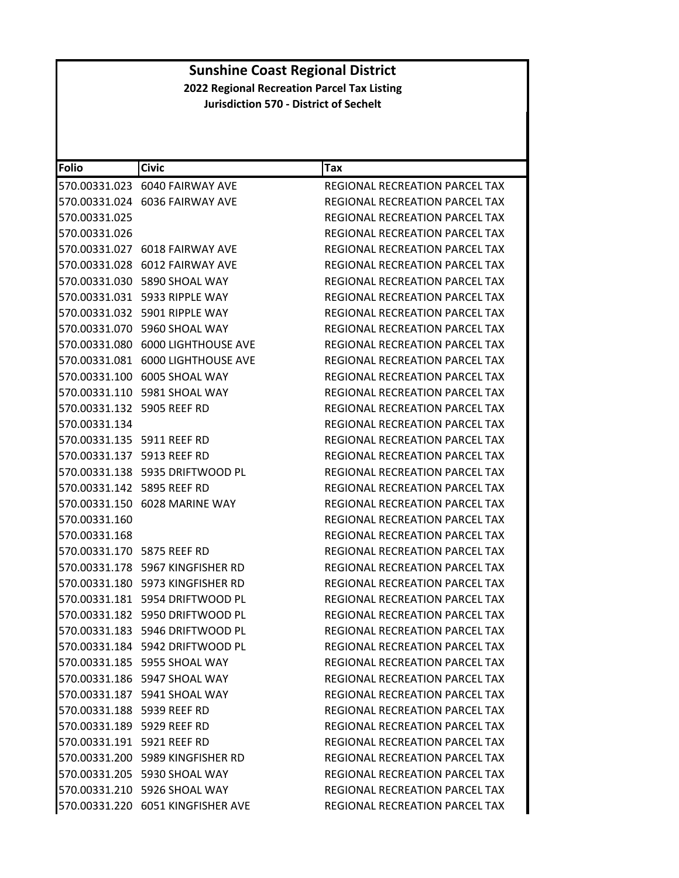# Sunshine Coast Regional District

## 2022 Regional Recreation Parcel Tax Listing

### Jurisdiction 570 - District of Sechelt

| Folio | Civic | Tax |
|---|---|---|
| 570.00331.023 | 6040 FAIRWAY AVE | REGIONAL RECREATION PARCEL TAX |
| 570.00331.024 | 6036 FAIRWAY AVE | REGIONAL RECREATION PARCEL TAX |
| 570.00331.025 | | REGIONAL RECREATION PARCEL TAX |
| 570.00331.026 | | REGIONAL RECREATION PARCEL TAX |
| 570.00331.027 | 6018 FAIRWAY AVE | REGIONAL RECREATION PARCEL TAX |
| 570.00331.028 | 6012 FAIRWAY AVE | REGIONAL RECREATION PARCEL TAX |
| 570.00331.030 | 5890 SHOAL WAY | REGIONAL RECREATION PARCEL TAX |
| 570.00331.031 | 5933 RIPPLE WAY | REGIONAL RECREATION PARCEL TAX |
| 570.00331.032 | 5901 RIPPLE WAY | REGIONAL RECREATION PARCEL TAX |
| 570.00331.070 | 5960 SHOAL WAY | REGIONAL RECREATION PARCEL TAX |
| 570.00331.080 | 6000 LIGHTHOUSE AVE | REGIONAL RECREATION PARCEL TAX |
| 570.00331.081 | 6000 LIGHTHOUSE AVE | REGIONAL RECREATION PARCEL TAX |
| 570.00331.100 | 6005 SHOAL WAY | REGIONAL RECREATION PARCEL TAX |
| 570.00331.110 | 5981 SHOAL WAY | REGIONAL RECREATION PARCEL TAX |
| 570.00331.132 | 5905 REEF RD | REGIONAL RECREATION PARCEL TAX |
| 570.00331.134 | | REGIONAL RECREATION PARCEL TAX |
| 570.00331.135 | 5911 REEF RD | REGIONAL RECREATION PARCEL TAX |
| 570.00331.137 | 5913 REEF RD | REGIONAL RECREATION PARCEL TAX |
| 570.00331.138 | 5935 DRIFTWOOD PL | REGIONAL RECREATION PARCEL TAX |
| 570.00331.142 | 5895 REEF RD | REGIONAL RECREATION PARCEL TAX |
| 570.00331.150 | 6028 MARINE WAY | REGIONAL RECREATION PARCEL TAX |
| 570.00331.160 | | REGIONAL RECREATION PARCEL TAX |
| 570.00331.168 | | REGIONAL RECREATION PARCEL TAX |
| 570.00331.170 | 5875 REEF RD | REGIONAL RECREATION PARCEL TAX |
| 570.00331.178 | 5967 KINGFISHER RD | REGIONAL RECREATION PARCEL TAX |
| 570.00331.180 | 5973 KINGFISHER RD | REGIONAL RECREATION PARCEL TAX |
| 570.00331.181 | 5954 DRIFTWOOD PL | REGIONAL RECREATION PARCEL TAX |
| 570.00331.182 | 5950 DRIFTWOOD PL | REGIONAL RECREATION PARCEL TAX |
| 570.00331.183 | 5946 DRIFTWOOD PL | REGIONAL RECREATION PARCEL TAX |
| 570.00331.184 | 5942 DRIFTWOOD PL | REGIONAL RECREATION PARCEL TAX |
| 570.00331.185 | 5955 SHOAL WAY | REGIONAL RECREATION PARCEL TAX |
| 570.00331.186 | 5947 SHOAL WAY | REGIONAL RECREATION PARCEL TAX |
| 570.00331.187 | 5941 SHOAL WAY | REGIONAL RECREATION PARCEL TAX |
| 570.00331.188 | 5939 REEF RD | REGIONAL RECREATION PARCEL TAX |
| 570.00331.189 | 5929 REEF RD | REGIONAL RECREATION PARCEL TAX |
| 570.00331.191 | 5921 REEF RD | REGIONAL RECREATION PARCEL TAX |
| 570.00331.200 | 5989 KINGFISHER RD | REGIONAL RECREATION PARCEL TAX |
| 570.00331.205 | 5930 SHOAL WAY | REGIONAL RECREATION PARCEL TAX |
| 570.00331.210 | 5926 SHOAL WAY | REGIONAL RECREATION PARCEL TAX |
| 570.00331.220 | 6051 KINGFISHER AVE | REGIONAL RECREATION PARCEL TAX |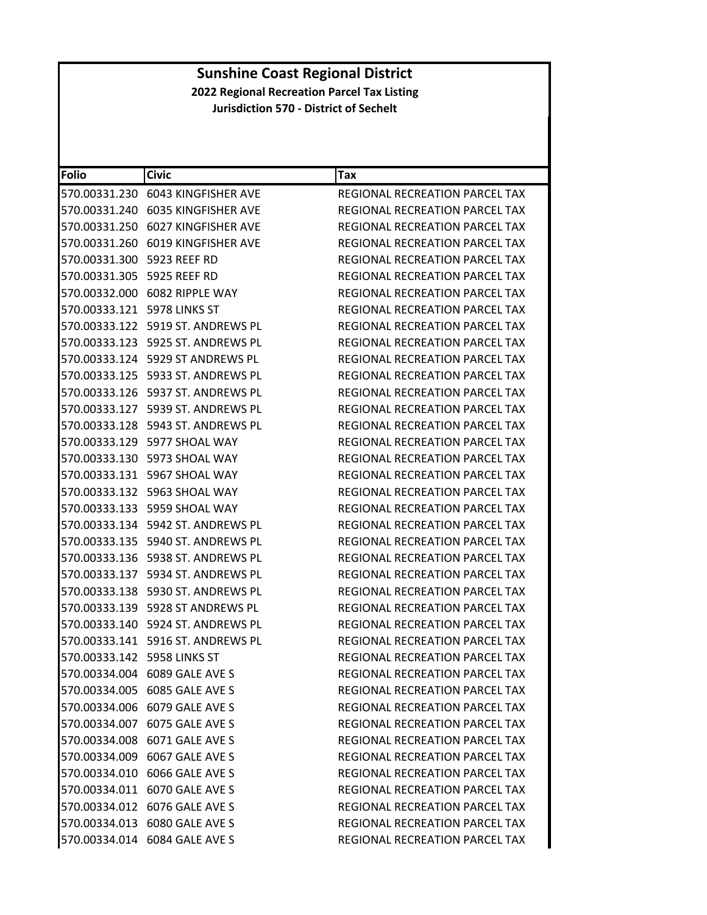# Sunshine Coast Regional District

## 2022 Regional Recreation Parcel Tax Listing

### Jurisdiction 570 - District of Sechelt

| Folio | Civic | Tax |
|---|---|---|
| 570.00331.230 | 6043 KINGFISHER AVE | REGIONAL RECREATION PARCEL TAX |
| 570.00331.240 | 6035 KINGFISHER AVE | REGIONAL RECREATION PARCEL TAX |
| 570.00331.250 | 6027 KINGFISHER AVE | REGIONAL RECREATION PARCEL TAX |
| 570.00331.260 | 6019 KINGFISHER AVE | REGIONAL RECREATION PARCEL TAX |
| 570.00331.300 | 5923 REEF RD | REGIONAL RECREATION PARCEL TAX |
| 570.00331.305 | 5925 REEF RD | REGIONAL RECREATION PARCEL TAX |
| 570.00332.000 | 6082 RIPPLE WAY | REGIONAL RECREATION PARCEL TAX |
| 570.00333.121 | 5978 LINKS ST | REGIONAL RECREATION PARCEL TAX |
| 570.00333.122 | 5919 ST. ANDREWS PL | REGIONAL RECREATION PARCEL TAX |
| 570.00333.123 | 5925 ST. ANDREWS PL | REGIONAL RECREATION PARCEL TAX |
| 570.00333.124 | 5929 ST ANDREWS PL | REGIONAL RECREATION PARCEL TAX |
| 570.00333.125 | 5933 ST. ANDREWS PL | REGIONAL RECREATION PARCEL TAX |
| 570.00333.126 | 5937 ST. ANDREWS PL | REGIONAL RECREATION PARCEL TAX |
| 570.00333.127 | 5939 ST. ANDREWS PL | REGIONAL RECREATION PARCEL TAX |
| 570.00333.128 | 5943 ST. ANDREWS PL | REGIONAL RECREATION PARCEL TAX |
| 570.00333.129 | 5977 SHOAL WAY | REGIONAL RECREATION PARCEL TAX |
| 570.00333.130 | 5973 SHOAL WAY | REGIONAL RECREATION PARCEL TAX |
| 570.00333.131 | 5967 SHOAL WAY | REGIONAL RECREATION PARCEL TAX |
| 570.00333.132 | 5963 SHOAL WAY | REGIONAL RECREATION PARCEL TAX |
| 570.00333.133 | 5959 SHOAL WAY | REGIONAL RECREATION PARCEL TAX |
| 570.00333.134 | 5942 ST. ANDREWS PL | REGIONAL RECREATION PARCEL TAX |
| 570.00333.135 | 5940 ST. ANDREWS PL | REGIONAL RECREATION PARCEL TAX |
| 570.00333.136 | 5938 ST. ANDREWS PL | REGIONAL RECREATION PARCEL TAX |
| 570.00333.137 | 5934 ST. ANDREWS PL | REGIONAL RECREATION PARCEL TAX |
| 570.00333.138 | 5930 ST. ANDREWS PL | REGIONAL RECREATION PARCEL TAX |
| 570.00333.139 | 5928 ST ANDREWS PL | REGIONAL RECREATION PARCEL TAX |
| 570.00333.140 | 5924 ST. ANDREWS PL | REGIONAL RECREATION PARCEL TAX |
| 570.00333.141 | 5916 ST. ANDREWS PL | REGIONAL RECREATION PARCEL TAX |
| 570.00333.142 | 5958 LINKS ST | REGIONAL RECREATION PARCEL TAX |
| 570.00334.004 | 6089 GALE AVE S | REGIONAL RECREATION PARCEL TAX |
| 570.00334.005 | 6085 GALE AVE S | REGIONAL RECREATION PARCEL TAX |
| 570.00334.006 | 6079 GALE AVE S | REGIONAL RECREATION PARCEL TAX |
| 570.00334.007 | 6075 GALE AVE S | REGIONAL RECREATION PARCEL TAX |
| 570.00334.008 | 6071 GALE AVE S | REGIONAL RECREATION PARCEL TAX |
| 570.00334.009 | 6067 GALE AVE S | REGIONAL RECREATION PARCEL TAX |
| 570.00334.010 | 6066 GALE AVE S | REGIONAL RECREATION PARCEL TAX |
| 570.00334.011 | 6070 GALE AVE S | REGIONAL RECREATION PARCEL TAX |
| 570.00334.012 | 6076 GALE AVE S | REGIONAL RECREATION PARCEL TAX |
| 570.00334.013 | 6080 GALE AVE S | REGIONAL RECREATION PARCEL TAX |
| 570.00334.014 | 6084 GALE AVE S | REGIONAL RECREATION PARCEL TAX |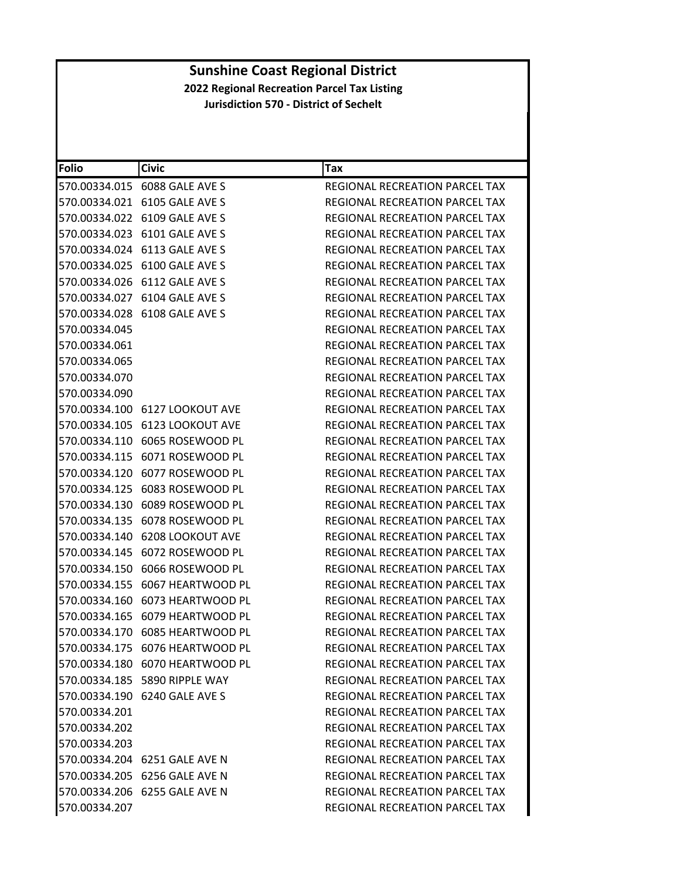# Sunshine Coast Regional District

**2022 Regional Recreation Parcel Tax Listing**

**Jurisdiction 570 - District of Sechelt**

| Folio | Civic | Tax |
|---|---|---|
| 570.00334.015 | 6088 GALE AVE S | REGIONAL RECREATION PARCEL TAX |
| 570.00334.021 | 6105 GALE AVE S | REGIONAL RECREATION PARCEL TAX |
| 570.00334.022 | 6109 GALE AVE S | REGIONAL RECREATION PARCEL TAX |
| 570.00334.023 | 6101 GALE AVE S | REGIONAL RECREATION PARCEL TAX |
| 570.00334.024 | 6113 GALE AVE S | REGIONAL RECREATION PARCEL TAX |
| 570.00334.025 | 6100 GALE AVE S | REGIONAL RECREATION PARCEL TAX |
| 570.00334.026 | 6112 GALE AVE S | REGIONAL RECREATION PARCEL TAX |
| 570.00334.027 | 6104 GALE AVE S | REGIONAL RECREATION PARCEL TAX |
| 570.00334.028 | 6108 GALE AVE S | REGIONAL RECREATION PARCEL TAX |
| 570.00334.045 | | REGIONAL RECREATION PARCEL TAX |
| 570.00334.061 | | REGIONAL RECREATION PARCEL TAX |
| 570.00334.065 | | REGIONAL RECREATION PARCEL TAX |
| 570.00334.070 | | REGIONAL RECREATION PARCEL TAX |
| 570.00334.090 | | REGIONAL RECREATION PARCEL TAX |
| 570.00334.100 | 6127 LOOKOUT AVE | REGIONAL RECREATION PARCEL TAX |
| 570.00334.105 | 6123 LOOKOUT AVE | REGIONAL RECREATION PARCEL TAX |
| 570.00334.110 | 6065 ROSEWOOD PL | REGIONAL RECREATION PARCEL TAX |
| 570.00334.115 | 6071 ROSEWOOD PL | REGIONAL RECREATION PARCEL TAX |
| 570.00334.120 | 6077 ROSEWOOD PL | REGIONAL RECREATION PARCEL TAX |
| 570.00334.125 | 6083 ROSEWOOD PL | REGIONAL RECREATION PARCEL TAX |
| 570.00334.130 | 6089 ROSEWOOD PL | REGIONAL RECREATION PARCEL TAX |
| 570.00334.135 | 6078 ROSEWOOD PL | REGIONAL RECREATION PARCEL TAX |
| 570.00334.140 | 6208 LOOKOUT AVE | REGIONAL RECREATION PARCEL TAX |
| 570.00334.145 | 6072 ROSEWOOD PL | REGIONAL RECREATION PARCEL TAX |
| 570.00334.150 | 6066 ROSEWOOD PL | REGIONAL RECREATION PARCEL TAX |
| 570.00334.155 | 6067 HEARTWOOD PL | REGIONAL RECREATION PARCEL TAX |
| 570.00334.160 | 6073 HEARTWOOD PL | REGIONAL RECREATION PARCEL TAX |
| 570.00334.165 | 6079 HEARTWOOD PL | REGIONAL RECREATION PARCEL TAX |
| 570.00334.170 | 6085 HEARTWOOD PL | REGIONAL RECREATION PARCEL TAX |
| 570.00334.175 | 6076 HEARTWOOD PL | REGIONAL RECREATION PARCEL TAX |
| 570.00334.180 | 6070 HEARTWOOD PL | REGIONAL RECREATION PARCEL TAX |
| 570.00334.185 | 5890 RIPPLE WAY | REGIONAL RECREATION PARCEL TAX |
| 570.00334.190 | 6240 GALE AVE S | REGIONAL RECREATION PARCEL TAX |
| 570.00334.201 | | REGIONAL RECREATION PARCEL TAX |
| 570.00334.202 | | REGIONAL RECREATION PARCEL TAX |
| 570.00334.203 | | REGIONAL RECREATION PARCEL TAX |
| 570.00334.204 | 6251 GALE AVE N | REGIONAL RECREATION PARCEL TAX |
| 570.00334.205 | 6256 GALE AVE N | REGIONAL RECREATION PARCEL TAX |
| 570.00334.206 | 6255 GALE AVE N | REGIONAL RECREATION PARCEL TAX |
| 570.00334.207 | | REGIONAL RECREATION PARCEL TAX |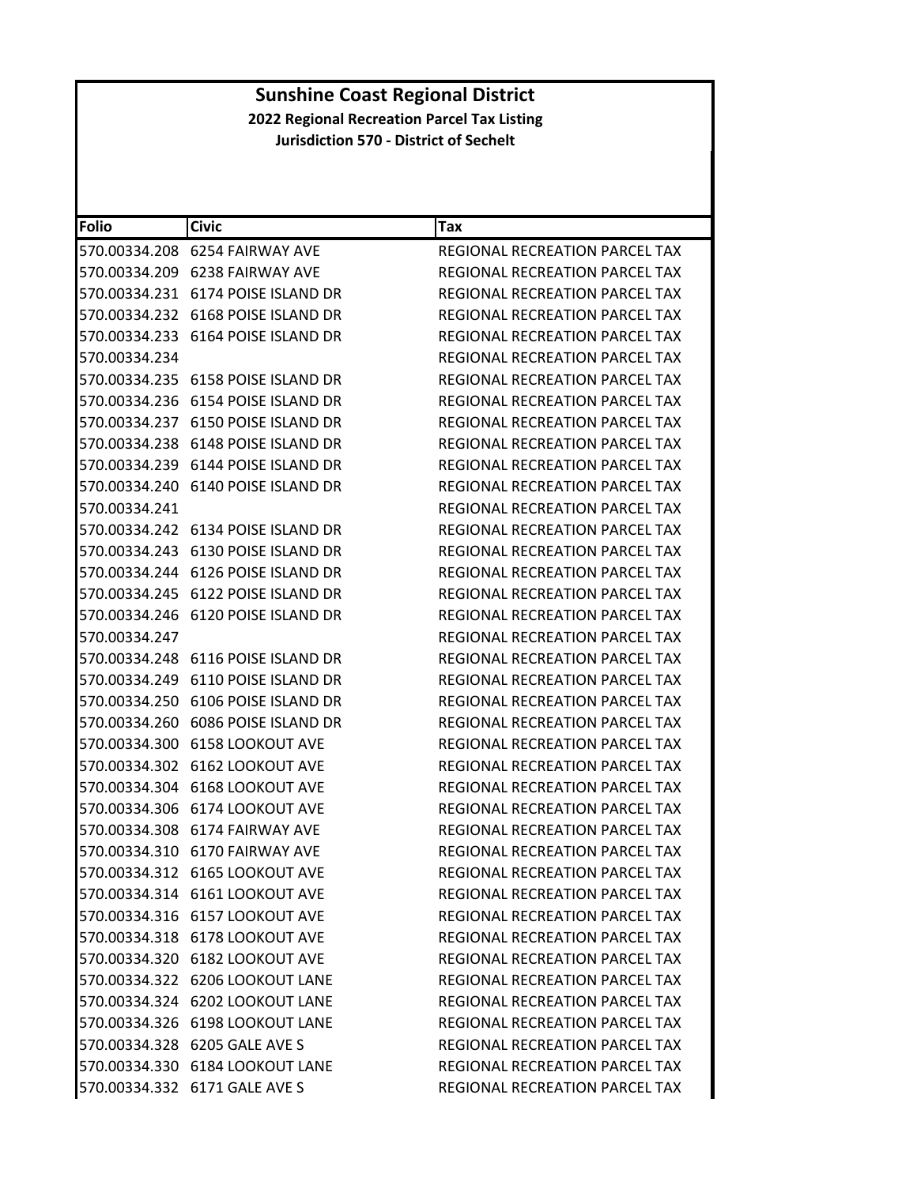# Sunshine Coast Regional District

**2022 Regional Recreation Parcel Tax Listing**

**Jurisdiction 570 - District of Sechelt**

| Folio | Civic | Tax |
|---|---|---|
| 570.00334.208 | 6254 FAIRWAY AVE | REGIONAL RECREATION PARCEL TAX |
| 570.00334.209 | 6238 FAIRWAY AVE | REGIONAL RECREATION PARCEL TAX |
| 570.00334.231 | 6174 POISE ISLAND DR | REGIONAL RECREATION PARCEL TAX |
| 570.00334.232 | 6168 POISE ISLAND DR | REGIONAL RECREATION PARCEL TAX |
| 570.00334.233 | 6164 POISE ISLAND DR | REGIONAL RECREATION PARCEL TAX |
| 570.00334.234 | | REGIONAL RECREATION PARCEL TAX |
| 570.00334.235 | 6158 POISE ISLAND DR | REGIONAL RECREATION PARCEL TAX |
| 570.00334.236 | 6154 POISE ISLAND DR | REGIONAL RECREATION PARCEL TAX |
| 570.00334.237 | 6150 POISE ISLAND DR | REGIONAL RECREATION PARCEL TAX |
| 570.00334.238 | 6148 POISE ISLAND DR | REGIONAL RECREATION PARCEL TAX |
| 570.00334.239 | 6144 POISE ISLAND DR | REGIONAL RECREATION PARCEL TAX |
| 570.00334.240 | 6140 POISE ISLAND DR | REGIONAL RECREATION PARCEL TAX |
| 570.00334.241 | | REGIONAL RECREATION PARCEL TAX |
| 570.00334.242 | 6134 POISE ISLAND DR | REGIONAL RECREATION PARCEL TAX |
| 570.00334.243 | 6130 POISE ISLAND DR | REGIONAL RECREATION PARCEL TAX |
| 570.00334.244 | 6126 POISE ISLAND DR | REGIONAL RECREATION PARCEL TAX |
| 570.00334.245 | 6122 POISE ISLAND DR | REGIONAL RECREATION PARCEL TAX |
| 570.00334.246 | 6120 POISE ISLAND DR | REGIONAL RECREATION PARCEL TAX |
| 570.00334.247 | | REGIONAL RECREATION PARCEL TAX |
| 570.00334.248 | 6116 POISE ISLAND DR | REGIONAL RECREATION PARCEL TAX |
| 570.00334.249 | 6110 POISE ISLAND DR | REGIONAL RECREATION PARCEL TAX |
| 570.00334.250 | 6106 POISE ISLAND DR | REGIONAL RECREATION PARCEL TAX |
| 570.00334.260 | 6086 POISE ISLAND DR | REGIONAL RECREATION PARCEL TAX |
| 570.00334.300 | 6158 LOOKOUT AVE | REGIONAL RECREATION PARCEL TAX |
| 570.00334.302 | 6162 LOOKOUT AVE | REGIONAL RECREATION PARCEL TAX |
| 570.00334.304 | 6168 LOOKOUT AVE | REGIONAL RECREATION PARCEL TAX |
| 570.00334.306 | 6174 LOOKOUT AVE | REGIONAL RECREATION PARCEL TAX |
| 570.00334.308 | 6174 FAIRWAY AVE | REGIONAL RECREATION PARCEL TAX |
| 570.00334.310 | 6170 FAIRWAY AVE | REGIONAL RECREATION PARCEL TAX |
| 570.00334.312 | 6165 LOOKOUT AVE | REGIONAL RECREATION PARCEL TAX |
| 570.00334.314 | 6161 LOOKOUT AVE | REGIONAL RECREATION PARCEL TAX |
| 570.00334.316 | 6157 LOOKOUT AVE | REGIONAL RECREATION PARCEL TAX |
| 570.00334.318 | 6178 LOOKOUT AVE | REGIONAL RECREATION PARCEL TAX |
| 570.00334.320 | 6182 LOOKOUT AVE | REGIONAL RECREATION PARCEL TAX |
| 570.00334.322 | 6206 LOOKOUT LANE | REGIONAL RECREATION PARCEL TAX |
| 570.00334.324 | 6202 LOOKOUT LANE | REGIONAL RECREATION PARCEL TAX |
| 570.00334.326 | 6198 LOOKOUT LANE | REGIONAL RECREATION PARCEL TAX |
| 570.00334.328 | 6205 GALE AVE S | REGIONAL RECREATION PARCEL TAX |
| 570.00334.330 | 6184 LOOKOUT LANE | REGIONAL RECREATION PARCEL TAX |
| 570.00334.332 | 6171 GALE AVE S | REGIONAL RECREATION PARCEL TAX |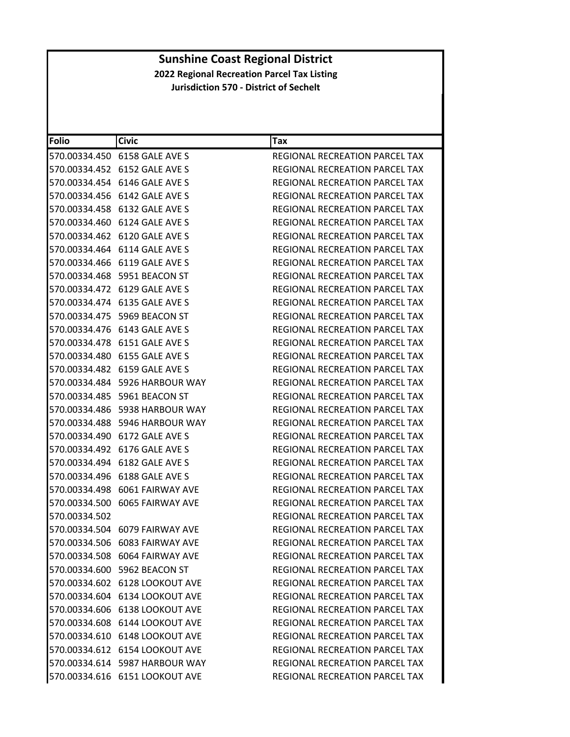# Sunshine Coast Regional District

**2022 Regional Recreation Parcel Tax Listing**

**Jurisdiction 570 - District of Sechelt**

| Folio | Civic | Tax |
|---|---|---|
| 570.00334.450 | 6158 GALE AVE S | REGIONAL RECREATION PARCEL TAX |
| 570.00334.452 | 6152 GALE AVE S | REGIONAL RECREATION PARCEL TAX |
| 570.00334.454 | 6146 GALE AVE S | REGIONAL RECREATION PARCEL TAX |
| 570.00334.456 | 6142 GALE AVE S | REGIONAL RECREATION PARCEL TAX |
| 570.00334.458 | 6132 GALE AVE S | REGIONAL RECREATION PARCEL TAX |
| 570.00334.460 | 6124 GALE AVE S | REGIONAL RECREATION PARCEL TAX |
| 570.00334.462 | 6120 GALE AVE S | REGIONAL RECREATION PARCEL TAX |
| 570.00334.464 | 6114 GALE AVE S | REGIONAL RECREATION PARCEL TAX |
| 570.00334.466 | 6119 GALE AVE S | REGIONAL RECREATION PARCEL TAX |
| 570.00334.468 | 5951 BEACON ST | REGIONAL RECREATION PARCEL TAX |
| 570.00334.472 | 6129 GALE AVE S | REGIONAL RECREATION PARCEL TAX |
| 570.00334.474 | 6135 GALE AVE S | REGIONAL RECREATION PARCEL TAX |
| 570.00334.475 | 5969 BEACON ST | REGIONAL RECREATION PARCEL TAX |
| 570.00334.476 | 6143 GALE AVE S | REGIONAL RECREATION PARCEL TAX |
| 570.00334.478 | 6151 GALE AVE S | REGIONAL RECREATION PARCEL TAX |
| 570.00334.480 | 6155 GALE AVE S | REGIONAL RECREATION PARCEL TAX |
| 570.00334.482 | 6159 GALE AVE S | REGIONAL RECREATION PARCEL TAX |
| 570.00334.484 | 5926 HARBOUR WAY | REGIONAL RECREATION PARCEL TAX |
| 570.00334.485 | 5961 BEACON ST | REGIONAL RECREATION PARCEL TAX |
| 570.00334.486 | 5938 HARBOUR WAY | REGIONAL RECREATION PARCEL TAX |
| 570.00334.488 | 5946 HARBOUR WAY | REGIONAL RECREATION PARCEL TAX |
| 570.00334.490 | 6172 GALE AVE S | REGIONAL RECREATION PARCEL TAX |
| 570.00334.492 | 6176 GALE AVE S | REGIONAL RECREATION PARCEL TAX |
| 570.00334.494 | 6182 GALE AVE S | REGIONAL RECREATION PARCEL TAX |
| 570.00334.496 | 6188 GALE AVE S | REGIONAL RECREATION PARCEL TAX |
| 570.00334.498 | 6061 FAIRWAY AVE | REGIONAL RECREATION PARCEL TAX |
| 570.00334.500 | 6065 FAIRWAY AVE | REGIONAL RECREATION PARCEL TAX |
| 570.00334.502 | | REGIONAL RECREATION PARCEL TAX |
| 570.00334.504 | 6079 FAIRWAY AVE | REGIONAL RECREATION PARCEL TAX |
| 570.00334.506 | 6083 FAIRWAY AVE | REGIONAL RECREATION PARCEL TAX |
| 570.00334.508 | 6064 FAIRWAY AVE | REGIONAL RECREATION PARCEL TAX |
| 570.00334.600 | 5962 BEACON ST | REGIONAL RECREATION PARCEL TAX |
| 570.00334.602 | 6128 LOOKOUT AVE | REGIONAL RECREATION PARCEL TAX |
| 570.00334.604 | 6134 LOOKOUT AVE | REGIONAL RECREATION PARCEL TAX |
| 570.00334.606 | 6138 LOOKOUT AVE | REGIONAL RECREATION PARCEL TAX |
| 570.00334.608 | 6144 LOOKOUT AVE | REGIONAL RECREATION PARCEL TAX |
| 570.00334.610 | 6148 LOOKOUT AVE | REGIONAL RECREATION PARCEL TAX |
| 570.00334.612 | 6154 LOOKOUT AVE | REGIONAL RECREATION PARCEL TAX |
| 570.00334.614 | 5987 HARBOUR WAY | REGIONAL RECREATION PARCEL TAX |
| 570.00334.616 | 6151 LOOKOUT AVE | REGIONAL RECREATION PARCEL TAX |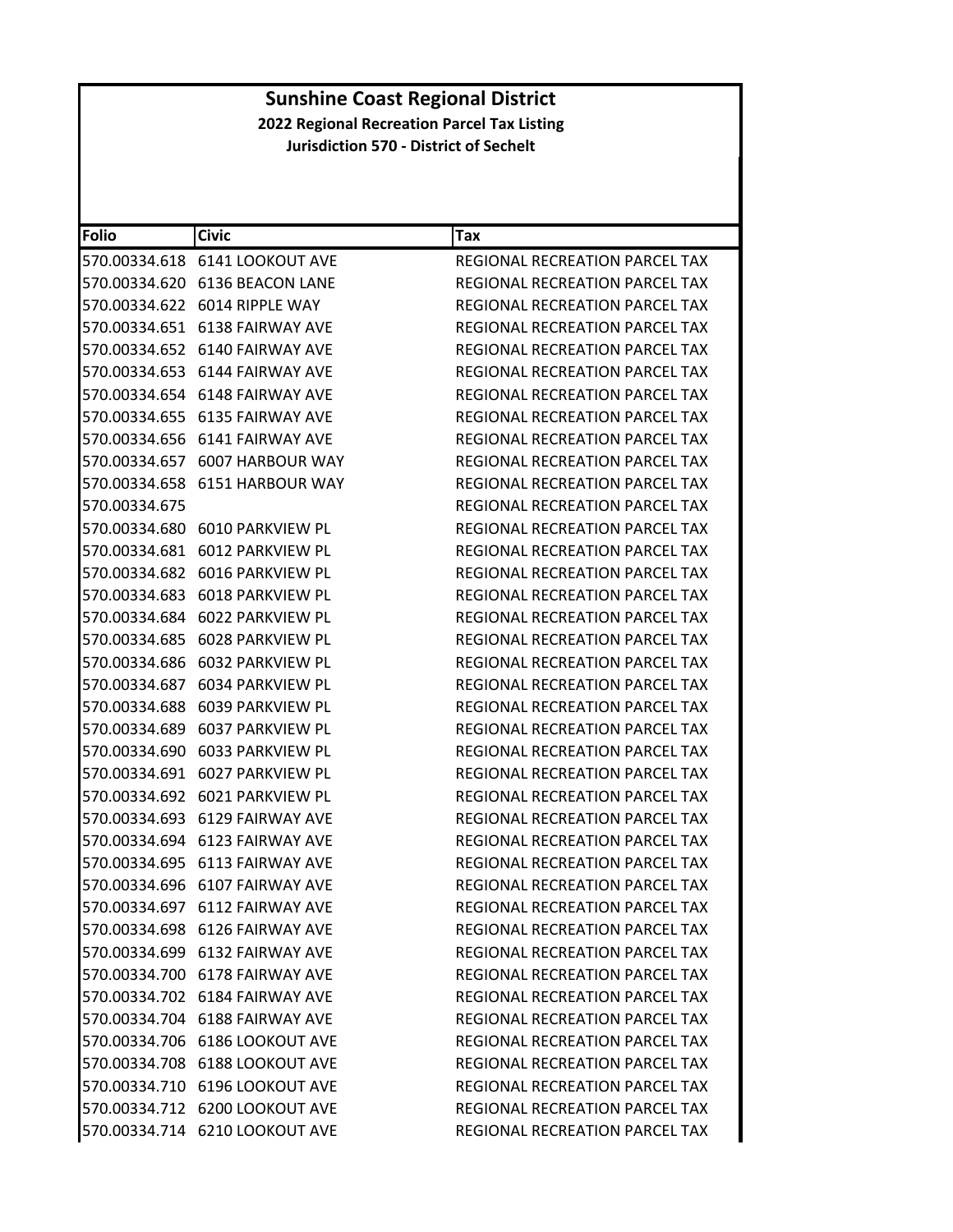# Sunshine Coast Regional District

## 2022 Regional Recreation Parcel Tax Listing

### Jurisdiction 570 - District of Sechelt

| Folio | Civic | Tax |
|---|---|---|
| 570.00334.618 | 6141 LOOKOUT AVE | REGIONAL RECREATION PARCEL TAX |
| 570.00334.620 | 6136 BEACON LANE | REGIONAL RECREATION PARCEL TAX |
| 570.00334.622 | 6014 RIPPLE WAY | REGIONAL RECREATION PARCEL TAX |
| 570.00334.651 | 6138 FAIRWAY AVE | REGIONAL RECREATION PARCEL TAX |
| 570.00334.652 | 6140 FAIRWAY AVE | REGIONAL RECREATION PARCEL TAX |
| 570.00334.653 | 6144 FAIRWAY AVE | REGIONAL RECREATION PARCEL TAX |
| 570.00334.654 | 6148 FAIRWAY AVE | REGIONAL RECREATION PARCEL TAX |
| 570.00334.655 | 6135 FAIRWAY AVE | REGIONAL RECREATION PARCEL TAX |
| 570.00334.656 | 6141 FAIRWAY AVE | REGIONAL RECREATION PARCEL TAX |
| 570.00334.657 | 6007 HARBOUR WAY | REGIONAL RECREATION PARCEL TAX |
| 570.00334.658 | 6151 HARBOUR WAY | REGIONAL RECREATION PARCEL TAX |
| 570.00334.675 | | REGIONAL RECREATION PARCEL TAX |
| 570.00334.680 | 6010 PARKVIEW PL | REGIONAL RECREATION PARCEL TAX |
| 570.00334.681 | 6012 PARKVIEW PL | REGIONAL RECREATION PARCEL TAX |
| 570.00334.682 | 6016 PARKVIEW PL | REGIONAL RECREATION PARCEL TAX |
| 570.00334.683 | 6018 PARKVIEW PL | REGIONAL RECREATION PARCEL TAX |
| 570.00334.684 | 6022 PARKVIEW PL | REGIONAL RECREATION PARCEL TAX |
| 570.00334.685 | 6028 PARKVIEW PL | REGIONAL RECREATION PARCEL TAX |
| 570.00334.686 | 6032 PARKVIEW PL | REGIONAL RECREATION PARCEL TAX |
| 570.00334.687 | 6034 PARKVIEW PL | REGIONAL RECREATION PARCEL TAX |
| 570.00334.688 | 6039 PARKVIEW PL | REGIONAL RECREATION PARCEL TAX |
| 570.00334.689 | 6037 PARKVIEW PL | REGIONAL RECREATION PARCEL TAX |
| 570.00334.690 | 6033 PARKVIEW PL | REGIONAL RECREATION PARCEL TAX |
| 570.00334.691 | 6027 PARKVIEW PL | REGIONAL RECREATION PARCEL TAX |
| 570.00334.692 | 6021 PARKVIEW PL | REGIONAL RECREATION PARCEL TAX |
| 570.00334.693 | 6129 FAIRWAY AVE | REGIONAL RECREATION PARCEL TAX |
| 570.00334.694 | 6123 FAIRWAY AVE | REGIONAL RECREATION PARCEL TAX |
| 570.00334.695 | 6113 FAIRWAY AVE | REGIONAL RECREATION PARCEL TAX |
| 570.00334.696 | 6107 FAIRWAY AVE | REGIONAL RECREATION PARCEL TAX |
| 570.00334.697 | 6112 FAIRWAY AVE | REGIONAL RECREATION PARCEL TAX |
| 570.00334.698 | 6126 FAIRWAY AVE | REGIONAL RECREATION PARCEL TAX |
| 570.00334.699 | 6132 FAIRWAY AVE | REGIONAL RECREATION PARCEL TAX |
| 570.00334.700 | 6178 FAIRWAY AVE | REGIONAL RECREATION PARCEL TAX |
| 570.00334.702 | 6184 FAIRWAY AVE | REGIONAL RECREATION PARCEL TAX |
| 570.00334.704 | 6188 FAIRWAY AVE | REGIONAL RECREATION PARCEL TAX |
| 570.00334.706 | 6186 LOOKOUT AVE | REGIONAL RECREATION PARCEL TAX |
| 570.00334.708 | 6188 LOOKOUT AVE | REGIONAL RECREATION PARCEL TAX |
| 570.00334.710 | 6196 LOOKOUT AVE | REGIONAL RECREATION PARCEL TAX |
| 570.00334.712 | 6200 LOOKOUT AVE | REGIONAL RECREATION PARCEL TAX |
| 570.00334.714 | 6210 LOOKOUT AVE | REGIONAL RECREATION PARCEL TAX |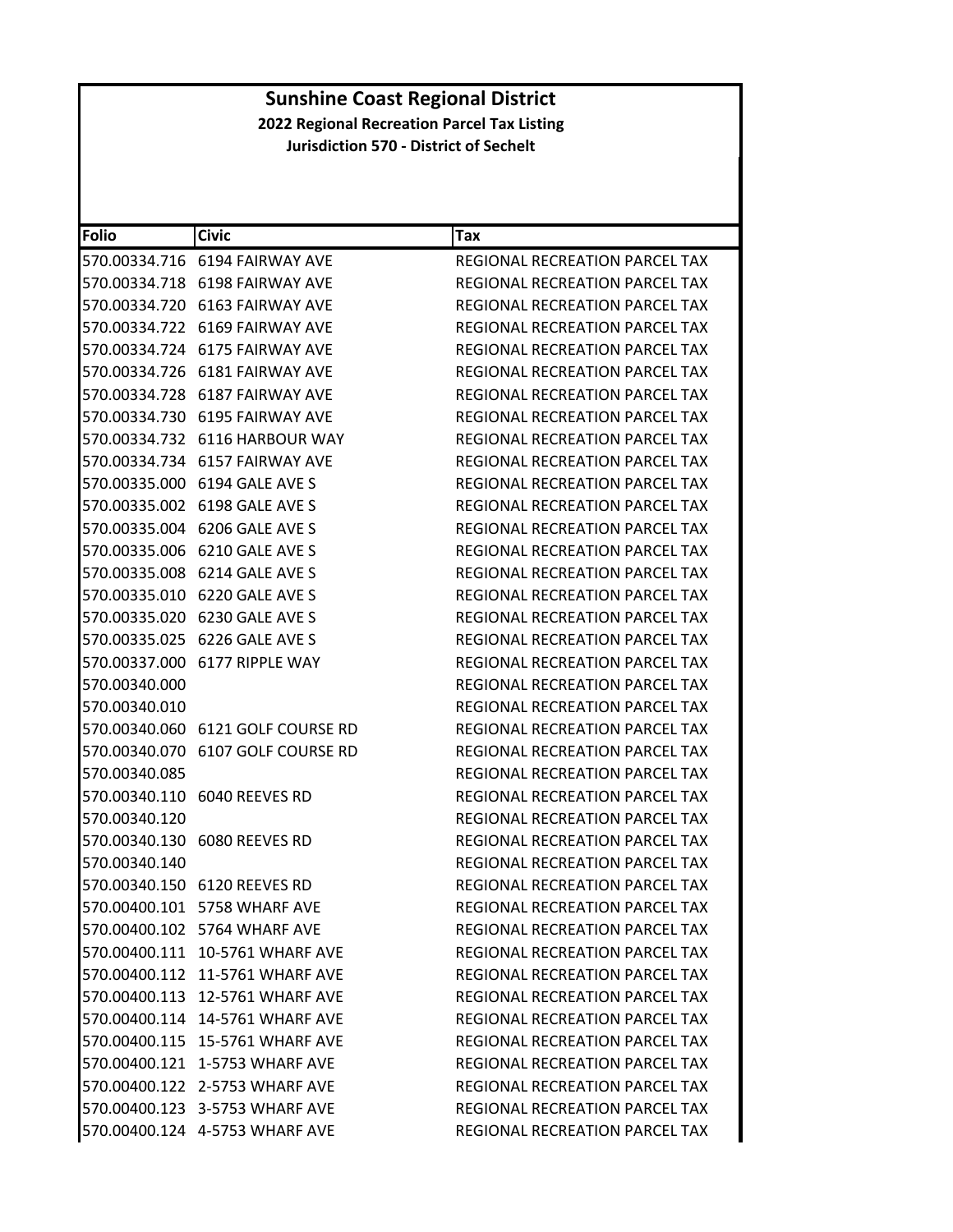# Sunshine Coast Regional District

**2022 Regional Recreation Parcel Tax Listing**

**Jurisdiction 570 - District of Sechelt**

| Folio | Civic | Tax |
|---|---|---|
| 570.00334.716 | 6194 FAIRWAY AVE | REGIONAL RECREATION PARCEL TAX |
| 570.00334.718 | 6198 FAIRWAY AVE | REGIONAL RECREATION PARCEL TAX |
| 570.00334.720 | 6163 FAIRWAY AVE | REGIONAL RECREATION PARCEL TAX |
| 570.00334.722 | 6169 FAIRWAY AVE | REGIONAL RECREATION PARCEL TAX |
| 570.00334.724 | 6175 FAIRWAY AVE | REGIONAL RECREATION PARCEL TAX |
| 570.00334.726 | 6181 FAIRWAY AVE | REGIONAL RECREATION PARCEL TAX |
| 570.00334.728 | 6187 FAIRWAY AVE | REGIONAL RECREATION PARCEL TAX |
| 570.00334.730 | 6195 FAIRWAY AVE | REGIONAL RECREATION PARCEL TAX |
| 570.00334.732 | 6116 HARBOUR WAY | REGIONAL RECREATION PARCEL TAX |
| 570.00334.734 | 6157 FAIRWAY AVE | REGIONAL RECREATION PARCEL TAX |
| 570.00335.000 | 6194 GALE AVE S | REGIONAL RECREATION PARCEL TAX |
| 570.00335.002 | 6198 GALE AVE S | REGIONAL RECREATION PARCEL TAX |
| 570.00335.004 | 6206 GALE AVE S | REGIONAL RECREATION PARCEL TAX |
| 570.00335.006 | 6210 GALE AVE S | REGIONAL RECREATION PARCEL TAX |
| 570.00335.008 | 6214 GALE AVE S | REGIONAL RECREATION PARCEL TAX |
| 570.00335.010 | 6220 GALE AVE S | REGIONAL RECREATION PARCEL TAX |
| 570.00335.020 | 6230 GALE AVE S | REGIONAL RECREATION PARCEL TAX |
| 570.00335.025 | 6226 GALE AVE S | REGIONAL RECREATION PARCEL TAX |
| 570.00337.000 | 6177 RIPPLE WAY | REGIONAL RECREATION PARCEL TAX |
| 570.00340.000 | | REGIONAL RECREATION PARCEL TAX |
| 570.00340.010 | | REGIONAL RECREATION PARCEL TAX |
| 570.00340.060 | 6121 GOLF COURSE RD | REGIONAL RECREATION PARCEL TAX |
| 570.00340.070 | 6107 GOLF COURSE RD | REGIONAL RECREATION PARCEL TAX |
| 570.00340.085 | | REGIONAL RECREATION PARCEL TAX |
| 570.00340.110 | 6040 REEVES RD | REGIONAL RECREATION PARCEL TAX |
| 570.00340.120 | | REGIONAL RECREATION PARCEL TAX |
| 570.00340.130 | 6080 REEVES RD | REGIONAL RECREATION PARCEL TAX |
| 570.00340.140 | | REGIONAL RECREATION PARCEL TAX |
| 570.00340.150 | 6120 REEVES RD | REGIONAL RECREATION PARCEL TAX |
| 570.00400.101 | 5758 WHARF AVE | REGIONAL RECREATION PARCEL TAX |
| 570.00400.102 | 5764 WHARF AVE | REGIONAL RECREATION PARCEL TAX |
| 570.00400.111 | 10-5761 WHARF AVE | REGIONAL RECREATION PARCEL TAX |
| 570.00400.112 | 11-5761 WHARF AVE | REGIONAL RECREATION PARCEL TAX |
| 570.00400.113 | 12-5761 WHARF AVE | REGIONAL RECREATION PARCEL TAX |
| 570.00400.114 | 14-5761 WHARF AVE | REGIONAL RECREATION PARCEL TAX |
| 570.00400.115 | 15-5761 WHARF AVE | REGIONAL RECREATION PARCEL TAX |
| 570.00400.121 | 1-5753 WHARF AVE | REGIONAL RECREATION PARCEL TAX |
| 570.00400.122 | 2-5753 WHARF AVE | REGIONAL RECREATION PARCEL TAX |
| 570.00400.123 | 3-5753 WHARF AVE | REGIONAL RECREATION PARCEL TAX |
| 570.00400.124 | 4-5753 WHARF AVE | REGIONAL RECREATION PARCEL TAX |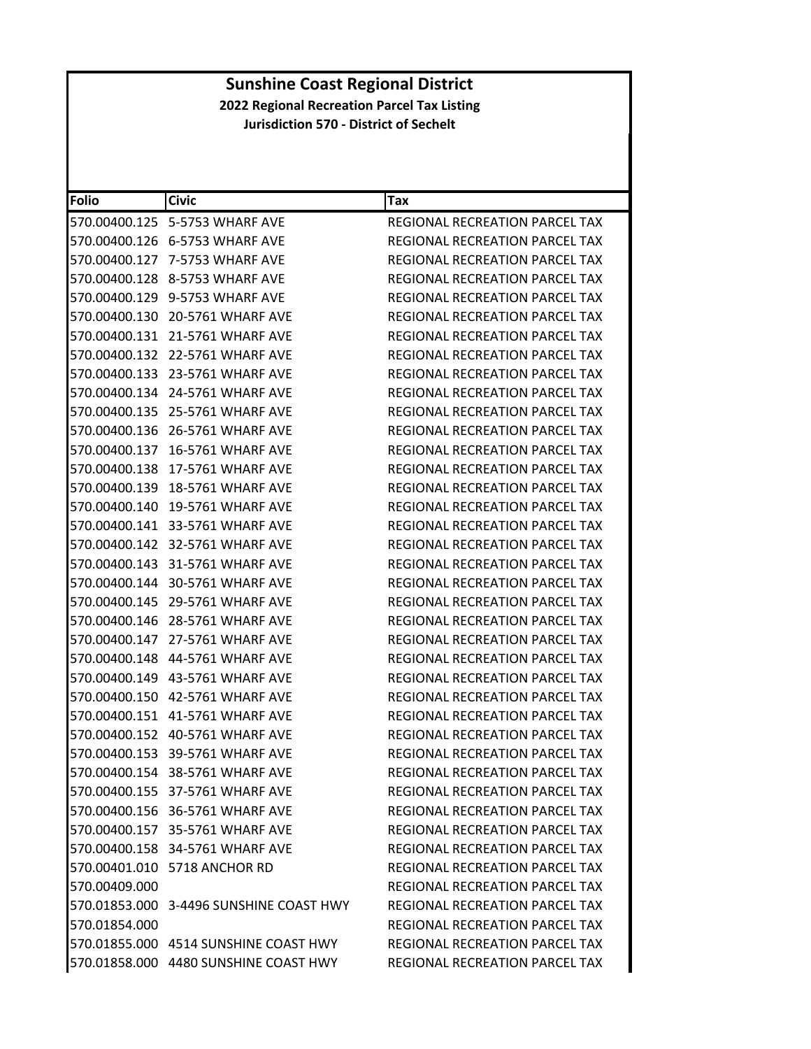# Sunshine Coast Regional District

## 2022 Regional Recreation Parcel Tax Listing

### Jurisdiction 570 - District of Sechelt

| Folio | Civic | Tax |
|---|---|---|
| 570.00400.125 | 5-5753 WHARF AVE | REGIONAL RECREATION PARCEL TAX |
| 570.00400.126 | 6-5753 WHARF AVE | REGIONAL RECREATION PARCEL TAX |
| 570.00400.127 | 7-5753 WHARF AVE | REGIONAL RECREATION PARCEL TAX |
| 570.00400.128 | 8-5753 WHARF AVE | REGIONAL RECREATION PARCEL TAX |
| 570.00400.129 | 9-5753 WHARF AVE | REGIONAL RECREATION PARCEL TAX |
| 570.00400.130 | 20-5761 WHARF AVE | REGIONAL RECREATION PARCEL TAX |
| 570.00400.131 | 21-5761 WHARF AVE | REGIONAL RECREATION PARCEL TAX |
| 570.00400.132 | 22-5761 WHARF AVE | REGIONAL RECREATION PARCEL TAX |
| 570.00400.133 | 23-5761 WHARF AVE | REGIONAL RECREATION PARCEL TAX |
| 570.00400.134 | 24-5761 WHARF AVE | REGIONAL RECREATION PARCEL TAX |
| 570.00400.135 | 25-5761 WHARF AVE | REGIONAL RECREATION PARCEL TAX |
| 570.00400.136 | 26-5761 WHARF AVE | REGIONAL RECREATION PARCEL TAX |
| 570.00400.137 | 16-5761 WHARF AVE | REGIONAL RECREATION PARCEL TAX |
| 570.00400.138 | 17-5761 WHARF AVE | REGIONAL RECREATION PARCEL TAX |
| 570.00400.139 | 18-5761 WHARF AVE | REGIONAL RECREATION PARCEL TAX |
| 570.00400.140 | 19-5761 WHARF AVE | REGIONAL RECREATION PARCEL TAX |
| 570.00400.141 | 33-5761 WHARF AVE | REGIONAL RECREATION PARCEL TAX |
| 570.00400.142 | 32-5761 WHARF AVE | REGIONAL RECREATION PARCEL TAX |
| 570.00400.143 | 31-5761 WHARF AVE | REGIONAL RECREATION PARCEL TAX |
| 570.00400.144 | 30-5761 WHARF AVE | REGIONAL RECREATION PARCEL TAX |
| 570.00400.145 | 29-5761 WHARF AVE | REGIONAL RECREATION PARCEL TAX |
| 570.00400.146 | 28-5761 WHARF AVE | REGIONAL RECREATION PARCEL TAX |
| 570.00400.147 | 27-5761 WHARF AVE | REGIONAL RECREATION PARCEL TAX |
| 570.00400.148 | 44-5761 WHARF AVE | REGIONAL RECREATION PARCEL TAX |
| 570.00400.149 | 43-5761 WHARF AVE | REGIONAL RECREATION PARCEL TAX |
| 570.00400.150 | 42-5761 WHARF AVE | REGIONAL RECREATION PARCEL TAX |
| 570.00400.151 | 41-5761 WHARF AVE | REGIONAL RECREATION PARCEL TAX |
| 570.00400.152 | 40-5761 WHARF AVE | REGIONAL RECREATION PARCEL TAX |
| 570.00400.153 | 39-5761 WHARF AVE | REGIONAL RECREATION PARCEL TAX |
| 570.00400.154 | 38-5761 WHARF AVE | REGIONAL RECREATION PARCEL TAX |
| 570.00400.155 | 37-5761 WHARF AVE | REGIONAL RECREATION PARCEL TAX |
| 570.00400.156 | 36-5761 WHARF AVE | REGIONAL RECREATION PARCEL TAX |
| 570.00400.157 | 35-5761 WHARF AVE | REGIONAL RECREATION PARCEL TAX |
| 570.00400.158 | 34-5761 WHARF AVE | REGIONAL RECREATION PARCEL TAX |
| 570.00401.010 | 5718 ANCHOR RD | REGIONAL RECREATION PARCEL TAX |
| 570.00409.000 | | REGIONAL RECREATION PARCEL TAX |
| 570.01853.000 | 3-4496 SUNSHINE COAST HWY | REGIONAL RECREATION PARCEL TAX |
| 570.01854.000 | | REGIONAL RECREATION PARCEL TAX |
| 570.01855.000 | 4514 SUNSHINE COAST HWY | REGIONAL RECREATION PARCEL TAX |
| 570.01858.000 | 4480 SUNSHINE COAST HWY | REGIONAL RECREATION PARCEL TAX |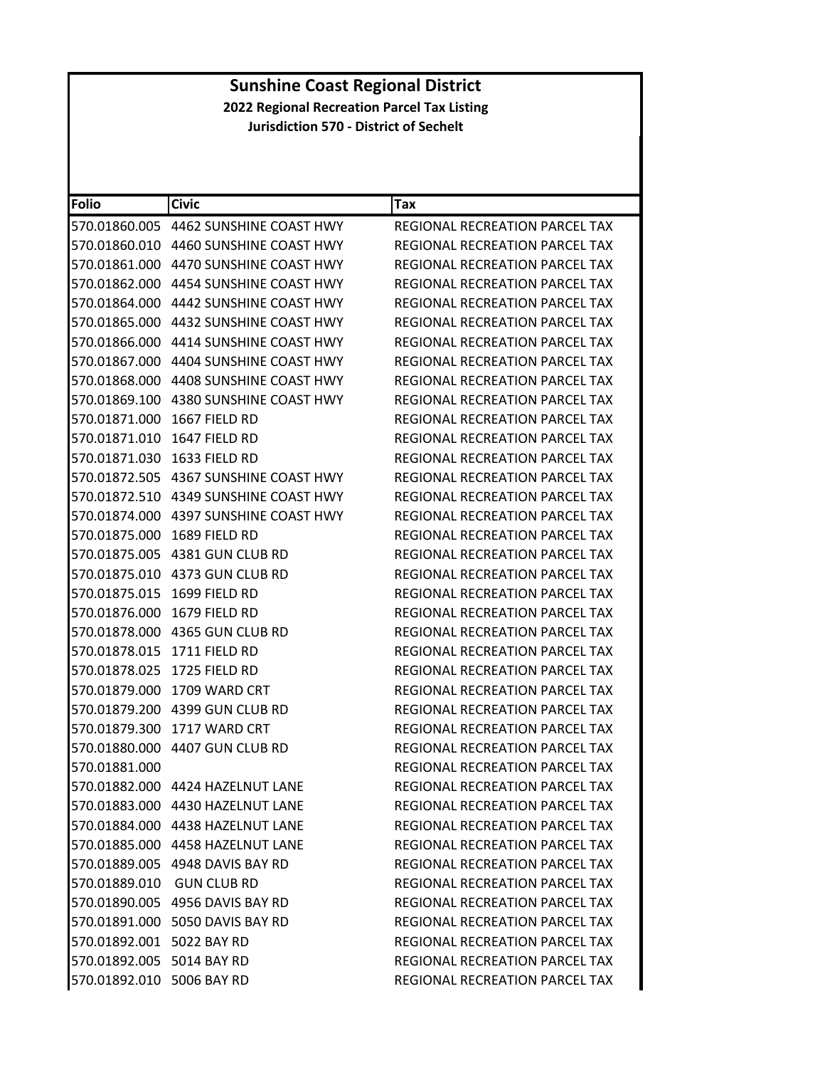# Sunshine Coast Regional District

**2022 Regional Recreation Parcel Tax Listing**

**Jurisdiction 570 - District of Sechelt**

| Folio | Civic | Tax |
|---|---|---|
| 570.01860.005 | 4462 SUNSHINE COAST HWY | REGIONAL RECREATION PARCEL TAX |
| 570.01860.010 | 4460 SUNSHINE COAST HWY | REGIONAL RECREATION PARCEL TAX |
| 570.01861.000 | 4470 SUNSHINE COAST HWY | REGIONAL RECREATION PARCEL TAX |
| 570.01862.000 | 4454 SUNSHINE COAST HWY | REGIONAL RECREATION PARCEL TAX |
| 570.01864.000 | 4442 SUNSHINE COAST HWY | REGIONAL RECREATION PARCEL TAX |
| 570.01865.000 | 4432 SUNSHINE COAST HWY | REGIONAL RECREATION PARCEL TAX |
| 570.01866.000 | 4414 SUNSHINE COAST HWY | REGIONAL RECREATION PARCEL TAX |
| 570.01867.000 | 4404 SUNSHINE COAST HWY | REGIONAL RECREATION PARCEL TAX |
| 570.01868.000 | 4408 SUNSHINE COAST HWY | REGIONAL RECREATION PARCEL TAX |
| 570.01869.100 | 4380 SUNSHINE COAST HWY | REGIONAL RECREATION PARCEL TAX |
| 570.01871.000 | 1667 FIELD RD | REGIONAL RECREATION PARCEL TAX |
| 570.01871.010 | 1647 FIELD RD | REGIONAL RECREATION PARCEL TAX |
| 570.01871.030 | 1633 FIELD RD | REGIONAL RECREATION PARCEL TAX |
| 570.01872.505 | 4367 SUNSHINE COAST HWY | REGIONAL RECREATION PARCEL TAX |
| 570.01872.510 | 4349 SUNSHINE COAST HWY | REGIONAL RECREATION PARCEL TAX |
| 570.01874.000 | 4397 SUNSHINE COAST HWY | REGIONAL RECREATION PARCEL TAX |
| 570.01875.000 | 1689 FIELD RD | REGIONAL RECREATION PARCEL TAX |
| 570.01875.005 | 4381 GUN CLUB RD | REGIONAL RECREATION PARCEL TAX |
| 570.01875.010 | 4373 GUN CLUB RD | REGIONAL RECREATION PARCEL TAX |
| 570.01875.015 | 1699 FIELD RD | REGIONAL RECREATION PARCEL TAX |
| 570.01876.000 | 1679 FIELD RD | REGIONAL RECREATION PARCEL TAX |
| 570.01878.000 | 4365 GUN CLUB RD | REGIONAL RECREATION PARCEL TAX |
| 570.01878.015 | 1711 FIELD RD | REGIONAL RECREATION PARCEL TAX |
| 570.01878.025 | 1725 FIELD RD | REGIONAL RECREATION PARCEL TAX |
| 570.01879.000 | 1709 WARD CRT | REGIONAL RECREATION PARCEL TAX |
| 570.01879.200 | 4399 GUN CLUB RD | REGIONAL RECREATION PARCEL TAX |
| 570.01879.300 | 1717 WARD CRT | REGIONAL RECREATION PARCEL TAX |
| 570.01880.000 | 4407 GUN CLUB RD | REGIONAL RECREATION PARCEL TAX |
| 570.01881.000 | | REGIONAL RECREATION PARCEL TAX |
| 570.01882.000 | 4424 HAZELNUT LANE | REGIONAL RECREATION PARCEL TAX |
| 570.01883.000 | 4430 HAZELNUT LANE | REGIONAL RECREATION PARCEL TAX |
| 570.01884.000 | 4438 HAZELNUT LANE | REGIONAL RECREATION PARCEL TAX |
| 570.01885.000 | 4458 HAZELNUT LANE | REGIONAL RECREATION PARCEL TAX |
| 570.01889.005 | 4948 DAVIS BAY RD | REGIONAL RECREATION PARCEL TAX |
| 570.01889.010 | GUN CLUB RD | REGIONAL RECREATION PARCEL TAX |
| 570.01890.005 | 4956 DAVIS BAY RD | REGIONAL RECREATION PARCEL TAX |
| 570.01891.000 | 5050 DAVIS BAY RD | REGIONAL RECREATION PARCEL TAX |
| 570.01892.001 | 5022 BAY RD | REGIONAL RECREATION PARCEL TAX |
| 570.01892.005 | 5014 BAY RD | REGIONAL RECREATION PARCEL TAX |
| 570.01892.010 | 5006 BAY RD | REGIONAL RECREATION PARCEL TAX |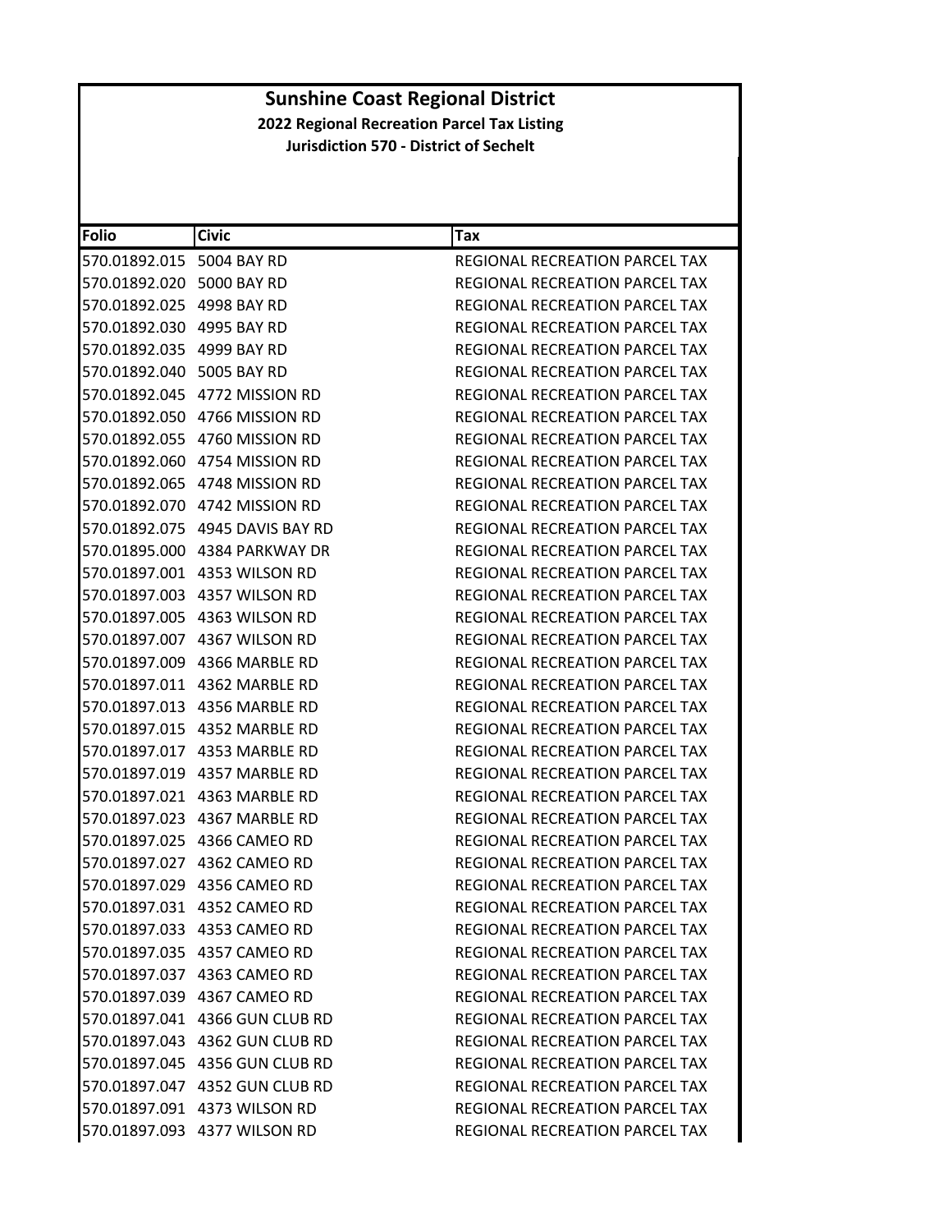# Sunshine Coast Regional District

**2022 Regional Recreation Parcel Tax Listing**

**Jurisdiction 570 - District of Sechelt**

| Folio | Civic | Tax |
|---|---|---|
| 570.01892.015 | 5004 BAY RD | REGIONAL RECREATION PARCEL TAX |
| 570.01892.020 | 5000 BAY RD | REGIONAL RECREATION PARCEL TAX |
| 570.01892.025 | 4998 BAY RD | REGIONAL RECREATION PARCEL TAX |
| 570.01892.030 | 4995 BAY RD | REGIONAL RECREATION PARCEL TAX |
| 570.01892.035 | 4999 BAY RD | REGIONAL RECREATION PARCEL TAX |
| 570.01892.040 | 5005 BAY RD | REGIONAL RECREATION PARCEL TAX |
| 570.01892.045 | 4772 MISSION RD | REGIONAL RECREATION PARCEL TAX |
| 570.01892.050 | 4766 MISSION RD | REGIONAL RECREATION PARCEL TAX |
| 570.01892.055 | 4760 MISSION RD | REGIONAL RECREATION PARCEL TAX |
| 570.01892.060 | 4754 MISSION RD | REGIONAL RECREATION PARCEL TAX |
| 570.01892.065 | 4748 MISSION RD | REGIONAL RECREATION PARCEL TAX |
| 570.01892.070 | 4742 MISSION RD | REGIONAL RECREATION PARCEL TAX |
| 570.01892.075 | 4945 DAVIS BAY RD | REGIONAL RECREATION PARCEL TAX |
| 570.01895.000 | 4384 PARKWAY DR | REGIONAL RECREATION PARCEL TAX |
| 570.01897.001 | 4353 WILSON RD | REGIONAL RECREATION PARCEL TAX |
| 570.01897.003 | 4357 WILSON RD | REGIONAL RECREATION PARCEL TAX |
| 570.01897.005 | 4363 WILSON RD | REGIONAL RECREATION PARCEL TAX |
| 570.01897.007 | 4367 WILSON RD | REGIONAL RECREATION PARCEL TAX |
| 570.01897.009 | 4366 MARBLE RD | REGIONAL RECREATION PARCEL TAX |
| 570.01897.011 | 4362 MARBLE RD | REGIONAL RECREATION PARCEL TAX |
| 570.01897.013 | 4356 MARBLE RD | REGIONAL RECREATION PARCEL TAX |
| 570.01897.015 | 4352 MARBLE RD | REGIONAL RECREATION PARCEL TAX |
| 570.01897.017 | 4353 MARBLE RD | REGIONAL RECREATION PARCEL TAX |
| 570.01897.019 | 4357 MARBLE RD | REGIONAL RECREATION PARCEL TAX |
| 570.01897.021 | 4363 MARBLE RD | REGIONAL RECREATION PARCEL TAX |
| 570.01897.023 | 4367 MARBLE RD | REGIONAL RECREATION PARCEL TAX |
| 570.01897.025 | 4366 CAMEO RD | REGIONAL RECREATION PARCEL TAX |
| 570.01897.027 | 4362 CAMEO RD | REGIONAL RECREATION PARCEL TAX |
| 570.01897.029 | 4356 CAMEO RD | REGIONAL RECREATION PARCEL TAX |
| 570.01897.031 | 4352 CAMEO RD | REGIONAL RECREATION PARCEL TAX |
| 570.01897.033 | 4353 CAMEO RD | REGIONAL RECREATION PARCEL TAX |
| 570.01897.035 | 4357 CAMEO RD | REGIONAL RECREATION PARCEL TAX |
| 570.01897.037 | 4363 CAMEO RD | REGIONAL RECREATION PARCEL TAX |
| 570.01897.039 | 4367 CAMEO RD | REGIONAL RECREATION PARCEL TAX |
| 570.01897.041 | 4366 GUN CLUB RD | REGIONAL RECREATION PARCEL TAX |
| 570.01897.043 | 4362 GUN CLUB RD | REGIONAL RECREATION PARCEL TAX |
| 570.01897.045 | 4356 GUN CLUB RD | REGIONAL RECREATION PARCEL TAX |
| 570.01897.047 | 4352 GUN CLUB RD | REGIONAL RECREATION PARCEL TAX |
| 570.01897.091 | 4373 WILSON RD | REGIONAL RECREATION PARCEL TAX |
| 570.01897.093 | 4377 WILSON RD | REGIONAL RECREATION PARCEL TAX |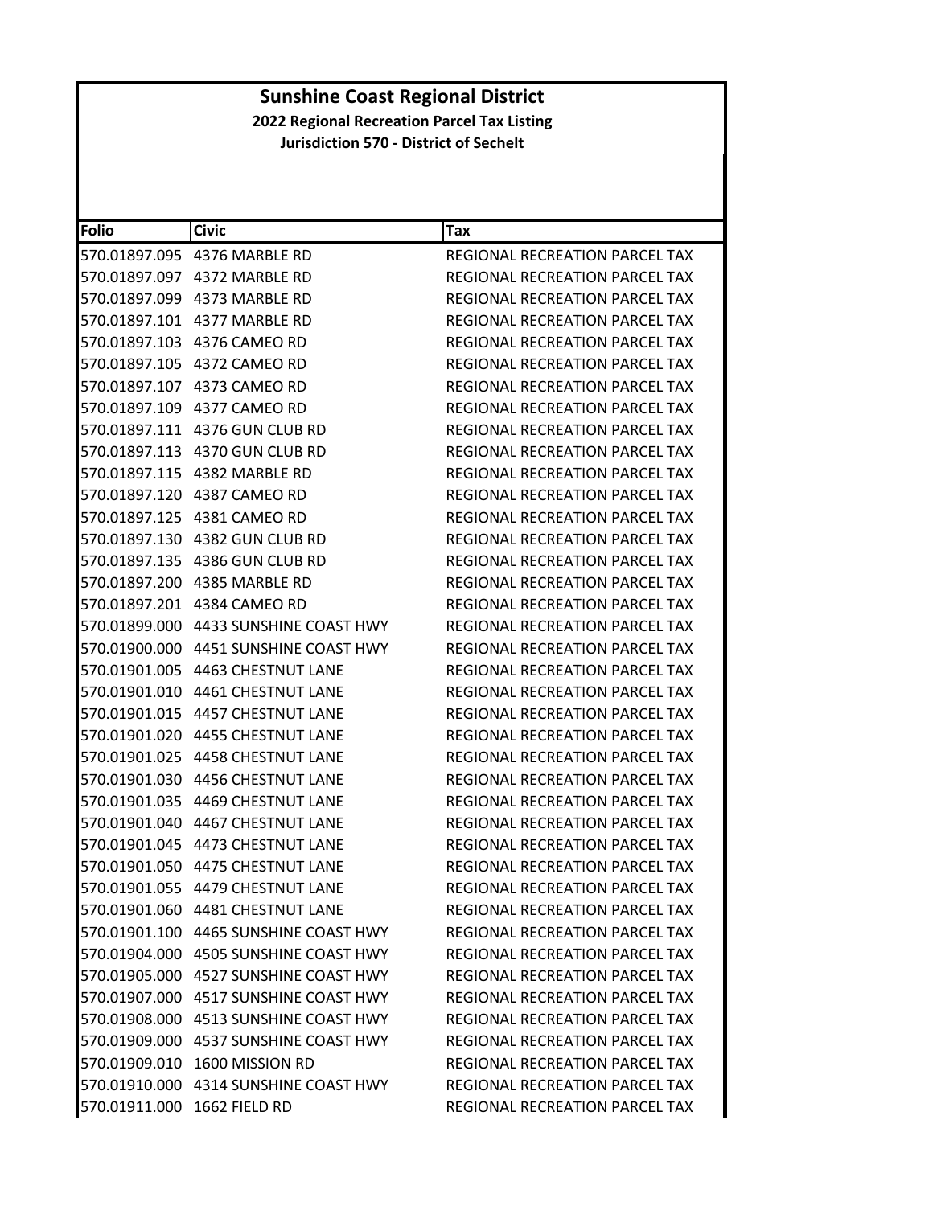# Sunshine Coast Regional District

**2022 Regional Recreation Parcel Tax Listing**

**Jurisdiction 570 - District of Sechelt**

| Folio | Civic | Tax |
|---|---|---|
| 570.01897.095 | 4376 MARBLE RD | REGIONAL RECREATION PARCEL TAX |
| 570.01897.097 | 4372 MARBLE RD | REGIONAL RECREATION PARCEL TAX |
| 570.01897.099 | 4373 MARBLE RD | REGIONAL RECREATION PARCEL TAX |
| 570.01897.101 | 4377 MARBLE RD | REGIONAL RECREATION PARCEL TAX |
| 570.01897.103 | 4376 CAMEO RD | REGIONAL RECREATION PARCEL TAX |
| 570.01897.105 | 4372 CAMEO RD | REGIONAL RECREATION PARCEL TAX |
| 570.01897.107 | 4373 CAMEO RD | REGIONAL RECREATION PARCEL TAX |
| 570.01897.109 | 4377 CAMEO RD | REGIONAL RECREATION PARCEL TAX |
| 570.01897.111 | 4376 GUN CLUB RD | REGIONAL RECREATION PARCEL TAX |
| 570.01897.113 | 4370 GUN CLUB RD | REGIONAL RECREATION PARCEL TAX |
| 570.01897.115 | 4382 MARBLE RD | REGIONAL RECREATION PARCEL TAX |
| 570.01897.120 | 4387 CAMEO RD | REGIONAL RECREATION PARCEL TAX |
| 570.01897.125 | 4381 CAMEO RD | REGIONAL RECREATION PARCEL TAX |
| 570.01897.130 | 4382 GUN CLUB RD | REGIONAL RECREATION PARCEL TAX |
| 570.01897.135 | 4386 GUN CLUB RD | REGIONAL RECREATION PARCEL TAX |
| 570.01897.200 | 4385 MARBLE RD | REGIONAL RECREATION PARCEL TAX |
| 570.01897.201 | 4384 CAMEO RD | REGIONAL RECREATION PARCEL TAX |
| 570.01899.000 | 4433 SUNSHINE COAST HWY | REGIONAL RECREATION PARCEL TAX |
| 570.01900.000 | 4451 SUNSHINE COAST HWY | REGIONAL RECREATION PARCEL TAX |
| 570.01901.005 | 4463 CHESTNUT LANE | REGIONAL RECREATION PARCEL TAX |
| 570.01901.010 | 4461 CHESTNUT LANE | REGIONAL RECREATION PARCEL TAX |
| 570.01901.015 | 4457 CHESTNUT LANE | REGIONAL RECREATION PARCEL TAX |
| 570.01901.020 | 4455 CHESTNUT LANE | REGIONAL RECREATION PARCEL TAX |
| 570.01901.025 | 4458 CHESTNUT LANE | REGIONAL RECREATION PARCEL TAX |
| 570.01901.030 | 4456 CHESTNUT LANE | REGIONAL RECREATION PARCEL TAX |
| 570.01901.035 | 4469 CHESTNUT LANE | REGIONAL RECREATION PARCEL TAX |
| 570.01901.040 | 4467 CHESTNUT LANE | REGIONAL RECREATION PARCEL TAX |
| 570.01901.045 | 4473 CHESTNUT LANE | REGIONAL RECREATION PARCEL TAX |
| 570.01901.050 | 4475 CHESTNUT LANE | REGIONAL RECREATION PARCEL TAX |
| 570.01901.055 | 4479 CHESTNUT LANE | REGIONAL RECREATION PARCEL TAX |
| 570.01901.060 | 4481 CHESTNUT LANE | REGIONAL RECREATION PARCEL TAX |
| 570.01901.100 | 4465 SUNSHINE COAST HWY | REGIONAL RECREATION PARCEL TAX |
| 570.01904.000 | 4505 SUNSHINE COAST HWY | REGIONAL RECREATION PARCEL TAX |
| 570.01905.000 | 4527 SUNSHINE COAST HWY | REGIONAL RECREATION PARCEL TAX |
| 570.01907.000 | 4517 SUNSHINE COAST HWY | REGIONAL RECREATION PARCEL TAX |
| 570.01908.000 | 4513 SUNSHINE COAST HWY | REGIONAL RECREATION PARCEL TAX |
| 570.01909.000 | 4537 SUNSHINE COAST HWY | REGIONAL RECREATION PARCEL TAX |
| 570.01909.010 | 1600 MISSION RD | REGIONAL RECREATION PARCEL TAX |
| 570.01910.000 | 4314 SUNSHINE COAST HWY | REGIONAL RECREATION PARCEL TAX |
| 570.01911.000 | 1662 FIELD RD | REGIONAL RECREATION PARCEL TAX |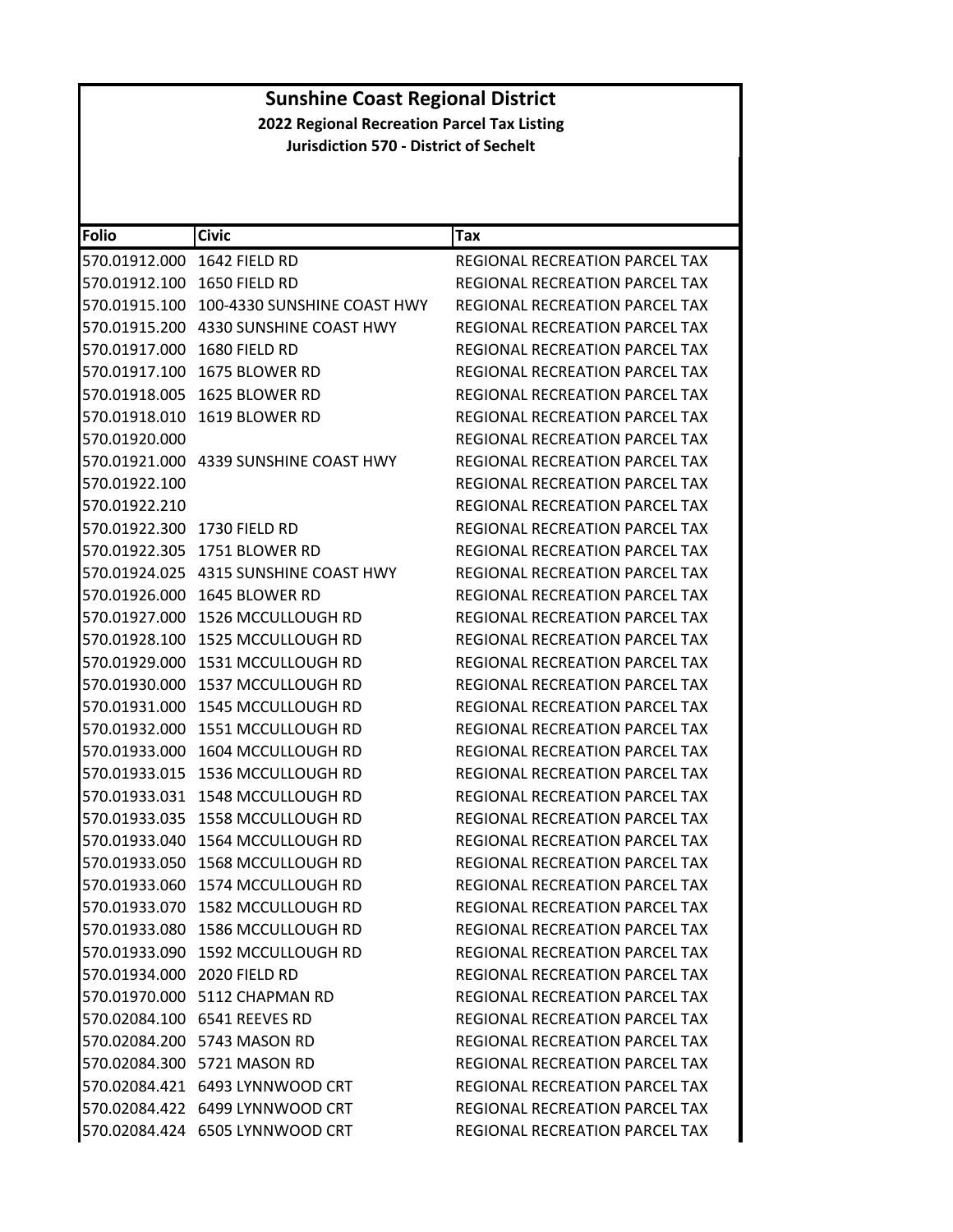# Sunshine Coast Regional District

**2022 Regional Recreation Parcel Tax Listing**

**Jurisdiction 570 - District of Sechelt**

| Folio | Civic | Tax |
|---|---|---|
| 570.01912.000 | 1642 FIELD RD | REGIONAL RECREATION PARCEL TAX |
| 570.01912.100 | 1650 FIELD RD | REGIONAL RECREATION PARCEL TAX |
| 570.01915.100 | 100-4330 SUNSHINE COAST HWY | REGIONAL RECREATION PARCEL TAX |
| 570.01915.200 | 4330 SUNSHINE COAST HWY | REGIONAL RECREATION PARCEL TAX |
| 570.01917.000 | 1680 FIELD RD | REGIONAL RECREATION PARCEL TAX |
| 570.01917.100 | 1675 BLOWER RD | REGIONAL RECREATION PARCEL TAX |
| 570.01918.005 | 1625 BLOWER RD | REGIONAL RECREATION PARCEL TAX |
| 570.01918.010 | 1619 BLOWER RD | REGIONAL RECREATION PARCEL TAX |
| 570.01920.000 | | REGIONAL RECREATION PARCEL TAX |
| 570.01921.000 | 4339 SUNSHINE COAST HWY | REGIONAL RECREATION PARCEL TAX |
| 570.01922.100 | | REGIONAL RECREATION PARCEL TAX |
| 570.01922.210 | | REGIONAL RECREATION PARCEL TAX |
| 570.01922.300 | 1730 FIELD RD | REGIONAL RECREATION PARCEL TAX |
| 570.01922.305 | 1751 BLOWER RD | REGIONAL RECREATION PARCEL TAX |
| 570.01924.025 | 4315 SUNSHINE COAST HWY | REGIONAL RECREATION PARCEL TAX |
| 570.01926.000 | 1645 BLOWER RD | REGIONAL RECREATION PARCEL TAX |
| 570.01927.000 | 1526 MCCULLOUGH RD | REGIONAL RECREATION PARCEL TAX |
| 570.01928.100 | 1525 MCCULLOUGH RD | REGIONAL RECREATION PARCEL TAX |
| 570.01929.000 | 1531 MCCULLOUGH RD | REGIONAL RECREATION PARCEL TAX |
| 570.01930.000 | 1537 MCCULLOUGH RD | REGIONAL RECREATION PARCEL TAX |
| 570.01931.000 | 1545 MCCULLOUGH RD | REGIONAL RECREATION PARCEL TAX |
| 570.01932.000 | 1551 MCCULLOUGH RD | REGIONAL RECREATION PARCEL TAX |
| 570.01933.000 | 1604 MCCULLOUGH RD | REGIONAL RECREATION PARCEL TAX |
| 570.01933.015 | 1536 MCCULLOUGH RD | REGIONAL RECREATION PARCEL TAX |
| 570.01933.031 | 1548 MCCULLOUGH RD | REGIONAL RECREATION PARCEL TAX |
| 570.01933.035 | 1558 MCCULLOUGH RD | REGIONAL RECREATION PARCEL TAX |
| 570.01933.040 | 1564 MCCULLOUGH RD | REGIONAL RECREATION PARCEL TAX |
| 570.01933.050 | 1568 MCCULLOUGH RD | REGIONAL RECREATION PARCEL TAX |
| 570.01933.060 | 1574 MCCULLOUGH RD | REGIONAL RECREATION PARCEL TAX |
| 570.01933.070 | 1582 MCCULLOUGH RD | REGIONAL RECREATION PARCEL TAX |
| 570.01933.080 | 1586 MCCULLOUGH RD | REGIONAL RECREATION PARCEL TAX |
| 570.01933.090 | 1592 MCCULLOUGH RD | REGIONAL RECREATION PARCEL TAX |
| 570.01934.000 | 2020 FIELD RD | REGIONAL RECREATION PARCEL TAX |
| 570.01970.000 | 5112 CHAPMAN RD | REGIONAL RECREATION PARCEL TAX |
| 570.02084.100 | 6541 REEVES RD | REGIONAL RECREATION PARCEL TAX |
| 570.02084.200 | 5743 MASON RD | REGIONAL RECREATION PARCEL TAX |
| 570.02084.300 | 5721 MASON RD | REGIONAL RECREATION PARCEL TAX |
| 570.02084.421 | 6493 LYNNWOOD CRT | REGIONAL RECREATION PARCEL TAX |
| 570.02084.422 | 6499 LYNNWOOD CRT | REGIONAL RECREATION PARCEL TAX |
| 570.02084.424 | 6505 LYNNWOOD CRT | REGIONAL RECREATION PARCEL TAX |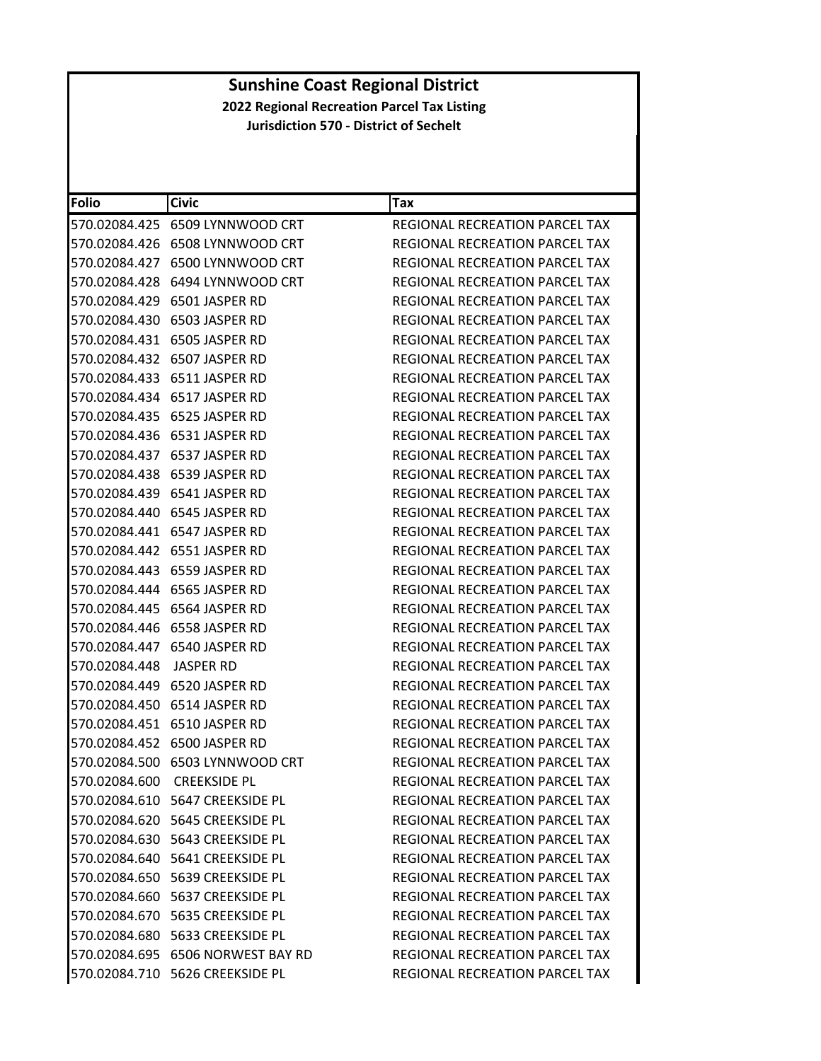# Sunshine Coast Regional District

## 2022 Regional Recreation Parcel Tax Listing

### Jurisdiction 570 - District of Sechelt

| Folio | Civic | Tax |
|---|---|---|
| 570.02084.425 | 6509 LYNNWOOD CRT | REGIONAL RECREATION PARCEL TAX |
| 570.02084.426 | 6508 LYNNWOOD CRT | REGIONAL RECREATION PARCEL TAX |
| 570.02084.427 | 6500 LYNNWOOD CRT | REGIONAL RECREATION PARCEL TAX |
| 570.02084.428 | 6494 LYNNWOOD CRT | REGIONAL RECREATION PARCEL TAX |
| 570.02084.429 | 6501 JASPER RD | REGIONAL RECREATION PARCEL TAX |
| 570.02084.430 | 6503 JASPER RD | REGIONAL RECREATION PARCEL TAX |
| 570.02084.431 | 6505 JASPER RD | REGIONAL RECREATION PARCEL TAX |
| 570.02084.432 | 6507 JASPER RD | REGIONAL RECREATION PARCEL TAX |
| 570.02084.433 | 6511 JASPER RD | REGIONAL RECREATION PARCEL TAX |
| 570.02084.434 | 6517 JASPER RD | REGIONAL RECREATION PARCEL TAX |
| 570.02084.435 | 6525 JASPER RD | REGIONAL RECREATION PARCEL TAX |
| 570.02084.436 | 6531 JASPER RD | REGIONAL RECREATION PARCEL TAX |
| 570.02084.437 | 6537 JASPER RD | REGIONAL RECREATION PARCEL TAX |
| 570.02084.438 | 6539 JASPER RD | REGIONAL RECREATION PARCEL TAX |
| 570.02084.439 | 6541 JASPER RD | REGIONAL RECREATION PARCEL TAX |
| 570.02084.440 | 6545 JASPER RD | REGIONAL RECREATION PARCEL TAX |
| 570.02084.441 | 6547 JASPER RD | REGIONAL RECREATION PARCEL TAX |
| 570.02084.442 | 6551 JASPER RD | REGIONAL RECREATION PARCEL TAX |
| 570.02084.443 | 6559 JASPER RD | REGIONAL RECREATION PARCEL TAX |
| 570.02084.444 | 6565 JASPER RD | REGIONAL RECREATION PARCEL TAX |
| 570.02084.445 | 6564 JASPER RD | REGIONAL RECREATION PARCEL TAX |
| 570.02084.446 | 6558 JASPER RD | REGIONAL RECREATION PARCEL TAX |
| 570.02084.447 | 6540 JASPER RD | REGIONAL RECREATION PARCEL TAX |
| 570.02084.448 | JASPER RD | REGIONAL RECREATION PARCEL TAX |
| 570.02084.449 | 6520 JASPER RD | REGIONAL RECREATION PARCEL TAX |
| 570.02084.450 | 6514 JASPER RD | REGIONAL RECREATION PARCEL TAX |
| 570.02084.451 | 6510 JASPER RD | REGIONAL RECREATION PARCEL TAX |
| 570.02084.452 | 6500 JASPER RD | REGIONAL RECREATION PARCEL TAX |
| 570.02084.500 | 6503 LYNNWOOD CRT | REGIONAL RECREATION PARCEL TAX |
| 570.02084.600 | CREEKSIDE PL | REGIONAL RECREATION PARCEL TAX |
| 570.02084.610 | 5647 CREEKSIDE PL | REGIONAL RECREATION PARCEL TAX |
| 570.02084.620 | 5645 CREEKSIDE PL | REGIONAL RECREATION PARCEL TAX |
| 570.02084.630 | 5643 CREEKSIDE PL | REGIONAL RECREATION PARCEL TAX |
| 570.02084.640 | 5641 CREEKSIDE PL | REGIONAL RECREATION PARCEL TAX |
| 570.02084.650 | 5639 CREEKSIDE PL | REGIONAL RECREATION PARCEL TAX |
| 570.02084.660 | 5637 CREEKSIDE PL | REGIONAL RECREATION PARCEL TAX |
| 570.02084.670 | 5635 CREEKSIDE PL | REGIONAL RECREATION PARCEL TAX |
| 570.02084.680 | 5633 CREEKSIDE PL | REGIONAL RECREATION PARCEL TAX |
| 570.02084.695 | 6506 NORWEST BAY RD | REGIONAL RECREATION PARCEL TAX |
| 570.02084.710 | 5626 CREEKSIDE PL | REGIONAL RECREATION PARCEL TAX |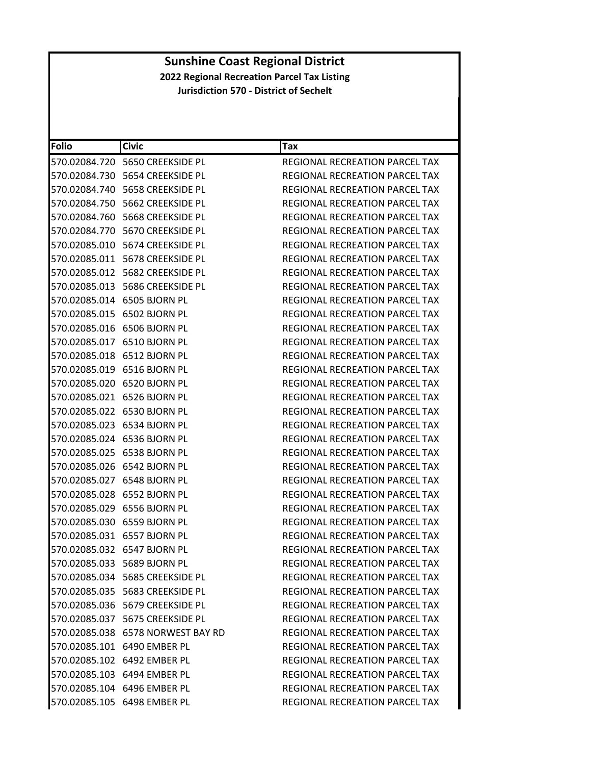# Sunshine Coast Regional District

## 2022 Regional Recreation Parcel Tax Listing

### Jurisdiction 570 - District of Sechelt

| Folio | Civic | Tax |
|---|---|---|
| 570.02084.720 | 5650 CREEKSIDE PL | REGIONAL RECREATION PARCEL TAX |
| 570.02084.730 | 5654 CREEKSIDE PL | REGIONAL RECREATION PARCEL TAX |
| 570.02084.740 | 5658 CREEKSIDE PL | REGIONAL RECREATION PARCEL TAX |
| 570.02084.750 | 5662 CREEKSIDE PL | REGIONAL RECREATION PARCEL TAX |
| 570.02084.760 | 5668 CREEKSIDE PL | REGIONAL RECREATION PARCEL TAX |
| 570.02084.770 | 5670 CREEKSIDE PL | REGIONAL RECREATION PARCEL TAX |
| 570.02085.010 | 5674 CREEKSIDE PL | REGIONAL RECREATION PARCEL TAX |
| 570.02085.011 | 5678 CREEKSIDE PL | REGIONAL RECREATION PARCEL TAX |
| 570.02085.012 | 5682 CREEKSIDE PL | REGIONAL RECREATION PARCEL TAX |
| 570.02085.013 | 5686 CREEKSIDE PL | REGIONAL RECREATION PARCEL TAX |
| 570.02085.014 | 6505 BJORN PL | REGIONAL RECREATION PARCEL TAX |
| 570.02085.015 | 6502 BJORN PL | REGIONAL RECREATION PARCEL TAX |
| 570.02085.016 | 6506 BJORN PL | REGIONAL RECREATION PARCEL TAX |
| 570.02085.017 | 6510 BJORN PL | REGIONAL RECREATION PARCEL TAX |
| 570.02085.018 | 6512 BJORN PL | REGIONAL RECREATION PARCEL TAX |
| 570.02085.019 | 6516 BJORN PL | REGIONAL RECREATION PARCEL TAX |
| 570.02085.020 | 6520 BJORN PL | REGIONAL RECREATION PARCEL TAX |
| 570.02085.021 | 6526 BJORN PL | REGIONAL RECREATION PARCEL TAX |
| 570.02085.022 | 6530 BJORN PL | REGIONAL RECREATION PARCEL TAX |
| 570.02085.023 | 6534 BJORN PL | REGIONAL RECREATION PARCEL TAX |
| 570.02085.024 | 6536 BJORN PL | REGIONAL RECREATION PARCEL TAX |
| 570.02085.025 | 6538 BJORN PL | REGIONAL RECREATION PARCEL TAX |
| 570.02085.026 | 6542 BJORN PL | REGIONAL RECREATION PARCEL TAX |
| 570.02085.027 | 6548 BJORN PL | REGIONAL RECREATION PARCEL TAX |
| 570.02085.028 | 6552 BJORN PL | REGIONAL RECREATION PARCEL TAX |
| 570.02085.029 | 6556 BJORN PL | REGIONAL RECREATION PARCEL TAX |
| 570.02085.030 | 6559 BJORN PL | REGIONAL RECREATION PARCEL TAX |
| 570.02085.031 | 6557 BJORN PL | REGIONAL RECREATION PARCEL TAX |
| 570.02085.032 | 6547 BJORN PL | REGIONAL RECREATION PARCEL TAX |
| 570.02085.033 | 5689 BJORN PL | REGIONAL RECREATION PARCEL TAX |
| 570.02085.034 | 5685 CREEKSIDE PL | REGIONAL RECREATION PARCEL TAX |
| 570.02085.035 | 5683 CREEKSIDE PL | REGIONAL RECREATION PARCEL TAX |
| 570.02085.036 | 5679 CREEKSIDE PL | REGIONAL RECREATION PARCEL TAX |
| 570.02085.037 | 5675 CREEKSIDE PL | REGIONAL RECREATION PARCEL TAX |
| 570.02085.038 | 6578 NORWEST BAY RD | REGIONAL RECREATION PARCEL TAX |
| 570.02085.101 | 6490 EMBER PL | REGIONAL RECREATION PARCEL TAX |
| 570.02085.102 | 6492 EMBER PL | REGIONAL RECREATION PARCEL TAX |
| 570.02085.103 | 6494 EMBER PL | REGIONAL RECREATION PARCEL TAX |
| 570.02085.104 | 6496 EMBER PL | REGIONAL RECREATION PARCEL TAX |
| 570.02085.105 | 6498 EMBER PL | REGIONAL RECREATION PARCEL TAX |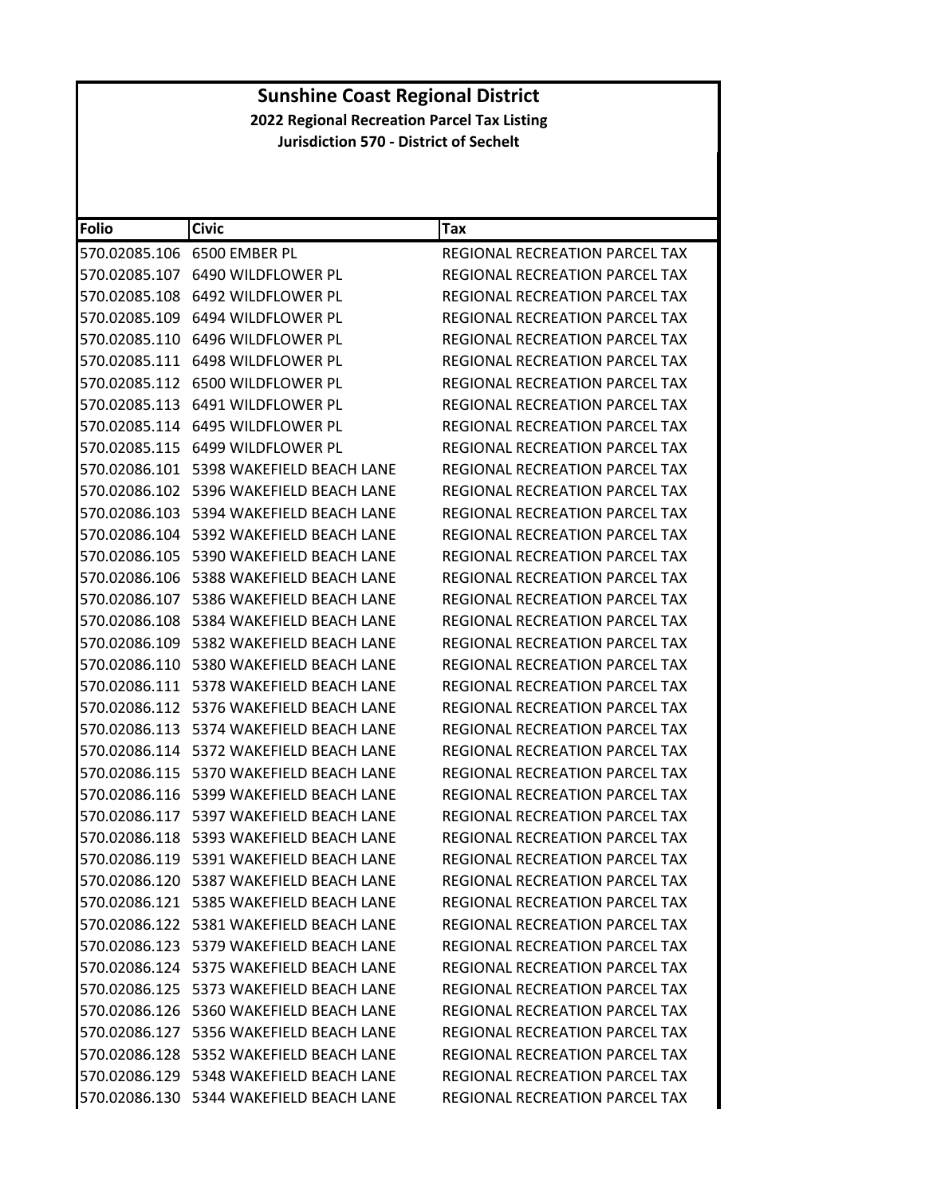# Sunshine Coast Regional District

**2022 Regional Recreation Parcel Tax Listing**

**Jurisdiction 570 - District of Sechelt**

| Folio | Civic | Tax |
|---|---|---|
| 570.02085.106 | 6500 EMBER PL | REGIONAL RECREATION PARCEL TAX |
| 570.02085.107 | 6490 WILDFLOWER PL | REGIONAL RECREATION PARCEL TAX |
| 570.02085.108 | 6492 WILDFLOWER PL | REGIONAL RECREATION PARCEL TAX |
| 570.02085.109 | 6494 WILDFLOWER PL | REGIONAL RECREATION PARCEL TAX |
| 570.02085.110 | 6496 WILDFLOWER PL | REGIONAL RECREATION PARCEL TAX |
| 570.02085.111 | 6498 WILDFLOWER PL | REGIONAL RECREATION PARCEL TAX |
| 570.02085.112 | 6500 WILDFLOWER PL | REGIONAL RECREATION PARCEL TAX |
| 570.02085.113 | 6491 WILDFLOWER PL | REGIONAL RECREATION PARCEL TAX |
| 570.02085.114 | 6495 WILDFLOWER PL | REGIONAL RECREATION PARCEL TAX |
| 570.02085.115 | 6499 WILDFLOWER PL | REGIONAL RECREATION PARCEL TAX |
| 570.02086.101 | 5398 WAKEFIELD BEACH LANE | REGIONAL RECREATION PARCEL TAX |
| 570.02086.102 | 5396 WAKEFIELD BEACH LANE | REGIONAL RECREATION PARCEL TAX |
| 570.02086.103 | 5394 WAKEFIELD BEACH LANE | REGIONAL RECREATION PARCEL TAX |
| 570.02086.104 | 5392 WAKEFIELD BEACH LANE | REGIONAL RECREATION PARCEL TAX |
| 570.02086.105 | 5390 WAKEFIELD BEACH LANE | REGIONAL RECREATION PARCEL TAX |
| 570.02086.106 | 5388 WAKEFIELD BEACH LANE | REGIONAL RECREATION PARCEL TAX |
| 570.02086.107 | 5386 WAKEFIELD BEACH LANE | REGIONAL RECREATION PARCEL TAX |
| 570.02086.108 | 5384 WAKEFIELD BEACH LANE | REGIONAL RECREATION PARCEL TAX |
| 570.02086.109 | 5382 WAKEFIELD BEACH LANE | REGIONAL RECREATION PARCEL TAX |
| 570.02086.110 | 5380 WAKEFIELD BEACH LANE | REGIONAL RECREATION PARCEL TAX |
| 570.02086.111 | 5378 WAKEFIELD BEACH LANE | REGIONAL RECREATION PARCEL TAX |
| 570.02086.112 | 5376 WAKEFIELD BEACH LANE | REGIONAL RECREATION PARCEL TAX |
| 570.02086.113 | 5374 WAKEFIELD BEACH LANE | REGIONAL RECREATION PARCEL TAX |
| 570.02086.114 | 5372 WAKEFIELD BEACH LANE | REGIONAL RECREATION PARCEL TAX |
| 570.02086.115 | 5370 WAKEFIELD BEACH LANE | REGIONAL RECREATION PARCEL TAX |
| 570.02086.116 | 5399 WAKEFIELD BEACH LANE | REGIONAL RECREATION PARCEL TAX |
| 570.02086.117 | 5397 WAKEFIELD BEACH LANE | REGIONAL RECREATION PARCEL TAX |
| 570.02086.118 | 5393 WAKEFIELD BEACH LANE | REGIONAL RECREATION PARCEL TAX |
| 570.02086.119 | 5391 WAKEFIELD BEACH LANE | REGIONAL RECREATION PARCEL TAX |
| 570.02086.120 | 5387 WAKEFIELD BEACH LANE | REGIONAL RECREATION PARCEL TAX |
| 570.02086.121 | 5385 WAKEFIELD BEACH LANE | REGIONAL RECREATION PARCEL TAX |
| 570.02086.122 | 5381 WAKEFIELD BEACH LANE | REGIONAL RECREATION PARCEL TAX |
| 570.02086.123 | 5379 WAKEFIELD BEACH LANE | REGIONAL RECREATION PARCEL TAX |
| 570.02086.124 | 5375 WAKEFIELD BEACH LANE | REGIONAL RECREATION PARCEL TAX |
| 570.02086.125 | 5373 WAKEFIELD BEACH LANE | REGIONAL RECREATION PARCEL TAX |
| 570.02086.126 | 5360 WAKEFIELD BEACH LANE | REGIONAL RECREATION PARCEL TAX |
| 570.02086.127 | 5356 WAKEFIELD BEACH LANE | REGIONAL RECREATION PARCEL TAX |
| 570.02086.128 | 5352 WAKEFIELD BEACH LANE | REGIONAL RECREATION PARCEL TAX |
| 570.02086.129 | 5348 WAKEFIELD BEACH LANE | REGIONAL RECREATION PARCEL TAX |
| 570.02086.130 | 5344 WAKEFIELD BEACH LANE | REGIONAL RECREATION PARCEL TAX |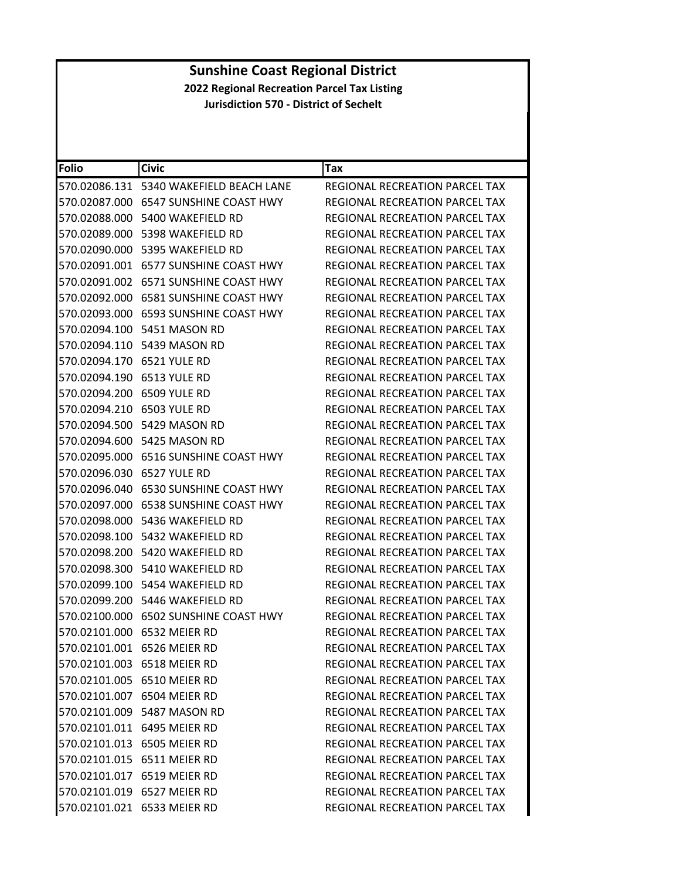# Sunshine Coast Regional District

## 2022 Regional Recreation Parcel Tax Listing

### Jurisdiction 570 - District of Sechelt

| Folio | Civic | Tax |
|---|---|---|
| 570.02086.131 | 5340 WAKEFIELD BEACH LANE | REGIONAL RECREATION PARCEL TAX |
| 570.02087.000 | 6547 SUNSHINE COAST HWY | REGIONAL RECREATION PARCEL TAX |
| 570.02088.000 | 5400 WAKEFIELD RD | REGIONAL RECREATION PARCEL TAX |
| 570.02089.000 | 5398 WAKEFIELD RD | REGIONAL RECREATION PARCEL TAX |
| 570.02090.000 | 5395 WAKEFIELD RD | REGIONAL RECREATION PARCEL TAX |
| 570.02091.001 | 6577 SUNSHINE COAST HWY | REGIONAL RECREATION PARCEL TAX |
| 570.02091.002 | 6571 SUNSHINE COAST HWY | REGIONAL RECREATION PARCEL TAX |
| 570.02092.000 | 6581 SUNSHINE COAST HWY | REGIONAL RECREATION PARCEL TAX |
| 570.02093.000 | 6593 SUNSHINE COAST HWY | REGIONAL RECREATION PARCEL TAX |
| 570.02094.100 | 5451 MASON RD | REGIONAL RECREATION PARCEL TAX |
| 570.02094.110 | 5439 MASON RD | REGIONAL RECREATION PARCEL TAX |
| 570.02094.170 | 6521 YULE RD | REGIONAL RECREATION PARCEL TAX |
| 570.02094.190 | 6513 YULE RD | REGIONAL RECREATION PARCEL TAX |
| 570.02094.200 | 6509 YULE RD | REGIONAL RECREATION PARCEL TAX |
| 570.02094.210 | 6503 YULE RD | REGIONAL RECREATION PARCEL TAX |
| 570.02094.500 | 5429 MASON RD | REGIONAL RECREATION PARCEL TAX |
| 570.02094.600 | 5425 MASON RD | REGIONAL RECREATION PARCEL TAX |
| 570.02095.000 | 6516 SUNSHINE COAST HWY | REGIONAL RECREATION PARCEL TAX |
| 570.02096.030 | 6527 YULE RD | REGIONAL RECREATION PARCEL TAX |
| 570.02096.040 | 6530 SUNSHINE COAST HWY | REGIONAL RECREATION PARCEL TAX |
| 570.02097.000 | 6538 SUNSHINE COAST HWY | REGIONAL RECREATION PARCEL TAX |
| 570.02098.000 | 5436 WAKEFIELD RD | REGIONAL RECREATION PARCEL TAX |
| 570.02098.100 | 5432 WAKEFIELD RD | REGIONAL RECREATION PARCEL TAX |
| 570.02098.200 | 5420 WAKEFIELD RD | REGIONAL RECREATION PARCEL TAX |
| 570.02098.300 | 5410 WAKEFIELD RD | REGIONAL RECREATION PARCEL TAX |
| 570.02099.100 | 5454 WAKEFIELD RD | REGIONAL RECREATION PARCEL TAX |
| 570.02099.200 | 5446 WAKEFIELD RD | REGIONAL RECREATION PARCEL TAX |
| 570.02100.000 | 6502 SUNSHINE COAST HWY | REGIONAL RECREATION PARCEL TAX |
| 570.02101.000 | 6532 MEIER RD | REGIONAL RECREATION PARCEL TAX |
| 570.02101.001 | 6526 MEIER RD | REGIONAL RECREATION PARCEL TAX |
| 570.02101.003 | 6518 MEIER RD | REGIONAL RECREATION PARCEL TAX |
| 570.02101.005 | 6510 MEIER RD | REGIONAL RECREATION PARCEL TAX |
| 570.02101.007 | 6504 MEIER RD | REGIONAL RECREATION PARCEL TAX |
| 570.02101.009 | 5487 MASON RD | REGIONAL RECREATION PARCEL TAX |
| 570.02101.011 | 6495 MEIER RD | REGIONAL RECREATION PARCEL TAX |
| 570.02101.013 | 6505 MEIER RD | REGIONAL RECREATION PARCEL TAX |
| 570.02101.015 | 6511 MEIER RD | REGIONAL RECREATION PARCEL TAX |
| 570.02101.017 | 6519 MEIER RD | REGIONAL RECREATION PARCEL TAX |
| 570.02101.019 | 6527 MEIER RD | REGIONAL RECREATION PARCEL TAX |
| 570.02101.021 | 6533 MEIER RD | REGIONAL RECREATION PARCEL TAX |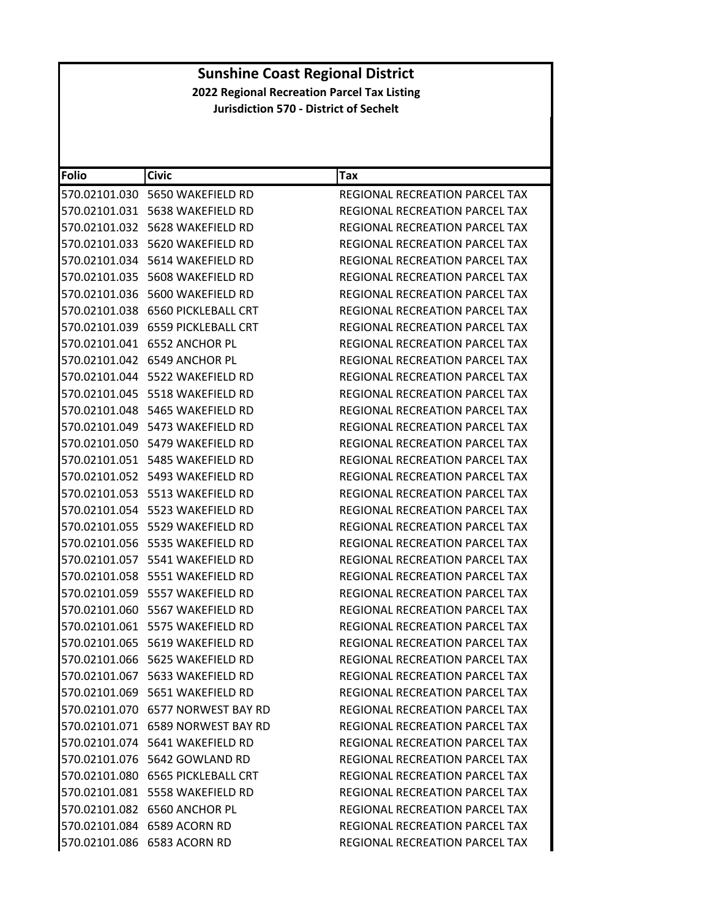# Sunshine Coast Regional District

**2022 Regional Recreation Parcel Tax Listing**

**Jurisdiction 570 - District of Sechelt**

| Folio | Civic | Tax |
|---|---|---|
| 570.02101.030 | 5650 WAKEFIELD RD | REGIONAL RECREATION PARCEL TAX |
| 570.02101.031 | 5638 WAKEFIELD RD | REGIONAL RECREATION PARCEL TAX |
| 570.02101.032 | 5628 WAKEFIELD RD | REGIONAL RECREATION PARCEL TAX |
| 570.02101.033 | 5620 WAKEFIELD RD | REGIONAL RECREATION PARCEL TAX |
| 570.02101.034 | 5614 WAKEFIELD RD | REGIONAL RECREATION PARCEL TAX |
| 570.02101.035 | 5608 WAKEFIELD RD | REGIONAL RECREATION PARCEL TAX |
| 570.02101.036 | 5600 WAKEFIELD RD | REGIONAL RECREATION PARCEL TAX |
| 570.02101.038 | 6560 PICKLEBALL CRT | REGIONAL RECREATION PARCEL TAX |
| 570.02101.039 | 6559 PICKLEBALL CRT | REGIONAL RECREATION PARCEL TAX |
| 570.02101.041 | 6552 ANCHOR PL | REGIONAL RECREATION PARCEL TAX |
| 570.02101.042 | 6549 ANCHOR PL | REGIONAL RECREATION PARCEL TAX |
| 570.02101.044 | 5522 WAKEFIELD RD | REGIONAL RECREATION PARCEL TAX |
| 570.02101.045 | 5518 WAKEFIELD RD | REGIONAL RECREATION PARCEL TAX |
| 570.02101.048 | 5465 WAKEFIELD RD | REGIONAL RECREATION PARCEL TAX |
| 570.02101.049 | 5473 WAKEFIELD RD | REGIONAL RECREATION PARCEL TAX |
| 570.02101.050 | 5479 WAKEFIELD RD | REGIONAL RECREATION PARCEL TAX |
| 570.02101.051 | 5485 WAKEFIELD RD | REGIONAL RECREATION PARCEL TAX |
| 570.02101.052 | 5493 WAKEFIELD RD | REGIONAL RECREATION PARCEL TAX |
| 570.02101.053 | 5513 WAKEFIELD RD | REGIONAL RECREATION PARCEL TAX |
| 570.02101.054 | 5523 WAKEFIELD RD | REGIONAL RECREATION PARCEL TAX |
| 570.02101.055 | 5529 WAKEFIELD RD | REGIONAL RECREATION PARCEL TAX |
| 570.02101.056 | 5535 WAKEFIELD RD | REGIONAL RECREATION PARCEL TAX |
| 570.02101.057 | 5541 WAKEFIELD RD | REGIONAL RECREATION PARCEL TAX |
| 570.02101.058 | 5551 WAKEFIELD RD | REGIONAL RECREATION PARCEL TAX |
| 570.02101.059 | 5557 WAKEFIELD RD | REGIONAL RECREATION PARCEL TAX |
| 570.02101.060 | 5567 WAKEFIELD RD | REGIONAL RECREATION PARCEL TAX |
| 570.02101.061 | 5575 WAKEFIELD RD | REGIONAL RECREATION PARCEL TAX |
| 570.02101.065 | 5619 WAKEFIELD RD | REGIONAL RECREATION PARCEL TAX |
| 570.02101.066 | 5625 WAKEFIELD RD | REGIONAL RECREATION PARCEL TAX |
| 570.02101.067 | 5633 WAKEFIELD RD | REGIONAL RECREATION PARCEL TAX |
| 570.02101.069 | 5651 WAKEFIELD RD | REGIONAL RECREATION PARCEL TAX |
| 570.02101.070 | 6577 NORWEST BAY RD | REGIONAL RECREATION PARCEL TAX |
| 570.02101.071 | 6589 NORWEST BAY RD | REGIONAL RECREATION PARCEL TAX |
| 570.02101.074 | 5641 WAKEFIELD RD | REGIONAL RECREATION PARCEL TAX |
| 570.02101.076 | 5642 GOWLAND RD | REGIONAL RECREATION PARCEL TAX |
| 570.02101.080 | 6565 PICKLEBALL CRT | REGIONAL RECREATION PARCEL TAX |
| 570.02101.081 | 5558 WAKEFIELD RD | REGIONAL RECREATION PARCEL TAX |
| 570.02101.082 | 6560 ANCHOR PL | REGIONAL RECREATION PARCEL TAX |
| 570.02101.084 | 6589 ACORN RD | REGIONAL RECREATION PARCEL TAX |
| 570.02101.086 | 6583 ACORN RD | REGIONAL RECREATION PARCEL TAX |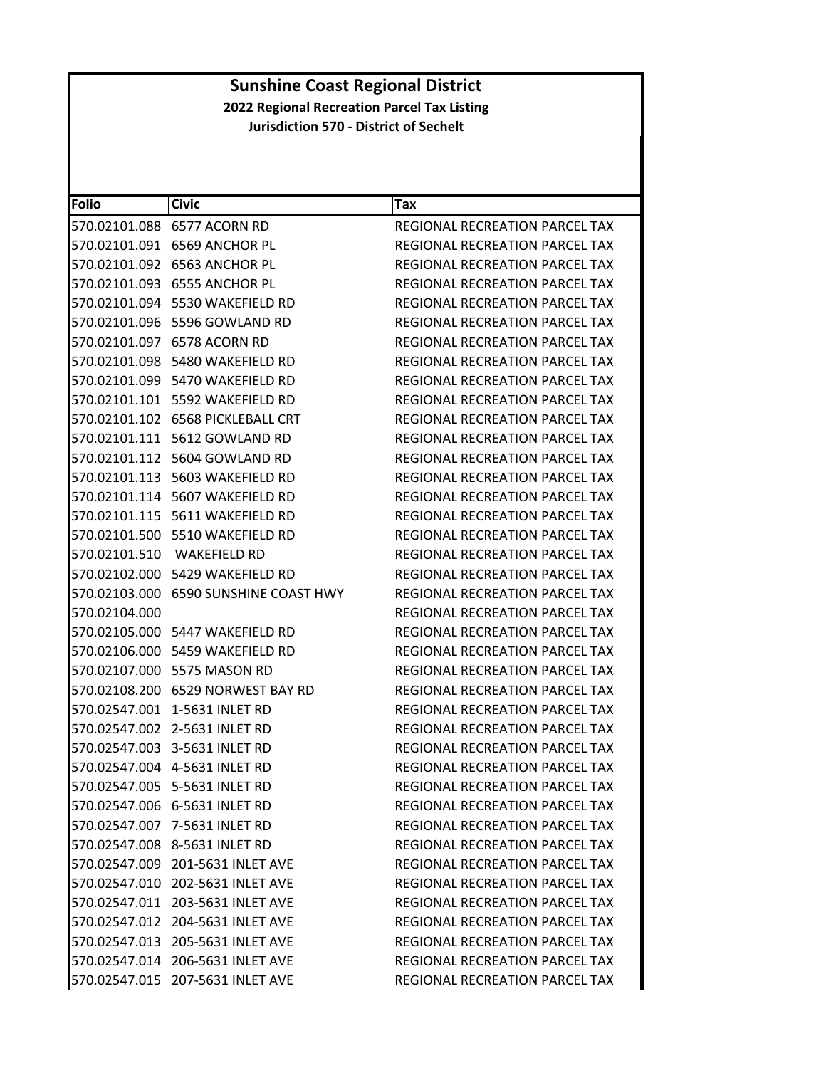# Sunshine Coast Regional District

## 2022 Regional Recreation Parcel Tax Listing

### Jurisdiction 570 - District of Sechelt

| Folio | Civic | Tax |
|---|---|---|
| 570.02101.088 | 6577 ACORN RD | REGIONAL RECREATION PARCEL TAX |
| 570.02101.091 | 6569 ANCHOR PL | REGIONAL RECREATION PARCEL TAX |
| 570.02101.092 | 6563 ANCHOR PL | REGIONAL RECREATION PARCEL TAX |
| 570.02101.093 | 6555 ANCHOR PL | REGIONAL RECREATION PARCEL TAX |
| 570.02101.094 | 5530 WAKEFIELD RD | REGIONAL RECREATION PARCEL TAX |
| 570.02101.096 | 5596 GOWLAND RD | REGIONAL RECREATION PARCEL TAX |
| 570.02101.097 | 6578 ACORN RD | REGIONAL RECREATION PARCEL TAX |
| 570.02101.098 | 5480 WAKEFIELD RD | REGIONAL RECREATION PARCEL TAX |
| 570.02101.099 | 5470 WAKEFIELD RD | REGIONAL RECREATION PARCEL TAX |
| 570.02101.101 | 5592 WAKEFIELD RD | REGIONAL RECREATION PARCEL TAX |
| 570.02101.102 | 6568 PICKLEBALL CRT | REGIONAL RECREATION PARCEL TAX |
| 570.02101.111 | 5612 GOWLAND RD | REGIONAL RECREATION PARCEL TAX |
| 570.02101.112 | 5604 GOWLAND RD | REGIONAL RECREATION PARCEL TAX |
| 570.02101.113 | 5603 WAKEFIELD RD | REGIONAL RECREATION PARCEL TAX |
| 570.02101.114 | 5607 WAKEFIELD RD | REGIONAL RECREATION PARCEL TAX |
| 570.02101.115 | 5611 WAKEFIELD RD | REGIONAL RECREATION PARCEL TAX |
| 570.02101.500 | 5510 WAKEFIELD RD | REGIONAL RECREATION PARCEL TAX |
| 570.02101.510 | WAKEFIELD RD | REGIONAL RECREATION PARCEL TAX |
| 570.02102.000 | 5429 WAKEFIELD RD | REGIONAL RECREATION PARCEL TAX |
| 570.02103.000 | 6590 SUNSHINE COAST HWY | REGIONAL RECREATION PARCEL TAX |
| 570.02104.000 | | REGIONAL RECREATION PARCEL TAX |
| 570.02105.000 | 5447 WAKEFIELD RD | REGIONAL RECREATION PARCEL TAX |
| 570.02106.000 | 5459 WAKEFIELD RD | REGIONAL RECREATION PARCEL TAX |
| 570.02107.000 | 5575 MASON RD | REGIONAL RECREATION PARCEL TAX |
| 570.02108.200 | 6529 NORWEST BAY RD | REGIONAL RECREATION PARCEL TAX |
| 570.02547.001 | 1-5631 INLET RD | REGIONAL RECREATION PARCEL TAX |
| 570.02547.002 | 2-5631 INLET RD | REGIONAL RECREATION PARCEL TAX |
| 570.02547.003 | 3-5631 INLET RD | REGIONAL RECREATION PARCEL TAX |
| 570.02547.004 | 4-5631 INLET RD | REGIONAL RECREATION PARCEL TAX |
| 570.02547.005 | 5-5631 INLET RD | REGIONAL RECREATION PARCEL TAX |
| 570.02547.006 | 6-5631 INLET RD | REGIONAL RECREATION PARCEL TAX |
| 570.02547.007 | 7-5631 INLET RD | REGIONAL RECREATION PARCEL TAX |
| 570.02547.008 | 8-5631 INLET RD | REGIONAL RECREATION PARCEL TAX |
| 570.02547.009 | 201-5631 INLET AVE | REGIONAL RECREATION PARCEL TAX |
| 570.02547.010 | 202-5631 INLET AVE | REGIONAL RECREATION PARCEL TAX |
| 570.02547.011 | 203-5631 INLET AVE | REGIONAL RECREATION PARCEL TAX |
| 570.02547.012 | 204-5631 INLET AVE | REGIONAL RECREATION PARCEL TAX |
| 570.02547.013 | 205-5631 INLET AVE | REGIONAL RECREATION PARCEL TAX |
| 570.02547.014 | 206-5631 INLET AVE | REGIONAL RECREATION PARCEL TAX |
| 570.02547.015 | 207-5631 INLET AVE | REGIONAL RECREATION PARCEL TAX |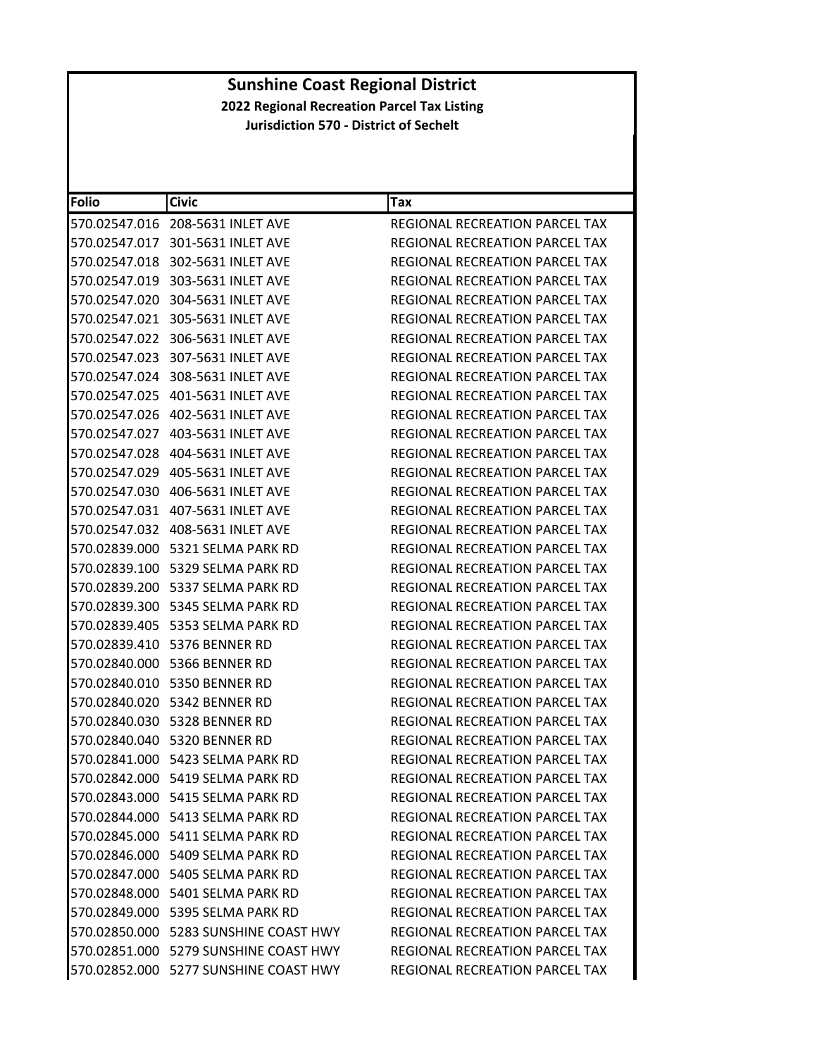# Sunshine Coast Regional District

## 2022 Regional Recreation Parcel Tax Listing

### Jurisdiction 570 - District of Sechelt

| Folio | Civic | Tax |
|---|---|---|
| 570.02547.016 | 208-5631 INLET AVE | REGIONAL RECREATION PARCEL TAX |
| 570.02547.017 | 301-5631 INLET AVE | REGIONAL RECREATION PARCEL TAX |
| 570.02547.018 | 302-5631 INLET AVE | REGIONAL RECREATION PARCEL TAX |
| 570.02547.019 | 303-5631 INLET AVE | REGIONAL RECREATION PARCEL TAX |
| 570.02547.020 | 304-5631 INLET AVE | REGIONAL RECREATION PARCEL TAX |
| 570.02547.021 | 305-5631 INLET AVE | REGIONAL RECREATION PARCEL TAX |
| 570.02547.022 | 306-5631 INLET AVE | REGIONAL RECREATION PARCEL TAX |
| 570.02547.023 | 307-5631 INLET AVE | REGIONAL RECREATION PARCEL TAX |
| 570.02547.024 | 308-5631 INLET AVE | REGIONAL RECREATION PARCEL TAX |
| 570.02547.025 | 401-5631 INLET AVE | REGIONAL RECREATION PARCEL TAX |
| 570.02547.026 | 402-5631 INLET AVE | REGIONAL RECREATION PARCEL TAX |
| 570.02547.027 | 403-5631 INLET AVE | REGIONAL RECREATION PARCEL TAX |
| 570.02547.028 | 404-5631 INLET AVE | REGIONAL RECREATION PARCEL TAX |
| 570.02547.029 | 405-5631 INLET AVE | REGIONAL RECREATION PARCEL TAX |
| 570.02547.030 | 406-5631 INLET AVE | REGIONAL RECREATION PARCEL TAX |
| 570.02547.031 | 407-5631 INLET AVE | REGIONAL RECREATION PARCEL TAX |
| 570.02547.032 | 408-5631 INLET AVE | REGIONAL RECREATION PARCEL TAX |
| 570.02839.000 | 5321 SELMA PARK RD | REGIONAL RECREATION PARCEL TAX |
| 570.02839.100 | 5329 SELMA PARK RD | REGIONAL RECREATION PARCEL TAX |
| 570.02839.200 | 5337 SELMA PARK RD | REGIONAL RECREATION PARCEL TAX |
| 570.02839.300 | 5345 SELMA PARK RD | REGIONAL RECREATION PARCEL TAX |
| 570.02839.405 | 5353 SELMA PARK RD | REGIONAL RECREATION PARCEL TAX |
| 570.02839.410 | 5376 BENNER RD | REGIONAL RECREATION PARCEL TAX |
| 570.02840.000 | 5366 BENNER RD | REGIONAL RECREATION PARCEL TAX |
| 570.02840.010 | 5350 BENNER RD | REGIONAL RECREATION PARCEL TAX |
| 570.02840.020 | 5342 BENNER RD | REGIONAL RECREATION PARCEL TAX |
| 570.02840.030 | 5328 BENNER RD | REGIONAL RECREATION PARCEL TAX |
| 570.02840.040 | 5320 BENNER RD | REGIONAL RECREATION PARCEL TAX |
| 570.02841.000 | 5423 SELMA PARK RD | REGIONAL RECREATION PARCEL TAX |
| 570.02842.000 | 5419 SELMA PARK RD | REGIONAL RECREATION PARCEL TAX |
| 570.02843.000 | 5415 SELMA PARK RD | REGIONAL RECREATION PARCEL TAX |
| 570.02844.000 | 5413 SELMA PARK RD | REGIONAL RECREATION PARCEL TAX |
| 570.02845.000 | 5411 SELMA PARK RD | REGIONAL RECREATION PARCEL TAX |
| 570.02846.000 | 5409 SELMA PARK RD | REGIONAL RECREATION PARCEL TAX |
| 570.02847.000 | 5405 SELMA PARK RD | REGIONAL RECREATION PARCEL TAX |
| 570.02848.000 | 5401 SELMA PARK RD | REGIONAL RECREATION PARCEL TAX |
| 570.02849.000 | 5395 SELMA PARK RD | REGIONAL RECREATION PARCEL TAX |
| 570.02850.000 | 5283 SUNSHINE COAST HWY | REGIONAL RECREATION PARCEL TAX |
| 570.02851.000 | 5279 SUNSHINE COAST HWY | REGIONAL RECREATION PARCEL TAX |
| 570.02852.000 | 5277 SUNSHINE COAST HWY | REGIONAL RECREATION PARCEL TAX |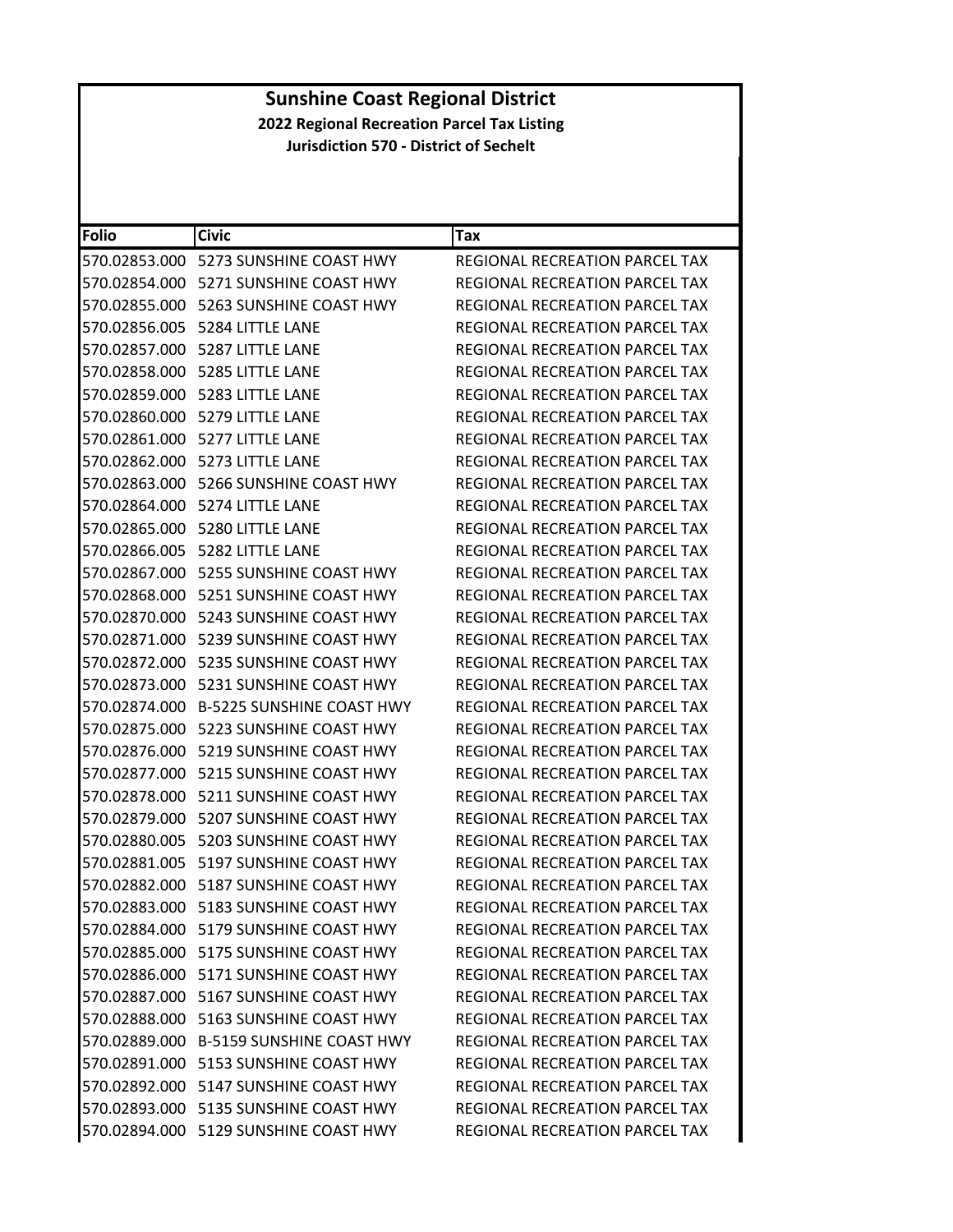# Sunshine Coast Regional District

**2022 Regional Recreation Parcel Tax Listing**

**Jurisdiction 570 - District of Sechelt**

| Folio | Civic | Tax |
|---|---|---|
| 570.02853.000 | 5273 SUNSHINE COAST HWY | REGIONAL RECREATION PARCEL TAX |
| 570.02854.000 | 5271 SUNSHINE COAST HWY | REGIONAL RECREATION PARCEL TAX |
| 570.02855.000 | 5263 SUNSHINE COAST HWY | REGIONAL RECREATION PARCEL TAX |
| 570.02856.005 | 5284 LITTLE LANE | REGIONAL RECREATION PARCEL TAX |
| 570.02857.000 | 5287 LITTLE LANE | REGIONAL RECREATION PARCEL TAX |
| 570.02858.000 | 5285 LITTLE LANE | REGIONAL RECREATION PARCEL TAX |
| 570.02859.000 | 5283 LITTLE LANE | REGIONAL RECREATION PARCEL TAX |
| 570.02860.000 | 5279 LITTLE LANE | REGIONAL RECREATION PARCEL TAX |
| 570.02861.000 | 5277 LITTLE LANE | REGIONAL RECREATION PARCEL TAX |
| 570.02862.000 | 5273 LITTLE LANE | REGIONAL RECREATION PARCEL TAX |
| 570.02863.000 | 5266 SUNSHINE COAST HWY | REGIONAL RECREATION PARCEL TAX |
| 570.02864.000 | 5274 LITTLE LANE | REGIONAL RECREATION PARCEL TAX |
| 570.02865.000 | 5280 LITTLE LANE | REGIONAL RECREATION PARCEL TAX |
| 570.02866.005 | 5282 LITTLE LANE | REGIONAL RECREATION PARCEL TAX |
| 570.02867.000 | 5255 SUNSHINE COAST HWY | REGIONAL RECREATION PARCEL TAX |
| 570.02868.000 | 5251 SUNSHINE COAST HWY | REGIONAL RECREATION PARCEL TAX |
| 570.02870.000 | 5243 SUNSHINE COAST HWY | REGIONAL RECREATION PARCEL TAX |
| 570.02871.000 | 5239 SUNSHINE COAST HWY | REGIONAL RECREATION PARCEL TAX |
| 570.02872.000 | 5235 SUNSHINE COAST HWY | REGIONAL RECREATION PARCEL TAX |
| 570.02873.000 | 5231 SUNSHINE COAST HWY | REGIONAL RECREATION PARCEL TAX |
| 570.02874.000 | B-5225 SUNSHINE COAST HWY | REGIONAL RECREATION PARCEL TAX |
| 570.02875.000 | 5223 SUNSHINE COAST HWY | REGIONAL RECREATION PARCEL TAX |
| 570.02876.000 | 5219 SUNSHINE COAST HWY | REGIONAL RECREATION PARCEL TAX |
| 570.02877.000 | 5215 SUNSHINE COAST HWY | REGIONAL RECREATION PARCEL TAX |
| 570.02878.000 | 5211 SUNSHINE COAST HWY | REGIONAL RECREATION PARCEL TAX |
| 570.02879.000 | 5207 SUNSHINE COAST HWY | REGIONAL RECREATION PARCEL TAX |
| 570.02880.005 | 5203 SUNSHINE COAST HWY | REGIONAL RECREATION PARCEL TAX |
| 570.02881.005 | 5197 SUNSHINE COAST HWY | REGIONAL RECREATION PARCEL TAX |
| 570.02882.000 | 5187 SUNSHINE COAST HWY | REGIONAL RECREATION PARCEL TAX |
| 570.02883.000 | 5183 SUNSHINE COAST HWY | REGIONAL RECREATION PARCEL TAX |
| 570.02884.000 | 5179 SUNSHINE COAST HWY | REGIONAL RECREATION PARCEL TAX |
| 570.02885.000 | 5175 SUNSHINE COAST HWY | REGIONAL RECREATION PARCEL TAX |
| 570.02886.000 | 5171 SUNSHINE COAST HWY | REGIONAL RECREATION PARCEL TAX |
| 570.02887.000 | 5167 SUNSHINE COAST HWY | REGIONAL RECREATION PARCEL TAX |
| 570.02888.000 | 5163 SUNSHINE COAST HWY | REGIONAL RECREATION PARCEL TAX |
| 570.02889.000 | B-5159 SUNSHINE COAST HWY | REGIONAL RECREATION PARCEL TAX |
| 570.02891.000 | 5153 SUNSHINE COAST HWY | REGIONAL RECREATION PARCEL TAX |
| 570.02892.000 | 5147 SUNSHINE COAST HWY | REGIONAL RECREATION PARCEL TAX |
| 570.02893.000 | 5135 SUNSHINE COAST HWY | REGIONAL RECREATION PARCEL TAX |
| 570.02894.000 | 5129 SUNSHINE COAST HWY | REGIONAL RECREATION PARCEL TAX |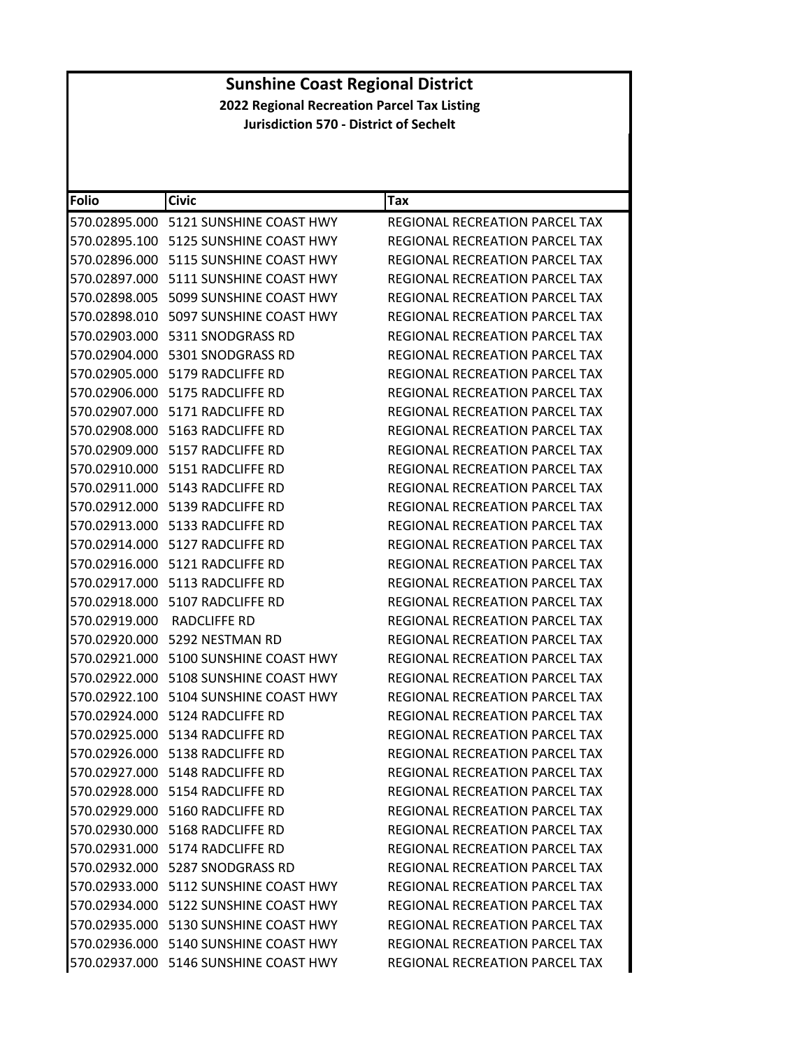# Sunshine Coast Regional District

## 2022 Regional Recreation Parcel Tax Listing

### Jurisdiction 570 - District of Sechelt

| Folio | Civic | Tax |
|---|---|---|
| 570.02895.000 | 5121 SUNSHINE COAST HWY | REGIONAL RECREATION PARCEL TAX |
| 570.02895.100 | 5125 SUNSHINE COAST HWY | REGIONAL RECREATION PARCEL TAX |
| 570.02896.000 | 5115 SUNSHINE COAST HWY | REGIONAL RECREATION PARCEL TAX |
| 570.02897.000 | 5111 SUNSHINE COAST HWY | REGIONAL RECREATION PARCEL TAX |
| 570.02898.005 | 5099 SUNSHINE COAST HWY | REGIONAL RECREATION PARCEL TAX |
| 570.02898.010 | 5097 SUNSHINE COAST HWY | REGIONAL RECREATION PARCEL TAX |
| 570.02903.000 | 5311 SNODGRASS RD | REGIONAL RECREATION PARCEL TAX |
| 570.02904.000 | 5301 SNODGRASS RD | REGIONAL RECREATION PARCEL TAX |
| 570.02905.000 | 5179 RADCLIFFE RD | REGIONAL RECREATION PARCEL TAX |
| 570.02906.000 | 5175 RADCLIFFE RD | REGIONAL RECREATION PARCEL TAX |
| 570.02907.000 | 5171 RADCLIFFE RD | REGIONAL RECREATION PARCEL TAX |
| 570.02908.000 | 5163 RADCLIFFE RD | REGIONAL RECREATION PARCEL TAX |
| 570.02909.000 | 5157 RADCLIFFE RD | REGIONAL RECREATION PARCEL TAX |
| 570.02910.000 | 5151 RADCLIFFE RD | REGIONAL RECREATION PARCEL TAX |
| 570.02911.000 | 5143 RADCLIFFE RD | REGIONAL RECREATION PARCEL TAX |
| 570.02912.000 | 5139 RADCLIFFE RD | REGIONAL RECREATION PARCEL TAX |
| 570.02913.000 | 5133 RADCLIFFE RD | REGIONAL RECREATION PARCEL TAX |
| 570.02914.000 | 5127 RADCLIFFE RD | REGIONAL RECREATION PARCEL TAX |
| 570.02916.000 | 5121 RADCLIFFE RD | REGIONAL RECREATION PARCEL TAX |
| 570.02917.000 | 5113 RADCLIFFE RD | REGIONAL RECREATION PARCEL TAX |
| 570.02918.000 | 5107 RADCLIFFE RD | REGIONAL RECREATION PARCEL TAX |
| 570.02919.000 | RADCLIFFE RD | REGIONAL RECREATION PARCEL TAX |
| 570.02920.000 | 5292 NESTMAN RD | REGIONAL RECREATION PARCEL TAX |
| 570.02921.000 | 5100 SUNSHINE COAST HWY | REGIONAL RECREATION PARCEL TAX |
| 570.02922.000 | 5108 SUNSHINE COAST HWY | REGIONAL RECREATION PARCEL TAX |
| 570.02922.100 | 5104 SUNSHINE COAST HWY | REGIONAL RECREATION PARCEL TAX |
| 570.02924.000 | 5124 RADCLIFFE RD | REGIONAL RECREATION PARCEL TAX |
| 570.02925.000 | 5134 RADCLIFFE RD | REGIONAL RECREATION PARCEL TAX |
| 570.02926.000 | 5138 RADCLIFFE RD | REGIONAL RECREATION PARCEL TAX |
| 570.02927.000 | 5148 RADCLIFFE RD | REGIONAL RECREATION PARCEL TAX |
| 570.02928.000 | 5154 RADCLIFFE RD | REGIONAL RECREATION PARCEL TAX |
| 570.02929.000 | 5160 RADCLIFFE RD | REGIONAL RECREATION PARCEL TAX |
| 570.02930.000 | 5168 RADCLIFFE RD | REGIONAL RECREATION PARCEL TAX |
| 570.02931.000 | 5174 RADCLIFFE RD | REGIONAL RECREATION PARCEL TAX |
| 570.02932.000 | 5287 SNODGRASS RD | REGIONAL RECREATION PARCEL TAX |
| 570.02933.000 | 5112 SUNSHINE COAST HWY | REGIONAL RECREATION PARCEL TAX |
| 570.02934.000 | 5122 SUNSHINE COAST HWY | REGIONAL RECREATION PARCEL TAX |
| 570.02935.000 | 5130 SUNSHINE COAST HWY | REGIONAL RECREATION PARCEL TAX |
| 570.02936.000 | 5140 SUNSHINE COAST HWY | REGIONAL RECREATION PARCEL TAX |
| 570.02937.000 | 5146 SUNSHINE COAST HWY | REGIONAL RECREATION PARCEL TAX |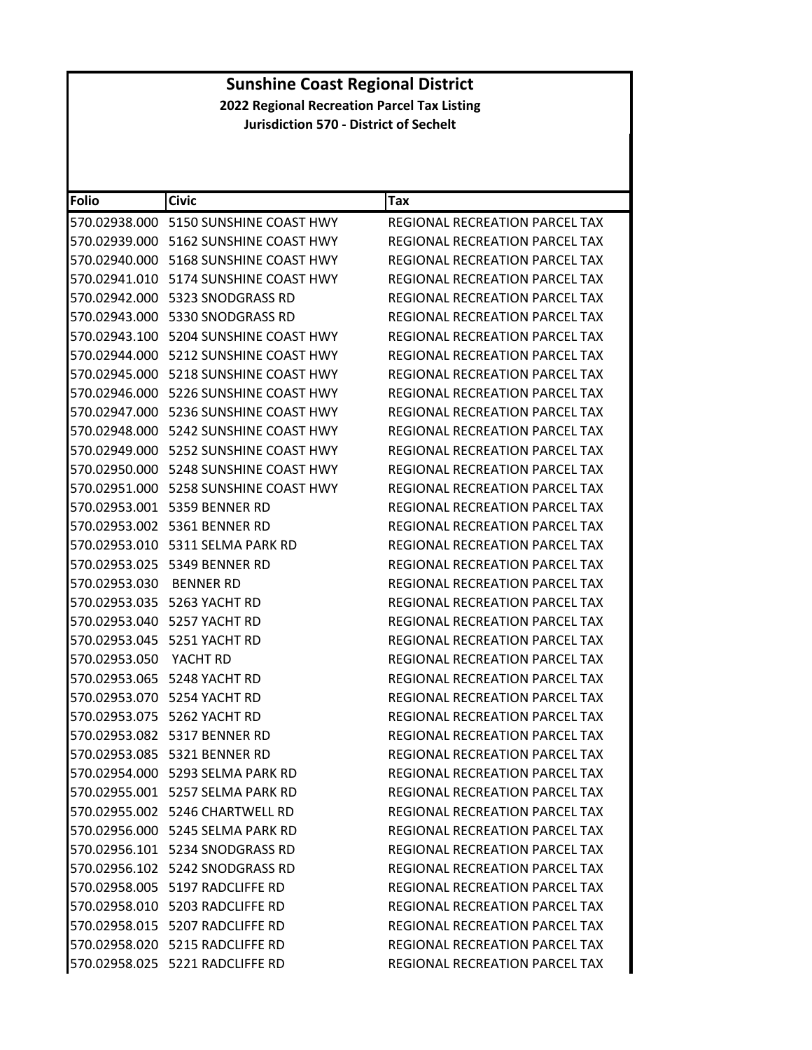# Sunshine Coast Regional District

**2022 Regional Recreation Parcel Tax Listing**

**Jurisdiction 570 - District of Sechelt**

| Folio | Civic | Tax |
|---|---|---|
| 570.02938.000 | 5150 SUNSHINE COAST HWY | REGIONAL RECREATION PARCEL TAX |
| 570.02939.000 | 5162 SUNSHINE COAST HWY | REGIONAL RECREATION PARCEL TAX |
| 570.02940.000 | 5168 SUNSHINE COAST HWY | REGIONAL RECREATION PARCEL TAX |
| 570.02941.010 | 5174 SUNSHINE COAST HWY | REGIONAL RECREATION PARCEL TAX |
| 570.02942.000 | 5323 SNODGRASS RD | REGIONAL RECREATION PARCEL TAX |
| 570.02943.000 | 5330 SNODGRASS RD | REGIONAL RECREATION PARCEL TAX |
| 570.02943.100 | 5204 SUNSHINE COAST HWY | REGIONAL RECREATION PARCEL TAX |
| 570.02944.000 | 5212 SUNSHINE COAST HWY | REGIONAL RECREATION PARCEL TAX |
| 570.02945.000 | 5218 SUNSHINE COAST HWY | REGIONAL RECREATION PARCEL TAX |
| 570.02946.000 | 5226 SUNSHINE COAST HWY | REGIONAL RECREATION PARCEL TAX |
| 570.02947.000 | 5236 SUNSHINE COAST HWY | REGIONAL RECREATION PARCEL TAX |
| 570.02948.000 | 5242 SUNSHINE COAST HWY | REGIONAL RECREATION PARCEL TAX |
| 570.02949.000 | 5252 SUNSHINE COAST HWY | REGIONAL RECREATION PARCEL TAX |
| 570.02950.000 | 5248 SUNSHINE COAST HWY | REGIONAL RECREATION PARCEL TAX |
| 570.02951.000 | 5258 SUNSHINE COAST HWY | REGIONAL RECREATION PARCEL TAX |
| 570.02953.001 | 5359 BENNER RD | REGIONAL RECREATION PARCEL TAX |
| 570.02953.002 | 5361 BENNER RD | REGIONAL RECREATION PARCEL TAX |
| 570.02953.010 | 5311 SELMA PARK RD | REGIONAL RECREATION PARCEL TAX |
| 570.02953.025 | 5349 BENNER RD | REGIONAL RECREATION PARCEL TAX |
| 570.02953.030 | BENNER RD | REGIONAL RECREATION PARCEL TAX |
| 570.02953.035 | 5263 YACHT RD | REGIONAL RECREATION PARCEL TAX |
| 570.02953.040 | 5257 YACHT RD | REGIONAL RECREATION PARCEL TAX |
| 570.02953.045 | 5251 YACHT RD | REGIONAL RECREATION PARCEL TAX |
| 570.02953.050 | YACHT RD | REGIONAL RECREATION PARCEL TAX |
| 570.02953.065 | 5248 YACHT RD | REGIONAL RECREATION PARCEL TAX |
| 570.02953.070 | 5254 YACHT RD | REGIONAL RECREATION PARCEL TAX |
| 570.02953.075 | 5262 YACHT RD | REGIONAL RECREATION PARCEL TAX |
| 570.02953.082 | 5317 BENNER RD | REGIONAL RECREATION PARCEL TAX |
| 570.02953.085 | 5321 BENNER RD | REGIONAL RECREATION PARCEL TAX |
| 570.02954.000 | 5293 SELMA PARK RD | REGIONAL RECREATION PARCEL TAX |
| 570.02955.001 | 5257 SELMA PARK RD | REGIONAL RECREATION PARCEL TAX |
| 570.02955.002 | 5246 CHARTWELL RD | REGIONAL RECREATION PARCEL TAX |
| 570.02956.000 | 5245 SELMA PARK RD | REGIONAL RECREATION PARCEL TAX |
| 570.02956.101 | 5234 SNODGRASS RD | REGIONAL RECREATION PARCEL TAX |
| 570.02956.102 | 5242 SNODGRASS RD | REGIONAL RECREATION PARCEL TAX |
| 570.02958.005 | 5197 RADCLIFFE RD | REGIONAL RECREATION PARCEL TAX |
| 570.02958.010 | 5203 RADCLIFFE RD | REGIONAL RECREATION PARCEL TAX |
| 570.02958.015 | 5207 RADCLIFFE RD | REGIONAL RECREATION PARCEL TAX |
| 570.02958.020 | 5215 RADCLIFFE RD | REGIONAL RECREATION PARCEL TAX |
| 570.02958.025 | 5221 RADCLIFFE RD | REGIONAL RECREATION PARCEL TAX |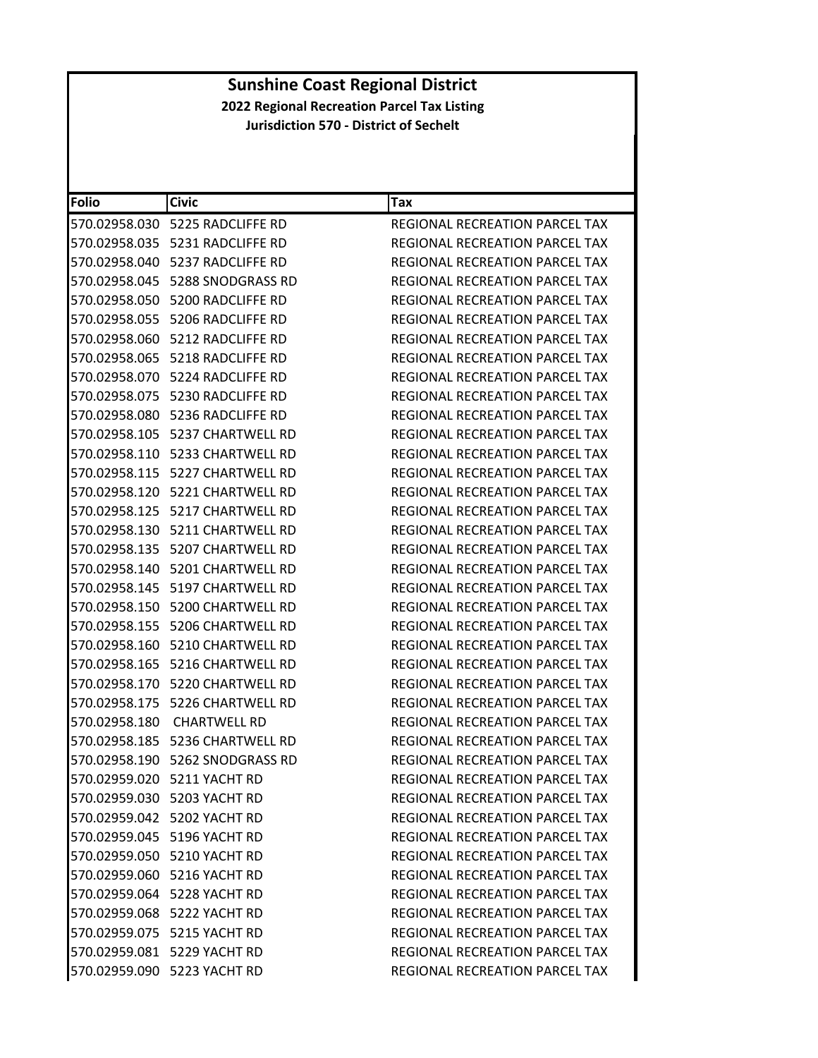# Sunshine Coast Regional District

## 2022 Regional Recreation Parcel Tax Listing

### Jurisdiction 570 - District of Sechelt

| Folio | Civic | Tax |
|---|---|---|
| 570.02958.030 | 5225 RADCLIFFE RD | REGIONAL RECREATION PARCEL TAX |
| 570.02958.035 | 5231 RADCLIFFE RD | REGIONAL RECREATION PARCEL TAX |
| 570.02958.040 | 5237 RADCLIFFE RD | REGIONAL RECREATION PARCEL TAX |
| 570.02958.045 | 5288 SNODGRASS RD | REGIONAL RECREATION PARCEL TAX |
| 570.02958.050 | 5200 RADCLIFFE RD | REGIONAL RECREATION PARCEL TAX |
| 570.02958.055 | 5206 RADCLIFFE RD | REGIONAL RECREATION PARCEL TAX |
| 570.02958.060 | 5212 RADCLIFFE RD | REGIONAL RECREATION PARCEL TAX |
| 570.02958.065 | 5218 RADCLIFFE RD | REGIONAL RECREATION PARCEL TAX |
| 570.02958.070 | 5224 RADCLIFFE RD | REGIONAL RECREATION PARCEL TAX |
| 570.02958.075 | 5230 RADCLIFFE RD | REGIONAL RECREATION PARCEL TAX |
| 570.02958.080 | 5236 RADCLIFFE RD | REGIONAL RECREATION PARCEL TAX |
| 570.02958.105 | 5237 CHARTWELL RD | REGIONAL RECREATION PARCEL TAX |
| 570.02958.110 | 5233 CHARTWELL RD | REGIONAL RECREATION PARCEL TAX |
| 570.02958.115 | 5227 CHARTWELL RD | REGIONAL RECREATION PARCEL TAX |
| 570.02958.120 | 5221 CHARTWELL RD | REGIONAL RECREATION PARCEL TAX |
| 570.02958.125 | 5217 CHARTWELL RD | REGIONAL RECREATION PARCEL TAX |
| 570.02958.130 | 5211 CHARTWELL RD | REGIONAL RECREATION PARCEL TAX |
| 570.02958.135 | 5207 CHARTWELL RD | REGIONAL RECREATION PARCEL TAX |
| 570.02958.140 | 5201 CHARTWELL RD | REGIONAL RECREATION PARCEL TAX |
| 570.02958.145 | 5197 CHARTWELL RD | REGIONAL RECREATION PARCEL TAX |
| 570.02958.150 | 5200 CHARTWELL RD | REGIONAL RECREATION PARCEL TAX |
| 570.02958.155 | 5206 CHARTWELL RD | REGIONAL RECREATION PARCEL TAX |
| 570.02958.160 | 5210 CHARTWELL RD | REGIONAL RECREATION PARCEL TAX |
| 570.02958.165 | 5216 CHARTWELL RD | REGIONAL RECREATION PARCEL TAX |
| 570.02958.170 | 5220 CHARTWELL RD | REGIONAL RECREATION PARCEL TAX |
| 570.02958.175 | 5226 CHARTWELL RD | REGIONAL RECREATION PARCEL TAX |
| 570.02958.180 | CHARTWELL RD | REGIONAL RECREATION PARCEL TAX |
| 570.02958.185 | 5236 CHARTWELL RD | REGIONAL RECREATION PARCEL TAX |
| 570.02958.190 | 5262 SNODGRASS RD | REGIONAL RECREATION PARCEL TAX |
| 570.02959.020 | 5211 YACHT RD | REGIONAL RECREATION PARCEL TAX |
| 570.02959.030 | 5203 YACHT RD | REGIONAL RECREATION PARCEL TAX |
| 570.02959.042 | 5202 YACHT RD | REGIONAL RECREATION PARCEL TAX |
| 570.02959.045 | 5196 YACHT RD | REGIONAL RECREATION PARCEL TAX |
| 570.02959.050 | 5210 YACHT RD | REGIONAL RECREATION PARCEL TAX |
| 570.02959.060 | 5216 YACHT RD | REGIONAL RECREATION PARCEL TAX |
| 570.02959.064 | 5228 YACHT RD | REGIONAL RECREATION PARCEL TAX |
| 570.02959.068 | 5222 YACHT RD | REGIONAL RECREATION PARCEL TAX |
| 570.02959.075 | 5215 YACHT RD | REGIONAL RECREATION PARCEL TAX |
| 570.02959.081 | 5229 YACHT RD | REGIONAL RECREATION PARCEL TAX |
| 570.02959.090 | 5223 YACHT RD | REGIONAL RECREATION PARCEL TAX |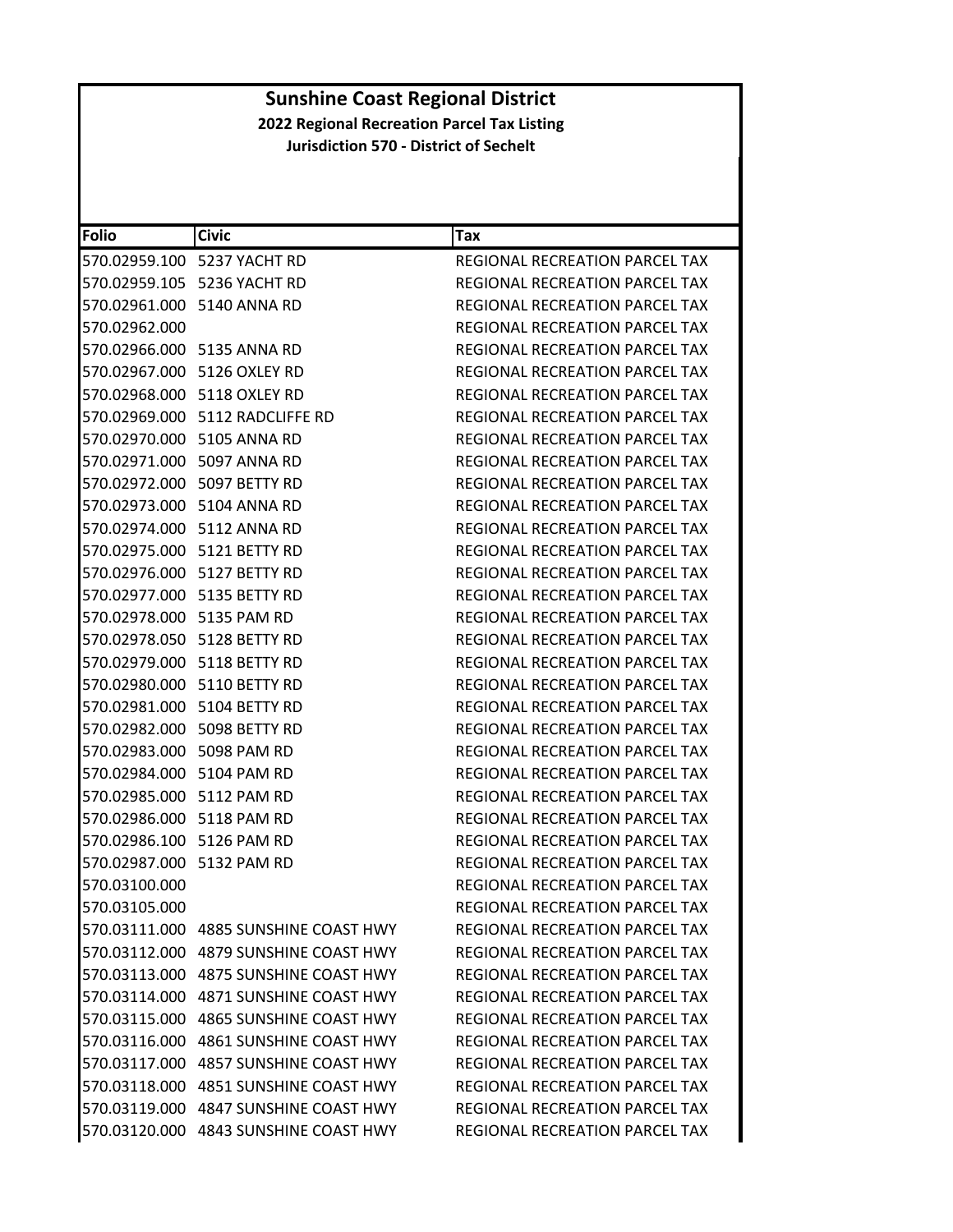# Sunshine Coast Regional District

**2022 Regional Recreation Parcel Tax Listing**

**Jurisdiction 570 - District of Sechelt**

| Folio | Civic | Tax |
|---|---|---|
| 570.02959.100 | 5237 YACHT RD | REGIONAL RECREATION PARCEL TAX |
| 570.02959.105 | 5236 YACHT RD | REGIONAL RECREATION PARCEL TAX |
| 570.02961.000 | 5140 ANNA RD | REGIONAL RECREATION PARCEL TAX |
| 570.02962.000 | | REGIONAL RECREATION PARCEL TAX |
| 570.02966.000 | 5135 ANNA RD | REGIONAL RECREATION PARCEL TAX |
| 570.02967.000 | 5126 OXLEY RD | REGIONAL RECREATION PARCEL TAX |
| 570.02968.000 | 5118 OXLEY RD | REGIONAL RECREATION PARCEL TAX |
| 570.02969.000 | 5112 RADCLIFFE RD | REGIONAL RECREATION PARCEL TAX |
| 570.02970.000 | 5105 ANNA RD | REGIONAL RECREATION PARCEL TAX |
| 570.02971.000 | 5097 ANNA RD | REGIONAL RECREATION PARCEL TAX |
| 570.02972.000 | 5097 BETTY RD | REGIONAL RECREATION PARCEL TAX |
| 570.02973.000 | 5104 ANNA RD | REGIONAL RECREATION PARCEL TAX |
| 570.02974.000 | 5112 ANNA RD | REGIONAL RECREATION PARCEL TAX |
| 570.02975.000 | 5121 BETTY RD | REGIONAL RECREATION PARCEL TAX |
| 570.02976.000 | 5127 BETTY RD | REGIONAL RECREATION PARCEL TAX |
| 570.02977.000 | 5135 BETTY RD | REGIONAL RECREATION PARCEL TAX |
| 570.02978.000 | 5135 PAM RD | REGIONAL RECREATION PARCEL TAX |
| 570.02978.050 | 5128 BETTY RD | REGIONAL RECREATION PARCEL TAX |
| 570.02979.000 | 5118 BETTY RD | REGIONAL RECREATION PARCEL TAX |
| 570.02980.000 | 5110 BETTY RD | REGIONAL RECREATION PARCEL TAX |
| 570.02981.000 | 5104 BETTY RD | REGIONAL RECREATION PARCEL TAX |
| 570.02982.000 | 5098 BETTY RD | REGIONAL RECREATION PARCEL TAX |
| 570.02983.000 | 5098 PAM RD | REGIONAL RECREATION PARCEL TAX |
| 570.02984.000 | 5104 PAM RD | REGIONAL RECREATION PARCEL TAX |
| 570.02985.000 | 5112 PAM RD | REGIONAL RECREATION PARCEL TAX |
| 570.02986.000 | 5118 PAM RD | REGIONAL RECREATION PARCEL TAX |
| 570.02986.100 | 5126 PAM RD | REGIONAL RECREATION PARCEL TAX |
| 570.02987.000 | 5132 PAM RD | REGIONAL RECREATION PARCEL TAX |
| 570.03100.000 | | REGIONAL RECREATION PARCEL TAX |
| 570.03105.000 | | REGIONAL RECREATION PARCEL TAX |
| 570.03111.000 | 4885 SUNSHINE COAST HWY | REGIONAL RECREATION PARCEL TAX |
| 570.03112.000 | 4879 SUNSHINE COAST HWY | REGIONAL RECREATION PARCEL TAX |
| 570.03113.000 | 4875 SUNSHINE COAST HWY | REGIONAL RECREATION PARCEL TAX |
| 570.03114.000 | 4871 SUNSHINE COAST HWY | REGIONAL RECREATION PARCEL TAX |
| 570.03115.000 | 4865 SUNSHINE COAST HWY | REGIONAL RECREATION PARCEL TAX |
| 570.03116.000 | 4861 SUNSHINE COAST HWY | REGIONAL RECREATION PARCEL TAX |
| 570.03117.000 | 4857 SUNSHINE COAST HWY | REGIONAL RECREATION PARCEL TAX |
| 570.03118.000 | 4851 SUNSHINE COAST HWY | REGIONAL RECREATION PARCEL TAX |
| 570.03119.000 | 4847 SUNSHINE COAST HWY | REGIONAL RECREATION PARCEL TAX |
| 570.03120.000 | 4843 SUNSHINE COAST HWY | REGIONAL RECREATION PARCEL TAX |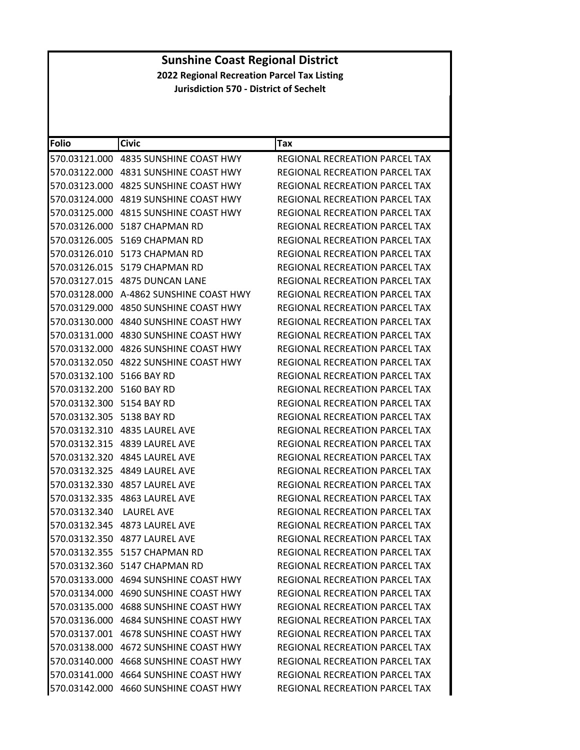# Sunshine Coast Regional District

## 2022 Regional Recreation Parcel Tax Listing

### Jurisdiction 570 - District of Sechelt

| Folio | Civic | Tax |
|---|---|---|
| 570.03121.000 | 4835 SUNSHINE COAST HWY | REGIONAL RECREATION PARCEL TAX |
| 570.03122.000 | 4831 SUNSHINE COAST HWY | REGIONAL RECREATION PARCEL TAX |
| 570.03123.000 | 4825 SUNSHINE COAST HWY | REGIONAL RECREATION PARCEL TAX |
| 570.03124.000 | 4819 SUNSHINE COAST HWY | REGIONAL RECREATION PARCEL TAX |
| 570.03125.000 | 4815 SUNSHINE COAST HWY | REGIONAL RECREATION PARCEL TAX |
| 570.03126.000 | 5187 CHAPMAN RD | REGIONAL RECREATION PARCEL TAX |
| 570.03126.005 | 5169 CHAPMAN RD | REGIONAL RECREATION PARCEL TAX |
| 570.03126.010 | 5173 CHAPMAN RD | REGIONAL RECREATION PARCEL TAX |
| 570.03126.015 | 5179 CHAPMAN RD | REGIONAL RECREATION PARCEL TAX |
| 570.03127.015 | 4875 DUNCAN LANE | REGIONAL RECREATION PARCEL TAX |
| 570.03128.000 | A-4862 SUNSHINE COAST HWY | REGIONAL RECREATION PARCEL TAX |
| 570.03129.000 | 4850 SUNSHINE COAST HWY | REGIONAL RECREATION PARCEL TAX |
| 570.03130.000 | 4840 SUNSHINE COAST HWY | REGIONAL RECREATION PARCEL TAX |
| 570.03131.000 | 4830 SUNSHINE COAST HWY | REGIONAL RECREATION PARCEL TAX |
| 570.03132.000 | 4826 SUNSHINE COAST HWY | REGIONAL RECREATION PARCEL TAX |
| 570.03132.050 | 4822 SUNSHINE COAST HWY | REGIONAL RECREATION PARCEL TAX |
| 570.03132.100 | 5166 BAY RD | REGIONAL RECREATION PARCEL TAX |
| 570.03132.200 | 5160 BAY RD | REGIONAL RECREATION PARCEL TAX |
| 570.03132.300 | 5154 BAY RD | REGIONAL RECREATION PARCEL TAX |
| 570.03132.305 | 5138 BAY RD | REGIONAL RECREATION PARCEL TAX |
| 570.03132.310 | 4835 LAUREL AVE | REGIONAL RECREATION PARCEL TAX |
| 570.03132.315 | 4839 LAUREL AVE | REGIONAL RECREATION PARCEL TAX |
| 570.03132.320 | 4845 LAUREL AVE | REGIONAL RECREATION PARCEL TAX |
| 570.03132.325 | 4849 LAUREL AVE | REGIONAL RECREATION PARCEL TAX |
| 570.03132.330 | 4857 LAUREL AVE | REGIONAL RECREATION PARCEL TAX |
| 570.03132.335 | 4863 LAUREL AVE | REGIONAL RECREATION PARCEL TAX |
| 570.03132.340 | LAUREL AVE | REGIONAL RECREATION PARCEL TAX |
| 570.03132.345 | 4873 LAUREL AVE | REGIONAL RECREATION PARCEL TAX |
| 570.03132.350 | 4877 LAUREL AVE | REGIONAL RECREATION PARCEL TAX |
| 570.03132.355 | 5157 CHAPMAN RD | REGIONAL RECREATION PARCEL TAX |
| 570.03132.360 | 5147 CHAPMAN RD | REGIONAL RECREATION PARCEL TAX |
| 570.03133.000 | 4694 SUNSHINE COAST HWY | REGIONAL RECREATION PARCEL TAX |
| 570.03134.000 | 4690 SUNSHINE COAST HWY | REGIONAL RECREATION PARCEL TAX |
| 570.03135.000 | 4688 SUNSHINE COAST HWY | REGIONAL RECREATION PARCEL TAX |
| 570.03136.000 | 4684 SUNSHINE COAST HWY | REGIONAL RECREATION PARCEL TAX |
| 570.03137.001 | 4678 SUNSHINE COAST HWY | REGIONAL RECREATION PARCEL TAX |
| 570.03138.000 | 4672 SUNSHINE COAST HWY | REGIONAL RECREATION PARCEL TAX |
| 570.03140.000 | 4668 SUNSHINE COAST HWY | REGIONAL RECREATION PARCEL TAX |
| 570.03141.000 | 4664 SUNSHINE COAST HWY | REGIONAL RECREATION PARCEL TAX |
| 570.03142.000 | 4660 SUNSHINE COAST HWY | REGIONAL RECREATION PARCEL TAX |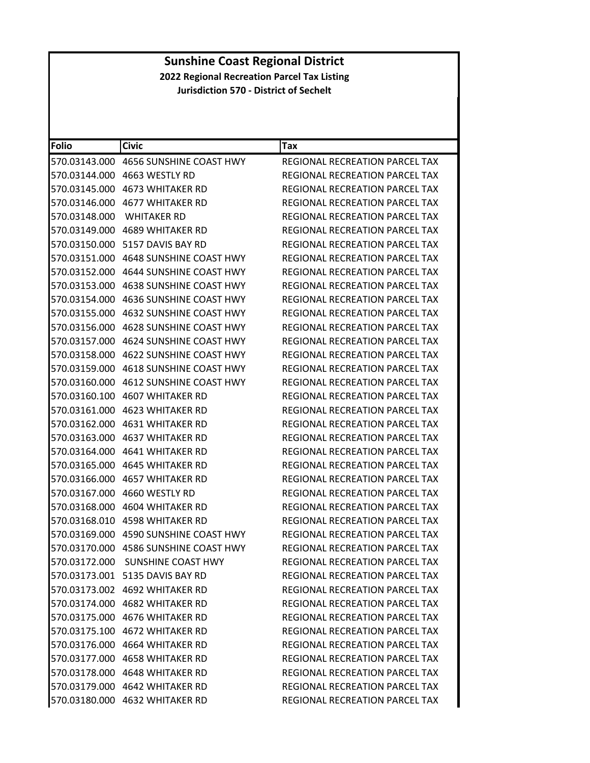# Sunshine Coast Regional District

## 2022 Regional Recreation Parcel Tax Listing

### Jurisdiction 570 - District of Sechelt

| Folio | Civic | Tax |
|---|---|---|
| 570.03143.000 | 4656 SUNSHINE COAST HWY | REGIONAL RECREATION PARCEL TAX |
| 570.03144.000 | 4663 WESTLY RD | REGIONAL RECREATION PARCEL TAX |
| 570.03145.000 | 4673 WHITAKER RD | REGIONAL RECREATION PARCEL TAX |
| 570.03146.000 | 4677 WHITAKER RD | REGIONAL RECREATION PARCEL TAX |
| 570.03148.000 | WHITAKER RD | REGIONAL RECREATION PARCEL TAX |
| 570.03149.000 | 4689 WHITAKER RD | REGIONAL RECREATION PARCEL TAX |
| 570.03150.000 | 5157 DAVIS BAY RD | REGIONAL RECREATION PARCEL TAX |
| 570.03151.000 | 4648 SUNSHINE COAST HWY | REGIONAL RECREATION PARCEL TAX |
| 570.03152.000 | 4644 SUNSHINE COAST HWY | REGIONAL RECREATION PARCEL TAX |
| 570.03153.000 | 4638 SUNSHINE COAST HWY | REGIONAL RECREATION PARCEL TAX |
| 570.03154.000 | 4636 SUNSHINE COAST HWY | REGIONAL RECREATION PARCEL TAX |
| 570.03155.000 | 4632 SUNSHINE COAST HWY | REGIONAL RECREATION PARCEL TAX |
| 570.03156.000 | 4628 SUNSHINE COAST HWY | REGIONAL RECREATION PARCEL TAX |
| 570.03157.000 | 4624 SUNSHINE COAST HWY | REGIONAL RECREATION PARCEL TAX |
| 570.03158.000 | 4622 SUNSHINE COAST HWY | REGIONAL RECREATION PARCEL TAX |
| 570.03159.000 | 4618 SUNSHINE COAST HWY | REGIONAL RECREATION PARCEL TAX |
| 570.03160.000 | 4612 SUNSHINE COAST HWY | REGIONAL RECREATION PARCEL TAX |
| 570.03160.100 | 4607 WHITAKER RD | REGIONAL RECREATION PARCEL TAX |
| 570.03161.000 | 4623 WHITAKER RD | REGIONAL RECREATION PARCEL TAX |
| 570.03162.000 | 4631 WHITAKER RD | REGIONAL RECREATION PARCEL TAX |
| 570.03163.000 | 4637 WHITAKER RD | REGIONAL RECREATION PARCEL TAX |
| 570.03164.000 | 4641 WHITAKER RD | REGIONAL RECREATION PARCEL TAX |
| 570.03165.000 | 4645 WHITAKER RD | REGIONAL RECREATION PARCEL TAX |
| 570.03166.000 | 4657 WHITAKER RD | REGIONAL RECREATION PARCEL TAX |
| 570.03167.000 | 4660 WESTLY RD | REGIONAL RECREATION PARCEL TAX |
| 570.03168.000 | 4604 WHITAKER RD | REGIONAL RECREATION PARCEL TAX |
| 570.03168.010 | 4598 WHITAKER RD | REGIONAL RECREATION PARCEL TAX |
| 570.03169.000 | 4590 SUNSHINE COAST HWY | REGIONAL RECREATION PARCEL TAX |
| 570.03170.000 | 4586 SUNSHINE COAST HWY | REGIONAL RECREATION PARCEL TAX |
| 570.03172.000 | SUNSHINE COAST HWY | REGIONAL RECREATION PARCEL TAX |
| 570.03173.001 | 5135 DAVIS BAY RD | REGIONAL RECREATION PARCEL TAX |
| 570.03173.002 | 4692 WHITAKER RD | REGIONAL RECREATION PARCEL TAX |
| 570.03174.000 | 4682 WHITAKER RD | REGIONAL RECREATION PARCEL TAX |
| 570.03175.000 | 4676 WHITAKER RD | REGIONAL RECREATION PARCEL TAX |
| 570.03175.100 | 4672 WHITAKER RD | REGIONAL RECREATION PARCEL TAX |
| 570.03176.000 | 4664 WHITAKER RD | REGIONAL RECREATION PARCEL TAX |
| 570.03177.000 | 4658 WHITAKER RD | REGIONAL RECREATION PARCEL TAX |
| 570.03178.000 | 4648 WHITAKER RD | REGIONAL RECREATION PARCEL TAX |
| 570.03179.000 | 4642 WHITAKER RD | REGIONAL RECREATION PARCEL TAX |
| 570.03180.000 | 4632 WHITAKER RD | REGIONAL RECREATION PARCEL TAX |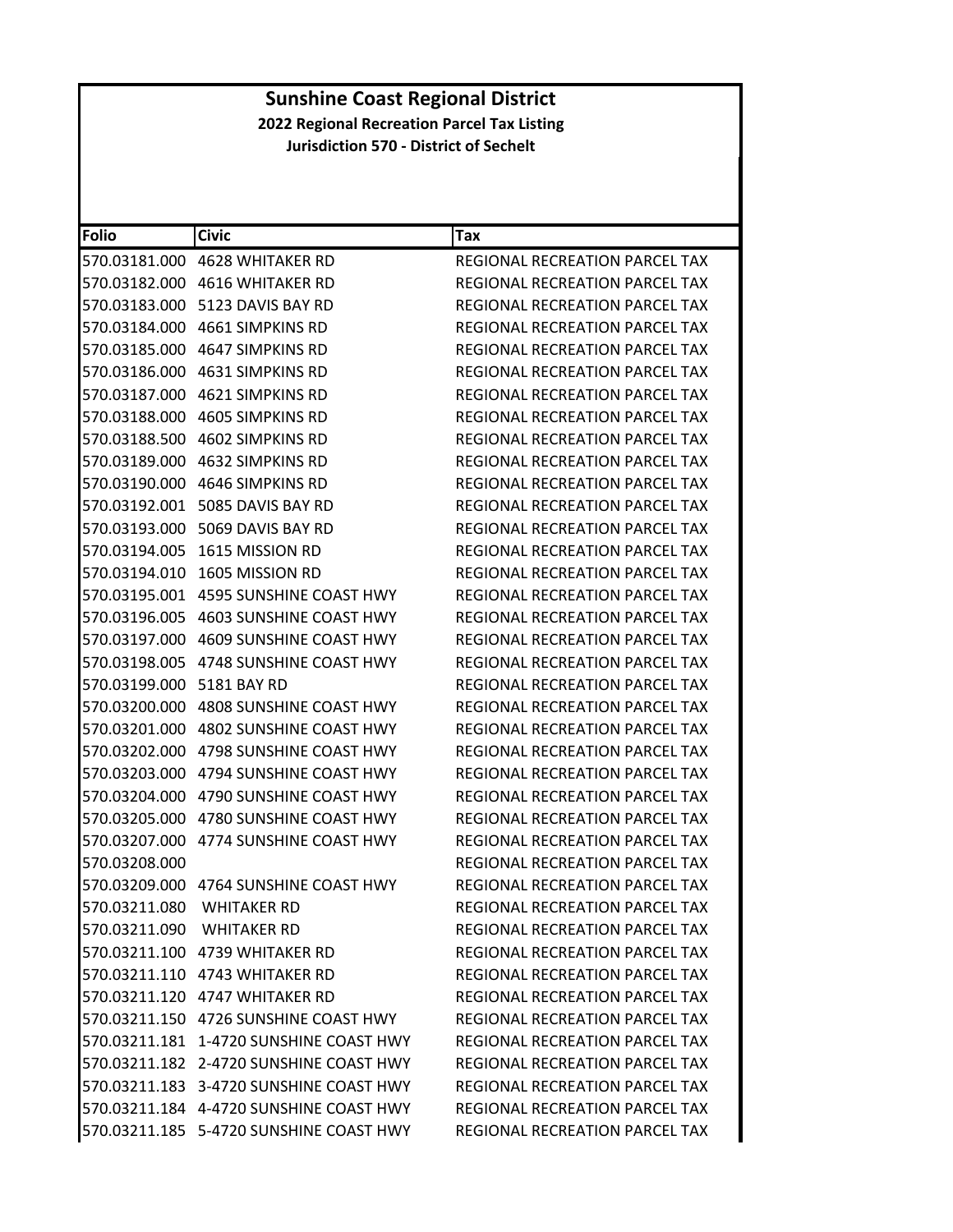# Sunshine Coast Regional District

**2022 Regional Recreation Parcel Tax Listing**

**Jurisdiction 570 - District of Sechelt**

| Folio | Civic | Tax |
|---|---|---|
| 570.03181.000 | 4628 WHITAKER RD | REGIONAL RECREATION PARCEL TAX |
| 570.03182.000 | 4616 WHITAKER RD | REGIONAL RECREATION PARCEL TAX |
| 570.03183.000 | 5123 DAVIS BAY RD | REGIONAL RECREATION PARCEL TAX |
| 570.03184.000 | 4661 SIMPKINS RD | REGIONAL RECREATION PARCEL TAX |
| 570.03185.000 | 4647 SIMPKINS RD | REGIONAL RECREATION PARCEL TAX |
| 570.03186.000 | 4631 SIMPKINS RD | REGIONAL RECREATION PARCEL TAX |
| 570.03187.000 | 4621 SIMPKINS RD | REGIONAL RECREATION PARCEL TAX |
| 570.03188.000 | 4605 SIMPKINS RD | REGIONAL RECREATION PARCEL TAX |
| 570.03188.500 | 4602 SIMPKINS RD | REGIONAL RECREATION PARCEL TAX |
| 570.03189.000 | 4632 SIMPKINS RD | REGIONAL RECREATION PARCEL TAX |
| 570.03190.000 | 4646 SIMPKINS RD | REGIONAL RECREATION PARCEL TAX |
| 570.03192.001 | 5085 DAVIS BAY RD | REGIONAL RECREATION PARCEL TAX |
| 570.03193.000 | 5069 DAVIS BAY RD | REGIONAL RECREATION PARCEL TAX |
| 570.03194.005 | 1615 MISSION RD | REGIONAL RECREATION PARCEL TAX |
| 570.03194.010 | 1605 MISSION RD | REGIONAL RECREATION PARCEL TAX |
| 570.03195.001 | 4595 SUNSHINE COAST HWY | REGIONAL RECREATION PARCEL TAX |
| 570.03196.005 | 4603 SUNSHINE COAST HWY | REGIONAL RECREATION PARCEL TAX |
| 570.03197.000 | 4609 SUNSHINE COAST HWY | REGIONAL RECREATION PARCEL TAX |
| 570.03198.005 | 4748 SUNSHINE COAST HWY | REGIONAL RECREATION PARCEL TAX |
| 570.03199.000 | 5181 BAY RD | REGIONAL RECREATION PARCEL TAX |
| 570.03200.000 | 4808 SUNSHINE COAST HWY | REGIONAL RECREATION PARCEL TAX |
| 570.03201.000 | 4802 SUNSHINE COAST HWY | REGIONAL RECREATION PARCEL TAX |
| 570.03202.000 | 4798 SUNSHINE COAST HWY | REGIONAL RECREATION PARCEL TAX |
| 570.03203.000 | 4794 SUNSHINE COAST HWY | REGIONAL RECREATION PARCEL TAX |
| 570.03204.000 | 4790 SUNSHINE COAST HWY | REGIONAL RECREATION PARCEL TAX |
| 570.03205.000 | 4780 SUNSHINE COAST HWY | REGIONAL RECREATION PARCEL TAX |
| 570.03207.000 | 4774 SUNSHINE COAST HWY | REGIONAL RECREATION PARCEL TAX |
| 570.03208.000 | | REGIONAL RECREATION PARCEL TAX |
| 570.03209.000 | 4764 SUNSHINE COAST HWY | REGIONAL RECREATION PARCEL TAX |
| 570.03211.080 | WHITAKER RD | REGIONAL RECREATION PARCEL TAX |
| 570.03211.090 | WHITAKER RD | REGIONAL RECREATION PARCEL TAX |
| 570.03211.100 | 4739 WHITAKER RD | REGIONAL RECREATION PARCEL TAX |
| 570.03211.110 | 4743 WHITAKER RD | REGIONAL RECREATION PARCEL TAX |
| 570.03211.120 | 4747 WHITAKER RD | REGIONAL RECREATION PARCEL TAX |
| 570.03211.150 | 4726 SUNSHINE COAST HWY | REGIONAL RECREATION PARCEL TAX |
| 570.03211.181 | 1-4720 SUNSHINE COAST HWY | REGIONAL RECREATION PARCEL TAX |
| 570.03211.182 | 2-4720 SUNSHINE COAST HWY | REGIONAL RECREATION PARCEL TAX |
| 570.03211.183 | 3-4720 SUNSHINE COAST HWY | REGIONAL RECREATION PARCEL TAX |
| 570.03211.184 | 4-4720 SUNSHINE COAST HWY | REGIONAL RECREATION PARCEL TAX |
| 570.03211.185 | 5-4720 SUNSHINE COAST HWY | REGIONAL RECREATION PARCEL TAX |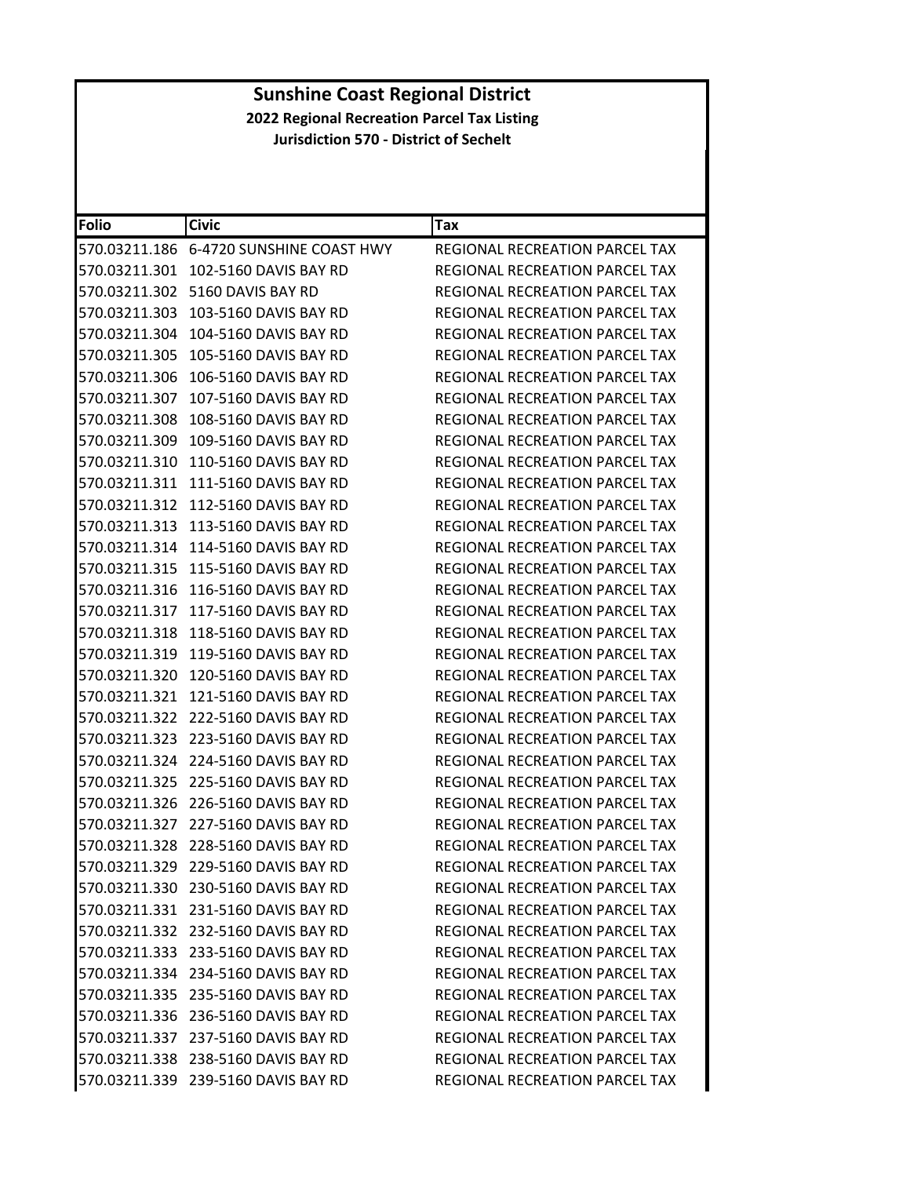# Sunshine Coast Regional District

## 2022 Regional Recreation Parcel Tax Listing

### Jurisdiction 570 - District of Sechelt

| Folio | Civic | Tax |
|---|---|---|
| 570.03211.186 | 6-4720 SUNSHINE COAST HWY | REGIONAL RECREATION PARCEL TAX |
| 570.03211.301 | 102-5160 DAVIS BAY RD | REGIONAL RECREATION PARCEL TAX |
| 570.03211.302 | 5160 DAVIS BAY RD | REGIONAL RECREATION PARCEL TAX |
| 570.03211.303 | 103-5160 DAVIS BAY RD | REGIONAL RECREATION PARCEL TAX |
| 570.03211.304 | 104-5160 DAVIS BAY RD | REGIONAL RECREATION PARCEL TAX |
| 570.03211.305 | 105-5160 DAVIS BAY RD | REGIONAL RECREATION PARCEL TAX |
| 570.03211.306 | 106-5160 DAVIS BAY RD | REGIONAL RECREATION PARCEL TAX |
| 570.03211.307 | 107-5160 DAVIS BAY RD | REGIONAL RECREATION PARCEL TAX |
| 570.03211.308 | 108-5160 DAVIS BAY RD | REGIONAL RECREATION PARCEL TAX |
| 570.03211.309 | 109-5160 DAVIS BAY RD | REGIONAL RECREATION PARCEL TAX |
| 570.03211.310 | 110-5160 DAVIS BAY RD | REGIONAL RECREATION PARCEL TAX |
| 570.03211.311 | 111-5160 DAVIS BAY RD | REGIONAL RECREATION PARCEL TAX |
| 570.03211.312 | 112-5160 DAVIS BAY RD | REGIONAL RECREATION PARCEL TAX |
| 570.03211.313 | 113-5160 DAVIS BAY RD | REGIONAL RECREATION PARCEL TAX |
| 570.03211.314 | 114-5160 DAVIS BAY RD | REGIONAL RECREATION PARCEL TAX |
| 570.03211.315 | 115-5160 DAVIS BAY RD | REGIONAL RECREATION PARCEL TAX |
| 570.03211.316 | 116-5160 DAVIS BAY RD | REGIONAL RECREATION PARCEL TAX |
| 570.03211.317 | 117-5160 DAVIS BAY RD | REGIONAL RECREATION PARCEL TAX |
| 570.03211.318 | 118-5160 DAVIS BAY RD | REGIONAL RECREATION PARCEL TAX |
| 570.03211.319 | 119-5160 DAVIS BAY RD | REGIONAL RECREATION PARCEL TAX |
| 570.03211.320 | 120-5160 DAVIS BAY RD | REGIONAL RECREATION PARCEL TAX |
| 570.03211.321 | 121-5160 DAVIS BAY RD | REGIONAL RECREATION PARCEL TAX |
| 570.03211.322 | 222-5160 DAVIS BAY RD | REGIONAL RECREATION PARCEL TAX |
| 570.03211.323 | 223-5160 DAVIS BAY RD | REGIONAL RECREATION PARCEL TAX |
| 570.03211.324 | 224-5160 DAVIS BAY RD | REGIONAL RECREATION PARCEL TAX |
| 570.03211.325 | 225-5160 DAVIS BAY RD | REGIONAL RECREATION PARCEL TAX |
| 570.03211.326 | 226-5160 DAVIS BAY RD | REGIONAL RECREATION PARCEL TAX |
| 570.03211.327 | 227-5160 DAVIS BAY RD | REGIONAL RECREATION PARCEL TAX |
| 570.03211.328 | 228-5160 DAVIS BAY RD | REGIONAL RECREATION PARCEL TAX |
| 570.03211.329 | 229-5160 DAVIS BAY RD | REGIONAL RECREATION PARCEL TAX |
| 570.03211.330 | 230-5160 DAVIS BAY RD | REGIONAL RECREATION PARCEL TAX |
| 570.03211.331 | 231-5160 DAVIS BAY RD | REGIONAL RECREATION PARCEL TAX |
| 570.03211.332 | 232-5160 DAVIS BAY RD | REGIONAL RECREATION PARCEL TAX |
| 570.03211.333 | 233-5160 DAVIS BAY RD | REGIONAL RECREATION PARCEL TAX |
| 570.03211.334 | 234-5160 DAVIS BAY RD | REGIONAL RECREATION PARCEL TAX |
| 570.03211.335 | 235-5160 DAVIS BAY RD | REGIONAL RECREATION PARCEL TAX |
| 570.03211.336 | 236-5160 DAVIS BAY RD | REGIONAL RECREATION PARCEL TAX |
| 570.03211.337 | 237-5160 DAVIS BAY RD | REGIONAL RECREATION PARCEL TAX |
| 570.03211.338 | 238-5160 DAVIS BAY RD | REGIONAL RECREATION PARCEL TAX |
| 570.03211.339 | 239-5160 DAVIS BAY RD | REGIONAL RECREATION PARCEL TAX |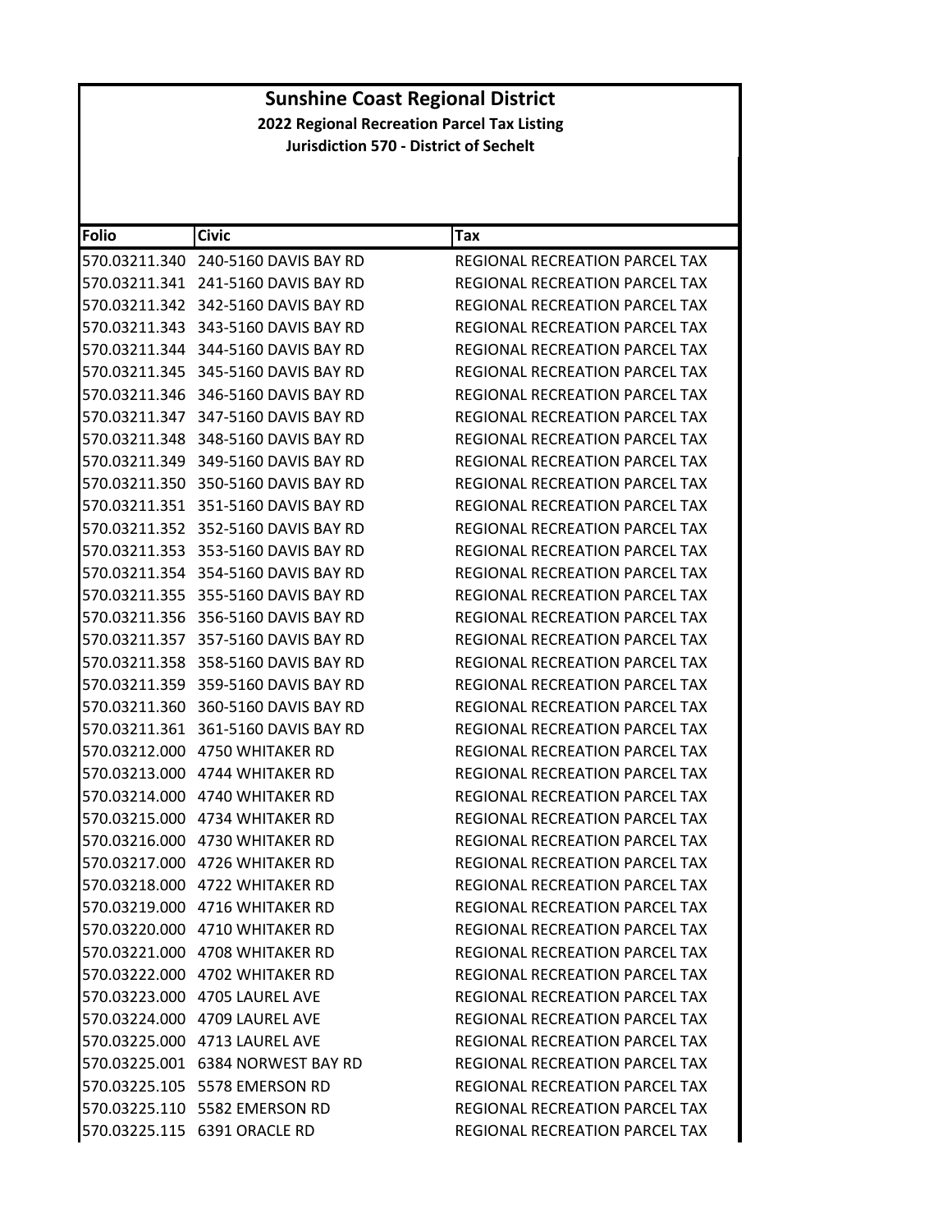# Sunshine Coast Regional District

## 2022 Regional Recreation Parcel Tax Listing

### Jurisdiction 570 - District of Sechelt

| Folio | Civic | Tax |
|---|---|---|
| 570.03211.340 | 240-5160 DAVIS BAY RD | REGIONAL RECREATION PARCEL TAX |
| 570.03211.341 | 241-5160 DAVIS BAY RD | REGIONAL RECREATION PARCEL TAX |
| 570.03211.342 | 342-5160 DAVIS BAY RD | REGIONAL RECREATION PARCEL TAX |
| 570.03211.343 | 343-5160 DAVIS BAY RD | REGIONAL RECREATION PARCEL TAX |
| 570.03211.344 | 344-5160 DAVIS BAY RD | REGIONAL RECREATION PARCEL TAX |
| 570.03211.345 | 345-5160 DAVIS BAY RD | REGIONAL RECREATION PARCEL TAX |
| 570.03211.346 | 346-5160 DAVIS BAY RD | REGIONAL RECREATION PARCEL TAX |
| 570.03211.347 | 347-5160 DAVIS BAY RD | REGIONAL RECREATION PARCEL TAX |
| 570.03211.348 | 348-5160 DAVIS BAY RD | REGIONAL RECREATION PARCEL TAX |
| 570.03211.349 | 349-5160 DAVIS BAY RD | REGIONAL RECREATION PARCEL TAX |
| 570.03211.350 | 350-5160 DAVIS BAY RD | REGIONAL RECREATION PARCEL TAX |
| 570.03211.351 | 351-5160 DAVIS BAY RD | REGIONAL RECREATION PARCEL TAX |
| 570.03211.352 | 352-5160 DAVIS BAY RD | REGIONAL RECREATION PARCEL TAX |
| 570.03211.353 | 353-5160 DAVIS BAY RD | REGIONAL RECREATION PARCEL TAX |
| 570.03211.354 | 354-5160 DAVIS BAY RD | REGIONAL RECREATION PARCEL TAX |
| 570.03211.355 | 355-5160 DAVIS BAY RD | REGIONAL RECREATION PARCEL TAX |
| 570.03211.356 | 356-5160 DAVIS BAY RD | REGIONAL RECREATION PARCEL TAX |
| 570.03211.357 | 357-5160 DAVIS BAY RD | REGIONAL RECREATION PARCEL TAX |
| 570.03211.358 | 358-5160 DAVIS BAY RD | REGIONAL RECREATION PARCEL TAX |
| 570.03211.359 | 359-5160 DAVIS BAY RD | REGIONAL RECREATION PARCEL TAX |
| 570.03211.360 | 360-5160 DAVIS BAY RD | REGIONAL RECREATION PARCEL TAX |
| 570.03211.361 | 361-5160 DAVIS BAY RD | REGIONAL RECREATION PARCEL TAX |
| 570.03212.000 | 4750 WHITAKER RD | REGIONAL RECREATION PARCEL TAX |
| 570.03213.000 | 4744 WHITAKER RD | REGIONAL RECREATION PARCEL TAX |
| 570.03214.000 | 4740 WHITAKER RD | REGIONAL RECREATION PARCEL TAX |
| 570.03215.000 | 4734 WHITAKER RD | REGIONAL RECREATION PARCEL TAX |
| 570.03216.000 | 4730 WHITAKER RD | REGIONAL RECREATION PARCEL TAX |
| 570.03217.000 | 4726 WHITAKER RD | REGIONAL RECREATION PARCEL TAX |
| 570.03218.000 | 4722 WHITAKER RD | REGIONAL RECREATION PARCEL TAX |
| 570.03219.000 | 4716 WHITAKER RD | REGIONAL RECREATION PARCEL TAX |
| 570.03220.000 | 4710 WHITAKER RD | REGIONAL RECREATION PARCEL TAX |
| 570.03221.000 | 4708 WHITAKER RD | REGIONAL RECREATION PARCEL TAX |
| 570.03222.000 | 4702 WHITAKER RD | REGIONAL RECREATION PARCEL TAX |
| 570.03223.000 | 4705 LAUREL AVE | REGIONAL RECREATION PARCEL TAX |
| 570.03224.000 | 4709 LAUREL AVE | REGIONAL RECREATION PARCEL TAX |
| 570.03225.000 | 4713 LAUREL AVE | REGIONAL RECREATION PARCEL TAX |
| 570.03225.001 | 6384 NORWEST BAY RD | REGIONAL RECREATION PARCEL TAX |
| 570.03225.105 | 5578 EMERSON RD | REGIONAL RECREATION PARCEL TAX |
| 570.03225.110 | 5582 EMERSON RD | REGIONAL RECREATION PARCEL TAX |
| 570.03225.115 | 6391 ORACLE RD | REGIONAL RECREATION PARCEL TAX |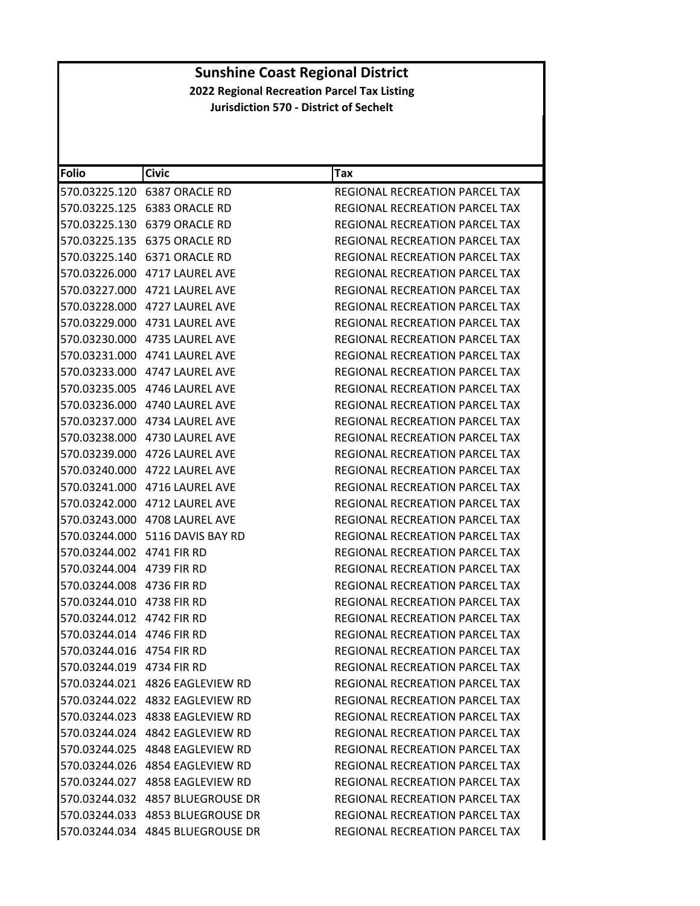# Sunshine Coast Regional District

## 2022 Regional Recreation Parcel Tax Listing

### Jurisdiction 570 - District of Sechelt

| Folio | Civic | Tax |
|---|---|---|
| 570.03225.120 | 6387 ORACLE RD | REGIONAL RECREATION PARCEL TAX |
| 570.03225.125 | 6383 ORACLE RD | REGIONAL RECREATION PARCEL TAX |
| 570.03225.130 | 6379 ORACLE RD | REGIONAL RECREATION PARCEL TAX |
| 570.03225.135 | 6375 ORACLE RD | REGIONAL RECREATION PARCEL TAX |
| 570.03225.140 | 6371 ORACLE RD | REGIONAL RECREATION PARCEL TAX |
| 570.03226.000 | 4717 LAUREL AVE | REGIONAL RECREATION PARCEL TAX |
| 570.03227.000 | 4721 LAUREL AVE | REGIONAL RECREATION PARCEL TAX |
| 570.03228.000 | 4727 LAUREL AVE | REGIONAL RECREATION PARCEL TAX |
| 570.03229.000 | 4731 LAUREL AVE | REGIONAL RECREATION PARCEL TAX |
| 570.03230.000 | 4735 LAUREL AVE | REGIONAL RECREATION PARCEL TAX |
| 570.03231.000 | 4741 LAUREL AVE | REGIONAL RECREATION PARCEL TAX |
| 570.03233.000 | 4747 LAUREL AVE | REGIONAL RECREATION PARCEL TAX |
| 570.03235.005 | 4746 LAUREL AVE | REGIONAL RECREATION PARCEL TAX |
| 570.03236.000 | 4740 LAUREL AVE | REGIONAL RECREATION PARCEL TAX |
| 570.03237.000 | 4734 LAUREL AVE | REGIONAL RECREATION PARCEL TAX |
| 570.03238.000 | 4730 LAUREL AVE | REGIONAL RECREATION PARCEL TAX |
| 570.03239.000 | 4726 LAUREL AVE | REGIONAL RECREATION PARCEL TAX |
| 570.03240.000 | 4722 LAUREL AVE | REGIONAL RECREATION PARCEL TAX |
| 570.03241.000 | 4716 LAUREL AVE | REGIONAL RECREATION PARCEL TAX |
| 570.03242.000 | 4712 LAUREL AVE | REGIONAL RECREATION PARCEL TAX |
| 570.03243.000 | 4708 LAUREL AVE | REGIONAL RECREATION PARCEL TAX |
| 570.03244.000 | 5116 DAVIS BAY RD | REGIONAL RECREATION PARCEL TAX |
| 570.03244.002 | 4741 FIR RD | REGIONAL RECREATION PARCEL TAX |
| 570.03244.004 | 4739 FIR RD | REGIONAL RECREATION PARCEL TAX |
| 570.03244.008 | 4736 FIR RD | REGIONAL RECREATION PARCEL TAX |
| 570.03244.010 | 4738 FIR RD | REGIONAL RECREATION PARCEL TAX |
| 570.03244.012 | 4742 FIR RD | REGIONAL RECREATION PARCEL TAX |
| 570.03244.014 | 4746 FIR RD | REGIONAL RECREATION PARCEL TAX |
| 570.03244.016 | 4754 FIR RD | REGIONAL RECREATION PARCEL TAX |
| 570.03244.019 | 4734 FIR RD | REGIONAL RECREATION PARCEL TAX |
| 570.03244.021 | 4826 EAGLEVIEW RD | REGIONAL RECREATION PARCEL TAX |
| 570.03244.022 | 4832 EAGLEVIEW RD | REGIONAL RECREATION PARCEL TAX |
| 570.03244.023 | 4838 EAGLEVIEW RD | REGIONAL RECREATION PARCEL TAX |
| 570.03244.024 | 4842 EAGLEVIEW RD | REGIONAL RECREATION PARCEL TAX |
| 570.03244.025 | 4848 EAGLEVIEW RD | REGIONAL RECREATION PARCEL TAX |
| 570.03244.026 | 4854 EAGLEVIEW RD | REGIONAL RECREATION PARCEL TAX |
| 570.03244.027 | 4858 EAGLEVIEW RD | REGIONAL RECREATION PARCEL TAX |
| 570.03244.032 | 4857 BLUEGROUSE DR | REGIONAL RECREATION PARCEL TAX |
| 570.03244.033 | 4853 BLUEGROUSE DR | REGIONAL RECREATION PARCEL TAX |
| 570.03244.034 | 4845 BLUEGROUSE DR | REGIONAL RECREATION PARCEL TAX |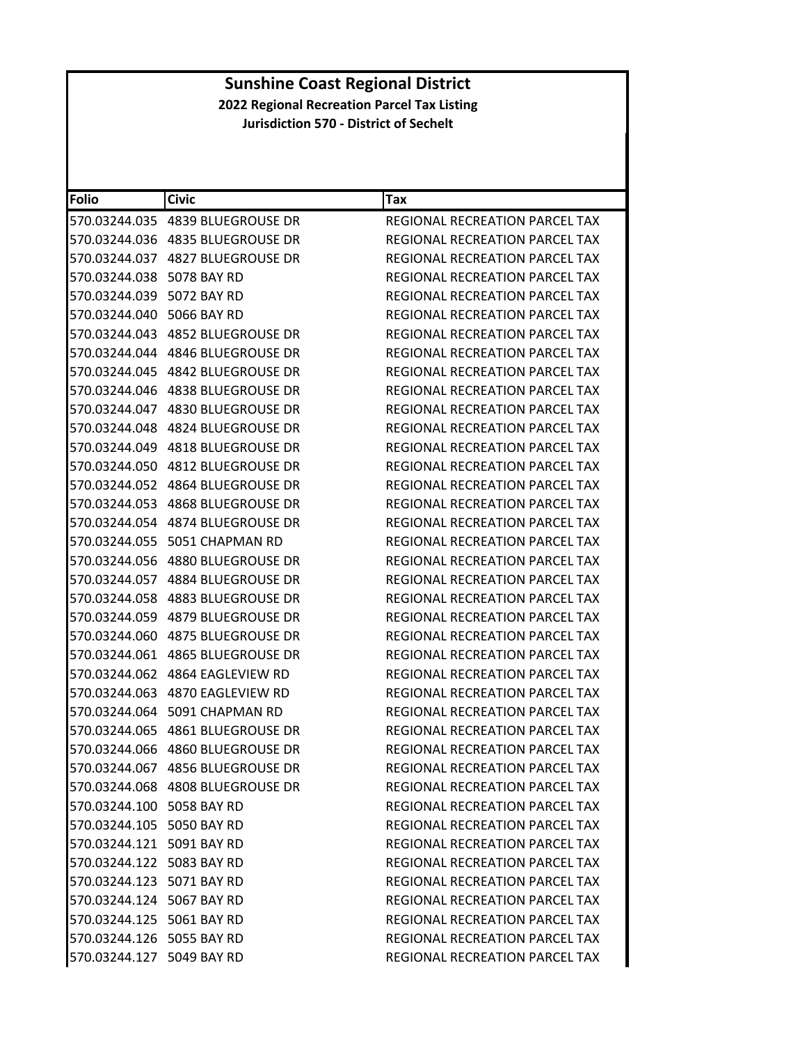# Sunshine Coast Regional District

## 2022 Regional Recreation Parcel Tax Listing

### Jurisdiction 570 - District of Sechelt

| Folio | Civic | Tax |
|---|---|---|
| 570.03244.035 | 4839 BLUEGROUSE DR | REGIONAL RECREATION PARCEL TAX |
| 570.03244.036 | 4835 BLUEGROUSE DR | REGIONAL RECREATION PARCEL TAX |
| 570.03244.037 | 4827 BLUEGROUSE DR | REGIONAL RECREATION PARCEL TAX |
| 570.03244.038 | 5078 BAY RD | REGIONAL RECREATION PARCEL TAX |
| 570.03244.039 | 5072 BAY RD | REGIONAL RECREATION PARCEL TAX |
| 570.03244.040 | 5066 BAY RD | REGIONAL RECREATION PARCEL TAX |
| 570.03244.043 | 4852 BLUEGROUSE DR | REGIONAL RECREATION PARCEL TAX |
| 570.03244.044 | 4846 BLUEGROUSE DR | REGIONAL RECREATION PARCEL TAX |
| 570.03244.045 | 4842 BLUEGROUSE DR | REGIONAL RECREATION PARCEL TAX |
| 570.03244.046 | 4838 BLUEGROUSE DR | REGIONAL RECREATION PARCEL TAX |
| 570.03244.047 | 4830 BLUEGROUSE DR | REGIONAL RECREATION PARCEL TAX |
| 570.03244.048 | 4824 BLUEGROUSE DR | REGIONAL RECREATION PARCEL TAX |
| 570.03244.049 | 4818 BLUEGROUSE DR | REGIONAL RECREATION PARCEL TAX |
| 570.03244.050 | 4812 BLUEGROUSE DR | REGIONAL RECREATION PARCEL TAX |
| 570.03244.052 | 4864 BLUEGROUSE DR | REGIONAL RECREATION PARCEL TAX |
| 570.03244.053 | 4868 BLUEGROUSE DR | REGIONAL RECREATION PARCEL TAX |
| 570.03244.054 | 4874 BLUEGROUSE DR | REGIONAL RECREATION PARCEL TAX |
| 570.03244.055 | 5051 CHAPMAN RD | REGIONAL RECREATION PARCEL TAX |
| 570.03244.056 | 4880 BLUEGROUSE DR | REGIONAL RECREATION PARCEL TAX |
| 570.03244.057 | 4884 BLUEGROUSE DR | REGIONAL RECREATION PARCEL TAX |
| 570.03244.058 | 4883 BLUEGROUSE DR | REGIONAL RECREATION PARCEL TAX |
| 570.03244.059 | 4879 BLUEGROUSE DR | REGIONAL RECREATION PARCEL TAX |
| 570.03244.060 | 4875 BLUEGROUSE DR | REGIONAL RECREATION PARCEL TAX |
| 570.03244.061 | 4865 BLUEGROUSE DR | REGIONAL RECREATION PARCEL TAX |
| 570.03244.062 | 4864 EAGLEVIEW RD | REGIONAL RECREATION PARCEL TAX |
| 570.03244.063 | 4870 EAGLEVIEW RD | REGIONAL RECREATION PARCEL TAX |
| 570.03244.064 | 5091 CHAPMAN RD | REGIONAL RECREATION PARCEL TAX |
| 570.03244.065 | 4861 BLUEGROUSE DR | REGIONAL RECREATION PARCEL TAX |
| 570.03244.066 | 4860 BLUEGROUSE DR | REGIONAL RECREATION PARCEL TAX |
| 570.03244.067 | 4856 BLUEGROUSE DR | REGIONAL RECREATION PARCEL TAX |
| 570.03244.068 | 4808 BLUEGROUSE DR | REGIONAL RECREATION PARCEL TAX |
| 570.03244.100 | 5058 BAY RD | REGIONAL RECREATION PARCEL TAX |
| 570.03244.105 | 5050 BAY RD | REGIONAL RECREATION PARCEL TAX |
| 570.03244.121 | 5091 BAY RD | REGIONAL RECREATION PARCEL TAX |
| 570.03244.122 | 5083 BAY RD | REGIONAL RECREATION PARCEL TAX |
| 570.03244.123 | 5071 BAY RD | REGIONAL RECREATION PARCEL TAX |
| 570.03244.124 | 5067 BAY RD | REGIONAL RECREATION PARCEL TAX |
| 570.03244.125 | 5061 BAY RD | REGIONAL RECREATION PARCEL TAX |
| 570.03244.126 | 5055 BAY RD | REGIONAL RECREATION PARCEL TAX |
| 570.03244.127 | 5049 BAY RD | REGIONAL RECREATION PARCEL TAX |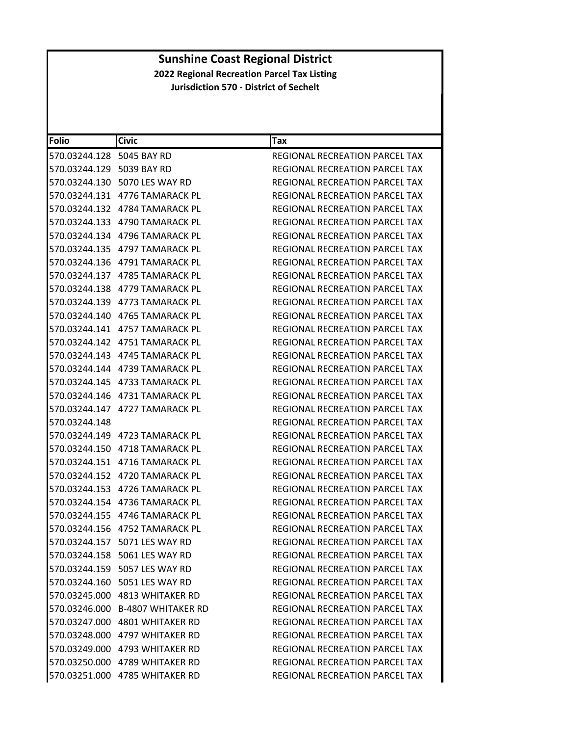# Sunshine Coast Regional District

**2022 Regional Recreation Parcel Tax Listing**

**Jurisdiction 570 - District of Sechelt**

| Folio | Civic | Tax |
|---|---|---|
| 570.03244.128 | 5045 BAY RD | REGIONAL RECREATION PARCEL TAX |
| 570.03244.129 | 5039 BAY RD | REGIONAL RECREATION PARCEL TAX |
| 570.03244.130 | 5070 LES WAY RD | REGIONAL RECREATION PARCEL TAX |
| 570.03244.131 | 4776 TAMARACK PL | REGIONAL RECREATION PARCEL TAX |
| 570.03244.132 | 4784 TAMARACK PL | REGIONAL RECREATION PARCEL TAX |
| 570.03244.133 | 4790 TAMARACK PL | REGIONAL RECREATION PARCEL TAX |
| 570.03244.134 | 4796 TAMARACK PL | REGIONAL RECREATION PARCEL TAX |
| 570.03244.135 | 4797 TAMARACK PL | REGIONAL RECREATION PARCEL TAX |
| 570.03244.136 | 4791 TAMARACK PL | REGIONAL RECREATION PARCEL TAX |
| 570.03244.137 | 4785 TAMARACK PL | REGIONAL RECREATION PARCEL TAX |
| 570.03244.138 | 4779 TAMARACK PL | REGIONAL RECREATION PARCEL TAX |
| 570.03244.139 | 4773 TAMARACK PL | REGIONAL RECREATION PARCEL TAX |
| 570.03244.140 | 4765 TAMARACK PL | REGIONAL RECREATION PARCEL TAX |
| 570.03244.141 | 4757 TAMARACK PL | REGIONAL RECREATION PARCEL TAX |
| 570.03244.142 | 4751 TAMARACK PL | REGIONAL RECREATION PARCEL TAX |
| 570.03244.143 | 4745 TAMARACK PL | REGIONAL RECREATION PARCEL TAX |
| 570.03244.144 | 4739 TAMARACK PL | REGIONAL RECREATION PARCEL TAX |
| 570.03244.145 | 4733 TAMARACK PL | REGIONAL RECREATION PARCEL TAX |
| 570.03244.146 | 4731 TAMARACK PL | REGIONAL RECREATION PARCEL TAX |
| 570.03244.147 | 4727 TAMARACK PL | REGIONAL RECREATION PARCEL TAX |
| 570.03244.148 | | REGIONAL RECREATION PARCEL TAX |
| 570.03244.149 | 4723 TAMARACK PL | REGIONAL RECREATION PARCEL TAX |
| 570.03244.150 | 4718 TAMARACK PL | REGIONAL RECREATION PARCEL TAX |
| 570.03244.151 | 4716 TAMARACK PL | REGIONAL RECREATION PARCEL TAX |
| 570.03244.152 | 4720 TAMARACK PL | REGIONAL RECREATION PARCEL TAX |
| 570.03244.153 | 4726 TAMARACK PL | REGIONAL RECREATION PARCEL TAX |
| 570.03244.154 | 4736 TAMARACK PL | REGIONAL RECREATION PARCEL TAX |
| 570.03244.155 | 4746 TAMARACK PL | REGIONAL RECREATION PARCEL TAX |
| 570.03244.156 | 4752 TAMARACK PL | REGIONAL RECREATION PARCEL TAX |
| 570.03244.157 | 5071 LES WAY RD | REGIONAL RECREATION PARCEL TAX |
| 570.03244.158 | 5061 LES WAY RD | REGIONAL RECREATION PARCEL TAX |
| 570.03244.159 | 5057 LES WAY RD | REGIONAL RECREATION PARCEL TAX |
| 570.03244.160 | 5051 LES WAY RD | REGIONAL RECREATION PARCEL TAX |
| 570.03245.000 | 4813 WHITAKER RD | REGIONAL RECREATION PARCEL TAX |
| 570.03246.000 | B-4807 WHITAKER RD | REGIONAL RECREATION PARCEL TAX |
| 570.03247.000 | 4801 WHITAKER RD | REGIONAL RECREATION PARCEL TAX |
| 570.03248.000 | 4797 WHITAKER RD | REGIONAL RECREATION PARCEL TAX |
| 570.03249.000 | 4793 WHITAKER RD | REGIONAL RECREATION PARCEL TAX |
| 570.03250.000 | 4789 WHITAKER RD | REGIONAL RECREATION PARCEL TAX |
| 570.03251.000 | 4785 WHITAKER RD | REGIONAL RECREATION PARCEL TAX |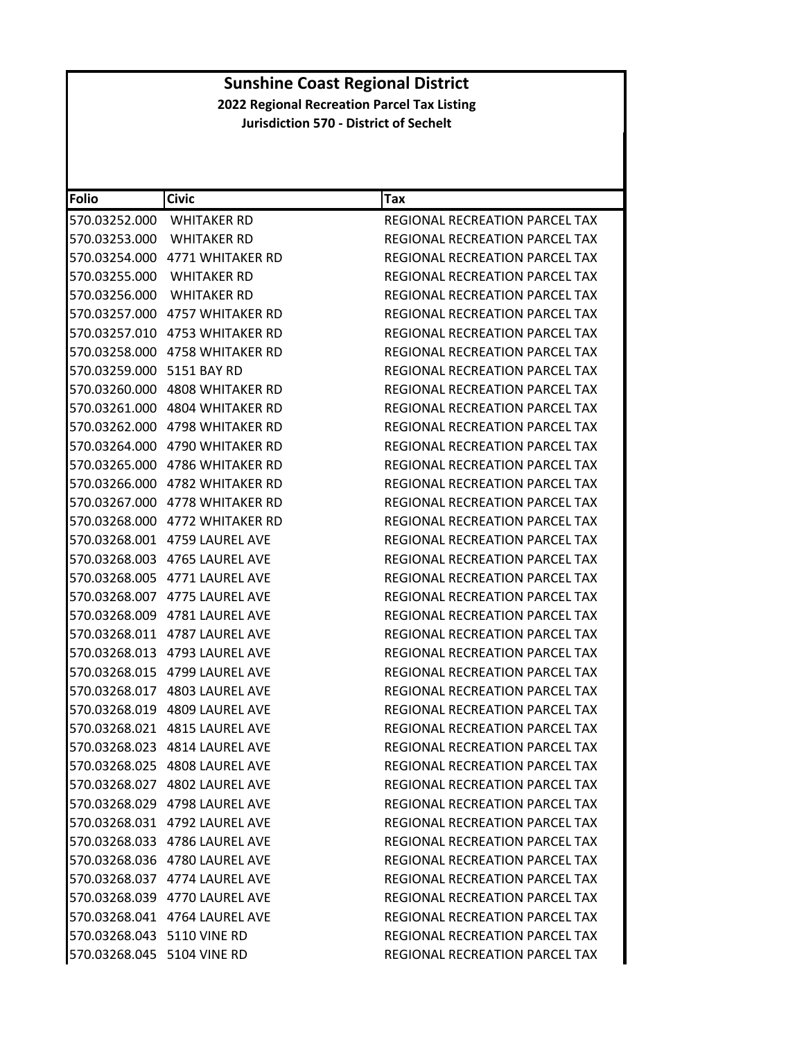# Sunshine Coast Regional District

**2022 Regional Recreation Parcel Tax Listing**

**Jurisdiction 570 - District of Sechelt**

| Folio | Civic | Tax |
|---|---|---|
| 570.03252.000 | WHITAKER RD | REGIONAL RECREATION PARCEL TAX |
| 570.03253.000 | WHITAKER RD | REGIONAL RECREATION PARCEL TAX |
| 570.03254.000 | 4771 WHITAKER RD | REGIONAL RECREATION PARCEL TAX |
| 570.03255.000 | WHITAKER RD | REGIONAL RECREATION PARCEL TAX |
| 570.03256.000 | WHITAKER RD | REGIONAL RECREATION PARCEL TAX |
| 570.03257.000 | 4757 WHITAKER RD | REGIONAL RECREATION PARCEL TAX |
| 570.03257.010 | 4753 WHITAKER RD | REGIONAL RECREATION PARCEL TAX |
| 570.03258.000 | 4758 WHITAKER RD | REGIONAL RECREATION PARCEL TAX |
| 570.03259.000 | 5151 BAY RD | REGIONAL RECREATION PARCEL TAX |
| 570.03260.000 | 4808 WHITAKER RD | REGIONAL RECREATION PARCEL TAX |
| 570.03261.000 | 4804 WHITAKER RD | REGIONAL RECREATION PARCEL TAX |
| 570.03262.000 | 4798 WHITAKER RD | REGIONAL RECREATION PARCEL TAX |
| 570.03264.000 | 4790 WHITAKER RD | REGIONAL RECREATION PARCEL TAX |
| 570.03265.000 | 4786 WHITAKER RD | REGIONAL RECREATION PARCEL TAX |
| 570.03266.000 | 4782 WHITAKER RD | REGIONAL RECREATION PARCEL TAX |
| 570.03267.000 | 4778 WHITAKER RD | REGIONAL RECREATION PARCEL TAX |
| 570.03268.000 | 4772 WHITAKER RD | REGIONAL RECREATION PARCEL TAX |
| 570.03268.001 | 4759 LAUREL AVE | REGIONAL RECREATION PARCEL TAX |
| 570.03268.003 | 4765 LAUREL AVE | REGIONAL RECREATION PARCEL TAX |
| 570.03268.005 | 4771 LAUREL AVE | REGIONAL RECREATION PARCEL TAX |
| 570.03268.007 | 4775 LAUREL AVE | REGIONAL RECREATION PARCEL TAX |
| 570.03268.009 | 4781 LAUREL AVE | REGIONAL RECREATION PARCEL TAX |
| 570.03268.011 | 4787 LAUREL AVE | REGIONAL RECREATION PARCEL TAX |
| 570.03268.013 | 4793 LAUREL AVE | REGIONAL RECREATION PARCEL TAX |
| 570.03268.015 | 4799 LAUREL AVE | REGIONAL RECREATION PARCEL TAX |
| 570.03268.017 | 4803 LAUREL AVE | REGIONAL RECREATION PARCEL TAX |
| 570.03268.019 | 4809 LAUREL AVE | REGIONAL RECREATION PARCEL TAX |
| 570.03268.021 | 4815 LAUREL AVE | REGIONAL RECREATION PARCEL TAX |
| 570.03268.023 | 4814 LAUREL AVE | REGIONAL RECREATION PARCEL TAX |
| 570.03268.025 | 4808 LAUREL AVE | REGIONAL RECREATION PARCEL TAX |
| 570.03268.027 | 4802 LAUREL AVE | REGIONAL RECREATION PARCEL TAX |
| 570.03268.029 | 4798 LAUREL AVE | REGIONAL RECREATION PARCEL TAX |
| 570.03268.031 | 4792 LAUREL AVE | REGIONAL RECREATION PARCEL TAX |
| 570.03268.033 | 4786 LAUREL AVE | REGIONAL RECREATION PARCEL TAX |
| 570.03268.036 | 4780 LAUREL AVE | REGIONAL RECREATION PARCEL TAX |
| 570.03268.037 | 4774 LAUREL AVE | REGIONAL RECREATION PARCEL TAX |
| 570.03268.039 | 4770 LAUREL AVE | REGIONAL RECREATION PARCEL TAX |
| 570.03268.041 | 4764 LAUREL AVE | REGIONAL RECREATION PARCEL TAX |
| 570.03268.043 | 5110 VINE RD | REGIONAL RECREATION PARCEL TAX |
| 570.03268.045 | 5104 VINE RD | REGIONAL RECREATION PARCEL TAX |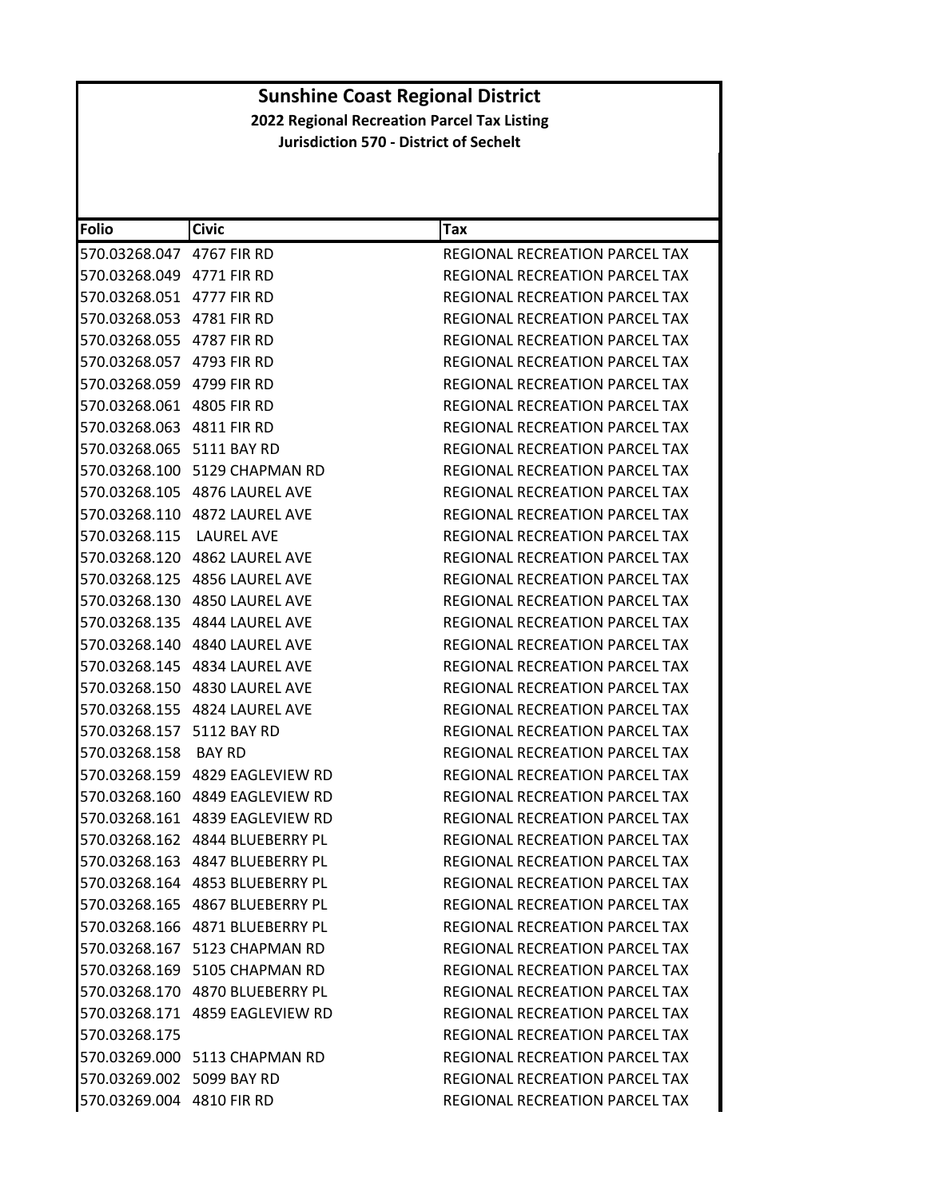# Sunshine Coast Regional District

## 2022 Regional Recreation Parcel Tax Listing

### Jurisdiction 570 - District of Sechelt

| Folio | Civic | Tax |
|---|---|---|
| 570.03268.047 | 4767 FIR RD | REGIONAL RECREATION PARCEL TAX |
| 570.03268.049 | 4771 FIR RD | REGIONAL RECREATION PARCEL TAX |
| 570.03268.051 | 4777 FIR RD | REGIONAL RECREATION PARCEL TAX |
| 570.03268.053 | 4781 FIR RD | REGIONAL RECREATION PARCEL TAX |
| 570.03268.055 | 4787 FIR RD | REGIONAL RECREATION PARCEL TAX |
| 570.03268.057 | 4793 FIR RD | REGIONAL RECREATION PARCEL TAX |
| 570.03268.059 | 4799 FIR RD | REGIONAL RECREATION PARCEL TAX |
| 570.03268.061 | 4805 FIR RD | REGIONAL RECREATION PARCEL TAX |
| 570.03268.063 | 4811 FIR RD | REGIONAL RECREATION PARCEL TAX |
| 570.03268.065 | 5111 BAY RD | REGIONAL RECREATION PARCEL TAX |
| 570.03268.100 | 5129 CHAPMAN RD | REGIONAL RECREATION PARCEL TAX |
| 570.03268.105 | 4876 LAUREL AVE | REGIONAL RECREATION PARCEL TAX |
| 570.03268.110 | 4872 LAUREL AVE | REGIONAL RECREATION PARCEL TAX |
| 570.03268.115 | LAUREL AVE | REGIONAL RECREATION PARCEL TAX |
| 570.03268.120 | 4862 LAUREL AVE | REGIONAL RECREATION PARCEL TAX |
| 570.03268.125 | 4856 LAUREL AVE | REGIONAL RECREATION PARCEL TAX |
| 570.03268.130 | 4850 LAUREL AVE | REGIONAL RECREATION PARCEL TAX |
| 570.03268.135 | 4844 LAUREL AVE | REGIONAL RECREATION PARCEL TAX |
| 570.03268.140 | 4840 LAUREL AVE | REGIONAL RECREATION PARCEL TAX |
| 570.03268.145 | 4834 LAUREL AVE | REGIONAL RECREATION PARCEL TAX |
| 570.03268.150 | 4830 LAUREL AVE | REGIONAL RECREATION PARCEL TAX |
| 570.03268.155 | 4824 LAUREL AVE | REGIONAL RECREATION PARCEL TAX |
| 570.03268.157 | 5112 BAY RD | REGIONAL RECREATION PARCEL TAX |
| 570.03268.158 | BAY RD | REGIONAL RECREATION PARCEL TAX |
| 570.03268.159 | 4829 EAGLEVIEW RD | REGIONAL RECREATION PARCEL TAX |
| 570.03268.160 | 4849 EAGLEVIEW RD | REGIONAL RECREATION PARCEL TAX |
| 570.03268.161 | 4839 EAGLEVIEW RD | REGIONAL RECREATION PARCEL TAX |
| 570.03268.162 | 4844 BLUEBERRY PL | REGIONAL RECREATION PARCEL TAX |
| 570.03268.163 | 4847 BLUEBERRY PL | REGIONAL RECREATION PARCEL TAX |
| 570.03268.164 | 4853 BLUEBERRY PL | REGIONAL RECREATION PARCEL TAX |
| 570.03268.165 | 4867 BLUEBERRY PL | REGIONAL RECREATION PARCEL TAX |
| 570.03268.166 | 4871 BLUEBERRY PL | REGIONAL RECREATION PARCEL TAX |
| 570.03268.167 | 5123 CHAPMAN RD | REGIONAL RECREATION PARCEL TAX |
| 570.03268.169 | 5105 CHAPMAN RD | REGIONAL RECREATION PARCEL TAX |
| 570.03268.170 | 4870 BLUEBERRY PL | REGIONAL RECREATION PARCEL TAX |
| 570.03268.171 | 4859 EAGLEVIEW RD | REGIONAL RECREATION PARCEL TAX |
| 570.03268.175 | | REGIONAL RECREATION PARCEL TAX |
| 570.03269.000 | 5113 CHAPMAN RD | REGIONAL RECREATION PARCEL TAX |
| 570.03269.002 | 5099 BAY RD | REGIONAL RECREATION PARCEL TAX |
| 570.03269.004 | 4810 FIR RD | REGIONAL RECREATION PARCEL TAX |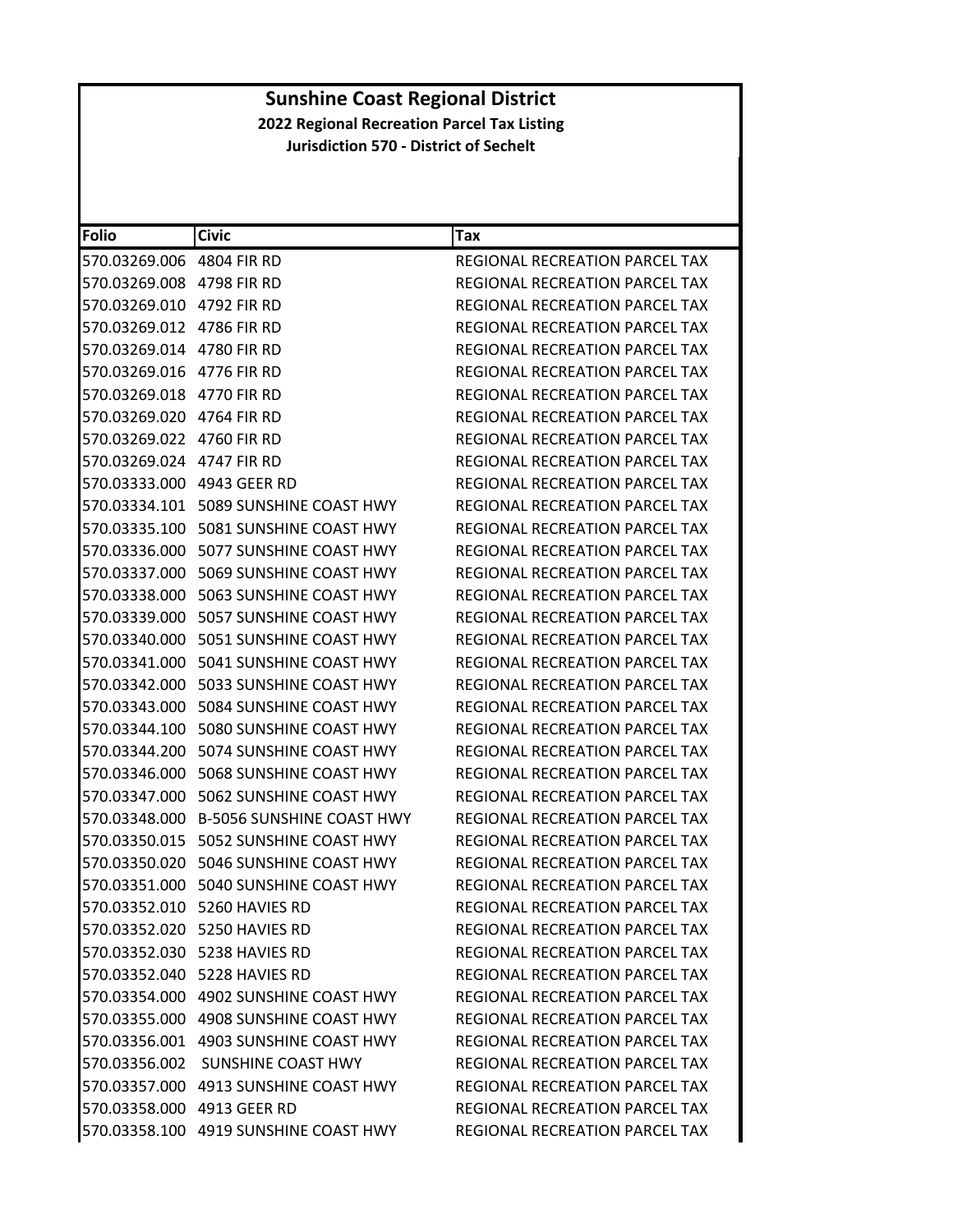# Sunshine Coast Regional District

**2022 Regional Recreation Parcel Tax Listing**

**Jurisdiction 570 - District of Sechelt**

| Folio | Civic | Tax |
|---|---|---|
| 570.03269.006 | 4804 FIR RD | REGIONAL RECREATION PARCEL TAX |
| 570.03269.008 | 4798 FIR RD | REGIONAL RECREATION PARCEL TAX |
| 570.03269.010 | 4792 FIR RD | REGIONAL RECREATION PARCEL TAX |
| 570.03269.012 | 4786 FIR RD | REGIONAL RECREATION PARCEL TAX |
| 570.03269.014 | 4780 FIR RD | REGIONAL RECREATION PARCEL TAX |
| 570.03269.016 | 4776 FIR RD | REGIONAL RECREATION PARCEL TAX |
| 570.03269.018 | 4770 FIR RD | REGIONAL RECREATION PARCEL TAX |
| 570.03269.020 | 4764 FIR RD | REGIONAL RECREATION PARCEL TAX |
| 570.03269.022 | 4760 FIR RD | REGIONAL RECREATION PARCEL TAX |
| 570.03269.024 | 4747 FIR RD | REGIONAL RECREATION PARCEL TAX |
| 570.03333.000 | 4943 GEER RD | REGIONAL RECREATION PARCEL TAX |
| 570.03334.101 | 5089 SUNSHINE COAST HWY | REGIONAL RECREATION PARCEL TAX |
| 570.03335.100 | 5081 SUNSHINE COAST HWY | REGIONAL RECREATION PARCEL TAX |
| 570.03336.000 | 5077 SUNSHINE COAST HWY | REGIONAL RECREATION PARCEL TAX |
| 570.03337.000 | 5069 SUNSHINE COAST HWY | REGIONAL RECREATION PARCEL TAX |
| 570.03338.000 | 5063 SUNSHINE COAST HWY | REGIONAL RECREATION PARCEL TAX |
| 570.03339.000 | 5057 SUNSHINE COAST HWY | REGIONAL RECREATION PARCEL TAX |
| 570.03340.000 | 5051 SUNSHINE COAST HWY | REGIONAL RECREATION PARCEL TAX |
| 570.03341.000 | 5041 SUNSHINE COAST HWY | REGIONAL RECREATION PARCEL TAX |
| 570.03342.000 | 5033 SUNSHINE COAST HWY | REGIONAL RECREATION PARCEL TAX |
| 570.03343.000 | 5084 SUNSHINE COAST HWY | REGIONAL RECREATION PARCEL TAX |
| 570.03344.100 | 5080 SUNSHINE COAST HWY | REGIONAL RECREATION PARCEL TAX |
| 570.03344.200 | 5074 SUNSHINE COAST HWY | REGIONAL RECREATION PARCEL TAX |
| 570.03346.000 | 5068 SUNSHINE COAST HWY | REGIONAL RECREATION PARCEL TAX |
| 570.03347.000 | 5062 SUNSHINE COAST HWY | REGIONAL RECREATION PARCEL TAX |
| 570.03348.000 | B-5056 SUNSHINE COAST HWY | REGIONAL RECREATION PARCEL TAX |
| 570.03350.015 | 5052 SUNSHINE COAST HWY | REGIONAL RECREATION PARCEL TAX |
| 570.03350.020 | 5046 SUNSHINE COAST HWY | REGIONAL RECREATION PARCEL TAX |
| 570.03351.000 | 5040 SUNSHINE COAST HWY | REGIONAL RECREATION PARCEL TAX |
| 570.03352.010 | 5260 HAVIES RD | REGIONAL RECREATION PARCEL TAX |
| 570.03352.020 | 5250 HAVIES RD | REGIONAL RECREATION PARCEL TAX |
| 570.03352.030 | 5238 HAVIES RD | REGIONAL RECREATION PARCEL TAX |
| 570.03352.040 | 5228 HAVIES RD | REGIONAL RECREATION PARCEL TAX |
| 570.03354.000 | 4902 SUNSHINE COAST HWY | REGIONAL RECREATION PARCEL TAX |
| 570.03355.000 | 4908 SUNSHINE COAST HWY | REGIONAL RECREATION PARCEL TAX |
| 570.03356.001 | 4903 SUNSHINE COAST HWY | REGIONAL RECREATION PARCEL TAX |
| 570.03356.002 | SUNSHINE COAST HWY | REGIONAL RECREATION PARCEL TAX |
| 570.03357.000 | 4913 SUNSHINE COAST HWY | REGIONAL RECREATION PARCEL TAX |
| 570.03358.000 | 4913 GEER RD | REGIONAL RECREATION PARCEL TAX |
| 570.03358.100 | 4919 SUNSHINE COAST HWY | REGIONAL RECREATION PARCEL TAX |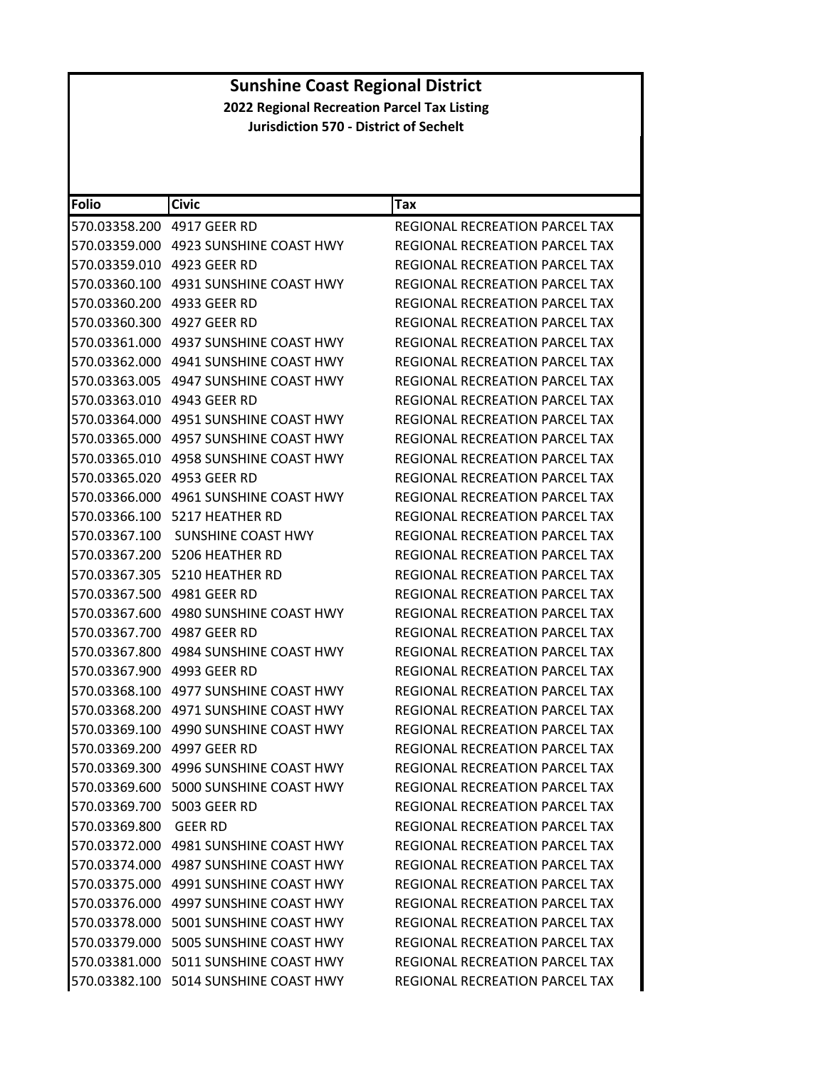# Sunshine Coast Regional District

**2022 Regional Recreation Parcel Tax Listing**

**Jurisdiction 570 - District of Sechelt**

| Folio | Civic | Tax |
|---|---|---|
| 570.03358.200 | 4917 GEER RD | REGIONAL RECREATION PARCEL TAX |
| 570.03359.000 | 4923 SUNSHINE COAST HWY | REGIONAL RECREATION PARCEL TAX |
| 570.03359.010 | 4923 GEER RD | REGIONAL RECREATION PARCEL TAX |
| 570.03360.100 | 4931 SUNSHINE COAST HWY | REGIONAL RECREATION PARCEL TAX |
| 570.03360.200 | 4933 GEER RD | REGIONAL RECREATION PARCEL TAX |
| 570.03360.300 | 4927 GEER RD | REGIONAL RECREATION PARCEL TAX |
| 570.03361.000 | 4937 SUNSHINE COAST HWY | REGIONAL RECREATION PARCEL TAX |
| 570.03362.000 | 4941 SUNSHINE COAST HWY | REGIONAL RECREATION PARCEL TAX |
| 570.03363.005 | 4947 SUNSHINE COAST HWY | REGIONAL RECREATION PARCEL TAX |
| 570.03363.010 | 4943 GEER RD | REGIONAL RECREATION PARCEL TAX |
| 570.03364.000 | 4951 SUNSHINE COAST HWY | REGIONAL RECREATION PARCEL TAX |
| 570.03365.000 | 4957 SUNSHINE COAST HWY | REGIONAL RECREATION PARCEL TAX |
| 570.03365.010 | 4958 SUNSHINE COAST HWY | REGIONAL RECREATION PARCEL TAX |
| 570.03365.020 | 4953 GEER RD | REGIONAL RECREATION PARCEL TAX |
| 570.03366.000 | 4961 SUNSHINE COAST HWY | REGIONAL RECREATION PARCEL TAX |
| 570.03366.100 | 5217 HEATHER RD | REGIONAL RECREATION PARCEL TAX |
| 570.03367.100 | SUNSHINE COAST HWY | REGIONAL RECREATION PARCEL TAX |
| 570.03367.200 | 5206 HEATHER RD | REGIONAL RECREATION PARCEL TAX |
| 570.03367.305 | 5210 HEATHER RD | REGIONAL RECREATION PARCEL TAX |
| 570.03367.500 | 4981 GEER RD | REGIONAL RECREATION PARCEL TAX |
| 570.03367.600 | 4980 SUNSHINE COAST HWY | REGIONAL RECREATION PARCEL TAX |
| 570.03367.700 | 4987 GEER RD | REGIONAL RECREATION PARCEL TAX |
| 570.03367.800 | 4984 SUNSHINE COAST HWY | REGIONAL RECREATION PARCEL TAX |
| 570.03367.900 | 4993 GEER RD | REGIONAL RECREATION PARCEL TAX |
| 570.03368.100 | 4977 SUNSHINE COAST HWY | REGIONAL RECREATION PARCEL TAX |
| 570.03368.200 | 4971 SUNSHINE COAST HWY | REGIONAL RECREATION PARCEL TAX |
| 570.03369.100 | 4990 SUNSHINE COAST HWY | REGIONAL RECREATION PARCEL TAX |
| 570.03369.200 | 4997 GEER RD | REGIONAL RECREATION PARCEL TAX |
| 570.03369.300 | 4996 SUNSHINE COAST HWY | REGIONAL RECREATION PARCEL TAX |
| 570.03369.600 | 5000 SUNSHINE COAST HWY | REGIONAL RECREATION PARCEL TAX |
| 570.03369.700 | 5003 GEER RD | REGIONAL RECREATION PARCEL TAX |
| 570.03369.800 | GEER RD | REGIONAL RECREATION PARCEL TAX |
| 570.03372.000 | 4981 SUNSHINE COAST HWY | REGIONAL RECREATION PARCEL TAX |
| 570.03374.000 | 4987 SUNSHINE COAST HWY | REGIONAL RECREATION PARCEL TAX |
| 570.03375.000 | 4991 SUNSHINE COAST HWY | REGIONAL RECREATION PARCEL TAX |
| 570.03376.000 | 4997 SUNSHINE COAST HWY | REGIONAL RECREATION PARCEL TAX |
| 570.03378.000 | 5001 SUNSHINE COAST HWY | REGIONAL RECREATION PARCEL TAX |
| 570.03379.000 | 5005 SUNSHINE COAST HWY | REGIONAL RECREATION PARCEL TAX |
| 570.03381.000 | 5011 SUNSHINE COAST HWY | REGIONAL RECREATION PARCEL TAX |
| 570.03382.100 | 5014 SUNSHINE COAST HWY | REGIONAL RECREATION PARCEL TAX |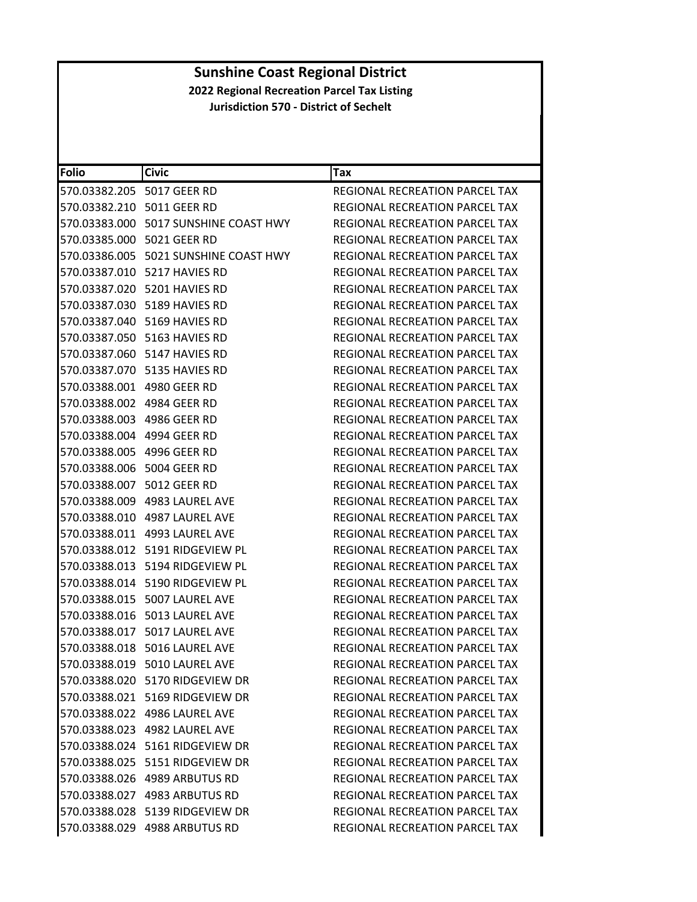# Sunshine Coast Regional District

**2022 Regional Recreation Parcel Tax Listing**

**Jurisdiction 570 - District of Sechelt**

| Folio | Civic | Tax |
|---|---|---|
| 570.03382.205 | 5017 GEER RD | REGIONAL RECREATION PARCEL TAX |
| 570.03382.210 | 5011 GEER RD | REGIONAL RECREATION PARCEL TAX |
| 570.03383.000 | 5017 SUNSHINE COAST HWY | REGIONAL RECREATION PARCEL TAX |
| 570.03385.000 | 5021 GEER RD | REGIONAL RECREATION PARCEL TAX |
| 570.03386.005 | 5021 SUNSHINE COAST HWY | REGIONAL RECREATION PARCEL TAX |
| 570.03387.010 | 5217 HAVIES RD | REGIONAL RECREATION PARCEL TAX |
| 570.03387.020 | 5201 HAVIES RD | REGIONAL RECREATION PARCEL TAX |
| 570.03387.030 | 5189 HAVIES RD | REGIONAL RECREATION PARCEL TAX |
| 570.03387.040 | 5169 HAVIES RD | REGIONAL RECREATION PARCEL TAX |
| 570.03387.050 | 5163 HAVIES RD | REGIONAL RECREATION PARCEL TAX |
| 570.03387.060 | 5147 HAVIES RD | REGIONAL RECREATION PARCEL TAX |
| 570.03387.070 | 5135 HAVIES RD | REGIONAL RECREATION PARCEL TAX |
| 570.03388.001 | 4980 GEER RD | REGIONAL RECREATION PARCEL TAX |
| 570.03388.002 | 4984 GEER RD | REGIONAL RECREATION PARCEL TAX |
| 570.03388.003 | 4986 GEER RD | REGIONAL RECREATION PARCEL TAX |
| 570.03388.004 | 4994 GEER RD | REGIONAL RECREATION PARCEL TAX |
| 570.03388.005 | 4996 GEER RD | REGIONAL RECREATION PARCEL TAX |
| 570.03388.006 | 5004 GEER RD | REGIONAL RECREATION PARCEL TAX |
| 570.03388.007 | 5012 GEER RD | REGIONAL RECREATION PARCEL TAX |
| 570.03388.009 | 4983 LAUREL AVE | REGIONAL RECREATION PARCEL TAX |
| 570.03388.010 | 4987 LAUREL AVE | REGIONAL RECREATION PARCEL TAX |
| 570.03388.011 | 4993 LAUREL AVE | REGIONAL RECREATION PARCEL TAX |
| 570.03388.012 | 5191 RIDGEVIEW PL | REGIONAL RECREATION PARCEL TAX |
| 570.03388.013 | 5194 RIDGEVIEW PL | REGIONAL RECREATION PARCEL TAX |
| 570.03388.014 | 5190 RIDGEVIEW PL | REGIONAL RECREATION PARCEL TAX |
| 570.03388.015 | 5007 LAUREL AVE | REGIONAL RECREATION PARCEL TAX |
| 570.03388.016 | 5013 LAUREL AVE | REGIONAL RECREATION PARCEL TAX |
| 570.03388.017 | 5017 LAUREL AVE | REGIONAL RECREATION PARCEL TAX |
| 570.03388.018 | 5016 LAUREL AVE | REGIONAL RECREATION PARCEL TAX |
| 570.03388.019 | 5010 LAUREL AVE | REGIONAL RECREATION PARCEL TAX |
| 570.03388.020 | 5170 RIDGEVIEW DR | REGIONAL RECREATION PARCEL TAX |
| 570.03388.021 | 5169 RIDGEVIEW DR | REGIONAL RECREATION PARCEL TAX |
| 570.03388.022 | 4986 LAUREL AVE | REGIONAL RECREATION PARCEL TAX |
| 570.03388.023 | 4982 LAUREL AVE | REGIONAL RECREATION PARCEL TAX |
| 570.03388.024 | 5161 RIDGEVIEW DR | REGIONAL RECREATION PARCEL TAX |
| 570.03388.025 | 5151 RIDGEVIEW DR | REGIONAL RECREATION PARCEL TAX |
| 570.03388.026 | 4989 ARBUTUS RD | REGIONAL RECREATION PARCEL TAX |
| 570.03388.027 | 4983 ARBUTUS RD | REGIONAL RECREATION PARCEL TAX |
| 570.03388.028 | 5139 RIDGEVIEW DR | REGIONAL RECREATION PARCEL TAX |
| 570.03388.029 | 4988 ARBUTUS RD | REGIONAL RECREATION PARCEL TAX |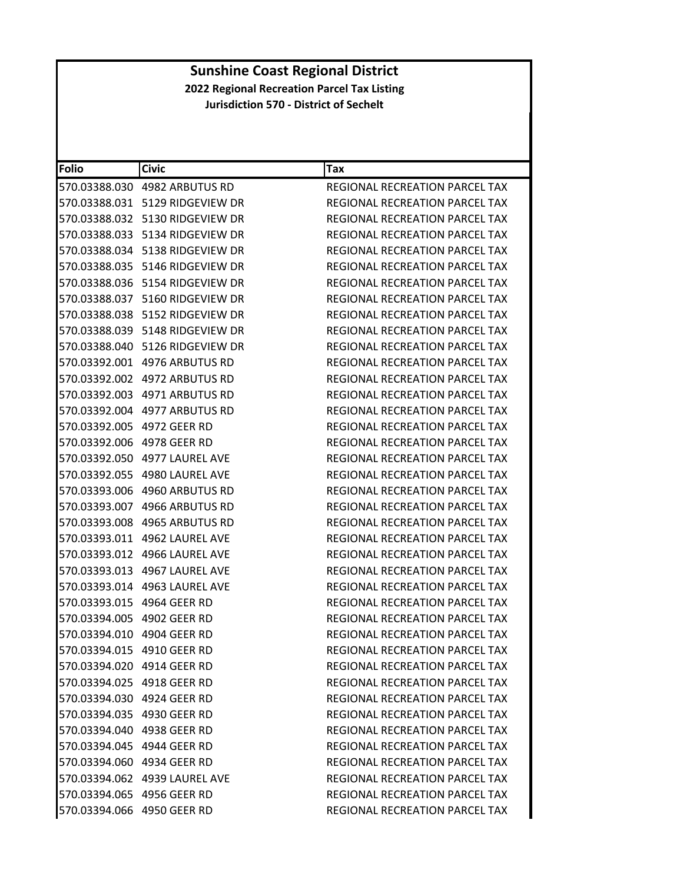# Sunshine Coast Regional District

## 2022 Regional Recreation Parcel Tax Listing

### Jurisdiction 570 - District of Sechelt

| Folio | Civic | Tax |
|---|---|---|
| 570.03388.030 | 4982 ARBUTUS RD | REGIONAL RECREATION PARCEL TAX |
| 570.03388.031 | 5129 RIDGEVIEW DR | REGIONAL RECREATION PARCEL TAX |
| 570.03388.032 | 5130 RIDGEVIEW DR | REGIONAL RECREATION PARCEL TAX |
| 570.03388.033 | 5134 RIDGEVIEW DR | REGIONAL RECREATION PARCEL TAX |
| 570.03388.034 | 5138 RIDGEVIEW DR | REGIONAL RECREATION PARCEL TAX |
| 570.03388.035 | 5146 RIDGEVIEW DR | REGIONAL RECREATION PARCEL TAX |
| 570.03388.036 | 5154 RIDGEVIEW DR | REGIONAL RECREATION PARCEL TAX |
| 570.03388.037 | 5160 RIDGEVIEW DR | REGIONAL RECREATION PARCEL TAX |
| 570.03388.038 | 5152 RIDGEVIEW DR | REGIONAL RECREATION PARCEL TAX |
| 570.03388.039 | 5148 RIDGEVIEW DR | REGIONAL RECREATION PARCEL TAX |
| 570.03388.040 | 5126 RIDGEVIEW DR | REGIONAL RECREATION PARCEL TAX |
| 570.03392.001 | 4976 ARBUTUS RD | REGIONAL RECREATION PARCEL TAX |
| 570.03392.002 | 4972 ARBUTUS RD | REGIONAL RECREATION PARCEL TAX |
| 570.03392.003 | 4971 ARBUTUS RD | REGIONAL RECREATION PARCEL TAX |
| 570.03392.004 | 4977 ARBUTUS RD | REGIONAL RECREATION PARCEL TAX |
| 570.03392.005 | 4972 GEER RD | REGIONAL RECREATION PARCEL TAX |
| 570.03392.006 | 4978 GEER RD | REGIONAL RECREATION PARCEL TAX |
| 570.03392.050 | 4977 LAUREL AVE | REGIONAL RECREATION PARCEL TAX |
| 570.03392.055 | 4980 LAUREL AVE | REGIONAL RECREATION PARCEL TAX |
| 570.03393.006 | 4960 ARBUTUS RD | REGIONAL RECREATION PARCEL TAX |
| 570.03393.007 | 4966 ARBUTUS RD | REGIONAL RECREATION PARCEL TAX |
| 570.03393.008 | 4965 ARBUTUS RD | REGIONAL RECREATION PARCEL TAX |
| 570.03393.011 | 4962 LAUREL AVE | REGIONAL RECREATION PARCEL TAX |
| 570.03393.012 | 4966 LAUREL AVE | REGIONAL RECREATION PARCEL TAX |
| 570.03393.013 | 4967 LAUREL AVE | REGIONAL RECREATION PARCEL TAX |
| 570.03393.014 | 4963 LAUREL AVE | REGIONAL RECREATION PARCEL TAX |
| 570.03393.015 | 4964 GEER RD | REGIONAL RECREATION PARCEL TAX |
| 570.03394.005 | 4902 GEER RD | REGIONAL RECREATION PARCEL TAX |
| 570.03394.010 | 4904 GEER RD | REGIONAL RECREATION PARCEL TAX |
| 570.03394.015 | 4910 GEER RD | REGIONAL RECREATION PARCEL TAX |
| 570.03394.020 | 4914 GEER RD | REGIONAL RECREATION PARCEL TAX |
| 570.03394.025 | 4918 GEER RD | REGIONAL RECREATION PARCEL TAX |
| 570.03394.030 | 4924 GEER RD | REGIONAL RECREATION PARCEL TAX |
| 570.03394.035 | 4930 GEER RD | REGIONAL RECREATION PARCEL TAX |
| 570.03394.040 | 4938 GEER RD | REGIONAL RECREATION PARCEL TAX |
| 570.03394.045 | 4944 GEER RD | REGIONAL RECREATION PARCEL TAX |
| 570.03394.060 | 4934 GEER RD | REGIONAL RECREATION PARCEL TAX |
| 570.03394.062 | 4939 LAUREL AVE | REGIONAL RECREATION PARCEL TAX |
| 570.03394.065 | 4956 GEER RD | REGIONAL RECREATION PARCEL TAX |
| 570.03394.066 | 4950 GEER RD | REGIONAL RECREATION PARCEL TAX |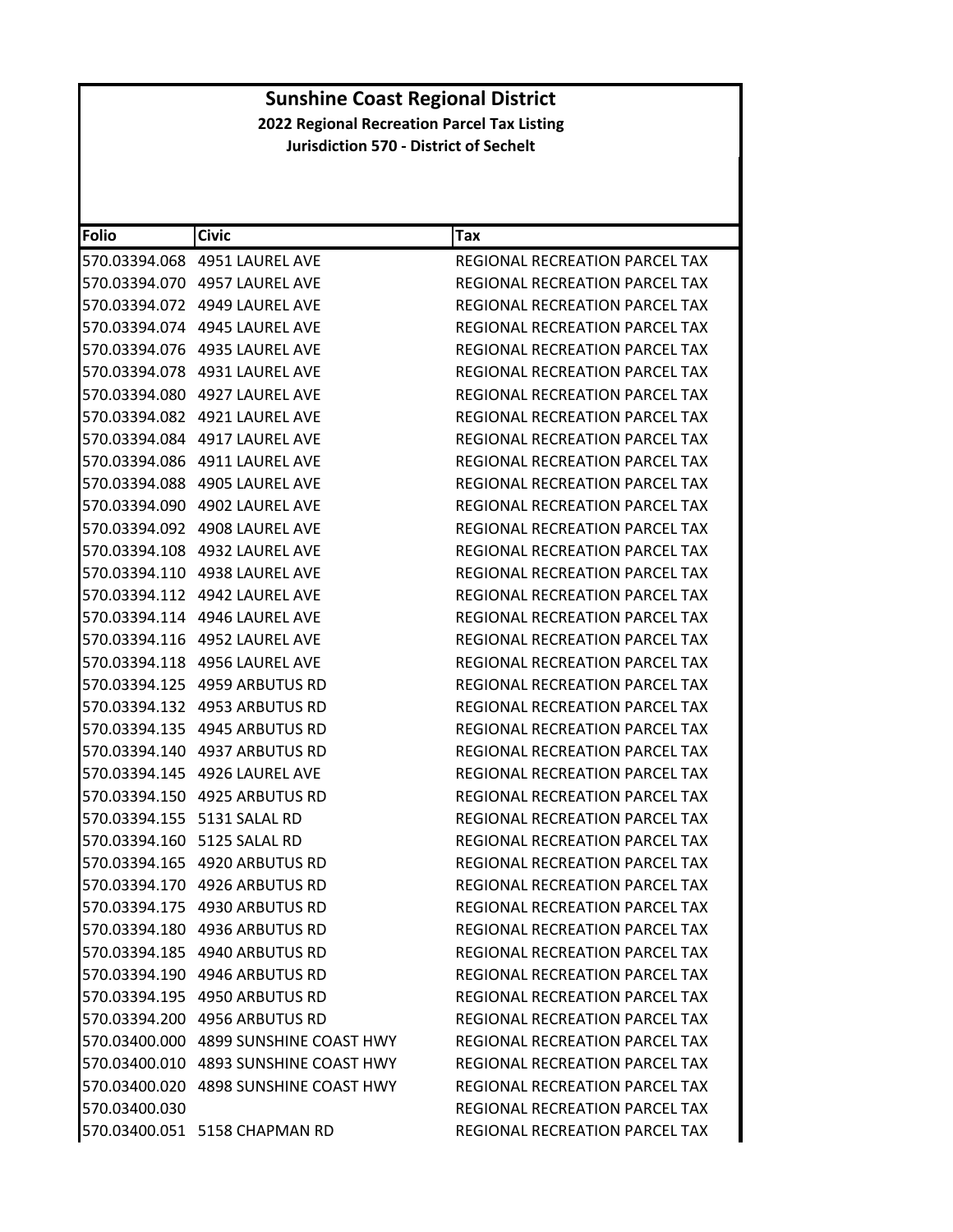# Sunshine Coast Regional District

**2022 Regional Recreation Parcel Tax Listing**

**Jurisdiction 570 - District of Sechelt**

| Folio | Civic | Tax |
|---|---|---|
| 570.03394.068 | 4951 LAUREL AVE | REGIONAL RECREATION PARCEL TAX |
| 570.03394.070 | 4957 LAUREL AVE | REGIONAL RECREATION PARCEL TAX |
| 570.03394.072 | 4949 LAUREL AVE | REGIONAL RECREATION PARCEL TAX |
| 570.03394.074 | 4945 LAUREL AVE | REGIONAL RECREATION PARCEL TAX |
| 570.03394.076 | 4935 LAUREL AVE | REGIONAL RECREATION PARCEL TAX |
| 570.03394.078 | 4931 LAUREL AVE | REGIONAL RECREATION PARCEL TAX |
| 570.03394.080 | 4927 LAUREL AVE | REGIONAL RECREATION PARCEL TAX |
| 570.03394.082 | 4921 LAUREL AVE | REGIONAL RECREATION PARCEL TAX |
| 570.03394.084 | 4917 LAUREL AVE | REGIONAL RECREATION PARCEL TAX |
| 570.03394.086 | 4911 LAUREL AVE | REGIONAL RECREATION PARCEL TAX |
| 570.03394.088 | 4905 LAUREL AVE | REGIONAL RECREATION PARCEL TAX |
| 570.03394.090 | 4902 LAUREL AVE | REGIONAL RECREATION PARCEL TAX |
| 570.03394.092 | 4908 LAUREL AVE | REGIONAL RECREATION PARCEL TAX |
| 570.03394.108 | 4932 LAUREL AVE | REGIONAL RECREATION PARCEL TAX |
| 570.03394.110 | 4938 LAUREL AVE | REGIONAL RECREATION PARCEL TAX |
| 570.03394.112 | 4942 LAUREL AVE | REGIONAL RECREATION PARCEL TAX |
| 570.03394.114 | 4946 LAUREL AVE | REGIONAL RECREATION PARCEL TAX |
| 570.03394.116 | 4952 LAUREL AVE | REGIONAL RECREATION PARCEL TAX |
| 570.03394.118 | 4956 LAUREL AVE | REGIONAL RECREATION PARCEL TAX |
| 570.03394.125 | 4959 ARBUTUS RD | REGIONAL RECREATION PARCEL TAX |
| 570.03394.132 | 4953 ARBUTUS RD | REGIONAL RECREATION PARCEL TAX |
| 570.03394.135 | 4945 ARBUTUS RD | REGIONAL RECREATION PARCEL TAX |
| 570.03394.140 | 4937 ARBUTUS RD | REGIONAL RECREATION PARCEL TAX |
| 570.03394.145 | 4926 LAUREL AVE | REGIONAL RECREATION PARCEL TAX |
| 570.03394.150 | 4925 ARBUTUS RD | REGIONAL RECREATION PARCEL TAX |
| 570.03394.155 | 5131 SALAL RD | REGIONAL RECREATION PARCEL TAX |
| 570.03394.160 | 5125 SALAL RD | REGIONAL RECREATION PARCEL TAX |
| 570.03394.165 | 4920 ARBUTUS RD | REGIONAL RECREATION PARCEL TAX |
| 570.03394.170 | 4926 ARBUTUS RD | REGIONAL RECREATION PARCEL TAX |
| 570.03394.175 | 4930 ARBUTUS RD | REGIONAL RECREATION PARCEL TAX |
| 570.03394.180 | 4936 ARBUTUS RD | REGIONAL RECREATION PARCEL TAX |
| 570.03394.185 | 4940 ARBUTUS RD | REGIONAL RECREATION PARCEL TAX |
| 570.03394.190 | 4946 ARBUTUS RD | REGIONAL RECREATION PARCEL TAX |
| 570.03394.195 | 4950 ARBUTUS RD | REGIONAL RECREATION PARCEL TAX |
| 570.03394.200 | 4956 ARBUTUS RD | REGIONAL RECREATION PARCEL TAX |
| 570.03400.000 | 4899 SUNSHINE COAST HWY | REGIONAL RECREATION PARCEL TAX |
| 570.03400.010 | 4893 SUNSHINE COAST HWY | REGIONAL RECREATION PARCEL TAX |
| 570.03400.020 | 4898 SUNSHINE COAST HWY | REGIONAL RECREATION PARCEL TAX |
| 570.03400.030 | | REGIONAL RECREATION PARCEL TAX |
| 570.03400.051 | 5158 CHAPMAN RD | REGIONAL RECREATION PARCEL TAX |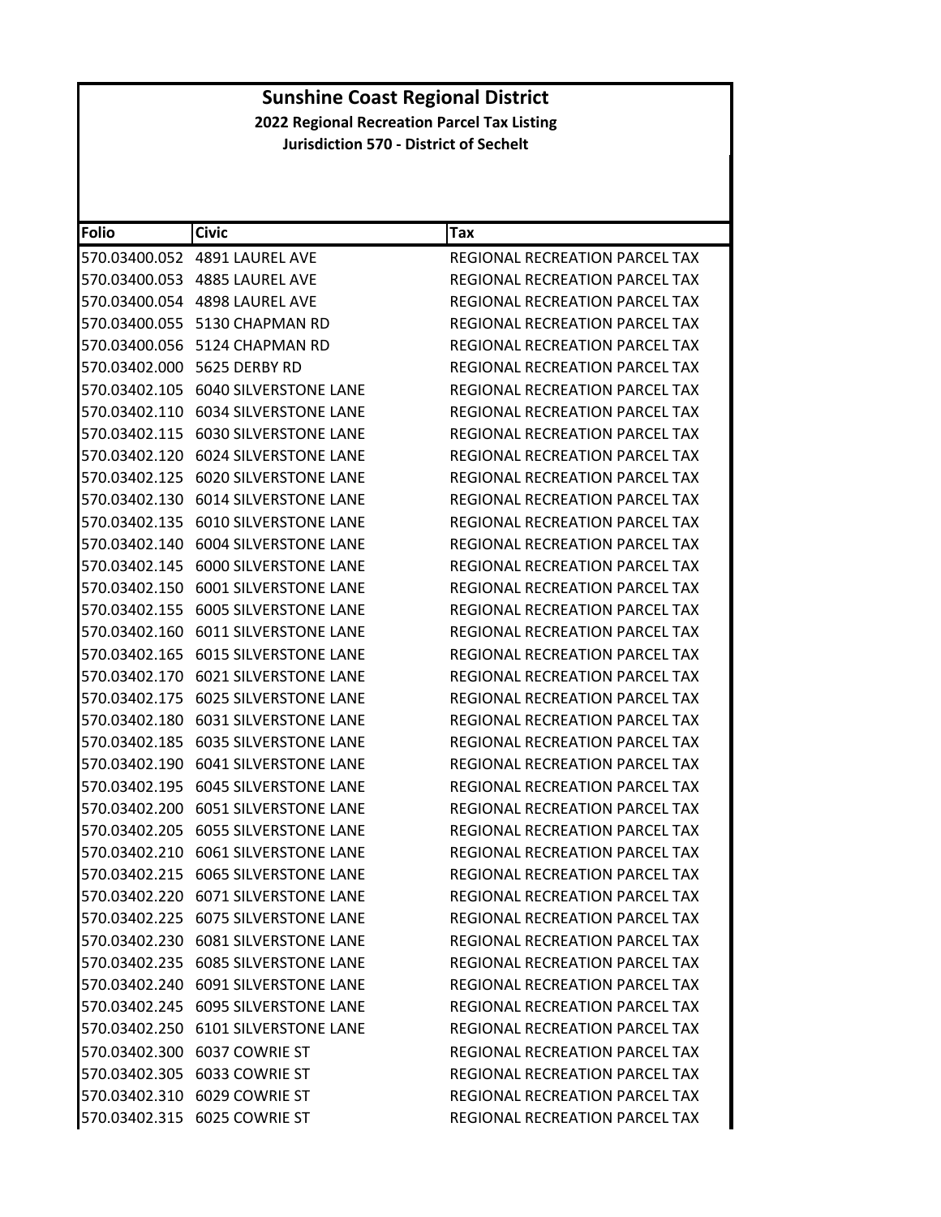# Sunshine Coast Regional District

## 2022 Regional Recreation Parcel Tax Listing

### Jurisdiction 570 - District of Sechelt

| Folio | Civic | Tax |
|---|---|---|
| 570.03400.052 | 4891 LAUREL AVE | REGIONAL RECREATION PARCEL TAX |
| 570.03400.053 | 4885 LAUREL AVE | REGIONAL RECREATION PARCEL TAX |
| 570.03400.054 | 4898 LAUREL AVE | REGIONAL RECREATION PARCEL TAX |
| 570.03400.055 | 5130 CHAPMAN RD | REGIONAL RECREATION PARCEL TAX |
| 570.03400.056 | 5124 CHAPMAN RD | REGIONAL RECREATION PARCEL TAX |
| 570.03402.000 | 5625 DERBY RD | REGIONAL RECREATION PARCEL TAX |
| 570.03402.105 | 6040 SILVERSTONE LANE | REGIONAL RECREATION PARCEL TAX |
| 570.03402.110 | 6034 SILVERSTONE LANE | REGIONAL RECREATION PARCEL TAX |
| 570.03402.115 | 6030 SILVERSTONE LANE | REGIONAL RECREATION PARCEL TAX |
| 570.03402.120 | 6024 SILVERSTONE LANE | REGIONAL RECREATION PARCEL TAX |
| 570.03402.125 | 6020 SILVERSTONE LANE | REGIONAL RECREATION PARCEL TAX |
| 570.03402.130 | 6014 SILVERSTONE LANE | REGIONAL RECREATION PARCEL TAX |
| 570.03402.135 | 6010 SILVERSTONE LANE | REGIONAL RECREATION PARCEL TAX |
| 570.03402.140 | 6004 SILVERSTONE LANE | REGIONAL RECREATION PARCEL TAX |
| 570.03402.145 | 6000 SILVERSTONE LANE | REGIONAL RECREATION PARCEL TAX |
| 570.03402.150 | 6001 SILVERSTONE LANE | REGIONAL RECREATION PARCEL TAX |
| 570.03402.155 | 6005 SILVERSTONE LANE | REGIONAL RECREATION PARCEL TAX |
| 570.03402.160 | 6011 SILVERSTONE LANE | REGIONAL RECREATION PARCEL TAX |
| 570.03402.165 | 6015 SILVERSTONE LANE | REGIONAL RECREATION PARCEL TAX |
| 570.03402.170 | 6021 SILVERSTONE LANE | REGIONAL RECREATION PARCEL TAX |
| 570.03402.175 | 6025 SILVERSTONE LANE | REGIONAL RECREATION PARCEL TAX |
| 570.03402.180 | 6031 SILVERSTONE LANE | REGIONAL RECREATION PARCEL TAX |
| 570.03402.185 | 6035 SILVERSTONE LANE | REGIONAL RECREATION PARCEL TAX |
| 570.03402.190 | 6041 SILVERSTONE LANE | REGIONAL RECREATION PARCEL TAX |
| 570.03402.195 | 6045 SILVERSTONE LANE | REGIONAL RECREATION PARCEL TAX |
| 570.03402.200 | 6051 SILVERSTONE LANE | REGIONAL RECREATION PARCEL TAX |
| 570.03402.205 | 6055 SILVERSTONE LANE | REGIONAL RECREATION PARCEL TAX |
| 570.03402.210 | 6061 SILVERSTONE LANE | REGIONAL RECREATION PARCEL TAX |
| 570.03402.215 | 6065 SILVERSTONE LANE | REGIONAL RECREATION PARCEL TAX |
| 570.03402.220 | 6071 SILVERSTONE LANE | REGIONAL RECREATION PARCEL TAX |
| 570.03402.225 | 6075 SILVERSTONE LANE | REGIONAL RECREATION PARCEL TAX |
| 570.03402.230 | 6081 SILVERSTONE LANE | REGIONAL RECREATION PARCEL TAX |
| 570.03402.235 | 6085 SILVERSTONE LANE | REGIONAL RECREATION PARCEL TAX |
| 570.03402.240 | 6091 SILVERSTONE LANE | REGIONAL RECREATION PARCEL TAX |
| 570.03402.245 | 6095 SILVERSTONE LANE | REGIONAL RECREATION PARCEL TAX |
| 570.03402.250 | 6101 SILVERSTONE LANE | REGIONAL RECREATION PARCEL TAX |
| 570.03402.300 | 6037 COWRIE ST | REGIONAL RECREATION PARCEL TAX |
| 570.03402.305 | 6033 COWRIE ST | REGIONAL RECREATION PARCEL TAX |
| 570.03402.310 | 6029 COWRIE ST | REGIONAL RECREATION PARCEL TAX |
| 570.03402.315 | 6025 COWRIE ST | REGIONAL RECREATION PARCEL TAX |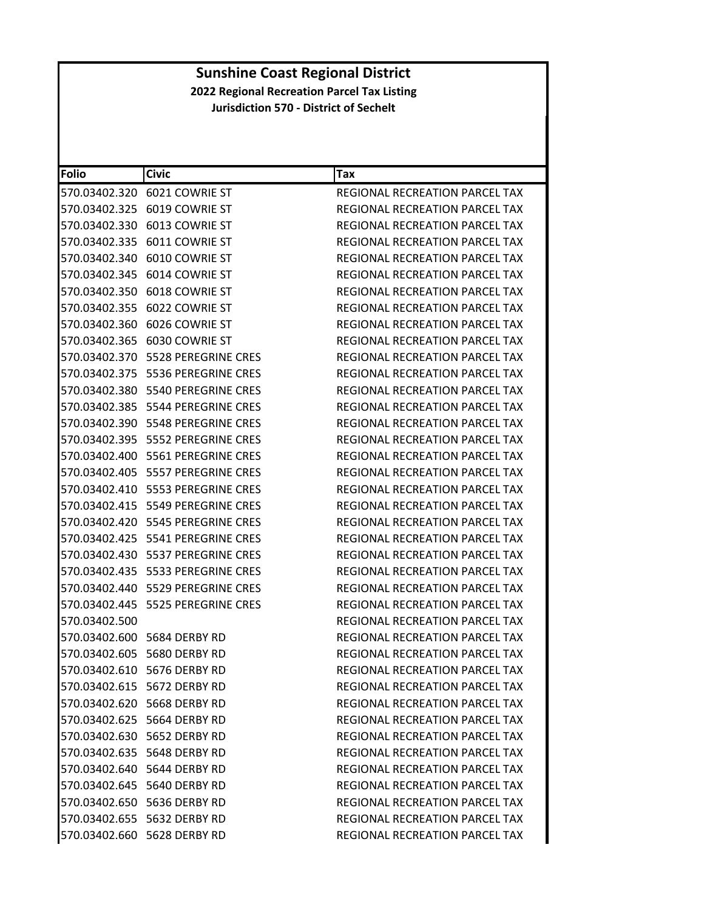# Sunshine Coast Regional District

**2022 Regional Recreation Parcel Tax Listing**

**Jurisdiction 570 - District of Sechelt**

| Folio | Civic | Tax |
|---|---|---|
| 570.03402.320 | 6021 COWRIE ST | REGIONAL RECREATION PARCEL TAX |
| 570.03402.325 | 6019 COWRIE ST | REGIONAL RECREATION PARCEL TAX |
| 570.03402.330 | 6013 COWRIE ST | REGIONAL RECREATION PARCEL TAX |
| 570.03402.335 | 6011 COWRIE ST | REGIONAL RECREATION PARCEL TAX |
| 570.03402.340 | 6010 COWRIE ST | REGIONAL RECREATION PARCEL TAX |
| 570.03402.345 | 6014 COWRIE ST | REGIONAL RECREATION PARCEL TAX |
| 570.03402.350 | 6018 COWRIE ST | REGIONAL RECREATION PARCEL TAX |
| 570.03402.355 | 6022 COWRIE ST | REGIONAL RECREATION PARCEL TAX |
| 570.03402.360 | 6026 COWRIE ST | REGIONAL RECREATION PARCEL TAX |
| 570.03402.365 | 6030 COWRIE ST | REGIONAL RECREATION PARCEL TAX |
| 570.03402.370 | 5528 PEREGRINE CRES | REGIONAL RECREATION PARCEL TAX |
| 570.03402.375 | 5536 PEREGRINE CRES | REGIONAL RECREATION PARCEL TAX |
| 570.03402.380 | 5540 PEREGRINE CRES | REGIONAL RECREATION PARCEL TAX |
| 570.03402.385 | 5544 PEREGRINE CRES | REGIONAL RECREATION PARCEL TAX |
| 570.03402.390 | 5548 PEREGRINE CRES | REGIONAL RECREATION PARCEL TAX |
| 570.03402.395 | 5552 PEREGRINE CRES | REGIONAL RECREATION PARCEL TAX |
| 570.03402.400 | 5561 PEREGRINE CRES | REGIONAL RECREATION PARCEL TAX |
| 570.03402.405 | 5557 PEREGRINE CRES | REGIONAL RECREATION PARCEL TAX |
| 570.03402.410 | 5553 PEREGRINE CRES | REGIONAL RECREATION PARCEL TAX |
| 570.03402.415 | 5549 PEREGRINE CRES | REGIONAL RECREATION PARCEL TAX |
| 570.03402.420 | 5545 PEREGRINE CRES | REGIONAL RECREATION PARCEL TAX |
| 570.03402.425 | 5541 PEREGRINE CRES | REGIONAL RECREATION PARCEL TAX |
| 570.03402.430 | 5537 PEREGRINE CRES | REGIONAL RECREATION PARCEL TAX |
| 570.03402.435 | 5533 PEREGRINE CRES | REGIONAL RECREATION PARCEL TAX |
| 570.03402.440 | 5529 PEREGRINE CRES | REGIONAL RECREATION PARCEL TAX |
| 570.03402.445 | 5525 PEREGRINE CRES | REGIONAL RECREATION PARCEL TAX |
| 570.03402.500 | | REGIONAL RECREATION PARCEL TAX |
| 570.03402.600 | 5684 DERBY RD | REGIONAL RECREATION PARCEL TAX |
| 570.03402.605 | 5680 DERBY RD | REGIONAL RECREATION PARCEL TAX |
| 570.03402.610 | 5676 DERBY RD | REGIONAL RECREATION PARCEL TAX |
| 570.03402.615 | 5672 DERBY RD | REGIONAL RECREATION PARCEL TAX |
| 570.03402.620 | 5668 DERBY RD | REGIONAL RECREATION PARCEL TAX |
| 570.03402.625 | 5664 DERBY RD | REGIONAL RECREATION PARCEL TAX |
| 570.03402.630 | 5652 DERBY RD | REGIONAL RECREATION PARCEL TAX |
| 570.03402.635 | 5648 DERBY RD | REGIONAL RECREATION PARCEL TAX |
| 570.03402.640 | 5644 DERBY RD | REGIONAL RECREATION PARCEL TAX |
| 570.03402.645 | 5640 DERBY RD | REGIONAL RECREATION PARCEL TAX |
| 570.03402.650 | 5636 DERBY RD | REGIONAL RECREATION PARCEL TAX |
| 570.03402.655 | 5632 DERBY RD | REGIONAL RECREATION PARCEL TAX |
| 570.03402.660 | 5628 DERBY RD | REGIONAL RECREATION PARCEL TAX |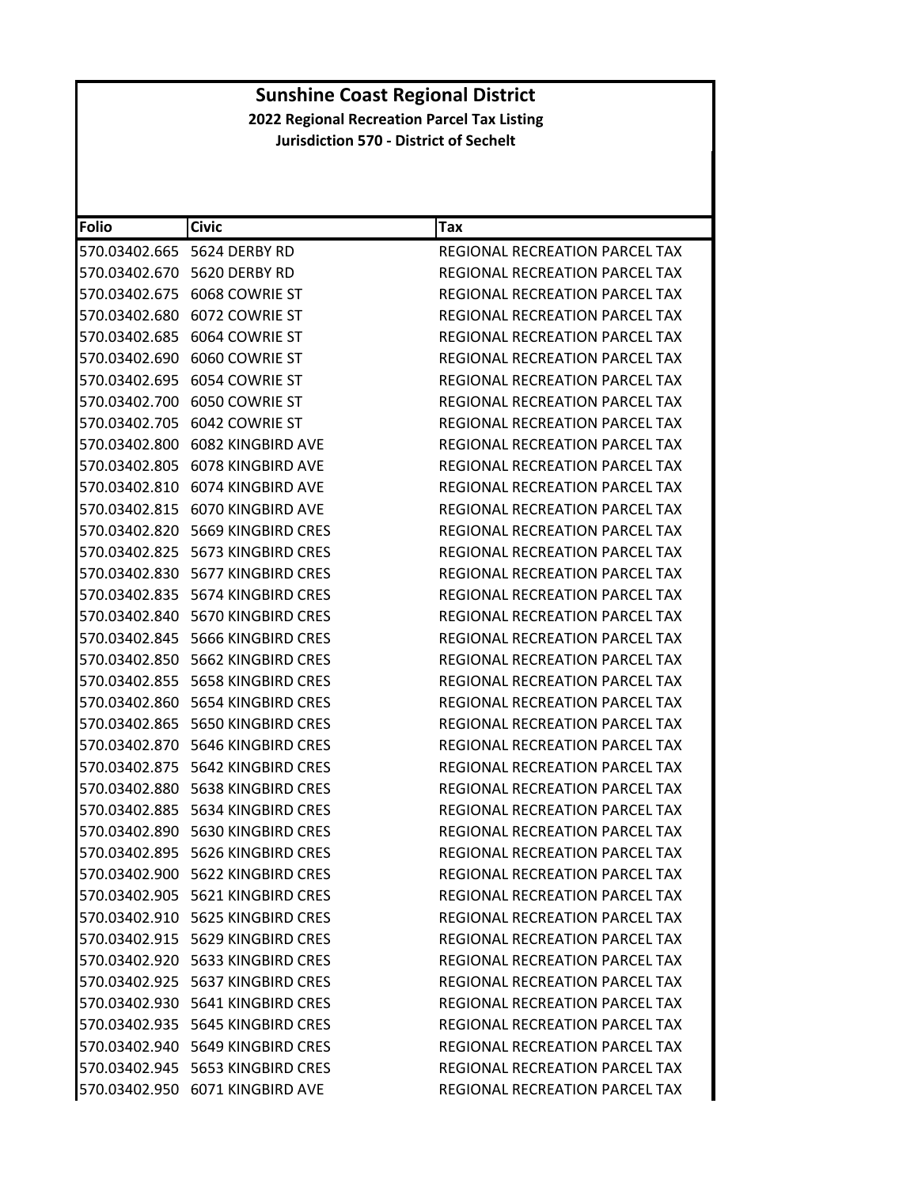# Sunshine Coast Regional District

**2022 Regional Recreation Parcel Tax Listing**

**Jurisdiction 570 - District of Sechelt**

| Folio | Civic | Tax |
|---|---|---|
| 570.03402.665 | 5624 DERBY RD | REGIONAL RECREATION PARCEL TAX |
| 570.03402.670 | 5620 DERBY RD | REGIONAL RECREATION PARCEL TAX |
| 570.03402.675 | 6068 COWRIE ST | REGIONAL RECREATION PARCEL TAX |
| 570.03402.680 | 6072 COWRIE ST | REGIONAL RECREATION PARCEL TAX |
| 570.03402.685 | 6064 COWRIE ST | REGIONAL RECREATION PARCEL TAX |
| 570.03402.690 | 6060 COWRIE ST | REGIONAL RECREATION PARCEL TAX |
| 570.03402.695 | 6054 COWRIE ST | REGIONAL RECREATION PARCEL TAX |
| 570.03402.700 | 6050 COWRIE ST | REGIONAL RECREATION PARCEL TAX |
| 570.03402.705 | 6042 COWRIE ST | REGIONAL RECREATION PARCEL TAX |
| 570.03402.800 | 6082 KINGBIRD AVE | REGIONAL RECREATION PARCEL TAX |
| 570.03402.805 | 6078 KINGBIRD AVE | REGIONAL RECREATION PARCEL TAX |
| 570.03402.810 | 6074 KINGBIRD AVE | REGIONAL RECREATION PARCEL TAX |
| 570.03402.815 | 6070 KINGBIRD AVE | REGIONAL RECREATION PARCEL TAX |
| 570.03402.820 | 5669 KINGBIRD CRES | REGIONAL RECREATION PARCEL TAX |
| 570.03402.825 | 5673 KINGBIRD CRES | REGIONAL RECREATION PARCEL TAX |
| 570.03402.830 | 5677 KINGBIRD CRES | REGIONAL RECREATION PARCEL TAX |
| 570.03402.835 | 5674 KINGBIRD CRES | REGIONAL RECREATION PARCEL TAX |
| 570.03402.840 | 5670 KINGBIRD CRES | REGIONAL RECREATION PARCEL TAX |
| 570.03402.845 | 5666 KINGBIRD CRES | REGIONAL RECREATION PARCEL TAX |
| 570.03402.850 | 5662 KINGBIRD CRES | REGIONAL RECREATION PARCEL TAX |
| 570.03402.855 | 5658 KINGBIRD CRES | REGIONAL RECREATION PARCEL TAX |
| 570.03402.860 | 5654 KINGBIRD CRES | REGIONAL RECREATION PARCEL TAX |
| 570.03402.865 | 5650 KINGBIRD CRES | REGIONAL RECREATION PARCEL TAX |
| 570.03402.870 | 5646 KINGBIRD CRES | REGIONAL RECREATION PARCEL TAX |
| 570.03402.875 | 5642 KINGBIRD CRES | REGIONAL RECREATION PARCEL TAX |
| 570.03402.880 | 5638 KINGBIRD CRES | REGIONAL RECREATION PARCEL TAX |
| 570.03402.885 | 5634 KINGBIRD CRES | REGIONAL RECREATION PARCEL TAX |
| 570.03402.890 | 5630 KINGBIRD CRES | REGIONAL RECREATION PARCEL TAX |
| 570.03402.895 | 5626 KINGBIRD CRES | REGIONAL RECREATION PARCEL TAX |
| 570.03402.900 | 5622 KINGBIRD CRES | REGIONAL RECREATION PARCEL TAX |
| 570.03402.905 | 5621 KINGBIRD CRES | REGIONAL RECREATION PARCEL TAX |
| 570.03402.910 | 5625 KINGBIRD CRES | REGIONAL RECREATION PARCEL TAX |
| 570.03402.915 | 5629 KINGBIRD CRES | REGIONAL RECREATION PARCEL TAX |
| 570.03402.920 | 5633 KINGBIRD CRES | REGIONAL RECREATION PARCEL TAX |
| 570.03402.925 | 5637 KINGBIRD CRES | REGIONAL RECREATION PARCEL TAX |
| 570.03402.930 | 5641 KINGBIRD CRES | REGIONAL RECREATION PARCEL TAX |
| 570.03402.935 | 5645 KINGBIRD CRES | REGIONAL RECREATION PARCEL TAX |
| 570.03402.940 | 5649 KINGBIRD CRES | REGIONAL RECREATION PARCEL TAX |
| 570.03402.945 | 5653 KINGBIRD CRES | REGIONAL RECREATION PARCEL TAX |
| 570.03402.950 | 6071 KINGBIRD AVE | REGIONAL RECREATION PARCEL TAX |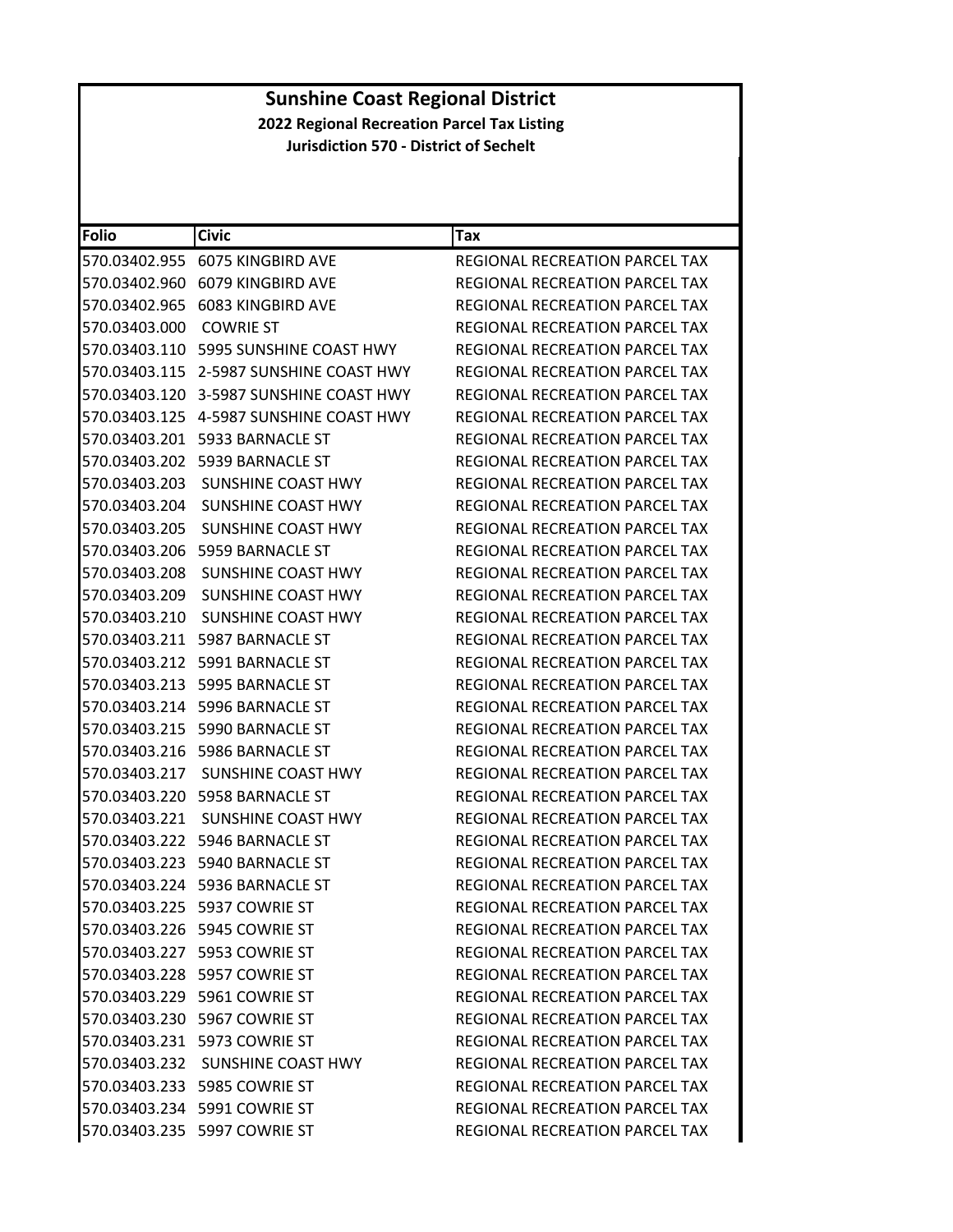# Sunshine Coast Regional District

**2022 Regional Recreation Parcel Tax Listing**

**Jurisdiction 570 - District of Sechelt**

| Folio | Civic | Tax |
|---|---|---|
| 570.03402.955 | 6075 KINGBIRD AVE | REGIONAL RECREATION PARCEL TAX |
| 570.03402.960 | 6079 KINGBIRD AVE | REGIONAL RECREATION PARCEL TAX |
| 570.03402.965 | 6083 KINGBIRD AVE | REGIONAL RECREATION PARCEL TAX |
| 570.03403.000 | COWRIE ST | REGIONAL RECREATION PARCEL TAX |
| 570.03403.110 | 5995 SUNSHINE COAST HWY | REGIONAL RECREATION PARCEL TAX |
| 570.03403.115 | 2-5987 SUNSHINE COAST HWY | REGIONAL RECREATION PARCEL TAX |
| 570.03403.120 | 3-5987 SUNSHINE COAST HWY | REGIONAL RECREATION PARCEL TAX |
| 570.03403.125 | 4-5987 SUNSHINE COAST HWY | REGIONAL RECREATION PARCEL TAX |
| 570.03403.201 | 5933 BARNACLE ST | REGIONAL RECREATION PARCEL TAX |
| 570.03403.202 | 5939 BARNACLE ST | REGIONAL RECREATION PARCEL TAX |
| 570.03403.203 | SUNSHINE COAST HWY | REGIONAL RECREATION PARCEL TAX |
| 570.03403.204 | SUNSHINE COAST HWY | REGIONAL RECREATION PARCEL TAX |
| 570.03403.205 | SUNSHINE COAST HWY | REGIONAL RECREATION PARCEL TAX |
| 570.03403.206 | 5959 BARNACLE ST | REGIONAL RECREATION PARCEL TAX |
| 570.03403.208 | SUNSHINE COAST HWY | REGIONAL RECREATION PARCEL TAX |
| 570.03403.209 | SUNSHINE COAST HWY | REGIONAL RECREATION PARCEL TAX |
| 570.03403.210 | SUNSHINE COAST HWY | REGIONAL RECREATION PARCEL TAX |
| 570.03403.211 | 5987 BARNACLE ST | REGIONAL RECREATION PARCEL TAX |
| 570.03403.212 | 5991 BARNACLE ST | REGIONAL RECREATION PARCEL TAX |
| 570.03403.213 | 5995 BARNACLE ST | REGIONAL RECREATION PARCEL TAX |
| 570.03403.214 | 5996 BARNACLE ST | REGIONAL RECREATION PARCEL TAX |
| 570.03403.215 | 5990 BARNACLE ST | REGIONAL RECREATION PARCEL TAX |
| 570.03403.216 | 5986 BARNACLE ST | REGIONAL RECREATION PARCEL TAX |
| 570.03403.217 | SUNSHINE COAST HWY | REGIONAL RECREATION PARCEL TAX |
| 570.03403.220 | 5958 BARNACLE ST | REGIONAL RECREATION PARCEL TAX |
| 570.03403.221 | SUNSHINE COAST HWY | REGIONAL RECREATION PARCEL TAX |
| 570.03403.222 | 5946 BARNACLE ST | REGIONAL RECREATION PARCEL TAX |
| 570.03403.223 | 5940 BARNACLE ST | REGIONAL RECREATION PARCEL TAX |
| 570.03403.224 | 5936 BARNACLE ST | REGIONAL RECREATION PARCEL TAX |
| 570.03403.225 | 5937 COWRIE ST | REGIONAL RECREATION PARCEL TAX |
| 570.03403.226 | 5945 COWRIE ST | REGIONAL RECREATION PARCEL TAX |
| 570.03403.227 | 5953 COWRIE ST | REGIONAL RECREATION PARCEL TAX |
| 570.03403.228 | 5957 COWRIE ST | REGIONAL RECREATION PARCEL TAX |
| 570.03403.229 | 5961 COWRIE ST | REGIONAL RECREATION PARCEL TAX |
| 570.03403.230 | 5967 COWRIE ST | REGIONAL RECREATION PARCEL TAX |
| 570.03403.231 | 5973 COWRIE ST | REGIONAL RECREATION PARCEL TAX |
| 570.03403.232 | SUNSHINE COAST HWY | REGIONAL RECREATION PARCEL TAX |
| 570.03403.233 | 5985 COWRIE ST | REGIONAL RECREATION PARCEL TAX |
| 570.03403.234 | 5991 COWRIE ST | REGIONAL RECREATION PARCEL TAX |
| 570.03403.235 | 5997 COWRIE ST | REGIONAL RECREATION PARCEL TAX |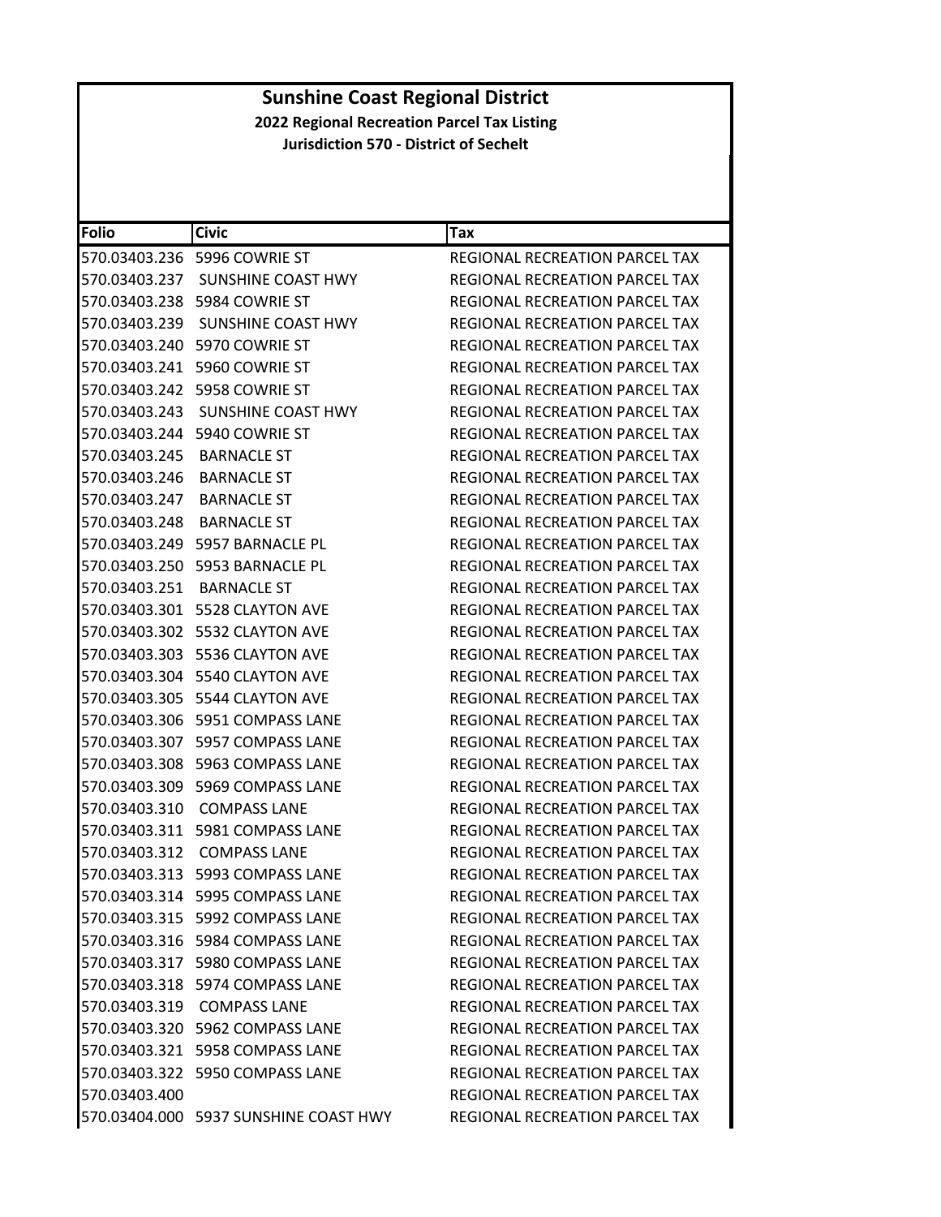# Sunshine Coast Regional District

## 2022 Regional Recreation Parcel Tax Listing

### Jurisdiction 570 - District of Sechelt

| Folio | Civic | Tax |
|---|---|---|
| 570.03403.236 | 5996 COWRIE ST | REGIONAL RECREATION PARCEL TAX |
| 570.03403.237 | SUNSHINE COAST HWY | REGIONAL RECREATION PARCEL TAX |
| 570.03403.238 | 5984 COWRIE ST | REGIONAL RECREATION PARCEL TAX |
| 570.03403.239 | SUNSHINE COAST HWY | REGIONAL RECREATION PARCEL TAX |
| 570.03403.240 | 5970 COWRIE ST | REGIONAL RECREATION PARCEL TAX |
| 570.03403.241 | 5960 COWRIE ST | REGIONAL RECREATION PARCEL TAX |
| 570.03403.242 | 5958 COWRIE ST | REGIONAL RECREATION PARCEL TAX |
| 570.03403.243 | SUNSHINE COAST HWY | REGIONAL RECREATION PARCEL TAX |
| 570.03403.244 | 5940 COWRIE ST | REGIONAL RECREATION PARCEL TAX |
| 570.03403.245 | BARNACLE ST | REGIONAL RECREATION PARCEL TAX |
| 570.03403.246 | BARNACLE ST | REGIONAL RECREATION PARCEL TAX |
| 570.03403.247 | BARNACLE ST | REGIONAL RECREATION PARCEL TAX |
| 570.03403.248 | BARNACLE ST | REGIONAL RECREATION PARCEL TAX |
| 570.03403.249 | 5957 BARNACLE PL | REGIONAL RECREATION PARCEL TAX |
| 570.03403.250 | 5953 BARNACLE PL | REGIONAL RECREATION PARCEL TAX |
| 570.03403.251 | BARNACLE ST | REGIONAL RECREATION PARCEL TAX |
| 570.03403.301 | 5528 CLAYTON AVE | REGIONAL RECREATION PARCEL TAX |
| 570.03403.302 | 5532 CLAYTON AVE | REGIONAL RECREATION PARCEL TAX |
| 570.03403.303 | 5536 CLAYTON AVE | REGIONAL RECREATION PARCEL TAX |
| 570.03403.304 | 5540 CLAYTON AVE | REGIONAL RECREATION PARCEL TAX |
| 570.03403.305 | 5544 CLAYTON AVE | REGIONAL RECREATION PARCEL TAX |
| 570.03403.306 | 5951 COMPASS LANE | REGIONAL RECREATION PARCEL TAX |
| 570.03403.307 | 5957 COMPASS LANE | REGIONAL RECREATION PARCEL TAX |
| 570.03403.308 | 5963 COMPASS LANE | REGIONAL RECREATION PARCEL TAX |
| 570.03403.309 | 5969 COMPASS LANE | REGIONAL RECREATION PARCEL TAX |
| 570.03403.310 | COMPASS LANE | REGIONAL RECREATION PARCEL TAX |
| 570.03403.311 | 5981 COMPASS LANE | REGIONAL RECREATION PARCEL TAX |
| 570.03403.312 | COMPASS LANE | REGIONAL RECREATION PARCEL TAX |
| 570.03403.313 | 5993 COMPASS LANE | REGIONAL RECREATION PARCEL TAX |
| 570.03403.314 | 5995 COMPASS LANE | REGIONAL RECREATION PARCEL TAX |
| 570.03403.315 | 5992 COMPASS LANE | REGIONAL RECREATION PARCEL TAX |
| 570.03403.316 | 5984 COMPASS LANE | REGIONAL RECREATION PARCEL TAX |
| 570.03403.317 | 5980 COMPASS LANE | REGIONAL RECREATION PARCEL TAX |
| 570.03403.318 | 5974 COMPASS LANE | REGIONAL RECREATION PARCEL TAX |
| 570.03403.319 | COMPASS LANE | REGIONAL RECREATION PARCEL TAX |
| 570.03403.320 | 5962 COMPASS LANE | REGIONAL RECREATION PARCEL TAX |
| 570.03403.321 | 5958 COMPASS LANE | REGIONAL RECREATION PARCEL TAX |
| 570.03403.322 | 5950 COMPASS LANE | REGIONAL RECREATION PARCEL TAX |
| 570.03403.400 | | REGIONAL RECREATION PARCEL TAX |
| 570.03404.000 | 5937 SUNSHINE COAST HWY | REGIONAL RECREATION PARCEL TAX |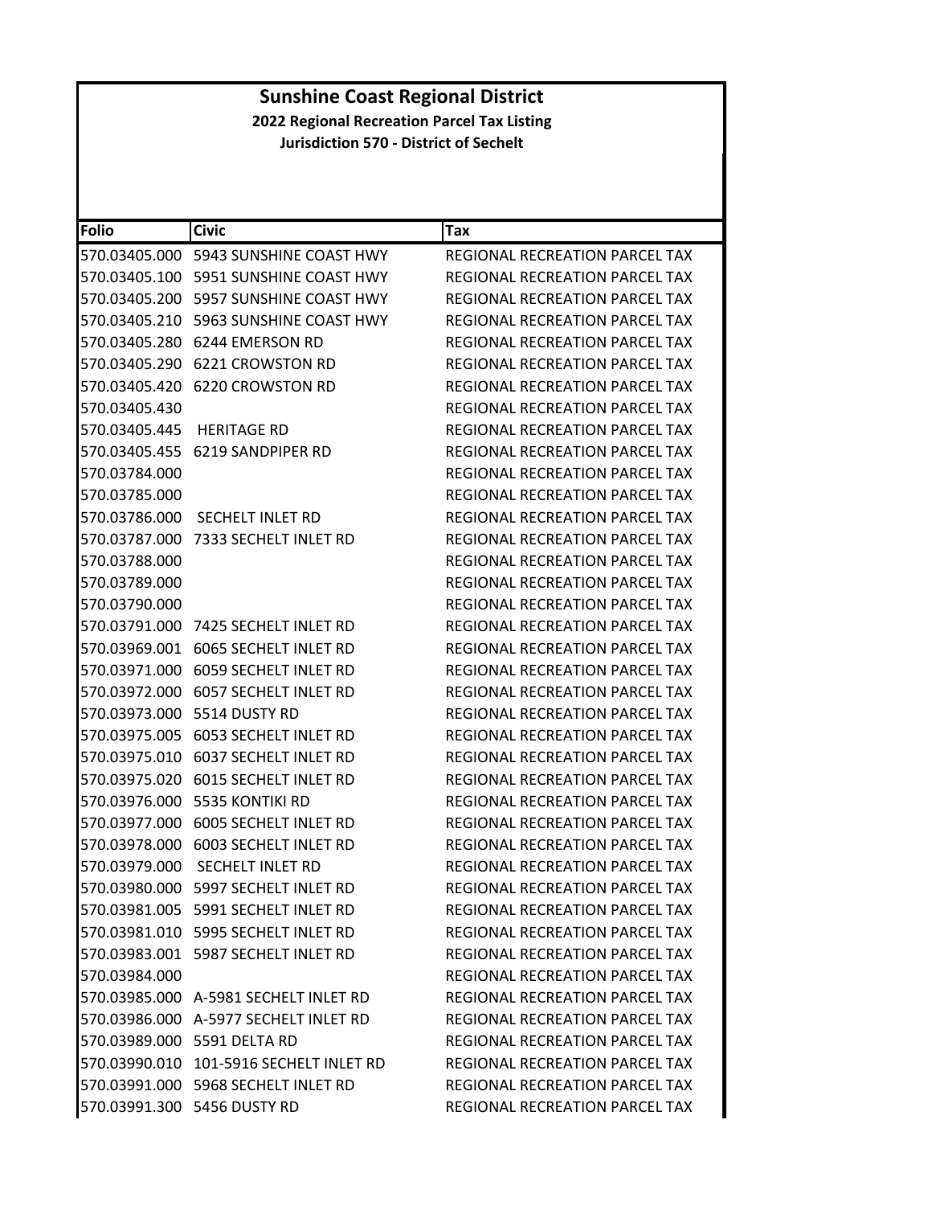# Sunshine Coast Regional District

**2022 Regional Recreation Parcel Tax Listing**

**Jurisdiction 570 - District of Sechelt**

| Folio | Civic | Tax |
|---|---|---|
| 570.03405.000 | 5943 SUNSHINE COAST HWY | REGIONAL RECREATION PARCEL TAX |
| 570.03405.100 | 5951 SUNSHINE COAST HWY | REGIONAL RECREATION PARCEL TAX |
| 570.03405.200 | 5957 SUNSHINE COAST HWY | REGIONAL RECREATION PARCEL TAX |
| 570.03405.210 | 5963 SUNSHINE COAST HWY | REGIONAL RECREATION PARCEL TAX |
| 570.03405.280 | 6244 EMERSON RD | REGIONAL RECREATION PARCEL TAX |
| 570.03405.290 | 6221 CROWSTON RD | REGIONAL RECREATION PARCEL TAX |
| 570.03405.420 | 6220 CROWSTON RD | REGIONAL RECREATION PARCEL TAX |
| 570.03405.430 | | REGIONAL RECREATION PARCEL TAX |
| 570.03405.445 | HERITAGE RD | REGIONAL RECREATION PARCEL TAX |
| 570.03405.455 | 6219 SANDPIPER RD | REGIONAL RECREATION PARCEL TAX |
| 570.03784.000 | | REGIONAL RECREATION PARCEL TAX |
| 570.03785.000 | | REGIONAL RECREATION PARCEL TAX |
| 570.03786.000 | SECHELT INLET RD | REGIONAL RECREATION PARCEL TAX |
| 570.03787.000 | 7333 SECHELT INLET RD | REGIONAL RECREATION PARCEL TAX |
| 570.03788.000 | | REGIONAL RECREATION PARCEL TAX |
| 570.03789.000 | | REGIONAL RECREATION PARCEL TAX |
| 570.03790.000 | | REGIONAL RECREATION PARCEL TAX |
| 570.03791.000 | 7425 SECHELT INLET RD | REGIONAL RECREATION PARCEL TAX |
| 570.03969.001 | 6065 SECHELT INLET RD | REGIONAL RECREATION PARCEL TAX |
| 570.03971.000 | 6059 SECHELT INLET RD | REGIONAL RECREATION PARCEL TAX |
| 570.03972.000 | 6057 SECHELT INLET RD | REGIONAL RECREATION PARCEL TAX |
| 570.03973.000 | 5514 DUSTY RD | REGIONAL RECREATION PARCEL TAX |
| 570.03975.005 | 6053 SECHELT INLET RD | REGIONAL RECREATION PARCEL TAX |
| 570.03975.010 | 6037 SECHELT INLET RD | REGIONAL RECREATION PARCEL TAX |
| 570.03975.020 | 6015 SECHELT INLET RD | REGIONAL RECREATION PARCEL TAX |
| 570.03976.000 | 5535 KONTIKI RD | REGIONAL RECREATION PARCEL TAX |
| 570.03977.000 | 6005 SECHELT INLET RD | REGIONAL RECREATION PARCEL TAX |
| 570.03978.000 | 6003 SECHELT INLET RD | REGIONAL RECREATION PARCEL TAX |
| 570.03979.000 | SECHELT INLET RD | REGIONAL RECREATION PARCEL TAX |
| 570.03980.000 | 5997 SECHELT INLET RD | REGIONAL RECREATION PARCEL TAX |
| 570.03981.005 | 5991 SECHELT INLET RD | REGIONAL RECREATION PARCEL TAX |
| 570.03981.010 | 5995 SECHELT INLET RD | REGIONAL RECREATION PARCEL TAX |
| 570.03983.001 | 5987 SECHELT INLET RD | REGIONAL RECREATION PARCEL TAX |
| 570.03984.000 | | REGIONAL RECREATION PARCEL TAX |
| 570.03985.000 | A-5981 SECHELT INLET RD | REGIONAL RECREATION PARCEL TAX |
| 570.03986.000 | A-5977 SECHELT INLET RD | REGIONAL RECREATION PARCEL TAX |
| 570.03989.000 | 5591 DELTA RD | REGIONAL RECREATION PARCEL TAX |
| 570.03990.010 | 101-5916 SECHELT INLET RD | REGIONAL RECREATION PARCEL TAX |
| 570.03991.000 | 5968 SECHELT INLET RD | REGIONAL RECREATION PARCEL TAX |
| 570.03991.300 | 5456 DUSTY RD | REGIONAL RECREATION PARCEL TAX |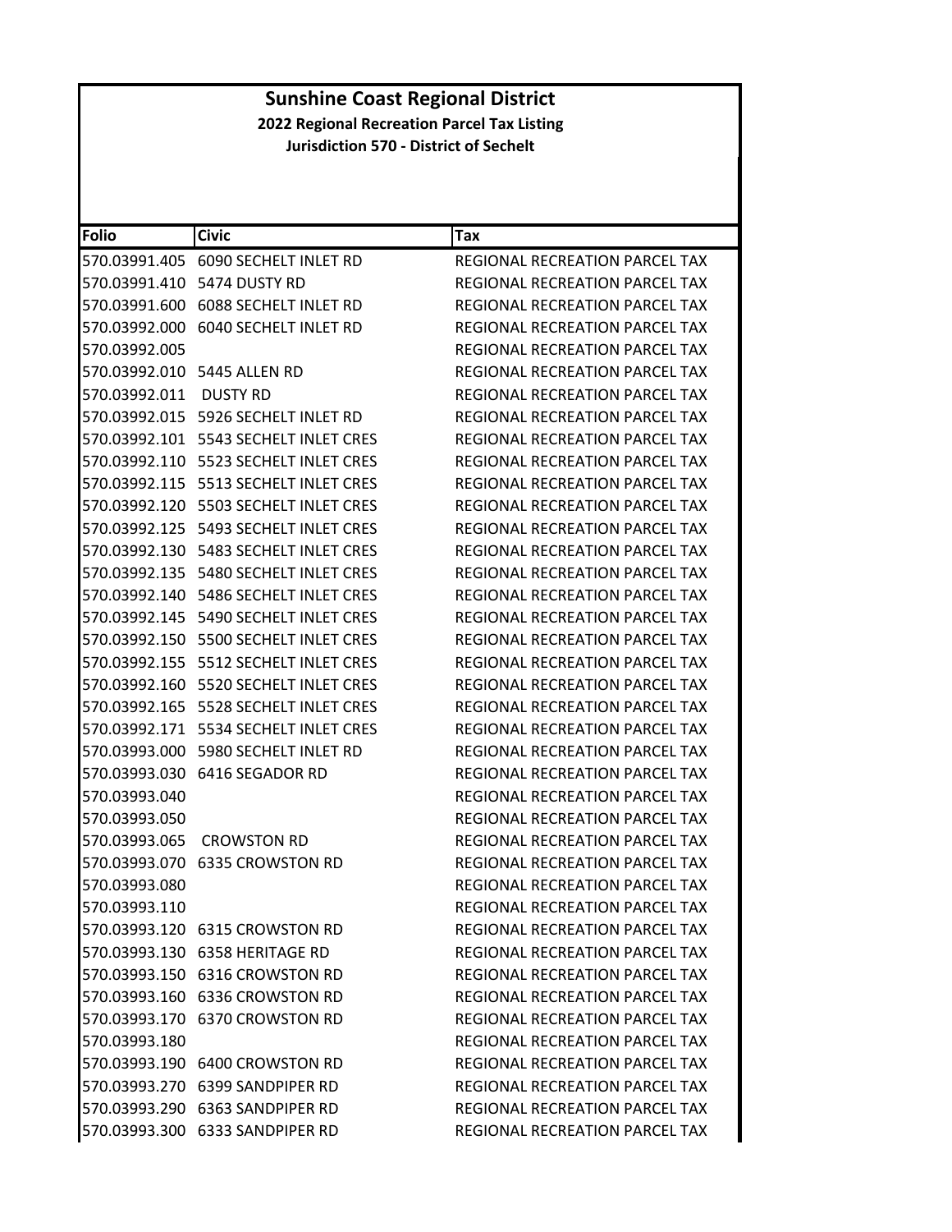# Sunshine Coast Regional District

## 2022 Regional Recreation Parcel Tax Listing

### Jurisdiction 570 - District of Sechelt

| Folio | Civic | Tax |
|---|---|---|
| 570.03991.405 | 6090 SECHELT INLET RD | REGIONAL RECREATION PARCEL TAX |
| 570.03991.410 | 5474 DUSTY RD | REGIONAL RECREATION PARCEL TAX |
| 570.03991.600 | 6088 SECHELT INLET RD | REGIONAL RECREATION PARCEL TAX |
| 570.03992.000 | 6040 SECHELT INLET RD | REGIONAL RECREATION PARCEL TAX |
| 570.03992.005 | | REGIONAL RECREATION PARCEL TAX |
| 570.03992.010 | 5445 ALLEN RD | REGIONAL RECREATION PARCEL TAX |
| 570.03992.011 | DUSTY RD | REGIONAL RECREATION PARCEL TAX |
| 570.03992.015 | 5926 SECHELT INLET RD | REGIONAL RECREATION PARCEL TAX |
| 570.03992.101 | 5543 SECHELT INLET CRES | REGIONAL RECREATION PARCEL TAX |
| 570.03992.110 | 5523 SECHELT INLET CRES | REGIONAL RECREATION PARCEL TAX |
| 570.03992.115 | 5513 SECHELT INLET CRES | REGIONAL RECREATION PARCEL TAX |
| 570.03992.120 | 5503 SECHELT INLET CRES | REGIONAL RECREATION PARCEL TAX |
| 570.03992.125 | 5493 SECHELT INLET CRES | REGIONAL RECREATION PARCEL TAX |
| 570.03992.130 | 5483 SECHELT INLET CRES | REGIONAL RECREATION PARCEL TAX |
| 570.03992.135 | 5480 SECHELT INLET CRES | REGIONAL RECREATION PARCEL TAX |
| 570.03992.140 | 5486 SECHELT INLET CRES | REGIONAL RECREATION PARCEL TAX |
| 570.03992.145 | 5490 SECHELT INLET CRES | REGIONAL RECREATION PARCEL TAX |
| 570.03992.150 | 5500 SECHELT INLET CRES | REGIONAL RECREATION PARCEL TAX |
| 570.03992.155 | 5512 SECHELT INLET CRES | REGIONAL RECREATION PARCEL TAX |
| 570.03992.160 | 5520 SECHELT INLET CRES | REGIONAL RECREATION PARCEL TAX |
| 570.03992.165 | 5528 SECHELT INLET CRES | REGIONAL RECREATION PARCEL TAX |
| 570.03992.171 | 5534 SECHELT INLET CRES | REGIONAL RECREATION PARCEL TAX |
| 570.03993.000 | 5980 SECHELT INLET RD | REGIONAL RECREATION PARCEL TAX |
| 570.03993.030 | 6416 SEGADOR RD | REGIONAL RECREATION PARCEL TAX |
| 570.03993.040 | | REGIONAL RECREATION PARCEL TAX |
| 570.03993.050 | | REGIONAL RECREATION PARCEL TAX |
| 570.03993.065 | CROWSTON RD | REGIONAL RECREATION PARCEL TAX |
| 570.03993.070 | 6335 CROWSTON RD | REGIONAL RECREATION PARCEL TAX |
| 570.03993.080 | | REGIONAL RECREATION PARCEL TAX |
| 570.03993.110 | | REGIONAL RECREATION PARCEL TAX |
| 570.03993.120 | 6315 CROWSTON RD | REGIONAL RECREATION PARCEL TAX |
| 570.03993.130 | 6358 HERITAGE RD | REGIONAL RECREATION PARCEL TAX |
| 570.03993.150 | 6316 CROWSTON RD | REGIONAL RECREATION PARCEL TAX |
| 570.03993.160 | 6336 CROWSTON RD | REGIONAL RECREATION PARCEL TAX |
| 570.03993.170 | 6370 CROWSTON RD | REGIONAL RECREATION PARCEL TAX |
| 570.03993.180 | | REGIONAL RECREATION PARCEL TAX |
| 570.03993.190 | 6400 CROWSTON RD | REGIONAL RECREATION PARCEL TAX |
| 570.03993.270 | 6399 SANDPIPER RD | REGIONAL RECREATION PARCEL TAX |
| 570.03993.290 | 6363 SANDPIPER RD | REGIONAL RECREATION PARCEL TAX |
| 570.03993.300 | 6333 SANDPIPER RD | REGIONAL RECREATION PARCEL TAX |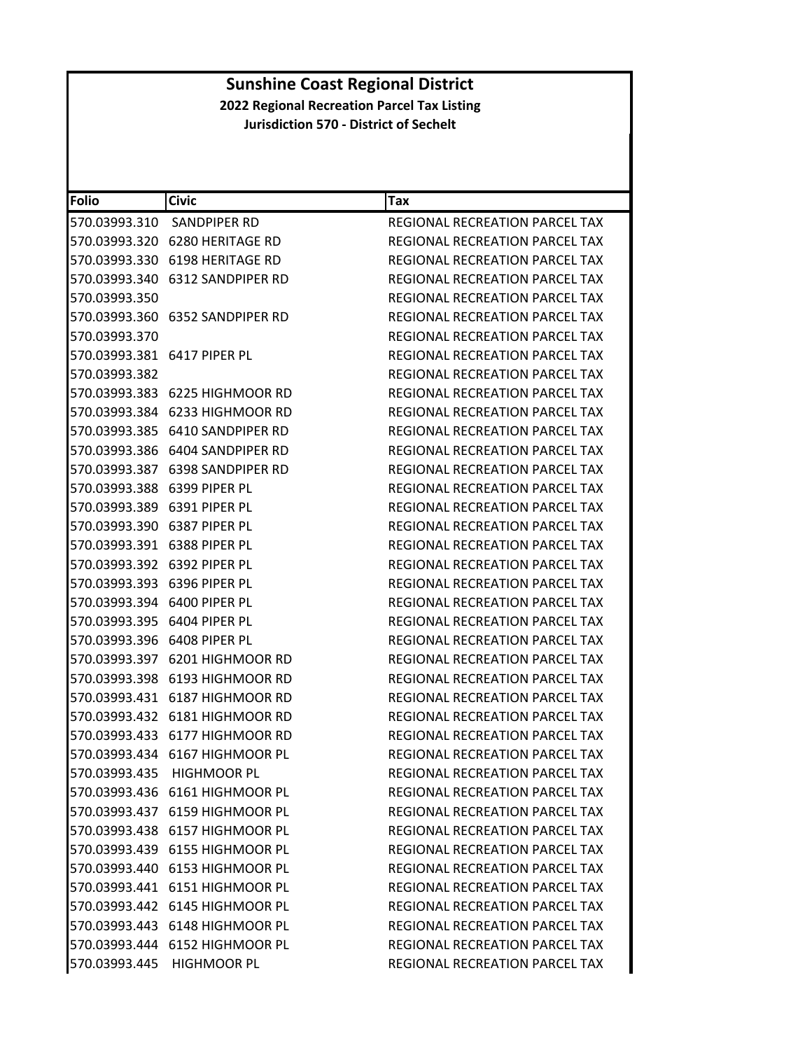# Sunshine Coast Regional District

**2022 Regional Recreation Parcel Tax Listing**

**Jurisdiction 570 - District of Sechelt**

| Folio | Civic | Tax |
|---|---|---|
| 570.03993.310 | SANDPIPER RD | REGIONAL RECREATION PARCEL TAX |
| 570.03993.320 | 6280 HERITAGE RD | REGIONAL RECREATION PARCEL TAX |
| 570.03993.330 | 6198 HERITAGE RD | REGIONAL RECREATION PARCEL TAX |
| 570.03993.340 | 6312 SANDPIPER RD | REGIONAL RECREATION PARCEL TAX |
| 570.03993.350 | | REGIONAL RECREATION PARCEL TAX |
| 570.03993.360 | 6352 SANDPIPER RD | REGIONAL RECREATION PARCEL TAX |
| 570.03993.370 | | REGIONAL RECREATION PARCEL TAX |
| 570.03993.381 | 6417 PIPER PL | REGIONAL RECREATION PARCEL TAX |
| 570.03993.382 | | REGIONAL RECREATION PARCEL TAX |
| 570.03993.383 | 6225 HIGHMOOR RD | REGIONAL RECREATION PARCEL TAX |
| 570.03993.384 | 6233 HIGHMOOR RD | REGIONAL RECREATION PARCEL TAX |
| 570.03993.385 | 6410 SANDPIPER RD | REGIONAL RECREATION PARCEL TAX |
| 570.03993.386 | 6404 SANDPIPER RD | REGIONAL RECREATION PARCEL TAX |
| 570.03993.387 | 6398 SANDPIPER RD | REGIONAL RECREATION PARCEL TAX |
| 570.03993.388 | 6399 PIPER PL | REGIONAL RECREATION PARCEL TAX |
| 570.03993.389 | 6391 PIPER PL | REGIONAL RECREATION PARCEL TAX |
| 570.03993.390 | 6387 PIPER PL | REGIONAL RECREATION PARCEL TAX |
| 570.03993.391 | 6388 PIPER PL | REGIONAL RECREATION PARCEL TAX |
| 570.03993.392 | 6392 PIPER PL | REGIONAL RECREATION PARCEL TAX |
| 570.03993.393 | 6396 PIPER PL | REGIONAL RECREATION PARCEL TAX |
| 570.03993.394 | 6400 PIPER PL | REGIONAL RECREATION PARCEL TAX |
| 570.03993.395 | 6404 PIPER PL | REGIONAL RECREATION PARCEL TAX |
| 570.03993.396 | 6408 PIPER PL | REGIONAL RECREATION PARCEL TAX |
| 570.03993.397 | 6201 HIGHMOOR RD | REGIONAL RECREATION PARCEL TAX |
| 570.03993.398 | 6193 HIGHMOOR RD | REGIONAL RECREATION PARCEL TAX |
| 570.03993.431 | 6187 HIGHMOOR RD | REGIONAL RECREATION PARCEL TAX |
| 570.03993.432 | 6181 HIGHMOOR RD | REGIONAL RECREATION PARCEL TAX |
| 570.03993.433 | 6177 HIGHMOOR RD | REGIONAL RECREATION PARCEL TAX |
| 570.03993.434 | 6167 HIGHMOOR PL | REGIONAL RECREATION PARCEL TAX |
| 570.03993.435 | HIGHMOOR PL | REGIONAL RECREATION PARCEL TAX |
| 570.03993.436 | 6161 HIGHMOOR PL | REGIONAL RECREATION PARCEL TAX |
| 570.03993.437 | 6159 HIGHMOOR PL | REGIONAL RECREATION PARCEL TAX |
| 570.03993.438 | 6157 HIGHMOOR PL | REGIONAL RECREATION PARCEL TAX |
| 570.03993.439 | 6155 HIGHMOOR PL | REGIONAL RECREATION PARCEL TAX |
| 570.03993.440 | 6153 HIGHMOOR PL | REGIONAL RECREATION PARCEL TAX |
| 570.03993.441 | 6151 HIGHMOOR PL | REGIONAL RECREATION PARCEL TAX |
| 570.03993.442 | 6145 HIGHMOOR PL | REGIONAL RECREATION PARCEL TAX |
| 570.03993.443 | 6148 HIGHMOOR PL | REGIONAL RECREATION PARCEL TAX |
| 570.03993.444 | 6152 HIGHMOOR PL | REGIONAL RECREATION PARCEL TAX |
| 570.03993.445 | HIGHMOOR PL | REGIONAL RECREATION PARCEL TAX |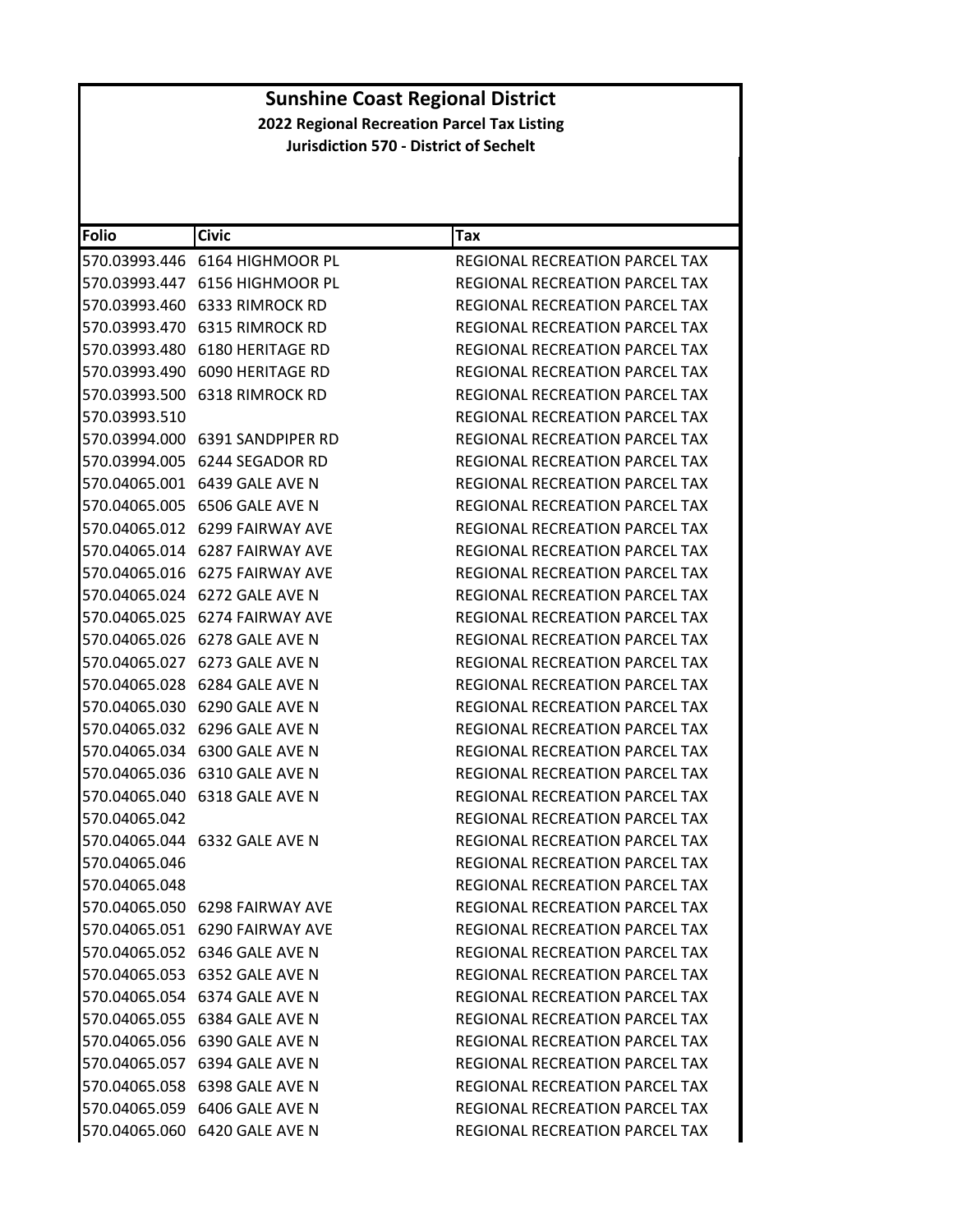# Sunshine Coast Regional District

## 2022 Regional Recreation Parcel Tax Listing

### Jurisdiction 570 - District of Sechelt

| Folio | Civic | Tax |
|---|---|---|
| 570.03993.446 | 6164 HIGHMOOR PL | REGIONAL RECREATION PARCEL TAX |
| 570.03993.447 | 6156 HIGHMOOR PL | REGIONAL RECREATION PARCEL TAX |
| 570.03993.460 | 6333 RIMROCK RD | REGIONAL RECREATION PARCEL TAX |
| 570.03993.470 | 6315 RIMROCK RD | REGIONAL RECREATION PARCEL TAX |
| 570.03993.480 | 6180 HERITAGE RD | REGIONAL RECREATION PARCEL TAX |
| 570.03993.490 | 6090 HERITAGE RD | REGIONAL RECREATION PARCEL TAX |
| 570.03993.500 | 6318 RIMROCK RD | REGIONAL RECREATION PARCEL TAX |
| 570.03993.510 | | REGIONAL RECREATION PARCEL TAX |
| 570.03994.000 | 6391 SANDPIPER RD | REGIONAL RECREATION PARCEL TAX |
| 570.03994.005 | 6244 SEGADOR RD | REGIONAL RECREATION PARCEL TAX |
| 570.04065.001 | 6439 GALE AVE N | REGIONAL RECREATION PARCEL TAX |
| 570.04065.005 | 6506 GALE AVE N | REGIONAL RECREATION PARCEL TAX |
| 570.04065.012 | 6299 FAIRWAY AVE | REGIONAL RECREATION PARCEL TAX |
| 570.04065.014 | 6287 FAIRWAY AVE | REGIONAL RECREATION PARCEL TAX |
| 570.04065.016 | 6275 FAIRWAY AVE | REGIONAL RECREATION PARCEL TAX |
| 570.04065.024 | 6272 GALE AVE N | REGIONAL RECREATION PARCEL TAX |
| 570.04065.025 | 6274 FAIRWAY AVE | REGIONAL RECREATION PARCEL TAX |
| 570.04065.026 | 6278 GALE AVE N | REGIONAL RECREATION PARCEL TAX |
| 570.04065.027 | 6273 GALE AVE N | REGIONAL RECREATION PARCEL TAX |
| 570.04065.028 | 6284 GALE AVE N | REGIONAL RECREATION PARCEL TAX |
| 570.04065.030 | 6290 GALE AVE N | REGIONAL RECREATION PARCEL TAX |
| 570.04065.032 | 6296 GALE AVE N | REGIONAL RECREATION PARCEL TAX |
| 570.04065.034 | 6300 GALE AVE N | REGIONAL RECREATION PARCEL TAX |
| 570.04065.036 | 6310 GALE AVE N | REGIONAL RECREATION PARCEL TAX |
| 570.04065.040 | 6318 GALE AVE N | REGIONAL RECREATION PARCEL TAX |
| 570.04065.042 | | REGIONAL RECREATION PARCEL TAX |
| 570.04065.044 | 6332 GALE AVE N | REGIONAL RECREATION PARCEL TAX |
| 570.04065.046 | | REGIONAL RECREATION PARCEL TAX |
| 570.04065.048 | | REGIONAL RECREATION PARCEL TAX |
| 570.04065.050 | 6298 FAIRWAY AVE | REGIONAL RECREATION PARCEL TAX |
| 570.04065.051 | 6290 FAIRWAY AVE | REGIONAL RECREATION PARCEL TAX |
| 570.04065.052 | 6346 GALE AVE N | REGIONAL RECREATION PARCEL TAX |
| 570.04065.053 | 6352 GALE AVE N | REGIONAL RECREATION PARCEL TAX |
| 570.04065.054 | 6374 GALE AVE N | REGIONAL RECREATION PARCEL TAX |
| 570.04065.055 | 6384 GALE AVE N | REGIONAL RECREATION PARCEL TAX |
| 570.04065.056 | 6390 GALE AVE N | REGIONAL RECREATION PARCEL TAX |
| 570.04065.057 | 6394 GALE AVE N | REGIONAL RECREATION PARCEL TAX |
| 570.04065.058 | 6398 GALE AVE N | REGIONAL RECREATION PARCEL TAX |
| 570.04065.059 | 6406 GALE AVE N | REGIONAL RECREATION PARCEL TAX |
| 570.04065.060 | 6420 GALE AVE N | REGIONAL RECREATION PARCEL TAX |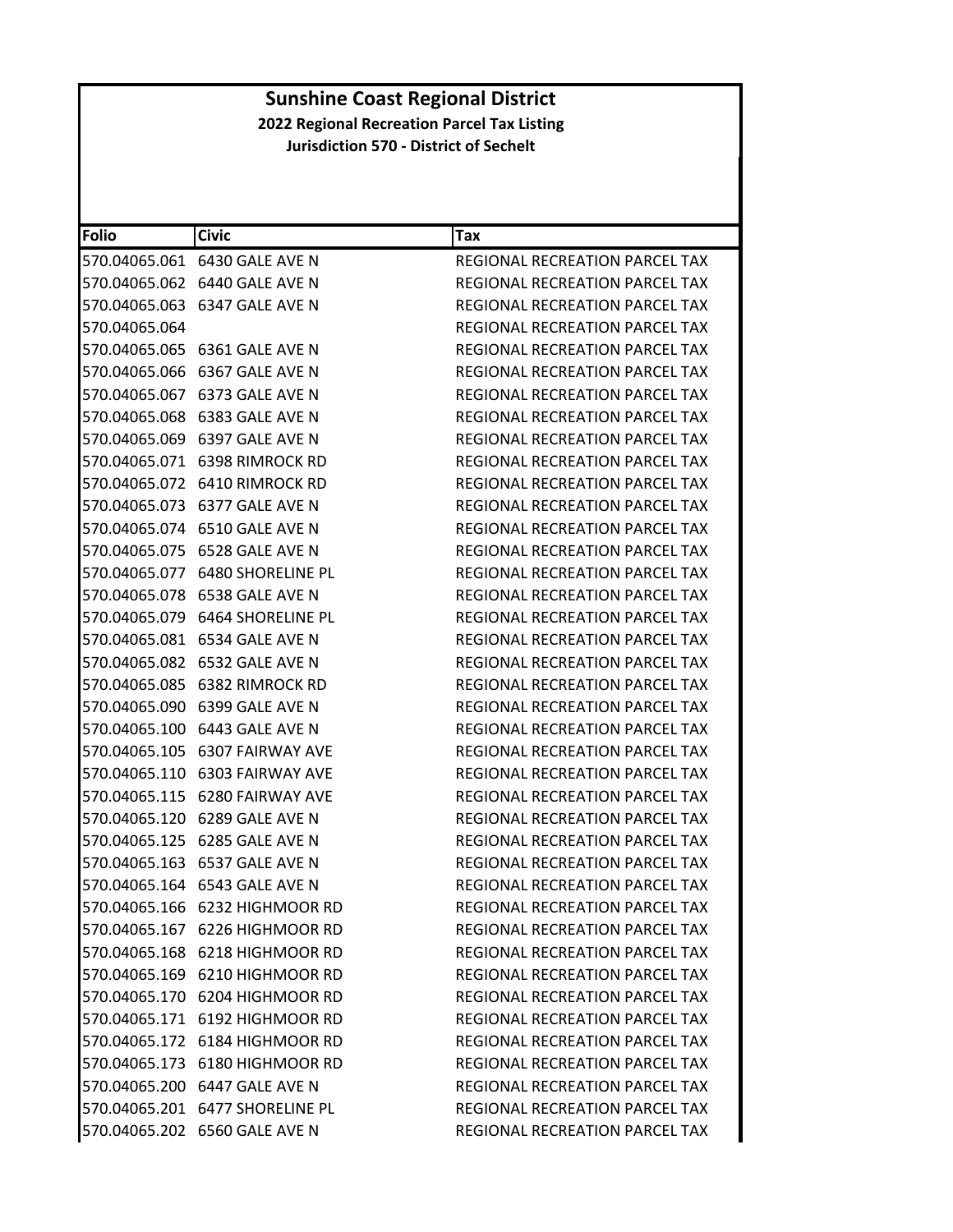# Sunshine Coast Regional District

## 2022 Regional Recreation Parcel Tax Listing

### Jurisdiction 570 - District of Sechelt

| Folio | Civic | Tax |
|---|---|---|
| 570.04065.061 | 6430 GALE AVE N | REGIONAL RECREATION PARCEL TAX |
| 570.04065.062 | 6440 GALE AVE N | REGIONAL RECREATION PARCEL TAX |
| 570.04065.063 | 6347 GALE AVE N | REGIONAL RECREATION PARCEL TAX |
| 570.04065.064 | | REGIONAL RECREATION PARCEL TAX |
| 570.04065.065 | 6361 GALE AVE N | REGIONAL RECREATION PARCEL TAX |
| 570.04065.066 | 6367 GALE AVE N | REGIONAL RECREATION PARCEL TAX |
| 570.04065.067 | 6373 GALE AVE N | REGIONAL RECREATION PARCEL TAX |
| 570.04065.068 | 6383 GALE AVE N | REGIONAL RECREATION PARCEL TAX |
| 570.04065.069 | 6397 GALE AVE N | REGIONAL RECREATION PARCEL TAX |
| 570.04065.071 | 6398 RIMROCK RD | REGIONAL RECREATION PARCEL TAX |
| 570.04065.072 | 6410 RIMROCK RD | REGIONAL RECREATION PARCEL TAX |
| 570.04065.073 | 6377 GALE AVE N | REGIONAL RECREATION PARCEL TAX |
| 570.04065.074 | 6510 GALE AVE N | REGIONAL RECREATION PARCEL TAX |
| 570.04065.075 | 6528 GALE AVE N | REGIONAL RECREATION PARCEL TAX |
| 570.04065.077 | 6480 SHORELINE PL | REGIONAL RECREATION PARCEL TAX |
| 570.04065.078 | 6538 GALE AVE N | REGIONAL RECREATION PARCEL TAX |
| 570.04065.079 | 6464 SHORELINE PL | REGIONAL RECREATION PARCEL TAX |
| 570.04065.081 | 6534 GALE AVE N | REGIONAL RECREATION PARCEL TAX |
| 570.04065.082 | 6532 GALE AVE N | REGIONAL RECREATION PARCEL TAX |
| 570.04065.085 | 6382 RIMROCK RD | REGIONAL RECREATION PARCEL TAX |
| 570.04065.090 | 6399 GALE AVE N | REGIONAL RECREATION PARCEL TAX |
| 570.04065.100 | 6443 GALE AVE N | REGIONAL RECREATION PARCEL TAX |
| 570.04065.105 | 6307 FAIRWAY AVE | REGIONAL RECREATION PARCEL TAX |
| 570.04065.110 | 6303 FAIRWAY AVE | REGIONAL RECREATION PARCEL TAX |
| 570.04065.115 | 6280 FAIRWAY AVE | REGIONAL RECREATION PARCEL TAX |
| 570.04065.120 | 6289 GALE AVE N | REGIONAL RECREATION PARCEL TAX |
| 570.04065.125 | 6285 GALE AVE N | REGIONAL RECREATION PARCEL TAX |
| 570.04065.163 | 6537 GALE AVE N | REGIONAL RECREATION PARCEL TAX |
| 570.04065.164 | 6543 GALE AVE N | REGIONAL RECREATION PARCEL TAX |
| 570.04065.166 | 6232 HIGHMOOR RD | REGIONAL RECREATION PARCEL TAX |
| 570.04065.167 | 6226 HIGHMOOR RD | REGIONAL RECREATION PARCEL TAX |
| 570.04065.168 | 6218 HIGHMOOR RD | REGIONAL RECREATION PARCEL TAX |
| 570.04065.169 | 6210 HIGHMOOR RD | REGIONAL RECREATION PARCEL TAX |
| 570.04065.170 | 6204 HIGHMOOR RD | REGIONAL RECREATION PARCEL TAX |
| 570.04065.171 | 6192 HIGHMOOR RD | REGIONAL RECREATION PARCEL TAX |
| 570.04065.172 | 6184 HIGHMOOR RD | REGIONAL RECREATION PARCEL TAX |
| 570.04065.173 | 6180 HIGHMOOR RD | REGIONAL RECREATION PARCEL TAX |
| 570.04065.200 | 6447 GALE AVE N | REGIONAL RECREATION PARCEL TAX |
| 570.04065.201 | 6477 SHORELINE PL | REGIONAL RECREATION PARCEL TAX |
| 570.04065.202 | 6560 GALE AVE N | REGIONAL RECREATION PARCEL TAX |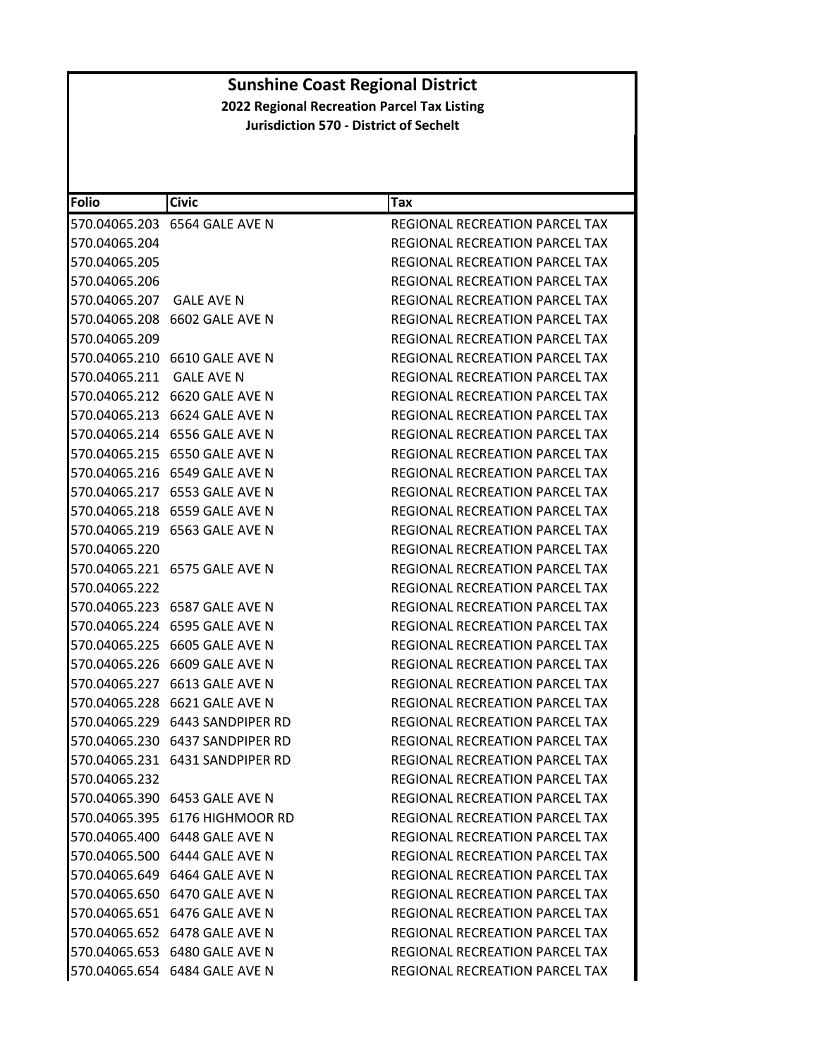# Sunshine Coast Regional District

**2022 Regional Recreation Parcel Tax Listing**

**Jurisdiction 570 - District of Sechelt**

| Folio | Civic | Tax |
|---|---|---|
| 570.04065.203 | 6564 GALE AVE N | REGIONAL RECREATION PARCEL TAX |
| 570.04065.204 | | REGIONAL RECREATION PARCEL TAX |
| 570.04065.205 | | REGIONAL RECREATION PARCEL TAX |
| 570.04065.206 | | REGIONAL RECREATION PARCEL TAX |
| 570.04065.207 | GALE AVE N | REGIONAL RECREATION PARCEL TAX |
| 570.04065.208 | 6602 GALE AVE N | REGIONAL RECREATION PARCEL TAX |
| 570.04065.209 | | REGIONAL RECREATION PARCEL TAX |
| 570.04065.210 | 6610 GALE AVE N | REGIONAL RECREATION PARCEL TAX |
| 570.04065.211 | GALE AVE N | REGIONAL RECREATION PARCEL TAX |
| 570.04065.212 | 6620 GALE AVE N | REGIONAL RECREATION PARCEL TAX |
| 570.04065.213 | 6624 GALE AVE N | REGIONAL RECREATION PARCEL TAX |
| 570.04065.214 | 6556 GALE AVE N | REGIONAL RECREATION PARCEL TAX |
| 570.04065.215 | 6550 GALE AVE N | REGIONAL RECREATION PARCEL TAX |
| 570.04065.216 | 6549 GALE AVE N | REGIONAL RECREATION PARCEL TAX |
| 570.04065.217 | 6553 GALE AVE N | REGIONAL RECREATION PARCEL TAX |
| 570.04065.218 | 6559 GALE AVE N | REGIONAL RECREATION PARCEL TAX |
| 570.04065.219 | 6563 GALE AVE N | REGIONAL RECREATION PARCEL TAX |
| 570.04065.220 | | REGIONAL RECREATION PARCEL TAX |
| 570.04065.221 | 6575 GALE AVE N | REGIONAL RECREATION PARCEL TAX |
| 570.04065.222 | | REGIONAL RECREATION PARCEL TAX |
| 570.04065.223 | 6587 GALE AVE N | REGIONAL RECREATION PARCEL TAX |
| 570.04065.224 | 6595 GALE AVE N | REGIONAL RECREATION PARCEL TAX |
| 570.04065.225 | 6605 GALE AVE N | REGIONAL RECREATION PARCEL TAX |
| 570.04065.226 | 6609 GALE AVE N | REGIONAL RECREATION PARCEL TAX |
| 570.04065.227 | 6613 GALE AVE N | REGIONAL RECREATION PARCEL TAX |
| 570.04065.228 | 6621 GALE AVE N | REGIONAL RECREATION PARCEL TAX |
| 570.04065.229 | 6443 SANDPIPER RD | REGIONAL RECREATION PARCEL TAX |
| 570.04065.230 | 6437 SANDPIPER RD | REGIONAL RECREATION PARCEL TAX |
| 570.04065.231 | 6431 SANDPIPER RD | REGIONAL RECREATION PARCEL TAX |
| 570.04065.232 | | REGIONAL RECREATION PARCEL TAX |
| 570.04065.390 | 6453 GALE AVE N | REGIONAL RECREATION PARCEL TAX |
| 570.04065.395 | 6176 HIGHMOOR RD | REGIONAL RECREATION PARCEL TAX |
| 570.04065.400 | 6448 GALE AVE N | REGIONAL RECREATION PARCEL TAX |
| 570.04065.500 | 6444 GALE AVE N | REGIONAL RECREATION PARCEL TAX |
| 570.04065.649 | 6464 GALE AVE N | REGIONAL RECREATION PARCEL TAX |
| 570.04065.650 | 6470 GALE AVE N | REGIONAL RECREATION PARCEL TAX |
| 570.04065.651 | 6476 GALE AVE N | REGIONAL RECREATION PARCEL TAX |
| 570.04065.652 | 6478 GALE AVE N | REGIONAL RECREATION PARCEL TAX |
| 570.04065.653 | 6480 GALE AVE N | REGIONAL RECREATION PARCEL TAX |
| 570.04065.654 | 6484 GALE AVE N | REGIONAL RECREATION PARCEL TAX |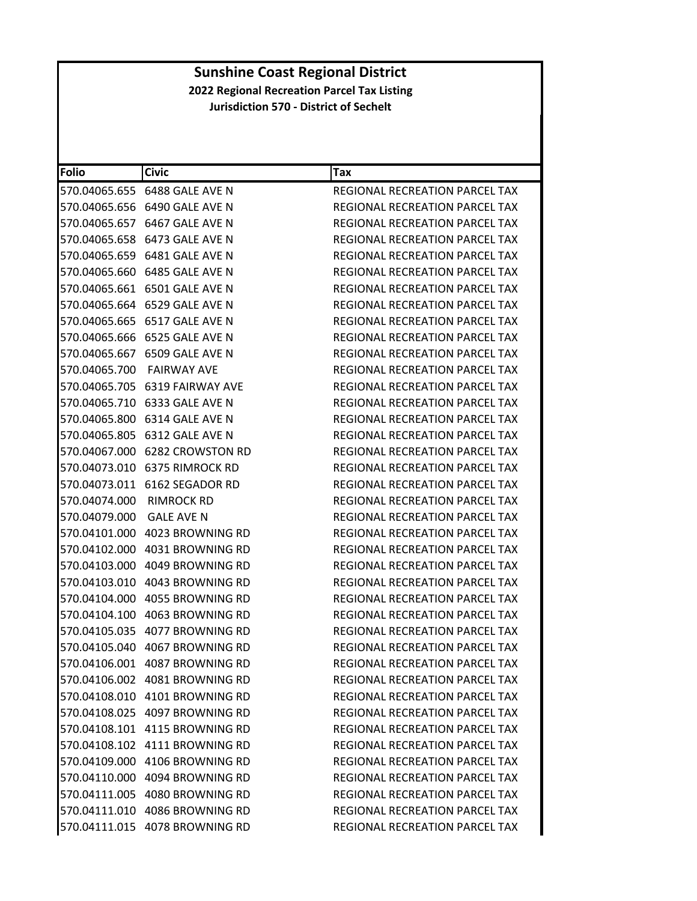# Sunshine Coast Regional District

## 2022 Regional Recreation Parcel Tax Listing

### Jurisdiction 570 - District of Sechelt

| Folio | Civic | Tax |
|---|---|---|
| 570.04065.655 | 6488 GALE AVE N | REGIONAL RECREATION PARCEL TAX |
| 570.04065.656 | 6490 GALE AVE N | REGIONAL RECREATION PARCEL TAX |
| 570.04065.657 | 6467 GALE AVE N | REGIONAL RECREATION PARCEL TAX |
| 570.04065.658 | 6473 GALE AVE N | REGIONAL RECREATION PARCEL TAX |
| 570.04065.659 | 6481 GALE AVE N | REGIONAL RECREATION PARCEL TAX |
| 570.04065.660 | 6485 GALE AVE N | REGIONAL RECREATION PARCEL TAX |
| 570.04065.661 | 6501 GALE AVE N | REGIONAL RECREATION PARCEL TAX |
| 570.04065.664 | 6529 GALE AVE N | REGIONAL RECREATION PARCEL TAX |
| 570.04065.665 | 6517 GALE AVE N | REGIONAL RECREATION PARCEL TAX |
| 570.04065.666 | 6525 GALE AVE N | REGIONAL RECREATION PARCEL TAX |
| 570.04065.667 | 6509 GALE AVE N | REGIONAL RECREATION PARCEL TAX |
| 570.04065.700 | FAIRWAY AVE | REGIONAL RECREATION PARCEL TAX |
| 570.04065.705 | 6319 FAIRWAY AVE | REGIONAL RECREATION PARCEL TAX |
| 570.04065.710 | 6333 GALE AVE N | REGIONAL RECREATION PARCEL TAX |
| 570.04065.800 | 6314 GALE AVE N | REGIONAL RECREATION PARCEL TAX |
| 570.04065.805 | 6312 GALE AVE N | REGIONAL RECREATION PARCEL TAX |
| 570.04067.000 | 6282 CROWSTON RD | REGIONAL RECREATION PARCEL TAX |
| 570.04073.010 | 6375 RIMROCK RD | REGIONAL RECREATION PARCEL TAX |
| 570.04073.011 | 6162 SEGADOR RD | REGIONAL RECREATION PARCEL TAX |
| 570.04074.000 | RIMROCK RD | REGIONAL RECREATION PARCEL TAX |
| 570.04079.000 | GALE AVE N | REGIONAL RECREATION PARCEL TAX |
| 570.04101.000 | 4023 BROWNING RD | REGIONAL RECREATION PARCEL TAX |
| 570.04102.000 | 4031 BROWNING RD | REGIONAL RECREATION PARCEL TAX |
| 570.04103.000 | 4049 BROWNING RD | REGIONAL RECREATION PARCEL TAX |
| 570.04103.010 | 4043 BROWNING RD | REGIONAL RECREATION PARCEL TAX |
| 570.04104.000 | 4055 BROWNING RD | REGIONAL RECREATION PARCEL TAX |
| 570.04104.100 | 4063 BROWNING RD | REGIONAL RECREATION PARCEL TAX |
| 570.04105.035 | 4077 BROWNING RD | REGIONAL RECREATION PARCEL TAX |
| 570.04105.040 | 4067 BROWNING RD | REGIONAL RECREATION PARCEL TAX |
| 570.04106.001 | 4087 BROWNING RD | REGIONAL RECREATION PARCEL TAX |
| 570.04106.002 | 4081 BROWNING RD | REGIONAL RECREATION PARCEL TAX |
| 570.04108.010 | 4101 BROWNING RD | REGIONAL RECREATION PARCEL TAX |
| 570.04108.025 | 4097 BROWNING RD | REGIONAL RECREATION PARCEL TAX |
| 570.04108.101 | 4115 BROWNING RD | REGIONAL RECREATION PARCEL TAX |
| 570.04108.102 | 4111 BROWNING RD | REGIONAL RECREATION PARCEL TAX |
| 570.04109.000 | 4106 BROWNING RD | REGIONAL RECREATION PARCEL TAX |
| 570.04110.000 | 4094 BROWNING RD | REGIONAL RECREATION PARCEL TAX |
| 570.04111.005 | 4080 BROWNING RD | REGIONAL RECREATION PARCEL TAX |
| 570.04111.010 | 4086 BROWNING RD | REGIONAL RECREATION PARCEL TAX |
| 570.04111.015 | 4078 BROWNING RD | REGIONAL RECREATION PARCEL TAX |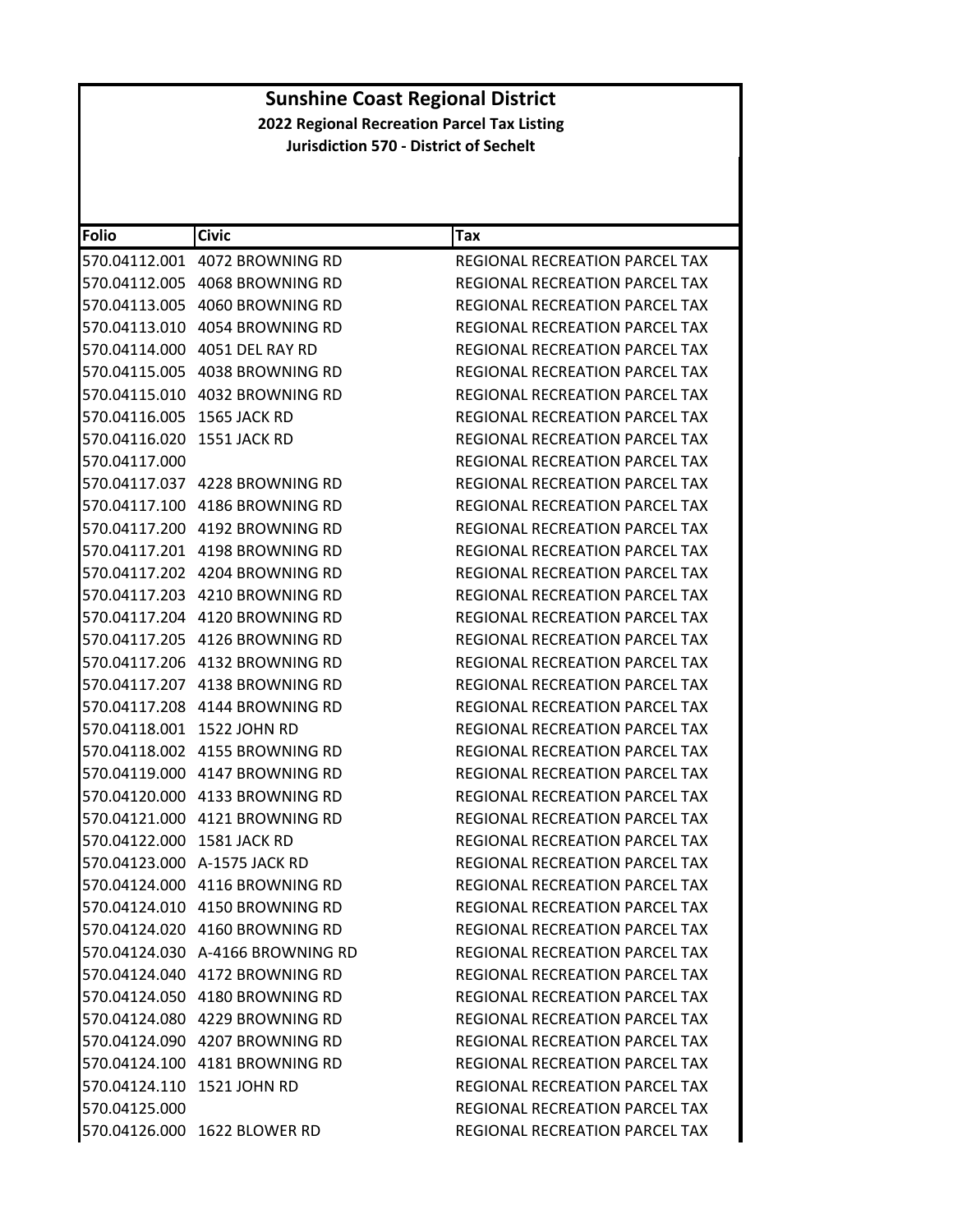# Sunshine Coast Regional District

**2022 Regional Recreation Parcel Tax Listing**

**Jurisdiction 570 - District of Sechelt**

| Folio | Civic | Tax |
|---|---|---|
| 570.04112.001 | 4072 BROWNING RD | REGIONAL RECREATION PARCEL TAX |
| 570.04112.005 | 4068 BROWNING RD | REGIONAL RECREATION PARCEL TAX |
| 570.04113.005 | 4060 BROWNING RD | REGIONAL RECREATION PARCEL TAX |
| 570.04113.010 | 4054 BROWNING RD | REGIONAL RECREATION PARCEL TAX |
| 570.04114.000 | 4051 DEL RAY RD | REGIONAL RECREATION PARCEL TAX |
| 570.04115.005 | 4038 BROWNING RD | REGIONAL RECREATION PARCEL TAX |
| 570.04115.010 | 4032 BROWNING RD | REGIONAL RECREATION PARCEL TAX |
| 570.04116.005 | 1565 JACK RD | REGIONAL RECREATION PARCEL TAX |
| 570.04116.020 | 1551 JACK RD | REGIONAL RECREATION PARCEL TAX |
| 570.04117.000 | | REGIONAL RECREATION PARCEL TAX |
| 570.04117.037 | 4228 BROWNING RD | REGIONAL RECREATION PARCEL TAX |
| 570.04117.100 | 4186 BROWNING RD | REGIONAL RECREATION PARCEL TAX |
| 570.04117.200 | 4192 BROWNING RD | REGIONAL RECREATION PARCEL TAX |
| 570.04117.201 | 4198 BROWNING RD | REGIONAL RECREATION PARCEL TAX |
| 570.04117.202 | 4204 BROWNING RD | REGIONAL RECREATION PARCEL TAX |
| 570.04117.203 | 4210 BROWNING RD | REGIONAL RECREATION PARCEL TAX |
| 570.04117.204 | 4120 BROWNING RD | REGIONAL RECREATION PARCEL TAX |
| 570.04117.205 | 4126 BROWNING RD | REGIONAL RECREATION PARCEL TAX |
| 570.04117.206 | 4132 BROWNING RD | REGIONAL RECREATION PARCEL TAX |
| 570.04117.207 | 4138 BROWNING RD | REGIONAL RECREATION PARCEL TAX |
| 570.04117.208 | 4144 BROWNING RD | REGIONAL RECREATION PARCEL TAX |
| 570.04118.001 | 1522 JOHN RD | REGIONAL RECREATION PARCEL TAX |
| 570.04118.002 | 4155 BROWNING RD | REGIONAL RECREATION PARCEL TAX |
| 570.04119.000 | 4147 BROWNING RD | REGIONAL RECREATION PARCEL TAX |
| 570.04120.000 | 4133 BROWNING RD | REGIONAL RECREATION PARCEL TAX |
| 570.04121.000 | 4121 BROWNING RD | REGIONAL RECREATION PARCEL TAX |
| 570.04122.000 | 1581 JACK RD | REGIONAL RECREATION PARCEL TAX |
| 570.04123.000 | A-1575 JACK RD | REGIONAL RECREATION PARCEL TAX |
| 570.04124.000 | 4116 BROWNING RD | REGIONAL RECREATION PARCEL TAX |
| 570.04124.010 | 4150 BROWNING RD | REGIONAL RECREATION PARCEL TAX |
| 570.04124.020 | 4160 BROWNING RD | REGIONAL RECREATION PARCEL TAX |
| 570.04124.030 | A-4166 BROWNING RD | REGIONAL RECREATION PARCEL TAX |
| 570.04124.040 | 4172 BROWNING RD | REGIONAL RECREATION PARCEL TAX |
| 570.04124.050 | 4180 BROWNING RD | REGIONAL RECREATION PARCEL TAX |
| 570.04124.080 | 4229 BROWNING RD | REGIONAL RECREATION PARCEL TAX |
| 570.04124.090 | 4207 BROWNING RD | REGIONAL RECREATION PARCEL TAX |
| 570.04124.100 | 4181 BROWNING RD | REGIONAL RECREATION PARCEL TAX |
| 570.04124.110 | 1521 JOHN RD | REGIONAL RECREATION PARCEL TAX |
| 570.04125.000 | | REGIONAL RECREATION PARCEL TAX |
| 570.04126.000 | 1622 BLOWER RD | REGIONAL RECREATION PARCEL TAX |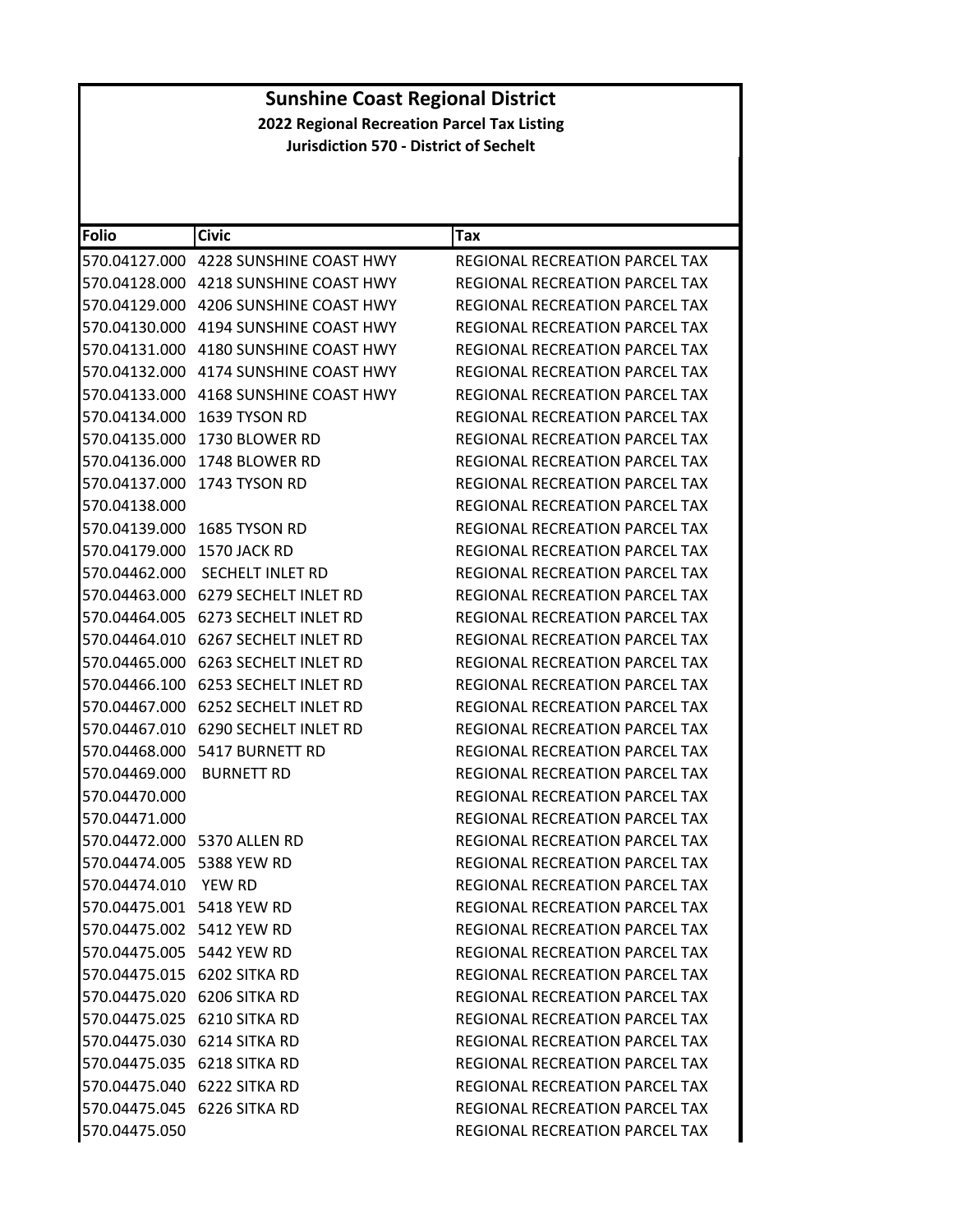# Sunshine Coast Regional District

**2022 Regional Recreation Parcel Tax Listing**

**Jurisdiction 570 - District of Sechelt**

| Folio | Civic | Tax |
|---|---|---|
| 570.04127.000 | 4228 SUNSHINE COAST HWY | REGIONAL RECREATION PARCEL TAX |
| 570.04128.000 | 4218 SUNSHINE COAST HWY | REGIONAL RECREATION PARCEL TAX |
| 570.04129.000 | 4206 SUNSHINE COAST HWY | REGIONAL RECREATION PARCEL TAX |
| 570.04130.000 | 4194 SUNSHINE COAST HWY | REGIONAL RECREATION PARCEL TAX |
| 570.04131.000 | 4180 SUNSHINE COAST HWY | REGIONAL RECREATION PARCEL TAX |
| 570.04132.000 | 4174 SUNSHINE COAST HWY | REGIONAL RECREATION PARCEL TAX |
| 570.04133.000 | 4168 SUNSHINE COAST HWY | REGIONAL RECREATION PARCEL TAX |
| 570.04134.000 | 1639 TYSON RD | REGIONAL RECREATION PARCEL TAX |
| 570.04135.000 | 1730 BLOWER RD | REGIONAL RECREATION PARCEL TAX |
| 570.04136.000 | 1748 BLOWER RD | REGIONAL RECREATION PARCEL TAX |
| 570.04137.000 | 1743 TYSON RD | REGIONAL RECREATION PARCEL TAX |
| 570.04138.000 | | REGIONAL RECREATION PARCEL TAX |
| 570.04139.000 | 1685 TYSON RD | REGIONAL RECREATION PARCEL TAX |
| 570.04179.000 | 1570 JACK RD | REGIONAL RECREATION PARCEL TAX |
| 570.04462.000 | SECHELT INLET RD | REGIONAL RECREATION PARCEL TAX |
| 570.04463.000 | 6279 SECHELT INLET RD | REGIONAL RECREATION PARCEL TAX |
| 570.04464.005 | 6273 SECHELT INLET RD | REGIONAL RECREATION PARCEL TAX |
| 570.04464.010 | 6267 SECHELT INLET RD | REGIONAL RECREATION PARCEL TAX |
| 570.04465.000 | 6263 SECHELT INLET RD | REGIONAL RECREATION PARCEL TAX |
| 570.04466.100 | 6253 SECHELT INLET RD | REGIONAL RECREATION PARCEL TAX |
| 570.04467.000 | 6252 SECHELT INLET RD | REGIONAL RECREATION PARCEL TAX |
| 570.04467.010 | 6290 SECHELT INLET RD | REGIONAL RECREATION PARCEL TAX |
| 570.04468.000 | 5417 BURNETT RD | REGIONAL RECREATION PARCEL TAX |
| 570.04469.000 | BURNETT RD | REGIONAL RECREATION PARCEL TAX |
| 570.04470.000 | | REGIONAL RECREATION PARCEL TAX |
| 570.04471.000 | | REGIONAL RECREATION PARCEL TAX |
| 570.04472.000 | 5370 ALLEN RD | REGIONAL RECREATION PARCEL TAX |
| 570.04474.005 | 5388 YEW RD | REGIONAL RECREATION PARCEL TAX |
| 570.04474.010 | YEW RD | REGIONAL RECREATION PARCEL TAX |
| 570.04475.001 | 5418 YEW RD | REGIONAL RECREATION PARCEL TAX |
| 570.04475.002 | 5412 YEW RD | REGIONAL RECREATION PARCEL TAX |
| 570.04475.005 | 5442 YEW RD | REGIONAL RECREATION PARCEL TAX |
| 570.04475.015 | 6202 SITKA RD | REGIONAL RECREATION PARCEL TAX |
| 570.04475.020 | 6206 SITKA RD | REGIONAL RECREATION PARCEL TAX |
| 570.04475.025 | 6210 SITKA RD | REGIONAL RECREATION PARCEL TAX |
| 570.04475.030 | 6214 SITKA RD | REGIONAL RECREATION PARCEL TAX |
| 570.04475.035 | 6218 SITKA RD | REGIONAL RECREATION PARCEL TAX |
| 570.04475.040 | 6222 SITKA RD | REGIONAL RECREATION PARCEL TAX |
| 570.04475.045 | 6226 SITKA RD | REGIONAL RECREATION PARCEL TAX |
| 570.04475.050 | | REGIONAL RECREATION PARCEL TAX |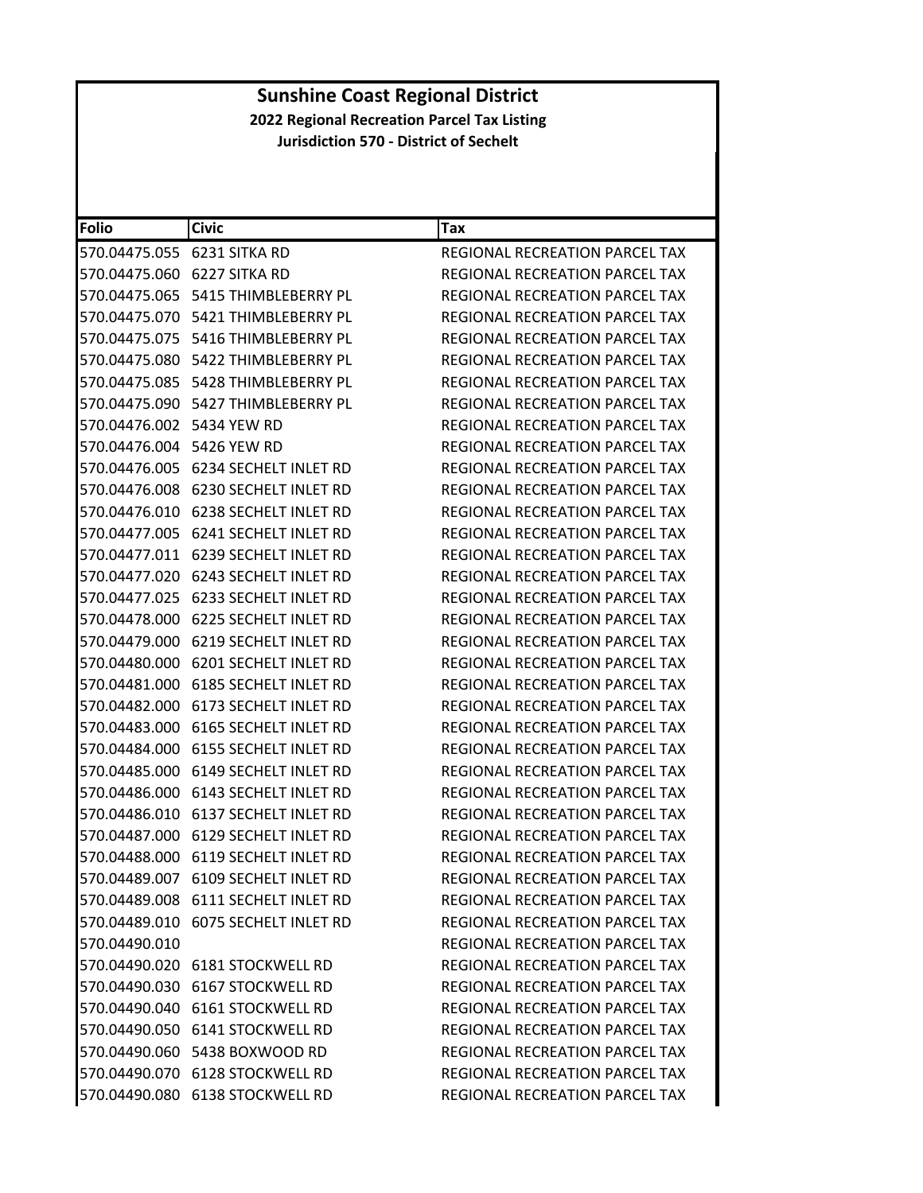# Sunshine Coast Regional District

**2022 Regional Recreation Parcel Tax Listing**

**Jurisdiction 570 - District of Sechelt**

| Folio | Civic | Tax |
|---|---|---|
| 570.04475.055 | 6231 SITKA RD | REGIONAL RECREATION PARCEL TAX |
| 570.04475.060 | 6227 SITKA RD | REGIONAL RECREATION PARCEL TAX |
| 570.04475.065 | 5415 THIMBLEBERRY PL | REGIONAL RECREATION PARCEL TAX |
| 570.04475.070 | 5421 THIMBLEBERRY PL | REGIONAL RECREATION PARCEL TAX |
| 570.04475.075 | 5416 THIMBLEBERRY PL | REGIONAL RECREATION PARCEL TAX |
| 570.04475.080 | 5422 THIMBLEBERRY PL | REGIONAL RECREATION PARCEL TAX |
| 570.04475.085 | 5428 THIMBLEBERRY PL | REGIONAL RECREATION PARCEL TAX |
| 570.04475.090 | 5427 THIMBLEBERRY PL | REGIONAL RECREATION PARCEL TAX |
| 570.04476.002 | 5434 YEW RD | REGIONAL RECREATION PARCEL TAX |
| 570.04476.004 | 5426 YEW RD | REGIONAL RECREATION PARCEL TAX |
| 570.04476.005 | 6234 SECHELT INLET RD | REGIONAL RECREATION PARCEL TAX |
| 570.04476.008 | 6230 SECHELT INLET RD | REGIONAL RECREATION PARCEL TAX |
| 570.04476.010 | 6238 SECHELT INLET RD | REGIONAL RECREATION PARCEL TAX |
| 570.04477.005 | 6241 SECHELT INLET RD | REGIONAL RECREATION PARCEL TAX |
| 570.04477.011 | 6239 SECHELT INLET RD | REGIONAL RECREATION PARCEL TAX |
| 570.04477.020 | 6243 SECHELT INLET RD | REGIONAL RECREATION PARCEL TAX |
| 570.04477.025 | 6233 SECHELT INLET RD | REGIONAL RECREATION PARCEL TAX |
| 570.04478.000 | 6225 SECHELT INLET RD | REGIONAL RECREATION PARCEL TAX |
| 570.04479.000 | 6219 SECHELT INLET RD | REGIONAL RECREATION PARCEL TAX |
| 570.04480.000 | 6201 SECHELT INLET RD | REGIONAL RECREATION PARCEL TAX |
| 570.04481.000 | 6185 SECHELT INLET RD | REGIONAL RECREATION PARCEL TAX |
| 570.04482.000 | 6173 SECHELT INLET RD | REGIONAL RECREATION PARCEL TAX |
| 570.04483.000 | 6165 SECHELT INLET RD | REGIONAL RECREATION PARCEL TAX |
| 570.04484.000 | 6155 SECHELT INLET RD | REGIONAL RECREATION PARCEL TAX |
| 570.04485.000 | 6149 SECHELT INLET RD | REGIONAL RECREATION PARCEL TAX |
| 570.04486.000 | 6143 SECHELT INLET RD | REGIONAL RECREATION PARCEL TAX |
| 570.04486.010 | 6137 SECHELT INLET RD | REGIONAL RECREATION PARCEL TAX |
| 570.04487.000 | 6129 SECHELT INLET RD | REGIONAL RECREATION PARCEL TAX |
| 570.04488.000 | 6119 SECHELT INLET RD | REGIONAL RECREATION PARCEL TAX |
| 570.04489.007 | 6109 SECHELT INLET RD | REGIONAL RECREATION PARCEL TAX |
| 570.04489.008 | 6111 SECHELT INLET RD | REGIONAL RECREATION PARCEL TAX |
| 570.04489.010 | 6075 SECHELT INLET RD | REGIONAL RECREATION PARCEL TAX |
| 570.04490.010 | | REGIONAL RECREATION PARCEL TAX |
| 570.04490.020 | 6181 STOCKWELL RD | REGIONAL RECREATION PARCEL TAX |
| 570.04490.030 | 6167 STOCKWELL RD | REGIONAL RECREATION PARCEL TAX |
| 570.04490.040 | 6161 STOCKWELL RD | REGIONAL RECREATION PARCEL TAX |
| 570.04490.050 | 6141 STOCKWELL RD | REGIONAL RECREATION PARCEL TAX |
| 570.04490.060 | 5438 BOXWOOD RD | REGIONAL RECREATION PARCEL TAX |
| 570.04490.070 | 6128 STOCKWELL RD | REGIONAL RECREATION PARCEL TAX |
| 570.04490.080 | 6138 STOCKWELL RD | REGIONAL RECREATION PARCEL TAX |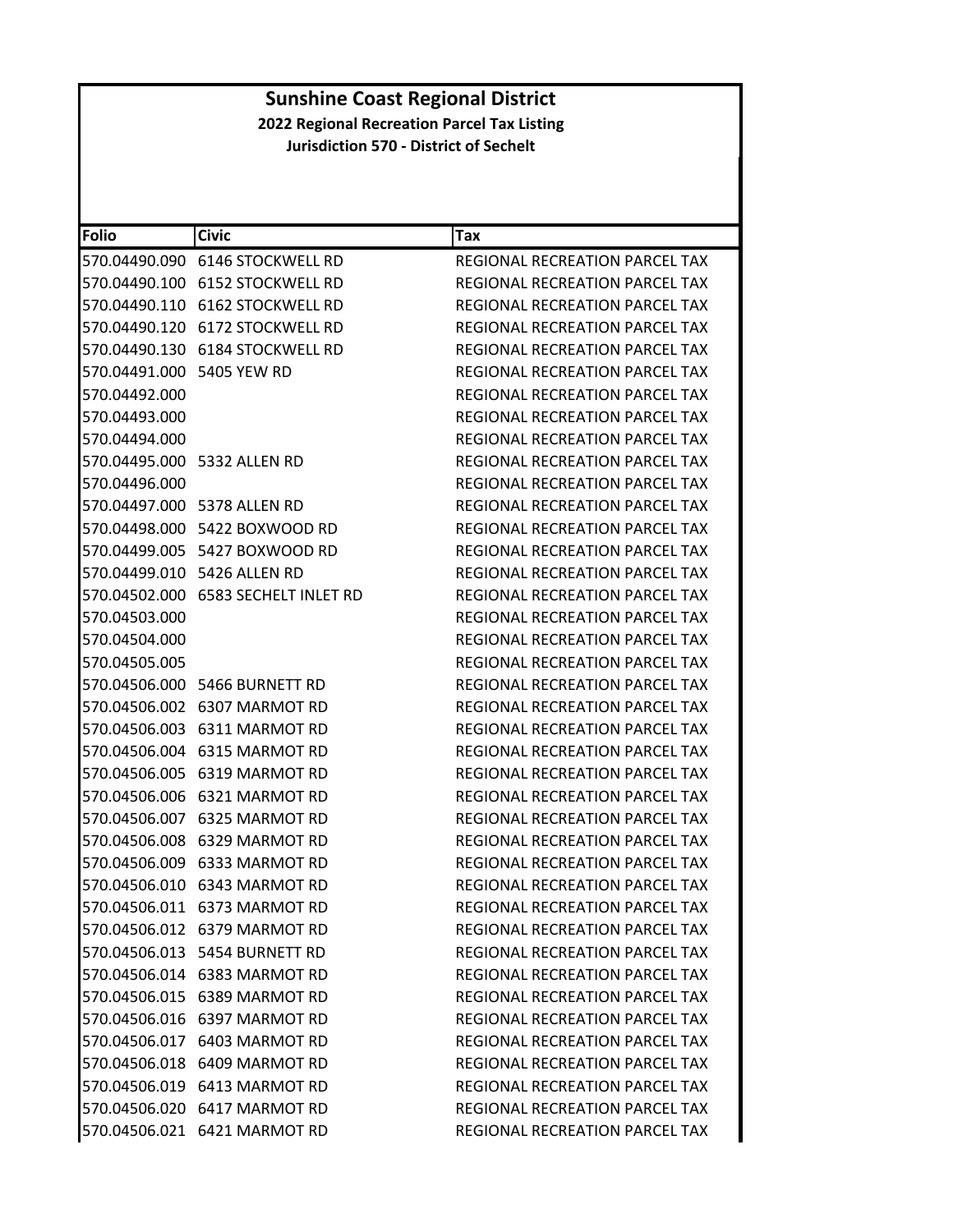# Sunshine Coast Regional District

## 2022 Regional Recreation Parcel Tax Listing

### Jurisdiction 570 - District of Sechelt

| Folio | Civic | Tax |
|---|---|---|
| 570.04490.090 | 6146 STOCKWELL RD | REGIONAL RECREATION PARCEL TAX |
| 570.04490.100 | 6152 STOCKWELL RD | REGIONAL RECREATION PARCEL TAX |
| 570.04490.110 | 6162 STOCKWELL RD | REGIONAL RECREATION PARCEL TAX |
| 570.04490.120 | 6172 STOCKWELL RD | REGIONAL RECREATION PARCEL TAX |
| 570.04490.130 | 6184 STOCKWELL RD | REGIONAL RECREATION PARCEL TAX |
| 570.04491.000 | 5405 YEW RD | REGIONAL RECREATION PARCEL TAX |
| 570.04492.000 | | REGIONAL RECREATION PARCEL TAX |
| 570.04493.000 | | REGIONAL RECREATION PARCEL TAX |
| 570.04494.000 | | REGIONAL RECREATION PARCEL TAX |
| 570.04495.000 | 5332 ALLEN RD | REGIONAL RECREATION PARCEL TAX |
| 570.04496.000 | | REGIONAL RECREATION PARCEL TAX |
| 570.04497.000 | 5378 ALLEN RD | REGIONAL RECREATION PARCEL TAX |
| 570.04498.000 | 5422 BOXWOOD RD | REGIONAL RECREATION PARCEL TAX |
| 570.04499.005 | 5427 BOXWOOD RD | REGIONAL RECREATION PARCEL TAX |
| 570.04499.010 | 5426 ALLEN RD | REGIONAL RECREATION PARCEL TAX |
| 570.04502.000 | 6583 SECHELT INLET RD | REGIONAL RECREATION PARCEL TAX |
| 570.04503.000 | | REGIONAL RECREATION PARCEL TAX |
| 570.04504.000 | | REGIONAL RECREATION PARCEL TAX |
| 570.04505.005 | | REGIONAL RECREATION PARCEL TAX |
| 570.04506.000 | 5466 BURNETT RD | REGIONAL RECREATION PARCEL TAX |
| 570.04506.002 | 6307 MARMOT RD | REGIONAL RECREATION PARCEL TAX |
| 570.04506.003 | 6311 MARMOT RD | REGIONAL RECREATION PARCEL TAX |
| 570.04506.004 | 6315 MARMOT RD | REGIONAL RECREATION PARCEL TAX |
| 570.04506.005 | 6319 MARMOT RD | REGIONAL RECREATION PARCEL TAX |
| 570.04506.006 | 6321 MARMOT RD | REGIONAL RECREATION PARCEL TAX |
| 570.04506.007 | 6325 MARMOT RD | REGIONAL RECREATION PARCEL TAX |
| 570.04506.008 | 6329 MARMOT RD | REGIONAL RECREATION PARCEL TAX |
| 570.04506.009 | 6333 MARMOT RD | REGIONAL RECREATION PARCEL TAX |
| 570.04506.010 | 6343 MARMOT RD | REGIONAL RECREATION PARCEL TAX |
| 570.04506.011 | 6373 MARMOT RD | REGIONAL RECREATION PARCEL TAX |
| 570.04506.012 | 6379 MARMOT RD | REGIONAL RECREATION PARCEL TAX |
| 570.04506.013 | 5454 BURNETT RD | REGIONAL RECREATION PARCEL TAX |
| 570.04506.014 | 6383 MARMOT RD | REGIONAL RECREATION PARCEL TAX |
| 570.04506.015 | 6389 MARMOT RD | REGIONAL RECREATION PARCEL TAX |
| 570.04506.016 | 6397 MARMOT RD | REGIONAL RECREATION PARCEL TAX |
| 570.04506.017 | 6403 MARMOT RD | REGIONAL RECREATION PARCEL TAX |
| 570.04506.018 | 6409 MARMOT RD | REGIONAL RECREATION PARCEL TAX |
| 570.04506.019 | 6413 MARMOT RD | REGIONAL RECREATION PARCEL TAX |
| 570.04506.020 | 6417 MARMOT RD | REGIONAL RECREATION PARCEL TAX |
| 570.04506.021 | 6421 MARMOT RD | REGIONAL RECREATION PARCEL TAX |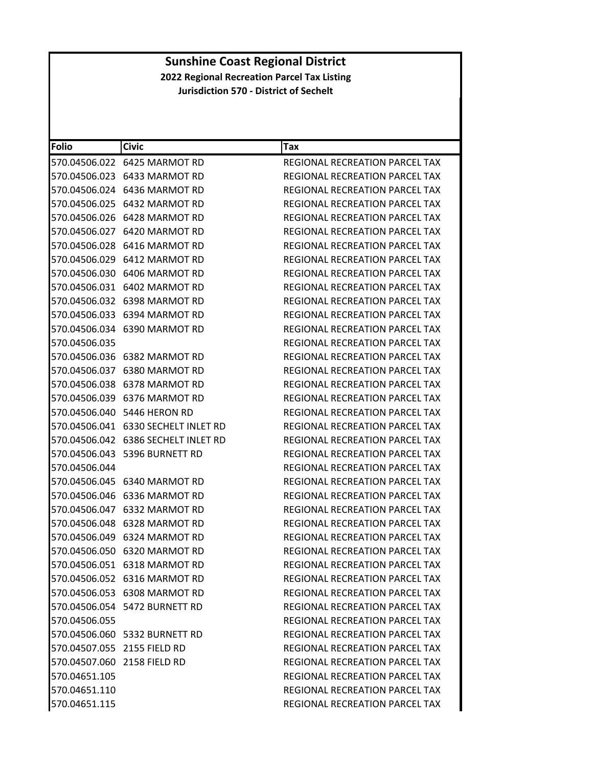# Sunshine Coast Regional District

**2022 Regional Recreation Parcel Tax Listing**

**Jurisdiction 570 - District of Sechelt**

| Folio | Civic | Tax |
|---|---|---|
| 570.04506.022 | 6425 MARMOT RD | REGIONAL RECREATION PARCEL TAX |
| 570.04506.023 | 6433 MARMOT RD | REGIONAL RECREATION PARCEL TAX |
| 570.04506.024 | 6436 MARMOT RD | REGIONAL RECREATION PARCEL TAX |
| 570.04506.025 | 6432 MARMOT RD | REGIONAL RECREATION PARCEL TAX |
| 570.04506.026 | 6428 MARMOT RD | REGIONAL RECREATION PARCEL TAX |
| 570.04506.027 | 6420 MARMOT RD | REGIONAL RECREATION PARCEL TAX |
| 570.04506.028 | 6416 MARMOT RD | REGIONAL RECREATION PARCEL TAX |
| 570.04506.029 | 6412 MARMOT RD | REGIONAL RECREATION PARCEL TAX |
| 570.04506.030 | 6406 MARMOT RD | REGIONAL RECREATION PARCEL TAX |
| 570.04506.031 | 6402 MARMOT RD | REGIONAL RECREATION PARCEL TAX |
| 570.04506.032 | 6398 MARMOT RD | REGIONAL RECREATION PARCEL TAX |
| 570.04506.033 | 6394 MARMOT RD | REGIONAL RECREATION PARCEL TAX |
| 570.04506.034 | 6390 MARMOT RD | REGIONAL RECREATION PARCEL TAX |
| 570.04506.035 | | REGIONAL RECREATION PARCEL TAX |
| 570.04506.036 | 6382 MARMOT RD | REGIONAL RECREATION PARCEL TAX |
| 570.04506.037 | 6380 MARMOT RD | REGIONAL RECREATION PARCEL TAX |
| 570.04506.038 | 6378 MARMOT RD | REGIONAL RECREATION PARCEL TAX |
| 570.04506.039 | 6376 MARMOT RD | REGIONAL RECREATION PARCEL TAX |
| 570.04506.040 | 5446 HERON RD | REGIONAL RECREATION PARCEL TAX |
| 570.04506.041 | 6330 SECHELT INLET RD | REGIONAL RECREATION PARCEL TAX |
| 570.04506.042 | 6386 SECHELT INLET RD | REGIONAL RECREATION PARCEL TAX |
| 570.04506.043 | 5396 BURNETT RD | REGIONAL RECREATION PARCEL TAX |
| 570.04506.044 | | REGIONAL RECREATION PARCEL TAX |
| 570.04506.045 | 6340 MARMOT RD | REGIONAL RECREATION PARCEL TAX |
| 570.04506.046 | 6336 MARMOT RD | REGIONAL RECREATION PARCEL TAX |
| 570.04506.047 | 6332 MARMOT RD | REGIONAL RECREATION PARCEL TAX |
| 570.04506.048 | 6328 MARMOT RD | REGIONAL RECREATION PARCEL TAX |
| 570.04506.049 | 6324 MARMOT RD | REGIONAL RECREATION PARCEL TAX |
| 570.04506.050 | 6320 MARMOT RD | REGIONAL RECREATION PARCEL TAX |
| 570.04506.051 | 6318 MARMOT RD | REGIONAL RECREATION PARCEL TAX |
| 570.04506.052 | 6316 MARMOT RD | REGIONAL RECREATION PARCEL TAX |
| 570.04506.053 | 6308 MARMOT RD | REGIONAL RECREATION PARCEL TAX |
| 570.04506.054 | 5472 BURNETT RD | REGIONAL RECREATION PARCEL TAX |
| 570.04506.055 | | REGIONAL RECREATION PARCEL TAX |
| 570.04506.060 | 5332 BURNETT RD | REGIONAL RECREATION PARCEL TAX |
| 570.04507.055 | 2155 FIELD RD | REGIONAL RECREATION PARCEL TAX |
| 570.04507.060 | 2158 FIELD RD | REGIONAL RECREATION PARCEL TAX |
| 570.04651.105 | | REGIONAL RECREATION PARCEL TAX |
| 570.04651.110 | | REGIONAL RECREATION PARCEL TAX |
| 570.04651.115 | | REGIONAL RECREATION PARCEL TAX |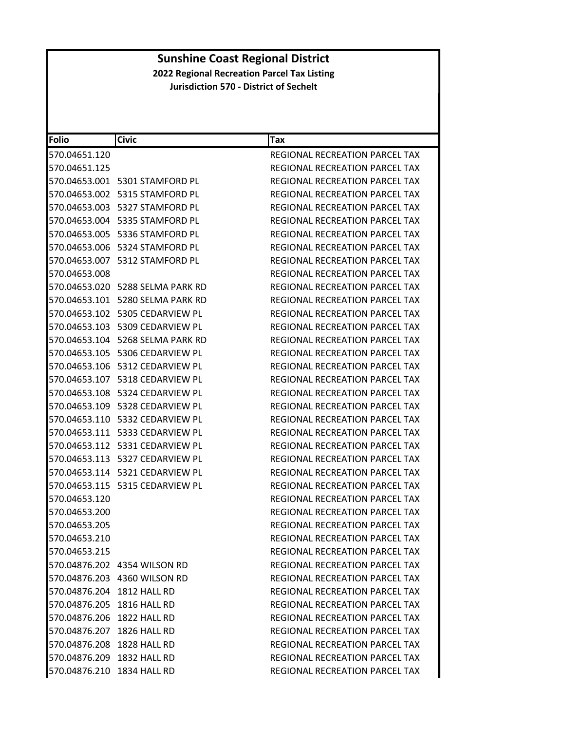# Sunshine Coast Regional District

**2022 Regional Recreation Parcel Tax Listing**

**Jurisdiction 570 - District of Sechelt**

| Folio | Civic | Tax |
|---|---|---|
| 570.04651.120 | | REGIONAL RECREATION PARCEL TAX |
| 570.04651.125 | | REGIONAL RECREATION PARCEL TAX |
| 570.04653.001 | 5301 STAMFORD PL | REGIONAL RECREATION PARCEL TAX |
| 570.04653.002 | 5315 STAMFORD PL | REGIONAL RECREATION PARCEL TAX |
| 570.04653.003 | 5327 STAMFORD PL | REGIONAL RECREATION PARCEL TAX |
| 570.04653.004 | 5335 STAMFORD PL | REGIONAL RECREATION PARCEL TAX |
| 570.04653.005 | 5336 STAMFORD PL | REGIONAL RECREATION PARCEL TAX |
| 570.04653.006 | 5324 STAMFORD PL | REGIONAL RECREATION PARCEL TAX |
| 570.04653.007 | 5312 STAMFORD PL | REGIONAL RECREATION PARCEL TAX |
| 570.04653.008 | | REGIONAL RECREATION PARCEL TAX |
| 570.04653.020 | 5288 SELMA PARK RD | REGIONAL RECREATION PARCEL TAX |
| 570.04653.101 | 5280 SELMA PARK RD | REGIONAL RECREATION PARCEL TAX |
| 570.04653.102 | 5305 CEDARVIEW PL | REGIONAL RECREATION PARCEL TAX |
| 570.04653.103 | 5309 CEDARVIEW PL | REGIONAL RECREATION PARCEL TAX |
| 570.04653.104 | 5268 SELMA PARK RD | REGIONAL RECREATION PARCEL TAX |
| 570.04653.105 | 5306 CEDARVIEW PL | REGIONAL RECREATION PARCEL TAX |
| 570.04653.106 | 5312 CEDARVIEW PL | REGIONAL RECREATION PARCEL TAX |
| 570.04653.107 | 5318 CEDARVIEW PL | REGIONAL RECREATION PARCEL TAX |
| 570.04653.108 | 5324 CEDARVIEW PL | REGIONAL RECREATION PARCEL TAX |
| 570.04653.109 | 5328 CEDARVIEW PL | REGIONAL RECREATION PARCEL TAX |
| 570.04653.110 | 5332 CEDARVIEW PL | REGIONAL RECREATION PARCEL TAX |
| 570.04653.111 | 5333 CEDARVIEW PL | REGIONAL RECREATION PARCEL TAX |
| 570.04653.112 | 5331 CEDARVIEW PL | REGIONAL RECREATION PARCEL TAX |
| 570.04653.113 | 5327 CEDARVIEW PL | REGIONAL RECREATION PARCEL TAX |
| 570.04653.114 | 5321 CEDARVIEW PL | REGIONAL RECREATION PARCEL TAX |
| 570.04653.115 | 5315 CEDARVIEW PL | REGIONAL RECREATION PARCEL TAX |
| 570.04653.120 | | REGIONAL RECREATION PARCEL TAX |
| 570.04653.200 | | REGIONAL RECREATION PARCEL TAX |
| 570.04653.205 | | REGIONAL RECREATION PARCEL TAX |
| 570.04653.210 | | REGIONAL RECREATION PARCEL TAX |
| 570.04653.215 | | REGIONAL RECREATION PARCEL TAX |
| 570.04876.202 | 4354 WILSON RD | REGIONAL RECREATION PARCEL TAX |
| 570.04876.203 | 4360 WILSON RD | REGIONAL RECREATION PARCEL TAX |
| 570.04876.204 | 1812 HALL RD | REGIONAL RECREATION PARCEL TAX |
| 570.04876.205 | 1816 HALL RD | REGIONAL RECREATION PARCEL TAX |
| 570.04876.206 | 1822 HALL RD | REGIONAL RECREATION PARCEL TAX |
| 570.04876.207 | 1826 HALL RD | REGIONAL RECREATION PARCEL TAX |
| 570.04876.208 | 1828 HALL RD | REGIONAL RECREATION PARCEL TAX |
| 570.04876.209 | 1832 HALL RD | REGIONAL RECREATION PARCEL TAX |
| 570.04876.210 | 1834 HALL RD | REGIONAL RECREATION PARCEL TAX |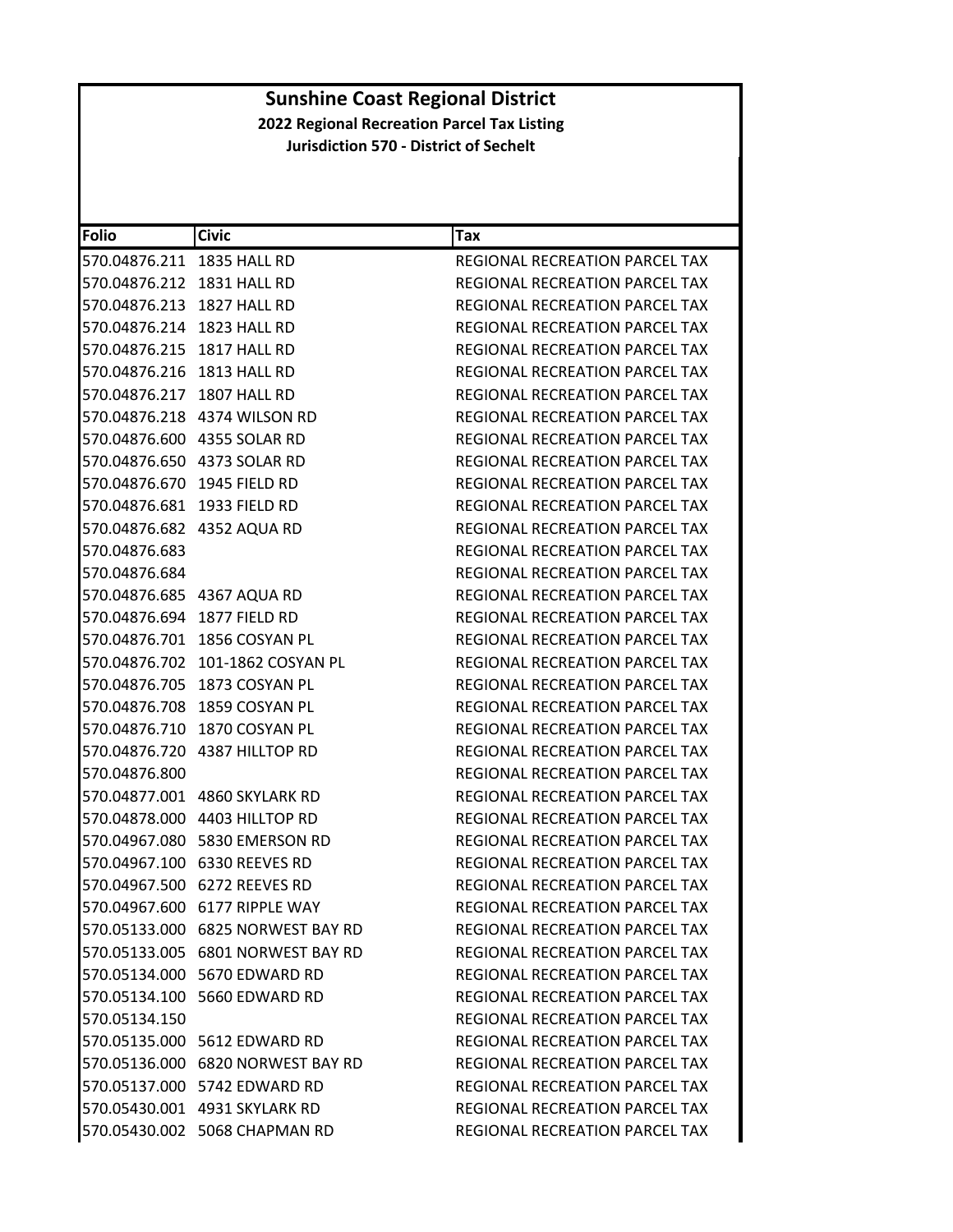# Sunshine Coast Regional District

## 2022 Regional Recreation Parcel Tax Listing

### Jurisdiction 570 - District of Sechelt

| Folio | Civic | Tax |
|---|---|---|
| 570.04876.211 | 1835 HALL RD | REGIONAL RECREATION PARCEL TAX |
| 570.04876.212 | 1831 HALL RD | REGIONAL RECREATION PARCEL TAX |
| 570.04876.213 | 1827 HALL RD | REGIONAL RECREATION PARCEL TAX |
| 570.04876.214 | 1823 HALL RD | REGIONAL RECREATION PARCEL TAX |
| 570.04876.215 | 1817 HALL RD | REGIONAL RECREATION PARCEL TAX |
| 570.04876.216 | 1813 HALL RD | REGIONAL RECREATION PARCEL TAX |
| 570.04876.217 | 1807 HALL RD | REGIONAL RECREATION PARCEL TAX |
| 570.04876.218 | 4374 WILSON RD | REGIONAL RECREATION PARCEL TAX |
| 570.04876.600 | 4355 SOLAR RD | REGIONAL RECREATION PARCEL TAX |
| 570.04876.650 | 4373 SOLAR RD | REGIONAL RECREATION PARCEL TAX |
| 570.04876.670 | 1945 FIELD RD | REGIONAL RECREATION PARCEL TAX |
| 570.04876.681 | 1933 FIELD RD | REGIONAL RECREATION PARCEL TAX |
| 570.04876.682 | 4352 AQUA RD | REGIONAL RECREATION PARCEL TAX |
| 570.04876.683 | | REGIONAL RECREATION PARCEL TAX |
| 570.04876.684 | | REGIONAL RECREATION PARCEL TAX |
| 570.04876.685 | 4367 AQUA RD | REGIONAL RECREATION PARCEL TAX |
| 570.04876.694 | 1877 FIELD RD | REGIONAL RECREATION PARCEL TAX |
| 570.04876.701 | 1856 COSYAN PL | REGIONAL RECREATION PARCEL TAX |
| 570.04876.702 | 101-1862 COSYAN PL | REGIONAL RECREATION PARCEL TAX |
| 570.04876.705 | 1873 COSYAN PL | REGIONAL RECREATION PARCEL TAX |
| 570.04876.708 | 1859 COSYAN PL | REGIONAL RECREATION PARCEL TAX |
| 570.04876.710 | 1870 COSYAN PL | REGIONAL RECREATION PARCEL TAX |
| 570.04876.720 | 4387 HILLTOP RD | REGIONAL RECREATION PARCEL TAX |
| 570.04876.800 | | REGIONAL RECREATION PARCEL TAX |
| 570.04877.001 | 4860 SKYLARK RD | REGIONAL RECREATION PARCEL TAX |
| 570.04878.000 | 4403 HILLTOP RD | REGIONAL RECREATION PARCEL TAX |
| 570.04967.080 | 5830 EMERSON RD | REGIONAL RECREATION PARCEL TAX |
| 570.04967.100 | 6330 REEVES RD | REGIONAL RECREATION PARCEL TAX |
| 570.04967.500 | 6272 REEVES RD | REGIONAL RECREATION PARCEL TAX |
| 570.04967.600 | 6177 RIPPLE WAY | REGIONAL RECREATION PARCEL TAX |
| 570.05133.000 | 6825 NORWEST BAY RD | REGIONAL RECREATION PARCEL TAX |
| 570.05133.005 | 6801 NORWEST BAY RD | REGIONAL RECREATION PARCEL TAX |
| 570.05134.000 | 5670 EDWARD RD | REGIONAL RECREATION PARCEL TAX |
| 570.05134.100 | 5660 EDWARD RD | REGIONAL RECREATION PARCEL TAX |
| 570.05134.150 | | REGIONAL RECREATION PARCEL TAX |
| 570.05135.000 | 5612 EDWARD RD | REGIONAL RECREATION PARCEL TAX |
| 570.05136.000 | 6820 NORWEST BAY RD | REGIONAL RECREATION PARCEL TAX |
| 570.05137.000 | 5742 EDWARD RD | REGIONAL RECREATION PARCEL TAX |
| 570.05430.001 | 4931 SKYLARK RD | REGIONAL RECREATION PARCEL TAX |
| 570.05430.002 | 5068 CHAPMAN RD | REGIONAL RECREATION PARCEL TAX |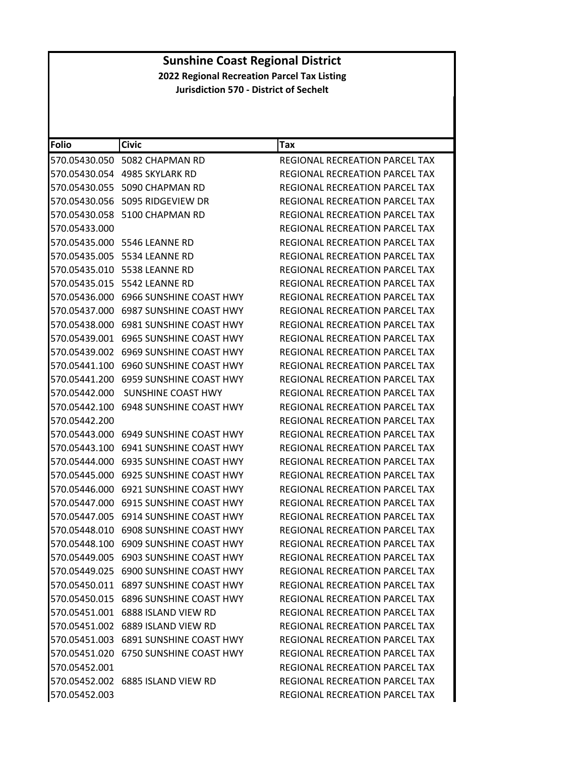# Sunshine Coast Regional District

**2022 Regional Recreation Parcel Tax Listing**

**Jurisdiction 570 - District of Sechelt**

| Folio | Civic | Tax |
|---|---|---|
| 570.05430.050 | 5082 CHAPMAN RD | REGIONAL RECREATION PARCEL TAX |
| 570.05430.054 | 4985 SKYLARK RD | REGIONAL RECREATION PARCEL TAX |
| 570.05430.055 | 5090 CHAPMAN RD | REGIONAL RECREATION PARCEL TAX |
| 570.05430.056 | 5095 RIDGEVIEW DR | REGIONAL RECREATION PARCEL TAX |
| 570.05430.058 | 5100 CHAPMAN RD | REGIONAL RECREATION PARCEL TAX |
| 570.05433.000 | | REGIONAL RECREATION PARCEL TAX |
| 570.05435.000 | 5546 LEANNE RD | REGIONAL RECREATION PARCEL TAX |
| 570.05435.005 | 5534 LEANNE RD | REGIONAL RECREATION PARCEL TAX |
| 570.05435.010 | 5538 LEANNE RD | REGIONAL RECREATION PARCEL TAX |
| 570.05435.015 | 5542 LEANNE RD | REGIONAL RECREATION PARCEL TAX |
| 570.05436.000 | 6966 SUNSHINE COAST HWY | REGIONAL RECREATION PARCEL TAX |
| 570.05437.000 | 6987 SUNSHINE COAST HWY | REGIONAL RECREATION PARCEL TAX |
| 570.05438.000 | 6981 SUNSHINE COAST HWY | REGIONAL RECREATION PARCEL TAX |
| 570.05439.001 | 6965 SUNSHINE COAST HWY | REGIONAL RECREATION PARCEL TAX |
| 570.05439.002 | 6969 SUNSHINE COAST HWY | REGIONAL RECREATION PARCEL TAX |
| 570.05441.100 | 6960 SUNSHINE COAST HWY | REGIONAL RECREATION PARCEL TAX |
| 570.05441.200 | 6959 SUNSHINE COAST HWY | REGIONAL RECREATION PARCEL TAX |
| 570.05442.000 | SUNSHINE COAST HWY | REGIONAL RECREATION PARCEL TAX |
| 570.05442.100 | 6948 SUNSHINE COAST HWY | REGIONAL RECREATION PARCEL TAX |
| 570.05442.200 | | REGIONAL RECREATION PARCEL TAX |
| 570.05443.000 | 6949 SUNSHINE COAST HWY | REGIONAL RECREATION PARCEL TAX |
| 570.05443.100 | 6941 SUNSHINE COAST HWY | REGIONAL RECREATION PARCEL TAX |
| 570.05444.000 | 6935 SUNSHINE COAST HWY | REGIONAL RECREATION PARCEL TAX |
| 570.05445.000 | 6925 SUNSHINE COAST HWY | REGIONAL RECREATION PARCEL TAX |
| 570.05446.000 | 6921 SUNSHINE COAST HWY | REGIONAL RECREATION PARCEL TAX |
| 570.05447.000 | 6915 SUNSHINE COAST HWY | REGIONAL RECREATION PARCEL TAX |
| 570.05447.005 | 6914 SUNSHINE COAST HWY | REGIONAL RECREATION PARCEL TAX |
| 570.05448.010 | 6908 SUNSHINE COAST HWY | REGIONAL RECREATION PARCEL TAX |
| 570.05448.100 | 6909 SUNSHINE COAST HWY | REGIONAL RECREATION PARCEL TAX |
| 570.05449.005 | 6903 SUNSHINE COAST HWY | REGIONAL RECREATION PARCEL TAX |
| 570.05449.025 | 6900 SUNSHINE COAST HWY | REGIONAL RECREATION PARCEL TAX |
| 570.05450.011 | 6897 SUNSHINE COAST HWY | REGIONAL RECREATION PARCEL TAX |
| 570.05450.015 | 6896 SUNSHINE COAST HWY | REGIONAL RECREATION PARCEL TAX |
| 570.05451.001 | 6888 ISLAND VIEW RD | REGIONAL RECREATION PARCEL TAX |
| 570.05451.002 | 6889 ISLAND VIEW RD | REGIONAL RECREATION PARCEL TAX |
| 570.05451.003 | 6891 SUNSHINE COAST HWY | REGIONAL RECREATION PARCEL TAX |
| 570.05451.020 | 6750 SUNSHINE COAST HWY | REGIONAL RECREATION PARCEL TAX |
| 570.05452.001 | | REGIONAL RECREATION PARCEL TAX |
| 570.05452.002 | 6885 ISLAND VIEW RD | REGIONAL RECREATION PARCEL TAX |
| 570.05452.003 | | REGIONAL RECREATION PARCEL TAX |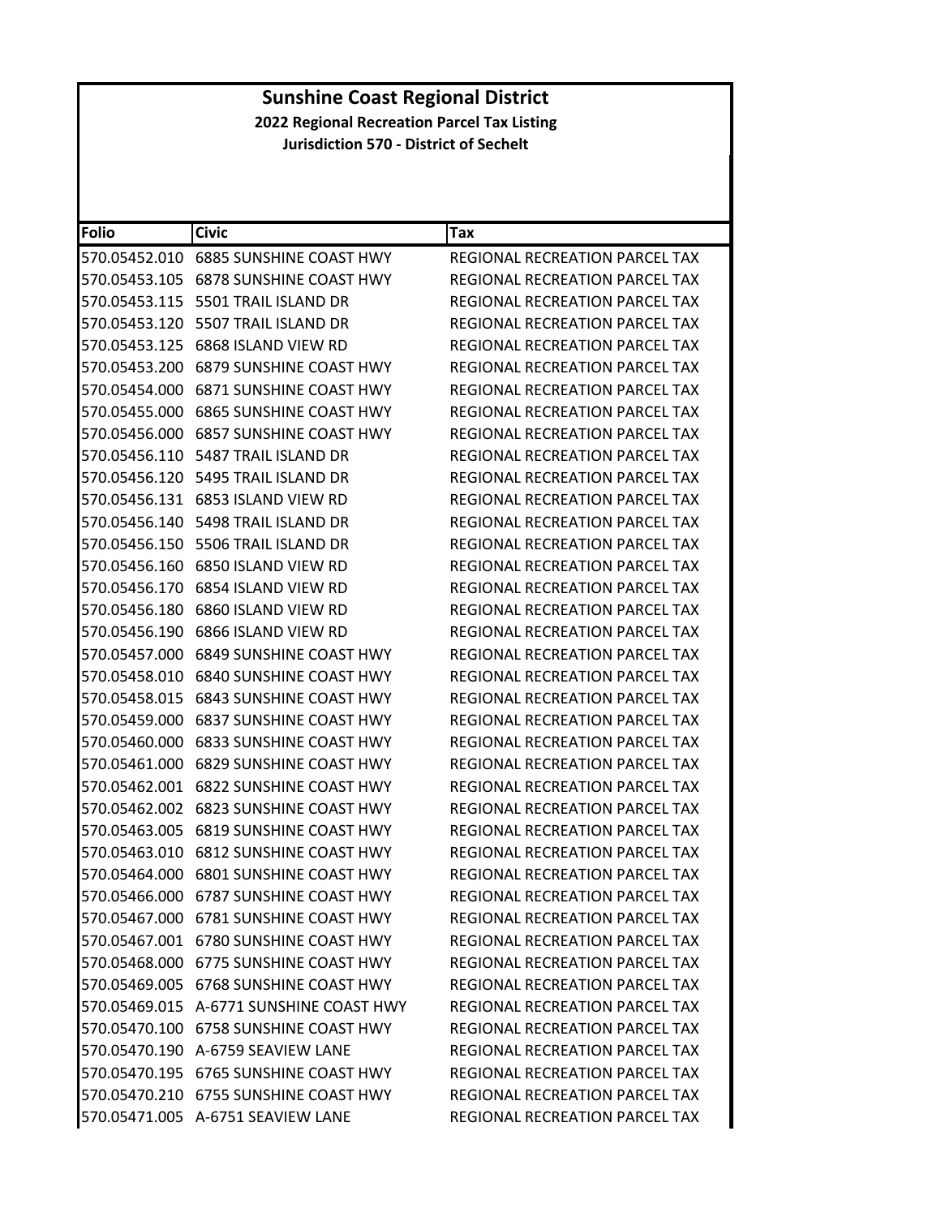# Sunshine Coast Regional District

## 2022 Regional Recreation Parcel Tax Listing

### Jurisdiction 570 - District of Sechelt

| Folio | Civic | Tax |
|---|---|---|
| 570.05452.010 | 6885 SUNSHINE COAST HWY | REGIONAL RECREATION PARCEL TAX |
| 570.05453.105 | 6878 SUNSHINE COAST HWY | REGIONAL RECREATION PARCEL TAX |
| 570.05453.115 | 5501 TRAIL ISLAND DR | REGIONAL RECREATION PARCEL TAX |
| 570.05453.120 | 5507 TRAIL ISLAND DR | REGIONAL RECREATION PARCEL TAX |
| 570.05453.125 | 6868 ISLAND VIEW RD | REGIONAL RECREATION PARCEL TAX |
| 570.05453.200 | 6879 SUNSHINE COAST HWY | REGIONAL RECREATION PARCEL TAX |
| 570.05454.000 | 6871 SUNSHINE COAST HWY | REGIONAL RECREATION PARCEL TAX |
| 570.05455.000 | 6865 SUNSHINE COAST HWY | REGIONAL RECREATION PARCEL TAX |
| 570.05456.000 | 6857 SUNSHINE COAST HWY | REGIONAL RECREATION PARCEL TAX |
| 570.05456.110 | 5487 TRAIL ISLAND DR | REGIONAL RECREATION PARCEL TAX |
| 570.05456.120 | 5495 TRAIL ISLAND DR | REGIONAL RECREATION PARCEL TAX |
| 570.05456.131 | 6853 ISLAND VIEW RD | REGIONAL RECREATION PARCEL TAX |
| 570.05456.140 | 5498 TRAIL ISLAND DR | REGIONAL RECREATION PARCEL TAX |
| 570.05456.150 | 5506 TRAIL ISLAND DR | REGIONAL RECREATION PARCEL TAX |
| 570.05456.160 | 6850 ISLAND VIEW RD | REGIONAL RECREATION PARCEL TAX |
| 570.05456.170 | 6854 ISLAND VIEW RD | REGIONAL RECREATION PARCEL TAX |
| 570.05456.180 | 6860 ISLAND VIEW RD | REGIONAL RECREATION PARCEL TAX |
| 570.05456.190 | 6866 ISLAND VIEW RD | REGIONAL RECREATION PARCEL TAX |
| 570.05457.000 | 6849 SUNSHINE COAST HWY | REGIONAL RECREATION PARCEL TAX |
| 570.05458.010 | 6840 SUNSHINE COAST HWY | REGIONAL RECREATION PARCEL TAX |
| 570.05458.015 | 6843 SUNSHINE COAST HWY | REGIONAL RECREATION PARCEL TAX |
| 570.05459.000 | 6837 SUNSHINE COAST HWY | REGIONAL RECREATION PARCEL TAX |
| 570.05460.000 | 6833 SUNSHINE COAST HWY | REGIONAL RECREATION PARCEL TAX |
| 570.05461.000 | 6829 SUNSHINE COAST HWY | REGIONAL RECREATION PARCEL TAX |
| 570.05462.001 | 6822 SUNSHINE COAST HWY | REGIONAL RECREATION PARCEL TAX |
| 570.05462.002 | 6823 SUNSHINE COAST HWY | REGIONAL RECREATION PARCEL TAX |
| 570.05463.005 | 6819 SUNSHINE COAST HWY | REGIONAL RECREATION PARCEL TAX |
| 570.05463.010 | 6812 SUNSHINE COAST HWY | REGIONAL RECREATION PARCEL TAX |
| 570.05464.000 | 6801 SUNSHINE COAST HWY | REGIONAL RECREATION PARCEL TAX |
| 570.05466.000 | 6787 SUNSHINE COAST HWY | REGIONAL RECREATION PARCEL TAX |
| 570.05467.000 | 6781 SUNSHINE COAST HWY | REGIONAL RECREATION PARCEL TAX |
| 570.05467.001 | 6780 SUNSHINE COAST HWY | REGIONAL RECREATION PARCEL TAX |
| 570.05468.000 | 6775 SUNSHINE COAST HWY | REGIONAL RECREATION PARCEL TAX |
| 570.05469.005 | 6768 SUNSHINE COAST HWY | REGIONAL RECREATION PARCEL TAX |
| 570.05469.015 | A-6771 SUNSHINE COAST HWY | REGIONAL RECREATION PARCEL TAX |
| 570.05470.100 | 6758 SUNSHINE COAST HWY | REGIONAL RECREATION PARCEL TAX |
| 570.05470.190 | A-6759 SEAVIEW LANE | REGIONAL RECREATION PARCEL TAX |
| 570.05470.195 | 6765 SUNSHINE COAST HWY | REGIONAL RECREATION PARCEL TAX |
| 570.05470.210 | 6755 SUNSHINE COAST HWY | REGIONAL RECREATION PARCEL TAX |
| 570.05471.005 | A-6751 SEAVIEW LANE | REGIONAL RECREATION PARCEL TAX |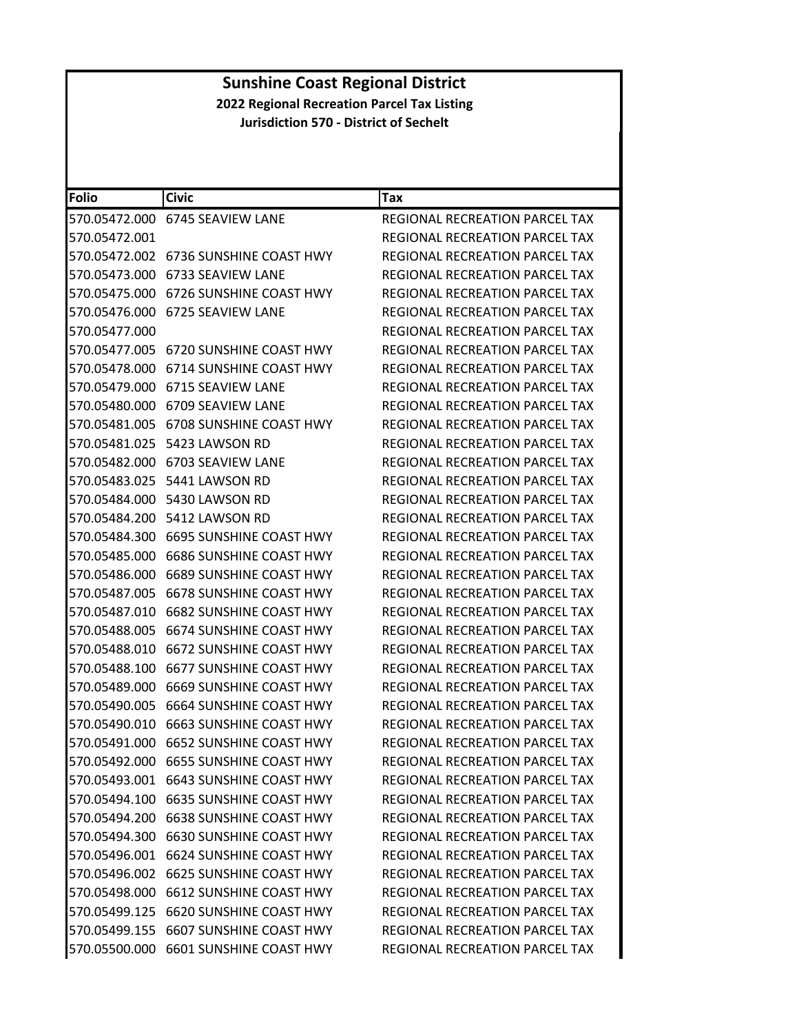# Sunshine Coast Regional District

**2022 Regional Recreation Parcel Tax Listing**

**Jurisdiction 570 - District of Sechelt**

| Folio | Civic | Tax |
|---|---|---|
| 570.05472.000 | 6745 SEAVIEW LANE | REGIONAL RECREATION PARCEL TAX |
| 570.05472.001 | | REGIONAL RECREATION PARCEL TAX |
| 570.05472.002 | 6736 SUNSHINE COAST HWY | REGIONAL RECREATION PARCEL TAX |
| 570.05473.000 | 6733 SEAVIEW LANE | REGIONAL RECREATION PARCEL TAX |
| 570.05475.000 | 6726 SUNSHINE COAST HWY | REGIONAL RECREATION PARCEL TAX |
| 570.05476.000 | 6725 SEAVIEW LANE | REGIONAL RECREATION PARCEL TAX |
| 570.05477.000 | | REGIONAL RECREATION PARCEL TAX |
| 570.05477.005 | 6720 SUNSHINE COAST HWY | REGIONAL RECREATION PARCEL TAX |
| 570.05478.000 | 6714 SUNSHINE COAST HWY | REGIONAL RECREATION PARCEL TAX |
| 570.05479.000 | 6715 SEAVIEW LANE | REGIONAL RECREATION PARCEL TAX |
| 570.05480.000 | 6709 SEAVIEW LANE | REGIONAL RECREATION PARCEL TAX |
| 570.05481.005 | 6708 SUNSHINE COAST HWY | REGIONAL RECREATION PARCEL TAX |
| 570.05481.025 | 5423 LAWSON RD | REGIONAL RECREATION PARCEL TAX |
| 570.05482.000 | 6703 SEAVIEW LANE | REGIONAL RECREATION PARCEL TAX |
| 570.05483.025 | 5441 LAWSON RD | REGIONAL RECREATION PARCEL TAX |
| 570.05484.000 | 5430 LAWSON RD | REGIONAL RECREATION PARCEL TAX |
| 570.05484.200 | 5412 LAWSON RD | REGIONAL RECREATION PARCEL TAX |
| 570.05484.300 | 6695 SUNSHINE COAST HWY | REGIONAL RECREATION PARCEL TAX |
| 570.05485.000 | 6686 SUNSHINE COAST HWY | REGIONAL RECREATION PARCEL TAX |
| 570.05486.000 | 6689 SUNSHINE COAST HWY | REGIONAL RECREATION PARCEL TAX |
| 570.05487.005 | 6678 SUNSHINE COAST HWY | REGIONAL RECREATION PARCEL TAX |
| 570.05487.010 | 6682 SUNSHINE COAST HWY | REGIONAL RECREATION PARCEL TAX |
| 570.05488.005 | 6674 SUNSHINE COAST HWY | REGIONAL RECREATION PARCEL TAX |
| 570.05488.010 | 6672 SUNSHINE COAST HWY | REGIONAL RECREATION PARCEL TAX |
| 570.05488.100 | 6677 SUNSHINE COAST HWY | REGIONAL RECREATION PARCEL TAX |
| 570.05489.000 | 6669 SUNSHINE COAST HWY | REGIONAL RECREATION PARCEL TAX |
| 570.05490.005 | 6664 SUNSHINE COAST HWY | REGIONAL RECREATION PARCEL TAX |
| 570.05490.010 | 6663 SUNSHINE COAST HWY | REGIONAL RECREATION PARCEL TAX |
| 570.05491.000 | 6652 SUNSHINE COAST HWY | REGIONAL RECREATION PARCEL TAX |
| 570.05492.000 | 6655 SUNSHINE COAST HWY | REGIONAL RECREATION PARCEL TAX |
| 570.05493.001 | 6643 SUNSHINE COAST HWY | REGIONAL RECREATION PARCEL TAX |
| 570.05494.100 | 6635 SUNSHINE COAST HWY | REGIONAL RECREATION PARCEL TAX |
| 570.05494.200 | 6638 SUNSHINE COAST HWY | REGIONAL RECREATION PARCEL TAX |
| 570.05494.300 | 6630 SUNSHINE COAST HWY | REGIONAL RECREATION PARCEL TAX |
| 570.05496.001 | 6624 SUNSHINE COAST HWY | REGIONAL RECREATION PARCEL TAX |
| 570.05496.002 | 6625 SUNSHINE COAST HWY | REGIONAL RECREATION PARCEL TAX |
| 570.05498.000 | 6612 SUNSHINE COAST HWY | REGIONAL RECREATION PARCEL TAX |
| 570.05499.125 | 6620 SUNSHINE COAST HWY | REGIONAL RECREATION PARCEL TAX |
| 570.05499.155 | 6607 SUNSHINE COAST HWY | REGIONAL RECREATION PARCEL TAX |
| 570.05500.000 | 6601 SUNSHINE COAST HWY | REGIONAL RECREATION PARCEL TAX |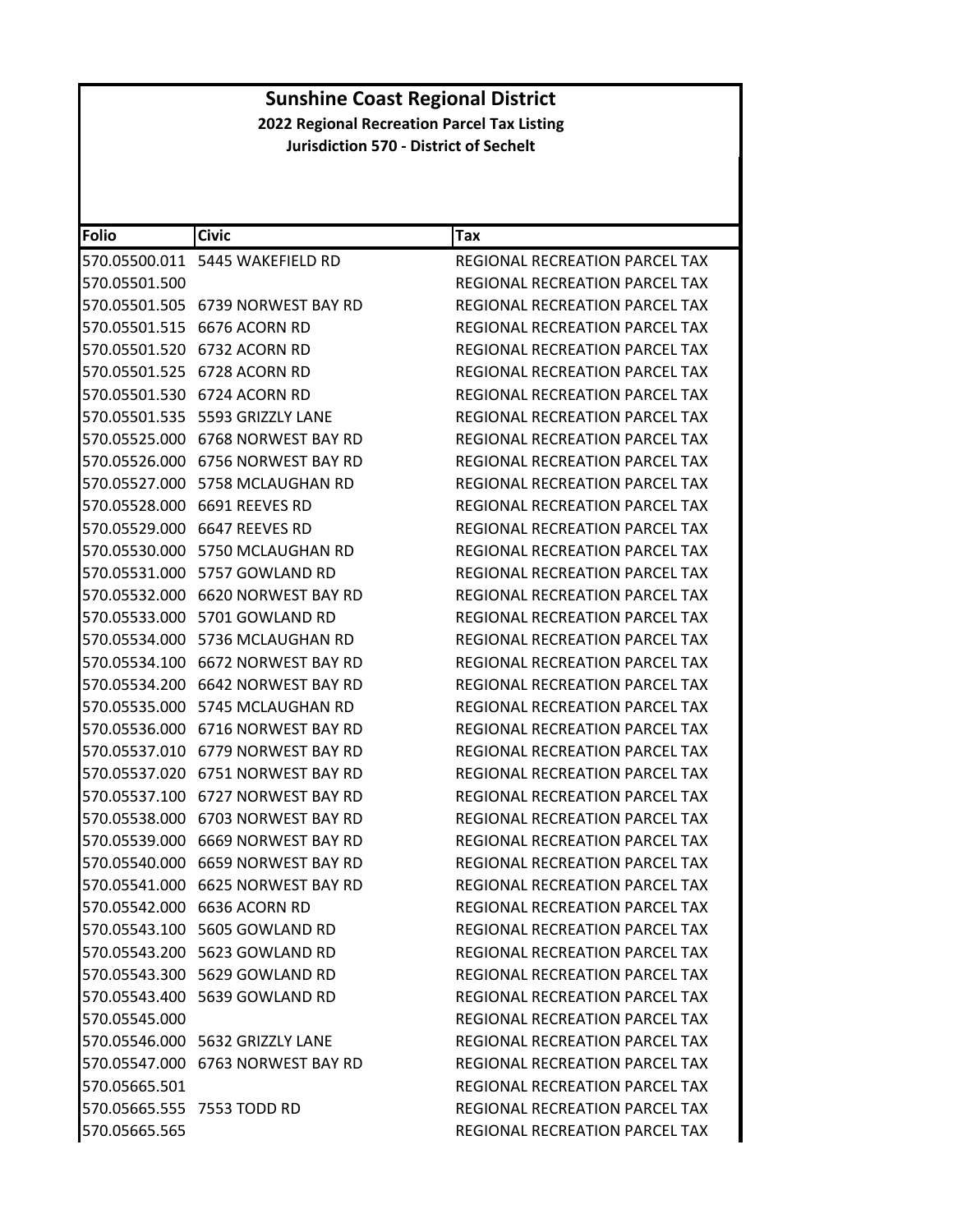# Sunshine Coast Regional District

**2022 Regional Recreation Parcel Tax Listing**

**Jurisdiction 570 - District of Sechelt**

| Folio | Civic | Tax |
|---|---|---|
| 570.05500.011 | 5445 WAKEFIELD RD | REGIONAL RECREATION PARCEL TAX |
| 570.05501.500 | | REGIONAL RECREATION PARCEL TAX |
| 570.05501.505 | 6739 NORWEST BAY RD | REGIONAL RECREATION PARCEL TAX |
| 570.05501.515 | 6676 ACORN RD | REGIONAL RECREATION PARCEL TAX |
| 570.05501.520 | 6732 ACORN RD | REGIONAL RECREATION PARCEL TAX |
| 570.05501.525 | 6728 ACORN RD | REGIONAL RECREATION PARCEL TAX |
| 570.05501.530 | 6724 ACORN RD | REGIONAL RECREATION PARCEL TAX |
| 570.05501.535 | 5593 GRIZZLY LANE | REGIONAL RECREATION PARCEL TAX |
| 570.05525.000 | 6768 NORWEST BAY RD | REGIONAL RECREATION PARCEL TAX |
| 570.05526.000 | 6756 NORWEST BAY RD | REGIONAL RECREATION PARCEL TAX |
| 570.05527.000 | 5758 MCLAUGHAN RD | REGIONAL RECREATION PARCEL TAX |
| 570.05528.000 | 6691 REEVES RD | REGIONAL RECREATION PARCEL TAX |
| 570.05529.000 | 6647 REEVES RD | REGIONAL RECREATION PARCEL TAX |
| 570.05530.000 | 5750 MCLAUGHAN RD | REGIONAL RECREATION PARCEL TAX |
| 570.05531.000 | 5757 GOWLAND RD | REGIONAL RECREATION PARCEL TAX |
| 570.05532.000 | 6620 NORWEST BAY RD | REGIONAL RECREATION PARCEL TAX |
| 570.05533.000 | 5701 GOWLAND RD | REGIONAL RECREATION PARCEL TAX |
| 570.05534.000 | 5736 MCLAUGHAN RD | REGIONAL RECREATION PARCEL TAX |
| 570.05534.100 | 6672 NORWEST BAY RD | REGIONAL RECREATION PARCEL TAX |
| 570.05534.200 | 6642 NORWEST BAY RD | REGIONAL RECREATION PARCEL TAX |
| 570.05535.000 | 5745 MCLAUGHAN RD | REGIONAL RECREATION PARCEL TAX |
| 570.05536.000 | 6716 NORWEST BAY RD | REGIONAL RECREATION PARCEL TAX |
| 570.05537.010 | 6779 NORWEST BAY RD | REGIONAL RECREATION PARCEL TAX |
| 570.05537.020 | 6751 NORWEST BAY RD | REGIONAL RECREATION PARCEL TAX |
| 570.05537.100 | 6727 NORWEST BAY RD | REGIONAL RECREATION PARCEL TAX |
| 570.05538.000 | 6703 NORWEST BAY RD | REGIONAL RECREATION PARCEL TAX |
| 570.05539.000 | 6669 NORWEST BAY RD | REGIONAL RECREATION PARCEL TAX |
| 570.05540.000 | 6659 NORWEST BAY RD | REGIONAL RECREATION PARCEL TAX |
| 570.05541.000 | 6625 NORWEST BAY RD | REGIONAL RECREATION PARCEL TAX |
| 570.05542.000 | 6636 ACORN RD | REGIONAL RECREATION PARCEL TAX |
| 570.05543.100 | 5605 GOWLAND RD | REGIONAL RECREATION PARCEL TAX |
| 570.05543.200 | 5623 GOWLAND RD | REGIONAL RECREATION PARCEL TAX |
| 570.05543.300 | 5629 GOWLAND RD | REGIONAL RECREATION PARCEL TAX |
| 570.05543.400 | 5639 GOWLAND RD | REGIONAL RECREATION PARCEL TAX |
| 570.05545.000 | | REGIONAL RECREATION PARCEL TAX |
| 570.05546.000 | 5632 GRIZZLY LANE | REGIONAL RECREATION PARCEL TAX |
| 570.05547.000 | 6763 NORWEST BAY RD | REGIONAL RECREATION PARCEL TAX |
| 570.05665.501 | | REGIONAL RECREATION PARCEL TAX |
| 570.05665.555 | 7553 TODD RD | REGIONAL RECREATION PARCEL TAX |
| 570.05665.565 | | REGIONAL RECREATION PARCEL TAX |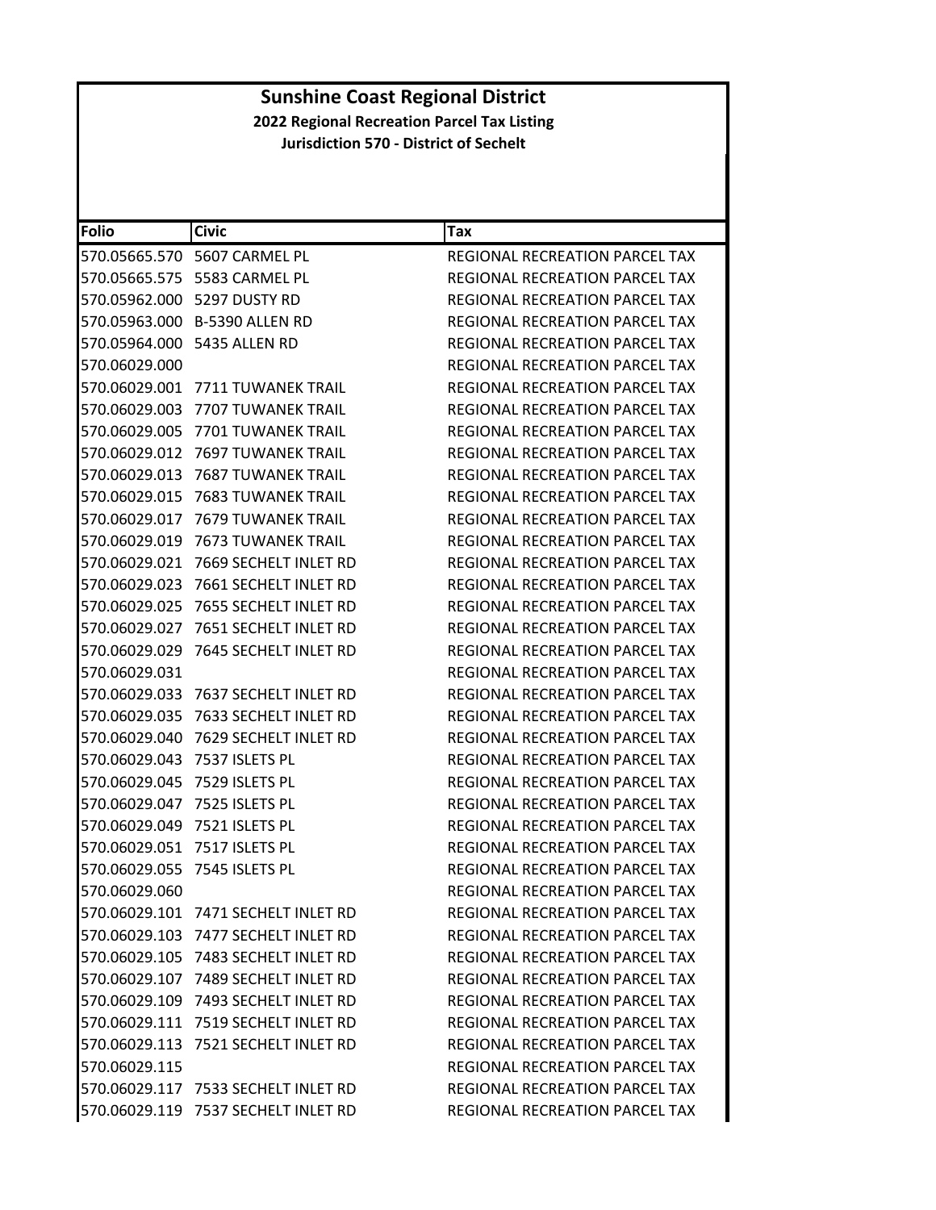# Sunshine Coast Regional District

## 2022 Regional Recreation Parcel Tax Listing

### Jurisdiction 570 - District of Sechelt

| Folio | Civic | Tax |
|---|---|---|
| 570.05665.570 | 5607 CARMEL PL | REGIONAL RECREATION PARCEL TAX |
| 570.05665.575 | 5583 CARMEL PL | REGIONAL RECREATION PARCEL TAX |
| 570.05962.000 | 5297 DUSTY RD | REGIONAL RECREATION PARCEL TAX |
| 570.05963.000 | B-5390 ALLEN RD | REGIONAL RECREATION PARCEL TAX |
| 570.05964.000 | 5435 ALLEN RD | REGIONAL RECREATION PARCEL TAX |
| 570.06029.000 | | REGIONAL RECREATION PARCEL TAX |
| 570.06029.001 | 7711 TUWANEK TRAIL | REGIONAL RECREATION PARCEL TAX |
| 570.06029.003 | 7707 TUWANEK TRAIL | REGIONAL RECREATION PARCEL TAX |
| 570.06029.005 | 7701 TUWANEK TRAIL | REGIONAL RECREATION PARCEL TAX |
| 570.06029.012 | 7697 TUWANEK TRAIL | REGIONAL RECREATION PARCEL TAX |
| 570.06029.013 | 7687 TUWANEK TRAIL | REGIONAL RECREATION PARCEL TAX |
| 570.06029.015 | 7683 TUWANEK TRAIL | REGIONAL RECREATION PARCEL TAX |
| 570.06029.017 | 7679 TUWANEK TRAIL | REGIONAL RECREATION PARCEL TAX |
| 570.06029.019 | 7673 TUWANEK TRAIL | REGIONAL RECREATION PARCEL TAX |
| 570.06029.021 | 7669 SECHELT INLET RD | REGIONAL RECREATION PARCEL TAX |
| 570.06029.023 | 7661 SECHELT INLET RD | REGIONAL RECREATION PARCEL TAX |
| 570.06029.025 | 7655 SECHELT INLET RD | REGIONAL RECREATION PARCEL TAX |
| 570.06029.027 | 7651 SECHELT INLET RD | REGIONAL RECREATION PARCEL TAX |
| 570.06029.029 | 7645 SECHELT INLET RD | REGIONAL RECREATION PARCEL TAX |
| 570.06029.031 | | REGIONAL RECREATION PARCEL TAX |
| 570.06029.033 | 7637 SECHELT INLET RD | REGIONAL RECREATION PARCEL TAX |
| 570.06029.035 | 7633 SECHELT INLET RD | REGIONAL RECREATION PARCEL TAX |
| 570.06029.040 | 7629 SECHELT INLET RD | REGIONAL RECREATION PARCEL TAX |
| 570.06029.043 | 7537 ISLETS PL | REGIONAL RECREATION PARCEL TAX |
| 570.06029.045 | 7529 ISLETS PL | REGIONAL RECREATION PARCEL TAX |
| 570.06029.047 | 7525 ISLETS PL | REGIONAL RECREATION PARCEL TAX |
| 570.06029.049 | 7521 ISLETS PL | REGIONAL RECREATION PARCEL TAX |
| 570.06029.051 | 7517 ISLETS PL | REGIONAL RECREATION PARCEL TAX |
| 570.06029.055 | 7545 ISLETS PL | REGIONAL RECREATION PARCEL TAX |
| 570.06029.060 | | REGIONAL RECREATION PARCEL TAX |
| 570.06029.101 | 7471 SECHELT INLET RD | REGIONAL RECREATION PARCEL TAX |
| 570.06029.103 | 7477 SECHELT INLET RD | REGIONAL RECREATION PARCEL TAX |
| 570.06029.105 | 7483 SECHELT INLET RD | REGIONAL RECREATION PARCEL TAX |
| 570.06029.107 | 7489 SECHELT INLET RD | REGIONAL RECREATION PARCEL TAX |
| 570.06029.109 | 7493 SECHELT INLET RD | REGIONAL RECREATION PARCEL TAX |
| 570.06029.111 | 7519 SECHELT INLET RD | REGIONAL RECREATION PARCEL TAX |
| 570.06029.113 | 7521 SECHELT INLET RD | REGIONAL RECREATION PARCEL TAX |
| 570.06029.115 | | REGIONAL RECREATION PARCEL TAX |
| 570.06029.117 | 7533 SECHELT INLET RD | REGIONAL RECREATION PARCEL TAX |
| 570.06029.119 | 7537 SECHELT INLET RD | REGIONAL RECREATION PARCEL TAX |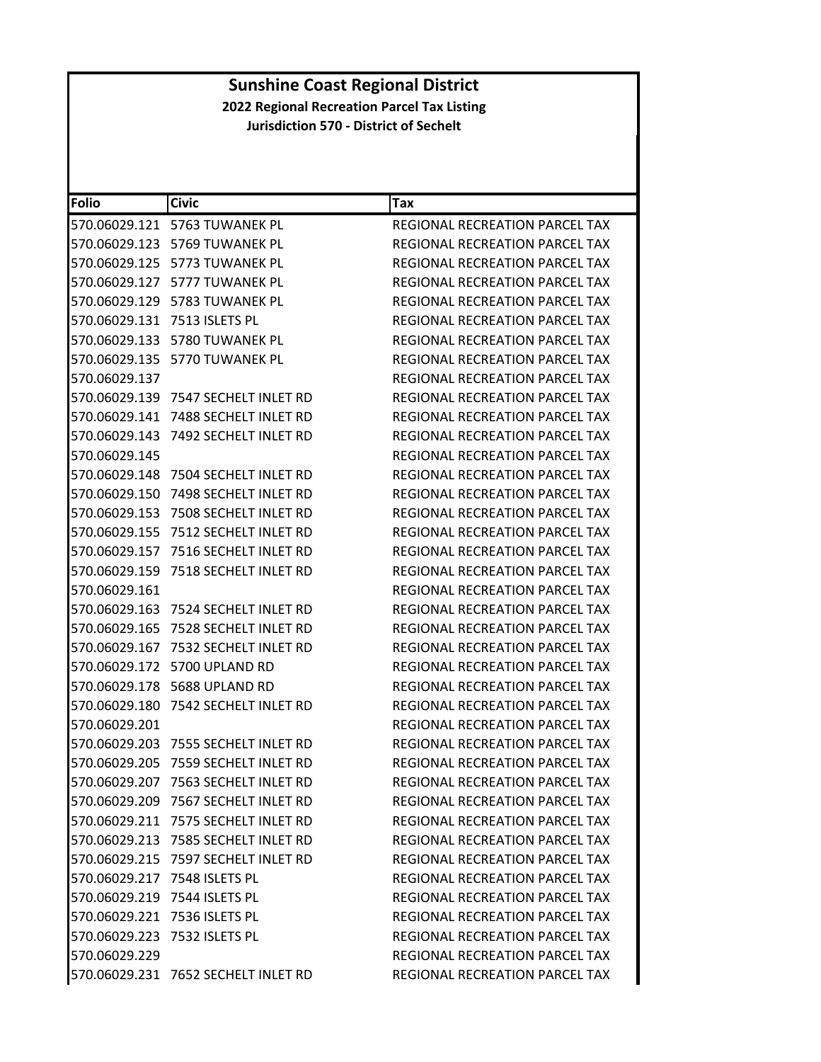# Sunshine Coast Regional District

## 2022 Regional Recreation Parcel Tax Listing

### Jurisdiction 570 - District of Sechelt

| Folio | Civic | Tax |
| --- | --- | --- |
| 570.06029.121 | 5763 TUWANEK PL | REGIONAL RECREATION PARCEL TAX |
| 570.06029.123 | 5769 TUWANEK PL | REGIONAL RECREATION PARCEL TAX |
| 570.06029.125 | 5773 TUWANEK PL | REGIONAL RECREATION PARCEL TAX |
| 570.06029.127 | 5777 TUWANEK PL | REGIONAL RECREATION PARCEL TAX |
| 570.06029.129 | 5783 TUWANEK PL | REGIONAL RECREATION PARCEL TAX |
| 570.06029.131 | 7513 ISLETS PL | REGIONAL RECREATION PARCEL TAX |
| 570.06029.133 | 5780 TUWANEK PL | REGIONAL RECREATION PARCEL TAX |
| 570.06029.135 | 5770 TUWANEK PL | REGIONAL RECREATION PARCEL TAX |
| 570.06029.137 | | REGIONAL RECREATION PARCEL TAX |
| 570.06029.139 | 7547 SECHELT INLET RD | REGIONAL RECREATION PARCEL TAX |
| 570.06029.141 | 7488 SECHELT INLET RD | REGIONAL RECREATION PARCEL TAX |
| 570.06029.143 | 7492 SECHELT INLET RD | REGIONAL RECREATION PARCEL TAX |
| 570.06029.145 | | REGIONAL RECREATION PARCEL TAX |
| 570.06029.148 | 7504 SECHELT INLET RD | REGIONAL RECREATION PARCEL TAX |
| 570.06029.150 | 7498 SECHELT INLET RD | REGIONAL RECREATION PARCEL TAX |
| 570.06029.153 | 7508 SECHELT INLET RD | REGIONAL RECREATION PARCEL TAX |
| 570.06029.155 | 7512 SECHELT INLET RD | REGIONAL RECREATION PARCEL TAX |
| 570.06029.157 | 7516 SECHELT INLET RD | REGIONAL RECREATION PARCEL TAX |
| 570.06029.159 | 7518 SECHELT INLET RD | REGIONAL RECREATION PARCEL TAX |
| 570.06029.161 | | REGIONAL RECREATION PARCEL TAX |
| 570.06029.163 | 7524 SECHELT INLET RD | REGIONAL RECREATION PARCEL TAX |
| 570.06029.165 | 7528 SECHELT INLET RD | REGIONAL RECREATION PARCEL TAX |
| 570.06029.167 | 7532 SECHELT INLET RD | REGIONAL RECREATION PARCEL TAX |
| 570.06029.172 | 5700 UPLAND RD | REGIONAL RECREATION PARCEL TAX |
| 570.06029.178 | 5688 UPLAND RD | REGIONAL RECREATION PARCEL TAX |
| 570.06029.180 | 7542 SECHELT INLET RD | REGIONAL RECREATION PARCEL TAX |
| 570.06029.201 | | REGIONAL RECREATION PARCEL TAX |
| 570.06029.203 | 7555 SECHELT INLET RD | REGIONAL RECREATION PARCEL TAX |
| 570.06029.205 | 7559 SECHELT INLET RD | REGIONAL RECREATION PARCEL TAX |
| 570.06029.207 | 7563 SECHELT INLET RD | REGIONAL RECREATION PARCEL TAX |
| 570.06029.209 | 7567 SECHELT INLET RD | REGIONAL RECREATION PARCEL TAX |
| 570.06029.211 | 7575 SECHELT INLET RD | REGIONAL RECREATION PARCEL TAX |
| 570.06029.213 | 7585 SECHELT INLET RD | REGIONAL RECREATION PARCEL TAX |
| 570.06029.215 | 7597 SECHELT INLET RD | REGIONAL RECREATION PARCEL TAX |
| 570.06029.217 | 7548 ISLETS PL | REGIONAL RECREATION PARCEL TAX |
| 570.06029.219 | 7544 ISLETS PL | REGIONAL RECREATION PARCEL TAX |
| 570.06029.221 | 7536 ISLETS PL | REGIONAL RECREATION PARCEL TAX |
| 570.06029.223 | 7532 ISLETS PL | REGIONAL RECREATION PARCEL TAX |
| 570.06029.229 | | REGIONAL RECREATION PARCEL TAX |
| 570.06029.231 | 7652 SECHELT INLET RD | REGIONAL RECREATION PARCEL TAX |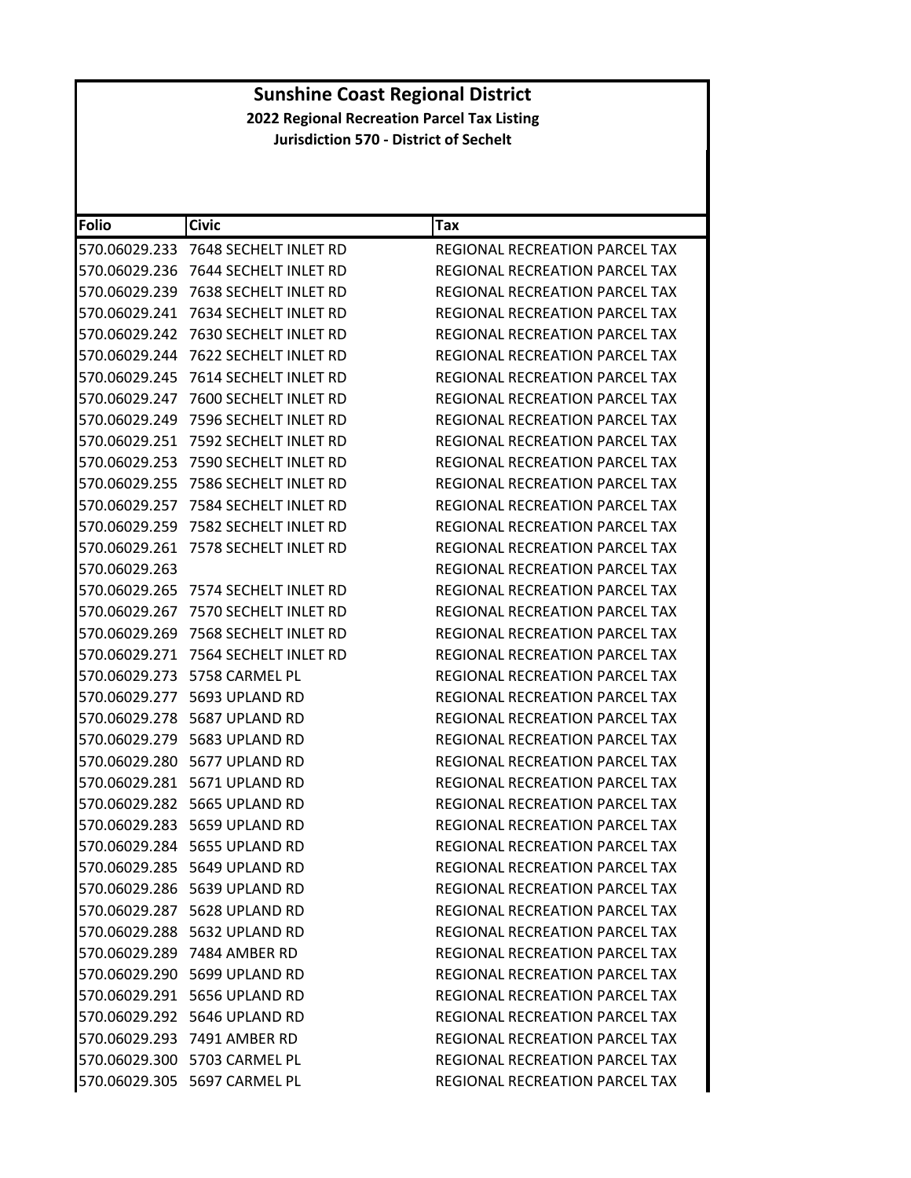# Sunshine Coast Regional District

**2022 Regional Recreation Parcel Tax Listing**

**Jurisdiction 570 - District of Sechelt**

| Folio | Civic | Tax |
|---|---|---|
| 570.06029.233 | 7648 SECHELT INLET RD | REGIONAL RECREATION PARCEL TAX |
| 570.06029.236 | 7644 SECHELT INLET RD | REGIONAL RECREATION PARCEL TAX |
| 570.06029.239 | 7638 SECHELT INLET RD | REGIONAL RECREATION PARCEL TAX |
| 570.06029.241 | 7634 SECHELT INLET RD | REGIONAL RECREATION PARCEL TAX |
| 570.06029.242 | 7630 SECHELT INLET RD | REGIONAL RECREATION PARCEL TAX |
| 570.06029.244 | 7622 SECHELT INLET RD | REGIONAL RECREATION PARCEL TAX |
| 570.06029.245 | 7614 SECHELT INLET RD | REGIONAL RECREATION PARCEL TAX |
| 570.06029.247 | 7600 SECHELT INLET RD | REGIONAL RECREATION PARCEL TAX |
| 570.06029.249 | 7596 SECHELT INLET RD | REGIONAL RECREATION PARCEL TAX |
| 570.06029.251 | 7592 SECHELT INLET RD | REGIONAL RECREATION PARCEL TAX |
| 570.06029.253 | 7590 SECHELT INLET RD | REGIONAL RECREATION PARCEL TAX |
| 570.06029.255 | 7586 SECHELT INLET RD | REGIONAL RECREATION PARCEL TAX |
| 570.06029.257 | 7584 SECHELT INLET RD | REGIONAL RECREATION PARCEL TAX |
| 570.06029.259 | 7582 SECHELT INLET RD | REGIONAL RECREATION PARCEL TAX |
| 570.06029.261 | 7578 SECHELT INLET RD | REGIONAL RECREATION PARCEL TAX |
| 570.06029.263 | | REGIONAL RECREATION PARCEL TAX |
| 570.06029.265 | 7574 SECHELT INLET RD | REGIONAL RECREATION PARCEL TAX |
| 570.06029.267 | 7570 SECHELT INLET RD | REGIONAL RECREATION PARCEL TAX |
| 570.06029.269 | 7568 SECHELT INLET RD | REGIONAL RECREATION PARCEL TAX |
| 570.06029.271 | 7564 SECHELT INLET RD | REGIONAL RECREATION PARCEL TAX |
| 570.06029.273 | 5758 CARMEL PL | REGIONAL RECREATION PARCEL TAX |
| 570.06029.277 | 5693 UPLAND RD | REGIONAL RECREATION PARCEL TAX |
| 570.06029.278 | 5687 UPLAND RD | REGIONAL RECREATION PARCEL TAX |
| 570.06029.279 | 5683 UPLAND RD | REGIONAL RECREATION PARCEL TAX |
| 570.06029.280 | 5677 UPLAND RD | REGIONAL RECREATION PARCEL TAX |
| 570.06029.281 | 5671 UPLAND RD | REGIONAL RECREATION PARCEL TAX |
| 570.06029.282 | 5665 UPLAND RD | REGIONAL RECREATION PARCEL TAX |
| 570.06029.283 | 5659 UPLAND RD | REGIONAL RECREATION PARCEL TAX |
| 570.06029.284 | 5655 UPLAND RD | REGIONAL RECREATION PARCEL TAX |
| 570.06029.285 | 5649 UPLAND RD | REGIONAL RECREATION PARCEL TAX |
| 570.06029.286 | 5639 UPLAND RD | REGIONAL RECREATION PARCEL TAX |
| 570.06029.287 | 5628 UPLAND RD | REGIONAL RECREATION PARCEL TAX |
| 570.06029.288 | 5632 UPLAND RD | REGIONAL RECREATION PARCEL TAX |
| 570.06029.289 | 7484 AMBER RD | REGIONAL RECREATION PARCEL TAX |
| 570.06029.290 | 5699 UPLAND RD | REGIONAL RECREATION PARCEL TAX |
| 570.06029.291 | 5656 UPLAND RD | REGIONAL RECREATION PARCEL TAX |
| 570.06029.292 | 5646 UPLAND RD | REGIONAL RECREATION PARCEL TAX |
| 570.06029.293 | 7491 AMBER RD | REGIONAL RECREATION PARCEL TAX |
| 570.06029.300 | 5703 CARMEL PL | REGIONAL RECREATION PARCEL TAX |
| 570.06029.305 | 5697 CARMEL PL | REGIONAL RECREATION PARCEL TAX |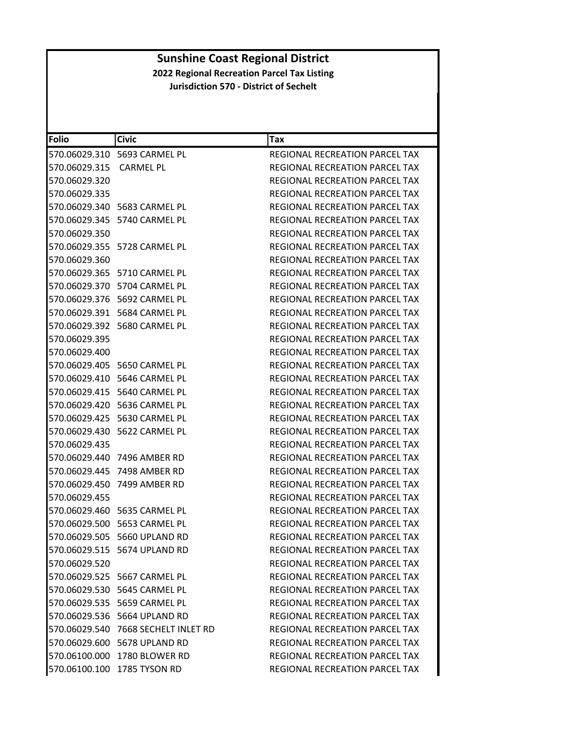# Sunshine Coast Regional District

**2022 Regional Recreation Parcel Tax Listing**

**Jurisdiction 570 - District of Sechelt**

| Folio | Civic | Tax |
|---|---|---|
| 570.06029.310 | 5693 CARMEL PL | REGIONAL RECREATION PARCEL TAX |
| 570.06029.315 | CARMEL PL | REGIONAL RECREATION PARCEL TAX |
| 570.06029.320 | | REGIONAL RECREATION PARCEL TAX |
| 570.06029.335 | | REGIONAL RECREATION PARCEL TAX |
| 570.06029.340 | 5683 CARMEL PL | REGIONAL RECREATION PARCEL TAX |
| 570.06029.345 | 5740 CARMEL PL | REGIONAL RECREATION PARCEL TAX |
| 570.06029.350 | | REGIONAL RECREATION PARCEL TAX |
| 570.06029.355 | 5728 CARMEL PL | REGIONAL RECREATION PARCEL TAX |
| 570.06029.360 | | REGIONAL RECREATION PARCEL TAX |
| 570.06029.365 | 5710 CARMEL PL | REGIONAL RECREATION PARCEL TAX |
| 570.06029.370 | 5704 CARMEL PL | REGIONAL RECREATION PARCEL TAX |
| 570.06029.376 | 5692 CARMEL PL | REGIONAL RECREATION PARCEL TAX |
| 570.06029.391 | 5684 CARMEL PL | REGIONAL RECREATION PARCEL TAX |
| 570.06029.392 | 5680 CARMEL PL | REGIONAL RECREATION PARCEL TAX |
| 570.06029.395 | | REGIONAL RECREATION PARCEL TAX |
| 570.06029.400 | | REGIONAL RECREATION PARCEL TAX |
| 570.06029.405 | 5650 CARMEL PL | REGIONAL RECREATION PARCEL TAX |
| 570.06029.410 | 5646 CARMEL PL | REGIONAL RECREATION PARCEL TAX |
| 570.06029.415 | 5640 CARMEL PL | REGIONAL RECREATION PARCEL TAX |
| 570.06029.420 | 5636 CARMEL PL | REGIONAL RECREATION PARCEL TAX |
| 570.06029.425 | 5630 CARMEL PL | REGIONAL RECREATION PARCEL TAX |
| 570.06029.430 | 5622 CARMEL PL | REGIONAL RECREATION PARCEL TAX |
| 570.06029.435 | | REGIONAL RECREATION PARCEL TAX |
| 570.06029.440 | 7496 AMBER RD | REGIONAL RECREATION PARCEL TAX |
| 570.06029.445 | 7498 AMBER RD | REGIONAL RECREATION PARCEL TAX |
| 570.06029.450 | 7499 AMBER RD | REGIONAL RECREATION PARCEL TAX |
| 570.06029.455 | | REGIONAL RECREATION PARCEL TAX |
| 570.06029.460 | 5635 CARMEL PL | REGIONAL RECREATION PARCEL TAX |
| 570.06029.500 | 5653 CARMEL PL | REGIONAL RECREATION PARCEL TAX |
| 570.06029.505 | 5660 UPLAND RD | REGIONAL RECREATION PARCEL TAX |
| 570.06029.515 | 5674 UPLAND RD | REGIONAL RECREATION PARCEL TAX |
| 570.06029.520 | | REGIONAL RECREATION PARCEL TAX |
| 570.06029.525 | 5667 CARMEL PL | REGIONAL RECREATION PARCEL TAX |
| 570.06029.530 | 5645 CARMEL PL | REGIONAL RECREATION PARCEL TAX |
| 570.06029.535 | 5659 CARMEL PL | REGIONAL RECREATION PARCEL TAX |
| 570.06029.536 | 5664 UPLAND RD | REGIONAL RECREATION PARCEL TAX |
| 570.06029.540 | 7668 SECHELT INLET RD | REGIONAL RECREATION PARCEL TAX |
| 570.06029.600 | 5678 UPLAND RD | REGIONAL RECREATION PARCEL TAX |
| 570.06100.000 | 1780 BLOWER RD | REGIONAL RECREATION PARCEL TAX |
| 570.06100.100 | 1785 TYSON RD | REGIONAL RECREATION PARCEL TAX |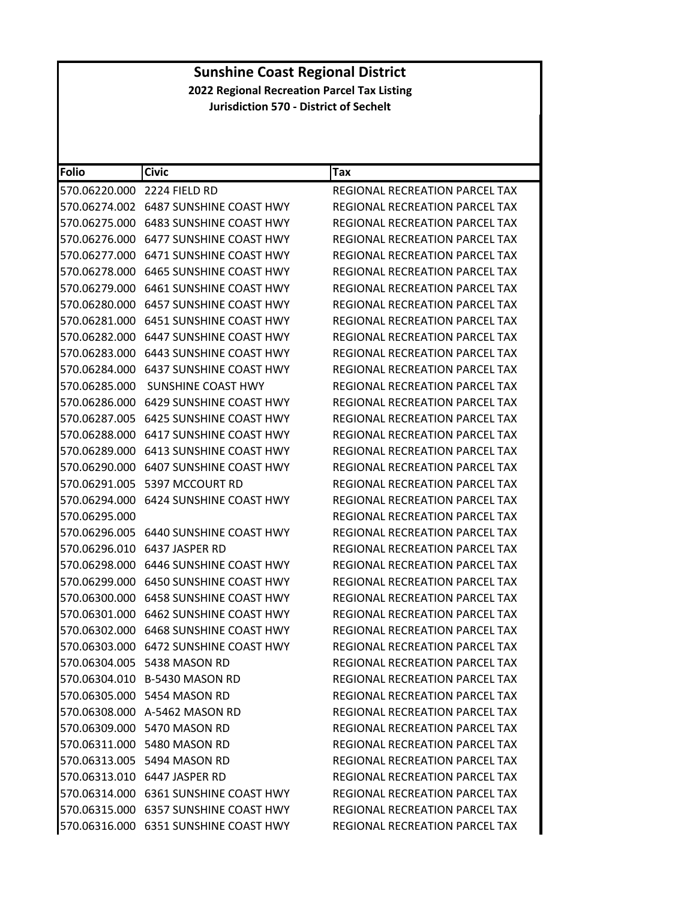**Sunshine Coast Regional District**

**2022 Regional Recreation Parcel Tax Listing**

**Jurisdiction 570 - District of Sechelt**

| Folio | Civic | Tax |
|---|---|---|
| 570.06220.000 | 2224 FIELD RD | REGIONAL RECREATION PARCEL TAX |
| 570.06274.002 | 6487 SUNSHINE COAST HWY | REGIONAL RECREATION PARCEL TAX |
| 570.06275.000 | 6483 SUNSHINE COAST HWY | REGIONAL RECREATION PARCEL TAX |
| 570.06276.000 | 6477 SUNSHINE COAST HWY | REGIONAL RECREATION PARCEL TAX |
| 570.06277.000 | 6471 SUNSHINE COAST HWY | REGIONAL RECREATION PARCEL TAX |
| 570.06278.000 | 6465 SUNSHINE COAST HWY | REGIONAL RECREATION PARCEL TAX |
| 570.06279.000 | 6461 SUNSHINE COAST HWY | REGIONAL RECREATION PARCEL TAX |
| 570.06280.000 | 6457 SUNSHINE COAST HWY | REGIONAL RECREATION PARCEL TAX |
| 570.06281.000 | 6451 SUNSHINE COAST HWY | REGIONAL RECREATION PARCEL TAX |
| 570.06282.000 | 6447 SUNSHINE COAST HWY | REGIONAL RECREATION PARCEL TAX |
| 570.06283.000 | 6443 SUNSHINE COAST HWY | REGIONAL RECREATION PARCEL TAX |
| 570.06284.000 | 6437 SUNSHINE COAST HWY | REGIONAL RECREATION PARCEL TAX |
| 570.06285.000 | SUNSHINE COAST HWY | REGIONAL RECREATION PARCEL TAX |
| 570.06286.000 | 6429 SUNSHINE COAST HWY | REGIONAL RECREATION PARCEL TAX |
| 570.06287.005 | 6425 SUNSHINE COAST HWY | REGIONAL RECREATION PARCEL TAX |
| 570.06288.000 | 6417 SUNSHINE COAST HWY | REGIONAL RECREATION PARCEL TAX |
| 570.06289.000 | 6413 SUNSHINE COAST HWY | REGIONAL RECREATION PARCEL TAX |
| 570.06290.000 | 6407 SUNSHINE COAST HWY | REGIONAL RECREATION PARCEL TAX |
| 570.06291.005 | 5397 MCCOURT RD | REGIONAL RECREATION PARCEL TAX |
| 570.06294.000 | 6424 SUNSHINE COAST HWY | REGIONAL RECREATION PARCEL TAX |
| 570.06295.000 | | REGIONAL RECREATION PARCEL TAX |
| 570.06296.005 | 6440 SUNSHINE COAST HWY | REGIONAL RECREATION PARCEL TAX |
| 570.06296.010 | 6437 JASPER RD | REGIONAL RECREATION PARCEL TAX |
| 570.06298.000 | 6446 SUNSHINE COAST HWY | REGIONAL RECREATION PARCEL TAX |
| 570.06299.000 | 6450 SUNSHINE COAST HWY | REGIONAL RECREATION PARCEL TAX |
| 570.06300.000 | 6458 SUNSHINE COAST HWY | REGIONAL RECREATION PARCEL TAX |
| 570.06301.000 | 6462 SUNSHINE COAST HWY | REGIONAL RECREATION PARCEL TAX |
| 570.06302.000 | 6468 SUNSHINE COAST HWY | REGIONAL RECREATION PARCEL TAX |
| 570.06303.000 | 6472 SUNSHINE COAST HWY | REGIONAL RECREATION PARCEL TAX |
| 570.06304.005 | 5438 MASON RD | REGIONAL RECREATION PARCEL TAX |
| 570.06304.010 | B-5430 MASON RD | REGIONAL RECREATION PARCEL TAX |
| 570.06305.000 | 5454 MASON RD | REGIONAL RECREATION PARCEL TAX |
| 570.06308.000 | A-5462 MASON RD | REGIONAL RECREATION PARCEL TAX |
| 570.06309.000 | 5470 MASON RD | REGIONAL RECREATION PARCEL TAX |
| 570.06311.000 | 5480 MASON RD | REGIONAL RECREATION PARCEL TAX |
| 570.06313.005 | 5494 MASON RD | REGIONAL RECREATION PARCEL TAX |
| 570.06313.010 | 6447 JASPER RD | REGIONAL RECREATION PARCEL TAX |
| 570.06314.000 | 6361 SUNSHINE COAST HWY | REGIONAL RECREATION PARCEL TAX |
| 570.06315.000 | 6357 SUNSHINE COAST HWY | REGIONAL RECREATION PARCEL TAX |
| 570.06316.000 | 6351 SUNSHINE COAST HWY | REGIONAL RECREATION PARCEL TAX |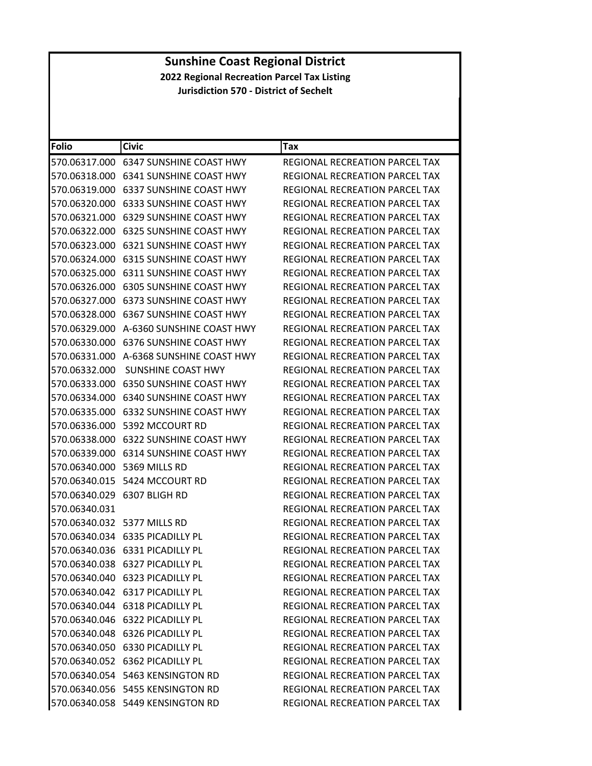# Sunshine Coast Regional District

## 2022 Regional Recreation Parcel Tax Listing

### Jurisdiction 570 - District of Sechelt

| Folio | Civic | Tax |
|---|---|---|
| 570.06317.000 | 6347 SUNSHINE COAST HWY | REGIONAL RECREATION PARCEL TAX |
| 570.06318.000 | 6341 SUNSHINE COAST HWY | REGIONAL RECREATION PARCEL TAX |
| 570.06319.000 | 6337 SUNSHINE COAST HWY | REGIONAL RECREATION PARCEL TAX |
| 570.06320.000 | 6333 SUNSHINE COAST HWY | REGIONAL RECREATION PARCEL TAX |
| 570.06321.000 | 6329 SUNSHINE COAST HWY | REGIONAL RECREATION PARCEL TAX |
| 570.06322.000 | 6325 SUNSHINE COAST HWY | REGIONAL RECREATION PARCEL TAX |
| 570.06323.000 | 6321 SUNSHINE COAST HWY | REGIONAL RECREATION PARCEL TAX |
| 570.06324.000 | 6315 SUNSHINE COAST HWY | REGIONAL RECREATION PARCEL TAX |
| 570.06325.000 | 6311 SUNSHINE COAST HWY | REGIONAL RECREATION PARCEL TAX |
| 570.06326.000 | 6305 SUNSHINE COAST HWY | REGIONAL RECREATION PARCEL TAX |
| 570.06327.000 | 6373 SUNSHINE COAST HWY | REGIONAL RECREATION PARCEL TAX |
| 570.06328.000 | 6367 SUNSHINE COAST HWY | REGIONAL RECREATION PARCEL TAX |
| 570.06329.000 | A-6360 SUNSHINE COAST HWY | REGIONAL RECREATION PARCEL TAX |
| 570.06330.000 | 6376 SUNSHINE COAST HWY | REGIONAL RECREATION PARCEL TAX |
| 570.06331.000 | A-6368 SUNSHINE COAST HWY | REGIONAL RECREATION PARCEL TAX |
| 570.06332.000 | SUNSHINE COAST HWY | REGIONAL RECREATION PARCEL TAX |
| 570.06333.000 | 6350 SUNSHINE COAST HWY | REGIONAL RECREATION PARCEL TAX |
| 570.06334.000 | 6340 SUNSHINE COAST HWY | REGIONAL RECREATION PARCEL TAX |
| 570.06335.000 | 6332 SUNSHINE COAST HWY | REGIONAL RECREATION PARCEL TAX |
| 570.06336.000 | 5392 MCCOURT RD | REGIONAL RECREATION PARCEL TAX |
| 570.06338.000 | 6322 SUNSHINE COAST HWY | REGIONAL RECREATION PARCEL TAX |
| 570.06339.000 | 6314 SUNSHINE COAST HWY | REGIONAL RECREATION PARCEL TAX |
| 570.06340.000 | 5369 MILLS RD | REGIONAL RECREATION PARCEL TAX |
| 570.06340.015 | 5424 MCCOURT RD | REGIONAL RECREATION PARCEL TAX |
| 570.06340.029 | 6307 BLIGH RD | REGIONAL RECREATION PARCEL TAX |
| 570.06340.031 | | REGIONAL RECREATION PARCEL TAX |
| 570.06340.032 | 5377 MILLS RD | REGIONAL RECREATION PARCEL TAX |
| 570.06340.034 | 6335 PICADILLY PL | REGIONAL RECREATION PARCEL TAX |
| 570.06340.036 | 6331 PICADILLY PL | REGIONAL RECREATION PARCEL TAX |
| 570.06340.038 | 6327 PICADILLY PL | REGIONAL RECREATION PARCEL TAX |
| 570.06340.040 | 6323 PICADILLY PL | REGIONAL RECREATION PARCEL TAX |
| 570.06340.042 | 6317 PICADILLY PL | REGIONAL RECREATION PARCEL TAX |
| 570.06340.044 | 6318 PICADILLY PL | REGIONAL RECREATION PARCEL TAX |
| 570.06340.046 | 6322 PICADILLY PL | REGIONAL RECREATION PARCEL TAX |
| 570.06340.048 | 6326 PICADILLY PL | REGIONAL RECREATION PARCEL TAX |
| 570.06340.050 | 6330 PICADILLY PL | REGIONAL RECREATION PARCEL TAX |
| 570.06340.052 | 6362 PICADILLY PL | REGIONAL RECREATION PARCEL TAX |
| 570.06340.054 | 5463 KENSINGTON RD | REGIONAL RECREATION PARCEL TAX |
| 570.06340.056 | 5455 KENSINGTON RD | REGIONAL RECREATION PARCEL TAX |
| 570.06340.058 | 5449 KENSINGTON RD | REGIONAL RECREATION PARCEL TAX |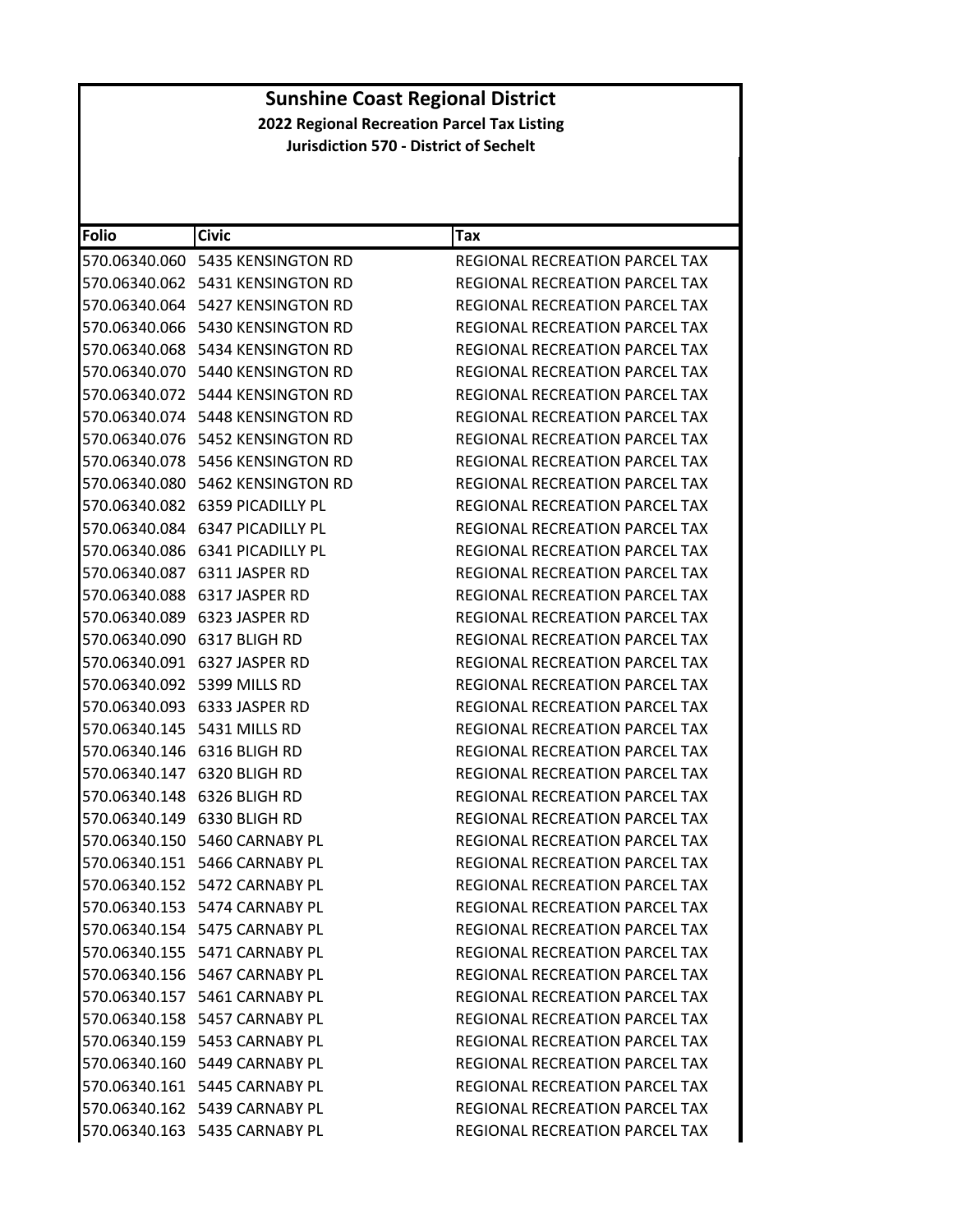# Sunshine Coast Regional District

## 2022 Regional Recreation Parcel Tax Listing

### Jurisdiction 570 - District of Sechelt

| Folio | Civic | Tax |
|---|---|---|
| 570.06340.060 | 5435 KENSINGTON RD | REGIONAL RECREATION PARCEL TAX |
| 570.06340.062 | 5431 KENSINGTON RD | REGIONAL RECREATION PARCEL TAX |
| 570.06340.064 | 5427 KENSINGTON RD | REGIONAL RECREATION PARCEL TAX |
| 570.06340.066 | 5430 KENSINGTON RD | REGIONAL RECREATION PARCEL TAX |
| 570.06340.068 | 5434 KENSINGTON RD | REGIONAL RECREATION PARCEL TAX |
| 570.06340.070 | 5440 KENSINGTON RD | REGIONAL RECREATION PARCEL TAX |
| 570.06340.072 | 5444 KENSINGTON RD | REGIONAL RECREATION PARCEL TAX |
| 570.06340.074 | 5448 KENSINGTON RD | REGIONAL RECREATION PARCEL TAX |
| 570.06340.076 | 5452 KENSINGTON RD | REGIONAL RECREATION PARCEL TAX |
| 570.06340.078 | 5456 KENSINGTON RD | REGIONAL RECREATION PARCEL TAX |
| 570.06340.080 | 5462 KENSINGTON RD | REGIONAL RECREATION PARCEL TAX |
| 570.06340.082 | 6359 PICADILLY PL | REGIONAL RECREATION PARCEL TAX |
| 570.06340.084 | 6347 PICADILLY PL | REGIONAL RECREATION PARCEL TAX |
| 570.06340.086 | 6341 PICADILLY PL | REGIONAL RECREATION PARCEL TAX |
| 570.06340.087 | 6311 JASPER RD | REGIONAL RECREATION PARCEL TAX |
| 570.06340.088 | 6317 JASPER RD | REGIONAL RECREATION PARCEL TAX |
| 570.06340.089 | 6323 JASPER RD | REGIONAL RECREATION PARCEL TAX |
| 570.06340.090 | 6317 BLIGH RD | REGIONAL RECREATION PARCEL TAX |
| 570.06340.091 | 6327 JASPER RD | REGIONAL RECREATION PARCEL TAX |
| 570.06340.092 | 5399 MILLS RD | REGIONAL RECREATION PARCEL TAX |
| 570.06340.093 | 6333 JASPER RD | REGIONAL RECREATION PARCEL TAX |
| 570.06340.145 | 5431 MILLS RD | REGIONAL RECREATION PARCEL TAX |
| 570.06340.146 | 6316 BLIGH RD | REGIONAL RECREATION PARCEL TAX |
| 570.06340.147 | 6320 BLIGH RD | REGIONAL RECREATION PARCEL TAX |
| 570.06340.148 | 6326 BLIGH RD | REGIONAL RECREATION PARCEL TAX |
| 570.06340.149 | 6330 BLIGH RD | REGIONAL RECREATION PARCEL TAX |
| 570.06340.150 | 5460 CARNABY PL | REGIONAL RECREATION PARCEL TAX |
| 570.06340.151 | 5466 CARNABY PL | REGIONAL RECREATION PARCEL TAX |
| 570.06340.152 | 5472 CARNABY PL | REGIONAL RECREATION PARCEL TAX |
| 570.06340.153 | 5474 CARNABY PL | REGIONAL RECREATION PARCEL TAX |
| 570.06340.154 | 5475 CARNABY PL | REGIONAL RECREATION PARCEL TAX |
| 570.06340.155 | 5471 CARNABY PL | REGIONAL RECREATION PARCEL TAX |
| 570.06340.156 | 5467 CARNABY PL | REGIONAL RECREATION PARCEL TAX |
| 570.06340.157 | 5461 CARNABY PL | REGIONAL RECREATION PARCEL TAX |
| 570.06340.158 | 5457 CARNABY PL | REGIONAL RECREATION PARCEL TAX |
| 570.06340.159 | 5453 CARNABY PL | REGIONAL RECREATION PARCEL TAX |
| 570.06340.160 | 5449 CARNABY PL | REGIONAL RECREATION PARCEL TAX |
| 570.06340.161 | 5445 CARNABY PL | REGIONAL RECREATION PARCEL TAX |
| 570.06340.162 | 5439 CARNABY PL | REGIONAL RECREATION PARCEL TAX |
| 570.06340.163 | 5435 CARNABY PL | REGIONAL RECREATION PARCEL TAX |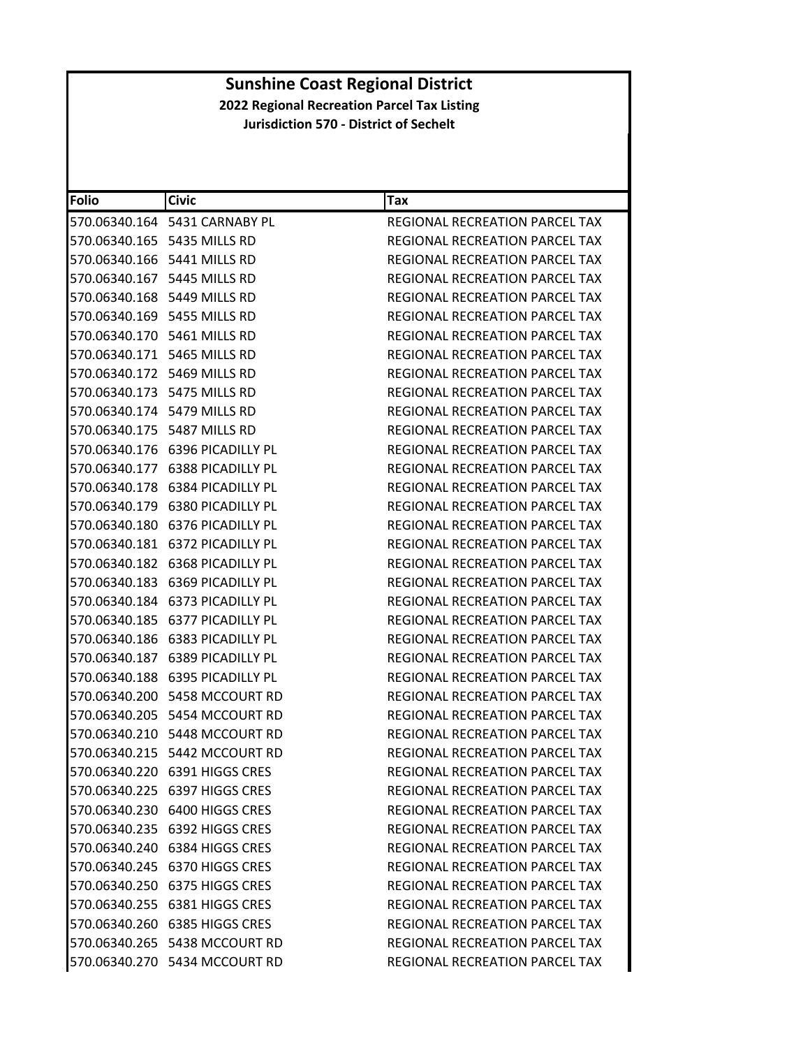# Sunshine Coast Regional District

## 2022 Regional Recreation Parcel Tax Listing

### Jurisdiction 570 - District of Sechelt

| Folio | Civic | Tax |
|---|---|---|
| 570.06340.164 | 5431 CARNABY PL | REGIONAL RECREATION PARCEL TAX |
| 570.06340.165 | 5435 MILLS RD | REGIONAL RECREATION PARCEL TAX |
| 570.06340.166 | 5441 MILLS RD | REGIONAL RECREATION PARCEL TAX |
| 570.06340.167 | 5445 MILLS RD | REGIONAL RECREATION PARCEL TAX |
| 570.06340.168 | 5449 MILLS RD | REGIONAL RECREATION PARCEL TAX |
| 570.06340.169 | 5455 MILLS RD | REGIONAL RECREATION PARCEL TAX |
| 570.06340.170 | 5461 MILLS RD | REGIONAL RECREATION PARCEL TAX |
| 570.06340.171 | 5465 MILLS RD | REGIONAL RECREATION PARCEL TAX |
| 570.06340.172 | 5469 MILLS RD | REGIONAL RECREATION PARCEL TAX |
| 570.06340.173 | 5475 MILLS RD | REGIONAL RECREATION PARCEL TAX |
| 570.06340.174 | 5479 MILLS RD | REGIONAL RECREATION PARCEL TAX |
| 570.06340.175 | 5487 MILLS RD | REGIONAL RECREATION PARCEL TAX |
| 570.06340.176 | 6396 PICADILLY PL | REGIONAL RECREATION PARCEL TAX |
| 570.06340.177 | 6388 PICADILLY PL | REGIONAL RECREATION PARCEL TAX |
| 570.06340.178 | 6384 PICADILLY PL | REGIONAL RECREATION PARCEL TAX |
| 570.06340.179 | 6380 PICADILLY PL | REGIONAL RECREATION PARCEL TAX |
| 570.06340.180 | 6376 PICADILLY PL | REGIONAL RECREATION PARCEL TAX |
| 570.06340.181 | 6372 PICADILLY PL | REGIONAL RECREATION PARCEL TAX |
| 570.06340.182 | 6368 PICADILLY PL | REGIONAL RECREATION PARCEL TAX |
| 570.06340.183 | 6369 PICADILLY PL | REGIONAL RECREATION PARCEL TAX |
| 570.06340.184 | 6373 PICADILLY PL | REGIONAL RECREATION PARCEL TAX |
| 570.06340.185 | 6377 PICADILLY PL | REGIONAL RECREATION PARCEL TAX |
| 570.06340.186 | 6383 PICADILLY PL | REGIONAL RECREATION PARCEL TAX |
| 570.06340.187 | 6389 PICADILLY PL | REGIONAL RECREATION PARCEL TAX |
| 570.06340.188 | 6395 PICADILLY PL | REGIONAL RECREATION PARCEL TAX |
| 570.06340.200 | 5458 MCCOURT RD | REGIONAL RECREATION PARCEL TAX |
| 570.06340.205 | 5454 MCCOURT RD | REGIONAL RECREATION PARCEL TAX |
| 570.06340.210 | 5448 MCCOURT RD | REGIONAL RECREATION PARCEL TAX |
| 570.06340.215 | 5442 MCCOURT RD | REGIONAL RECREATION PARCEL TAX |
| 570.06340.220 | 6391 HIGGS CRES | REGIONAL RECREATION PARCEL TAX |
| 570.06340.225 | 6397 HIGGS CRES | REGIONAL RECREATION PARCEL TAX |
| 570.06340.230 | 6400 HIGGS CRES | REGIONAL RECREATION PARCEL TAX |
| 570.06340.235 | 6392 HIGGS CRES | REGIONAL RECREATION PARCEL TAX |
| 570.06340.240 | 6384 HIGGS CRES | REGIONAL RECREATION PARCEL TAX |
| 570.06340.245 | 6370 HIGGS CRES | REGIONAL RECREATION PARCEL TAX |
| 570.06340.250 | 6375 HIGGS CRES | REGIONAL RECREATION PARCEL TAX |
| 570.06340.255 | 6381 HIGGS CRES | REGIONAL RECREATION PARCEL TAX |
| 570.06340.260 | 6385 HIGGS CRES | REGIONAL RECREATION PARCEL TAX |
| 570.06340.265 | 5438 MCCOURT RD | REGIONAL RECREATION PARCEL TAX |
| 570.06340.270 | 5434 MCCOURT RD | REGIONAL RECREATION PARCEL TAX |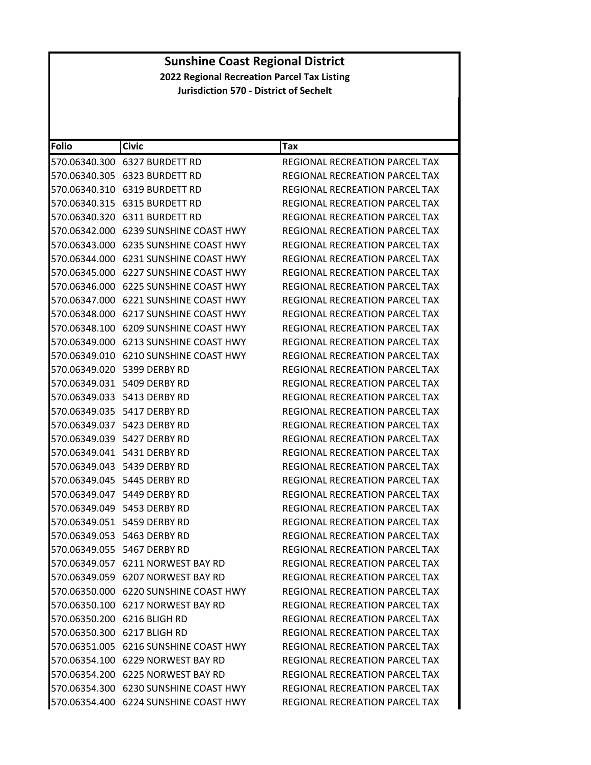# Sunshine Coast Regional District

**2022 Regional Recreation Parcel Tax Listing**

**Jurisdiction 570 - District of Sechelt**

| Folio | Civic | Tax |
|---|---|---|
| 570.06340.300 | 6327 BURDETT RD | REGIONAL RECREATION PARCEL TAX |
| 570.06340.305 | 6323 BURDETT RD | REGIONAL RECREATION PARCEL TAX |
| 570.06340.310 | 6319 BURDETT RD | REGIONAL RECREATION PARCEL TAX |
| 570.06340.315 | 6315 BURDETT RD | REGIONAL RECREATION PARCEL TAX |
| 570.06340.320 | 6311 BURDETT RD | REGIONAL RECREATION PARCEL TAX |
| 570.06342.000 | 6239 SUNSHINE COAST HWY | REGIONAL RECREATION PARCEL TAX |
| 570.06343.000 | 6235 SUNSHINE COAST HWY | REGIONAL RECREATION PARCEL TAX |
| 570.06344.000 | 6231 SUNSHINE COAST HWY | REGIONAL RECREATION PARCEL TAX |
| 570.06345.000 | 6227 SUNSHINE COAST HWY | REGIONAL RECREATION PARCEL TAX |
| 570.06346.000 | 6225 SUNSHINE COAST HWY | REGIONAL RECREATION PARCEL TAX |
| 570.06347.000 | 6221 SUNSHINE COAST HWY | REGIONAL RECREATION PARCEL TAX |
| 570.06348.000 | 6217 SUNSHINE COAST HWY | REGIONAL RECREATION PARCEL TAX |
| 570.06348.100 | 6209 SUNSHINE COAST HWY | REGIONAL RECREATION PARCEL TAX |
| 570.06349.000 | 6213 SUNSHINE COAST HWY | REGIONAL RECREATION PARCEL TAX |
| 570.06349.010 | 6210 SUNSHINE COAST HWY | REGIONAL RECREATION PARCEL TAX |
| 570.06349.020 | 5399 DERBY RD | REGIONAL RECREATION PARCEL TAX |
| 570.06349.031 | 5409 DERBY RD | REGIONAL RECREATION PARCEL TAX |
| 570.06349.033 | 5413 DERBY RD | REGIONAL RECREATION PARCEL TAX |
| 570.06349.035 | 5417 DERBY RD | REGIONAL RECREATION PARCEL TAX |
| 570.06349.037 | 5423 DERBY RD | REGIONAL RECREATION PARCEL TAX |
| 570.06349.039 | 5427 DERBY RD | REGIONAL RECREATION PARCEL TAX |
| 570.06349.041 | 5431 DERBY RD | REGIONAL RECREATION PARCEL TAX |
| 570.06349.043 | 5439 DERBY RD | REGIONAL RECREATION PARCEL TAX |
| 570.06349.045 | 5445 DERBY RD | REGIONAL RECREATION PARCEL TAX |
| 570.06349.047 | 5449 DERBY RD | REGIONAL RECREATION PARCEL TAX |
| 570.06349.049 | 5453 DERBY RD | REGIONAL RECREATION PARCEL TAX |
| 570.06349.051 | 5459 DERBY RD | REGIONAL RECREATION PARCEL TAX |
| 570.06349.053 | 5463 DERBY RD | REGIONAL RECREATION PARCEL TAX |
| 570.06349.055 | 5467 DERBY RD | REGIONAL RECREATION PARCEL TAX |
| 570.06349.057 | 6211 NORWEST BAY RD | REGIONAL RECREATION PARCEL TAX |
| 570.06349.059 | 6207 NORWEST BAY RD | REGIONAL RECREATION PARCEL TAX |
| 570.06350.000 | 6220 SUNSHINE COAST HWY | REGIONAL RECREATION PARCEL TAX |
| 570.06350.100 | 6217 NORWEST BAY RD | REGIONAL RECREATION PARCEL TAX |
| 570.06350.200 | 6216 BLIGH RD | REGIONAL RECREATION PARCEL TAX |
| 570.06350.300 | 6217 BLIGH RD | REGIONAL RECREATION PARCEL TAX |
| 570.06351.005 | 6216 SUNSHINE COAST HWY | REGIONAL RECREATION PARCEL TAX |
| 570.06354.100 | 6229 NORWEST BAY RD | REGIONAL RECREATION PARCEL TAX |
| 570.06354.200 | 6225 NORWEST BAY RD | REGIONAL RECREATION PARCEL TAX |
| 570.06354.300 | 6230 SUNSHINE COAST HWY | REGIONAL RECREATION PARCEL TAX |
| 570.06354.400 | 6224 SUNSHINE COAST HWY | REGIONAL RECREATION PARCEL TAX |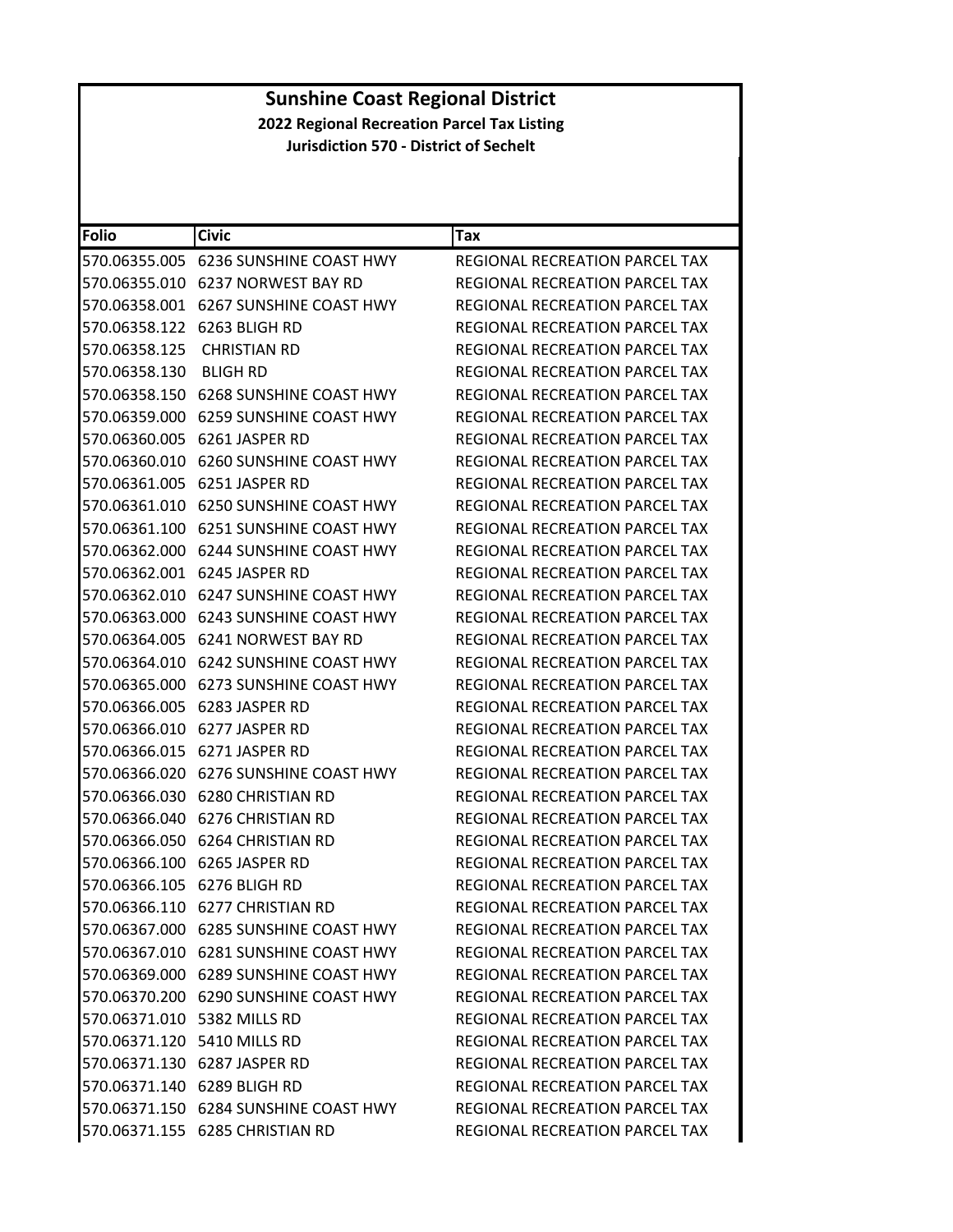# Sunshine Coast Regional District

**2022 Regional Recreation Parcel Tax Listing**

**Jurisdiction 570 - District of Sechelt**

| Folio | Civic | Tax |
|---|---|---|
| 570.06355.005 | 6236 SUNSHINE COAST HWY | REGIONAL RECREATION PARCEL TAX |
| 570.06355.010 | 6237 NORWEST BAY RD | REGIONAL RECREATION PARCEL TAX |
| 570.06358.001 | 6267 SUNSHINE COAST HWY | REGIONAL RECREATION PARCEL TAX |
| 570.06358.122 | 6263 BLIGH RD | REGIONAL RECREATION PARCEL TAX |
| 570.06358.125 | CHRISTIAN RD | REGIONAL RECREATION PARCEL TAX |
| 570.06358.130 | BLIGH RD | REGIONAL RECREATION PARCEL TAX |
| 570.06358.150 | 6268 SUNSHINE COAST HWY | REGIONAL RECREATION PARCEL TAX |
| 570.06359.000 | 6259 SUNSHINE COAST HWY | REGIONAL RECREATION PARCEL TAX |
| 570.06360.005 | 6261 JASPER RD | REGIONAL RECREATION PARCEL TAX |
| 570.06360.010 | 6260 SUNSHINE COAST HWY | REGIONAL RECREATION PARCEL TAX |
| 570.06361.005 | 6251 JASPER RD | REGIONAL RECREATION PARCEL TAX |
| 570.06361.010 | 6250 SUNSHINE COAST HWY | REGIONAL RECREATION PARCEL TAX |
| 570.06361.100 | 6251 SUNSHINE COAST HWY | REGIONAL RECREATION PARCEL TAX |
| 570.06362.000 | 6244 SUNSHINE COAST HWY | REGIONAL RECREATION PARCEL TAX |
| 570.06362.001 | 6245 JASPER RD | REGIONAL RECREATION PARCEL TAX |
| 570.06362.010 | 6247 SUNSHINE COAST HWY | REGIONAL RECREATION PARCEL TAX |
| 570.06363.000 | 6243 SUNSHINE COAST HWY | REGIONAL RECREATION PARCEL TAX |
| 570.06364.005 | 6241 NORWEST BAY RD | REGIONAL RECREATION PARCEL TAX |
| 570.06364.010 | 6242 SUNSHINE COAST HWY | REGIONAL RECREATION PARCEL TAX |
| 570.06365.000 | 6273 SUNSHINE COAST HWY | REGIONAL RECREATION PARCEL TAX |
| 570.06366.005 | 6283 JASPER RD | REGIONAL RECREATION PARCEL TAX |
| 570.06366.010 | 6277 JASPER RD | REGIONAL RECREATION PARCEL TAX |
| 570.06366.015 | 6271 JASPER RD | REGIONAL RECREATION PARCEL TAX |
| 570.06366.020 | 6276 SUNSHINE COAST HWY | REGIONAL RECREATION PARCEL TAX |
| 570.06366.030 | 6280 CHRISTIAN RD | REGIONAL RECREATION PARCEL TAX |
| 570.06366.040 | 6276 CHRISTIAN RD | REGIONAL RECREATION PARCEL TAX |
| 570.06366.050 | 6264 CHRISTIAN RD | REGIONAL RECREATION PARCEL TAX |
| 570.06366.100 | 6265 JASPER RD | REGIONAL RECREATION PARCEL TAX |
| 570.06366.105 | 6276 BLIGH RD | REGIONAL RECREATION PARCEL TAX |
| 570.06366.110 | 6277 CHRISTIAN RD | REGIONAL RECREATION PARCEL TAX |
| 570.06367.000 | 6285 SUNSHINE COAST HWY | REGIONAL RECREATION PARCEL TAX |
| 570.06367.010 | 6281 SUNSHINE COAST HWY | REGIONAL RECREATION PARCEL TAX |
| 570.06369.000 | 6289 SUNSHINE COAST HWY | REGIONAL RECREATION PARCEL TAX |
| 570.06370.200 | 6290 SUNSHINE COAST HWY | REGIONAL RECREATION PARCEL TAX |
| 570.06371.010 | 5382 MILLS RD | REGIONAL RECREATION PARCEL TAX |
| 570.06371.120 | 5410 MILLS RD | REGIONAL RECREATION PARCEL TAX |
| 570.06371.130 | 6287 JASPER RD | REGIONAL RECREATION PARCEL TAX |
| 570.06371.140 | 6289 BLIGH RD | REGIONAL RECREATION PARCEL TAX |
| 570.06371.150 | 6284 SUNSHINE COAST HWY | REGIONAL RECREATION PARCEL TAX |
| 570.06371.155 | 6285 CHRISTIAN RD | REGIONAL RECREATION PARCEL TAX |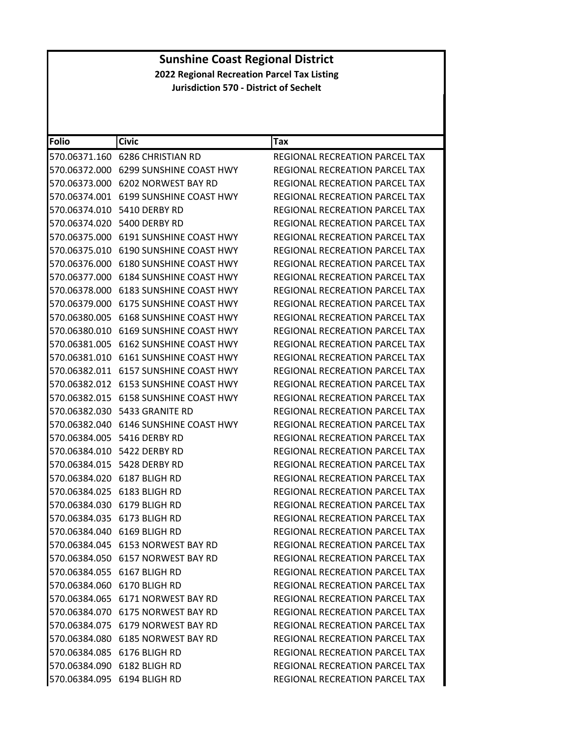# Sunshine Coast Regional District

## 2022 Regional Recreation Parcel Tax Listing

### Jurisdiction 570 - District of Sechelt

| Folio | Civic | Tax |
|---|---|---|
| 570.06371.160 | 6286 CHRISTIAN RD | REGIONAL RECREATION PARCEL TAX |
| 570.06372.000 | 6299 SUNSHINE COAST HWY | REGIONAL RECREATION PARCEL TAX |
| 570.06373.000 | 6202 NORWEST BAY RD | REGIONAL RECREATION PARCEL TAX |
| 570.06374.001 | 6199 SUNSHINE COAST HWY | REGIONAL RECREATION PARCEL TAX |
| 570.06374.010 | 5410 DERBY RD | REGIONAL RECREATION PARCEL TAX |
| 570.06374.020 | 5400 DERBY RD | REGIONAL RECREATION PARCEL TAX |
| 570.06375.000 | 6191 SUNSHINE COAST HWY | REGIONAL RECREATION PARCEL TAX |
| 570.06375.010 | 6190 SUNSHINE COAST HWY | REGIONAL RECREATION PARCEL TAX |
| 570.06376.000 | 6180 SUNSHINE COAST HWY | REGIONAL RECREATION PARCEL TAX |
| 570.06377.000 | 6184 SUNSHINE COAST HWY | REGIONAL RECREATION PARCEL TAX |
| 570.06378.000 | 6183 SUNSHINE COAST HWY | REGIONAL RECREATION PARCEL TAX |
| 570.06379.000 | 6175 SUNSHINE COAST HWY | REGIONAL RECREATION PARCEL TAX |
| 570.06380.005 | 6168 SUNSHINE COAST HWY | REGIONAL RECREATION PARCEL TAX |
| 570.06380.010 | 6169 SUNSHINE COAST HWY | REGIONAL RECREATION PARCEL TAX |
| 570.06381.005 | 6162 SUNSHINE COAST HWY | REGIONAL RECREATION PARCEL TAX |
| 570.06381.010 | 6161 SUNSHINE COAST HWY | REGIONAL RECREATION PARCEL TAX |
| 570.06382.011 | 6157 SUNSHINE COAST HWY | REGIONAL RECREATION PARCEL TAX |
| 570.06382.012 | 6153 SUNSHINE COAST HWY | REGIONAL RECREATION PARCEL TAX |
| 570.06382.015 | 6158 SUNSHINE COAST HWY | REGIONAL RECREATION PARCEL TAX |
| 570.06382.030 | 5433 GRANITE RD | REGIONAL RECREATION PARCEL TAX |
| 570.06382.040 | 6146 SUNSHINE COAST HWY | REGIONAL RECREATION PARCEL TAX |
| 570.06384.005 | 5416 DERBY RD | REGIONAL RECREATION PARCEL TAX |
| 570.06384.010 | 5422 DERBY RD | REGIONAL RECREATION PARCEL TAX |
| 570.06384.015 | 5428 DERBY RD | REGIONAL RECREATION PARCEL TAX |
| 570.06384.020 | 6187 BLIGH RD | REGIONAL RECREATION PARCEL TAX |
| 570.06384.025 | 6183 BLIGH RD | REGIONAL RECREATION PARCEL TAX |
| 570.06384.030 | 6179 BLIGH RD | REGIONAL RECREATION PARCEL TAX |
| 570.06384.035 | 6173 BLIGH RD | REGIONAL RECREATION PARCEL TAX |
| 570.06384.040 | 6169 BLIGH RD | REGIONAL RECREATION PARCEL TAX |
| 570.06384.045 | 6153 NORWEST BAY RD | REGIONAL RECREATION PARCEL TAX |
| 570.06384.050 | 6157 NORWEST BAY RD | REGIONAL RECREATION PARCEL TAX |
| 570.06384.055 | 6167 BLIGH RD | REGIONAL RECREATION PARCEL TAX |
| 570.06384.060 | 6170 BLIGH RD | REGIONAL RECREATION PARCEL TAX |
| 570.06384.065 | 6171 NORWEST BAY RD | REGIONAL RECREATION PARCEL TAX |
| 570.06384.070 | 6175 NORWEST BAY RD | REGIONAL RECREATION PARCEL TAX |
| 570.06384.075 | 6179 NORWEST BAY RD | REGIONAL RECREATION PARCEL TAX |
| 570.06384.080 | 6185 NORWEST BAY RD | REGIONAL RECREATION PARCEL TAX |
| 570.06384.085 | 6176 BLIGH RD | REGIONAL RECREATION PARCEL TAX |
| 570.06384.090 | 6182 BLIGH RD | REGIONAL RECREATION PARCEL TAX |
| 570.06384.095 | 6194 BLIGH RD | REGIONAL RECREATION PARCEL TAX |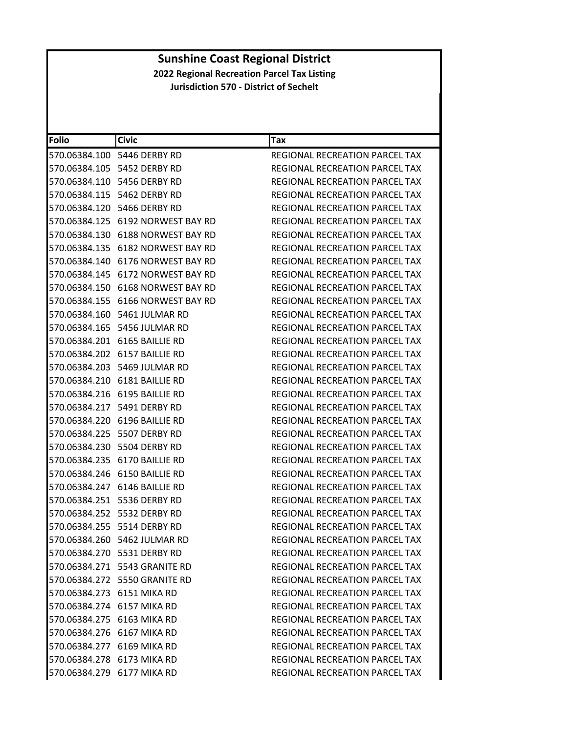# Sunshine Coast Regional District

**2022 Regional Recreation Parcel Tax Listing**

**Jurisdiction 570 - District of Sechelt**

| Folio | Civic | Tax |
|---|---|---|
| 570.06384.100 | 5446 DERBY RD | REGIONAL RECREATION PARCEL TAX |
| 570.06384.105 | 5452 DERBY RD | REGIONAL RECREATION PARCEL TAX |
| 570.06384.110 | 5456 DERBY RD | REGIONAL RECREATION PARCEL TAX |
| 570.06384.115 | 5462 DERBY RD | REGIONAL RECREATION PARCEL TAX |
| 570.06384.120 | 5466 DERBY RD | REGIONAL RECREATION PARCEL TAX |
| 570.06384.125 | 6192 NORWEST BAY RD | REGIONAL RECREATION PARCEL TAX |
| 570.06384.130 | 6188 NORWEST BAY RD | REGIONAL RECREATION PARCEL TAX |
| 570.06384.135 | 6182 NORWEST BAY RD | REGIONAL RECREATION PARCEL TAX |
| 570.06384.140 | 6176 NORWEST BAY RD | REGIONAL RECREATION PARCEL TAX |
| 570.06384.145 | 6172 NORWEST BAY RD | REGIONAL RECREATION PARCEL TAX |
| 570.06384.150 | 6168 NORWEST BAY RD | REGIONAL RECREATION PARCEL TAX |
| 570.06384.155 | 6166 NORWEST BAY RD | REGIONAL RECREATION PARCEL TAX |
| 570.06384.160 | 5461 JULMAR RD | REGIONAL RECREATION PARCEL TAX |
| 570.06384.165 | 5456 JULMAR RD | REGIONAL RECREATION PARCEL TAX |
| 570.06384.201 | 6165 BAILLIE RD | REGIONAL RECREATION PARCEL TAX |
| 570.06384.202 | 6157 BAILLIE RD | REGIONAL RECREATION PARCEL TAX |
| 570.06384.203 | 5469 JULMAR RD | REGIONAL RECREATION PARCEL TAX |
| 570.06384.210 | 6181 BAILLIE RD | REGIONAL RECREATION PARCEL TAX |
| 570.06384.216 | 6195 BAILLIE RD | REGIONAL RECREATION PARCEL TAX |
| 570.06384.217 | 5491 DERBY RD | REGIONAL RECREATION PARCEL TAX |
| 570.06384.220 | 6196 BAILLIE RD | REGIONAL RECREATION PARCEL TAX |
| 570.06384.225 | 5507 DERBY RD | REGIONAL RECREATION PARCEL TAX |
| 570.06384.230 | 5504 DERBY RD | REGIONAL RECREATION PARCEL TAX |
| 570.06384.235 | 6170 BAILLIE RD | REGIONAL RECREATION PARCEL TAX |
| 570.06384.246 | 6150 BAILLIE RD | REGIONAL RECREATION PARCEL TAX |
| 570.06384.247 | 6146 BAILLIE RD | REGIONAL RECREATION PARCEL TAX |
| 570.06384.251 | 5536 DERBY RD | REGIONAL RECREATION PARCEL TAX |
| 570.06384.252 | 5532 DERBY RD | REGIONAL RECREATION PARCEL TAX |
| 570.06384.255 | 5514 DERBY RD | REGIONAL RECREATION PARCEL TAX |
| 570.06384.260 | 5462 JULMAR RD | REGIONAL RECREATION PARCEL TAX |
| 570.06384.270 | 5531 DERBY RD | REGIONAL RECREATION PARCEL TAX |
| 570.06384.271 | 5543 GRANITE RD | REGIONAL RECREATION PARCEL TAX |
| 570.06384.272 | 5550 GRANITE RD | REGIONAL RECREATION PARCEL TAX |
| 570.06384.273 | 6151 MIKA RD | REGIONAL RECREATION PARCEL TAX |
| 570.06384.274 | 6157 MIKA RD | REGIONAL RECREATION PARCEL TAX |
| 570.06384.275 | 6163 MIKA RD | REGIONAL RECREATION PARCEL TAX |
| 570.06384.276 | 6167 MIKA RD | REGIONAL RECREATION PARCEL TAX |
| 570.06384.277 | 6169 MIKA RD | REGIONAL RECREATION PARCEL TAX |
| 570.06384.278 | 6173 MIKA RD | REGIONAL RECREATION PARCEL TAX |
| 570.06384.279 | 6177 MIKA RD | REGIONAL RECREATION PARCEL TAX |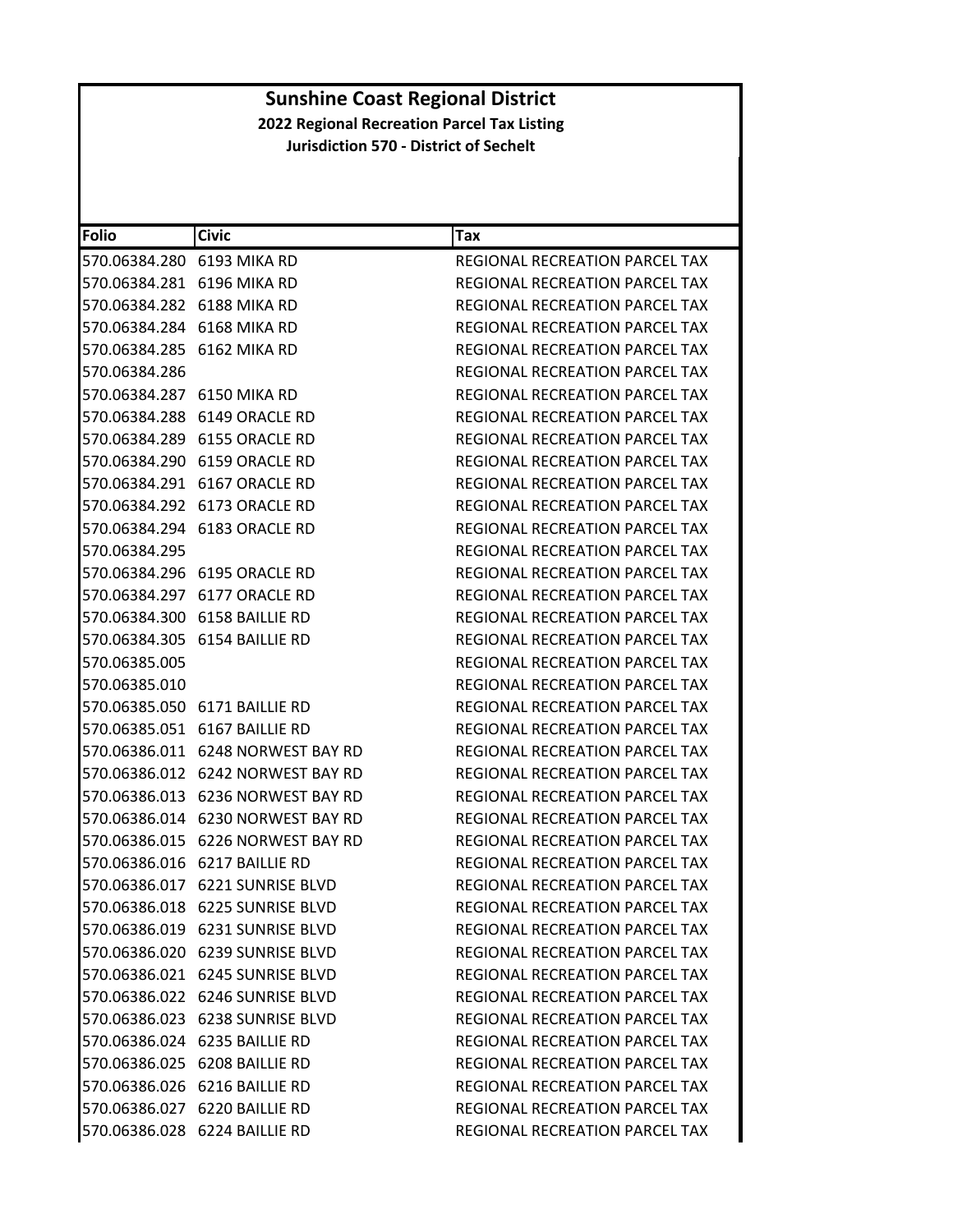# Sunshine Coast Regional District

**2022 Regional Recreation Parcel Tax Listing**

**Jurisdiction 570 - District of Sechelt**

| Folio | Civic | Tax |
|---|---|---|
| 570.06384.280 | 6193 MIKA RD | REGIONAL RECREATION PARCEL TAX |
| 570.06384.281 | 6196 MIKA RD | REGIONAL RECREATION PARCEL TAX |
| 570.06384.282 | 6188 MIKA RD | REGIONAL RECREATION PARCEL TAX |
| 570.06384.284 | 6168 MIKA RD | REGIONAL RECREATION PARCEL TAX |
| 570.06384.285 | 6162 MIKA RD | REGIONAL RECREATION PARCEL TAX |
| 570.06384.286 | | REGIONAL RECREATION PARCEL TAX |
| 570.06384.287 | 6150 MIKA RD | REGIONAL RECREATION PARCEL TAX |
| 570.06384.288 | 6149 ORACLE RD | REGIONAL RECREATION PARCEL TAX |
| 570.06384.289 | 6155 ORACLE RD | REGIONAL RECREATION PARCEL TAX |
| 570.06384.290 | 6159 ORACLE RD | REGIONAL RECREATION PARCEL TAX |
| 570.06384.291 | 6167 ORACLE RD | REGIONAL RECREATION PARCEL TAX |
| 570.06384.292 | 6173 ORACLE RD | REGIONAL RECREATION PARCEL TAX |
| 570.06384.294 | 6183 ORACLE RD | REGIONAL RECREATION PARCEL TAX |
| 570.06384.295 | | REGIONAL RECREATION PARCEL TAX |
| 570.06384.296 | 6195 ORACLE RD | REGIONAL RECREATION PARCEL TAX |
| 570.06384.297 | 6177 ORACLE RD | REGIONAL RECREATION PARCEL TAX |
| 570.06384.300 | 6158 BAILLIE RD | REGIONAL RECREATION PARCEL TAX |
| 570.06384.305 | 6154 BAILLIE RD | REGIONAL RECREATION PARCEL TAX |
| 570.06385.005 | | REGIONAL RECREATION PARCEL TAX |
| 570.06385.010 | | REGIONAL RECREATION PARCEL TAX |
| 570.06385.050 | 6171 BAILLIE RD | REGIONAL RECREATION PARCEL TAX |
| 570.06385.051 | 6167 BAILLIE RD | REGIONAL RECREATION PARCEL TAX |
| 570.06386.011 | 6248 NORWEST BAY RD | REGIONAL RECREATION PARCEL TAX |
| 570.06386.012 | 6242 NORWEST BAY RD | REGIONAL RECREATION PARCEL TAX |
| 570.06386.013 | 6236 NORWEST BAY RD | REGIONAL RECREATION PARCEL TAX |
| 570.06386.014 | 6230 NORWEST BAY RD | REGIONAL RECREATION PARCEL TAX |
| 570.06386.015 | 6226 NORWEST BAY RD | REGIONAL RECREATION PARCEL TAX |
| 570.06386.016 | 6217 BAILLIE RD | REGIONAL RECREATION PARCEL TAX |
| 570.06386.017 | 6221 SUNRISE BLVD | REGIONAL RECREATION PARCEL TAX |
| 570.06386.018 | 6225 SUNRISE BLVD | REGIONAL RECREATION PARCEL TAX |
| 570.06386.019 | 6231 SUNRISE BLVD | REGIONAL RECREATION PARCEL TAX |
| 570.06386.020 | 6239 SUNRISE BLVD | REGIONAL RECREATION PARCEL TAX |
| 570.06386.021 | 6245 SUNRISE BLVD | REGIONAL RECREATION PARCEL TAX |
| 570.06386.022 | 6246 SUNRISE BLVD | REGIONAL RECREATION PARCEL TAX |
| 570.06386.023 | 6238 SUNRISE BLVD | REGIONAL RECREATION PARCEL TAX |
| 570.06386.024 | 6235 BAILLIE RD | REGIONAL RECREATION PARCEL TAX |
| 570.06386.025 | 6208 BAILLIE RD | REGIONAL RECREATION PARCEL TAX |
| 570.06386.026 | 6216 BAILLIE RD | REGIONAL RECREATION PARCEL TAX |
| 570.06386.027 | 6220 BAILLIE RD | REGIONAL RECREATION PARCEL TAX |
| 570.06386.028 | 6224 BAILLIE RD | REGIONAL RECREATION PARCEL TAX |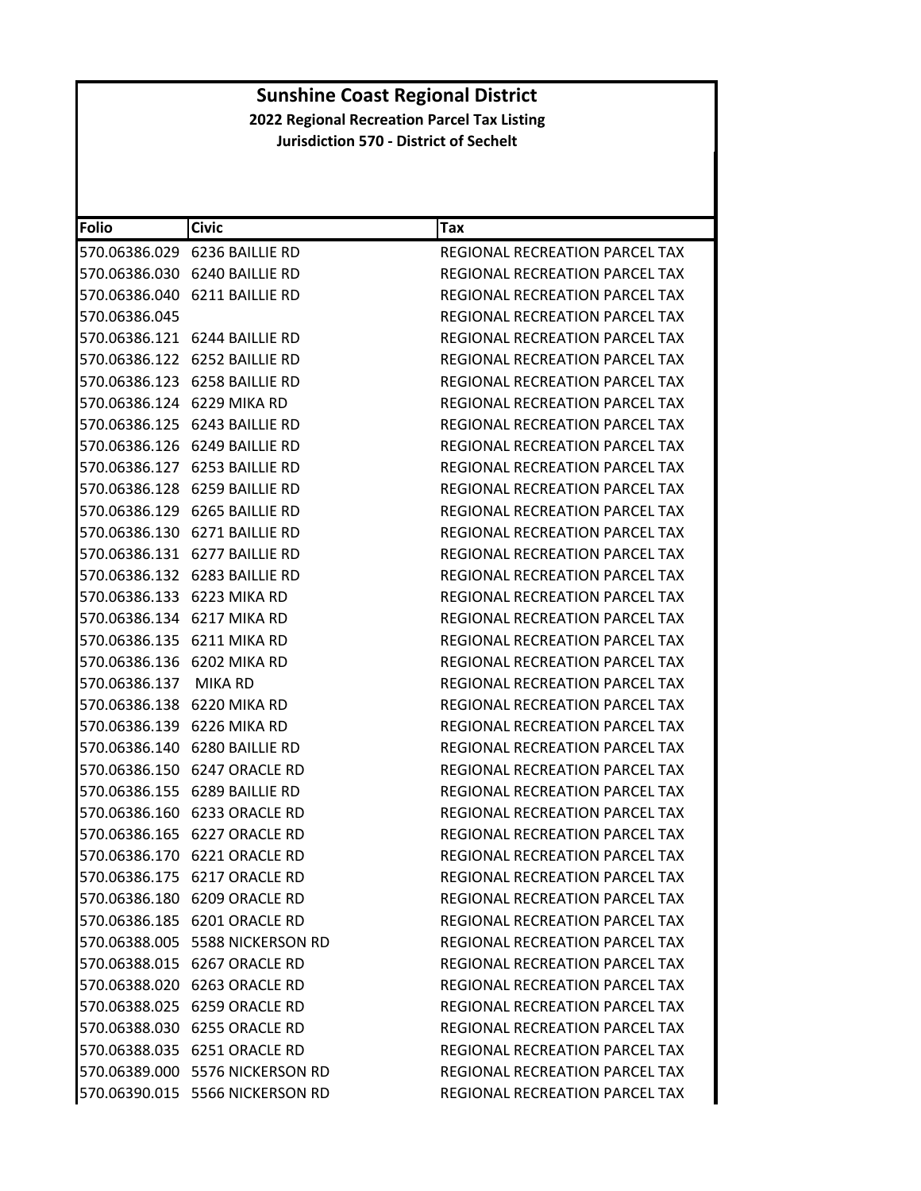# Sunshine Coast Regional District

**2022 Regional Recreation Parcel Tax Listing**

**Jurisdiction 570 - District of Sechelt**

| Folio | Civic | Tax |
|---|---|---|
| 570.06386.029 | 6236 BAILLIE RD | REGIONAL RECREATION PARCEL TAX |
| 570.06386.030 | 6240 BAILLIE RD | REGIONAL RECREATION PARCEL TAX |
| 570.06386.040 | 6211 BAILLIE RD | REGIONAL RECREATION PARCEL TAX |
| 570.06386.045 | | REGIONAL RECREATION PARCEL TAX |
| 570.06386.121 | 6244 BAILLIE RD | REGIONAL RECREATION PARCEL TAX |
| 570.06386.122 | 6252 BAILLIE RD | REGIONAL RECREATION PARCEL TAX |
| 570.06386.123 | 6258 BAILLIE RD | REGIONAL RECREATION PARCEL TAX |
| 570.06386.124 | 6229 MIKA RD | REGIONAL RECREATION PARCEL TAX |
| 570.06386.125 | 6243 BAILLIE RD | REGIONAL RECREATION PARCEL TAX |
| 570.06386.126 | 6249 BAILLIE RD | REGIONAL RECREATION PARCEL TAX |
| 570.06386.127 | 6253 BAILLIE RD | REGIONAL RECREATION PARCEL TAX |
| 570.06386.128 | 6259 BAILLIE RD | REGIONAL RECREATION PARCEL TAX |
| 570.06386.129 | 6265 BAILLIE RD | REGIONAL RECREATION PARCEL TAX |
| 570.06386.130 | 6271 BAILLIE RD | REGIONAL RECREATION PARCEL TAX |
| 570.06386.131 | 6277 BAILLIE RD | REGIONAL RECREATION PARCEL TAX |
| 570.06386.132 | 6283 BAILLIE RD | REGIONAL RECREATION PARCEL TAX |
| 570.06386.133 | 6223 MIKA RD | REGIONAL RECREATION PARCEL TAX |
| 570.06386.134 | 6217 MIKA RD | REGIONAL RECREATION PARCEL TAX |
| 570.06386.135 | 6211 MIKA RD | REGIONAL RECREATION PARCEL TAX |
| 570.06386.136 | 6202 MIKA RD | REGIONAL RECREATION PARCEL TAX |
| 570.06386.137 | MIKA RD | REGIONAL RECREATION PARCEL TAX |
| 570.06386.138 | 6220 MIKA RD | REGIONAL RECREATION PARCEL TAX |
| 570.06386.139 | 6226 MIKA RD | REGIONAL RECREATION PARCEL TAX |
| 570.06386.140 | 6280 BAILLIE RD | REGIONAL RECREATION PARCEL TAX |
| 570.06386.150 | 6247 ORACLE RD | REGIONAL RECREATION PARCEL TAX |
| 570.06386.155 | 6289 BAILLIE RD | REGIONAL RECREATION PARCEL TAX |
| 570.06386.160 | 6233 ORACLE RD | REGIONAL RECREATION PARCEL TAX |
| 570.06386.165 | 6227 ORACLE RD | REGIONAL RECREATION PARCEL TAX |
| 570.06386.170 | 6221 ORACLE RD | REGIONAL RECREATION PARCEL TAX |
| 570.06386.175 | 6217 ORACLE RD | REGIONAL RECREATION PARCEL TAX |
| 570.06386.180 | 6209 ORACLE RD | REGIONAL RECREATION PARCEL TAX |
| 570.06386.185 | 6201 ORACLE RD | REGIONAL RECREATION PARCEL TAX |
| 570.06388.005 | 5588 NICKERSON RD | REGIONAL RECREATION PARCEL TAX |
| 570.06388.015 | 6267 ORACLE RD | REGIONAL RECREATION PARCEL TAX |
| 570.06388.020 | 6263 ORACLE RD | REGIONAL RECREATION PARCEL TAX |
| 570.06388.025 | 6259 ORACLE RD | REGIONAL RECREATION PARCEL TAX |
| 570.06388.030 | 6255 ORACLE RD | REGIONAL RECREATION PARCEL TAX |
| 570.06388.035 | 6251 ORACLE RD | REGIONAL RECREATION PARCEL TAX |
| 570.06389.000 | 5576 NICKERSON RD | REGIONAL RECREATION PARCEL TAX |
| 570.06390.015 | 5566 NICKERSON RD | REGIONAL RECREATION PARCEL TAX |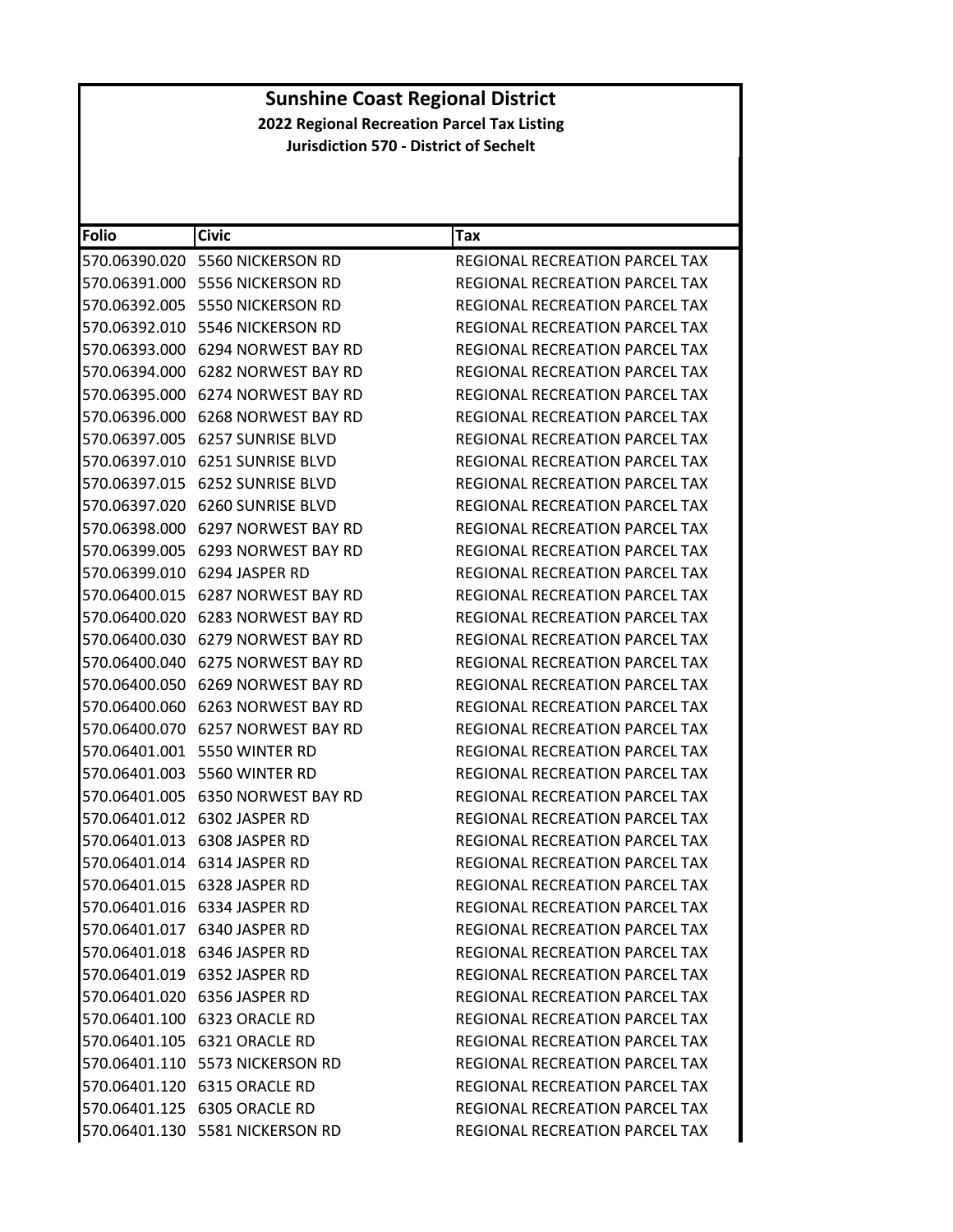# Sunshine Coast Regional District

**2022 Regional Recreation Parcel Tax Listing**

**Jurisdiction 570 - District of Sechelt**

| Folio | Civic | Tax |
|---|---|---|
| 570.06390.020 | 5560 NICKERSON RD | REGIONAL RECREATION PARCEL TAX |
| 570.06391.000 | 5556 NICKERSON RD | REGIONAL RECREATION PARCEL TAX |
| 570.06392.005 | 5550 NICKERSON RD | REGIONAL RECREATION PARCEL TAX |
| 570.06392.010 | 5546 NICKERSON RD | REGIONAL RECREATION PARCEL TAX |
| 570.06393.000 | 6294 NORWEST BAY RD | REGIONAL RECREATION PARCEL TAX |
| 570.06394.000 | 6282 NORWEST BAY RD | REGIONAL RECREATION PARCEL TAX |
| 570.06395.000 | 6274 NORWEST BAY RD | REGIONAL RECREATION PARCEL TAX |
| 570.06396.000 | 6268 NORWEST BAY RD | REGIONAL RECREATION PARCEL TAX |
| 570.06397.005 | 6257 SUNRISE BLVD | REGIONAL RECREATION PARCEL TAX |
| 570.06397.010 | 6251 SUNRISE BLVD | REGIONAL RECREATION PARCEL TAX |
| 570.06397.015 | 6252 SUNRISE BLVD | REGIONAL RECREATION PARCEL TAX |
| 570.06397.020 | 6260 SUNRISE BLVD | REGIONAL RECREATION PARCEL TAX |
| 570.06398.000 | 6297 NORWEST BAY RD | REGIONAL RECREATION PARCEL TAX |
| 570.06399.005 | 6293 NORWEST BAY RD | REGIONAL RECREATION PARCEL TAX |
| 570.06399.010 | 6294 JASPER RD | REGIONAL RECREATION PARCEL TAX |
| 570.06400.015 | 6287 NORWEST BAY RD | REGIONAL RECREATION PARCEL TAX |
| 570.06400.020 | 6283 NORWEST BAY RD | REGIONAL RECREATION PARCEL TAX |
| 570.06400.030 | 6279 NORWEST BAY RD | REGIONAL RECREATION PARCEL TAX |
| 570.06400.040 | 6275 NORWEST BAY RD | REGIONAL RECREATION PARCEL TAX |
| 570.06400.050 | 6269 NORWEST BAY RD | REGIONAL RECREATION PARCEL TAX |
| 570.06400.060 | 6263 NORWEST BAY RD | REGIONAL RECREATION PARCEL TAX |
| 570.06400.070 | 6257 NORWEST BAY RD | REGIONAL RECREATION PARCEL TAX |
| 570.06401.001 | 5550 WINTER RD | REGIONAL RECREATION PARCEL TAX |
| 570.06401.003 | 5560 WINTER RD | REGIONAL RECREATION PARCEL TAX |
| 570.06401.005 | 6350 NORWEST BAY RD | REGIONAL RECREATION PARCEL TAX |
| 570.06401.012 | 6302 JASPER RD | REGIONAL RECREATION PARCEL TAX |
| 570.06401.013 | 6308 JASPER RD | REGIONAL RECREATION PARCEL TAX |
| 570.06401.014 | 6314 JASPER RD | REGIONAL RECREATION PARCEL TAX |
| 570.06401.015 | 6328 JASPER RD | REGIONAL RECREATION PARCEL TAX |
| 570.06401.016 | 6334 JASPER RD | REGIONAL RECREATION PARCEL TAX |
| 570.06401.017 | 6340 JASPER RD | REGIONAL RECREATION PARCEL TAX |
| 570.06401.018 | 6346 JASPER RD | REGIONAL RECREATION PARCEL TAX |
| 570.06401.019 | 6352 JASPER RD | REGIONAL RECREATION PARCEL TAX |
| 570.06401.020 | 6356 JASPER RD | REGIONAL RECREATION PARCEL TAX |
| 570.06401.100 | 6323 ORACLE RD | REGIONAL RECREATION PARCEL TAX |
| 570.06401.105 | 6321 ORACLE RD | REGIONAL RECREATION PARCEL TAX |
| 570.06401.110 | 5573 NICKERSON RD | REGIONAL RECREATION PARCEL TAX |
| 570.06401.120 | 6315 ORACLE RD | REGIONAL RECREATION PARCEL TAX |
| 570.06401.125 | 6305 ORACLE RD | REGIONAL RECREATION PARCEL TAX |
| 570.06401.130 | 5581 NICKERSON RD | REGIONAL RECREATION PARCEL TAX |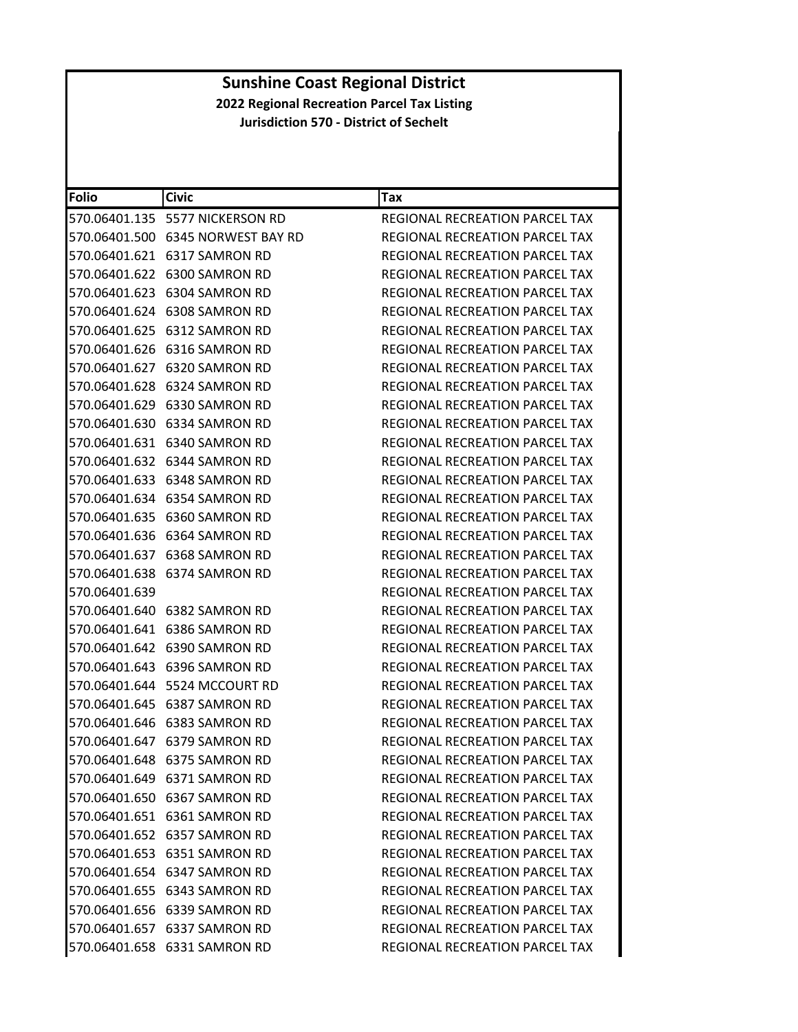# Sunshine Coast Regional District

## 2022 Regional Recreation Parcel Tax Listing

### Jurisdiction 570 - District of Sechelt

| Folio | Civic | Tax |
|---|---|---|
| 570.06401.135 | 5577 NICKERSON RD | REGIONAL RECREATION PARCEL TAX |
| 570.06401.500 | 6345 NORWEST BAY RD | REGIONAL RECREATION PARCEL TAX |
| 570.06401.621 | 6317 SAMRON RD | REGIONAL RECREATION PARCEL TAX |
| 570.06401.622 | 6300 SAMRON RD | REGIONAL RECREATION PARCEL TAX |
| 570.06401.623 | 6304 SAMRON RD | REGIONAL RECREATION PARCEL TAX |
| 570.06401.624 | 6308 SAMRON RD | REGIONAL RECREATION PARCEL TAX |
| 570.06401.625 | 6312 SAMRON RD | REGIONAL RECREATION PARCEL TAX |
| 570.06401.626 | 6316 SAMRON RD | REGIONAL RECREATION PARCEL TAX |
| 570.06401.627 | 6320 SAMRON RD | REGIONAL RECREATION PARCEL TAX |
| 570.06401.628 | 6324 SAMRON RD | REGIONAL RECREATION PARCEL TAX |
| 570.06401.629 | 6330 SAMRON RD | REGIONAL RECREATION PARCEL TAX |
| 570.06401.630 | 6334 SAMRON RD | REGIONAL RECREATION PARCEL TAX |
| 570.06401.631 | 6340 SAMRON RD | REGIONAL RECREATION PARCEL TAX |
| 570.06401.632 | 6344 SAMRON RD | REGIONAL RECREATION PARCEL TAX |
| 570.06401.633 | 6348 SAMRON RD | REGIONAL RECREATION PARCEL TAX |
| 570.06401.634 | 6354 SAMRON RD | REGIONAL RECREATION PARCEL TAX |
| 570.06401.635 | 6360 SAMRON RD | REGIONAL RECREATION PARCEL TAX |
| 570.06401.636 | 6364 SAMRON RD | REGIONAL RECREATION PARCEL TAX |
| 570.06401.637 | 6368 SAMRON RD | REGIONAL RECREATION PARCEL TAX |
| 570.06401.638 | 6374 SAMRON RD | REGIONAL RECREATION PARCEL TAX |
| 570.06401.639 | | REGIONAL RECREATION PARCEL TAX |
| 570.06401.640 | 6382 SAMRON RD | REGIONAL RECREATION PARCEL TAX |
| 570.06401.641 | 6386 SAMRON RD | REGIONAL RECREATION PARCEL TAX |
| 570.06401.642 | 6390 SAMRON RD | REGIONAL RECREATION PARCEL TAX |
| 570.06401.643 | 6396 SAMRON RD | REGIONAL RECREATION PARCEL TAX |
| 570.06401.644 | 5524 MCCOURT RD | REGIONAL RECREATION PARCEL TAX |
| 570.06401.645 | 6387 SAMRON RD | REGIONAL RECREATION PARCEL TAX |
| 570.06401.646 | 6383 SAMRON RD | REGIONAL RECREATION PARCEL TAX |
| 570.06401.647 | 6379 SAMRON RD | REGIONAL RECREATION PARCEL TAX |
| 570.06401.648 | 6375 SAMRON RD | REGIONAL RECREATION PARCEL TAX |
| 570.06401.649 | 6371 SAMRON RD | REGIONAL RECREATION PARCEL TAX |
| 570.06401.650 | 6367 SAMRON RD | REGIONAL RECREATION PARCEL TAX |
| 570.06401.651 | 6361 SAMRON RD | REGIONAL RECREATION PARCEL TAX |
| 570.06401.652 | 6357 SAMRON RD | REGIONAL RECREATION PARCEL TAX |
| 570.06401.653 | 6351 SAMRON RD | REGIONAL RECREATION PARCEL TAX |
| 570.06401.654 | 6347 SAMRON RD | REGIONAL RECREATION PARCEL TAX |
| 570.06401.655 | 6343 SAMRON RD | REGIONAL RECREATION PARCEL TAX |
| 570.06401.656 | 6339 SAMRON RD | REGIONAL RECREATION PARCEL TAX |
| 570.06401.657 | 6337 SAMRON RD | REGIONAL RECREATION PARCEL TAX |
| 570.06401.658 | 6331 SAMRON RD | REGIONAL RECREATION PARCEL TAX |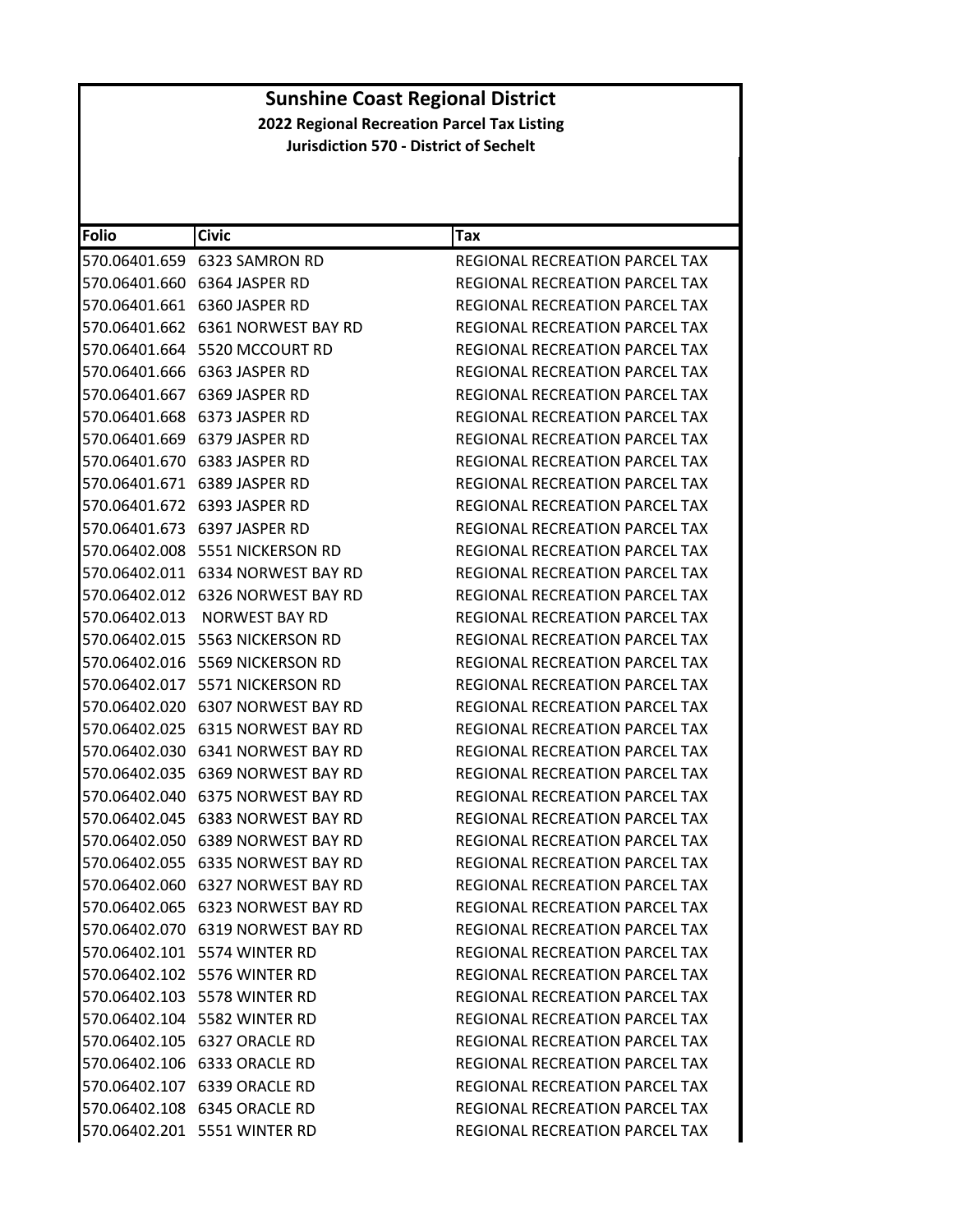# Sunshine Coast Regional District

**2022 Regional Recreation Parcel Tax Listing**

**Jurisdiction 570 - District of Sechelt**

| Folio | Civic | Tax |
|---|---|---|
| 570.06401.659 | 6323 SAMRON RD | REGIONAL RECREATION PARCEL TAX |
| 570.06401.660 | 6364 JASPER RD | REGIONAL RECREATION PARCEL TAX |
| 570.06401.661 | 6360 JASPER RD | REGIONAL RECREATION PARCEL TAX |
| 570.06401.662 | 6361 NORWEST BAY RD | REGIONAL RECREATION PARCEL TAX |
| 570.06401.664 | 5520 MCCOURT RD | REGIONAL RECREATION PARCEL TAX |
| 570.06401.666 | 6363 JASPER RD | REGIONAL RECREATION PARCEL TAX |
| 570.06401.667 | 6369 JASPER RD | REGIONAL RECREATION PARCEL TAX |
| 570.06401.668 | 6373 JASPER RD | REGIONAL RECREATION PARCEL TAX |
| 570.06401.669 | 6379 JASPER RD | REGIONAL RECREATION PARCEL TAX |
| 570.06401.670 | 6383 JASPER RD | REGIONAL RECREATION PARCEL TAX |
| 570.06401.671 | 6389 JASPER RD | REGIONAL RECREATION PARCEL TAX |
| 570.06401.672 | 6393 JASPER RD | REGIONAL RECREATION PARCEL TAX |
| 570.06401.673 | 6397 JASPER RD | REGIONAL RECREATION PARCEL TAX |
| 570.06402.008 | 5551 NICKERSON RD | REGIONAL RECREATION PARCEL TAX |
| 570.06402.011 | 6334 NORWEST BAY RD | REGIONAL RECREATION PARCEL TAX |
| 570.06402.012 | 6326 NORWEST BAY RD | REGIONAL RECREATION PARCEL TAX |
| 570.06402.013 | NORWEST BAY RD | REGIONAL RECREATION PARCEL TAX |
| 570.06402.015 | 5563 NICKERSON RD | REGIONAL RECREATION PARCEL TAX |
| 570.06402.016 | 5569 NICKERSON RD | REGIONAL RECREATION PARCEL TAX |
| 570.06402.017 | 5571 NICKERSON RD | REGIONAL RECREATION PARCEL TAX |
| 570.06402.020 | 6307 NORWEST BAY RD | REGIONAL RECREATION PARCEL TAX |
| 570.06402.025 | 6315 NORWEST BAY RD | REGIONAL RECREATION PARCEL TAX |
| 570.06402.030 | 6341 NORWEST BAY RD | REGIONAL RECREATION PARCEL TAX |
| 570.06402.035 | 6369 NORWEST BAY RD | REGIONAL RECREATION PARCEL TAX |
| 570.06402.040 | 6375 NORWEST BAY RD | REGIONAL RECREATION PARCEL TAX |
| 570.06402.045 | 6383 NORWEST BAY RD | REGIONAL RECREATION PARCEL TAX |
| 570.06402.050 | 6389 NORWEST BAY RD | REGIONAL RECREATION PARCEL TAX |
| 570.06402.055 | 6335 NORWEST BAY RD | REGIONAL RECREATION PARCEL TAX |
| 570.06402.060 | 6327 NORWEST BAY RD | REGIONAL RECREATION PARCEL TAX |
| 570.06402.065 | 6323 NORWEST BAY RD | REGIONAL RECREATION PARCEL TAX |
| 570.06402.070 | 6319 NORWEST BAY RD | REGIONAL RECREATION PARCEL TAX |
| 570.06402.101 | 5574 WINTER RD | REGIONAL RECREATION PARCEL TAX |
| 570.06402.102 | 5576 WINTER RD | REGIONAL RECREATION PARCEL TAX |
| 570.06402.103 | 5578 WINTER RD | REGIONAL RECREATION PARCEL TAX |
| 570.06402.104 | 5582 WINTER RD | REGIONAL RECREATION PARCEL TAX |
| 570.06402.105 | 6327 ORACLE RD | REGIONAL RECREATION PARCEL TAX |
| 570.06402.106 | 6333 ORACLE RD | REGIONAL RECREATION PARCEL TAX |
| 570.06402.107 | 6339 ORACLE RD | REGIONAL RECREATION PARCEL TAX |
| 570.06402.108 | 6345 ORACLE RD | REGIONAL RECREATION PARCEL TAX |
| 570.06402.201 | 5551 WINTER RD | REGIONAL RECREATION PARCEL TAX |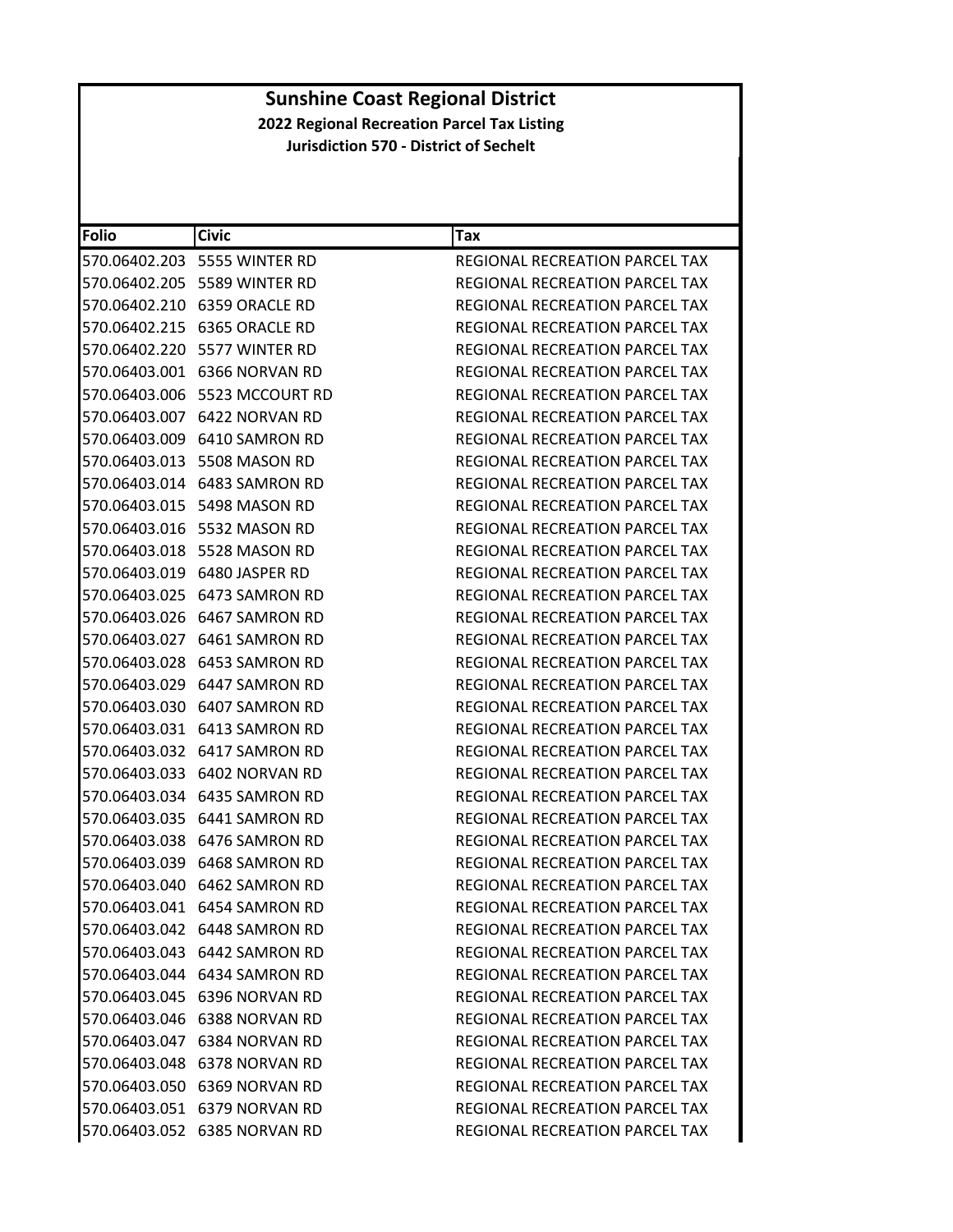# Sunshine Coast Regional District

**2022 Regional Recreation Parcel Tax Listing**

**Jurisdiction 570 - District of Sechelt**

| Folio | Civic | Tax |
|---|---|---|
| 570.06402.203 | 5555 WINTER RD | REGIONAL RECREATION PARCEL TAX |
| 570.06402.205 | 5589 WINTER RD | REGIONAL RECREATION PARCEL TAX |
| 570.06402.210 | 6359 ORACLE RD | REGIONAL RECREATION PARCEL TAX |
| 570.06402.215 | 6365 ORACLE RD | REGIONAL RECREATION PARCEL TAX |
| 570.06402.220 | 5577 WINTER RD | REGIONAL RECREATION PARCEL TAX |
| 570.06403.001 | 6366 NORVAN RD | REGIONAL RECREATION PARCEL TAX |
| 570.06403.006 | 5523 MCCOURT RD | REGIONAL RECREATION PARCEL TAX |
| 570.06403.007 | 6422 NORVAN RD | REGIONAL RECREATION PARCEL TAX |
| 570.06403.009 | 6410 SAMRON RD | REGIONAL RECREATION PARCEL TAX |
| 570.06403.013 | 5508 MASON RD | REGIONAL RECREATION PARCEL TAX |
| 570.06403.014 | 6483 SAMRON RD | REGIONAL RECREATION PARCEL TAX |
| 570.06403.015 | 5498 MASON RD | REGIONAL RECREATION PARCEL TAX |
| 570.06403.016 | 5532 MASON RD | REGIONAL RECREATION PARCEL TAX |
| 570.06403.018 | 5528 MASON RD | REGIONAL RECREATION PARCEL TAX |
| 570.06403.019 | 6480 JASPER RD | REGIONAL RECREATION PARCEL TAX |
| 570.06403.025 | 6473 SAMRON RD | REGIONAL RECREATION PARCEL TAX |
| 570.06403.026 | 6467 SAMRON RD | REGIONAL RECREATION PARCEL TAX |
| 570.06403.027 | 6461 SAMRON RD | REGIONAL RECREATION PARCEL TAX |
| 570.06403.028 | 6453 SAMRON RD | REGIONAL RECREATION PARCEL TAX |
| 570.06403.029 | 6447 SAMRON RD | REGIONAL RECREATION PARCEL TAX |
| 570.06403.030 | 6407 SAMRON RD | REGIONAL RECREATION PARCEL TAX |
| 570.06403.031 | 6413 SAMRON RD | REGIONAL RECREATION PARCEL TAX |
| 570.06403.032 | 6417 SAMRON RD | REGIONAL RECREATION PARCEL TAX |
| 570.06403.033 | 6402 NORVAN RD | REGIONAL RECREATION PARCEL TAX |
| 570.06403.034 | 6435 SAMRON RD | REGIONAL RECREATION PARCEL TAX |
| 570.06403.035 | 6441 SAMRON RD | REGIONAL RECREATION PARCEL TAX |
| 570.06403.038 | 6476 SAMRON RD | REGIONAL RECREATION PARCEL TAX |
| 570.06403.039 | 6468 SAMRON RD | REGIONAL RECREATION PARCEL TAX |
| 570.06403.040 | 6462 SAMRON RD | REGIONAL RECREATION PARCEL TAX |
| 570.06403.041 | 6454 SAMRON RD | REGIONAL RECREATION PARCEL TAX |
| 570.06403.042 | 6448 SAMRON RD | REGIONAL RECREATION PARCEL TAX |
| 570.06403.043 | 6442 SAMRON RD | REGIONAL RECREATION PARCEL TAX |
| 570.06403.044 | 6434 SAMRON RD | REGIONAL RECREATION PARCEL TAX |
| 570.06403.045 | 6396 NORVAN RD | REGIONAL RECREATION PARCEL TAX |
| 570.06403.046 | 6388 NORVAN RD | REGIONAL RECREATION PARCEL TAX |
| 570.06403.047 | 6384 NORVAN RD | REGIONAL RECREATION PARCEL TAX |
| 570.06403.048 | 6378 NORVAN RD | REGIONAL RECREATION PARCEL TAX |
| 570.06403.050 | 6369 NORVAN RD | REGIONAL RECREATION PARCEL TAX |
| 570.06403.051 | 6379 NORVAN RD | REGIONAL RECREATION PARCEL TAX |
| 570.06403.052 | 6385 NORVAN RD | REGIONAL RECREATION PARCEL TAX |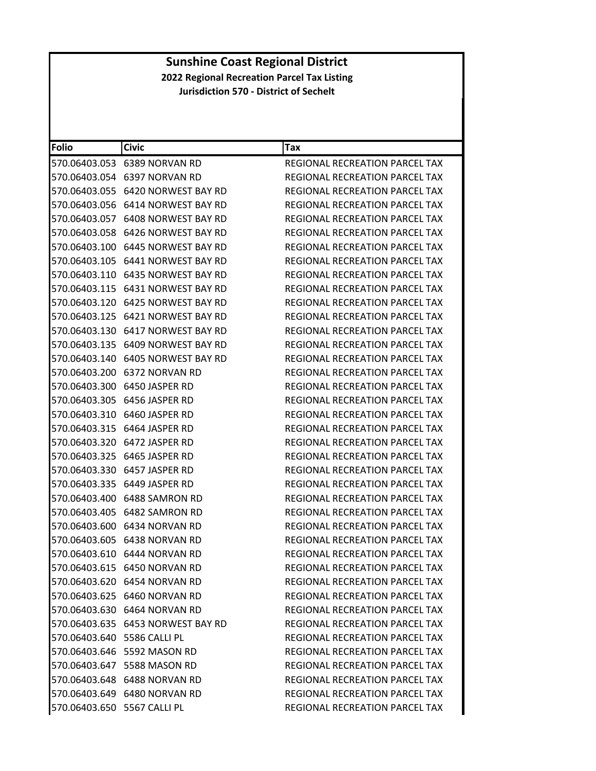# Sunshine Coast Regional District

**2022 Regional Recreation Parcel Tax Listing**

**Jurisdiction 570 - District of Sechelt**

| Folio | Civic | Tax |
|---|---|---|
| 570.06403.053 | 6389 NORVAN RD | REGIONAL RECREATION PARCEL TAX |
| 570.06403.054 | 6397 NORVAN RD | REGIONAL RECREATION PARCEL TAX |
| 570.06403.055 | 6420 NORWEST BAY RD | REGIONAL RECREATION PARCEL TAX |
| 570.06403.056 | 6414 NORWEST BAY RD | REGIONAL RECREATION PARCEL TAX |
| 570.06403.057 | 6408 NORWEST BAY RD | REGIONAL RECREATION PARCEL TAX |
| 570.06403.058 | 6426 NORWEST BAY RD | REGIONAL RECREATION PARCEL TAX |
| 570.06403.100 | 6445 NORWEST BAY RD | REGIONAL RECREATION PARCEL TAX |
| 570.06403.105 | 6441 NORWEST BAY RD | REGIONAL RECREATION PARCEL TAX |
| 570.06403.110 | 6435 NORWEST BAY RD | REGIONAL RECREATION PARCEL TAX |
| 570.06403.115 | 6431 NORWEST BAY RD | REGIONAL RECREATION PARCEL TAX |
| 570.06403.120 | 6425 NORWEST BAY RD | REGIONAL RECREATION PARCEL TAX |
| 570.06403.125 | 6421 NORWEST BAY RD | REGIONAL RECREATION PARCEL TAX |
| 570.06403.130 | 6417 NORWEST BAY RD | REGIONAL RECREATION PARCEL TAX |
| 570.06403.135 | 6409 NORWEST BAY RD | REGIONAL RECREATION PARCEL TAX |
| 570.06403.140 | 6405 NORWEST BAY RD | REGIONAL RECREATION PARCEL TAX |
| 570.06403.200 | 6372 NORVAN RD | REGIONAL RECREATION PARCEL TAX |
| 570.06403.300 | 6450 JASPER RD | REGIONAL RECREATION PARCEL TAX |
| 570.06403.305 | 6456 JASPER RD | REGIONAL RECREATION PARCEL TAX |
| 570.06403.310 | 6460 JASPER RD | REGIONAL RECREATION PARCEL TAX |
| 570.06403.315 | 6464 JASPER RD | REGIONAL RECREATION PARCEL TAX |
| 570.06403.320 | 6472 JASPER RD | REGIONAL RECREATION PARCEL TAX |
| 570.06403.325 | 6465 JASPER RD | REGIONAL RECREATION PARCEL TAX |
| 570.06403.330 | 6457 JASPER RD | REGIONAL RECREATION PARCEL TAX |
| 570.06403.335 | 6449 JASPER RD | REGIONAL RECREATION PARCEL TAX |
| 570.06403.400 | 6488 SAMRON RD | REGIONAL RECREATION PARCEL TAX |
| 570.06403.405 | 6482 SAMRON RD | REGIONAL RECREATION PARCEL TAX |
| 570.06403.600 | 6434 NORVAN RD | REGIONAL RECREATION PARCEL TAX |
| 570.06403.605 | 6438 NORVAN RD | REGIONAL RECREATION PARCEL TAX |
| 570.06403.610 | 6444 NORVAN RD | REGIONAL RECREATION PARCEL TAX |
| 570.06403.615 | 6450 NORVAN RD | REGIONAL RECREATION PARCEL TAX |
| 570.06403.620 | 6454 NORVAN RD | REGIONAL RECREATION PARCEL TAX |
| 570.06403.625 | 6460 NORVAN RD | REGIONAL RECREATION PARCEL TAX |
| 570.06403.630 | 6464 NORVAN RD | REGIONAL RECREATION PARCEL TAX |
| 570.06403.635 | 6453 NORWEST BAY RD | REGIONAL RECREATION PARCEL TAX |
| 570.06403.640 | 5586 CALLI PL | REGIONAL RECREATION PARCEL TAX |
| 570.06403.646 | 5592 MASON RD | REGIONAL RECREATION PARCEL TAX |
| 570.06403.647 | 5588 MASON RD | REGIONAL RECREATION PARCEL TAX |
| 570.06403.648 | 6488 NORVAN RD | REGIONAL RECREATION PARCEL TAX |
| 570.06403.649 | 6480 NORVAN RD | REGIONAL RECREATION PARCEL TAX |
| 570.06403.650 | 5567 CALLI PL | REGIONAL RECREATION PARCEL TAX |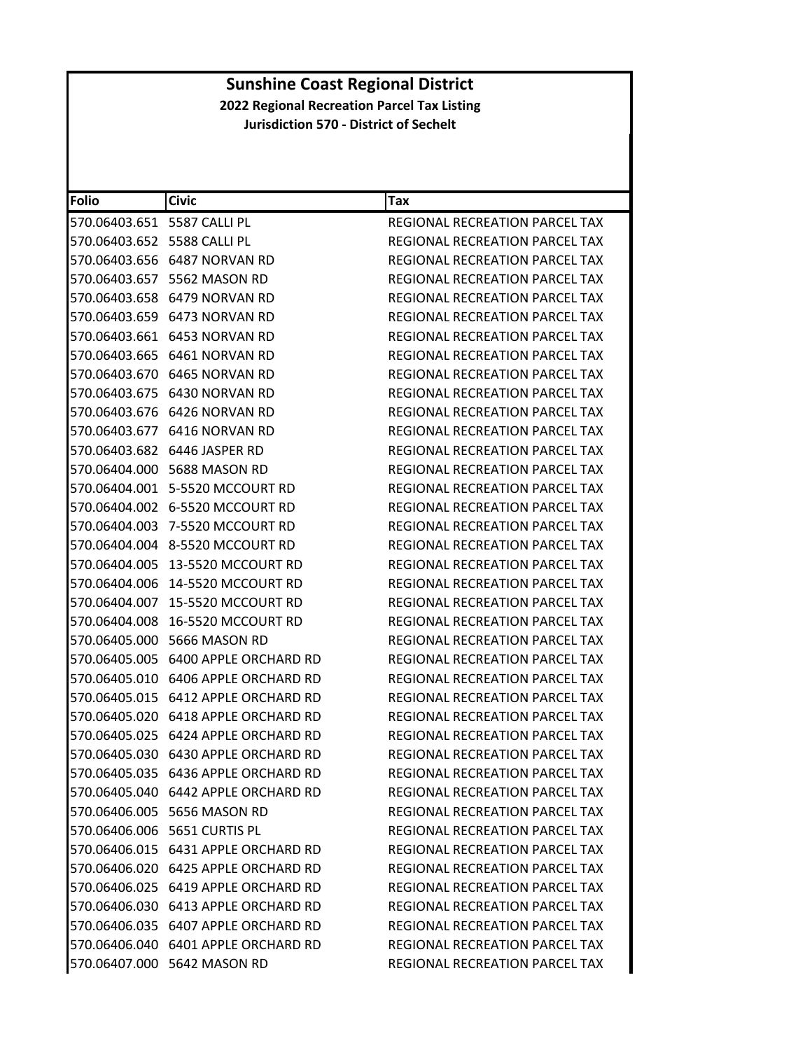# Sunshine Coast Regional District

**2022 Regional Recreation Parcel Tax Listing**

**Jurisdiction 570 - District of Sechelt**

| Folio | Civic | Tax |
|---|---|---|
| 570.06403.651 | 5587 CALLI PL | REGIONAL RECREATION PARCEL TAX |
| 570.06403.652 | 5588 CALLI PL | REGIONAL RECREATION PARCEL TAX |
| 570.06403.656 | 6487 NORVAN RD | REGIONAL RECREATION PARCEL TAX |
| 570.06403.657 | 5562 MASON RD | REGIONAL RECREATION PARCEL TAX |
| 570.06403.658 | 6479 NORVAN RD | REGIONAL RECREATION PARCEL TAX |
| 570.06403.659 | 6473 NORVAN RD | REGIONAL RECREATION PARCEL TAX |
| 570.06403.661 | 6453 NORVAN RD | REGIONAL RECREATION PARCEL TAX |
| 570.06403.665 | 6461 NORVAN RD | REGIONAL RECREATION PARCEL TAX |
| 570.06403.670 | 6465 NORVAN RD | REGIONAL RECREATION PARCEL TAX |
| 570.06403.675 | 6430 NORVAN RD | REGIONAL RECREATION PARCEL TAX |
| 570.06403.676 | 6426 NORVAN RD | REGIONAL RECREATION PARCEL TAX |
| 570.06403.677 | 6416 NORVAN RD | REGIONAL RECREATION PARCEL TAX |
| 570.06403.682 | 6446 JASPER RD | REGIONAL RECREATION PARCEL TAX |
| 570.06404.000 | 5688 MASON RD | REGIONAL RECREATION PARCEL TAX |
| 570.06404.001 | 5-5520 MCCOURT RD | REGIONAL RECREATION PARCEL TAX |
| 570.06404.002 | 6-5520 MCCOURT RD | REGIONAL RECREATION PARCEL TAX |
| 570.06404.003 | 7-5520 MCCOURT RD | REGIONAL RECREATION PARCEL TAX |
| 570.06404.004 | 8-5520 MCCOURT RD | REGIONAL RECREATION PARCEL TAX |
| 570.06404.005 | 13-5520 MCCOURT RD | REGIONAL RECREATION PARCEL TAX |
| 570.06404.006 | 14-5520 MCCOURT RD | REGIONAL RECREATION PARCEL TAX |
| 570.06404.007 | 15-5520 MCCOURT RD | REGIONAL RECREATION PARCEL TAX |
| 570.06404.008 | 16-5520 MCCOURT RD | REGIONAL RECREATION PARCEL TAX |
| 570.06405.000 | 5666 MASON RD | REGIONAL RECREATION PARCEL TAX |
| 570.06405.005 | 6400 APPLE ORCHARD RD | REGIONAL RECREATION PARCEL TAX |
| 570.06405.010 | 6406 APPLE ORCHARD RD | REGIONAL RECREATION PARCEL TAX |
| 570.06405.015 | 6412 APPLE ORCHARD RD | REGIONAL RECREATION PARCEL TAX |
| 570.06405.020 | 6418 APPLE ORCHARD RD | REGIONAL RECREATION PARCEL TAX |
| 570.06405.025 | 6424 APPLE ORCHARD RD | REGIONAL RECREATION PARCEL TAX |
| 570.06405.030 | 6430 APPLE ORCHARD RD | REGIONAL RECREATION PARCEL TAX |
| 570.06405.035 | 6436 APPLE ORCHARD RD | REGIONAL RECREATION PARCEL TAX |
| 570.06405.040 | 6442 APPLE ORCHARD RD | REGIONAL RECREATION PARCEL TAX |
| 570.06406.005 | 5656 MASON RD | REGIONAL RECREATION PARCEL TAX |
| 570.06406.006 | 5651 CURTIS PL | REGIONAL RECREATION PARCEL TAX |
| 570.06406.015 | 6431 APPLE ORCHARD RD | REGIONAL RECREATION PARCEL TAX |
| 570.06406.020 | 6425 APPLE ORCHARD RD | REGIONAL RECREATION PARCEL TAX |
| 570.06406.025 | 6419 APPLE ORCHARD RD | REGIONAL RECREATION PARCEL TAX |
| 570.06406.030 | 6413 APPLE ORCHARD RD | REGIONAL RECREATION PARCEL TAX |
| 570.06406.035 | 6407 APPLE ORCHARD RD | REGIONAL RECREATION PARCEL TAX |
| 570.06406.040 | 6401 APPLE ORCHARD RD | REGIONAL RECREATION PARCEL TAX |
| 570.06407.000 | 5642 MASON RD | REGIONAL RECREATION PARCEL TAX |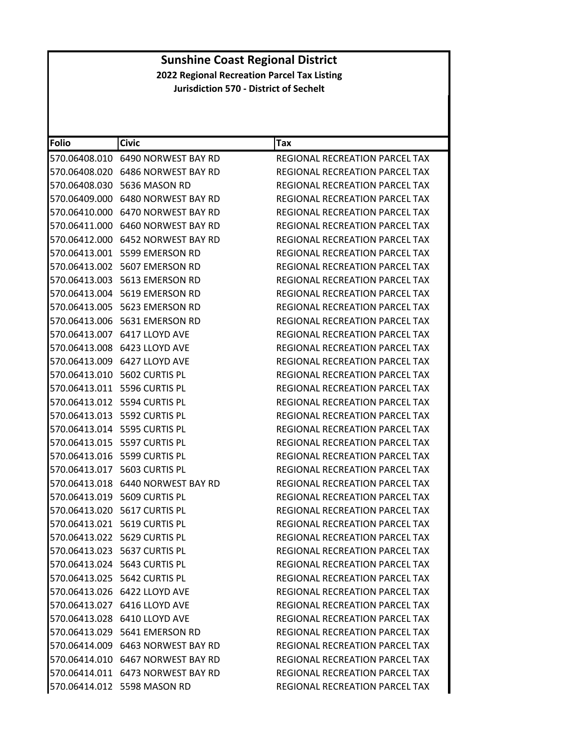# Sunshine Coast Regional District

**2022 Regional Recreation Parcel Tax Listing**

**Jurisdiction 570 - District of Sechelt**

| Folio | Civic | Tax |
|---|---|---|
| 570.06408.010 | 6490 NORWEST BAY RD | REGIONAL RECREATION PARCEL TAX |
| 570.06408.020 | 6486 NORWEST BAY RD | REGIONAL RECREATION PARCEL TAX |
| 570.06408.030 | 5636 MASON RD | REGIONAL RECREATION PARCEL TAX |
| 570.06409.000 | 6480 NORWEST BAY RD | REGIONAL RECREATION PARCEL TAX |
| 570.06410.000 | 6470 NORWEST BAY RD | REGIONAL RECREATION PARCEL TAX |
| 570.06411.000 | 6460 NORWEST BAY RD | REGIONAL RECREATION PARCEL TAX |
| 570.06412.000 | 6452 NORWEST BAY RD | REGIONAL RECREATION PARCEL TAX |
| 570.06413.001 | 5599 EMERSON RD | REGIONAL RECREATION PARCEL TAX |
| 570.06413.002 | 5607 EMERSON RD | REGIONAL RECREATION PARCEL TAX |
| 570.06413.003 | 5613 EMERSON RD | REGIONAL RECREATION PARCEL TAX |
| 570.06413.004 | 5619 EMERSON RD | REGIONAL RECREATION PARCEL TAX |
| 570.06413.005 | 5623 EMERSON RD | REGIONAL RECREATION PARCEL TAX |
| 570.06413.006 | 5631 EMERSON RD | REGIONAL RECREATION PARCEL TAX |
| 570.06413.007 | 6417 LLOYD AVE | REGIONAL RECREATION PARCEL TAX |
| 570.06413.008 | 6423 LLOYD AVE | REGIONAL RECREATION PARCEL TAX |
| 570.06413.009 | 6427 LLOYD AVE | REGIONAL RECREATION PARCEL TAX |
| 570.06413.010 | 5602 CURTIS PL | REGIONAL RECREATION PARCEL TAX |
| 570.06413.011 | 5596 CURTIS PL | REGIONAL RECREATION PARCEL TAX |
| 570.06413.012 | 5594 CURTIS PL | REGIONAL RECREATION PARCEL TAX |
| 570.06413.013 | 5592 CURTIS PL | REGIONAL RECREATION PARCEL TAX |
| 570.06413.014 | 5595 CURTIS PL | REGIONAL RECREATION PARCEL TAX |
| 570.06413.015 | 5597 CURTIS PL | REGIONAL RECREATION PARCEL TAX |
| 570.06413.016 | 5599 CURTIS PL | REGIONAL RECREATION PARCEL TAX |
| 570.06413.017 | 5603 CURTIS PL | REGIONAL RECREATION PARCEL TAX |
| 570.06413.018 | 6440 NORWEST BAY RD | REGIONAL RECREATION PARCEL TAX |
| 570.06413.019 | 5609 CURTIS PL | REGIONAL RECREATION PARCEL TAX |
| 570.06413.020 | 5617 CURTIS PL | REGIONAL RECREATION PARCEL TAX |
| 570.06413.021 | 5619 CURTIS PL | REGIONAL RECREATION PARCEL TAX |
| 570.06413.022 | 5629 CURTIS PL | REGIONAL RECREATION PARCEL TAX |
| 570.06413.023 | 5637 CURTIS PL | REGIONAL RECREATION PARCEL TAX |
| 570.06413.024 | 5643 CURTIS PL | REGIONAL RECREATION PARCEL TAX |
| 570.06413.025 | 5642 CURTIS PL | REGIONAL RECREATION PARCEL TAX |
| 570.06413.026 | 6422 LLOYD AVE | REGIONAL RECREATION PARCEL TAX |
| 570.06413.027 | 6416 LLOYD AVE | REGIONAL RECREATION PARCEL TAX |
| 570.06413.028 | 6410 LLOYD AVE | REGIONAL RECREATION PARCEL TAX |
| 570.06413.029 | 5641 EMERSON RD | REGIONAL RECREATION PARCEL TAX |
| 570.06414.009 | 6463 NORWEST BAY RD | REGIONAL RECREATION PARCEL TAX |
| 570.06414.010 | 6467 NORWEST BAY RD | REGIONAL RECREATION PARCEL TAX |
| 570.06414.011 | 6473 NORWEST BAY RD | REGIONAL RECREATION PARCEL TAX |
| 570.06414.012 | 5598 MASON RD | REGIONAL RECREATION PARCEL TAX |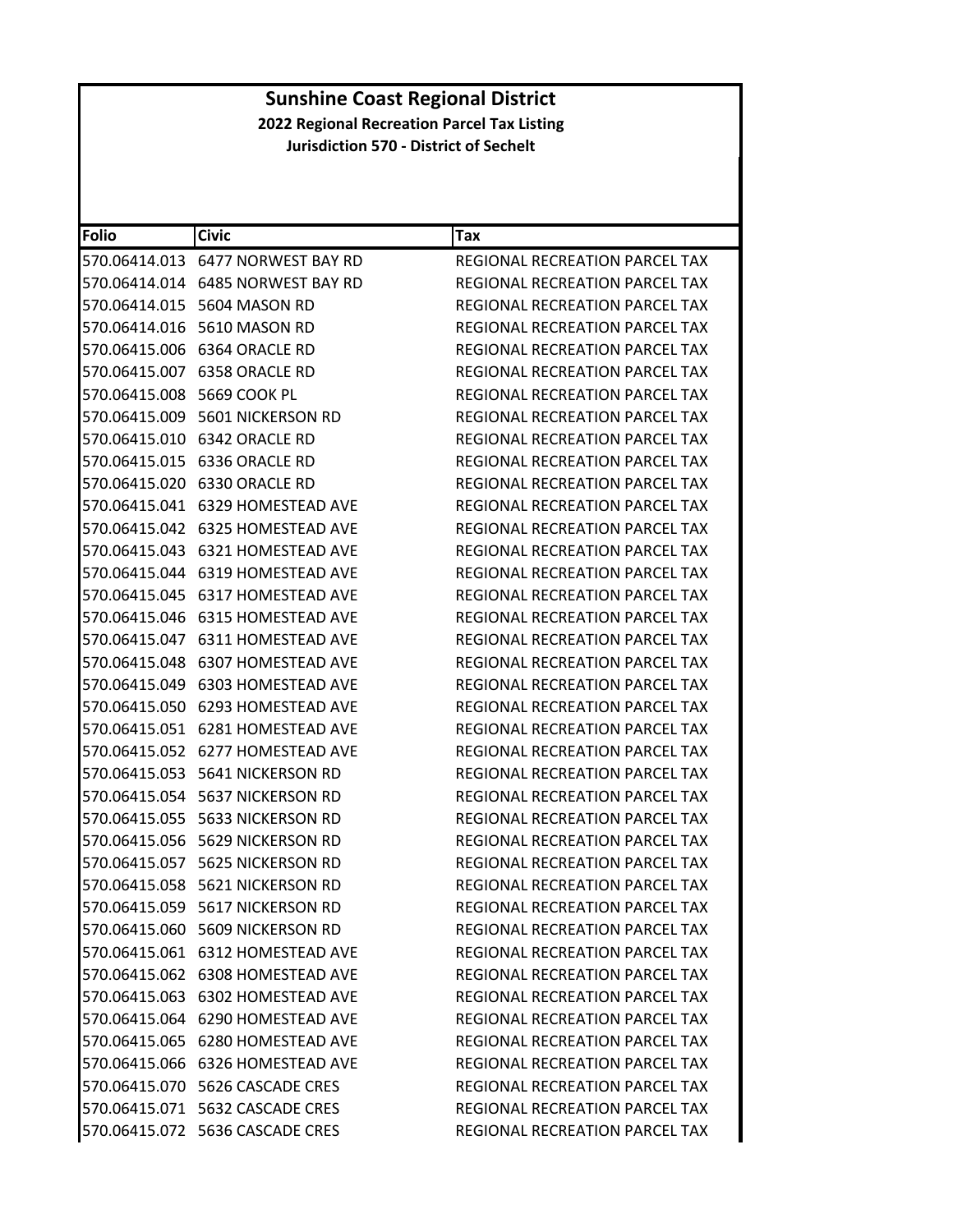# Sunshine Coast Regional District

**2022 Regional Recreation Parcel Tax Listing**

**Jurisdiction 570 - District of Sechelt**

| Folio | Civic | Tax |
|---|---|---|
| 570.06414.013 | 6477 NORWEST BAY RD | REGIONAL RECREATION PARCEL TAX |
| 570.06414.014 | 6485 NORWEST BAY RD | REGIONAL RECREATION PARCEL TAX |
| 570.06414.015 | 5604 MASON RD | REGIONAL RECREATION PARCEL TAX |
| 570.06414.016 | 5610 MASON RD | REGIONAL RECREATION PARCEL TAX |
| 570.06415.006 | 6364 ORACLE RD | REGIONAL RECREATION PARCEL TAX |
| 570.06415.007 | 6358 ORACLE RD | REGIONAL RECREATION PARCEL TAX |
| 570.06415.008 | 5669 COOK PL | REGIONAL RECREATION PARCEL TAX |
| 570.06415.009 | 5601 NICKERSON RD | REGIONAL RECREATION PARCEL TAX |
| 570.06415.010 | 6342 ORACLE RD | REGIONAL RECREATION PARCEL TAX |
| 570.06415.015 | 6336 ORACLE RD | REGIONAL RECREATION PARCEL TAX |
| 570.06415.020 | 6330 ORACLE RD | REGIONAL RECREATION PARCEL TAX |
| 570.06415.041 | 6329 HOMESTEAD AVE | REGIONAL RECREATION PARCEL TAX |
| 570.06415.042 | 6325 HOMESTEAD AVE | REGIONAL RECREATION PARCEL TAX |
| 570.06415.043 | 6321 HOMESTEAD AVE | REGIONAL RECREATION PARCEL TAX |
| 570.06415.044 | 6319 HOMESTEAD AVE | REGIONAL RECREATION PARCEL TAX |
| 570.06415.045 | 6317 HOMESTEAD AVE | REGIONAL RECREATION PARCEL TAX |
| 570.06415.046 | 6315 HOMESTEAD AVE | REGIONAL RECREATION PARCEL TAX |
| 570.06415.047 | 6311 HOMESTEAD AVE | REGIONAL RECREATION PARCEL TAX |
| 570.06415.048 | 6307 HOMESTEAD AVE | REGIONAL RECREATION PARCEL TAX |
| 570.06415.049 | 6303 HOMESTEAD AVE | REGIONAL RECREATION PARCEL TAX |
| 570.06415.050 | 6293 HOMESTEAD AVE | REGIONAL RECREATION PARCEL TAX |
| 570.06415.051 | 6281 HOMESTEAD AVE | REGIONAL RECREATION PARCEL TAX |
| 570.06415.052 | 6277 HOMESTEAD AVE | REGIONAL RECREATION PARCEL TAX |
| 570.06415.053 | 5641 NICKERSON RD | REGIONAL RECREATION PARCEL TAX |
| 570.06415.054 | 5637 NICKERSON RD | REGIONAL RECREATION PARCEL TAX |
| 570.06415.055 | 5633 NICKERSON RD | REGIONAL RECREATION PARCEL TAX |
| 570.06415.056 | 5629 NICKERSON RD | REGIONAL RECREATION PARCEL TAX |
| 570.06415.057 | 5625 NICKERSON RD | REGIONAL RECREATION PARCEL TAX |
| 570.06415.058 | 5621 NICKERSON RD | REGIONAL RECREATION PARCEL TAX |
| 570.06415.059 | 5617 NICKERSON RD | REGIONAL RECREATION PARCEL TAX |
| 570.06415.060 | 5609 NICKERSON RD | REGIONAL RECREATION PARCEL TAX |
| 570.06415.061 | 6312 HOMESTEAD AVE | REGIONAL RECREATION PARCEL TAX |
| 570.06415.062 | 6308 HOMESTEAD AVE | REGIONAL RECREATION PARCEL TAX |
| 570.06415.063 | 6302 HOMESTEAD AVE | REGIONAL RECREATION PARCEL TAX |
| 570.06415.064 | 6290 HOMESTEAD AVE | REGIONAL RECREATION PARCEL TAX |
| 570.06415.065 | 6280 HOMESTEAD AVE | REGIONAL RECREATION PARCEL TAX |
| 570.06415.066 | 6326 HOMESTEAD AVE | REGIONAL RECREATION PARCEL TAX |
| 570.06415.070 | 5626 CASCADE CRES | REGIONAL RECREATION PARCEL TAX |
| 570.06415.071 | 5632 CASCADE CRES | REGIONAL RECREATION PARCEL TAX |
| 570.06415.072 | 5636 CASCADE CRES | REGIONAL RECREATION PARCEL TAX |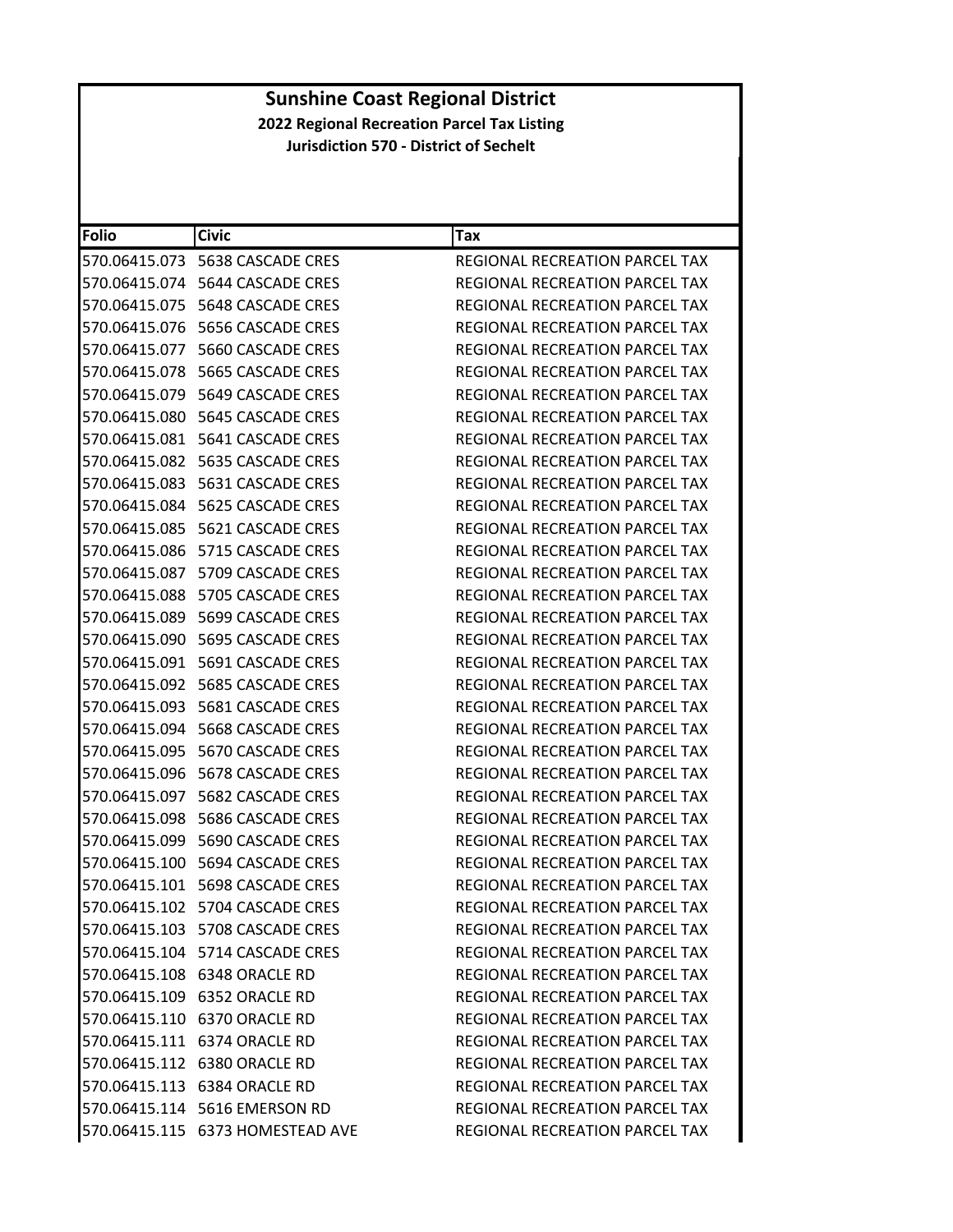# Sunshine Coast Regional District

## 2022 Regional Recreation Parcel Tax Listing

### Jurisdiction 570 - District of Sechelt

| Folio | Civic | Tax |
|---|---|---|
| 570.06415.073 | 5638 CASCADE CRES | REGIONAL RECREATION PARCEL TAX |
| 570.06415.074 | 5644 CASCADE CRES | REGIONAL RECREATION PARCEL TAX |
| 570.06415.075 | 5648 CASCADE CRES | REGIONAL RECREATION PARCEL TAX |
| 570.06415.076 | 5656 CASCADE CRES | REGIONAL RECREATION PARCEL TAX |
| 570.06415.077 | 5660 CASCADE CRES | REGIONAL RECREATION PARCEL TAX |
| 570.06415.078 | 5665 CASCADE CRES | REGIONAL RECREATION PARCEL TAX |
| 570.06415.079 | 5649 CASCADE CRES | REGIONAL RECREATION PARCEL TAX |
| 570.06415.080 | 5645 CASCADE CRES | REGIONAL RECREATION PARCEL TAX |
| 570.06415.081 | 5641 CASCADE CRES | REGIONAL RECREATION PARCEL TAX |
| 570.06415.082 | 5635 CASCADE CRES | REGIONAL RECREATION PARCEL TAX |
| 570.06415.083 | 5631 CASCADE CRES | REGIONAL RECREATION PARCEL TAX |
| 570.06415.084 | 5625 CASCADE CRES | REGIONAL RECREATION PARCEL TAX |
| 570.06415.085 | 5621 CASCADE CRES | REGIONAL RECREATION PARCEL TAX |
| 570.06415.086 | 5715 CASCADE CRES | REGIONAL RECREATION PARCEL TAX |
| 570.06415.087 | 5709 CASCADE CRES | REGIONAL RECREATION PARCEL TAX |
| 570.06415.088 | 5705 CASCADE CRES | REGIONAL RECREATION PARCEL TAX |
| 570.06415.089 | 5699 CASCADE CRES | REGIONAL RECREATION PARCEL TAX |
| 570.06415.090 | 5695 CASCADE CRES | REGIONAL RECREATION PARCEL TAX |
| 570.06415.091 | 5691 CASCADE CRES | REGIONAL RECREATION PARCEL TAX |
| 570.06415.092 | 5685 CASCADE CRES | REGIONAL RECREATION PARCEL TAX |
| 570.06415.093 | 5681 CASCADE CRES | REGIONAL RECREATION PARCEL TAX |
| 570.06415.094 | 5668 CASCADE CRES | REGIONAL RECREATION PARCEL TAX |
| 570.06415.095 | 5670 CASCADE CRES | REGIONAL RECREATION PARCEL TAX |
| 570.06415.096 | 5678 CASCADE CRES | REGIONAL RECREATION PARCEL TAX |
| 570.06415.097 | 5682 CASCADE CRES | REGIONAL RECREATION PARCEL TAX |
| 570.06415.098 | 5686 CASCADE CRES | REGIONAL RECREATION PARCEL TAX |
| 570.06415.099 | 5690 CASCADE CRES | REGIONAL RECREATION PARCEL TAX |
| 570.06415.100 | 5694 CASCADE CRES | REGIONAL RECREATION PARCEL TAX |
| 570.06415.101 | 5698 CASCADE CRES | REGIONAL RECREATION PARCEL TAX |
| 570.06415.102 | 5704 CASCADE CRES | REGIONAL RECREATION PARCEL TAX |
| 570.06415.103 | 5708 CASCADE CRES | REGIONAL RECREATION PARCEL TAX |
| 570.06415.104 | 5714 CASCADE CRES | REGIONAL RECREATION PARCEL TAX |
| 570.06415.108 | 6348 ORACLE RD | REGIONAL RECREATION PARCEL TAX |
| 570.06415.109 | 6352 ORACLE RD | REGIONAL RECREATION PARCEL TAX |
| 570.06415.110 | 6370 ORACLE RD | REGIONAL RECREATION PARCEL TAX |
| 570.06415.111 | 6374 ORACLE RD | REGIONAL RECREATION PARCEL TAX |
| 570.06415.112 | 6380 ORACLE RD | REGIONAL RECREATION PARCEL TAX |
| 570.06415.113 | 6384 ORACLE RD | REGIONAL RECREATION PARCEL TAX |
| 570.06415.114 | 5616 EMERSON RD | REGIONAL RECREATION PARCEL TAX |
| 570.06415.115 | 6373 HOMESTEAD AVE | REGIONAL RECREATION PARCEL TAX |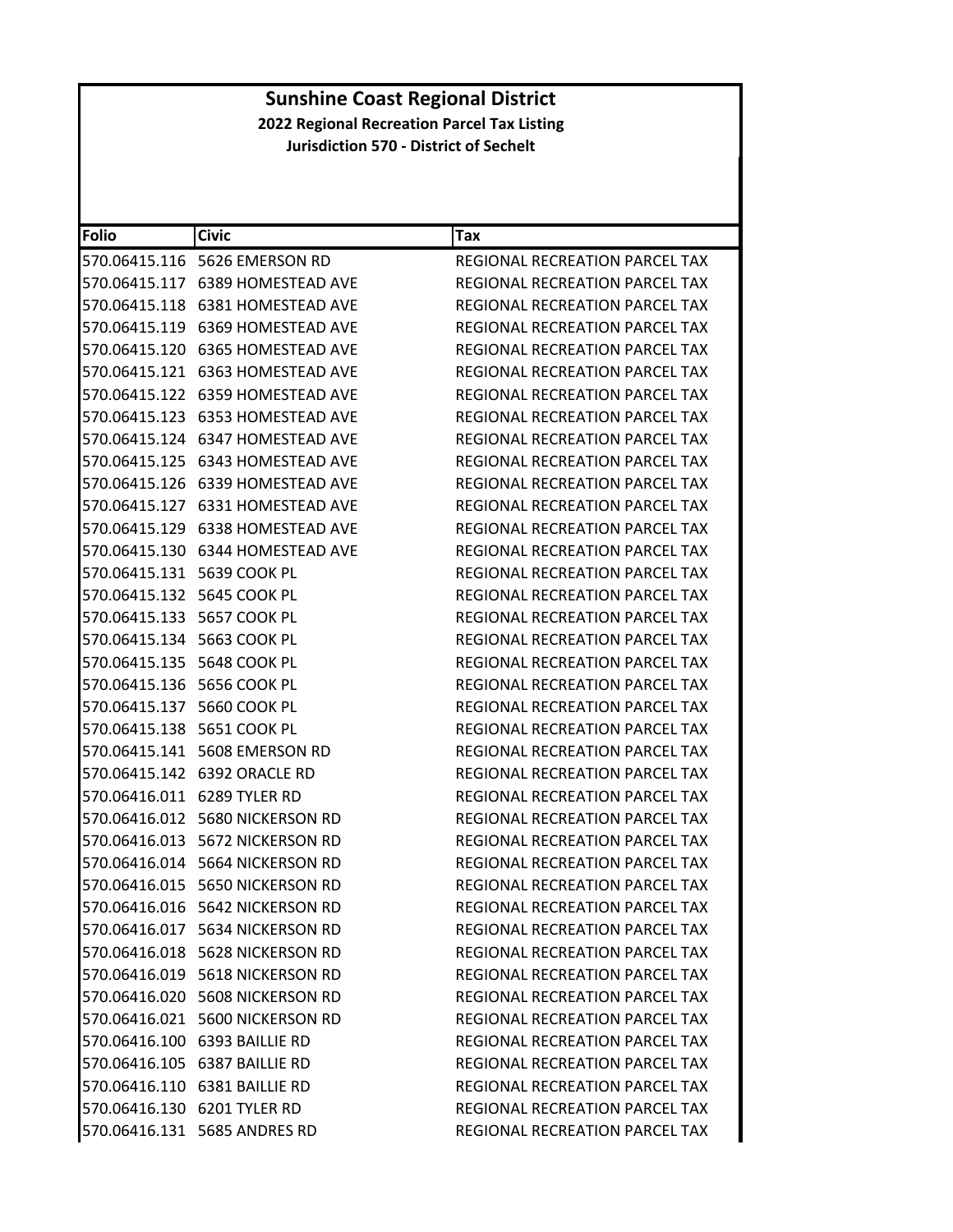# Sunshine Coast Regional District

**2022 Regional Recreation Parcel Tax Listing**

**Jurisdiction 570 - District of Sechelt**

| Folio | Civic | Tax |
|---|---|---|
| 570.06415.116 | 5626 EMERSON RD | REGIONAL RECREATION PARCEL TAX |
| 570.06415.117 | 6389 HOMESTEAD AVE | REGIONAL RECREATION PARCEL TAX |
| 570.06415.118 | 6381 HOMESTEAD AVE | REGIONAL RECREATION PARCEL TAX |
| 570.06415.119 | 6369 HOMESTEAD AVE | REGIONAL RECREATION PARCEL TAX |
| 570.06415.120 | 6365 HOMESTEAD AVE | REGIONAL RECREATION PARCEL TAX |
| 570.06415.121 | 6363 HOMESTEAD AVE | REGIONAL RECREATION PARCEL TAX |
| 570.06415.122 | 6359 HOMESTEAD AVE | REGIONAL RECREATION PARCEL TAX |
| 570.06415.123 | 6353 HOMESTEAD AVE | REGIONAL RECREATION PARCEL TAX |
| 570.06415.124 | 6347 HOMESTEAD AVE | REGIONAL RECREATION PARCEL TAX |
| 570.06415.125 | 6343 HOMESTEAD AVE | REGIONAL RECREATION PARCEL TAX |
| 570.06415.126 | 6339 HOMESTEAD AVE | REGIONAL RECREATION PARCEL TAX |
| 570.06415.127 | 6331 HOMESTEAD AVE | REGIONAL RECREATION PARCEL TAX |
| 570.06415.129 | 6338 HOMESTEAD AVE | REGIONAL RECREATION PARCEL TAX |
| 570.06415.130 | 6344 HOMESTEAD AVE | REGIONAL RECREATION PARCEL TAX |
| 570.06415.131 | 5639 COOK PL | REGIONAL RECREATION PARCEL TAX |
| 570.06415.132 | 5645 COOK PL | REGIONAL RECREATION PARCEL TAX |
| 570.06415.133 | 5657 COOK PL | REGIONAL RECREATION PARCEL TAX |
| 570.06415.134 | 5663 COOK PL | REGIONAL RECREATION PARCEL TAX |
| 570.06415.135 | 5648 COOK PL | REGIONAL RECREATION PARCEL TAX |
| 570.06415.136 | 5656 COOK PL | REGIONAL RECREATION PARCEL TAX |
| 570.06415.137 | 5660 COOK PL | REGIONAL RECREATION PARCEL TAX |
| 570.06415.138 | 5651 COOK PL | REGIONAL RECREATION PARCEL TAX |
| 570.06415.141 | 5608 EMERSON RD | REGIONAL RECREATION PARCEL TAX |
| 570.06415.142 | 6392 ORACLE RD | REGIONAL RECREATION PARCEL TAX |
| 570.06416.011 | 6289 TYLER RD | REGIONAL RECREATION PARCEL TAX |
| 570.06416.012 | 5680 NICKERSON RD | REGIONAL RECREATION PARCEL TAX |
| 570.06416.013 | 5672 NICKERSON RD | REGIONAL RECREATION PARCEL TAX |
| 570.06416.014 | 5664 NICKERSON RD | REGIONAL RECREATION PARCEL TAX |
| 570.06416.015 | 5650 NICKERSON RD | REGIONAL RECREATION PARCEL TAX |
| 570.06416.016 | 5642 NICKERSON RD | REGIONAL RECREATION PARCEL TAX |
| 570.06416.017 | 5634 NICKERSON RD | REGIONAL RECREATION PARCEL TAX |
| 570.06416.018 | 5628 NICKERSON RD | REGIONAL RECREATION PARCEL TAX |
| 570.06416.019 | 5618 NICKERSON RD | REGIONAL RECREATION PARCEL TAX |
| 570.06416.020 | 5608 NICKERSON RD | REGIONAL RECREATION PARCEL TAX |
| 570.06416.021 | 5600 NICKERSON RD | REGIONAL RECREATION PARCEL TAX |
| 570.06416.100 | 6393 BAILLIE RD | REGIONAL RECREATION PARCEL TAX |
| 570.06416.105 | 6387 BAILLIE RD | REGIONAL RECREATION PARCEL TAX |
| 570.06416.110 | 6381 BAILLIE RD | REGIONAL RECREATION PARCEL TAX |
| 570.06416.130 | 6201 TYLER RD | REGIONAL RECREATION PARCEL TAX |
| 570.06416.131 | 5685 ANDRES RD | REGIONAL RECREATION PARCEL TAX |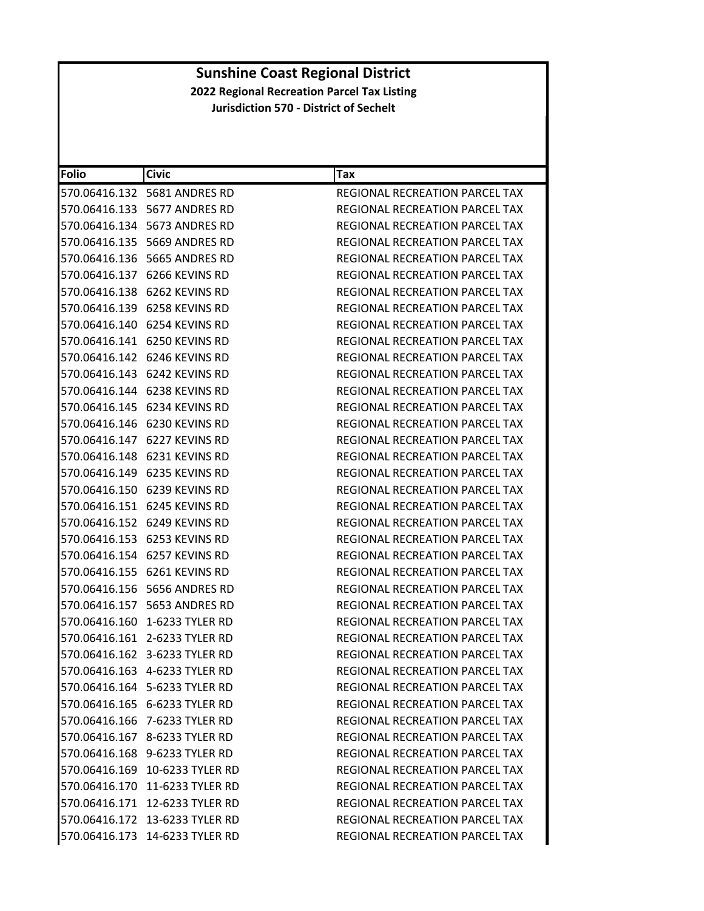# Sunshine Coast Regional District

## 2022 Regional Recreation Parcel Tax Listing

### Jurisdiction 570 - District of Sechelt

| Folio | Civic | Tax |
|---|---|---|
| 570.06416.132 | 5681 ANDRES RD | REGIONAL RECREATION PARCEL TAX |
| 570.06416.133 | 5677 ANDRES RD | REGIONAL RECREATION PARCEL TAX |
| 570.06416.134 | 5673 ANDRES RD | REGIONAL RECREATION PARCEL TAX |
| 570.06416.135 | 5669 ANDRES RD | REGIONAL RECREATION PARCEL TAX |
| 570.06416.136 | 5665 ANDRES RD | REGIONAL RECREATION PARCEL TAX |
| 570.06416.137 | 6266 KEVINS RD | REGIONAL RECREATION PARCEL TAX |
| 570.06416.138 | 6262 KEVINS RD | REGIONAL RECREATION PARCEL TAX |
| 570.06416.139 | 6258 KEVINS RD | REGIONAL RECREATION PARCEL TAX |
| 570.06416.140 | 6254 KEVINS RD | REGIONAL RECREATION PARCEL TAX |
| 570.06416.141 | 6250 KEVINS RD | REGIONAL RECREATION PARCEL TAX |
| 570.06416.142 | 6246 KEVINS RD | REGIONAL RECREATION PARCEL TAX |
| 570.06416.143 | 6242 KEVINS RD | REGIONAL RECREATION PARCEL TAX |
| 570.06416.144 | 6238 KEVINS RD | REGIONAL RECREATION PARCEL TAX |
| 570.06416.145 | 6234 KEVINS RD | REGIONAL RECREATION PARCEL TAX |
| 570.06416.146 | 6230 KEVINS RD | REGIONAL RECREATION PARCEL TAX |
| 570.06416.147 | 6227 KEVINS RD | REGIONAL RECREATION PARCEL TAX |
| 570.06416.148 | 6231 KEVINS RD | REGIONAL RECREATION PARCEL TAX |
| 570.06416.149 | 6235 KEVINS RD | REGIONAL RECREATION PARCEL TAX |
| 570.06416.150 | 6239 KEVINS RD | REGIONAL RECREATION PARCEL TAX |
| 570.06416.151 | 6245 KEVINS RD | REGIONAL RECREATION PARCEL TAX |
| 570.06416.152 | 6249 KEVINS RD | REGIONAL RECREATION PARCEL TAX |
| 570.06416.153 | 6253 KEVINS RD | REGIONAL RECREATION PARCEL TAX |
| 570.06416.154 | 6257 KEVINS RD | REGIONAL RECREATION PARCEL TAX |
| 570.06416.155 | 6261 KEVINS RD | REGIONAL RECREATION PARCEL TAX |
| 570.06416.156 | 5656 ANDRES RD | REGIONAL RECREATION PARCEL TAX |
| 570.06416.157 | 5653 ANDRES RD | REGIONAL RECREATION PARCEL TAX |
| 570.06416.160 | 1-6233 TYLER RD | REGIONAL RECREATION PARCEL TAX |
| 570.06416.161 | 2-6233 TYLER RD | REGIONAL RECREATION PARCEL TAX |
| 570.06416.162 | 3-6233 TYLER RD | REGIONAL RECREATION PARCEL TAX |
| 570.06416.163 | 4-6233 TYLER RD | REGIONAL RECREATION PARCEL TAX |
| 570.06416.164 | 5-6233 TYLER RD | REGIONAL RECREATION PARCEL TAX |
| 570.06416.165 | 6-6233 TYLER RD | REGIONAL RECREATION PARCEL TAX |
| 570.06416.166 | 7-6233 TYLER RD | REGIONAL RECREATION PARCEL TAX |
| 570.06416.167 | 8-6233 TYLER RD | REGIONAL RECREATION PARCEL TAX |
| 570.06416.168 | 9-6233 TYLER RD | REGIONAL RECREATION PARCEL TAX |
| 570.06416.169 | 10-6233 TYLER RD | REGIONAL RECREATION PARCEL TAX |
| 570.06416.170 | 11-6233 TYLER RD | REGIONAL RECREATION PARCEL TAX |
| 570.06416.171 | 12-6233 TYLER RD | REGIONAL RECREATION PARCEL TAX |
| 570.06416.172 | 13-6233 TYLER RD | REGIONAL RECREATION PARCEL TAX |
| 570.06416.173 | 14-6233 TYLER RD | REGIONAL RECREATION PARCEL TAX |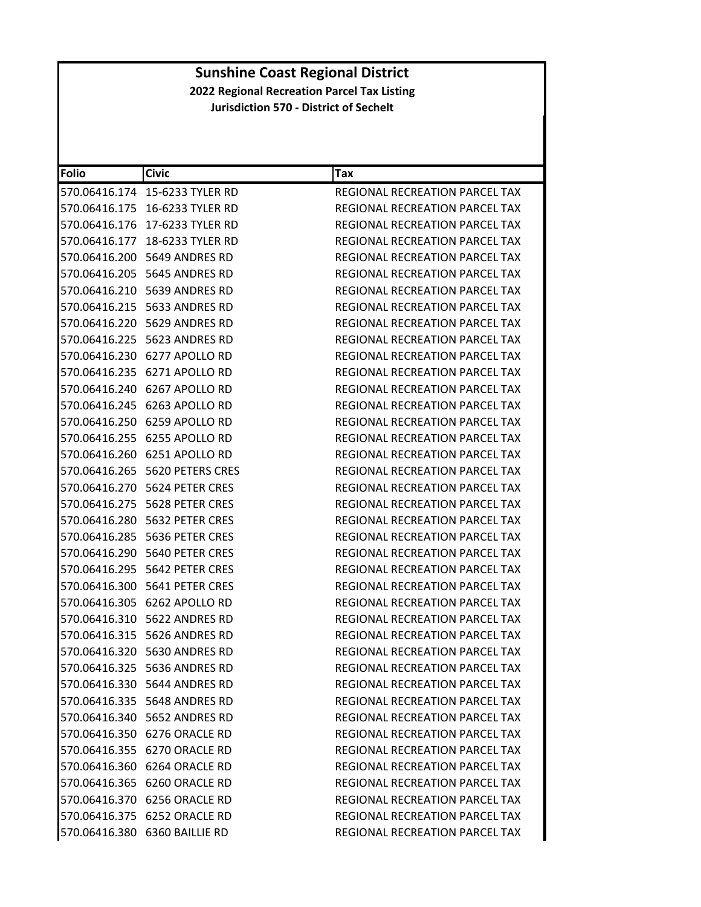# Sunshine Coast Regional District

**2022 Regional Recreation Parcel Tax Listing**

**Jurisdiction 570 - District of Sechelt**

| Folio | Civic | Tax |
|---|---|---|
| 570.06416.174 | 15-6233 TYLER RD | REGIONAL RECREATION PARCEL TAX |
| 570.06416.175 | 16-6233 TYLER RD | REGIONAL RECREATION PARCEL TAX |
| 570.06416.176 | 17-6233 TYLER RD | REGIONAL RECREATION PARCEL TAX |
| 570.06416.177 | 18-6233 TYLER RD | REGIONAL RECREATION PARCEL TAX |
| 570.06416.200 | 5649 ANDRES RD | REGIONAL RECREATION PARCEL TAX |
| 570.06416.205 | 5645 ANDRES RD | REGIONAL RECREATION PARCEL TAX |
| 570.06416.210 | 5639 ANDRES RD | REGIONAL RECREATION PARCEL TAX |
| 570.06416.215 | 5633 ANDRES RD | REGIONAL RECREATION PARCEL TAX |
| 570.06416.220 | 5629 ANDRES RD | REGIONAL RECREATION PARCEL TAX |
| 570.06416.225 | 5623 ANDRES RD | REGIONAL RECREATION PARCEL TAX |
| 570.06416.230 | 6277 APOLLO RD | REGIONAL RECREATION PARCEL TAX |
| 570.06416.235 | 6271 APOLLO RD | REGIONAL RECREATION PARCEL TAX |
| 570.06416.240 | 6267 APOLLO RD | REGIONAL RECREATION PARCEL TAX |
| 570.06416.245 | 6263 APOLLO RD | REGIONAL RECREATION PARCEL TAX |
| 570.06416.250 | 6259 APOLLO RD | REGIONAL RECREATION PARCEL TAX |
| 570.06416.255 | 6255 APOLLO RD | REGIONAL RECREATION PARCEL TAX |
| 570.06416.260 | 6251 APOLLO RD | REGIONAL RECREATION PARCEL TAX |
| 570.06416.265 | 5620 PETERS CRES | REGIONAL RECREATION PARCEL TAX |
| 570.06416.270 | 5624 PETER CRES | REGIONAL RECREATION PARCEL TAX |
| 570.06416.275 | 5628 PETER CRES | REGIONAL RECREATION PARCEL TAX |
| 570.06416.280 | 5632 PETER CRES | REGIONAL RECREATION PARCEL TAX |
| 570.06416.285 | 5636 PETER CRES | REGIONAL RECREATION PARCEL TAX |
| 570.06416.290 | 5640 PETER CRES | REGIONAL RECREATION PARCEL TAX |
| 570.06416.295 | 5642 PETER CRES | REGIONAL RECREATION PARCEL TAX |
| 570.06416.300 | 5641 PETER CRES | REGIONAL RECREATION PARCEL TAX |
| 570.06416.305 | 6262 APOLLO RD | REGIONAL RECREATION PARCEL TAX |
| 570.06416.310 | 5622 ANDRES RD | REGIONAL RECREATION PARCEL TAX |
| 570.06416.315 | 5626 ANDRES RD | REGIONAL RECREATION PARCEL TAX |
| 570.06416.320 | 5630 ANDRES RD | REGIONAL RECREATION PARCEL TAX |
| 570.06416.325 | 5636 ANDRES RD | REGIONAL RECREATION PARCEL TAX |
| 570.06416.330 | 5644 ANDRES RD | REGIONAL RECREATION PARCEL TAX |
| 570.06416.335 | 5648 ANDRES RD | REGIONAL RECREATION PARCEL TAX |
| 570.06416.340 | 5652 ANDRES RD | REGIONAL RECREATION PARCEL TAX |
| 570.06416.350 | 6276 ORACLE RD | REGIONAL RECREATION PARCEL TAX |
| 570.06416.355 | 6270 ORACLE RD | REGIONAL RECREATION PARCEL TAX |
| 570.06416.360 | 6264 ORACLE RD | REGIONAL RECREATION PARCEL TAX |
| 570.06416.365 | 6260 ORACLE RD | REGIONAL RECREATION PARCEL TAX |
| 570.06416.370 | 6256 ORACLE RD | REGIONAL RECREATION PARCEL TAX |
| 570.06416.375 | 6252 ORACLE RD | REGIONAL RECREATION PARCEL TAX |
| 570.06416.380 | 6360 BAILLIE RD | REGIONAL RECREATION PARCEL TAX |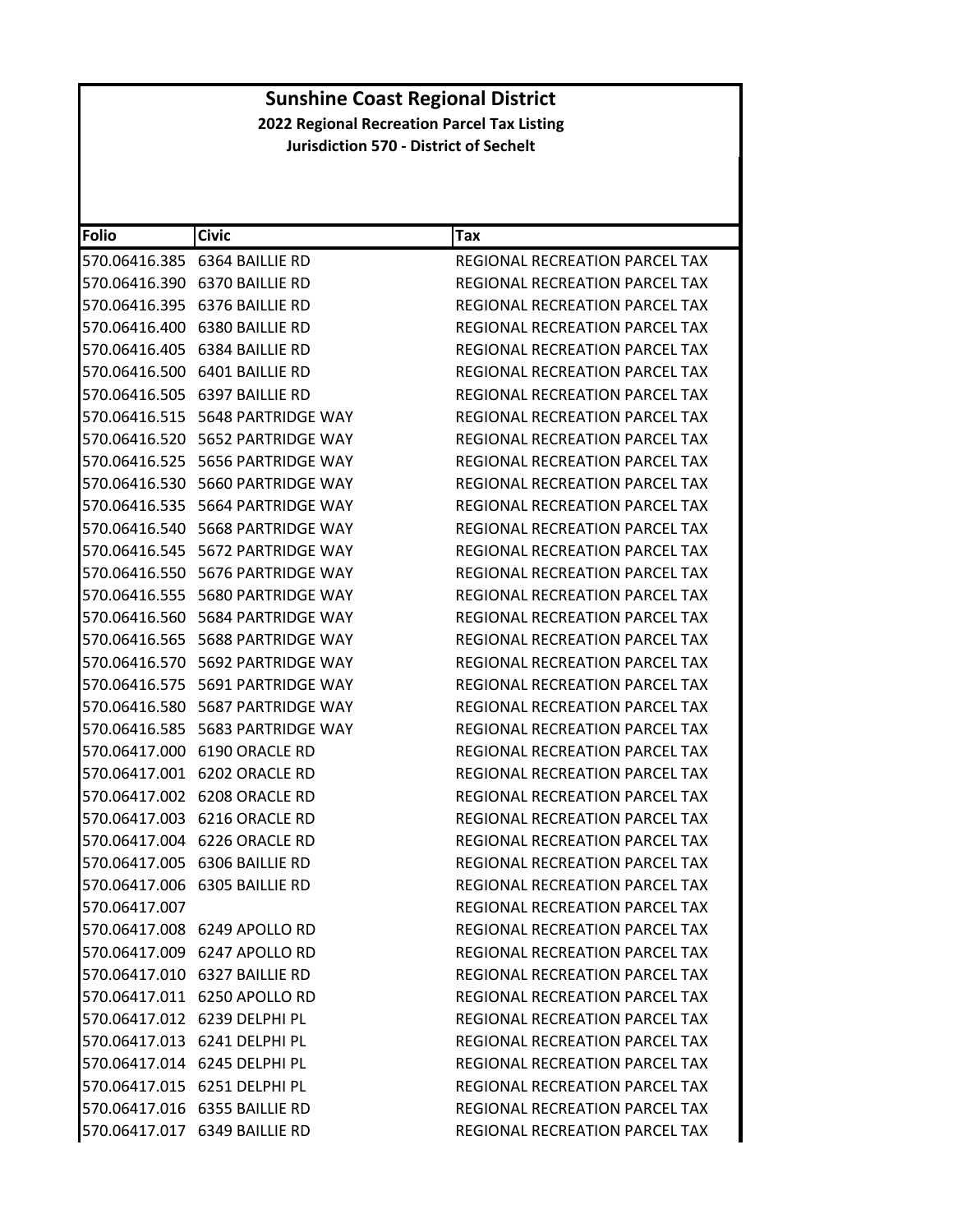# Sunshine Coast Regional District

**2022 Regional Recreation Parcel Tax Listing**

**Jurisdiction 570 - District of Sechelt**

| Folio | Civic | Tax |
|---|---|---|
| 570.06416.385 | 6364 BAILLIE RD | REGIONAL RECREATION PARCEL TAX |
| 570.06416.390 | 6370 BAILLIE RD | REGIONAL RECREATION PARCEL TAX |
| 570.06416.395 | 6376 BAILLIE RD | REGIONAL RECREATION PARCEL TAX |
| 570.06416.400 | 6380 BAILLIE RD | REGIONAL RECREATION PARCEL TAX |
| 570.06416.405 | 6384 BAILLIE RD | REGIONAL RECREATION PARCEL TAX |
| 570.06416.500 | 6401 BAILLIE RD | REGIONAL RECREATION PARCEL TAX |
| 570.06416.505 | 6397 BAILLIE RD | REGIONAL RECREATION PARCEL TAX |
| 570.06416.515 | 5648 PARTRIDGE WAY | REGIONAL RECREATION PARCEL TAX |
| 570.06416.520 | 5652 PARTRIDGE WAY | REGIONAL RECREATION PARCEL TAX |
| 570.06416.525 | 5656 PARTRIDGE WAY | REGIONAL RECREATION PARCEL TAX |
| 570.06416.530 | 5660 PARTRIDGE WAY | REGIONAL RECREATION PARCEL TAX |
| 570.06416.535 | 5664 PARTRIDGE WAY | REGIONAL RECREATION PARCEL TAX |
| 570.06416.540 | 5668 PARTRIDGE WAY | REGIONAL RECREATION PARCEL TAX |
| 570.06416.545 | 5672 PARTRIDGE WAY | REGIONAL RECREATION PARCEL TAX |
| 570.06416.550 | 5676 PARTRIDGE WAY | REGIONAL RECREATION PARCEL TAX |
| 570.06416.555 | 5680 PARTRIDGE WAY | REGIONAL RECREATION PARCEL TAX |
| 570.06416.560 | 5684 PARTRIDGE WAY | REGIONAL RECREATION PARCEL TAX |
| 570.06416.565 | 5688 PARTRIDGE WAY | REGIONAL RECREATION PARCEL TAX |
| 570.06416.570 | 5692 PARTRIDGE WAY | REGIONAL RECREATION PARCEL TAX |
| 570.06416.575 | 5691 PARTRIDGE WAY | REGIONAL RECREATION PARCEL TAX |
| 570.06416.580 | 5687 PARTRIDGE WAY | REGIONAL RECREATION PARCEL TAX |
| 570.06416.585 | 5683 PARTRIDGE WAY | REGIONAL RECREATION PARCEL TAX |
| 570.06417.000 | 6190 ORACLE RD | REGIONAL RECREATION PARCEL TAX |
| 570.06417.001 | 6202 ORACLE RD | REGIONAL RECREATION PARCEL TAX |
| 570.06417.002 | 6208 ORACLE RD | REGIONAL RECREATION PARCEL TAX |
| 570.06417.003 | 6216 ORACLE RD | REGIONAL RECREATION PARCEL TAX |
| 570.06417.004 | 6226 ORACLE RD | REGIONAL RECREATION PARCEL TAX |
| 570.06417.005 | 6306 BAILLIE RD | REGIONAL RECREATION PARCEL TAX |
| 570.06417.006 | 6305 BAILLIE RD | REGIONAL RECREATION PARCEL TAX |
| 570.06417.007 | | REGIONAL RECREATION PARCEL TAX |
| 570.06417.008 | 6249 APOLLO RD | REGIONAL RECREATION PARCEL TAX |
| 570.06417.009 | 6247 APOLLO RD | REGIONAL RECREATION PARCEL TAX |
| 570.06417.010 | 6327 BAILLIE RD | REGIONAL RECREATION PARCEL TAX |
| 570.06417.011 | 6250 APOLLO RD | REGIONAL RECREATION PARCEL TAX |
| 570.06417.012 | 6239 DELPHI PL | REGIONAL RECREATION PARCEL TAX |
| 570.06417.013 | 6241 DELPHI PL | REGIONAL RECREATION PARCEL TAX |
| 570.06417.014 | 6245 DELPHI PL | REGIONAL RECREATION PARCEL TAX |
| 570.06417.015 | 6251 DELPHI PL | REGIONAL RECREATION PARCEL TAX |
| 570.06417.016 | 6355 BAILLIE RD | REGIONAL RECREATION PARCEL TAX |
| 570.06417.017 | 6349 BAILLIE RD | REGIONAL RECREATION PARCEL TAX |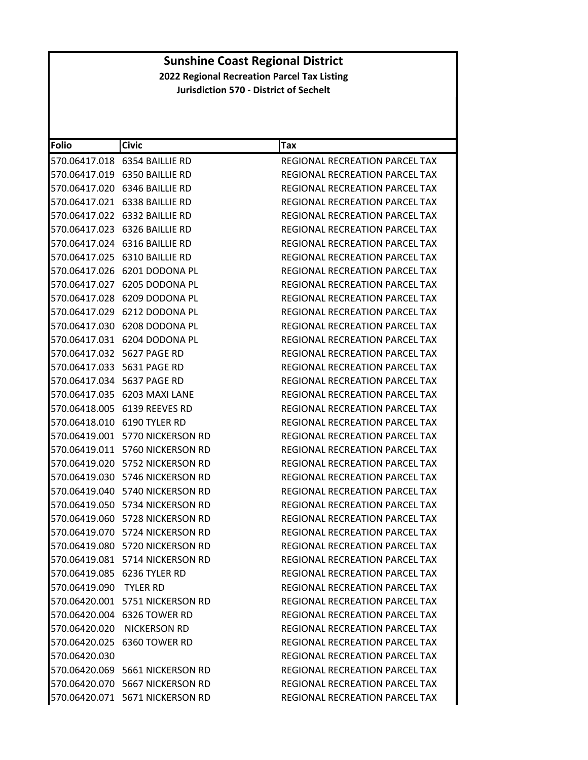# Sunshine Coast Regional District

**2022 Regional Recreation Parcel Tax Listing**

**Jurisdiction 570 - District of Sechelt**

| Folio | Civic | Tax |
|---|---|---|
| 570.06417.018 | 6354 BAILLIE RD | REGIONAL RECREATION PARCEL TAX |
| 570.06417.019 | 6350 BAILLIE RD | REGIONAL RECREATION PARCEL TAX |
| 570.06417.020 | 6346 BAILLIE RD | REGIONAL RECREATION PARCEL TAX |
| 570.06417.021 | 6338 BAILLIE RD | REGIONAL RECREATION PARCEL TAX |
| 570.06417.022 | 6332 BAILLIE RD | REGIONAL RECREATION PARCEL TAX |
| 570.06417.023 | 6326 BAILLIE RD | REGIONAL RECREATION PARCEL TAX |
| 570.06417.024 | 6316 BAILLIE RD | REGIONAL RECREATION PARCEL TAX |
| 570.06417.025 | 6310 BAILLIE RD | REGIONAL RECREATION PARCEL TAX |
| 570.06417.026 | 6201 DODONA PL | REGIONAL RECREATION PARCEL TAX |
| 570.06417.027 | 6205 DODONA PL | REGIONAL RECREATION PARCEL TAX |
| 570.06417.028 | 6209 DODONA PL | REGIONAL RECREATION PARCEL TAX |
| 570.06417.029 | 6212 DODONA PL | REGIONAL RECREATION PARCEL TAX |
| 570.06417.030 | 6208 DODONA PL | REGIONAL RECREATION PARCEL TAX |
| 570.06417.031 | 6204 DODONA PL | REGIONAL RECREATION PARCEL TAX |
| 570.06417.032 | 5627 PAGE RD | REGIONAL RECREATION PARCEL TAX |
| 570.06417.033 | 5631 PAGE RD | REGIONAL RECREATION PARCEL TAX |
| 570.06417.034 | 5637 PAGE RD | REGIONAL RECREATION PARCEL TAX |
| 570.06417.035 | 6203 MAXI LANE | REGIONAL RECREATION PARCEL TAX |
| 570.06418.005 | 6139 REEVES RD | REGIONAL RECREATION PARCEL TAX |
| 570.06418.010 | 6190 TYLER RD | REGIONAL RECREATION PARCEL TAX |
| 570.06419.001 | 5770 NICKERSON RD | REGIONAL RECREATION PARCEL TAX |
| 570.06419.011 | 5760 NICKERSON RD | REGIONAL RECREATION PARCEL TAX |
| 570.06419.020 | 5752 NICKERSON RD | REGIONAL RECREATION PARCEL TAX |
| 570.06419.030 | 5746 NICKERSON RD | REGIONAL RECREATION PARCEL TAX |
| 570.06419.040 | 5740 NICKERSON RD | REGIONAL RECREATION PARCEL TAX |
| 570.06419.050 | 5734 NICKERSON RD | REGIONAL RECREATION PARCEL TAX |
| 570.06419.060 | 5728 NICKERSON RD | REGIONAL RECREATION PARCEL TAX |
| 570.06419.070 | 5724 NICKERSON RD | REGIONAL RECREATION PARCEL TAX |
| 570.06419.080 | 5720 NICKERSON RD | REGIONAL RECREATION PARCEL TAX |
| 570.06419.081 | 5714 NICKERSON RD | REGIONAL RECREATION PARCEL TAX |
| 570.06419.085 | 6236 TYLER RD | REGIONAL RECREATION PARCEL TAX |
| 570.06419.090 | TYLER RD | REGIONAL RECREATION PARCEL TAX |
| 570.06420.001 | 5751 NICKERSON RD | REGIONAL RECREATION PARCEL TAX |
| 570.06420.004 | 6326 TOWER RD | REGIONAL RECREATION PARCEL TAX |
| 570.06420.020 | NICKERSON RD | REGIONAL RECREATION PARCEL TAX |
| 570.06420.025 | 6360 TOWER RD | REGIONAL RECREATION PARCEL TAX |
| 570.06420.030 | | REGIONAL RECREATION PARCEL TAX |
| 570.06420.069 | 5661 NICKERSON RD | REGIONAL RECREATION PARCEL TAX |
| 570.06420.070 | 5667 NICKERSON RD | REGIONAL RECREATION PARCEL TAX |
| 570.06420.071 | 5671 NICKERSON RD | REGIONAL RECREATION PARCEL TAX |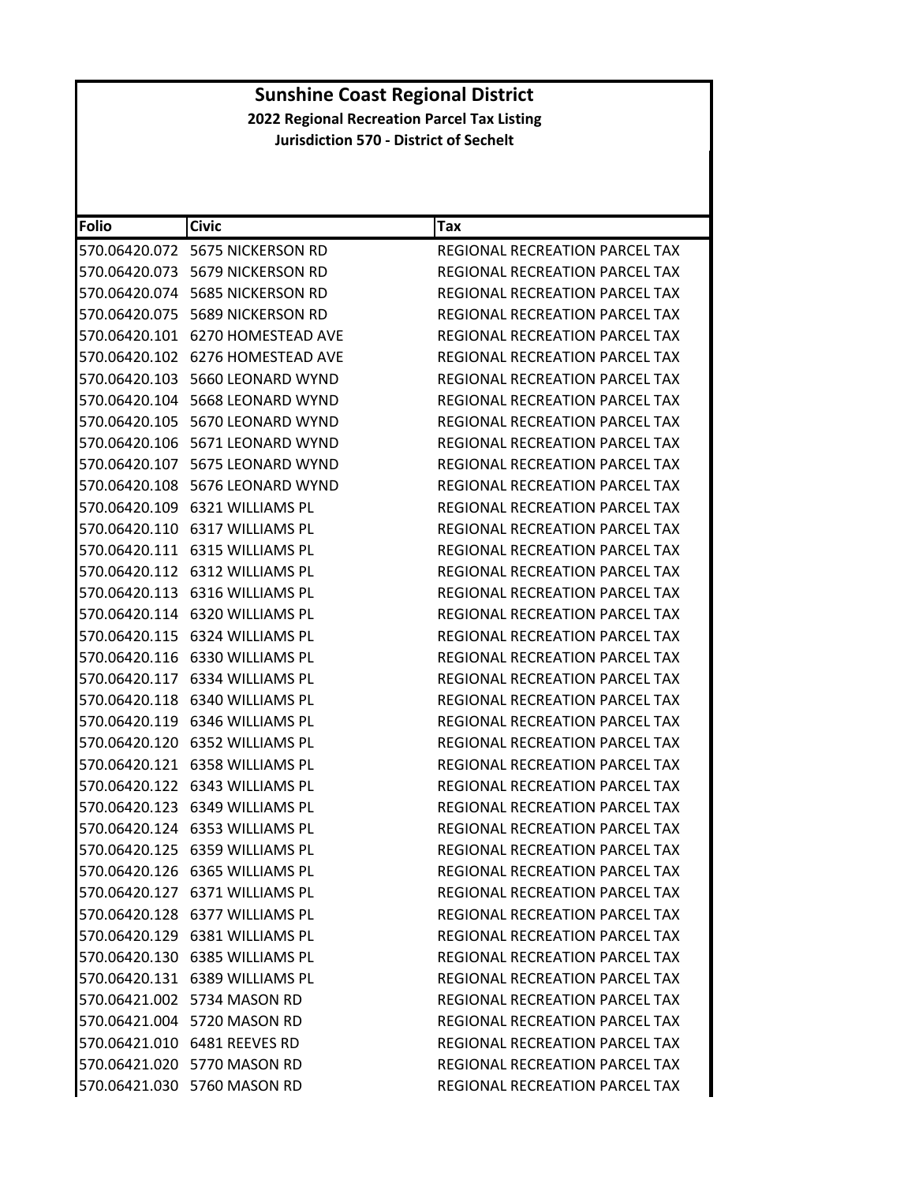# Sunshine Coast Regional District

## 2022 Regional Recreation Parcel Tax Listing

### Jurisdiction 570 - District of Sechelt

| Folio | Civic | Tax |
|---|---|---|
| 570.06420.072 | 5675 NICKERSON RD | REGIONAL RECREATION PARCEL TAX |
| 570.06420.073 | 5679 NICKERSON RD | REGIONAL RECREATION PARCEL TAX |
| 570.06420.074 | 5685 NICKERSON RD | REGIONAL RECREATION PARCEL TAX |
| 570.06420.075 | 5689 NICKERSON RD | REGIONAL RECREATION PARCEL TAX |
| 570.06420.101 | 6270 HOMESTEAD AVE | REGIONAL RECREATION PARCEL TAX |
| 570.06420.102 | 6276 HOMESTEAD AVE | REGIONAL RECREATION PARCEL TAX |
| 570.06420.103 | 5660 LEONARD WYND | REGIONAL RECREATION PARCEL TAX |
| 570.06420.104 | 5668 LEONARD WYND | REGIONAL RECREATION PARCEL TAX |
| 570.06420.105 | 5670 LEONARD WYND | REGIONAL RECREATION PARCEL TAX |
| 570.06420.106 | 5671 LEONARD WYND | REGIONAL RECREATION PARCEL TAX |
| 570.06420.107 | 5675 LEONARD WYND | REGIONAL RECREATION PARCEL TAX |
| 570.06420.108 | 5676 LEONARD WYND | REGIONAL RECREATION PARCEL TAX |
| 570.06420.109 | 6321 WILLIAMS PL | REGIONAL RECREATION PARCEL TAX |
| 570.06420.110 | 6317 WILLIAMS PL | REGIONAL RECREATION PARCEL TAX |
| 570.06420.111 | 6315 WILLIAMS PL | REGIONAL RECREATION PARCEL TAX |
| 570.06420.112 | 6312 WILLIAMS PL | REGIONAL RECREATION PARCEL TAX |
| 570.06420.113 | 6316 WILLIAMS PL | REGIONAL RECREATION PARCEL TAX |
| 570.06420.114 | 6320 WILLIAMS PL | REGIONAL RECREATION PARCEL TAX |
| 570.06420.115 | 6324 WILLIAMS PL | REGIONAL RECREATION PARCEL TAX |
| 570.06420.116 | 6330 WILLIAMS PL | REGIONAL RECREATION PARCEL TAX |
| 570.06420.117 | 6334 WILLIAMS PL | REGIONAL RECREATION PARCEL TAX |
| 570.06420.118 | 6340 WILLIAMS PL | REGIONAL RECREATION PARCEL TAX |
| 570.06420.119 | 6346 WILLIAMS PL | REGIONAL RECREATION PARCEL TAX |
| 570.06420.120 | 6352 WILLIAMS PL | REGIONAL RECREATION PARCEL TAX |
| 570.06420.121 | 6358 WILLIAMS PL | REGIONAL RECREATION PARCEL TAX |
| 570.06420.122 | 6343 WILLIAMS PL | REGIONAL RECREATION PARCEL TAX |
| 570.06420.123 | 6349 WILLIAMS PL | REGIONAL RECREATION PARCEL TAX |
| 570.06420.124 | 6353 WILLIAMS PL | REGIONAL RECREATION PARCEL TAX |
| 570.06420.125 | 6359 WILLIAMS PL | REGIONAL RECREATION PARCEL TAX |
| 570.06420.126 | 6365 WILLIAMS PL | REGIONAL RECREATION PARCEL TAX |
| 570.06420.127 | 6371 WILLIAMS PL | REGIONAL RECREATION PARCEL TAX |
| 570.06420.128 | 6377 WILLIAMS PL | REGIONAL RECREATION PARCEL TAX |
| 570.06420.129 | 6381 WILLIAMS PL | REGIONAL RECREATION PARCEL TAX |
| 570.06420.130 | 6385 WILLIAMS PL | REGIONAL RECREATION PARCEL TAX |
| 570.06420.131 | 6389 WILLIAMS PL | REGIONAL RECREATION PARCEL TAX |
| 570.06421.002 | 5734 MASON RD | REGIONAL RECREATION PARCEL TAX |
| 570.06421.004 | 5720 MASON RD | REGIONAL RECREATION PARCEL TAX |
| 570.06421.010 | 6481 REEVES RD | REGIONAL RECREATION PARCEL TAX |
| 570.06421.020 | 5770 MASON RD | REGIONAL RECREATION PARCEL TAX |
| 570.06421.030 | 5760 MASON RD | REGIONAL RECREATION PARCEL TAX |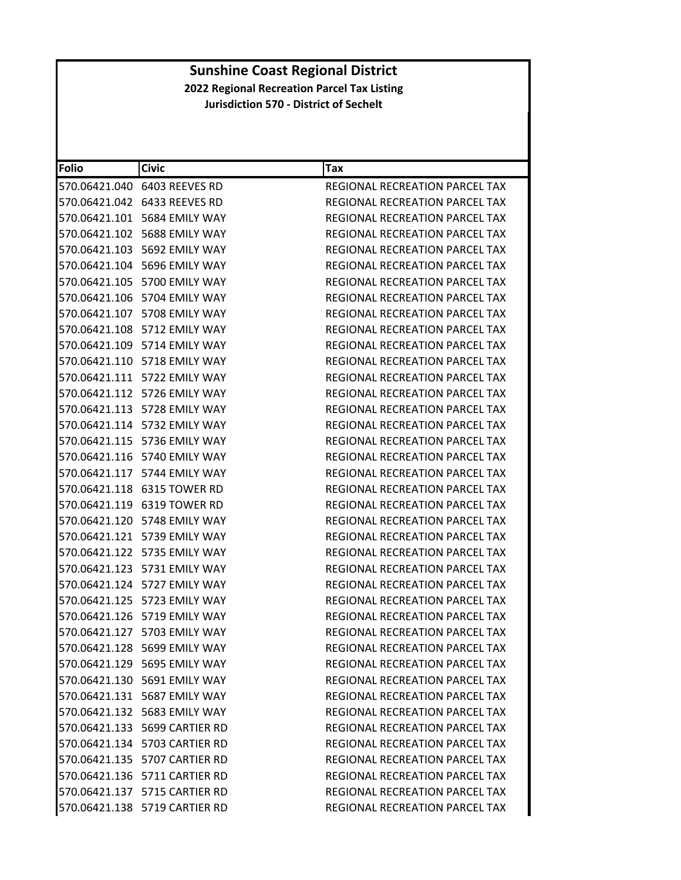# Sunshine Coast Regional District

**2022 Regional Recreation Parcel Tax Listing**

**Jurisdiction 570 - District of Sechelt**

| Folio | Civic | Tax |
|---|---|---|
| 570.06421.040 | 6403 REEVES RD | REGIONAL RECREATION PARCEL TAX |
| 570.06421.042 | 6433 REEVES RD | REGIONAL RECREATION PARCEL TAX |
| 570.06421.101 | 5684 EMILY WAY | REGIONAL RECREATION PARCEL TAX |
| 570.06421.102 | 5688 EMILY WAY | REGIONAL RECREATION PARCEL TAX |
| 570.06421.103 | 5692 EMILY WAY | REGIONAL RECREATION PARCEL TAX |
| 570.06421.104 | 5696 EMILY WAY | REGIONAL RECREATION PARCEL TAX |
| 570.06421.105 | 5700 EMILY WAY | REGIONAL RECREATION PARCEL TAX |
| 570.06421.106 | 5704 EMILY WAY | REGIONAL RECREATION PARCEL TAX |
| 570.06421.107 | 5708 EMILY WAY | REGIONAL RECREATION PARCEL TAX |
| 570.06421.108 | 5712 EMILY WAY | REGIONAL RECREATION PARCEL TAX |
| 570.06421.109 | 5714 EMILY WAY | REGIONAL RECREATION PARCEL TAX |
| 570.06421.110 | 5718 EMILY WAY | REGIONAL RECREATION PARCEL TAX |
| 570.06421.111 | 5722 EMILY WAY | REGIONAL RECREATION PARCEL TAX |
| 570.06421.112 | 5726 EMILY WAY | REGIONAL RECREATION PARCEL TAX |
| 570.06421.113 | 5728 EMILY WAY | REGIONAL RECREATION PARCEL TAX |
| 570.06421.114 | 5732 EMILY WAY | REGIONAL RECREATION PARCEL TAX |
| 570.06421.115 | 5736 EMILY WAY | REGIONAL RECREATION PARCEL TAX |
| 570.06421.116 | 5740 EMILY WAY | REGIONAL RECREATION PARCEL TAX |
| 570.06421.117 | 5744 EMILY WAY | REGIONAL RECREATION PARCEL TAX |
| 570.06421.118 | 6315 TOWER RD | REGIONAL RECREATION PARCEL TAX |
| 570.06421.119 | 6319 TOWER RD | REGIONAL RECREATION PARCEL TAX |
| 570.06421.120 | 5748 EMILY WAY | REGIONAL RECREATION PARCEL TAX |
| 570.06421.121 | 5739 EMILY WAY | REGIONAL RECREATION PARCEL TAX |
| 570.06421.122 | 5735 EMILY WAY | REGIONAL RECREATION PARCEL TAX |
| 570.06421.123 | 5731 EMILY WAY | REGIONAL RECREATION PARCEL TAX |
| 570.06421.124 | 5727 EMILY WAY | REGIONAL RECREATION PARCEL TAX |
| 570.06421.125 | 5723 EMILY WAY | REGIONAL RECREATION PARCEL TAX |
| 570.06421.126 | 5719 EMILY WAY | REGIONAL RECREATION PARCEL TAX |
| 570.06421.127 | 5703 EMILY WAY | REGIONAL RECREATION PARCEL TAX |
| 570.06421.128 | 5699 EMILY WAY | REGIONAL RECREATION PARCEL TAX |
| 570.06421.129 | 5695 EMILY WAY | REGIONAL RECREATION PARCEL TAX |
| 570.06421.130 | 5691 EMILY WAY | REGIONAL RECREATION PARCEL TAX |
| 570.06421.131 | 5687 EMILY WAY | REGIONAL RECREATION PARCEL TAX |
| 570.06421.132 | 5683 EMILY WAY | REGIONAL RECREATION PARCEL TAX |
| 570.06421.133 | 5699 CARTIER RD | REGIONAL RECREATION PARCEL TAX |
| 570.06421.134 | 5703 CARTIER RD | REGIONAL RECREATION PARCEL TAX |
| 570.06421.135 | 5707 CARTIER RD | REGIONAL RECREATION PARCEL TAX |
| 570.06421.136 | 5711 CARTIER RD | REGIONAL RECREATION PARCEL TAX |
| 570.06421.137 | 5715 CARTIER RD | REGIONAL RECREATION PARCEL TAX |
| 570.06421.138 | 5719 CARTIER RD | REGIONAL RECREATION PARCEL TAX |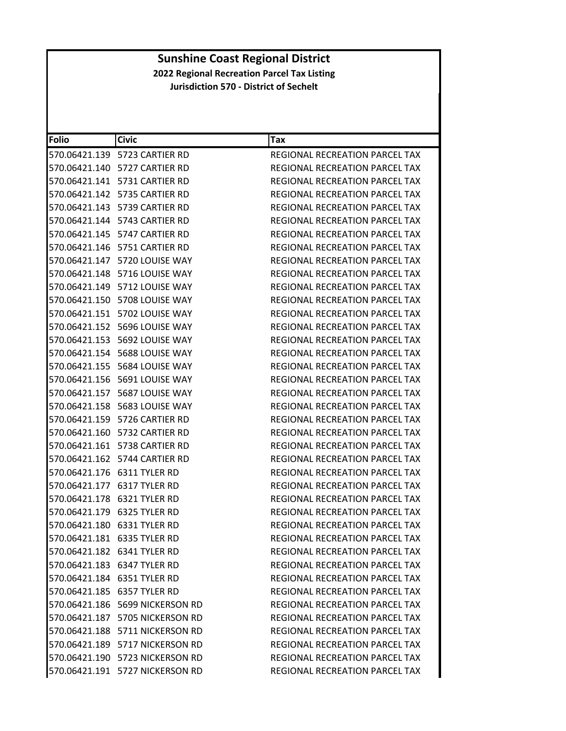# Sunshine Coast Regional District

## 2022 Regional Recreation Parcel Tax Listing

### Jurisdiction 570 - District of Sechelt

| Folio | Civic | Tax |
|---|---|---|
| 570.06421.139 | 5723 CARTIER RD | REGIONAL RECREATION PARCEL TAX |
| 570.06421.140 | 5727 CARTIER RD | REGIONAL RECREATION PARCEL TAX |
| 570.06421.141 | 5731 CARTIER RD | REGIONAL RECREATION PARCEL TAX |
| 570.06421.142 | 5735 CARTIER RD | REGIONAL RECREATION PARCEL TAX |
| 570.06421.143 | 5739 CARTIER RD | REGIONAL RECREATION PARCEL TAX |
| 570.06421.144 | 5743 CARTIER RD | REGIONAL RECREATION PARCEL TAX |
| 570.06421.145 | 5747 CARTIER RD | REGIONAL RECREATION PARCEL TAX |
| 570.06421.146 | 5751 CARTIER RD | REGIONAL RECREATION PARCEL TAX |
| 570.06421.147 | 5720 LOUISE WAY | REGIONAL RECREATION PARCEL TAX |
| 570.06421.148 | 5716 LOUISE WAY | REGIONAL RECREATION PARCEL TAX |
| 570.06421.149 | 5712 LOUISE WAY | REGIONAL RECREATION PARCEL TAX |
| 570.06421.150 | 5708 LOUISE WAY | REGIONAL RECREATION PARCEL TAX |
| 570.06421.151 | 5702 LOUISE WAY | REGIONAL RECREATION PARCEL TAX |
| 570.06421.152 | 5696 LOUISE WAY | REGIONAL RECREATION PARCEL TAX |
| 570.06421.153 | 5692 LOUISE WAY | REGIONAL RECREATION PARCEL TAX |
| 570.06421.154 | 5688 LOUISE WAY | REGIONAL RECREATION PARCEL TAX |
| 570.06421.155 | 5684 LOUISE WAY | REGIONAL RECREATION PARCEL TAX |
| 570.06421.156 | 5691 LOUISE WAY | REGIONAL RECREATION PARCEL TAX |
| 570.06421.157 | 5687 LOUISE WAY | REGIONAL RECREATION PARCEL TAX |
| 570.06421.158 | 5683 LOUISE WAY | REGIONAL RECREATION PARCEL TAX |
| 570.06421.159 | 5726 CARTIER RD | REGIONAL RECREATION PARCEL TAX |
| 570.06421.160 | 5732 CARTIER RD | REGIONAL RECREATION PARCEL TAX |
| 570.06421.161 | 5738 CARTIER RD | REGIONAL RECREATION PARCEL TAX |
| 570.06421.162 | 5744 CARTIER RD | REGIONAL RECREATION PARCEL TAX |
| 570.06421.176 | 6311 TYLER RD | REGIONAL RECREATION PARCEL TAX |
| 570.06421.177 | 6317 TYLER RD | REGIONAL RECREATION PARCEL TAX |
| 570.06421.178 | 6321 TYLER RD | REGIONAL RECREATION PARCEL TAX |
| 570.06421.179 | 6325 TYLER RD | REGIONAL RECREATION PARCEL TAX |
| 570.06421.180 | 6331 TYLER RD | REGIONAL RECREATION PARCEL TAX |
| 570.06421.181 | 6335 TYLER RD | REGIONAL RECREATION PARCEL TAX |
| 570.06421.182 | 6341 TYLER RD | REGIONAL RECREATION PARCEL TAX |
| 570.06421.183 | 6347 TYLER RD | REGIONAL RECREATION PARCEL TAX |
| 570.06421.184 | 6351 TYLER RD | REGIONAL RECREATION PARCEL TAX |
| 570.06421.185 | 6357 TYLER RD | REGIONAL RECREATION PARCEL TAX |
| 570.06421.186 | 5699 NICKERSON RD | REGIONAL RECREATION PARCEL TAX |
| 570.06421.187 | 5705 NICKERSON RD | REGIONAL RECREATION PARCEL TAX |
| 570.06421.188 | 5711 NICKERSON RD | REGIONAL RECREATION PARCEL TAX |
| 570.06421.189 | 5717 NICKERSON RD | REGIONAL RECREATION PARCEL TAX |
| 570.06421.190 | 5723 NICKERSON RD | REGIONAL RECREATION PARCEL TAX |
| 570.06421.191 | 5727 NICKERSON RD | REGIONAL RECREATION PARCEL TAX |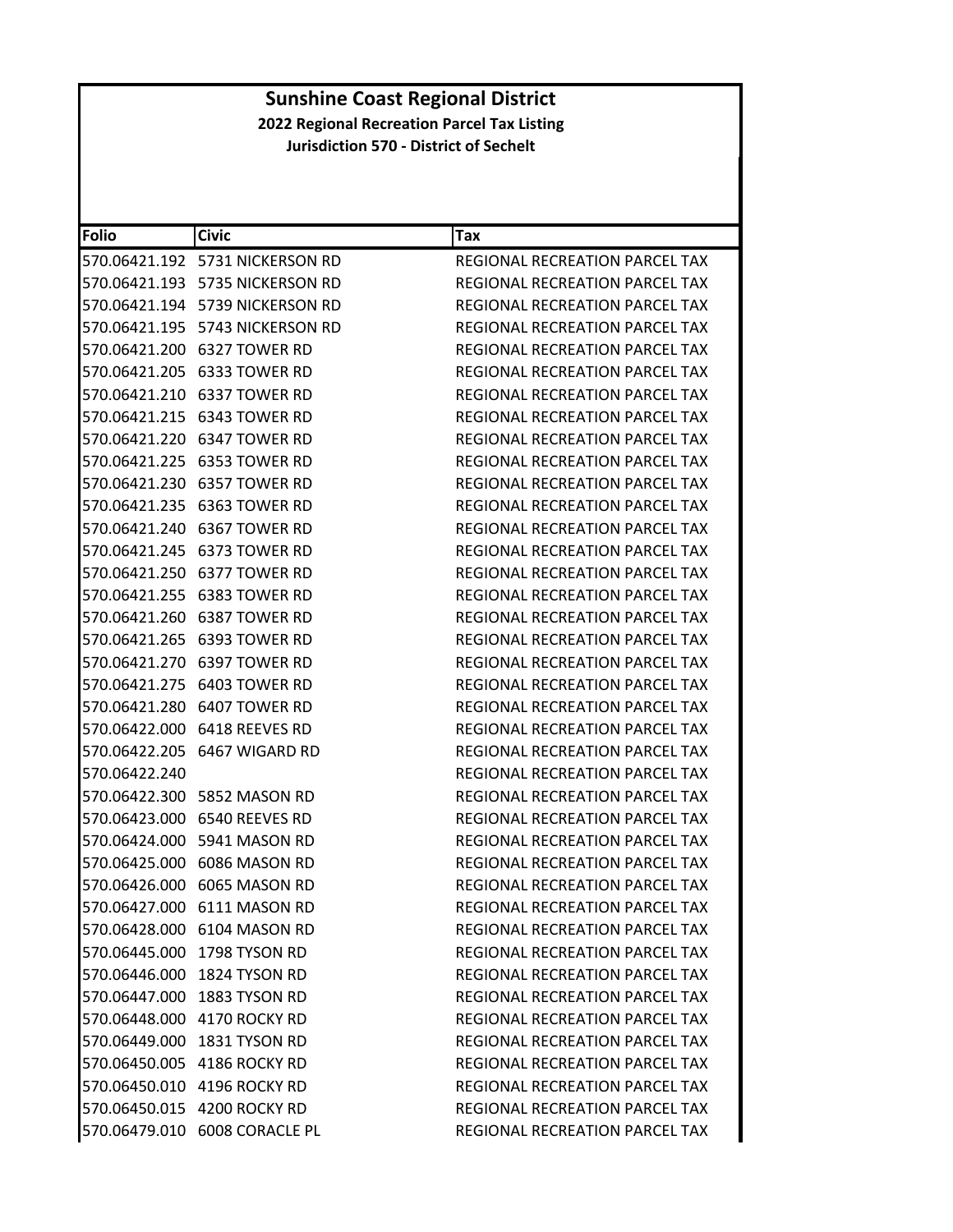# Sunshine Coast Regional District

**2022 Regional Recreation Parcel Tax Listing**

**Jurisdiction 570 - District of Sechelt**

| Folio | Civic | Tax |
|---|---|---|
| 570.06421.192 | 5731 NICKERSON RD | REGIONAL RECREATION PARCEL TAX |
| 570.06421.193 | 5735 NICKERSON RD | REGIONAL RECREATION PARCEL TAX |
| 570.06421.194 | 5739 NICKERSON RD | REGIONAL RECREATION PARCEL TAX |
| 570.06421.195 | 5743 NICKERSON RD | REGIONAL RECREATION PARCEL TAX |
| 570.06421.200 | 6327 TOWER RD | REGIONAL RECREATION PARCEL TAX |
| 570.06421.205 | 6333 TOWER RD | REGIONAL RECREATION PARCEL TAX |
| 570.06421.210 | 6337 TOWER RD | REGIONAL RECREATION PARCEL TAX |
| 570.06421.215 | 6343 TOWER RD | REGIONAL RECREATION PARCEL TAX |
| 570.06421.220 | 6347 TOWER RD | REGIONAL RECREATION PARCEL TAX |
| 570.06421.225 | 6353 TOWER RD | REGIONAL RECREATION PARCEL TAX |
| 570.06421.230 | 6357 TOWER RD | REGIONAL RECREATION PARCEL TAX |
| 570.06421.235 | 6363 TOWER RD | REGIONAL RECREATION PARCEL TAX |
| 570.06421.240 | 6367 TOWER RD | REGIONAL RECREATION PARCEL TAX |
| 570.06421.245 | 6373 TOWER RD | REGIONAL RECREATION PARCEL TAX |
| 570.06421.250 | 6377 TOWER RD | REGIONAL RECREATION PARCEL TAX |
| 570.06421.255 | 6383 TOWER RD | REGIONAL RECREATION PARCEL TAX |
| 570.06421.260 | 6387 TOWER RD | REGIONAL RECREATION PARCEL TAX |
| 570.06421.265 | 6393 TOWER RD | REGIONAL RECREATION PARCEL TAX |
| 570.06421.270 | 6397 TOWER RD | REGIONAL RECREATION PARCEL TAX |
| 570.06421.275 | 6403 TOWER RD | REGIONAL RECREATION PARCEL TAX |
| 570.06421.280 | 6407 TOWER RD | REGIONAL RECREATION PARCEL TAX |
| 570.06422.000 | 6418 REEVES RD | REGIONAL RECREATION PARCEL TAX |
| 570.06422.205 | 6467 WIGARD RD | REGIONAL RECREATION PARCEL TAX |
| 570.06422.240 | | REGIONAL RECREATION PARCEL TAX |
| 570.06422.300 | 5852 MASON RD | REGIONAL RECREATION PARCEL TAX |
| 570.06423.000 | 6540 REEVES RD | REGIONAL RECREATION PARCEL TAX |
| 570.06424.000 | 5941 MASON RD | REGIONAL RECREATION PARCEL TAX |
| 570.06425.000 | 6086 MASON RD | REGIONAL RECREATION PARCEL TAX |
| 570.06426.000 | 6065 MASON RD | REGIONAL RECREATION PARCEL TAX |
| 570.06427.000 | 6111 MASON RD | REGIONAL RECREATION PARCEL TAX |
| 570.06428.000 | 6104 MASON RD | REGIONAL RECREATION PARCEL TAX |
| 570.06445.000 | 1798 TYSON RD | REGIONAL RECREATION PARCEL TAX |
| 570.06446.000 | 1824 TYSON RD | REGIONAL RECREATION PARCEL TAX |
| 570.06447.000 | 1883 TYSON RD | REGIONAL RECREATION PARCEL TAX |
| 570.06448.000 | 4170 ROCKY RD | REGIONAL RECREATION PARCEL TAX |
| 570.06449.000 | 1831 TYSON RD | REGIONAL RECREATION PARCEL TAX |
| 570.06450.005 | 4186 ROCKY RD | REGIONAL RECREATION PARCEL TAX |
| 570.06450.010 | 4196 ROCKY RD | REGIONAL RECREATION PARCEL TAX |
| 570.06450.015 | 4200 ROCKY RD | REGIONAL RECREATION PARCEL TAX |
| 570.06479.010 | 6008 CORACLE PL | REGIONAL RECREATION PARCEL TAX |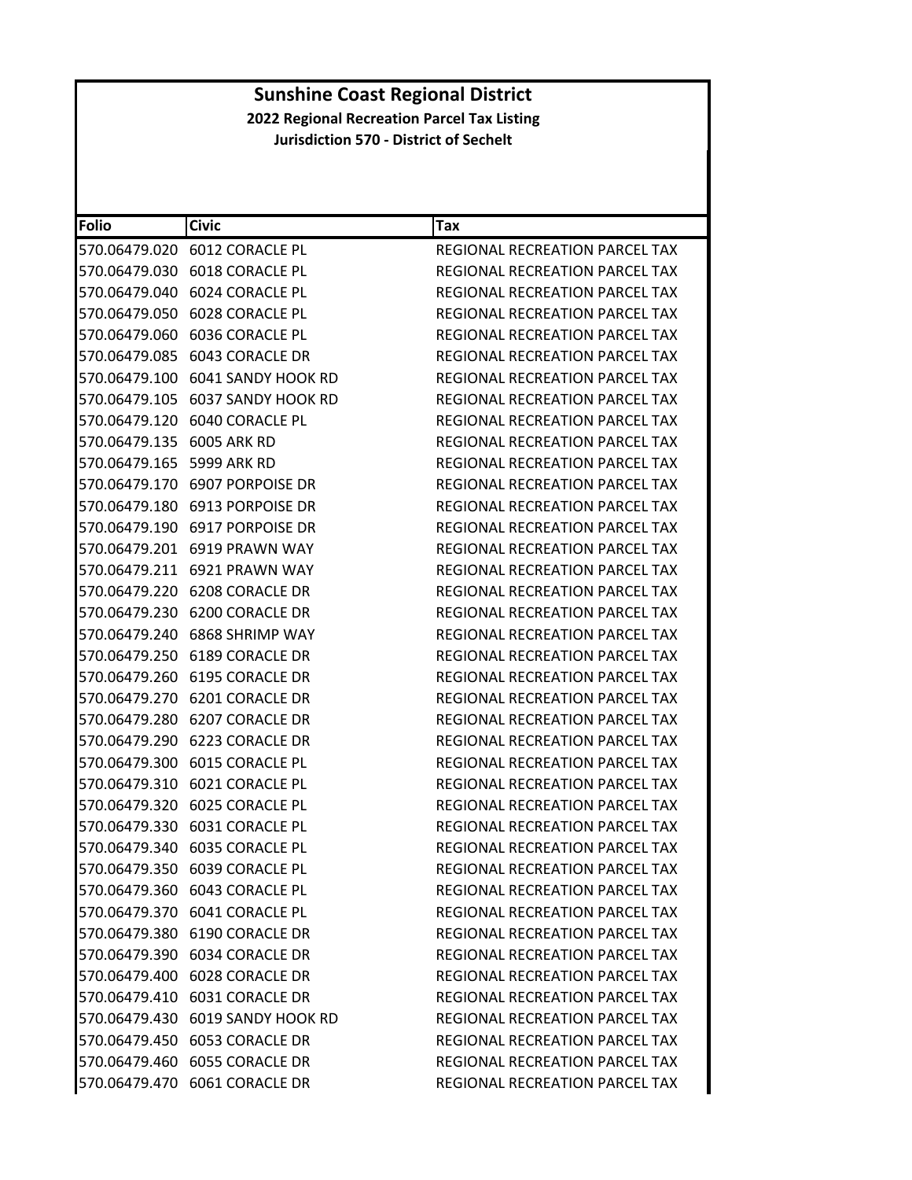# Sunshine Coast Regional District

**2022 Regional Recreation Parcel Tax Listing**

**Jurisdiction 570 - District of Sechelt**

| Folio | Civic | Tax |
|---|---|---|
| 570.06479.020 | 6012 CORACLE PL | REGIONAL RECREATION PARCEL TAX |
| 570.06479.030 | 6018 CORACLE PL | REGIONAL RECREATION PARCEL TAX |
| 570.06479.040 | 6024 CORACLE PL | REGIONAL RECREATION PARCEL TAX |
| 570.06479.050 | 6028 CORACLE PL | REGIONAL RECREATION PARCEL TAX |
| 570.06479.060 | 6036 CORACLE PL | REGIONAL RECREATION PARCEL TAX |
| 570.06479.085 | 6043 CORACLE DR | REGIONAL RECREATION PARCEL TAX |
| 570.06479.100 | 6041 SANDY HOOK RD | REGIONAL RECREATION PARCEL TAX |
| 570.06479.105 | 6037 SANDY HOOK RD | REGIONAL RECREATION PARCEL TAX |
| 570.06479.120 | 6040 CORACLE PL | REGIONAL RECREATION PARCEL TAX |
| 570.06479.135 | 6005 ARK RD | REGIONAL RECREATION PARCEL TAX |
| 570.06479.165 | 5999 ARK RD | REGIONAL RECREATION PARCEL TAX |
| 570.06479.170 | 6907 PORPOISE DR | REGIONAL RECREATION PARCEL TAX |
| 570.06479.180 | 6913 PORPOISE DR | REGIONAL RECREATION PARCEL TAX |
| 570.06479.190 | 6917 PORPOISE DR | REGIONAL RECREATION PARCEL TAX |
| 570.06479.201 | 6919 PRAWN WAY | REGIONAL RECREATION PARCEL TAX |
| 570.06479.211 | 6921 PRAWN WAY | REGIONAL RECREATION PARCEL TAX |
| 570.06479.220 | 6208 CORACLE DR | REGIONAL RECREATION PARCEL TAX |
| 570.06479.230 | 6200 CORACLE DR | REGIONAL RECREATION PARCEL TAX |
| 570.06479.240 | 6868 SHRIMP WAY | REGIONAL RECREATION PARCEL TAX |
| 570.06479.250 | 6189 CORACLE DR | REGIONAL RECREATION PARCEL TAX |
| 570.06479.260 | 6195 CORACLE DR | REGIONAL RECREATION PARCEL TAX |
| 570.06479.270 | 6201 CORACLE DR | REGIONAL RECREATION PARCEL TAX |
| 570.06479.280 | 6207 CORACLE DR | REGIONAL RECREATION PARCEL TAX |
| 570.06479.290 | 6223 CORACLE DR | REGIONAL RECREATION PARCEL TAX |
| 570.06479.300 | 6015 CORACLE PL | REGIONAL RECREATION PARCEL TAX |
| 570.06479.310 | 6021 CORACLE PL | REGIONAL RECREATION PARCEL TAX |
| 570.06479.320 | 6025 CORACLE PL | REGIONAL RECREATION PARCEL TAX |
| 570.06479.330 | 6031 CORACLE PL | REGIONAL RECREATION PARCEL TAX |
| 570.06479.340 | 6035 CORACLE PL | REGIONAL RECREATION PARCEL TAX |
| 570.06479.350 | 6039 CORACLE PL | REGIONAL RECREATION PARCEL TAX |
| 570.06479.360 | 6043 CORACLE PL | REGIONAL RECREATION PARCEL TAX |
| 570.06479.370 | 6041 CORACLE PL | REGIONAL RECREATION PARCEL TAX |
| 570.06479.380 | 6190 CORACLE DR | REGIONAL RECREATION PARCEL TAX |
| 570.06479.390 | 6034 CORACLE DR | REGIONAL RECREATION PARCEL TAX |
| 570.06479.400 | 6028 CORACLE DR | REGIONAL RECREATION PARCEL TAX |
| 570.06479.410 | 6031 CORACLE DR | REGIONAL RECREATION PARCEL TAX |
| 570.06479.430 | 6019 SANDY HOOK RD | REGIONAL RECREATION PARCEL TAX |
| 570.06479.450 | 6053 CORACLE DR | REGIONAL RECREATION PARCEL TAX |
| 570.06479.460 | 6055 CORACLE DR | REGIONAL RECREATION PARCEL TAX |
| 570.06479.470 | 6061 CORACLE DR | REGIONAL RECREATION PARCEL TAX |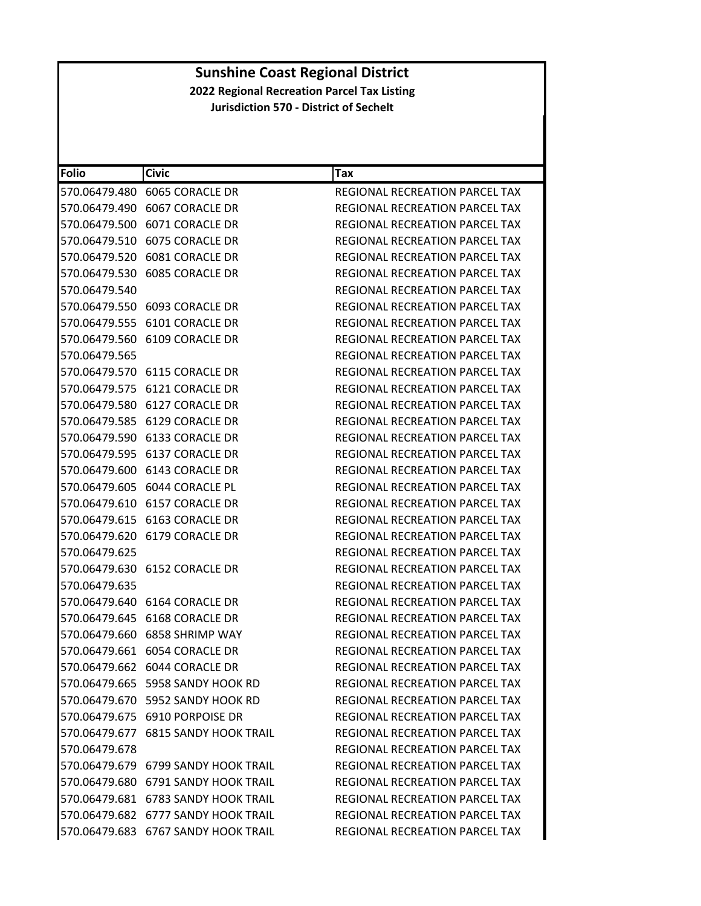# Sunshine Coast Regional District

## 2022 Regional Recreation Parcel Tax Listing

### Jurisdiction 570 - District of Sechelt

| Folio | Civic | Tax |
|---|---|---|
| 570.06479.480 | 6065 CORACLE DR | REGIONAL RECREATION PARCEL TAX |
| 570.06479.490 | 6067 CORACLE DR | REGIONAL RECREATION PARCEL TAX |
| 570.06479.500 | 6071 CORACLE DR | REGIONAL RECREATION PARCEL TAX |
| 570.06479.510 | 6075 CORACLE DR | REGIONAL RECREATION PARCEL TAX |
| 570.06479.520 | 6081 CORACLE DR | REGIONAL RECREATION PARCEL TAX |
| 570.06479.530 | 6085 CORACLE DR | REGIONAL RECREATION PARCEL TAX |
| 570.06479.540 | | REGIONAL RECREATION PARCEL TAX |
| 570.06479.550 | 6093 CORACLE DR | REGIONAL RECREATION PARCEL TAX |
| 570.06479.555 | 6101 CORACLE DR | REGIONAL RECREATION PARCEL TAX |
| 570.06479.560 | 6109 CORACLE DR | REGIONAL RECREATION PARCEL TAX |
| 570.06479.565 | | REGIONAL RECREATION PARCEL TAX |
| 570.06479.570 | 6115 CORACLE DR | REGIONAL RECREATION PARCEL TAX |
| 570.06479.575 | 6121 CORACLE DR | REGIONAL RECREATION PARCEL TAX |
| 570.06479.580 | 6127 CORACLE DR | REGIONAL RECREATION PARCEL TAX |
| 570.06479.585 | 6129 CORACLE DR | REGIONAL RECREATION PARCEL TAX |
| 570.06479.590 | 6133 CORACLE DR | REGIONAL RECREATION PARCEL TAX |
| 570.06479.595 | 6137 CORACLE DR | REGIONAL RECREATION PARCEL TAX |
| 570.06479.600 | 6143 CORACLE DR | REGIONAL RECREATION PARCEL TAX |
| 570.06479.605 | 6044 CORACLE PL | REGIONAL RECREATION PARCEL TAX |
| 570.06479.610 | 6157 CORACLE DR | REGIONAL RECREATION PARCEL TAX |
| 570.06479.615 | 6163 CORACLE DR | REGIONAL RECREATION PARCEL TAX |
| 570.06479.620 | 6179 CORACLE DR | REGIONAL RECREATION PARCEL TAX |
| 570.06479.625 | | REGIONAL RECREATION PARCEL TAX |
| 570.06479.630 | 6152 CORACLE DR | REGIONAL RECREATION PARCEL TAX |
| 570.06479.635 | | REGIONAL RECREATION PARCEL TAX |
| 570.06479.640 | 6164 CORACLE DR | REGIONAL RECREATION PARCEL TAX |
| 570.06479.645 | 6168 CORACLE DR | REGIONAL RECREATION PARCEL TAX |
| 570.06479.660 | 6858 SHRIMP WAY | REGIONAL RECREATION PARCEL TAX |
| 570.06479.661 | 6054 CORACLE DR | REGIONAL RECREATION PARCEL TAX |
| 570.06479.662 | 6044 CORACLE DR | REGIONAL RECREATION PARCEL TAX |
| 570.06479.665 | 5958 SANDY HOOK RD | REGIONAL RECREATION PARCEL TAX |
| 570.06479.670 | 5952 SANDY HOOK RD | REGIONAL RECREATION PARCEL TAX |
| 570.06479.675 | 6910 PORPOISE DR | REGIONAL RECREATION PARCEL TAX |
| 570.06479.677 | 6815 SANDY HOOK TRAIL | REGIONAL RECREATION PARCEL TAX |
| 570.06479.678 | | REGIONAL RECREATION PARCEL TAX |
| 570.06479.679 | 6799 SANDY HOOK TRAIL | REGIONAL RECREATION PARCEL TAX |
| 570.06479.680 | 6791 SANDY HOOK TRAIL | REGIONAL RECREATION PARCEL TAX |
| 570.06479.681 | 6783 SANDY HOOK TRAIL | REGIONAL RECREATION PARCEL TAX |
| 570.06479.682 | 6777 SANDY HOOK TRAIL | REGIONAL RECREATION PARCEL TAX |
| 570.06479.683 | 6767 SANDY HOOK TRAIL | REGIONAL RECREATION PARCEL TAX |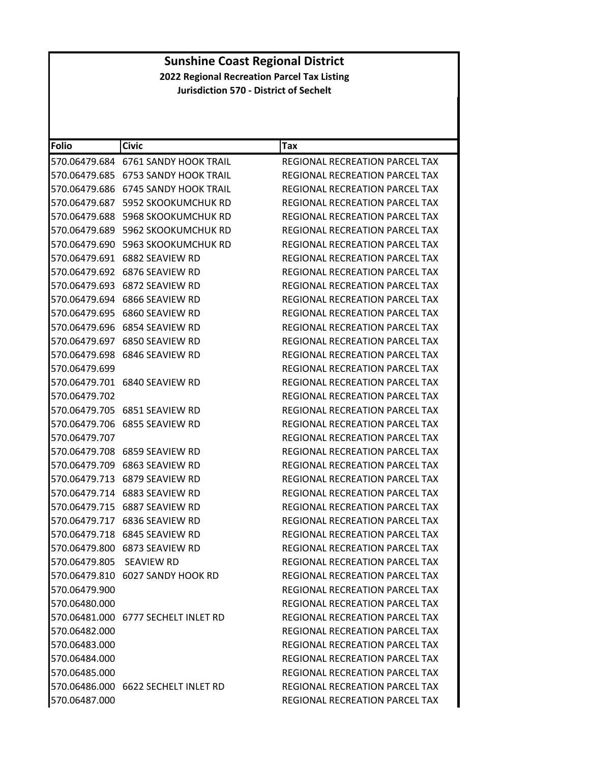# Sunshine Coast Regional District

**2022 Regional Recreation Parcel Tax Listing**

**Jurisdiction 570 - District of Sechelt**

| Folio | Civic | Tax |
|---|---|---|
| 570.06479.684 | 6761 SANDY HOOK TRAIL | REGIONAL RECREATION PARCEL TAX |
| 570.06479.685 | 6753 SANDY HOOK TRAIL | REGIONAL RECREATION PARCEL TAX |
| 570.06479.686 | 6745 SANDY HOOK TRAIL | REGIONAL RECREATION PARCEL TAX |
| 570.06479.687 | 5952 SKOOKUMCHUK RD | REGIONAL RECREATION PARCEL TAX |
| 570.06479.688 | 5968 SKOOKUMCHUK RD | REGIONAL RECREATION PARCEL TAX |
| 570.06479.689 | 5962 SKOOKUMCHUK RD | REGIONAL RECREATION PARCEL TAX |
| 570.06479.690 | 5963 SKOOKUMCHUK RD | REGIONAL RECREATION PARCEL TAX |
| 570.06479.691 | 6882 SEAVIEW RD | REGIONAL RECREATION PARCEL TAX |
| 570.06479.692 | 6876 SEAVIEW RD | REGIONAL RECREATION PARCEL TAX |
| 570.06479.693 | 6872 SEAVIEW RD | REGIONAL RECREATION PARCEL TAX |
| 570.06479.694 | 6866 SEAVIEW RD | REGIONAL RECREATION PARCEL TAX |
| 570.06479.695 | 6860 SEAVIEW RD | REGIONAL RECREATION PARCEL TAX |
| 570.06479.696 | 6854 SEAVIEW RD | REGIONAL RECREATION PARCEL TAX |
| 570.06479.697 | 6850 SEAVIEW RD | REGIONAL RECREATION PARCEL TAX |
| 570.06479.698 | 6846 SEAVIEW RD | REGIONAL RECREATION PARCEL TAX |
| 570.06479.699 | | REGIONAL RECREATION PARCEL TAX |
| 570.06479.701 | 6840 SEAVIEW RD | REGIONAL RECREATION PARCEL TAX |
| 570.06479.702 | | REGIONAL RECREATION PARCEL TAX |
| 570.06479.705 | 6851 SEAVIEW RD | REGIONAL RECREATION PARCEL TAX |
| 570.06479.706 | 6855 SEAVIEW RD | REGIONAL RECREATION PARCEL TAX |
| 570.06479.707 | | REGIONAL RECREATION PARCEL TAX |
| 570.06479.708 | 6859 SEAVIEW RD | REGIONAL RECREATION PARCEL TAX |
| 570.06479.709 | 6863 SEAVIEW RD | REGIONAL RECREATION PARCEL TAX |
| 570.06479.713 | 6879 SEAVIEW RD | REGIONAL RECREATION PARCEL TAX |
| 570.06479.714 | 6883 SEAVIEW RD | REGIONAL RECREATION PARCEL TAX |
| 570.06479.715 | 6887 SEAVIEW RD | REGIONAL RECREATION PARCEL TAX |
| 570.06479.717 | 6836 SEAVIEW RD | REGIONAL RECREATION PARCEL TAX |
| 570.06479.718 | 6845 SEAVIEW RD | REGIONAL RECREATION PARCEL TAX |
| 570.06479.800 | 6873 SEAVIEW RD | REGIONAL RECREATION PARCEL TAX |
| 570.06479.805 | SEAVIEW RD | REGIONAL RECREATION PARCEL TAX |
| 570.06479.810 | 6027 SANDY HOOK RD | REGIONAL RECREATION PARCEL TAX |
| 570.06479.900 | | REGIONAL RECREATION PARCEL TAX |
| 570.06480.000 | | REGIONAL RECREATION PARCEL TAX |
| 570.06481.000 | 6777 SECHELT INLET RD | REGIONAL RECREATION PARCEL TAX |
| 570.06482.000 | | REGIONAL RECREATION PARCEL TAX |
| 570.06483.000 | | REGIONAL RECREATION PARCEL TAX |
| 570.06484.000 | | REGIONAL RECREATION PARCEL TAX |
| 570.06485.000 | | REGIONAL RECREATION PARCEL TAX |
| 570.06486.000 | 6622 SECHELT INLET RD | REGIONAL RECREATION PARCEL TAX |
| 570.06487.000 | | REGIONAL RECREATION PARCEL TAX |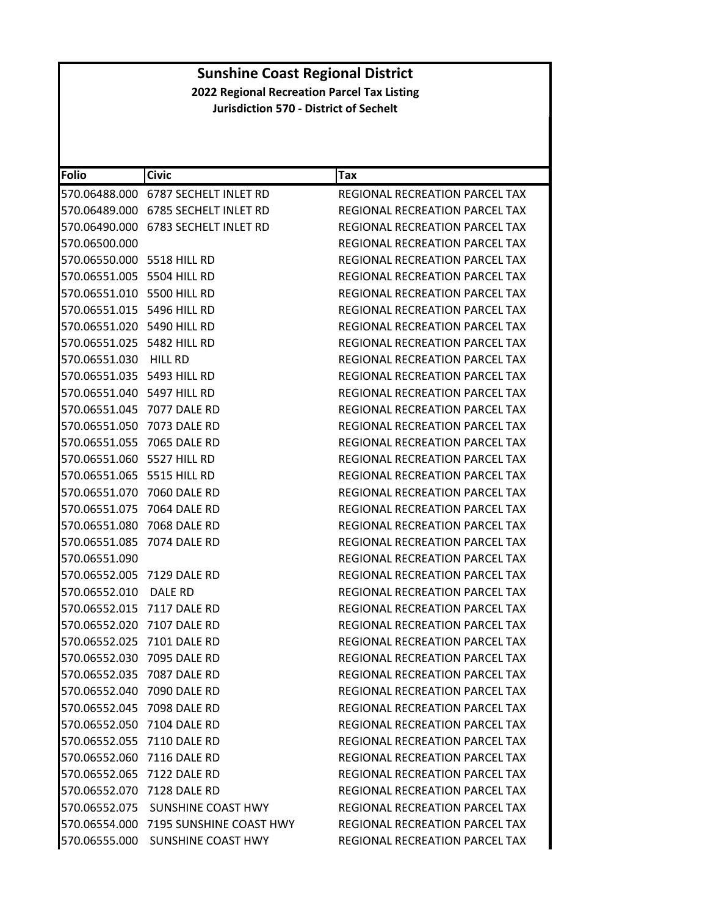# Sunshine Coast Regional District

**2022 Regional Recreation Parcel Tax Listing**

**Jurisdiction 570 - District of Sechelt**

| Folio | Civic | Tax |
|---|---|---|
| 570.06488.000 | 6787 SECHELT INLET RD | REGIONAL RECREATION PARCEL TAX |
| 570.06489.000 | 6785 SECHELT INLET RD | REGIONAL RECREATION PARCEL TAX |
| 570.06490.000 | 6783 SECHELT INLET RD | REGIONAL RECREATION PARCEL TAX |
| 570.06500.000 | | REGIONAL RECREATION PARCEL TAX |
| 570.06550.000 | 5518 HILL RD | REGIONAL RECREATION PARCEL TAX |
| 570.06551.005 | 5504 HILL RD | REGIONAL RECREATION PARCEL TAX |
| 570.06551.010 | 5500 HILL RD | REGIONAL RECREATION PARCEL TAX |
| 570.06551.015 | 5496 HILL RD | REGIONAL RECREATION PARCEL TAX |
| 570.06551.020 | 5490 HILL RD | REGIONAL RECREATION PARCEL TAX |
| 570.06551.025 | 5482 HILL RD | REGIONAL RECREATION PARCEL TAX |
| 570.06551.030 | HILL RD | REGIONAL RECREATION PARCEL TAX |
| 570.06551.035 | 5493 HILL RD | REGIONAL RECREATION PARCEL TAX |
| 570.06551.040 | 5497 HILL RD | REGIONAL RECREATION PARCEL TAX |
| 570.06551.045 | 7077 DALE RD | REGIONAL RECREATION PARCEL TAX |
| 570.06551.050 | 7073 DALE RD | REGIONAL RECREATION PARCEL TAX |
| 570.06551.055 | 7065 DALE RD | REGIONAL RECREATION PARCEL TAX |
| 570.06551.060 | 5527 HILL RD | REGIONAL RECREATION PARCEL TAX |
| 570.06551.065 | 5515 HILL RD | REGIONAL RECREATION PARCEL TAX |
| 570.06551.070 | 7060 DALE RD | REGIONAL RECREATION PARCEL TAX |
| 570.06551.075 | 7064 DALE RD | REGIONAL RECREATION PARCEL TAX |
| 570.06551.080 | 7068 DALE RD | REGIONAL RECREATION PARCEL TAX |
| 570.06551.085 | 7074 DALE RD | REGIONAL RECREATION PARCEL TAX |
| 570.06551.090 | | REGIONAL RECREATION PARCEL TAX |
| 570.06552.005 | 7129 DALE RD | REGIONAL RECREATION PARCEL TAX |
| 570.06552.010 | DALE RD | REGIONAL RECREATION PARCEL TAX |
| 570.06552.015 | 7117 DALE RD | REGIONAL RECREATION PARCEL TAX |
| 570.06552.020 | 7107 DALE RD | REGIONAL RECREATION PARCEL TAX |
| 570.06552.025 | 7101 DALE RD | REGIONAL RECREATION PARCEL TAX |
| 570.06552.030 | 7095 DALE RD | REGIONAL RECREATION PARCEL TAX |
| 570.06552.035 | 7087 DALE RD | REGIONAL RECREATION PARCEL TAX |
| 570.06552.040 | 7090 DALE RD | REGIONAL RECREATION PARCEL TAX |
| 570.06552.045 | 7098 DALE RD | REGIONAL RECREATION PARCEL TAX |
| 570.06552.050 | 7104 DALE RD | REGIONAL RECREATION PARCEL TAX |
| 570.06552.055 | 7110 DALE RD | REGIONAL RECREATION PARCEL TAX |
| 570.06552.060 | 7116 DALE RD | REGIONAL RECREATION PARCEL TAX |
| 570.06552.065 | 7122 DALE RD | REGIONAL RECREATION PARCEL TAX |
| 570.06552.070 | 7128 DALE RD | REGIONAL RECREATION PARCEL TAX |
| 570.06552.075 | SUNSHINE COAST HWY | REGIONAL RECREATION PARCEL TAX |
| 570.06554.000 | 7195 SUNSHINE COAST HWY | REGIONAL RECREATION PARCEL TAX |
| 570.06555.000 | SUNSHINE COAST HWY | REGIONAL RECREATION PARCEL TAX |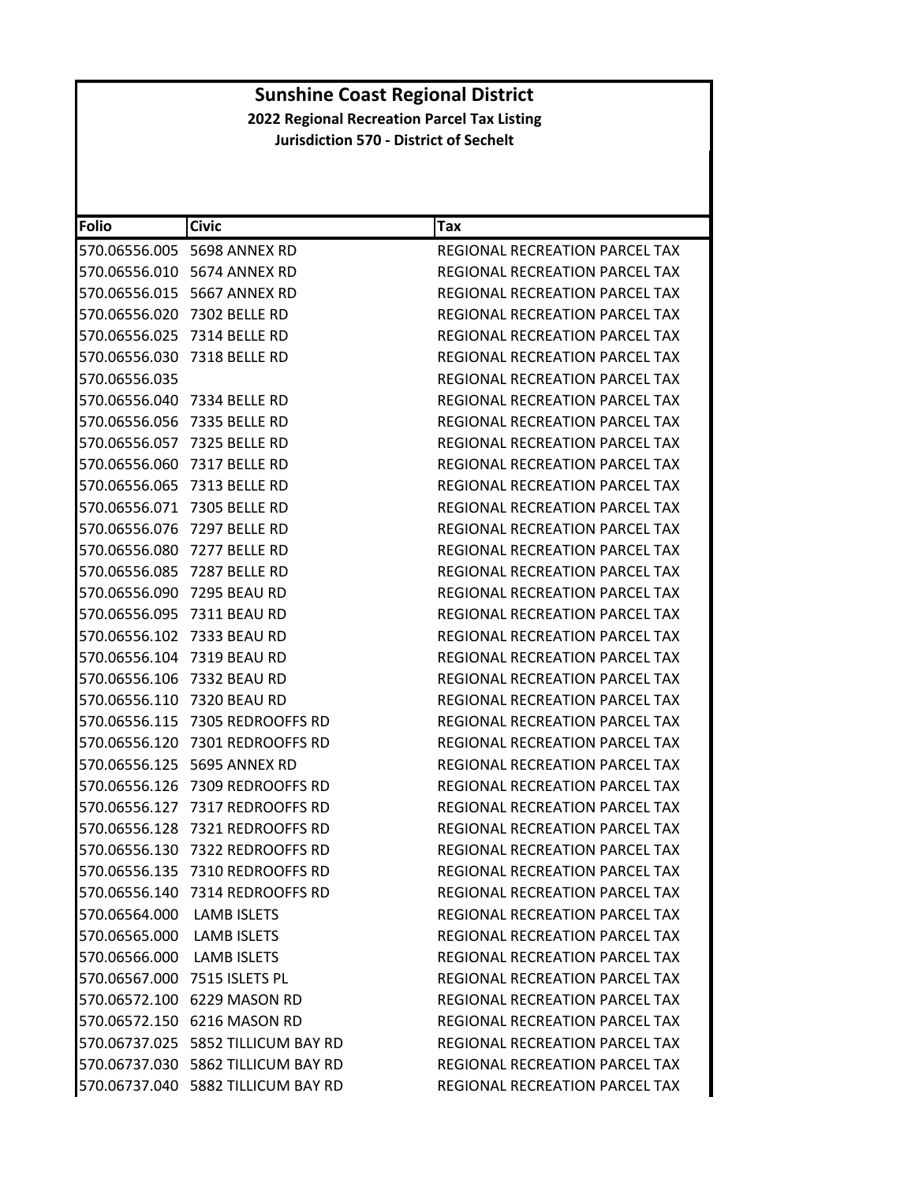# Sunshine Coast Regional District

## 2022 Regional Recreation Parcel Tax Listing

### Jurisdiction 570 - District of Sechelt

| Folio | Civic | Tax |
|---|---|---|
| 570.06556.005 | 5698 ANNEX RD | REGIONAL RECREATION PARCEL TAX |
| 570.06556.010 | 5674 ANNEX RD | REGIONAL RECREATION PARCEL TAX |
| 570.06556.015 | 5667 ANNEX RD | REGIONAL RECREATION PARCEL TAX |
| 570.06556.020 | 7302 BELLE RD | REGIONAL RECREATION PARCEL TAX |
| 570.06556.025 | 7314 BELLE RD | REGIONAL RECREATION PARCEL TAX |
| 570.06556.030 | 7318 BELLE RD | REGIONAL RECREATION PARCEL TAX |
| 570.06556.035 | | REGIONAL RECREATION PARCEL TAX |
| 570.06556.040 | 7334 BELLE RD | REGIONAL RECREATION PARCEL TAX |
| 570.06556.056 | 7335 BELLE RD | REGIONAL RECREATION PARCEL TAX |
| 570.06556.057 | 7325 BELLE RD | REGIONAL RECREATION PARCEL TAX |
| 570.06556.060 | 7317 BELLE RD | REGIONAL RECREATION PARCEL TAX |
| 570.06556.065 | 7313 BELLE RD | REGIONAL RECREATION PARCEL TAX |
| 570.06556.071 | 7305 BELLE RD | REGIONAL RECREATION PARCEL TAX |
| 570.06556.076 | 7297 BELLE RD | REGIONAL RECREATION PARCEL TAX |
| 570.06556.080 | 7277 BELLE RD | REGIONAL RECREATION PARCEL TAX |
| 570.06556.085 | 7287 BELLE RD | REGIONAL RECREATION PARCEL TAX |
| 570.06556.090 | 7295 BEAU RD | REGIONAL RECREATION PARCEL TAX |
| 570.06556.095 | 7311 BEAU RD | REGIONAL RECREATION PARCEL TAX |
| 570.06556.102 | 7333 BEAU RD | REGIONAL RECREATION PARCEL TAX |
| 570.06556.104 | 7319 BEAU RD | REGIONAL RECREATION PARCEL TAX |
| 570.06556.106 | 7332 BEAU RD | REGIONAL RECREATION PARCEL TAX |
| 570.06556.110 | 7320 BEAU RD | REGIONAL RECREATION PARCEL TAX |
| 570.06556.115 | 7305 REDROOFFS RD | REGIONAL RECREATION PARCEL TAX |
| 570.06556.120 | 7301 REDROOFFS RD | REGIONAL RECREATION PARCEL TAX |
| 570.06556.125 | 5695 ANNEX RD | REGIONAL RECREATION PARCEL TAX |
| 570.06556.126 | 7309 REDROOFFS RD | REGIONAL RECREATION PARCEL TAX |
| 570.06556.127 | 7317 REDROOFFS RD | REGIONAL RECREATION PARCEL TAX |
| 570.06556.128 | 7321 REDROOFFS RD | REGIONAL RECREATION PARCEL TAX |
| 570.06556.130 | 7322 REDROOFFS RD | REGIONAL RECREATION PARCEL TAX |
| 570.06556.135 | 7310 REDROOFFS RD | REGIONAL RECREATION PARCEL TAX |
| 570.06556.140 | 7314 REDROOFFS RD | REGIONAL RECREATION PARCEL TAX |
| 570.06564.000 | LAMB ISLETS | REGIONAL RECREATION PARCEL TAX |
| 570.06565.000 | LAMB ISLETS | REGIONAL RECREATION PARCEL TAX |
| 570.06566.000 | LAMB ISLETS | REGIONAL RECREATION PARCEL TAX |
| 570.06567.000 | 7515 ISLETS PL | REGIONAL RECREATION PARCEL TAX |
| 570.06572.100 | 6229 MASON RD | REGIONAL RECREATION PARCEL TAX |
| 570.06572.150 | 6216 MASON RD | REGIONAL RECREATION PARCEL TAX |
| 570.06737.025 | 5852 TILLICUM BAY RD | REGIONAL RECREATION PARCEL TAX |
| 570.06737.030 | 5862 TILLICUM BAY RD | REGIONAL RECREATION PARCEL TAX |
| 570.06737.040 | 5882 TILLICUM BAY RD | REGIONAL RECREATION PARCEL TAX |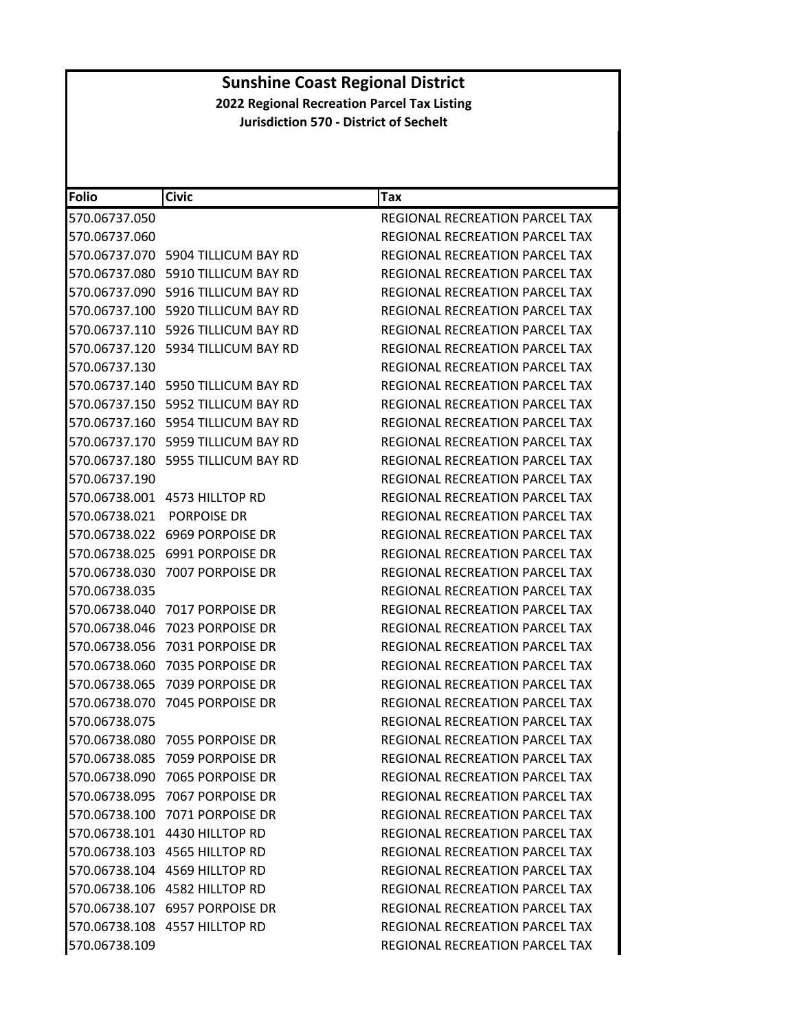# Sunshine Coast Regional District

**2022 Regional Recreation Parcel Tax Listing**

**Jurisdiction 570 - District of Sechelt**

| Folio | Civic | Tax |
|---|---|---|
| 570.06737.050 | | REGIONAL RECREATION PARCEL TAX |
| 570.06737.060 | | REGIONAL RECREATION PARCEL TAX |
| 570.06737.070 | 5904 TILLICUM BAY RD | REGIONAL RECREATION PARCEL TAX |
| 570.06737.080 | 5910 TILLICUM BAY RD | REGIONAL RECREATION PARCEL TAX |
| 570.06737.090 | 5916 TILLICUM BAY RD | REGIONAL RECREATION PARCEL TAX |
| 570.06737.100 | 5920 TILLICUM BAY RD | REGIONAL RECREATION PARCEL TAX |
| 570.06737.110 | 5926 TILLICUM BAY RD | REGIONAL RECREATION PARCEL TAX |
| 570.06737.120 | 5934 TILLICUM BAY RD | REGIONAL RECREATION PARCEL TAX |
| 570.06737.130 | | REGIONAL RECREATION PARCEL TAX |
| 570.06737.140 | 5950 TILLICUM BAY RD | REGIONAL RECREATION PARCEL TAX |
| 570.06737.150 | 5952 TILLICUM BAY RD | REGIONAL RECREATION PARCEL TAX |
| 570.06737.160 | 5954 TILLICUM BAY RD | REGIONAL RECREATION PARCEL TAX |
| 570.06737.170 | 5959 TILLICUM BAY RD | REGIONAL RECREATION PARCEL TAX |
| 570.06737.180 | 5955 TILLICUM BAY RD | REGIONAL RECREATION PARCEL TAX |
| 570.06737.190 | | REGIONAL RECREATION PARCEL TAX |
| 570.06738.001 | 4573 HILLTOP RD | REGIONAL RECREATION PARCEL TAX |
| 570.06738.021 | PORPOISE DR | REGIONAL RECREATION PARCEL TAX |
| 570.06738.022 | 6969 PORPOISE DR | REGIONAL RECREATION PARCEL TAX |
| 570.06738.025 | 6991 PORPOISE DR | REGIONAL RECREATION PARCEL TAX |
| 570.06738.030 | 7007 PORPOISE DR | REGIONAL RECREATION PARCEL TAX |
| 570.06738.035 | | REGIONAL RECREATION PARCEL TAX |
| 570.06738.040 | 7017 PORPOISE DR | REGIONAL RECREATION PARCEL TAX |
| 570.06738.046 | 7023 PORPOISE DR | REGIONAL RECREATION PARCEL TAX |
| 570.06738.056 | 7031 PORPOISE DR | REGIONAL RECREATION PARCEL TAX |
| 570.06738.060 | 7035 PORPOISE DR | REGIONAL RECREATION PARCEL TAX |
| 570.06738.065 | 7039 PORPOISE DR | REGIONAL RECREATION PARCEL TAX |
| 570.06738.070 | 7045 PORPOISE DR | REGIONAL RECREATION PARCEL TAX |
| 570.06738.075 | | REGIONAL RECREATION PARCEL TAX |
| 570.06738.080 | 7055 PORPOISE DR | REGIONAL RECREATION PARCEL TAX |
| 570.06738.085 | 7059 PORPOISE DR | REGIONAL RECREATION PARCEL TAX |
| 570.06738.090 | 7065 PORPOISE DR | REGIONAL RECREATION PARCEL TAX |
| 570.06738.095 | 7067 PORPOISE DR | REGIONAL RECREATION PARCEL TAX |
| 570.06738.100 | 7071 PORPOISE DR | REGIONAL RECREATION PARCEL TAX |
| 570.06738.101 | 4430 HILLTOP RD | REGIONAL RECREATION PARCEL TAX |
| 570.06738.103 | 4565 HILLTOP RD | REGIONAL RECREATION PARCEL TAX |
| 570.06738.104 | 4569 HILLTOP RD | REGIONAL RECREATION PARCEL TAX |
| 570.06738.106 | 4582 HILLTOP RD | REGIONAL RECREATION PARCEL TAX |
| 570.06738.107 | 6957 PORPOISE DR | REGIONAL RECREATION PARCEL TAX |
| 570.06738.108 | 4557 HILLTOP RD | REGIONAL RECREATION PARCEL TAX |
| 570.06738.109 | | REGIONAL RECREATION PARCEL TAX |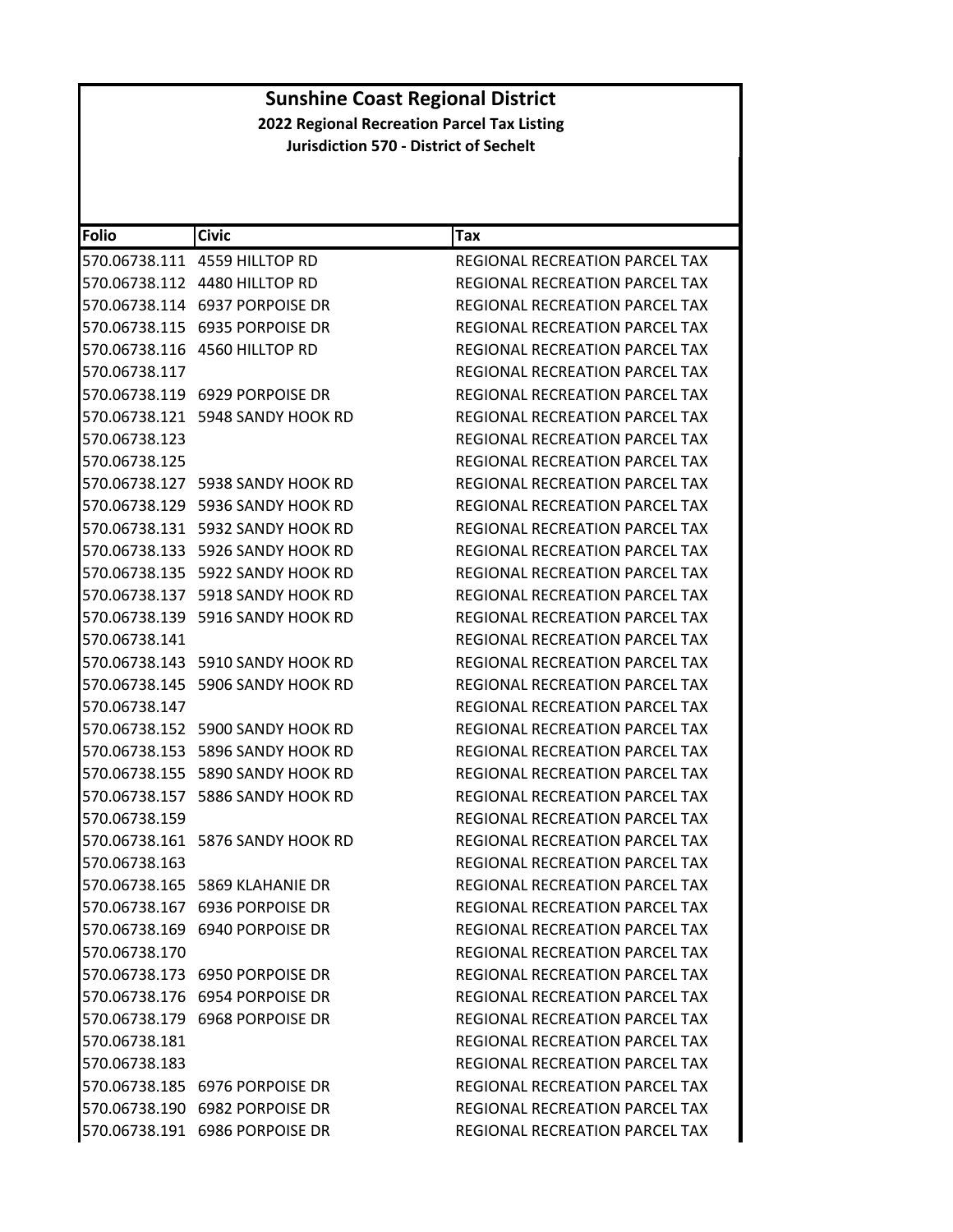# Sunshine Coast Regional District

## 2022 Regional Recreation Parcel Tax Listing

### Jurisdiction 570 - District of Sechelt

| Folio | Civic | Tax |
|---|---|---|
| 570.06738.111 | 4559 HILLTOP RD | REGIONAL RECREATION PARCEL TAX |
| 570.06738.112 | 4480 HILLTOP RD | REGIONAL RECREATION PARCEL TAX |
| 570.06738.114 | 6937 PORPOISE DR | REGIONAL RECREATION PARCEL TAX |
| 570.06738.115 | 6935 PORPOISE DR | REGIONAL RECREATION PARCEL TAX |
| 570.06738.116 | 4560 HILLTOP RD | REGIONAL RECREATION PARCEL TAX |
| 570.06738.117 | | REGIONAL RECREATION PARCEL TAX |
| 570.06738.119 | 6929 PORPOISE DR | REGIONAL RECREATION PARCEL TAX |
| 570.06738.121 | 5948 SANDY HOOK RD | REGIONAL RECREATION PARCEL TAX |
| 570.06738.123 | | REGIONAL RECREATION PARCEL TAX |
| 570.06738.125 | | REGIONAL RECREATION PARCEL TAX |
| 570.06738.127 | 5938 SANDY HOOK RD | REGIONAL RECREATION PARCEL TAX |
| 570.06738.129 | 5936 SANDY HOOK RD | REGIONAL RECREATION PARCEL TAX |
| 570.06738.131 | 5932 SANDY HOOK RD | REGIONAL RECREATION PARCEL TAX |
| 570.06738.133 | 5926 SANDY HOOK RD | REGIONAL RECREATION PARCEL TAX |
| 570.06738.135 | 5922 SANDY HOOK RD | REGIONAL RECREATION PARCEL TAX |
| 570.06738.137 | 5918 SANDY HOOK RD | REGIONAL RECREATION PARCEL TAX |
| 570.06738.139 | 5916 SANDY HOOK RD | REGIONAL RECREATION PARCEL TAX |
| 570.06738.141 | | REGIONAL RECREATION PARCEL TAX |
| 570.06738.143 | 5910 SANDY HOOK RD | REGIONAL RECREATION PARCEL TAX |
| 570.06738.145 | 5906 SANDY HOOK RD | REGIONAL RECREATION PARCEL TAX |
| 570.06738.147 | | REGIONAL RECREATION PARCEL TAX |
| 570.06738.152 | 5900 SANDY HOOK RD | REGIONAL RECREATION PARCEL TAX |
| 570.06738.153 | 5896 SANDY HOOK RD | REGIONAL RECREATION PARCEL TAX |
| 570.06738.155 | 5890 SANDY HOOK RD | REGIONAL RECREATION PARCEL TAX |
| 570.06738.157 | 5886 SANDY HOOK RD | REGIONAL RECREATION PARCEL TAX |
| 570.06738.159 | | REGIONAL RECREATION PARCEL TAX |
| 570.06738.161 | 5876 SANDY HOOK RD | REGIONAL RECREATION PARCEL TAX |
| 570.06738.163 | | REGIONAL RECREATION PARCEL TAX |
| 570.06738.165 | 5869 KLAHANIE DR | REGIONAL RECREATION PARCEL TAX |
| 570.06738.167 | 6936 PORPOISE DR | REGIONAL RECREATION PARCEL TAX |
| 570.06738.169 | 6940 PORPOISE DR | REGIONAL RECREATION PARCEL TAX |
| 570.06738.170 | | REGIONAL RECREATION PARCEL TAX |
| 570.06738.173 | 6950 PORPOISE DR | REGIONAL RECREATION PARCEL TAX |
| 570.06738.176 | 6954 PORPOISE DR | REGIONAL RECREATION PARCEL TAX |
| 570.06738.179 | 6968 PORPOISE DR | REGIONAL RECREATION PARCEL TAX |
| 570.06738.181 | | REGIONAL RECREATION PARCEL TAX |
| 570.06738.183 | | REGIONAL RECREATION PARCEL TAX |
| 570.06738.185 | 6976 PORPOISE DR | REGIONAL RECREATION PARCEL TAX |
| 570.06738.190 | 6982 PORPOISE DR | REGIONAL RECREATION PARCEL TAX |
| 570.06738.191 | 6986 PORPOISE DR | REGIONAL RECREATION PARCEL TAX |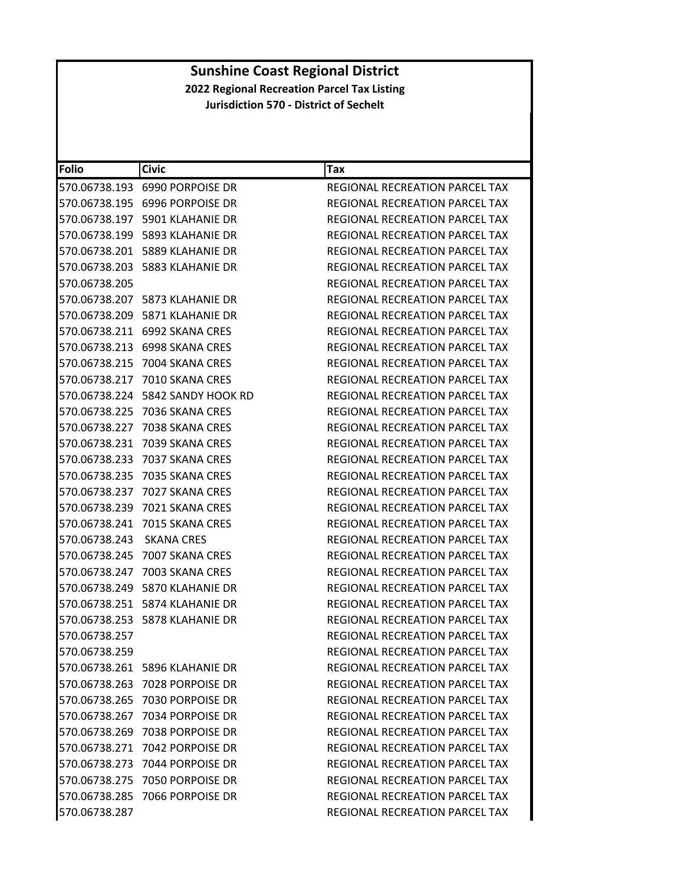# Sunshine Coast Regional District

**2022 Regional Recreation Parcel Tax Listing**

**Jurisdiction 570 - District of Sechelt**

| Folio | Civic | Tax |
|---|---|---|
| 570.06738.193 | 6990 PORPOISE DR | REGIONAL RECREATION PARCEL TAX |
| 570.06738.195 | 6996 PORPOISE DR | REGIONAL RECREATION PARCEL TAX |
| 570.06738.197 | 5901 KLAHANIE DR | REGIONAL RECREATION PARCEL TAX |
| 570.06738.199 | 5893 KLAHANIE DR | REGIONAL RECREATION PARCEL TAX |
| 570.06738.201 | 5889 KLAHANIE DR | REGIONAL RECREATION PARCEL TAX |
| 570.06738.203 | 5883 KLAHANIE DR | REGIONAL RECREATION PARCEL TAX |
| 570.06738.205 | | REGIONAL RECREATION PARCEL TAX |
| 570.06738.207 | 5873 KLAHANIE DR | REGIONAL RECREATION PARCEL TAX |
| 570.06738.209 | 5871 KLAHANIE DR | REGIONAL RECREATION PARCEL TAX |
| 570.06738.211 | 6992 SKANA CRES | REGIONAL RECREATION PARCEL TAX |
| 570.06738.213 | 6998 SKANA CRES | REGIONAL RECREATION PARCEL TAX |
| 570.06738.215 | 7004 SKANA CRES | REGIONAL RECREATION PARCEL TAX |
| 570.06738.217 | 7010 SKANA CRES | REGIONAL RECREATION PARCEL TAX |
| 570.06738.224 | 5842 SANDY HOOK RD | REGIONAL RECREATION PARCEL TAX |
| 570.06738.225 | 7036 SKANA CRES | REGIONAL RECREATION PARCEL TAX |
| 570.06738.227 | 7038 SKANA CRES | REGIONAL RECREATION PARCEL TAX |
| 570.06738.231 | 7039 SKANA CRES | REGIONAL RECREATION PARCEL TAX |
| 570.06738.233 | 7037 SKANA CRES | REGIONAL RECREATION PARCEL TAX |
| 570.06738.235 | 7035 SKANA CRES | REGIONAL RECREATION PARCEL TAX |
| 570.06738.237 | 7027 SKANA CRES | REGIONAL RECREATION PARCEL TAX |
| 570.06738.239 | 7021 SKANA CRES | REGIONAL RECREATION PARCEL TAX |
| 570.06738.241 | 7015 SKANA CRES | REGIONAL RECREATION PARCEL TAX |
| 570.06738.243 | SKANA CRES | REGIONAL RECREATION PARCEL TAX |
| 570.06738.245 | 7007 SKANA CRES | REGIONAL RECREATION PARCEL TAX |
| 570.06738.247 | 7003 SKANA CRES | REGIONAL RECREATION PARCEL TAX |
| 570.06738.249 | 5870 KLAHANIE DR | REGIONAL RECREATION PARCEL TAX |
| 570.06738.251 | 5874 KLAHANIE DR | REGIONAL RECREATION PARCEL TAX |
| 570.06738.253 | 5878 KLAHANIE DR | REGIONAL RECREATION PARCEL TAX |
| 570.06738.257 | | REGIONAL RECREATION PARCEL TAX |
| 570.06738.259 | | REGIONAL RECREATION PARCEL TAX |
| 570.06738.261 | 5896 KLAHANIE DR | REGIONAL RECREATION PARCEL TAX |
| 570.06738.263 | 7028 PORPOISE DR | REGIONAL RECREATION PARCEL TAX |
| 570.06738.265 | 7030 PORPOISE DR | REGIONAL RECREATION PARCEL TAX |
| 570.06738.267 | 7034 PORPOISE DR | REGIONAL RECREATION PARCEL TAX |
| 570.06738.269 | 7038 PORPOISE DR | REGIONAL RECREATION PARCEL TAX |
| 570.06738.271 | 7042 PORPOISE DR | REGIONAL RECREATION PARCEL TAX |
| 570.06738.273 | 7044 PORPOISE DR | REGIONAL RECREATION PARCEL TAX |
| 570.06738.275 | 7050 PORPOISE DR | REGIONAL RECREATION PARCEL TAX |
| 570.06738.285 | 7066 PORPOISE DR | REGIONAL RECREATION PARCEL TAX |
| 570.06738.287 | | REGIONAL RECREATION PARCEL TAX |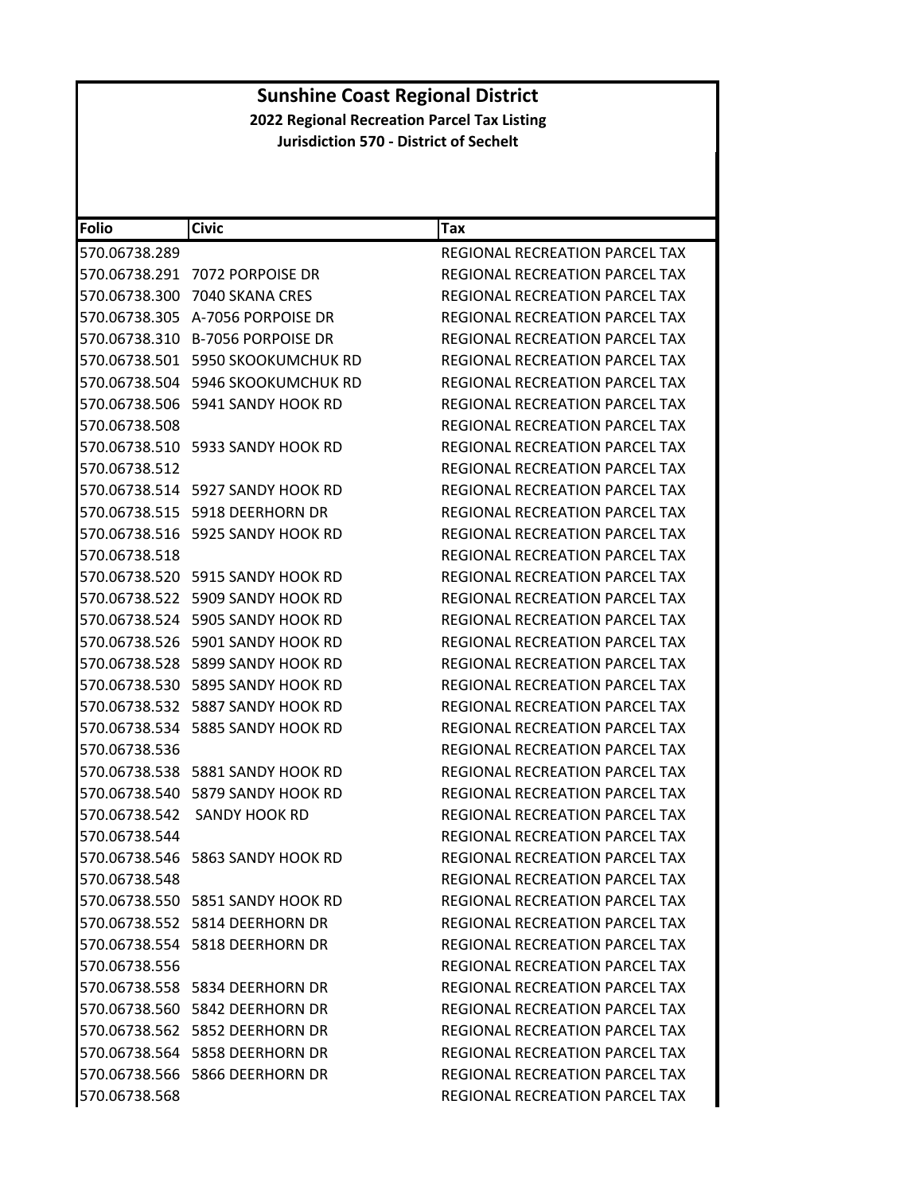# Sunshine Coast Regional District

**2022 Regional Recreation Parcel Tax Listing**

**Jurisdiction 570 - District of Sechelt**

| Folio | Civic | Tax |
|---|---|---|
| 570.06738.289 | | REGIONAL RECREATION PARCEL TAX |
| 570.06738.291 | 7072 PORPOISE DR | REGIONAL RECREATION PARCEL TAX |
| 570.06738.300 | 7040 SKANA CRES | REGIONAL RECREATION PARCEL TAX |
| 570.06738.305 | A-7056 PORPOISE DR | REGIONAL RECREATION PARCEL TAX |
| 570.06738.310 | B-7056 PORPOISE DR | REGIONAL RECREATION PARCEL TAX |
| 570.06738.501 | 5950 SKOOKUMCHUK RD | REGIONAL RECREATION PARCEL TAX |
| 570.06738.504 | 5946 SKOOKUMCHUK RD | REGIONAL RECREATION PARCEL TAX |
| 570.06738.506 | 5941 SANDY HOOK RD | REGIONAL RECREATION PARCEL TAX |
| 570.06738.508 | | REGIONAL RECREATION PARCEL TAX |
| 570.06738.510 | 5933 SANDY HOOK RD | REGIONAL RECREATION PARCEL TAX |
| 570.06738.512 | | REGIONAL RECREATION PARCEL TAX |
| 570.06738.514 | 5927 SANDY HOOK RD | REGIONAL RECREATION PARCEL TAX |
| 570.06738.515 | 5918 DEERHORN DR | REGIONAL RECREATION PARCEL TAX |
| 570.06738.516 | 5925 SANDY HOOK RD | REGIONAL RECREATION PARCEL TAX |
| 570.06738.518 | | REGIONAL RECREATION PARCEL TAX |
| 570.06738.520 | 5915 SANDY HOOK RD | REGIONAL RECREATION PARCEL TAX |
| 570.06738.522 | 5909 SANDY HOOK RD | REGIONAL RECREATION PARCEL TAX |
| 570.06738.524 | 5905 SANDY HOOK RD | REGIONAL RECREATION PARCEL TAX |
| 570.06738.526 | 5901 SANDY HOOK RD | REGIONAL RECREATION PARCEL TAX |
| 570.06738.528 | 5899 SANDY HOOK RD | REGIONAL RECREATION PARCEL TAX |
| 570.06738.530 | 5895 SANDY HOOK RD | REGIONAL RECREATION PARCEL TAX |
| 570.06738.532 | 5887 SANDY HOOK RD | REGIONAL RECREATION PARCEL TAX |
| 570.06738.534 | 5885 SANDY HOOK RD | REGIONAL RECREATION PARCEL TAX |
| 570.06738.536 | | REGIONAL RECREATION PARCEL TAX |
| 570.06738.538 | 5881 SANDY HOOK RD | REGIONAL RECREATION PARCEL TAX |
| 570.06738.540 | 5879 SANDY HOOK RD | REGIONAL RECREATION PARCEL TAX |
| 570.06738.542 | SANDY HOOK RD | REGIONAL RECREATION PARCEL TAX |
| 570.06738.544 | | REGIONAL RECREATION PARCEL TAX |
| 570.06738.546 | 5863 SANDY HOOK RD | REGIONAL RECREATION PARCEL TAX |
| 570.06738.548 | | REGIONAL RECREATION PARCEL TAX |
| 570.06738.550 | 5851 SANDY HOOK RD | REGIONAL RECREATION PARCEL TAX |
| 570.06738.552 | 5814 DEERHORN DR | REGIONAL RECREATION PARCEL TAX |
| 570.06738.554 | 5818 DEERHORN DR | REGIONAL RECREATION PARCEL TAX |
| 570.06738.556 | | REGIONAL RECREATION PARCEL TAX |
| 570.06738.558 | 5834 DEERHORN DR | REGIONAL RECREATION PARCEL TAX |
| 570.06738.560 | 5842 DEERHORN DR | REGIONAL RECREATION PARCEL TAX |
| 570.06738.562 | 5852 DEERHORN DR | REGIONAL RECREATION PARCEL TAX |
| 570.06738.564 | 5858 DEERHORN DR | REGIONAL RECREATION PARCEL TAX |
| 570.06738.566 | 5866 DEERHORN DR | REGIONAL RECREATION PARCEL TAX |
| 570.06738.568 | | REGIONAL RECREATION PARCEL TAX |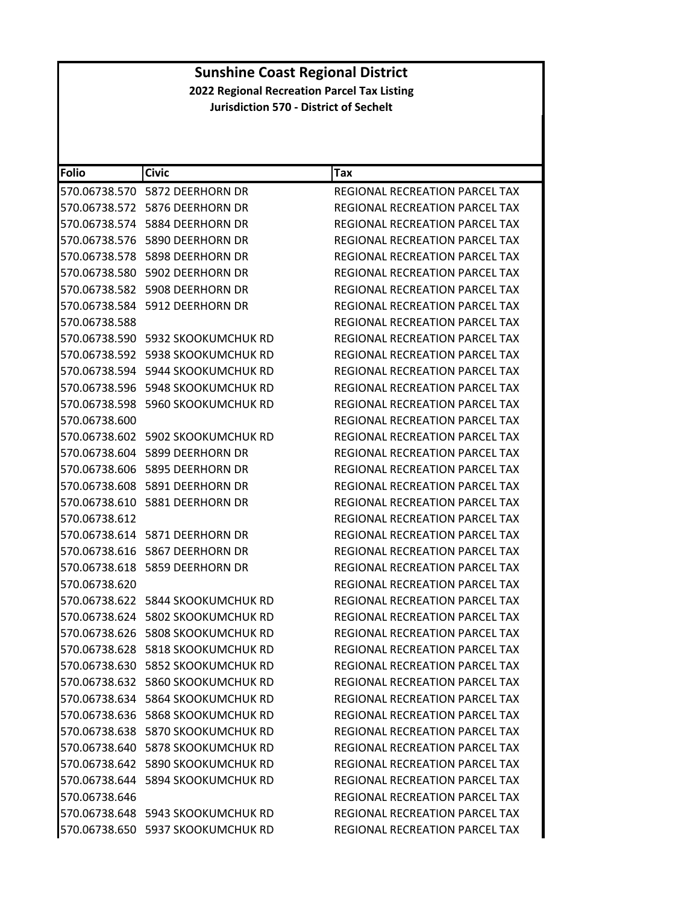# Sunshine Coast Regional District

**2022 Regional Recreation Parcel Tax Listing**

**Jurisdiction 570 - District of Sechelt**

| Folio | Civic | Tax |
|---|---|---|
| 570.06738.570 | 5872 DEERHORN DR | REGIONAL RECREATION PARCEL TAX |
| 570.06738.572 | 5876 DEERHORN DR | REGIONAL RECREATION PARCEL TAX |
| 570.06738.574 | 5884 DEERHORN DR | REGIONAL RECREATION PARCEL TAX |
| 570.06738.576 | 5890 DEERHORN DR | REGIONAL RECREATION PARCEL TAX |
| 570.06738.578 | 5898 DEERHORN DR | REGIONAL RECREATION PARCEL TAX |
| 570.06738.580 | 5902 DEERHORN DR | REGIONAL RECREATION PARCEL TAX |
| 570.06738.582 | 5908 DEERHORN DR | REGIONAL RECREATION PARCEL TAX |
| 570.06738.584 | 5912 DEERHORN DR | REGIONAL RECREATION PARCEL TAX |
| 570.06738.588 | | REGIONAL RECREATION PARCEL TAX |
| 570.06738.590 | 5932 SKOOKUMCHUK RD | REGIONAL RECREATION PARCEL TAX |
| 570.06738.592 | 5938 SKOOKUMCHUK RD | REGIONAL RECREATION PARCEL TAX |
| 570.06738.594 | 5944 SKOOKUMCHUK RD | REGIONAL RECREATION PARCEL TAX |
| 570.06738.596 | 5948 SKOOKUMCHUK RD | REGIONAL RECREATION PARCEL TAX |
| 570.06738.598 | 5960 SKOOKUMCHUK RD | REGIONAL RECREATION PARCEL TAX |
| 570.06738.600 | | REGIONAL RECREATION PARCEL TAX |
| 570.06738.602 | 5902 SKOOKUMCHUK RD | REGIONAL RECREATION PARCEL TAX |
| 570.06738.604 | 5899 DEERHORN DR | REGIONAL RECREATION PARCEL TAX |
| 570.06738.606 | 5895 DEERHORN DR | REGIONAL RECREATION PARCEL TAX |
| 570.06738.608 | 5891 DEERHORN DR | REGIONAL RECREATION PARCEL TAX |
| 570.06738.610 | 5881 DEERHORN DR | REGIONAL RECREATION PARCEL TAX |
| 570.06738.612 | | REGIONAL RECREATION PARCEL TAX |
| 570.06738.614 | 5871 DEERHORN DR | REGIONAL RECREATION PARCEL TAX |
| 570.06738.616 | 5867 DEERHORN DR | REGIONAL RECREATION PARCEL TAX |
| 570.06738.618 | 5859 DEERHORN DR | REGIONAL RECREATION PARCEL TAX |
| 570.06738.620 | | REGIONAL RECREATION PARCEL TAX |
| 570.06738.622 | 5844 SKOOKUMCHUK RD | REGIONAL RECREATION PARCEL TAX |
| 570.06738.624 | 5802 SKOOKUMCHUK RD | REGIONAL RECREATION PARCEL TAX |
| 570.06738.626 | 5808 SKOOKUMCHUK RD | REGIONAL RECREATION PARCEL TAX |
| 570.06738.628 | 5818 SKOOKUMCHUK RD | REGIONAL RECREATION PARCEL TAX |
| 570.06738.630 | 5852 SKOOKUMCHUK RD | REGIONAL RECREATION PARCEL TAX |
| 570.06738.632 | 5860 SKOOKUMCHUK RD | REGIONAL RECREATION PARCEL TAX |
| 570.06738.634 | 5864 SKOOKUMCHUK RD | REGIONAL RECREATION PARCEL TAX |
| 570.06738.636 | 5868 SKOOKUMCHUK RD | REGIONAL RECREATION PARCEL TAX |
| 570.06738.638 | 5870 SKOOKUMCHUK RD | REGIONAL RECREATION PARCEL TAX |
| 570.06738.640 | 5878 SKOOKUMCHUK RD | REGIONAL RECREATION PARCEL TAX |
| 570.06738.642 | 5890 SKOOKUMCHUK RD | REGIONAL RECREATION PARCEL TAX |
| 570.06738.644 | 5894 SKOOKUMCHUK RD | REGIONAL RECREATION PARCEL TAX |
| 570.06738.646 | | REGIONAL RECREATION PARCEL TAX |
| 570.06738.648 | 5943 SKOOKUMCHUK RD | REGIONAL RECREATION PARCEL TAX |
| 570.06738.650 | 5937 SKOOKUMCHUK RD | REGIONAL RECREATION PARCEL TAX |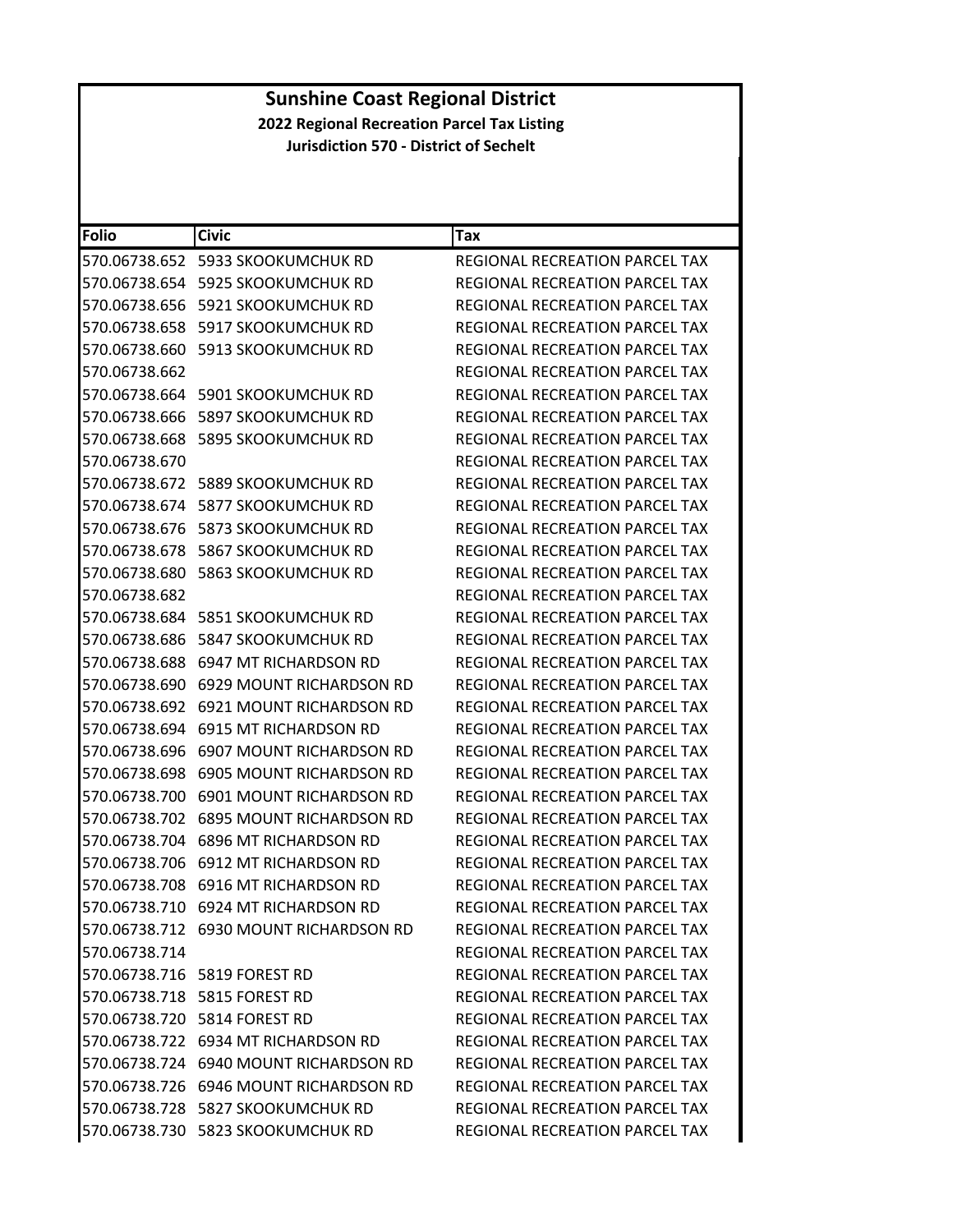# Sunshine Coast Regional District

**2022 Regional Recreation Parcel Tax Listing**

**Jurisdiction 570 - District of Sechelt**

| Folio | Civic | Tax |
|---|---|---|
| 570.06738.652 | 5933 SKOOKUMCHUK RD | REGIONAL RECREATION PARCEL TAX |
| 570.06738.654 | 5925 SKOOKUMCHUK RD | REGIONAL RECREATION PARCEL TAX |
| 570.06738.656 | 5921 SKOOKUMCHUK RD | REGIONAL RECREATION PARCEL TAX |
| 570.06738.658 | 5917 SKOOKUMCHUK RD | REGIONAL RECREATION PARCEL TAX |
| 570.06738.660 | 5913 SKOOKUMCHUK RD | REGIONAL RECREATION PARCEL TAX |
| 570.06738.662 | | REGIONAL RECREATION PARCEL TAX |
| 570.06738.664 | 5901 SKOOKUMCHUK RD | REGIONAL RECREATION PARCEL TAX |
| 570.06738.666 | 5897 SKOOKUMCHUK RD | REGIONAL RECREATION PARCEL TAX |
| 570.06738.668 | 5895 SKOOKUMCHUK RD | REGIONAL RECREATION PARCEL TAX |
| 570.06738.670 | | REGIONAL RECREATION PARCEL TAX |
| 570.06738.672 | 5889 SKOOKUMCHUK RD | REGIONAL RECREATION PARCEL TAX |
| 570.06738.674 | 5877 SKOOKUMCHUK RD | REGIONAL RECREATION PARCEL TAX |
| 570.06738.676 | 5873 SKOOKUMCHUK RD | REGIONAL RECREATION PARCEL TAX |
| 570.06738.678 | 5867 SKOOKUMCHUK RD | REGIONAL RECREATION PARCEL TAX |
| 570.06738.680 | 5863 SKOOKUMCHUK RD | REGIONAL RECREATION PARCEL TAX |
| 570.06738.682 | | REGIONAL RECREATION PARCEL TAX |
| 570.06738.684 | 5851 SKOOKUMCHUK RD | REGIONAL RECREATION PARCEL TAX |
| 570.06738.686 | 5847 SKOOKUMCHUK RD | REGIONAL RECREATION PARCEL TAX |
| 570.06738.688 | 6947 MT RICHARDSON RD | REGIONAL RECREATION PARCEL TAX |
| 570.06738.690 | 6929 MOUNT RICHARDSON RD | REGIONAL RECREATION PARCEL TAX |
| 570.06738.692 | 6921 MOUNT RICHARDSON RD | REGIONAL RECREATION PARCEL TAX |
| 570.06738.694 | 6915 MT RICHARDSON RD | REGIONAL RECREATION PARCEL TAX |
| 570.06738.696 | 6907 MOUNT RICHARDSON RD | REGIONAL RECREATION PARCEL TAX |
| 570.06738.698 | 6905 MOUNT RICHARDSON RD | REGIONAL RECREATION PARCEL TAX |
| 570.06738.700 | 6901 MOUNT RICHARDSON RD | REGIONAL RECREATION PARCEL TAX |
| 570.06738.702 | 6895 MOUNT RICHARDSON RD | REGIONAL RECREATION PARCEL TAX |
| 570.06738.704 | 6896 MT RICHARDSON RD | REGIONAL RECREATION PARCEL TAX |
| 570.06738.706 | 6912 MT RICHARDSON RD | REGIONAL RECREATION PARCEL TAX |
| 570.06738.708 | 6916 MT RICHARDSON RD | REGIONAL RECREATION PARCEL TAX |
| 570.06738.710 | 6924 MT RICHARDSON RD | REGIONAL RECREATION PARCEL TAX |
| 570.06738.712 | 6930 MOUNT RICHARDSON RD | REGIONAL RECREATION PARCEL TAX |
| 570.06738.714 | | REGIONAL RECREATION PARCEL TAX |
| 570.06738.716 | 5819 FOREST RD | REGIONAL RECREATION PARCEL TAX |
| 570.06738.718 | 5815 FOREST RD | REGIONAL RECREATION PARCEL TAX |
| 570.06738.720 | 5814 FOREST RD | REGIONAL RECREATION PARCEL TAX |
| 570.06738.722 | 6934 MT RICHARDSON RD | REGIONAL RECREATION PARCEL TAX |
| 570.06738.724 | 6940 MOUNT RICHARDSON RD | REGIONAL RECREATION PARCEL TAX |
| 570.06738.726 | 6946 MOUNT RICHARDSON RD | REGIONAL RECREATION PARCEL TAX |
| 570.06738.728 | 5827 SKOOKUMCHUK RD | REGIONAL RECREATION PARCEL TAX |
| 570.06738.730 | 5823 SKOOKUMCHUK RD | REGIONAL RECREATION PARCEL TAX |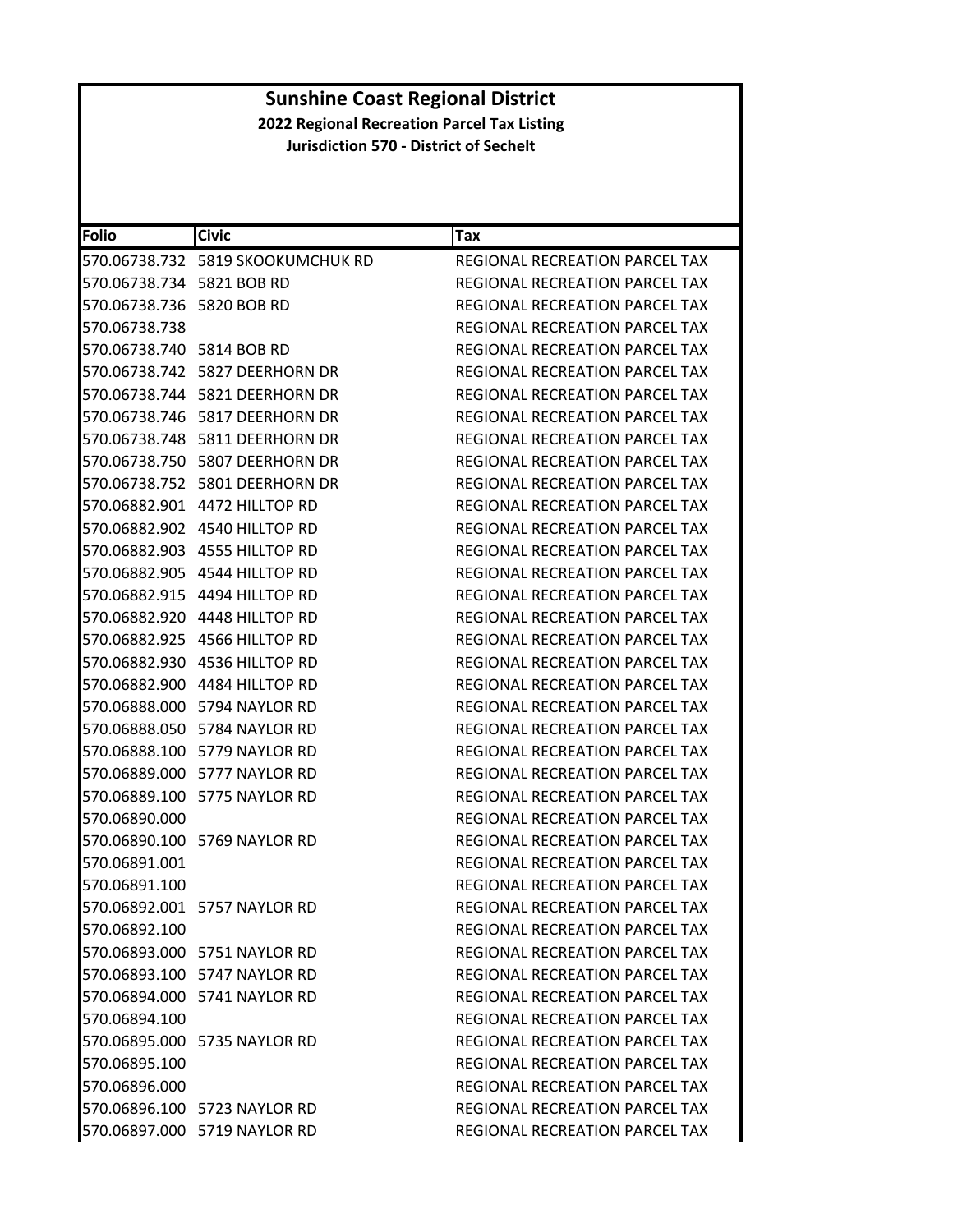# Sunshine Coast Regional District

**2022 Regional Recreation Parcel Tax Listing**

**Jurisdiction 570 - District of Sechelt**

| Folio | Civic | Tax |
|---|---|---|
| 570.06738.732 | 5819 SKOOKUMCHUK RD | REGIONAL RECREATION PARCEL TAX |
| 570.06738.734 | 5821 BOB RD | REGIONAL RECREATION PARCEL TAX |
| 570.06738.736 | 5820 BOB RD | REGIONAL RECREATION PARCEL TAX |
| 570.06738.738 | | REGIONAL RECREATION PARCEL TAX |
| 570.06738.740 | 5814 BOB RD | REGIONAL RECREATION PARCEL TAX |
| 570.06738.742 | 5827 DEERHORN DR | REGIONAL RECREATION PARCEL TAX |
| 570.06738.744 | 5821 DEERHORN DR | REGIONAL RECREATION PARCEL TAX |
| 570.06738.746 | 5817 DEERHORN DR | REGIONAL RECREATION PARCEL TAX |
| 570.06738.748 | 5811 DEERHORN DR | REGIONAL RECREATION PARCEL TAX |
| 570.06738.750 | 5807 DEERHORN DR | REGIONAL RECREATION PARCEL TAX |
| 570.06738.752 | 5801 DEERHORN DR | REGIONAL RECREATION PARCEL TAX |
| 570.06882.901 | 4472 HILLTOP RD | REGIONAL RECREATION PARCEL TAX |
| 570.06882.902 | 4540 HILLTOP RD | REGIONAL RECREATION PARCEL TAX |
| 570.06882.903 | 4555 HILLTOP RD | REGIONAL RECREATION PARCEL TAX |
| 570.06882.905 | 4544 HILLTOP RD | REGIONAL RECREATION PARCEL TAX |
| 570.06882.915 | 4494 HILLTOP RD | REGIONAL RECREATION PARCEL TAX |
| 570.06882.920 | 4448 HILLTOP RD | REGIONAL RECREATION PARCEL TAX |
| 570.06882.925 | 4566 HILLTOP RD | REGIONAL RECREATION PARCEL TAX |
| 570.06882.930 | 4536 HILLTOP RD | REGIONAL RECREATION PARCEL TAX |
| 570.06882.900 | 4484 HILLTOP RD | REGIONAL RECREATION PARCEL TAX |
| 570.06888.000 | 5794 NAYLOR RD | REGIONAL RECREATION PARCEL TAX |
| 570.06888.050 | 5784 NAYLOR RD | REGIONAL RECREATION PARCEL TAX |
| 570.06888.100 | 5779 NAYLOR RD | REGIONAL RECREATION PARCEL TAX |
| 570.06889.000 | 5777 NAYLOR RD | REGIONAL RECREATION PARCEL TAX |
| 570.06889.100 | 5775 NAYLOR RD | REGIONAL RECREATION PARCEL TAX |
| 570.06890.000 | | REGIONAL RECREATION PARCEL TAX |
| 570.06890.100 | 5769 NAYLOR RD | REGIONAL RECREATION PARCEL TAX |
| 570.06891.001 | | REGIONAL RECREATION PARCEL TAX |
| 570.06891.100 | | REGIONAL RECREATION PARCEL TAX |
| 570.06892.001 | 5757 NAYLOR RD | REGIONAL RECREATION PARCEL TAX |
| 570.06892.100 | | REGIONAL RECREATION PARCEL TAX |
| 570.06893.000 | 5751 NAYLOR RD | REGIONAL RECREATION PARCEL TAX |
| 570.06893.100 | 5747 NAYLOR RD | REGIONAL RECREATION PARCEL TAX |
| 570.06894.000 | 5741 NAYLOR RD | REGIONAL RECREATION PARCEL TAX |
| 570.06894.100 | | REGIONAL RECREATION PARCEL TAX |
| 570.06895.000 | 5735 NAYLOR RD | REGIONAL RECREATION PARCEL TAX |
| 570.06895.100 | | REGIONAL RECREATION PARCEL TAX |
| 570.06896.000 | | REGIONAL RECREATION PARCEL TAX |
| 570.06896.100 | 5723 NAYLOR RD | REGIONAL RECREATION PARCEL TAX |
| 570.06897.000 | 5719 NAYLOR RD | REGIONAL RECREATION PARCEL TAX |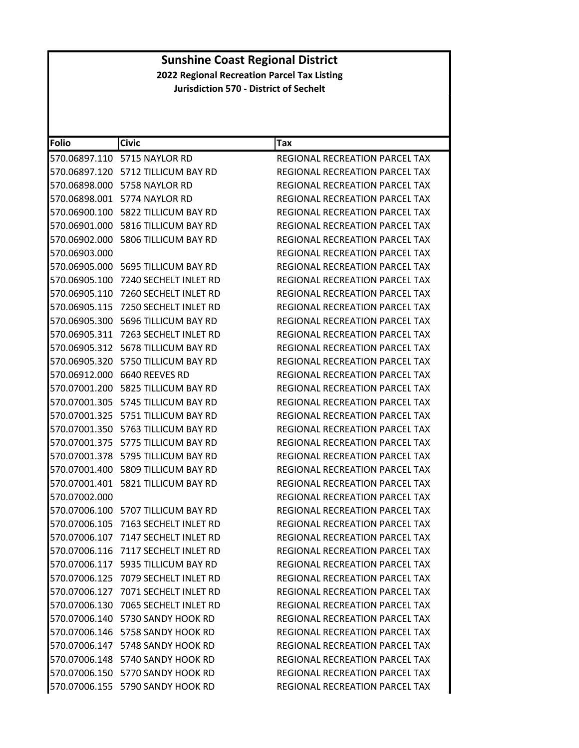# Sunshine Coast Regional District

## 2022 Regional Recreation Parcel Tax Listing

### Jurisdiction 570 - District of Sechelt

| Folio | Civic | Tax |
|---|---|---|
| 570.06897.110 | 5715 NAYLOR RD | REGIONAL RECREATION PARCEL TAX |
| 570.06897.120 | 5712 TILLICUM BAY RD | REGIONAL RECREATION PARCEL TAX |
| 570.06898.000 | 5758 NAYLOR RD | REGIONAL RECREATION PARCEL TAX |
| 570.06898.001 | 5774 NAYLOR RD | REGIONAL RECREATION PARCEL TAX |
| 570.06900.100 | 5822 TILLICUM BAY RD | REGIONAL RECREATION PARCEL TAX |
| 570.06901.000 | 5816 TILLICUM BAY RD | REGIONAL RECREATION PARCEL TAX |
| 570.06902.000 | 5806 TILLICUM BAY RD | REGIONAL RECREATION PARCEL TAX |
| 570.06903.000 | | REGIONAL RECREATION PARCEL TAX |
| 570.06905.000 | 5695 TILLICUM BAY RD | REGIONAL RECREATION PARCEL TAX |
| 570.06905.100 | 7240 SECHELT INLET RD | REGIONAL RECREATION PARCEL TAX |
| 570.06905.110 | 7260 SECHELT INLET RD | REGIONAL RECREATION PARCEL TAX |
| 570.06905.115 | 7250 SECHELT INLET RD | REGIONAL RECREATION PARCEL TAX |
| 570.06905.300 | 5696 TILLICUM BAY RD | REGIONAL RECREATION PARCEL TAX |
| 570.06905.311 | 7263 SECHELT INLET RD | REGIONAL RECREATION PARCEL TAX |
| 570.06905.312 | 5678 TILLICUM BAY RD | REGIONAL RECREATION PARCEL TAX |
| 570.06905.320 | 5750 TILLICUM BAY RD | REGIONAL RECREATION PARCEL TAX |
| 570.06912.000 | 6640 REEVES RD | REGIONAL RECREATION PARCEL TAX |
| 570.07001.200 | 5825 TILLICUM BAY RD | REGIONAL RECREATION PARCEL TAX |
| 570.07001.305 | 5745 TILLICUM BAY RD | REGIONAL RECREATION PARCEL TAX |
| 570.07001.325 | 5751 TILLICUM BAY RD | REGIONAL RECREATION PARCEL TAX |
| 570.07001.350 | 5763 TILLICUM BAY RD | REGIONAL RECREATION PARCEL TAX |
| 570.07001.375 | 5775 TILLICUM BAY RD | REGIONAL RECREATION PARCEL TAX |
| 570.07001.378 | 5795 TILLICUM BAY RD | REGIONAL RECREATION PARCEL TAX |
| 570.07001.400 | 5809 TILLICUM BAY RD | REGIONAL RECREATION PARCEL TAX |
| 570.07001.401 | 5821 TILLICUM BAY RD | REGIONAL RECREATION PARCEL TAX |
| 570.07002.000 | | REGIONAL RECREATION PARCEL TAX |
| 570.07006.100 | 5707 TILLICUM BAY RD | REGIONAL RECREATION PARCEL TAX |
| 570.07006.105 | 7163 SECHELT INLET RD | REGIONAL RECREATION PARCEL TAX |
| 570.07006.107 | 7147 SECHELT INLET RD | REGIONAL RECREATION PARCEL TAX |
| 570.07006.116 | 7117 SECHELT INLET RD | REGIONAL RECREATION PARCEL TAX |
| 570.07006.117 | 5935 TILLICUM BAY RD | REGIONAL RECREATION PARCEL TAX |
| 570.07006.125 | 7079 SECHELT INLET RD | REGIONAL RECREATION PARCEL TAX |
| 570.07006.127 | 7071 SECHELT INLET RD | REGIONAL RECREATION PARCEL TAX |
| 570.07006.130 | 7065 SECHELT INLET RD | REGIONAL RECREATION PARCEL TAX |
| 570.07006.140 | 5730 SANDY HOOK RD | REGIONAL RECREATION PARCEL TAX |
| 570.07006.146 | 5758 SANDY HOOK RD | REGIONAL RECREATION PARCEL TAX |
| 570.07006.147 | 5748 SANDY HOOK RD | REGIONAL RECREATION PARCEL TAX |
| 570.07006.148 | 5740 SANDY HOOK RD | REGIONAL RECREATION PARCEL TAX |
| 570.07006.150 | 5770 SANDY HOOK RD | REGIONAL RECREATION PARCEL TAX |
| 570.07006.155 | 5790 SANDY HOOK RD | REGIONAL RECREATION PARCEL TAX |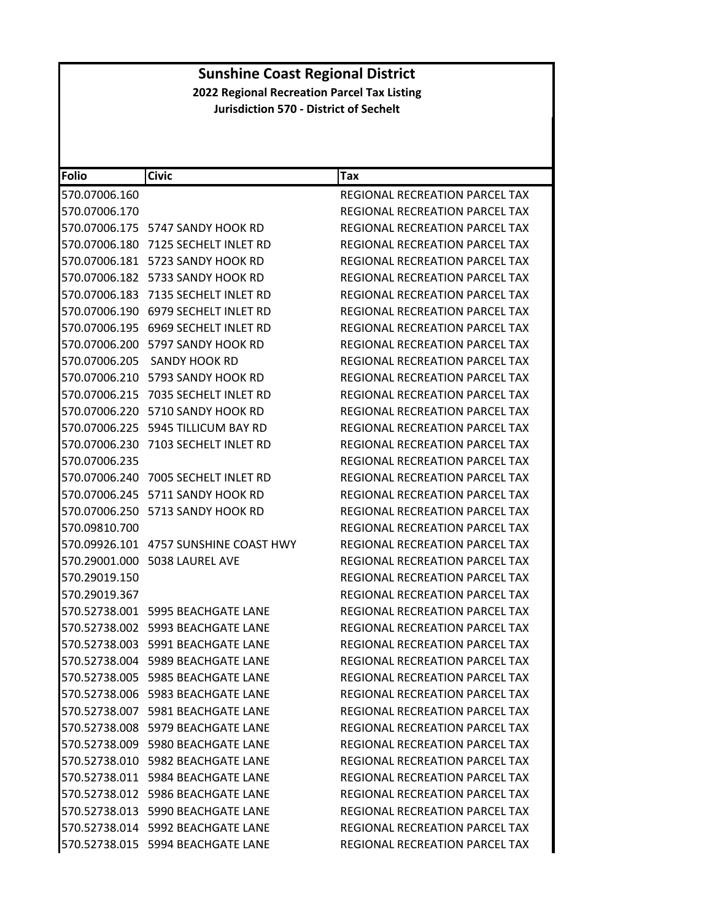# Sunshine Coast Regional District

## 2022 Regional Recreation Parcel Tax Listing

### Jurisdiction 570 - District of Sechelt

| Folio | Civic | Tax |
|---|---|---|
| 570.07006.160 | | REGIONAL RECREATION PARCEL TAX |
| 570.07006.170 | | REGIONAL RECREATION PARCEL TAX |
| 570.07006.175 | 5747 SANDY HOOK RD | REGIONAL RECREATION PARCEL TAX |
| 570.07006.180 | 7125 SECHELT INLET RD | REGIONAL RECREATION PARCEL TAX |
| 570.07006.181 | 5723 SANDY HOOK RD | REGIONAL RECREATION PARCEL TAX |
| 570.07006.182 | 5733 SANDY HOOK RD | REGIONAL RECREATION PARCEL TAX |
| 570.07006.183 | 7135 SECHELT INLET RD | REGIONAL RECREATION PARCEL TAX |
| 570.07006.190 | 6979 SECHELT INLET RD | REGIONAL RECREATION PARCEL TAX |
| 570.07006.195 | 6969 SECHELT INLET RD | REGIONAL RECREATION PARCEL TAX |
| 570.07006.200 | 5797 SANDY HOOK RD | REGIONAL RECREATION PARCEL TAX |
| 570.07006.205 | SANDY HOOK RD | REGIONAL RECREATION PARCEL TAX |
| 570.07006.210 | 5793 SANDY HOOK RD | REGIONAL RECREATION PARCEL TAX |
| 570.07006.215 | 7035 SECHELT INLET RD | REGIONAL RECREATION PARCEL TAX |
| 570.07006.220 | 5710 SANDY HOOK RD | REGIONAL RECREATION PARCEL TAX |
| 570.07006.225 | 5945 TILLICUM BAY RD | REGIONAL RECREATION PARCEL TAX |
| 570.07006.230 | 7103 SECHELT INLET RD | REGIONAL RECREATION PARCEL TAX |
| 570.07006.235 | | REGIONAL RECREATION PARCEL TAX |
| 570.07006.240 | 7005 SECHELT INLET RD | REGIONAL RECREATION PARCEL TAX |
| 570.07006.245 | 5711 SANDY HOOK RD | REGIONAL RECREATION PARCEL TAX |
| 570.07006.250 | 5713 SANDY HOOK RD | REGIONAL RECREATION PARCEL TAX |
| 570.09810.700 | | REGIONAL RECREATION PARCEL TAX |
| 570.09926.101 | 4757 SUNSHINE COAST HWY | REGIONAL RECREATION PARCEL TAX |
| 570.29001.000 | 5038 LAUREL AVE | REGIONAL RECREATION PARCEL TAX |
| 570.29019.150 | | REGIONAL RECREATION PARCEL TAX |
| 570.29019.367 | | REGIONAL RECREATION PARCEL TAX |
| 570.52738.001 | 5995 BEACHGATE LANE | REGIONAL RECREATION PARCEL TAX |
| 570.52738.002 | 5993 BEACHGATE LANE | REGIONAL RECREATION PARCEL TAX |
| 570.52738.003 | 5991 BEACHGATE LANE | REGIONAL RECREATION PARCEL TAX |
| 570.52738.004 | 5989 BEACHGATE LANE | REGIONAL RECREATION PARCEL TAX |
| 570.52738.005 | 5985 BEACHGATE LANE | REGIONAL RECREATION PARCEL TAX |
| 570.52738.006 | 5983 BEACHGATE LANE | REGIONAL RECREATION PARCEL TAX |
| 570.52738.007 | 5981 BEACHGATE LANE | REGIONAL RECREATION PARCEL TAX |
| 570.52738.008 | 5979 BEACHGATE LANE | REGIONAL RECREATION PARCEL TAX |
| 570.52738.009 | 5980 BEACHGATE LANE | REGIONAL RECREATION PARCEL TAX |
| 570.52738.010 | 5982 BEACHGATE LANE | REGIONAL RECREATION PARCEL TAX |
| 570.52738.011 | 5984 BEACHGATE LANE | REGIONAL RECREATION PARCEL TAX |
| 570.52738.012 | 5986 BEACHGATE LANE | REGIONAL RECREATION PARCEL TAX |
| 570.52738.013 | 5990 BEACHGATE LANE | REGIONAL RECREATION PARCEL TAX |
| 570.52738.014 | 5992 BEACHGATE LANE | REGIONAL RECREATION PARCEL TAX |
| 570.52738.015 | 5994 BEACHGATE LANE | REGIONAL RECREATION PARCEL TAX |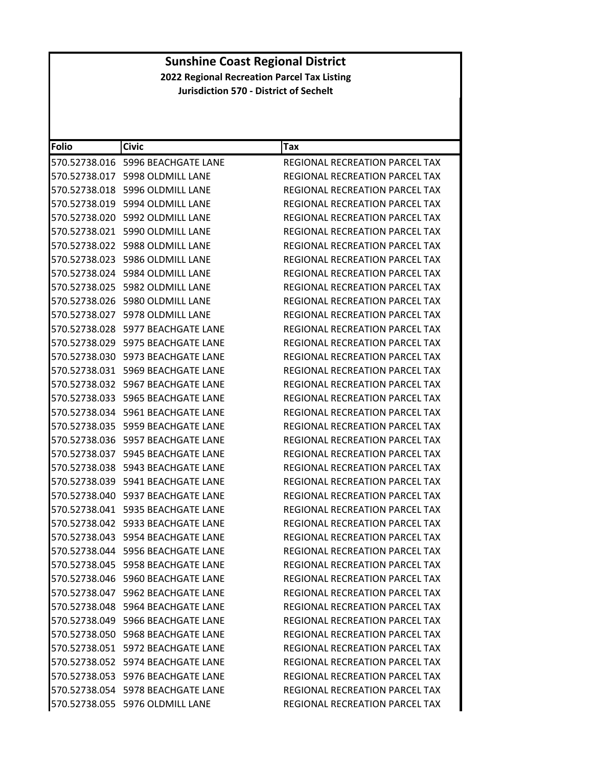# Sunshine Coast Regional District

## 2022 Regional Recreation Parcel Tax Listing

### Jurisdiction 570 - District of Sechelt

| Folio | Civic | Tax |
|---|---|---|
| 570.52738.016 | 5996 BEACHGATE LANE | REGIONAL RECREATION PARCEL TAX |
| 570.52738.017 | 5998 OLDMILL LANE | REGIONAL RECREATION PARCEL TAX |
| 570.52738.018 | 5996 OLDMILL LANE | REGIONAL RECREATION PARCEL TAX |
| 570.52738.019 | 5994 OLDMILL LANE | REGIONAL RECREATION PARCEL TAX |
| 570.52738.020 | 5992 OLDMILL LANE | REGIONAL RECREATION PARCEL TAX |
| 570.52738.021 | 5990 OLDMILL LANE | REGIONAL RECREATION PARCEL TAX |
| 570.52738.022 | 5988 OLDMILL LANE | REGIONAL RECREATION PARCEL TAX |
| 570.52738.023 | 5986 OLDMILL LANE | REGIONAL RECREATION PARCEL TAX |
| 570.52738.024 | 5984 OLDMILL LANE | REGIONAL RECREATION PARCEL TAX |
| 570.52738.025 | 5982 OLDMILL LANE | REGIONAL RECREATION PARCEL TAX |
| 570.52738.026 | 5980 OLDMILL LANE | REGIONAL RECREATION PARCEL TAX |
| 570.52738.027 | 5978 OLDMILL LANE | REGIONAL RECREATION PARCEL TAX |
| 570.52738.028 | 5977 BEACHGATE LANE | REGIONAL RECREATION PARCEL TAX |
| 570.52738.029 | 5975 BEACHGATE LANE | REGIONAL RECREATION PARCEL TAX |
| 570.52738.030 | 5973 BEACHGATE LANE | REGIONAL RECREATION PARCEL TAX |
| 570.52738.031 | 5969 BEACHGATE LANE | REGIONAL RECREATION PARCEL TAX |
| 570.52738.032 | 5967 BEACHGATE LANE | REGIONAL RECREATION PARCEL TAX |
| 570.52738.033 | 5965 BEACHGATE LANE | REGIONAL RECREATION PARCEL TAX |
| 570.52738.034 | 5961 BEACHGATE LANE | REGIONAL RECREATION PARCEL TAX |
| 570.52738.035 | 5959 BEACHGATE LANE | REGIONAL RECREATION PARCEL TAX |
| 570.52738.036 | 5957 BEACHGATE LANE | REGIONAL RECREATION PARCEL TAX |
| 570.52738.037 | 5945 BEACHGATE LANE | REGIONAL RECREATION PARCEL TAX |
| 570.52738.038 | 5943 BEACHGATE LANE | REGIONAL RECREATION PARCEL TAX |
| 570.52738.039 | 5941 BEACHGATE LANE | REGIONAL RECREATION PARCEL TAX |
| 570.52738.040 | 5937 BEACHGATE LANE | REGIONAL RECREATION PARCEL TAX |
| 570.52738.041 | 5935 BEACHGATE LANE | REGIONAL RECREATION PARCEL TAX |
| 570.52738.042 | 5933 BEACHGATE LANE | REGIONAL RECREATION PARCEL TAX |
| 570.52738.043 | 5954 BEACHGATE LANE | REGIONAL RECREATION PARCEL TAX |
| 570.52738.044 | 5956 BEACHGATE LANE | REGIONAL RECREATION PARCEL TAX |
| 570.52738.045 | 5958 BEACHGATE LANE | REGIONAL RECREATION PARCEL TAX |
| 570.52738.046 | 5960 BEACHGATE LANE | REGIONAL RECREATION PARCEL TAX |
| 570.52738.047 | 5962 BEACHGATE LANE | REGIONAL RECREATION PARCEL TAX |
| 570.52738.048 | 5964 BEACHGATE LANE | REGIONAL RECREATION PARCEL TAX |
| 570.52738.049 | 5966 BEACHGATE LANE | REGIONAL RECREATION PARCEL TAX |
| 570.52738.050 | 5968 BEACHGATE LANE | REGIONAL RECREATION PARCEL TAX |
| 570.52738.051 | 5972 BEACHGATE LANE | REGIONAL RECREATION PARCEL TAX |
| 570.52738.052 | 5974 BEACHGATE LANE | REGIONAL RECREATION PARCEL TAX |
| 570.52738.053 | 5976 BEACHGATE LANE | REGIONAL RECREATION PARCEL TAX |
| 570.52738.054 | 5978 BEACHGATE LANE | REGIONAL RECREATION PARCEL TAX |
| 570.52738.055 | 5976 OLDMILL LANE | REGIONAL RECREATION PARCEL TAX |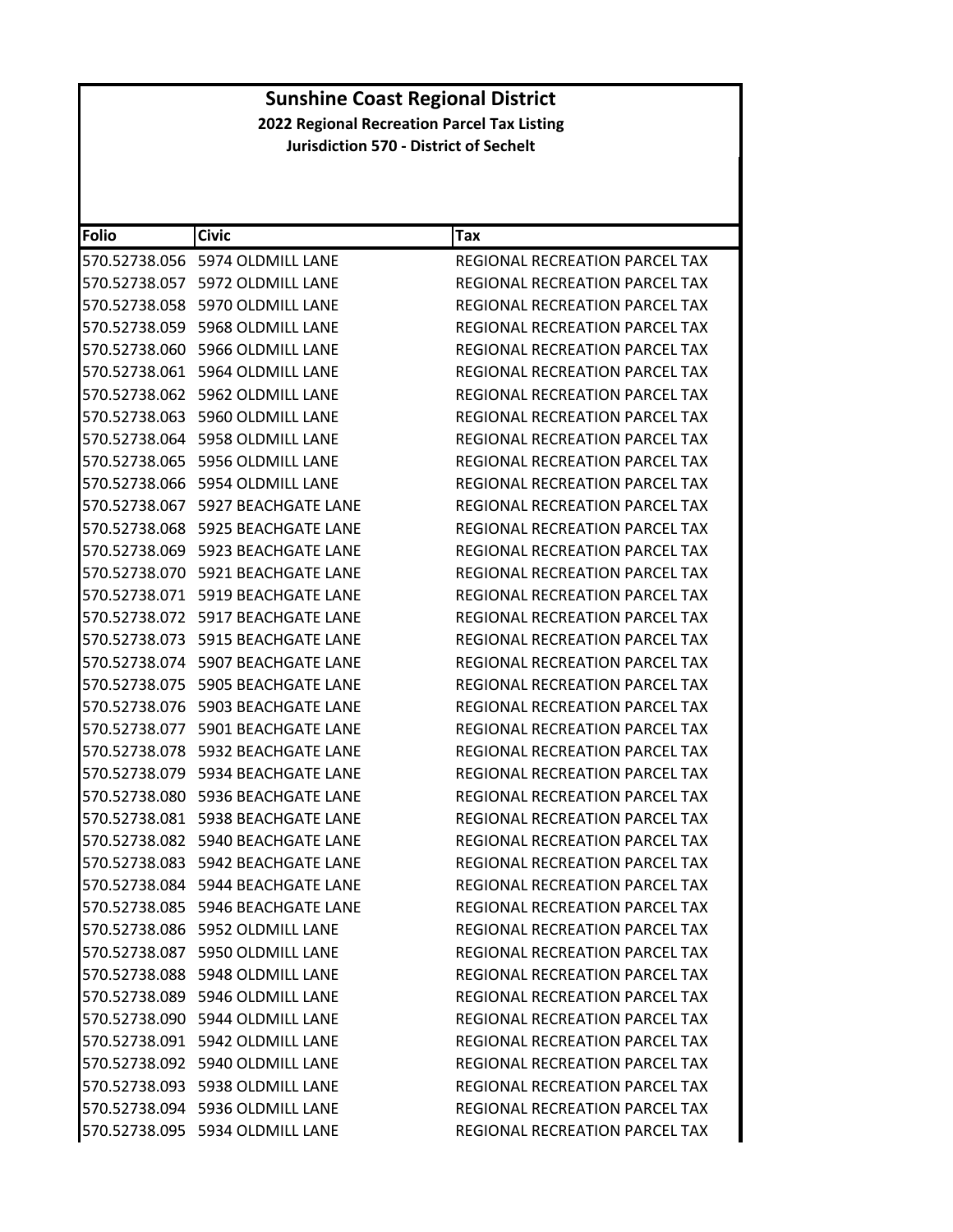# Sunshine Coast Regional District

**2022 Regional Recreation Parcel Tax Listing**

**Jurisdiction 570 - District of Sechelt**

| Folio | Civic | Tax |
|---|---|---|
| 570.52738.056 | 5974 OLDMILL LANE | REGIONAL RECREATION PARCEL TAX |
| 570.52738.057 | 5972 OLDMILL LANE | REGIONAL RECREATION PARCEL TAX |
| 570.52738.058 | 5970 OLDMILL LANE | REGIONAL RECREATION PARCEL TAX |
| 570.52738.059 | 5968 OLDMILL LANE | REGIONAL RECREATION PARCEL TAX |
| 570.52738.060 | 5966 OLDMILL LANE | REGIONAL RECREATION PARCEL TAX |
| 570.52738.061 | 5964 OLDMILL LANE | REGIONAL RECREATION PARCEL TAX |
| 570.52738.062 | 5962 OLDMILL LANE | REGIONAL RECREATION PARCEL TAX |
| 570.52738.063 | 5960 OLDMILL LANE | REGIONAL RECREATION PARCEL TAX |
| 570.52738.064 | 5958 OLDMILL LANE | REGIONAL RECREATION PARCEL TAX |
| 570.52738.065 | 5956 OLDMILL LANE | REGIONAL RECREATION PARCEL TAX |
| 570.52738.066 | 5954 OLDMILL LANE | REGIONAL RECREATION PARCEL TAX |
| 570.52738.067 | 5927 BEACHGATE LANE | REGIONAL RECREATION PARCEL TAX |
| 570.52738.068 | 5925 BEACHGATE LANE | REGIONAL RECREATION PARCEL TAX |
| 570.52738.069 | 5923 BEACHGATE LANE | REGIONAL RECREATION PARCEL TAX |
| 570.52738.070 | 5921 BEACHGATE LANE | REGIONAL RECREATION PARCEL TAX |
| 570.52738.071 | 5919 BEACHGATE LANE | REGIONAL RECREATION PARCEL TAX |
| 570.52738.072 | 5917 BEACHGATE LANE | REGIONAL RECREATION PARCEL TAX |
| 570.52738.073 | 5915 BEACHGATE LANE | REGIONAL RECREATION PARCEL TAX |
| 570.52738.074 | 5907 BEACHGATE LANE | REGIONAL RECREATION PARCEL TAX |
| 570.52738.075 | 5905 BEACHGATE LANE | REGIONAL RECREATION PARCEL TAX |
| 570.52738.076 | 5903 BEACHGATE LANE | REGIONAL RECREATION PARCEL TAX |
| 570.52738.077 | 5901 BEACHGATE LANE | REGIONAL RECREATION PARCEL TAX |
| 570.52738.078 | 5932 BEACHGATE LANE | REGIONAL RECREATION PARCEL TAX |
| 570.52738.079 | 5934 BEACHGATE LANE | REGIONAL RECREATION PARCEL TAX |
| 570.52738.080 | 5936 BEACHGATE LANE | REGIONAL RECREATION PARCEL TAX |
| 570.52738.081 | 5938 BEACHGATE LANE | REGIONAL RECREATION PARCEL TAX |
| 570.52738.082 | 5940 BEACHGATE LANE | REGIONAL RECREATION PARCEL TAX |
| 570.52738.083 | 5942 BEACHGATE LANE | REGIONAL RECREATION PARCEL TAX |
| 570.52738.084 | 5944 BEACHGATE LANE | REGIONAL RECREATION PARCEL TAX |
| 570.52738.085 | 5946 BEACHGATE LANE | REGIONAL RECREATION PARCEL TAX |
| 570.52738.086 | 5952 OLDMILL LANE | REGIONAL RECREATION PARCEL TAX |
| 570.52738.087 | 5950 OLDMILL LANE | REGIONAL RECREATION PARCEL TAX |
| 570.52738.088 | 5948 OLDMILL LANE | REGIONAL RECREATION PARCEL TAX |
| 570.52738.089 | 5946 OLDMILL LANE | REGIONAL RECREATION PARCEL TAX |
| 570.52738.090 | 5944 OLDMILL LANE | REGIONAL RECREATION PARCEL TAX |
| 570.52738.091 | 5942 OLDMILL LANE | REGIONAL RECREATION PARCEL TAX |
| 570.52738.092 | 5940 OLDMILL LANE | REGIONAL RECREATION PARCEL TAX |
| 570.52738.093 | 5938 OLDMILL LANE | REGIONAL RECREATION PARCEL TAX |
| 570.52738.094 | 5936 OLDMILL LANE | REGIONAL RECREATION PARCEL TAX |
| 570.52738.095 | 5934 OLDMILL LANE | REGIONAL RECREATION PARCEL TAX |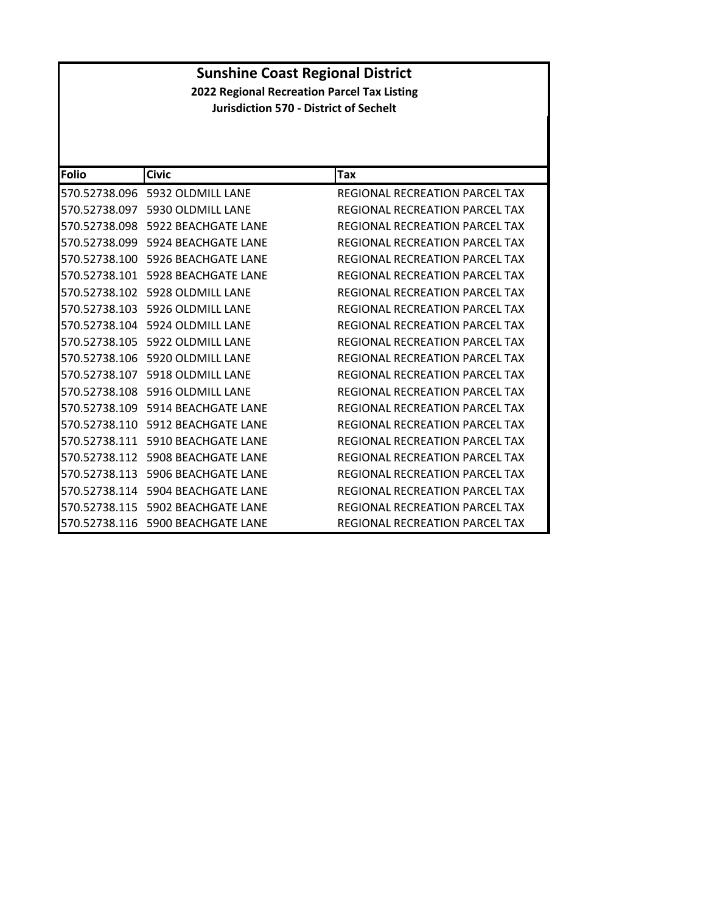# Sunshine Coast Regional District

## 2022 Regional Recreation Parcel Tax Listing

### Jurisdiction 570 - District of Sechelt

| Folio | Civic | Tax |
|---|---|---|
| 570.52738.096 | 5932 OLDMILL LANE | REGIONAL RECREATION PARCEL TAX |
| 570.52738.097 | 5930 OLDMILL LANE | REGIONAL RECREATION PARCEL TAX |
| 570.52738.098 | 5922 BEACHGATE LANE | REGIONAL RECREATION PARCEL TAX |
| 570.52738.099 | 5924 BEACHGATE LANE | REGIONAL RECREATION PARCEL TAX |
| 570.52738.100 | 5926 BEACHGATE LANE | REGIONAL RECREATION PARCEL TAX |
| 570.52738.101 | 5928 BEACHGATE LANE | REGIONAL RECREATION PARCEL TAX |
| 570.52738.102 | 5928 OLDMILL LANE | REGIONAL RECREATION PARCEL TAX |
| 570.52738.103 | 5926 OLDMILL LANE | REGIONAL RECREATION PARCEL TAX |
| 570.52738.104 | 5924 OLDMILL LANE | REGIONAL RECREATION PARCEL TAX |
| 570.52738.105 | 5922 OLDMILL LANE | REGIONAL RECREATION PARCEL TAX |
| 570.52738.106 | 5920 OLDMILL LANE | REGIONAL RECREATION PARCEL TAX |
| 570.52738.107 | 5918 OLDMILL LANE | REGIONAL RECREATION PARCEL TAX |
| 570.52738.108 | 5916 OLDMILL LANE | REGIONAL RECREATION PARCEL TAX |
| 570.52738.109 | 5914 BEACHGATE LANE | REGIONAL RECREATION PARCEL TAX |
| 570.52738.110 | 5912 BEACHGATE LANE | REGIONAL RECREATION PARCEL TAX |
| 570.52738.111 | 5910 BEACHGATE LANE | REGIONAL RECREATION PARCEL TAX |
| 570.52738.112 | 5908 BEACHGATE LANE | REGIONAL RECREATION PARCEL TAX |
| 570.52738.113 | 5906 BEACHGATE LANE | REGIONAL RECREATION PARCEL TAX |
| 570.52738.114 | 5904 BEACHGATE LANE | REGIONAL RECREATION PARCEL TAX |
| 570.52738.115 | 5902 BEACHGATE LANE | REGIONAL RECREATION PARCEL TAX |
| 570.52738.116 | 5900 BEACHGATE LANE | REGIONAL RECREATION PARCEL TAX |